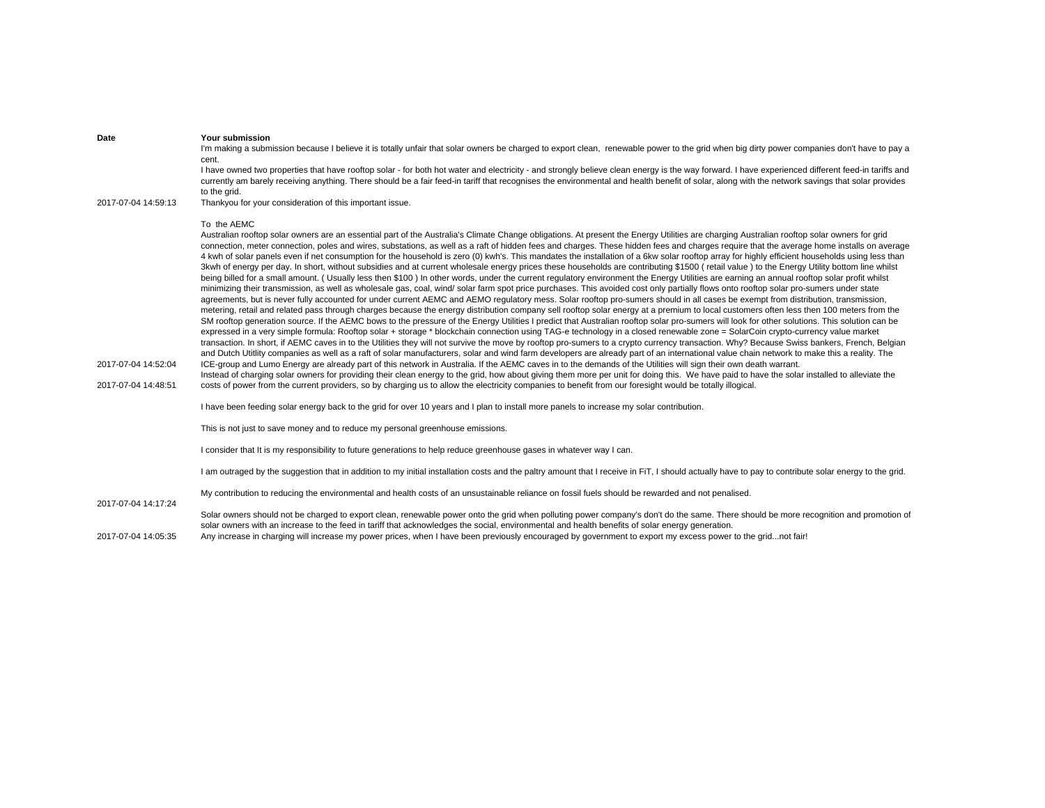| Date | Your submission |
| --- | --- |
| 2017-07-04 14:59:13 | I'm making a submission because I believe it is totally unfair that solar owners be charged to export clean, renewable power to the grid when big dirty power companies don't have to pay a cent.<br>I have owned two properties that have rooftop solar - for both hot water and electricity - and strongly believe clean energy is the way forward. I have experienced different feed-in tariffs and currently am barely receiving anything. There should be a fair feed-in tariff that recognises the environmental and health benefit of solar, along with the network savings that solar provides to the grid.<br>Thankyou for your consideration of this important issue. |
| 2017-07-04 14:52:04 | To the AEMC<br>Australian rooftop solar owners are an essential part of the Australia's Climate Change obligations. At present the Energy Utilities are charging Australian rooftop solar owners for grid connection, meter connection, poles and wires, substations, as well as a raft of hidden fees and charges. These hidden fees and charges require that the average home installs on average 4 kwh of solar panels even if net consumption for the household is zero (0) kwh's. This mandates the installation of a 6kw solar rooftop array for highly efficient households using less than 3kwh of energy per day. In short, without subsidies and at current wholesale energy prices these households are contributing $1500 ( retail value ) to the Energy Utility bottom line whilst being billed for a small amount. ( Usually less then $100 ) In other words, under the current regulatory environment the Energy Utilities are earning an annual rooftop solar profit whilst minimizing their transmission, as well as wholesale gas, coal, wind/ solar farm spot price purchases. This avoided cost only partially flows onto rooftop solar pro-sumers under state agreements, but is never fully accounted for under current AEMC and AEMO regulatory mess. Solar rooftop pro-sumers should in all cases be exempt from distribution, transmission, metering, retail and related pass through charges because the energy distribution company sell rooftop solar energy at a premium to local customers often less then 100 meters from the SM rooftop generation source. If the AEMC bows to the pressure of the Energy Utilities I predict that Australian rooftop solar pro-sumers will look for other solutions. This solution can be expressed in a very simple formula: Rooftop solar + storage * blockchain connection using TAG-e technology in a closed renewable zone = SolarCoin crypto-currency value market transaction. In short, if AEMC caves in to the Utilities they will not survive the move by rooftop pro-sumers to a crypto currency transaction. Why? Because Swiss bankers, French, Belgian and Dutch Utitlity companies as well as a raft of solar manufacturers, solar and wind farm developers are already part of an international value chain network to make this a reality. The ICE-group and Lumo Energy are already part of this network in Australia. If the AEMC caves in to the demands of the Utilities will sign their own death warrant. |
| 2017-07-04 14:48:51 | Instead of charging solar owners for providing their clean energy to the grid, how about giving them more per unit for doing this. We have paid to have the solar installed to alleviate the costs of power from the current providers, so by charging us to allow the electricity companies to benefit from our foresight would be totally illogical. |
| 2017-07-04 14:17:24 | I have been feeding solar energy back to the grid for over 10 years and I plan to install more panels to increase my solar contribution.<br><br>This is not just to save money and to reduce my personal greenhouse emissions.<br><br>I consider that It is my responsibility to future generations to help reduce greenhouse gases in whatever way I can.<br><br>I am outraged by the suggestion that in addition to my initial installation costs and the paltry amount that I receive in FiT, I should actually have to pay to contribute solar energy to the grid.<br><br>My contribution to reducing the environmental and health costs of an unsustainable reliance on fossil fuels should be rewarded and not penalised. |
| 2017-07-04 14:05:35 | Solar owners should not be charged to export clean, renewable power onto the grid when polluting power company's don't do the same. There should be more recognition and promotion of solar owners with an increase to the feed in tariff that acknowledges the social, environmental and health benefits of solar energy generation.<br>Any increase in charging will increase my power prices, when I have been previously encouraged by government to export my excess power to the grid...not fair! |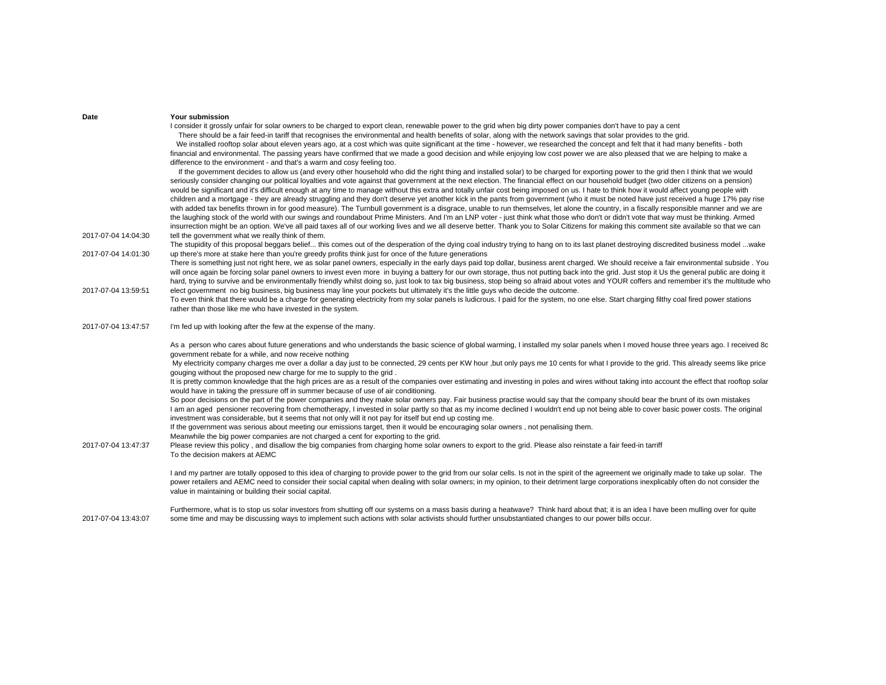| Date | Your submission |
|---|---|
| 2017-07-04 14:04:30 | I consider it grossly unfair for solar owners to be charged to export clean, renewable power to the grid when big dirty power companies don't have to pay a cent<br>There should be a fair feed-in tariff that recognises the environmental and health benefits of solar, along with the network savings that solar provides to the grid.<br>We installed rooftop solar about eleven years ago, at a cost which was quite significant at the time - however, we researched the concept and felt that it had many benefits - both financial and environmental. The passing years have confirmed that we made a good decision and while enjoying low cost power we are also pleased that we are helping to make a difference to the environment - and that's a warm and cosy feeling too.<br>If the government decides to allow us (and every other household who did the right thing and installed solar) to be charged for exporting power to the grid then I think that we would seriously consider changing our political loyalties and vote against that government at the next election. The financial effect on our household budget (two older citizens on a pension) would be significant and it's difficult enough at any time to manage without this extra and totally unfair cost being imposed on us. I hate to think how it would affect young people with children and a mortgage - they are already struggling and they don't deserve yet another kick in the pants from government (who it must be noted have just received a huge 17% pay rise with added tax benefits thrown in for good measure). The Turnbull government is a disgrace, unable to run themselves, let alone the country, in a fiscally responsible manner and we are the laughing stock of the world with our swings and roundabout Prime Ministers. And I'm an LNP voter - just think what those who don't or didn't vote that way must be thinking. Armed insurrection might be an option. We've all paid taxes all of our working lives and we all deserve better. Thank you to Solar Citizens for making this comment site available so that we can tell the government what we really think of them. |
| 2017-07-04 14:01:30 | The stupidity of this proposal beggars belief... this comes out of the desperation of the dying coal industry trying to hang on to its last planet destroying discredited business model ...wake up there's more at stake here than you're greedy profits think just for once of the future generations |
| 2017-07-04 13:59:51 | There is something just not right here, we as solar panel owners, especially in the early days paid top dollar, business arent charged. We should receive a fair environmental subside . You will once again be forcing solar panel owners to invest even more in buying a battery for our own storage, thus not putting back into the grid. Just stop it Us the general public are doing it hard, trying to survive and be environmentally friendly whilst doing so, just look to tax big business, stop being so afraid about votes and YOUR coffers and remember it's the multitude who elect government no big business, big business may line your pockets but ultimately it's the little guys who decide the outcome. |
| 2017-07-04 13:47:57 | To even think that there would be a charge for generating electricity from my solar panels is ludicrous. I paid for the system, no one else. Start charging filthy coal fired power stations rather than those like me who have invested in the system.<br><br>I'm fed up with looking after the few at the expense of the many. |
| 2017-07-04 13:47:37 | As a person who cares about future generations and who understands the basic science of global warming, I installed my solar panels when I moved house three years ago. I received 8c government rebate for a while, and now receive nothing<br>My electricity company charges me over a dollar a day just to be connected, 29 cents per KW hour ,but only pays me 10 cents for what I provide to the grid. This already seems like price gouging without the proposed new charge for me to supply to the grid .<br>It is pretty common knowledge that the high prices are as a result of the companies over estimating and investing in poles and wires without taking into account the effect that rooftop solar would have in taking the pressure off in summer because of use of air conditioning.<br>So poor decisions on the part of the power companies and they make solar owners pay. Fair business practise would say that the company should bear the brunt of its own mistakes<br>I am an aged pensioner recovering from chemotherapy, I invested in solar partly so that as my income declined I wouldn't end up not being able to cover basic power costs. The original investment was considerable, but it seems that not only will it not pay for itself but end up costing me.<br>If the government was serious about meeting our emissions target, then it would be encouraging solar owners , not penalising them.<br>Meanwhile the big power companies are not charged a cent for exporting to the grid.<br>Please review this policy , and disallow the big companies from charging home solar owners to export to the grid. Please also reinstate a fair feed-in tarriff |
| 2017-07-04 13:43:07 | To the decision makers at AEMC<br><br>I and my partner are totally opposed to this idea of charging to provide power to the grid from our solar cells. Is not in the spirit of the agreement we originally made to take up solar. The power retailers and AEMC need to consider their social capital when dealing with solar owners; in my opinion, to their detriment large corporations inexplicably often do not consider the value in maintaining or building their social capital.<br><br>Furthermore, what is to stop us solar investors from shutting off our systems on a mass basis during a heatwave? Think hard about that; it is an idea I have been mulling over for quite some time and may be discussing ways to implement such actions with solar activists should further unsubstantiated changes to our power bills occur. |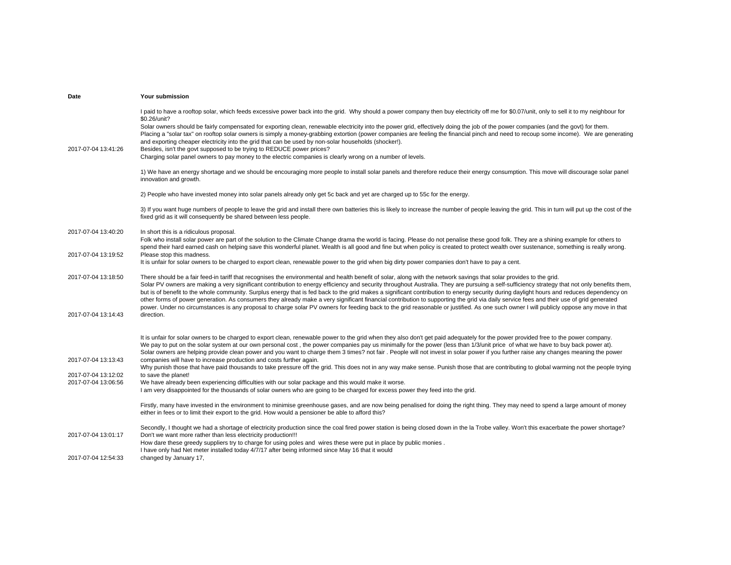| Date | Your submission |
| --- | --- |
| 2017-07-04 13:41:26 | I paid to have a rooftop solar, which feeds excessive power back into the grid. Why should a power company then buy electricity off me for $0.07/unit, only to sell it to my neighbour for $0.26/unit?<br>Solar owners should be fairly compensated for exporting clean, renewable electricity into the power grid, effectively doing the job of the power companies (and the govt) for them.<br>Placing a "solar tax" on rooftop solar owners is simply a money-grabbing extortion (power companies are feeling the financial pinch and need to recoup some income). We are generating and exporting cheaper electricity into the grid that can be used by non-solar households (shocker!).<br>Besides, isn't the govt supposed to be trying to REDUCE power prices? |
| 2017-07-04 13:40:20 | Charging solar panel owners to pay money to the electric companies is clearly wrong on a number of levels.<br><br>1) We have an energy shortage and we should be encouraging more people to install solar panels and therefore reduce their energy consumption. This move will discourage solar panel innovation and growth.<br><br>2) People who have invested money into solar panels already only get 5c back and yet are charged up to 55c for the energy.<br><br>3) If you want huge numbers of people to leave the grid and install there own batteries this is likely to increase the number of people leaving the grid. This in turn will put up the cost of the fixed grid as it will consequently be shared between less people.<br><br>In short this is a ridiculous proposal. |
| 2017-07-04 13:19:52 | Folk who install solar power are part of the solution to the Climate Change drama the world is facing. Please do not penalise these good folk. They are a shining example for others to spend their hard earned cash on helping save this wonderful planet. Wealth is all good and fine but when policy is created to protect wealth over sustenance, something is really wrong. Please stop this madness. |
| 2017-07-04 13:18:50 | It is unfair for solar owners to be charged to export clean, renewable power to the grid when big dirty power companies don't have to pay a cent.<br><br>There should be a fair feed-in tariff that recognises the environmental and health benefit of solar, along with the network savings that solar provides to the grid. |
| 2017-07-04 13:14:43 | Solar PV owners are making a very significant contribution to energy efficiency and security throughout Australia. They are pursuing a self-sufficiency strategy that not only benefits them, but is of benefit to the whole community. Surplus energy that is fed back to the grid makes a significant contribution to energy security during daylight hours and reduces dependency on other forms of power generation. As consumers they already make a very significant financial contribution to supporting the grid via daily service fees and their use of grid generated power. Under no circumstances is any proposal to charge solar PV owners for feeding back to the grid reasonable or justified. As one such owner I will publicly oppose any move in that direction. |
| 2017-07-04 13:13:43 | It is unfair for solar owners to be charged to export clean, renewable power to the grid when they also don't get paid adequately for the power provided free to the power company.<br>We pay to put on the solar system at our own personal cost , the power companies pay us minimally for the power (less than 1/3/unit price of what we have to buy back power at).<br>Solar owners are helping provide clean power and you want to charge them 3 times? not fair . People will not invest in solar power if you further raise any changes meaning the power companies will have to increase production and costs further again. |
| 2017-07-04 13:12:02 | Why punish those that have paid thousands to take pressure off the grid. This does not in any way make sense. Punish those that are contributing to global warming not the people trying to save the planet! |
| 2017-07-04 13:06:56 | We have already been experiencing difficulties with our solar package and this would make it worse. |
| 2017-07-04 13:01:17 | I am very disappointed for the thousands of solar owners who are going to be charged for excess power they feed into the grid.<br><br>Firstly, many have invested in the environment to minimise greenhouse gases, and are now being penalised for doing the right thing. They may need to spend a large amount of money either in fees or to limit their export to the grid. How would a pensioner be able to afford this?<br><br>Secondly, I thought we had a shortage of electricity production since the coal fired power station is being closed down in the la Trobe valley. Won't this exacerbate the power shortage? Don't we want more rather than less electricity production!!! |
| 2017-07-04 12:54:33 | How dare these greedy suppliers try to charge for using poles and wires these were put in place by public monies .<br>I have only had Net meter installed today 4/7/17 after being informed since May 16 that it would changed by January 17, |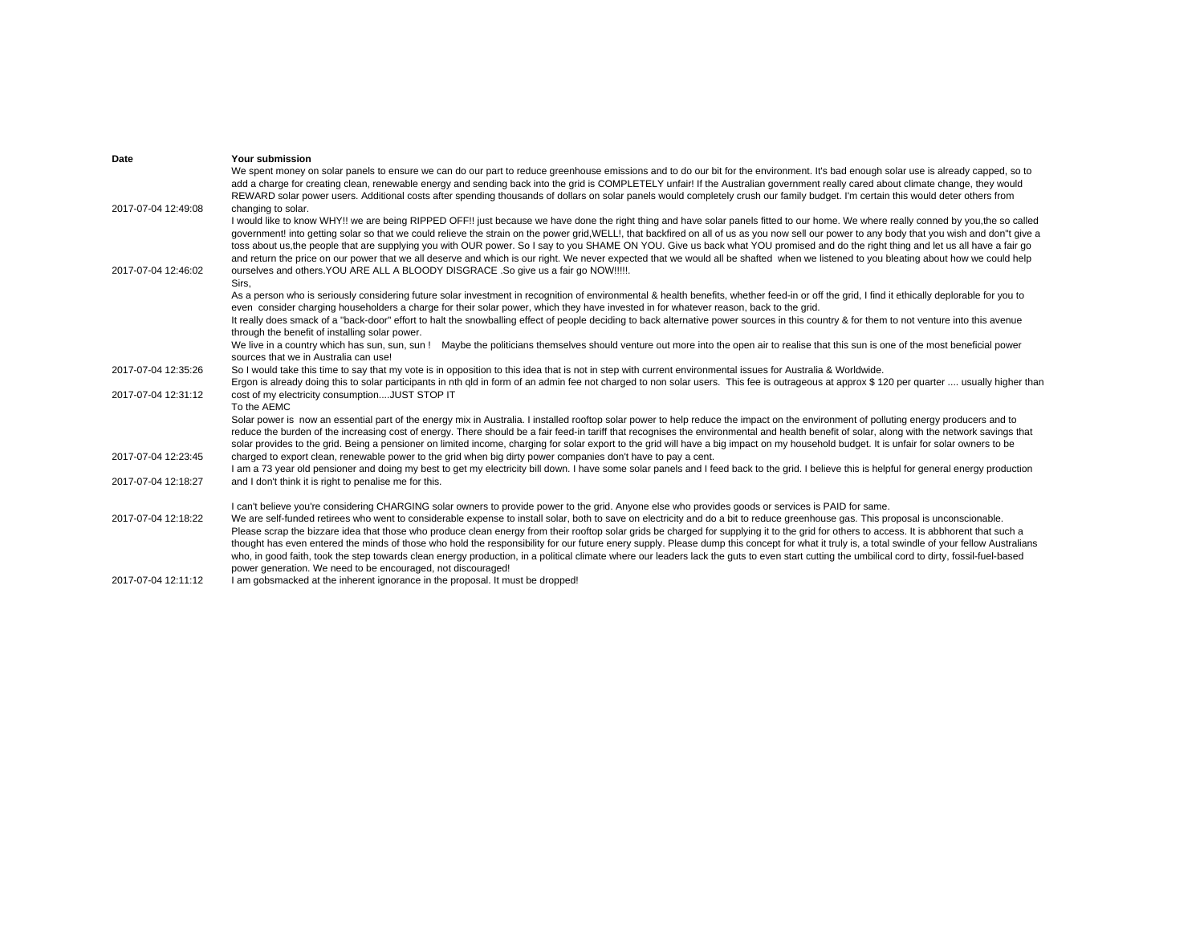| Date | Your submission |
| --- | --- |
| 2017-07-04 12:49:08 | We spent money on solar panels to ensure we can do our part to reduce greenhouse emissions and to do our bit for the environment. It's bad enough solar use is already capped, so to add a charge for creating clean, renewable energy and sending back into the grid is COMPLETELY unfair! If the Australian government really cared about climate change, they would REWARD solar power users. Additional costs after spending thousands of dollars on solar panels would completely crush our family budget. I'm certain this would deter others from changing to solar. |
| 2017-07-04 12:46:02 | I would like to know WHY!! we are being RIPPED OFF!! just because we have done the right thing and have solar panels fitted to our home. We where really conned by you,the so called government! into getting solar so that we could relieve the strain on the power grid,WELL!, that backfired on all of us as you now sell our power to any body that you wish and don"t give a toss about us,the people that are supplying you with OUR power. So I say to you SHAME ON YOU. Give us back what YOU promised and do the right thing and let us all have a fair go and return the price on our power that we all deserve and which is our right. We never expected that we would all be shafted when we listened to you bleating about how we could help ourselves and others.YOU ARE ALL A BLOODY DISGRACE .So give us a fair go NOW!!!!!. |
| 2017-07-04 12:35:26 | Sirs,<br>As a person who is seriously considering future solar investment in recognition of environmental & health benefits, whether feed-in or off the grid, I find it ethically deplorable for you to even consider charging householders a charge for their solar power, which they have invested in for whatever reason, back to the grid.<br>It really does smack of a "back-door" effort to halt the snowballing effect of people deciding to back alternative power sources in this country & for them to not venture into this avenue through the benefit of installing solar power.<br>We live in a country which has sun, sun, sun ! Maybe the politicians themselves should venture out more into the open air to realise that this sun is one of the most beneficial power sources that we in Australia can use!<br>So I would take this time to say that my vote is in opposition to this idea that is not in step with current environmental issues for Australia & Worldwide. |
| 2017-07-04 12:31:12 | Ergon is already doing this to solar participants in nth qld in form of an admin fee not charged to non solar users. This fee is outrageous at approx $ 120 per quarter .... usually higher than cost of my electricity consumption....JUST STOP IT |
| 2017-07-04 12:23:45 | To the AEMC<br>Solar power is now an essential part of the energy mix in Australia. I installed rooftop solar power to help reduce the impact on the environment of polluting energy producers and to reduce the burden of the increasing cost of energy. There should be a fair feed-in tariff that recognises the environmental and health benefit of solar, along with the network savings that solar provides to the grid. Being a pensioner on limited income, charging for solar export to the grid will have a big impact on my household budget. It is unfair for solar owners to be charged to export clean, renewable power to the grid when big dirty power companies don't have to pay a cent. |
| 2017-07-04 12:18:27 | I am a 73 year old pensioner and doing my best to get my electricity bill down. I have some solar panels and I feed back to the grid. I believe this is helpful for general energy production and I don't think it is right to penalise me for this. |
| 2017-07-04 12:18:22 | I can't believe you're considering CHARGING solar owners to provide power to the grid. Anyone else who provides goods or services is PAID for same.<br>We are self-funded retirees who went to considerable expense to install solar, both to save on electricity and do a bit to reduce greenhouse gas. This proposal is unconscionable. |
| 2017-07-04 12:11:12 | Please scrap the bizzare idea that those who produce clean energy from their rooftop solar grids be charged for supplying it to the grid for others to access. It is abbhorent that such a thought has even entered the minds of those who hold the responsibility for our future enery supply. Please dump this concept for what it truly is, a total swindle of your fellow Australians who, in good faith, took the step towards clean energy production, in a political climate where our leaders lack the guts to even start cutting the umbilical cord to dirty, fossil-fuel-based power generation. We need to be encouraged, not discouraged!<br>I am gobsmacked at the inherent ignorance in the proposal. It must be dropped! |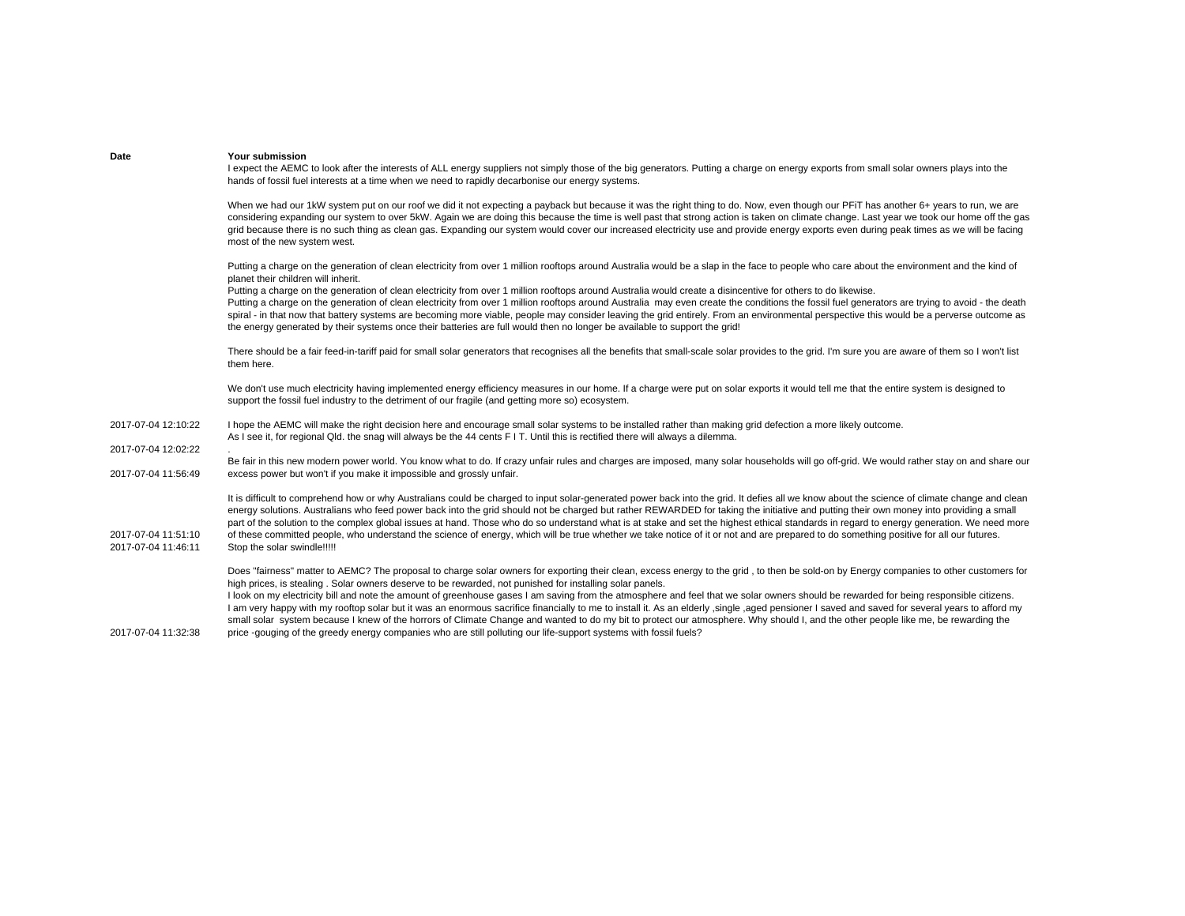| Date | Your submission |
|---|---|
| | I expect the AEMC to look after the interests of ALL energy suppliers not simply those of the big generators. Putting a charge on energy exports from small solar owners plays into the hands of fossil fuel interests at a time when we need to rapidly decarbonise our energy systems.<br><br>When we had our 1kW system put on our roof we did it not expecting a payback but because it was the right thing to do. Now, even though our PFiT has another 6+ years to run, we are considering expanding our system to over 5kW. Again we are doing this because the time is well past that strong action is taken on climate change. Last year we took our home off the gas grid because there is no such thing as clean gas. Expanding our system would cover our increased electricity use and provide energy exports even during peak times as we will be facing most of the new system west.<br><br>Putting a charge on the generation of clean electricity from over 1 million rooftops around Australia would be a slap in the face to people who care about the environment and the kind of planet their children will inherit.<br>Putting a charge on the generation of clean electricity from over 1 million rooftops around Australia would create a disincentive for others to do likewise.<br>Putting a charge on the generation of clean electricity from over 1 million rooftops around Australia may even create the conditions the fossil fuel generators are trying to avoid - the death spiral - in that now that battery systems are becoming more viable, people may consider leaving the grid entirely. From an environmental perspective this would be a perverse outcome as the energy generated by their systems once their batteries are full would then no longer be available to support the grid!<br><br>There should be a fair feed-in-tariff paid for small solar generators that recognises all the benefits that small-scale solar provides to the grid. I'm sure you are aware of them so I won't list them here.<br><br>We don't use much electricity having implemented energy efficiency measures in our home. If a charge were put on solar exports it would tell me that the entire system is designed to support the fossil fuel industry to the detriment of our fragile (and getting more so) ecosystem. |
| 2017-07-04 12:10:22 | I hope the AEMC will make the right decision here and encourage small solar systems to be installed rather than making grid defection a more likely outcome. |
| 2017-07-04 12:02:22 | As I see it, for regional Qld. the snag will always be the 44 cents F I T. Until this is rectified there will always a dilemma.<br>. |
| 2017-07-04 11:56:49 | Be fair in this new modern power world. You know what to do. If crazy unfair rules and charges are imposed, many solar households will go off-grid. We would rather stay on and share our excess power but won't if you make it impossible and grossly unfair. |
| 2017-07-04 11:51:10 | It is difficult to comprehend how or why Australians could be charged to input solar-generated power back into the grid. It defies all we know about the science of climate change and clean energy solutions. Australians who feed power back into the grid should not be charged but rather REWARDED for taking the initiative and putting their own money into providing a small part of the solution to the complex global issues at hand. Those who do so understand what is at stake and set the highest ethical standards in regard to energy generation. We need more of these committed people, who understand the science of energy, which will be true whether we take notice of it or not and are prepared to do something positive for all our futures. |
| 2017-07-04 11:46:11 | Stop the solar swindle!!!!! |
| 2017-07-04 11:32:38 | Does "fairness" matter to AEMC? The proposal to charge solar owners for exporting their clean, excess energy to the grid , to then be sold-on by Energy companies to other customers for high prices, is stealing . Solar owners deserve to be rewarded, not punished for installing solar panels.<br>I look on my electricity bill and note the amount of greenhouse gases I am saving from the atmosphere and feel that we solar owners should be rewarded for being responsible citizens.<br>I am very happy with my rooftop solar but it was an enormous sacrifice financially to me to install it. As an elderly ,single ,aged pensioner I saved and saved for several years to afford my small solar system because I knew of the horrors of Climate Change and wanted to do my bit to protect our atmosphere. Why should I, and the other people like me, be rewarding the price -gouging of the greedy energy companies who are still polluting our life-support systems with fossil fuels? |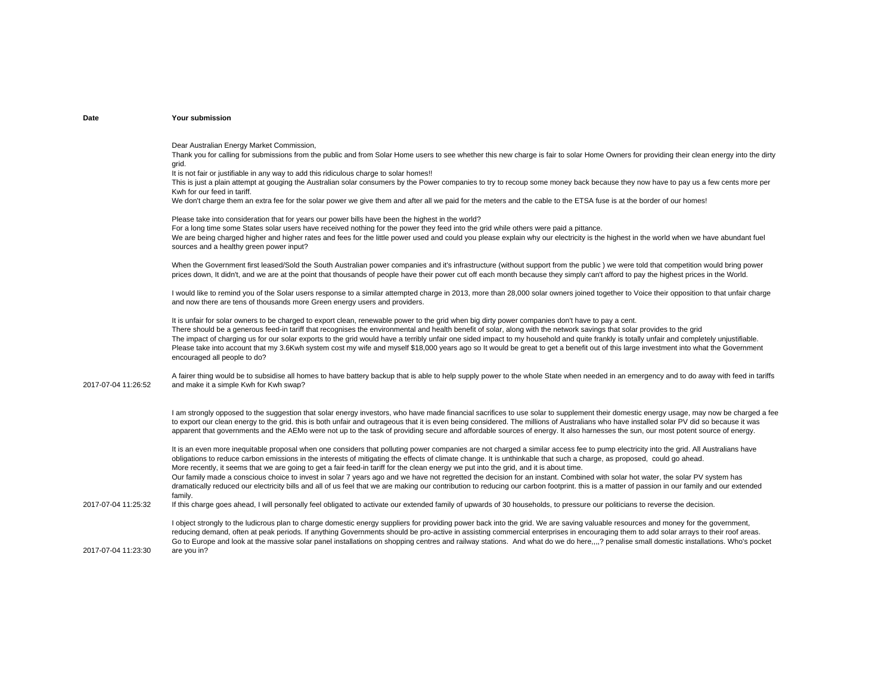| Date | Your submission |
|---|---|
| 2017-07-04 11:26:52 | Dear Australian Energy Market Commission,<br>Thank you for calling for submissions from the public and from Solar Home users to see whether this new charge is fair to solar Home Owners for providing their clean energy into the dirty grid.<br>It is not fair or justifiable in any way to add this ridiculous charge to solar homes!!<br>This is just a plain attempt at gouging the Australian solar consumers by the Power companies to try to recoup some money back because they now have to pay us a few cents more per Kwh for our feed in tariff.<br>We don't charge them an extra fee for the solar power we give them and after all we paid for the meters and the cable to the ETSA fuse is at the border of our homes!<br><br>Please take into consideration that for years our power bills have been the highest in the world?<br>For a long time some States solar users have received nothing for the power they feed into the grid while others were paid a pittance.<br>We are being charged higher and higher rates and fees for the little power used and could you please explain why our electricity is the highest in the world when we have abundant fuel sources and a healthy green power input?<br><br>When the Government first leased/Sold the South Australian power companies and it's infrastructure (without support from the public ) we were told that competition would bring power prices down, It didn't, and we are at the point that thousands of people have their power cut off each month because they simply can't afford to pay the highest prices in the World.<br><br>I would like to remind you of the Solar users response to a similar attempted charge in 2013, more than 28,000 solar owners joined together to Voice their opposition to that unfair charge and now there are tens of thousands more Green energy users and providers.<br><br>It is unfair for solar owners to be charged to export clean, renewable power to the grid when big dirty power companies don't have to pay a cent.<br>There should be a generous feed-in tariff that recognises the environmental and health benefit of solar, along with the network savings that solar provides to the grid<br>The impact of charging us for our solar exports to the grid would have a terribly unfair one sided impact to my household and quite frankly is totally unfair and completely unjustifiable.<br>Please take into account that my 3.6Kwh system cost my wife and myself $18,000 years ago so It would be great to get a benefit out of this large investment into what the Government encouraged all people to do?<br><br>A fairer thing would be to subsidise all homes to have battery backup that is able to help supply power to the whole State when needed in an emergency and to do away with feed in tariffs and make it a simple Kwh for Kwh swap? |
| 2017-07-04 11:25:32 | I am strongly opposed to the suggestion that solar energy investors, who have made financial sacrifices to use solar to supplement their domestic energy usage, may now be charged a fee to export our clean energy to the grid. this is both unfair and outrageous that it is even being considered. The millions of Australians who have installed solar PV did so because it was apparent that governments and the AEMo were not up to the task of providing secure and affordable sources of energy. It also harnesses the sun, our most potent source of energy.<br><br>It is an even more inequitable proposal when one considers that polluting power companies are not charged a similar access fee to pump electricity into the grid. All Australians have obligations to reduce carbon emissions in the interests of mitigating the effects of climate change. It is unthinkable that such a charge, as proposed, could go ahead.<br>More recently, it seems that we are going to get a fair feed-in tariff for the clean energy we put into the grid, and it is about time.<br>Our family made a conscious choice to invest in solar 7 years ago and we have not regretted the decision for an instant. Combined with solar hot water, the solar PV system has dramatically reduced our electricity bills and all of us feel that we are making our contribution to reducing our carbon footprint. this is a matter of passion in our family and our extended family.<br>If this charge goes ahead, I will personally feel obligated to activate our extended family of upwards of 30 households, to pressure our politicians to reverse the decision. |
| 2017-07-04 11:23:30 | I object strongly to the ludicrous plan to charge domestic energy suppliers for providing power back into the grid. We are saving valuable resources and money for the government, reducing demand, often at peak periods. If anything Governments should be pro-active in assisting commercial enterprises in encouraging them to add solar arrays to their roof areas.<br>Go to Europe and look at the massive solar panel installations on shopping centres and railway stations. And what do we do here,,,,? penalise small domestic installations. Who's pocket are you in? |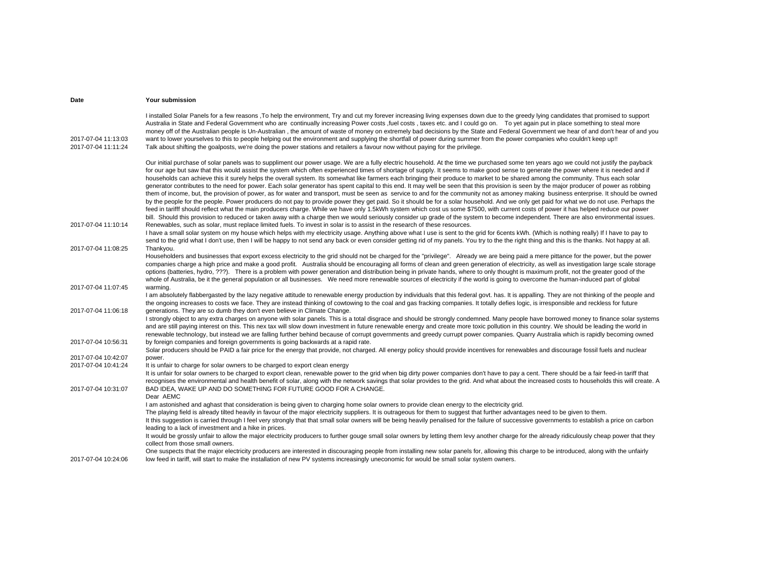| Date | Your submission |
| --- | --- |
| 2017-07-04 11:13:03 | I installed Solar Panels for a few reasons ,To help the environment, Try and cut my forever increasing living expenses down due to the greedy lying candidates that promised to support Australia in State and Federal Government who are continually increasing Power costs ,fuel costs , taxes etc. and I could go on. To yet again put in place something to steal more money off of the Australian people is Un-Australian , the amount of waste of money on extremely bad decisions by the State and Federal Government we hear of and don't hear of and you want to lower yourselves to this to people helping out the environment and supplying the shortfall of power during summer from the power companies who couldn't keep up!! |
| 2017-07-04 11:11:24 | Talk about shifting the goalposts, we're doing the power stations and retailers a favour now without paying for the privilege. |
| 2017-07-04 11:10:14 | Our initial purchase of solar panels was to suppliment our power usage. We are a fully electric household. At the time we purchased some ten years ago we could not justify the payback for our age but saw that this would assist the system which often experienced times of shortage of supply. It seems to make good sense to generate the power where it is needed and if households can achieve this it surely helps the overall system. Its somewhat like farmers each bringing their produce to market to be shared among the community. Thus each solar generator contributes to the need for power. Each solar generator has spent capital to this end. It may well be seen that this provision is seen by the major producer of power as robbing them of income, but, the provision of power, as for water and transport, must be seen as service to and for the community not as amoney making business enterprise. It should be owned by the people for the people. Power producers do not pay to provide power they get paid. So it should be for a solar household. And we only get paid for what we do not use. Perhaps the feed in tarifff should reflect what the main producers charge. While we have only 1.5kWh system which cost us some $7500, with current costs of power it has helped reduce our power bill. Should this provision to reduced or taken away with a charge then we would seriously consider up grade of the system to become independent. There are also environmental issues. Renewables, such as solar, must replace limited fuels. To invest in solar is to assist in the research of these resources. |
| 2017-07-04 11:08:25 | I have a small solar system on my house which helps with my electricity usage. Anything above what I use is sent to the grid for 6cents kWh. (Which is nothing really) If I have to pay to send to the grid what I don't use, then I will be happy to not send any back or even consider getting rid of my panels. You try to the the right thing and this is the thanks. Not happy at all. Thankyou. |
| 2017-07-04 11:07:45 | Householders and businesses that export excess electricity to the grid should not be charged for the "privilege". Already we are being paid a mere pittance for the power, but the power companies charge a high price and make a good profit. Australia should be encouraging all forms of clean and green generation of electricity, as well as investigation large scale storage options (batteries, hydro, ???). There is a problem with power generation and distribution being in private hands, where to only thought is maximum profit, not the greater good of the whole of Australia, be it the general population or all businesses. We need more renewable sources of electricity if the world is going to overcome the human-induced part of global warming. |
| 2017-07-04 11:06:18 | I am absolutely flabbergasted by the lazy negative attitude to renewable energy production by individuals that this federal govt. has. It is appalling. They are not thinking of the people and the ongoing increases to costs we face. They are instead thinking of cowtowing to the coal and gas fracking companies. It totally defies logic, is irresponsible and reckless for future generations. They are so dumb they don't even believe in Climate Change. |
| 2017-07-04 10:56:31 | I strongly object to any extra charges on anyone with solar panels. This is a total disgrace and should be strongly condemned. Many people have borrowed money to finance solar systems and are still paying interest on this. This nex tax will slow down investment in future renewable energy and create more toxic pollution in this country. We should be leading the world in renewable technology, but instead we are falling further behind because of corrupt governments and greedy currupt power companies. Quarry Australia which is rapidly becoming owned by foreign companies and foreign governments is going backwards at a rapid rate. |
| 2017-07-04 10:42:07 | Solar producers should be PAID a fair price for the energy that provide, not charged. All energy policy should provide incentives for renewables and discourage fossil fuels and nuclear power. |
| 2017-07-04 10:41:24 | It is unfair to charge for solar owners to be charged to export clean energy |
| 2017-07-04 10:31:07 | It is unfair for solar owners to be charged to export clean, renewable power to the grid when big dirty power companies don't have to pay a cent. There should be a fair feed-in tariff that recognises the environmental and health benefit of solar, along with the network savings that solar provides to the grid. And what about the increased costs to households this will create. A BAD IDEA, WAKE UP AND DO SOMETHING FOR FUTURE GOOD FOR A CHANGE. |
| 2017-07-04 10:24:06 | Dear AEMC<br>I am astonished and aghast that consideration is being given to charging home solar owners to provide clean energy to the electricity grid.<br>The playing field is already tilted heavily in favour of the major electricity suppliers. It is outrageous for them to suggest that further advantages need to be given to them.<br>It this suggestion is carried through I feel very strongly that that small solar owners will be being heavily penalised for the failure of successive governments to establish a price on carbon leading to a lack of investment and a hike in prices.<br>It would be grossly unfair to allow the major electricity producers to further gouge small solar owners by letting them levy another charge for the already ridiculously cheap power that they collect from those small owners.<br>One suspects that the major electricity producers are interested in discouraging people from installing new solar panels for, allowing this charge to be introduced, along with the unfairly low feed in tariff, will start to make the installation of new PV systems increasingly uneconomic for would be small solar system owners. |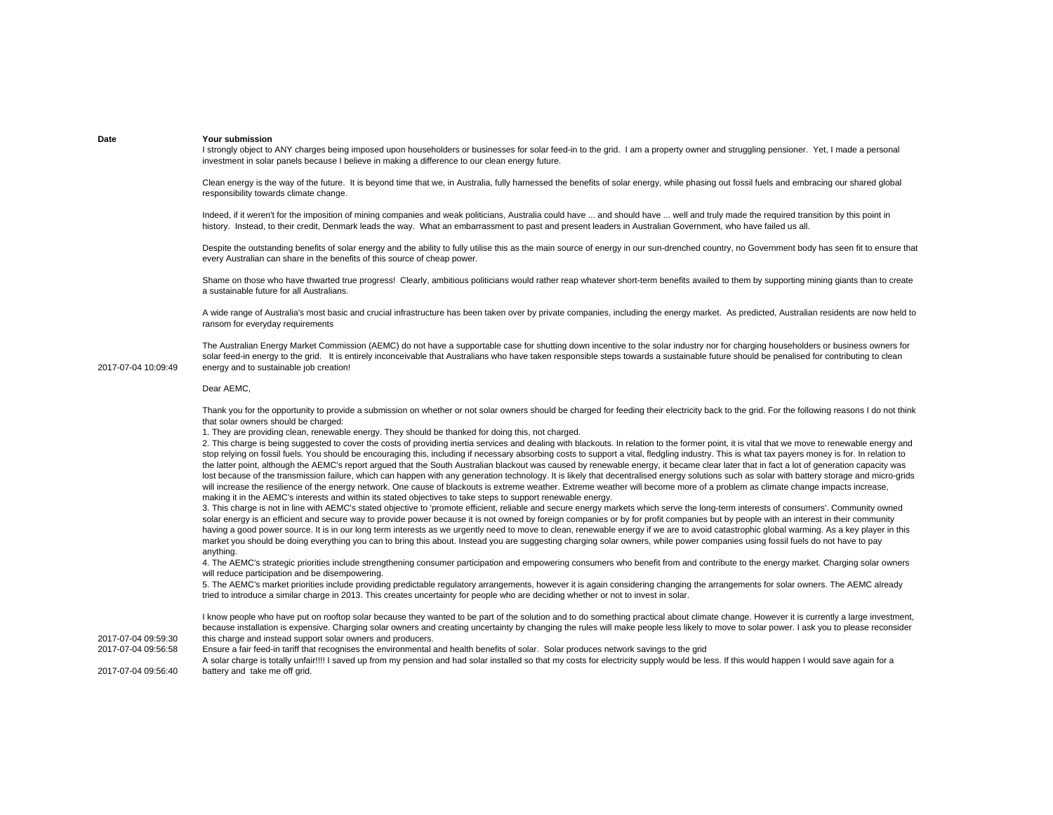| Date | Your submission |
| --- | --- |
| 2017-07-04 10:09:49 | I strongly object to ANY charges being imposed upon householders or businesses for solar feed-in to the grid. I am a property owner and struggling pensioner. Yet, I made a personal investment in solar panels because I believe in making a difference to our clean energy future.<br><br>Clean energy is the way of the future. It is beyond time that we, in Australia, fully harnessed the benefits of solar energy, while phasing out fossil fuels and embracing our shared global responsibility towards climate change.<br><br>Indeed, if it weren't for the imposition of mining companies and weak politicians, Australia could have ... and should have ... well and truly made the required transition by this point in history. Instead, to their credit, Denmark leads the way. What an embarrassment to past and present leaders in Australian Government, who have failed us all.<br><br>Despite the outstanding benefits of solar energy and the ability to fully utilise this as the main source of energy in our sun-drenched country, no Government body has seen fit to ensure that every Australian can share in the benefits of this source of cheap power.<br><br>Shame on those who have thwarted true progress! Clearly, ambitious politicians would rather reap whatever short-term benefits availed to them by supporting mining giants than to create a sustainable future for all Australians.<br><br>A wide range of Australia's most basic and crucial infrastructure has been taken over by private companies, including the energy market. As predicted, Australian residents are now held to ransom for everyday requirements<br><br>The Australian Energy Market Commission (AEMC) do not have a supportable case for shutting down incentive to the solar industry nor for charging householders or business owners for solar feed-in energy to the grid. It is entirely inconceivable that Australians who have taken responsible steps towards a sustainable future should be penalised for contributing to clean energy and to sustainable job creation! |
| 2017-07-04 09:59:30 | Dear AEMC,<br><br>Thank you for the opportunity to provide a submission on whether or not solar owners should be charged for feeding their electricity back to the grid. For the following reasons I do not think that solar owners should be charged:<br>1. They are providing clean, renewable energy. They should be thanked for doing this, not charged.<br>2. This charge is being suggested to cover the costs of providing inertia services and dealing with blackouts. In relation to the former point, it is vital that we move to renewable energy and stop relying on fossil fuels. You should be encouraging this, including if necessary absorbing costs to support a vital, fledgling industry. This is what tax payers money is for. In relation to the latter point, although the AEMC's report argued that the South Australian blackout was caused by renewable energy, it became clear later that in fact a lot of generation capacity was lost because of the transmission failure, which can happen with any generation technology. It is likely that decentralised energy solutions such as solar with battery storage and micro-grids will increase the resilience of the energy network. One cause of blackouts is extreme weather. Extreme weather will become more of a problem as climate change impacts increase, making it in the AEMC's interests and within its stated objectives to take steps to support renewable energy.<br>3. This charge is not in line with AEMC's stated objective to 'promote efficient, reliable and secure energy markets which serve the long-term interests of consumers'. Community owned solar energy is an efficient and secure way to provide power because it is not owned by foreign companies or by for profit companies but by people with an interest in their community having a good power source. It is in our long term interests as we urgently need to move to clean, renewable energy if we are to avoid catastrophic global warming. As a key player in this market you should be doing everything you can to bring this about. Instead you are suggesting charging solar owners, while power companies using fossil fuels do not have to pay anything.<br>4. The AEMC's strategic priorities include strengthening consumer participation and empowering consumers who benefit from and contribute to the energy market. Charging solar owners will reduce participation and be disempowering.<br>5. The AEMC's market priorities include providing predictable regulatory arrangements, however it is again considering changing the arrangements for solar owners. The AEMC already tried to introduce a similar charge in 2013. This creates uncertainty for people who are deciding whether or not to invest in solar.<br><br>I know people who have put on rooftop solar because they wanted to be part of the solution and to do something practical about climate change. However it is currently a large investment, because installation is expensive. Charging solar owners and creating uncertainty by changing the rules will make people less likely to move to solar power. I ask you to please reconsider this charge and instead support solar owners and producers. |
| 2017-07-04 09:56:58 | Ensure a fair feed-in tariff that recognises the environmental and health benefits of solar. Solar produces network savings to the grid |
| 2017-07-04 09:56:40 | A solar charge is totally unfair!!!! I saved up from my pension and had solar installed so that my costs for electricity supply would be less. If this would happen I would save again for a battery and take me off grid. |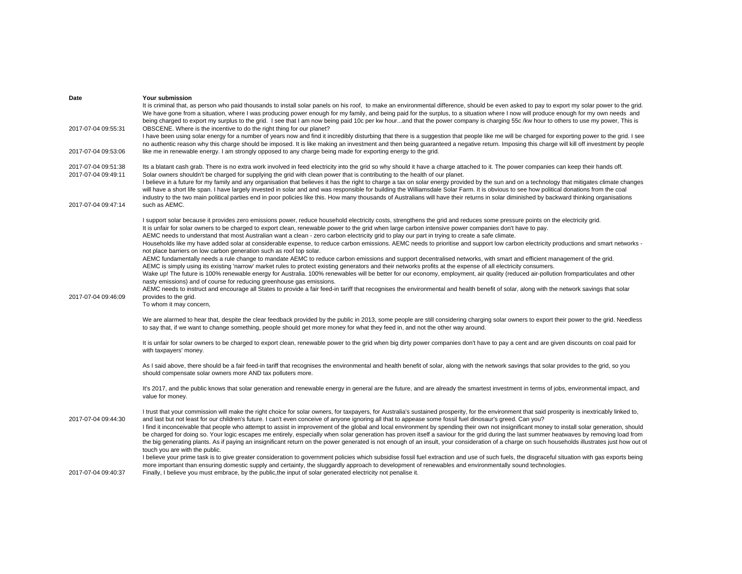| Date | Your submission |
| --- | --- |
| 2017-07-04 09:55:31 | It is criminal that, as person who paid thousands to install solar panels on his roof, to make an environmental difference, should be even asked to pay to export my solar power to the grid. We have gone from a situation, where I was producing power enough for my family, and being paid for the surplus, to a situation where I now will produce enough for my own needs and being charged to export my surplus to the grid. I see that I am now being paid 10c per kw hour...and that the power company is charging 55c /kw hour to others to use my power, This is OBSCENE. Where is the incentive to do the right thing for our planet? |
| 2017-07-04 09:53:06 | I have been using solar energy for a number of years now and find it incredibly disturbing that there is a suggestion that people like me will be charged for exporting power to the grid. I see no authentic reason why this charge should be imposed. It is like making an investment and then being guaranteed a negative return. Imposing this charge will kill off investment by people like me in renewable energy. I am strongly opposed to any charge being made for exporting energy to the grid. |
| 2017-07-04 09:51:38 | Its a blatant cash grab. There is no extra work involved in feed electricity into the grid so why should it have a charge attached to it. The power companies can keep their hands off. |
| 2017-07-04 09:49:11 | Solar owners shouldn't be charged for supplying the grid with clean power that is contributing to the health of our planet. |
| 2017-07-04 09:47:14 | I believe in a future for my family and any organisation that believes it has the right to charge a tax on solar energy provided by the sun and on a technology that mitigates climate changes will have a short life span. I have largely invested in solar and and was responsible for building the Williamsdale Solar Farm. It is obvious to see how political donations from the coal industry to the two main political parties end in poor policies like this. How many thousands of Australians will have their returns in solar diminished by backward thinking organisations such as AEMC. |
| 2017-07-04 09:46:09 | I support solar because it provides zero emissions power, reduce household electricity costs, strengthens the grid and reduces some pressure points on the electricity grid.<br>It is unfair for solar owners to be charged to export clean, renewable power to the grid when large carbon intensive power companies don't have to pay.<br>AEMC needs to understand that most Australian want a clean - zero carbon electricity grid to play our part in trying to create a safe climate.<br>Households like my have added solar at considerable expense, to reduce carbon emissions. AEMC needs to prioritise and support low carbon electricity productions and smart networks - not place barriers on low carbon generation such as roof top solar.<br>AEMC fundamentally needs a rule change to mandate AEMC to reduce carbon emissions and support decentralised networks, with smart and efficient management of the grid.<br>AEMC is simply using its existing 'narrow' market rules to protect existing generators and their networks profits at the expense of all electricity consumers.<br>Wake up! The future is 100% renewable energy for Australia. 100% renewables will be better for our economy, employment, air quality (reduced air-pollution fromparticulates and other nasty emissions) and of course for reducing greenhouse gas emissions.<br>AEMC needs to instruct and encourage all States to provide a fair feed-in tariff that recognises the environmental and health benefit of solar, along with the network savings that solar provides to the grid. |
| 2017-07-04 09:44:30 | To whom it may concern,<br><br>We are alarmed to hear that, despite the clear feedback provided by the public in 2013, some people are still considering charging solar owners to export their power to the grid. Needless to say that, if we want to change something, people should get more money for what they feed in, and not the other way around.<br><br>It is unfair for solar owners to be charged to export clean, renewable power to the grid when big dirty power companies don't have to pay a cent and are given discounts on coal paid for with taxpayers' money.<br><br>As I said above, there should be a fair feed-in tariff that recognises the environmental and health benefit of solar, along with the network savings that solar provides to the grid, so you should compensate solar owners more AND tax polluters more.<br><br>It's 2017, and the public knows that solar generation and renewable energy in general are the future, and are already the smartest investment in terms of jobs, environmental impact, and value for money.<br><br>I trust that your commission will make the right choice for solar owners, for taxpayers, for Australia's sustained prosperity, for the environment that said prosperity is inextricably linked to, and last but not least for our children's future. I can't even conceive of anyone ignoring all that to appease some fossil fuel dinosaur's greed. Can you? |
| 2017-07-04 09:40:37 | I find it inconceivable that people who attempt to assist in improvement of the global and local environment by spending their own not insignificant money to install solar generation, should be charged for doing so. Your logic escapes me entirely, especially when solar generation has proven itself a saviour for the grid during the last summer heatwaves by removing load from the big generating plants. As if paying an insignificant return on the power generated is not enough of an insult, your consideration of a charge on such households illustrates just how out of touch you are with the public.<br>I believe your prime task is to give greater consideration to government policies which subsidise fossil fuel extraction and use of such fuels, the disgraceful situation with gas exports being more important than ensuring domestic supply and certainty, the sluggardly approach to development of renewables and environmentally sound technologies.<br>Finally, I believe you must embrace, by the public,the input of solar generated electricity not penalise it. |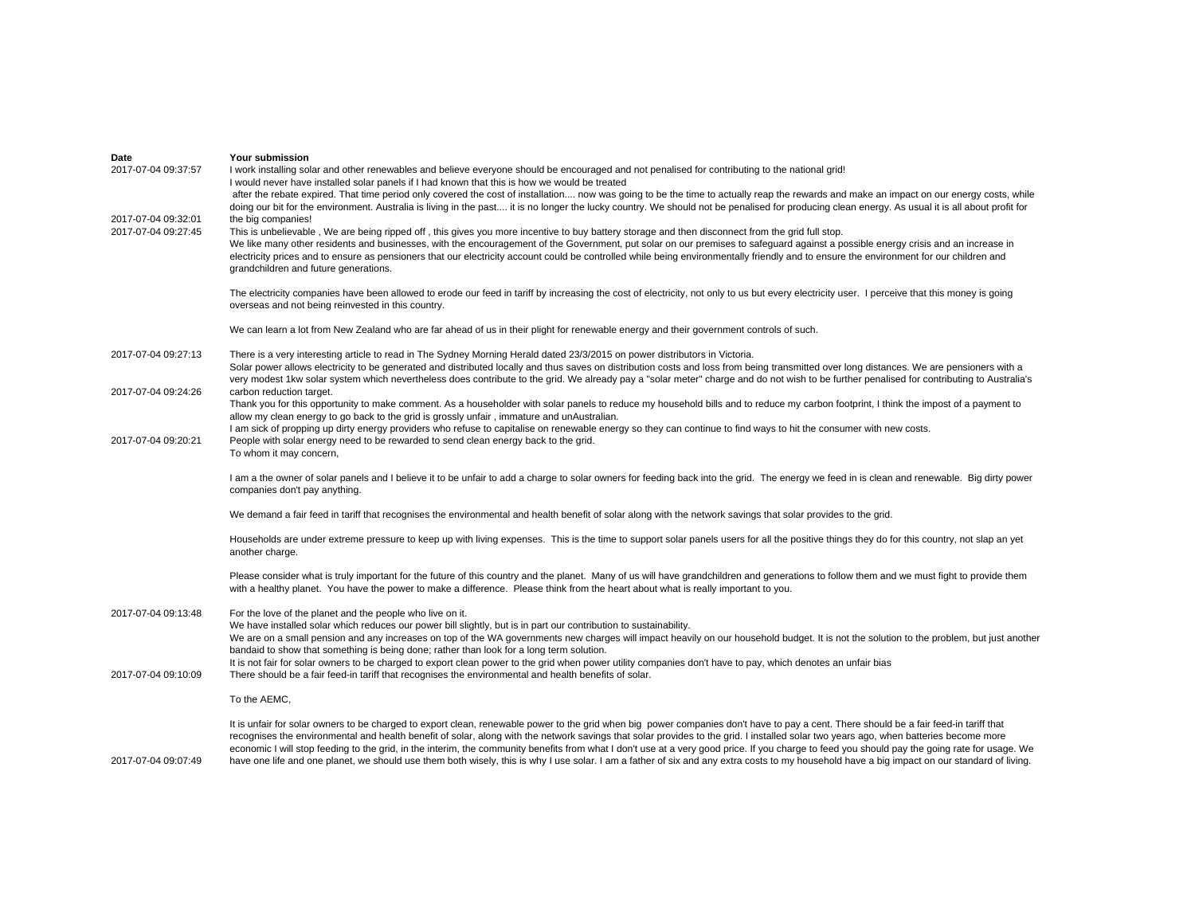| Date | Your submission |
| --- | --- |
| 2017-07-04 09:37:57 | I work installing solar and other renewables and believe everyone should be encouraged and not penalised for contributing to the national grid! |
| 2017-07-04 09:32:01 | I would never have installed solar panels if I had known that this is how we would be treated<br>after the rebate expired. That time period only covered the cost of installation.... now was going to be the time to actually reap the rewards and make an impact on our energy costs, while doing our bit for the environment. Australia is living in the past.... it is no longer the lucky country. We should not be penalised for producing clean energy. As usual it is all about profit for the big companies! |
| 2017-07-04 09:27:45 | This is unbelievable , We are being ripped off , this gives you more incentive to buy battery storage and then disconnect from the grid full stop. |
| 2017-07-04 09:27:13 | We like many other residents and businesses, with the encouragement of the Government, put solar on our premises to safeguard against a possible energy crisis and an increase in electricity prices and to ensure as pensioners that our electricity account could be controlled while being environmentally friendly and to ensure the environment for our children and grandchildren and future generations.<br><br>The electricity companies have been allowed to erode our feed in tariff by increasing the cost of electricity, not only to us but every electricity user. I perceive that this money is going overseas and not being reinvested in this country.<br><br>We can learn a lot from New Zealand who are far ahead of us in their plight for renewable energy and their government controls of such.<br><br>There is a very interesting article to read in The Sydney Morning Herald dated 23/3/2015 on power distributors in Victoria. |
| 2017-07-04 09:24:26 | Solar power allows electricity to be generated and distributed locally and thus saves on distribution costs and loss from being transmitted over long distances. We are pensioners with a very modest 1kw solar system which nevertheless does contribute to the grid. We already pay a "solar meter" charge and do not wish to be further penalised for contributing to Australia's carbon reduction target. |
| 2017-07-04 09:20:21 | Thank you for this opportunity to make comment. As a householder with solar panels to reduce my household bills and to reduce my carbon footprint, I think the impost of a payment to allow my clean energy to go back to the grid is grossly unfair , immature and unAustralian.<br>I am sick of propping up dirty energy providers who refuse to capitalise on renewable energy so they can continue to find ways to hit the consumer with new costs.<br>People with solar energy need to be rewarded to send clean energy back to the grid. |
| 2017-07-04 09:13:48 | To whom it may concern,<br><br>I am a the owner of solar panels and I believe it to be unfair to add a charge to solar owners for feeding back into the grid. The energy we feed in is clean and renewable. Big dirty power companies don't pay anything.<br><br>We demand a fair feed in tariff that recognises the environmental and health benefit of solar along with the network savings that solar provides to the grid.<br><br>Households are under extreme pressure to keep up with living expenses. This is the time to support solar panels users for all the positive things they do for this country, not slap an yet another charge.<br><br>Please consider what is truly important for the future of this country and the planet. Many of us will have grandchildren and generations to follow them and we must fight to provide them with a healthy planet. You have the power to make a difference. Please think from the heart about what is really important to you.<br><br>For the love of the planet and the people who live on it. |
| 2017-07-04 09:10:09 | We have installed solar which reduces our power bill slightly, but is in part our contribution to sustainability.<br>We are on a small pension and any increases on top of the WA governments new charges will impact heavily on our household budget. It is not the solution to the problem, but just another bandaid to show that something is being done; rather than look for a long term solution.<br>It is not fair for solar owners to be charged to export clean power to the grid when power utility companies don't have to pay, which denotes an unfair bias<br>There should be a fair feed-in tariff that recognises the environmental and health benefits of solar. |
| 2017-07-04 09:07:49 | To the AEMC,<br><br>It is unfair for solar owners to be charged to export clean, renewable power to the grid when big power companies don't have to pay a cent. There should be a fair feed-in tariff that recognises the environmental and health benefit of solar, along with the network savings that solar provides to the grid. I installed solar two years ago, when batteries become more economic I will stop feeding to the grid, in the interim, the community benefits from what I don't use at a very good price. If you charge to feed you should pay the going rate for usage. We have one life and one planet, we should use them both wisely, this is why I use solar. I am a father of six and any extra costs to my household have a big impact on our standard of living. |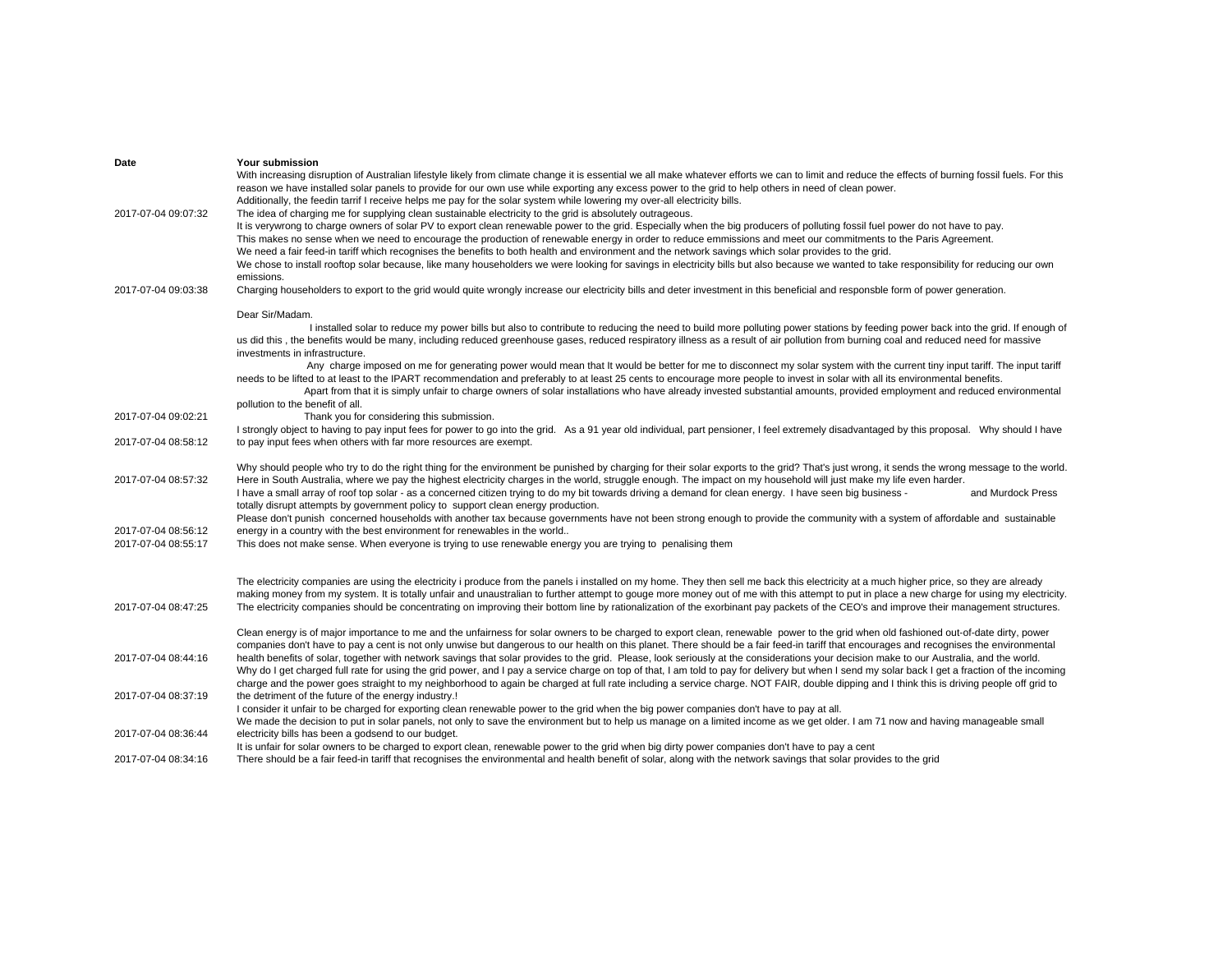| Date | Your submission |
|---|---|
| 2017-07-04 09:07:32 | With increasing disruption of Australian lifestyle likely from climate change it is essential we all make whatever efforts we can to limit and reduce the effects of burning fossil fuels. For this reason we have installed solar panels to provide for our own use while exporting any excess power to the grid to help others in need of clean power. Additionally, the feedin tarrif I receive helps me pay for the solar system while lowering my over-all electricity bills. The idea of charging me for supplying clean sustainable electricity to the grid is absolutely outrageous. |
| 2017-07-04 09:03:38 | It is verywrong to charge owners of solar PV to export clean renewable power to the grid. Especially when the big producers of polluting fossil fuel power do not have to pay. This makes no sense when we need to encourage the production of renewable energy in order to reduce emmissions and meet our commitments to the Paris Agreement. We need a fair feed-in tariff which recognises the benefits to both health and environment and the network savings which solar provides to the grid. We chose to install rooftop solar because, like many householders we were looking for savings in electricity bills but also because we wanted to take responsibility for reducing our own emissions. Charging householders to export to the grid would quite wrongly increase our electricity bills and deter investment in this beneficial and responsble form of power generation. |
| 2017-07-04 09:02:21 | Dear Sir/Madam. I installed solar to reduce my power bills but also to contribute to reducing the need to build more polluting power stations by feeding power back into the grid. If enough of us did this , the benefits would be many, including reduced greenhouse gases, reduced respiratory illness as a result of air pollution from burning coal and reduced need for massive investments in infrastructure. Any charge imposed on me for generating power would mean that It would be better for me to disconnect my solar system with the current tiny input tariff. The input tariff needs to be lifted to at least to the IPART recommendation and preferably to at least 25 cents to encourage more people to invest in solar with all its environmental benefits. Apart from that it is simply unfair to charge owners of solar installations who have already invested substantial amounts, provided employment and reduced environmental pollution to the benefit of all. Thank you for considering this submission. |
| 2017-07-04 08:58:12 | I strongly object to having to pay input fees for power to go into the grid. As a 91 year old individual, part pensioner, I feel extremely disadvantaged by this proposal. Why should I have to pay input fees when others with far more resources are exempt. |
| 2017-07-04 08:57:32 | Why should people who try to do the right thing for the environment be punished by charging for their solar exports to the grid? That's just wrong, it sends the wrong message to the world. Here in South Australia, where we pay the highest electricity charges in the world, struggle enough. The impact on my household will just make my life even harder. |
| 2017-07-04 08:56:12 | I have a small array of roof top solar - as a concerned citizen trying to do my bit towards driving a demand for clean energy. I have seen big business - and Murdock Press totally disrupt attempts by government policy to support clean energy production. Please don't punish concerned households with another tax because governments have not been strong enough to provide the community with a system of affordable and sustainable energy in a country with the best environment for renewables in the world.. |
| 2017-07-04 08:55:17 | This does not make sense. When everyone is trying to use renewable energy you are trying to penalising them |
| 2017-07-04 08:47:25 | The electricity companies are using the electricity i produce from the panels i installed on my home. They then sell me back this electricity at a much higher price, so they are already making money from my system. It is totally unfair and unaustralian to further attempt to gouge more money out of me with this attempt to put in place a new charge for using my electricity. The electricity companies should be concentrating on improving their bottom line by rationalization of the exorbinant pay packets of the CEO's and improve their management structures. |
| 2017-07-04 08:44:16 | Clean energy is of major importance to me and the unfairness for solar owners to be charged to export clean, renewable power to the grid when old fashioned out-of-date dirty, power companies don't have to pay a cent is not only unwise but dangerous to our health on this planet. There should be a fair feed-in tariff that encourages and recognises the environmental health benefits of solar, together with network savings that solar provides to the grid. Please, look seriously at the considerations your decision make to our Australia, and the world. |
| 2017-07-04 08:37:19 | Why do I get charged full rate for using the grid power, and I pay a service charge on top of that, I am told to pay for delivery but when I send my solar back I get a fraction of the incoming charge and the power goes straight to my neighborhood to again be charged at full rate including a service charge. NOT FAIR, double dipping and I think this is driving people off grid to the detriment of the future of the energy industry.! |
| 2017-07-04 08:36:44 | I consider it unfair to be charged for exporting clean renewable power to the grid when the big power companies don't have to pay at all. We made the decision to put in solar panels, not only to save the environment but to help us manage on a limited income as we get older. I am 71 now and having manageable small electricity bills has been a godsend to our budget. |
| 2017-07-04 08:34:16 | It is unfair for solar owners to be charged to export clean, renewable power to the grid when big dirty power companies don't have to pay a cent There should be a fair feed-in tariff that recognises the environmental and health benefit of solar, along with the network savings that solar provides to the grid |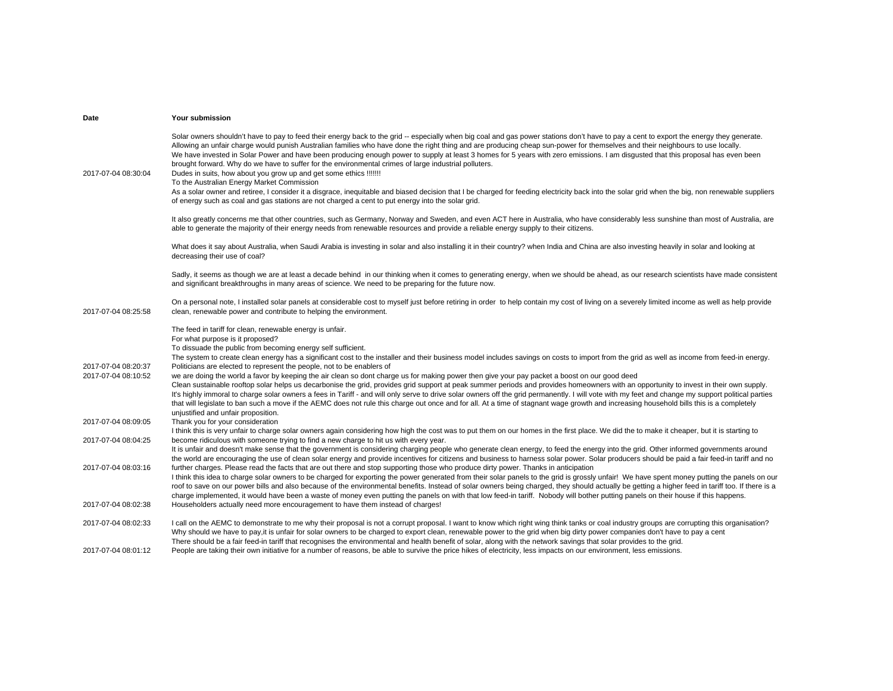| Date | Your submission |
| --- | --- |
| 2017-07-04 08:30:04 | Solar owners shouldn't have to pay to feed their energy back to the grid -- especially when big coal and gas power stations don't have to pay a cent to export the energy they generate. Allowing an unfair charge would punish Australian families who have done the right thing and are producing cheap sun-power for themselves and their neighbours to use locally. We have invested in Solar Power and have been producing enough power to supply at least 3 homes for 5 years with zero emissions. I am disgusted that this proposal has even been brought forward. Why do we have to suffer for the environmental crimes of large industrial polluters. Dudes in suits, how about you grow up and get some ethics !!!!!! |
| 2017-07-04 08:25:58 | To the Australian Energy Market Commission<br>As a solar owner and retiree, I consider it a disgrace, inequitable and biased decision that I be charged for feeding electricity back into the solar grid when the big, non renewable suppliers of energy such as coal and gas stations are not charged a cent to put energy into the solar grid.<br><br>It also greatly concerns me that other countries, such as Germany, Norway and Sweden, and even ACT here in Australia, who have considerably less sunshine than most of Australia, are able to generate the majority of their energy needs from renewable resources and provide a reliable energy supply to their citizens.<br><br>What does it say about Australia, when Saudi Arabia is investing in solar and also installing it in their country? when India and China are also investing heavily in solar and looking at decreasing their use of coal?<br><br>Sadly, it seems as though we are at least a decade behind in our thinking when it comes to generating energy, when we should be ahead, as our research scientists have made consistent and significant breakthroughs in many areas of science. We need to be preparing for the future now.<br><br>On a personal note, I installed solar panels at considerable cost to myself just before retiring in order to help contain my cost of living on a severely limited income as well as help provide clean, renewable power and contribute to helping the environment. |
| 2017-07-04 08:20:37 | The feed in tariff for clean, renewable energy is unfair.<br>For what purpose is it proposed?<br>To dissuade the public from becoming energy self sufficient.<br>The system to create clean energy has a significant cost to the installer and their business model includes savings on costs to import from the grid as well as income from feed-in energy. Politicians are elected to represent the people, not to be enablers of |
| 2017-07-04 08:10:52 | we are doing the world a favor by keeping the air clean so dont charge us for making power then give your pay packet a boost on our good deed |
| 2017-07-04 08:09:05 | Clean sustainable rooftop solar helps us decarbonise the grid, provides grid support at peak summer periods and provides homeowners with an opportunity to invest in their own supply. It's highly immoral to charge solar owners a fees in Tariff - and will only serve to drive solar owners off the grid permanently. I will vote with my feet and change my support political parties that will legislate to ban such a move if the AEMC does not rule this charge out once and for all. At a time of stagnant wage growth and increasing household bills this is a completely unjustified and unfair proposition.<br>Thank you for your consideration |
| 2017-07-04 08:04:25 | I think this is very unfair to charge solar owners again considering how high the cost was to put them on our homes in the first place. We did the to make it cheaper, but it is starting to become ridiculous with someone trying to find a new charge to hit us with every year. |
| 2017-07-04 08:03:16 | It is unfair and doesn't make sense that the government is considering charging people who generate clean energy, to feed the energy into the grid. Other informed governments around the world are encouraging the use of clean solar energy and provide incentives for citizens and business to harness solar power. Solar producers should be paid a fair feed-in tariff and no further charges. Please read the facts that are out there and stop supporting those who produce dirty power. Thanks in anticipation |
| 2017-07-04 08:02:38 | I think this idea to charge solar owners to be charged for exporting the power generated from their solar panels to the grid is grossly unfair! We have spent money putting the panels on our roof to save on our power bills and also because of the environmental benefits. Instead of solar owners being charged, they should actually be getting a higher feed in tariff too. If there is a charge implemented, it would have been a waste of money even putting the panels on with that low feed-in tariff. Nobody will bother putting panels on their house if this happens. Householders actually need more encouragement to have them instead of charges! |
| 2017-07-04 08:02:33 | I call on the AEMC to demonstrate to me why their proposal is not a corrupt proposal. I want to know which right wing think tanks or coal industry groups are corrupting this organisation? |
| 2017-07-04 08:01:12 | Why should we have to pay,it is unfair for solar owners to be charged to export clean, renewable power to the grid when big dirty power companies don't have to pay a cent<br>There should be a fair feed-in tariff that recognises the environmental and health benefit of solar, along with the network savings that solar provides to the grid.<br>People are taking their own initiative for a number of reasons, be able to survive the price hikes of electricity, less impacts on our environment, less emissions. |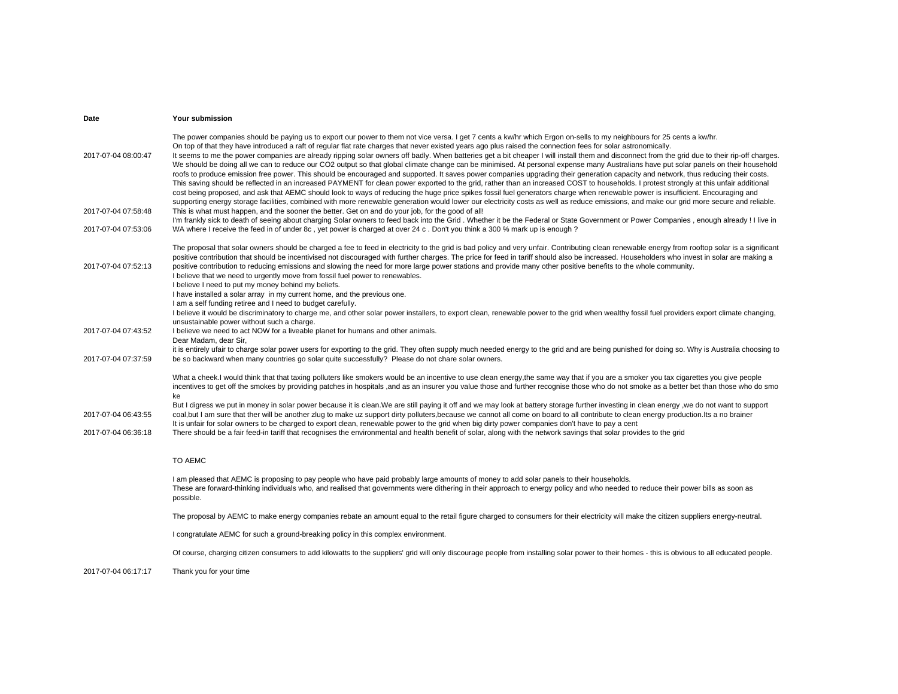| Date | Your submission |
| --- | --- |
| 2017-07-04 08:00:47 | The power companies should be paying us to export our power to them not vice versa. I get 7 cents a kw/hr which Ergon on-sells to my neighbours for 25 cents a kw/hr. On top of that they have introduced a raft of regular flat rate charges that never existed years ago plus raised the connection fees for solar astronomically. It seems to me the power companies are already ripping solar owners off badly. When batteries get a bit cheaper I will install them and disconnect from the grid due to their rip-off charges. |
| 2017-07-04 07:58:48 | We should be doing all we can to reduce our CO2 output so that global climate change can be minimised. At personal expense many Australians have put solar panels on their household roofs to produce emission free power. This should be encouraged and supported. It saves power companies upgrading their generation capacity and network, thus reducing their costs. This saving should be reflected in an increased PAYMENT for clean power exported to the grid, rather than an increased COST to households. I protest strongly at this unfair additional cost being proposed, and ask that AEMC should look to ways of reducing the huge price spikes fossil fuel generators charge when renewable power is insufficient. Encouraging and supporting energy storage facilities, combined with more renewable generation would lower our electricity costs as well as reduce emissions, and make our grid more secure and reliable. This is what must happen, and the sooner the better. Get on and do your job, for the good of all! |
| 2017-07-04 07:53:06 | I'm frankly sick to death of seeing about charging Solar owners to feed back into the Grid . Whether it be the Federal or State Government or Power Companies , enough already ! I live in WA where I receive the feed in of under 8c , yet power is charged at over 24 c . Don't you think a 300 % mark up is enough ? |
| 2017-07-04 07:52:13 | The proposal that solar owners should be charged a fee to feed in electricity to the grid is bad policy and very unfair. Contributing clean renewable energy from rooftop solar is a significant positive contribution that should be incentivised not discouraged with further charges. The price for feed in tariff should also be increased. Householders who invest in solar are making a positive contribution to reducing emissions and slowing the need for more large power stations and provide many other positive benefits to the whole community. |
| 2017-07-04 07:43:52 | I believe that we need to urgently move from fossil fuel power to renewables.<br>I believe I need to put my money behind my beliefs.<br>I have installed a solar array in my current home, and the previous one.<br>I am a self funding retiree and I need to budget carefully.<br>I believe it would be discriminatory to charge me, and other solar power installers, to export clean, renewable power to the grid when wealthy fossil fuel providers export climate changing, unsustainable power without such a charge.<br>I believe we need to act NOW for a liveable planet for humans and other animals. |
| 2017-07-04 07:37:59 | Dear Madam, dear Sir,<br>it is entirely ufair to charge solar power users for exporting to the grid. They often supply much needed energy to the grid and are being punished for doing so. Why is Australia choosing to be so backward when many countries go solar quite successfully? Please do not chare solar owners. |
| 2017-07-04 06:43:55 | What a cheek.I would think that that taxing polluters like smokers would be an incentive to use clean energy,the same way that if you are a smoker you tax cigarettes you give people incentives to get off the smokes by providing patches in hospitals ,and as an insurer you value those and further recognise those who do not smoke as a better bet than those who do smo ke<br>But I digress we put in money in solar power because it is clean.We are still paying it off and we may look at battery storage further investing in clean energy ,we do not want to support coal,but I am sure that ther will be another zlug to make uz support dirty polluters,because we cannot all come on board to all contribute to clean energy production.Its a no brainer |
| 2017-07-04 06:36:18 | It is unfair for solar owners to be charged to export clean, renewable power to the grid when big dirty power companies don't have to pay a cent<br>There should be a fair feed-in tariff that recognises the environmental and health benefit of solar, along with the network savings that solar provides to the grid |
| 2017-07-04 06:17:17 | TO AEMC<br><br>I am pleased that AEMC is proposing to pay people who have paid probably large amounts of money to add solar panels to their households.<br>These are forward-thinking individuals who, and realised that governments were dithering in their approach to energy policy and who needed to reduce their power bills as soon as possible.<br><br>The proposal by AEMC to make energy companies rebate an amount equal to the retail figure charged to consumers for their electricity will make the citizen suppliers energy-neutral.<br><br>I congratulate AEMC for such a ground-breaking policy in this complex environment.<br><br>Of course, charging citizen consumers to add kilowatts to the suppliers' grid will only discourage people from installing solar power to their homes - this is obvious to all educated people.<br><br>Thank you for your time |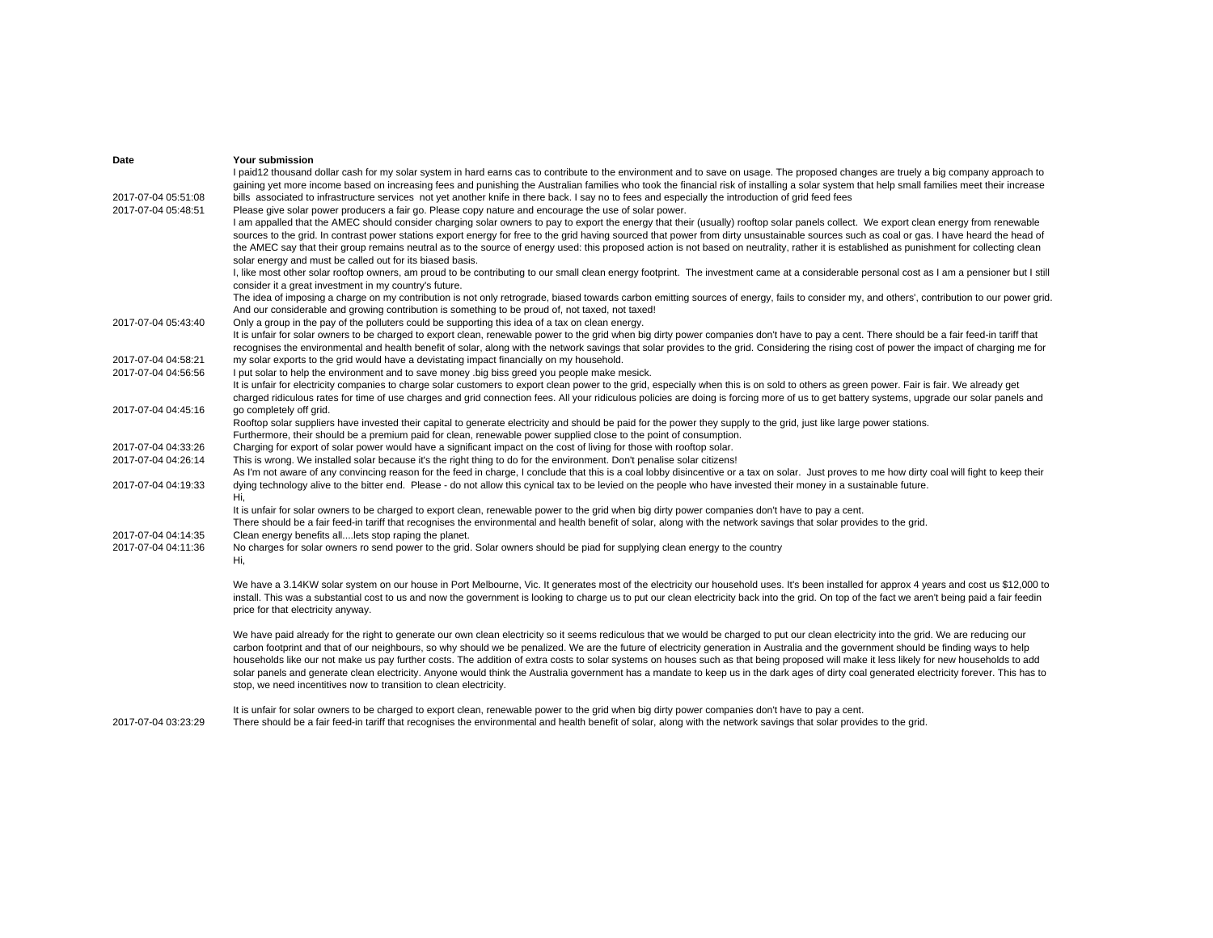| Date | Your submission |
|---|---|
| 2017-07-04 05:51:08 | I paid12 thousand dollar cash for my solar system in hard earns cas to contribute to the environment and to save on usage. The proposed changes are truely a big company approach to gaining yet more income based on increasing fees and punishing the Australian families who took the financial risk of installing a solar system that help small families meet their increase bills associated to infrastructure services not yet another knife in there back. I say no to fees and especially the introduction of grid feed fees |
| 2017-07-04 05:48:51 | Please give solar power producers a fair go. Please copy nature and encourage the use of solar power. |
| 2017-07-04 05:43:40 | I am appalled that the AMEC should consider charging solar owners to pay to export the energy that their (usually) rooftop solar panels collect. We export clean energy from renewable sources to the grid. In contrast power stations export energy for free to the grid having sourced that power from dirty unsustainable sources such as coal or gas. I have heard the head of the AMEC say that their group remains neutral as to the source of energy used: this proposed action is not based on neutrality, rather it is established as punishment for collecting clean solar energy and must be called out for its biased basis.<br>I, like most other solar rooftop owners, am proud to be contributing to our small clean energy footprint. The investment came at a considerable personal cost as I am a pensioner but I still consider it a great investment in my country's future.<br>The idea of imposing a charge on my contribution is not only retrograde, biased towards carbon emitting sources of energy, fails to consider my, and others', contribution to our power grid. And our considerable and growing contribution is something to be proud of, not taxed, not taxed!<br>Only a group in the pay of the polluters could be supporting this idea of a tax on clean energy. |
| 2017-07-04 04:58:21 | It is unfair for solar owners to be charged to export clean, renewable power to the grid when big dirty power companies don't have to pay a cent. There should be a fair feed-in tariff that recognises the environmental and health benefit of solar, along with the network savings that solar provides to the grid. Considering the rising cost of power the impact of charging me for my solar exports to the grid would have a devistating impact financially on my household. |
| 2017-07-04 04:56:56 | I put solar to help the environment and to save money .big biss greed you people make mesick. |
| 2017-07-04 04:45:16 | It is unfair for electricity companies to charge solar customers to export clean power to the grid, especially when this is on sold to others as green power. Fair is fair. We already get charged ridiculous rates for time of use charges and grid connection fees. All your ridiculous policies are doing is forcing more of us to get battery systems, upgrade our solar panels and go completely off grid. |
| 2017-07-04 04:33:26 | Rooftop solar suppliers have invested their capital to generate electricity and should be paid for the power they supply to the grid, just like large power stations.<br>Furthermore, their should be a premium paid for clean, renewable power supplied close to the point of consumption.<br>Charging for export of solar power would have a significant impact on the cost of living for those with rooftop solar. |
| 2017-07-04 04:26:14 | This is wrong. We installed solar because it's the right thing to do for the environment. Don't penalise solar citizens! |
| 2017-07-04 04:19:33 | As I'm not aware of any convincing reason for the feed in charge, I conclude that this is a coal lobby disincentive or a tax on solar. Just proves to me how dirty coal will fight to keep their dying technology alive to the bitter end. Please - do not allow this cynical tax to be levied on the people who have invested their money in a sustainable future. |
| 2017-07-04 04:14:35 | Hi,<br>It is unfair for solar owners to be charged to export clean, renewable power to the grid when big dirty power companies don't have to pay a cent.<br>There should be a fair feed-in tariff that recognises the environmental and health benefit of solar, along with the network savings that solar provides to the grid.<br>Clean energy benefits all....lets stop raping the planet. |
| 2017-07-04 04:11:36 | No charges for solar owners ro send power to the grid. Solar owners should be piad for supplying clean energy to the country |
| 2017-07-04 03:23:29 | Hi,<br><br>We have a 3.14KW solar system on our house in Port Melbourne, Vic. It generates most of the electricity our household uses. It's been installed for approx 4 years and cost us $12,000 to install. This was a substantial cost to us and now the government is looking to charge us to put our clean electricity back into the grid. On top of the fact we aren't being paid a fair feedin price for that electricity anyway.<br><br>We have paid already for the right to generate our own clean electricity so it seems rediculous that we would be charged to put our clean electricity into the grid. We are reducing our carbon footprint and that of our neighbours, so why should we be penalized. We are the future of electricity generation in Australia and the government should be finding ways to help households like our not make us pay further costs. The addition of extra costs to solar systems on houses such as that being proposed will make it less likely for new households to add solar panels and generate clean electricity. Anyone would think the Australia government has a mandate to keep us in the dark ages of dirty coal generated electricity forever. This has to stop, we need incentitives now to transition to clean electricity.<br><br>It is unfair for solar owners to be charged to export clean, renewable power to the grid when big dirty power companies don't have to pay a cent.<br>There should be a fair feed-in tariff that recognises the environmental and health benefit of solar, along with the network savings that solar provides to the grid. |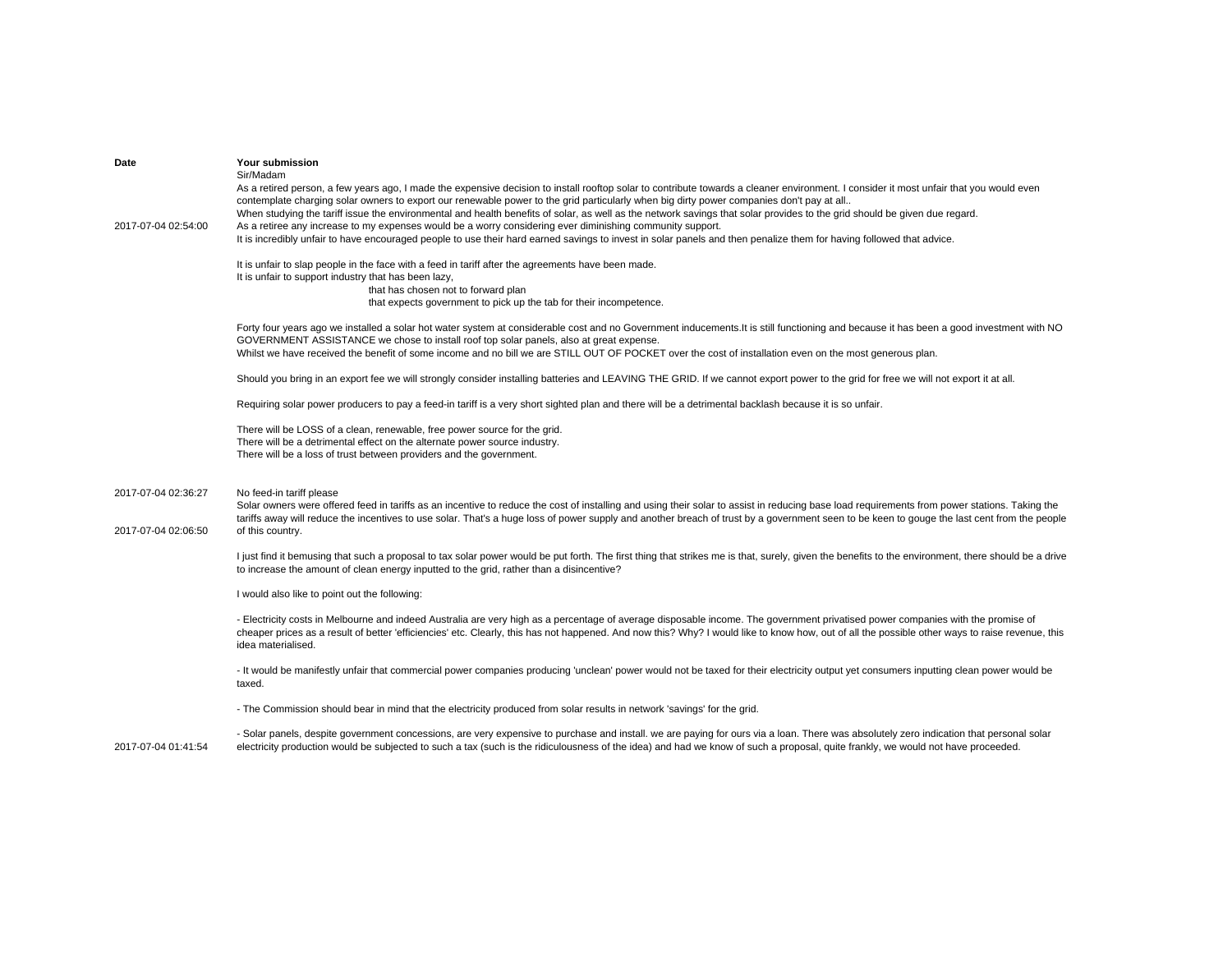| Date | Your submission |
|---|---|
| 2017-07-04 02:54:00 | Sir/Madam<br>As a retired person, a few years ago, I made the expensive decision to install rooftop solar to contribute towards a cleaner environment. I consider it most unfair that you would even contemplate charging solar owners to export our renewable power to the grid particularly when big dirty power companies don't pay at all..<br>When studying the tariff issue the environmental and health benefits of solar, as well as the network savings that solar provides to the grid should be given due regard.<br>As a retiree any increase to my expenses would be a worry considering ever diminishing community support.<br>It is incredibly unfair to have encouraged people to use their hard earned savings to invest in solar panels and then penalize them for having followed that advice.<br><br>It is unfair to slap people in the face with a feed in tariff after the agreements have been made.<br>It is unfair to support industry that has been lazy,<br>that has chosen not to forward plan<br>that expects government to pick up the tab for their incompetence.<br><br>Forty four years ago we installed a solar hot water system at considerable cost and no Government inducements.It is still functioning and because it has been a good investment with NO GOVERNMENT ASSISTANCE we chose to install roof top solar panels, also at great expense.<br>Whilst we have received the benefit of some income and no bill we are STILL OUT OF POCKET over the cost of installation even on the most generous plan.<br><br>Should you bring in an export fee we will strongly consider installing batteries and LEAVING THE GRID. If we cannot export power to the grid for free we will not export it at all.<br><br>Requiring solar power producers to pay a feed-in tariff is a very short sighted plan and there will be a detrimental backlash because it is so unfair.<br><br>There will be LOSS of a clean, renewable, free power source for the grid.<br>There will be a detrimental effect on the alternate power source industry.<br>There will be a loss of trust between providers and the government. |
| 2017-07-04 02:36:27 | No feed-in tariff please |
| 2017-07-04 02:06:50 | Solar owners were offered feed in tariffs as an incentive to reduce the cost of installing and using their solar to assist in reducing base load requirements from power stations. Taking the tariffs away will reduce the incentives to use solar. That's a huge loss of power supply and another breach of trust by a government seen to be keen to gouge the last cent from the people of this country. |
| 2017-07-04 01:41:54 | I just find it bemusing that such a proposal to tax solar power would be put forth. The first thing that strikes me is that, surely, given the benefits to the environment, there should be a drive to increase the amount of clean energy inputted to the grid, rather than a disincentive?<br><br>I would also like to point out the following:<br><br>- Electricity costs in Melbourne and indeed Australia are very high as a percentage of average disposable income. The government privatised power companies with the promise of cheaper prices as a result of better 'efficiencies' etc. Clearly, this has not happened. And now this? Why? I would like to know how, out of all the possible other ways to raise revenue, this idea materialised.<br><br>- It would be manifestly unfair that commercial power companies producing 'unclean' power would not be taxed for their electricity output yet consumers inputting clean power would be taxed.<br><br>- The Commission should bear in mind that the electricity produced from solar results in network 'savings' for the grid.<br><br>- Solar panels, despite government concessions, are very expensive to purchase and install. we are paying for ours via a loan. There was absolutely zero indication that personal solar electricity production would be subjected to such a tax (such is the ridiculousness of the idea) and had we know of such a proposal, quite frankly, we would not have proceeded. |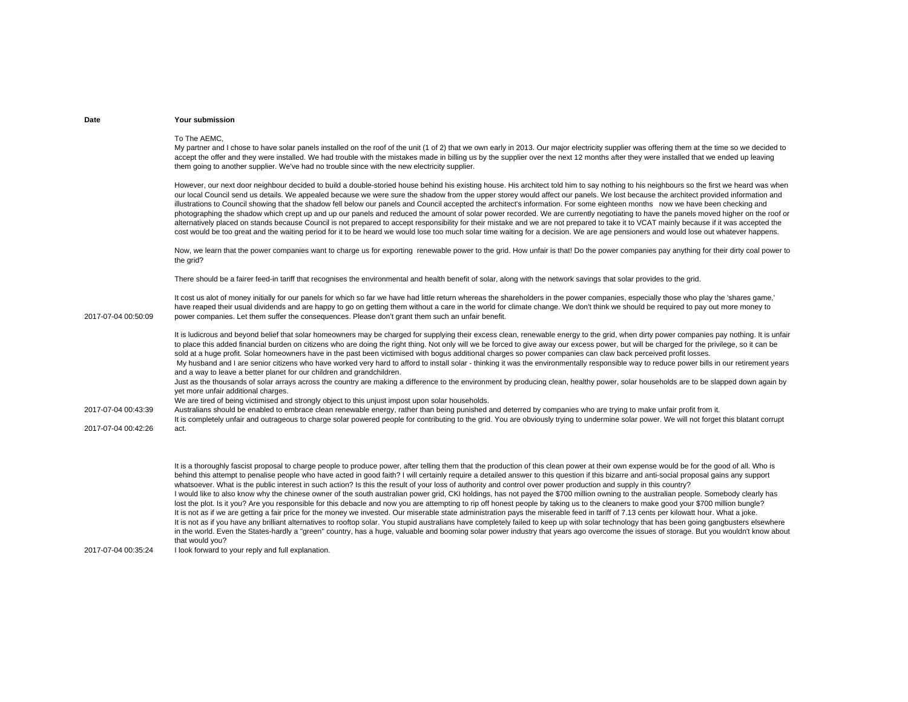| Date | Your submission |
|---|---|
| 2017-07-04 00:50:09 | To The AEMC,<br>My partner and I chose to have solar panels installed on the roof of the unit (1 of 2) that we own early in 2013. Our major electricity supplier was offering them at the time so we decided to accept the offer and they were installed. We had trouble with the mistakes made in billing us by the supplier over the next 12 months after they were installed that we ended up leaving them going to another supplier. We've had no trouble since with the new electricity supplier.<br><br>However, our next door neighbour decided to build a double-storied house behind his existing house. His architect told him to say nothing to his neighbours so the first we heard was when our local Council send us details. We appealed because we were sure the shadow from the upper storey would affect our panels. We lost because the architect provided information and illustrations to Council showing that the shadow fell below our panels and Council accepted the architect's information. For some eighteen months now we have been checking and photographing the shadow which crept up and up our panels and reduced the amount of solar power recorded. We are currently negotiating to have the panels moved higher on the roof or alternatively placed on stands because Council is not prepared to accept responsibility for their mistake and we are not prepared to take it to VCAT mainly because if it was accepted the cost would be too great and the waiting period for it to be heard we would lose too much solar time waiting for a decision. We are age pensioners and would lose out whatever happens.<br><br>Now, we learn that the power companies want to charge us for exporting renewable power to the grid. How unfair is that! Do the power companies pay anything for their dirty coal power to the grid?<br><br>There should be a fairer feed-in tariff that recognises the environmental and health benefit of solar, along with the network savings that solar provides to the grid.<br><br>It cost us alot of money initially for our panels for which so far we have had little return whereas the shareholders in the power companies, especially those who play the 'shares game,' have reaped their usual dividends and are happy to go on getting them without a care in the world for climate change. We don't think we should be required to pay out more money to power companies. Let them suffer the consequences. Please don't grant them such an unfair benefit. |
| 2017-07-04 00:43:39 | It is ludicrous and beyond belief that solar homeowners may be charged for supplying their excess clean, renewable energy to the grid, when dirty power companies pay nothing. It is unfair to place this added financial burden on citizens who are doing the right thing. Not only will we be forced to give away our excess power, but will be charged for the privilege, so it can be sold at a huge profit. Solar homeowners have in the past been victimised with bogus additional charges so power companies can claw back perceived profit losses.<br>My husband and I are senior citizens who have worked very hard to afford to install solar - thinking it was the environmentally responsible way to reduce power bills in our retirement years and a way to leave a better planet for our children and grandchildren.<br>Just as the thousands of solar arrays across the country are making a difference to the environment by producing clean, healthy power, solar households are to be slapped down again by yet more unfair additional charges.<br>We are tired of being victimised and strongly object to this unjust impost upon solar households.<br>Australians should be enabled to embrace clean renewable energy, rather than being punished and deterred by companies who are trying to make unfair profit from it. |
| 2017-07-04 00:42:26 | It is completely unfair and outrageous to charge solar powered people for contributing to the grid. You are obviously trying to undermine solar power. We will not forget this blatant corrupt act. |
| 2017-07-04 00:35:24 | It is a thoroughly fascist proposal to charge people to produce power, after telling them that the production of this clean power at their own expense would be for the good of all. Who is behind this attempt to penalise people who have acted in good faith? I will certainly require a detailed answer to this question if this bizarre and anti-social proposal gains any support whatsoever. What is the public interest in such action? Is this the result of your loss of authority and control over power production and supply in this country?<br>I would like to also know why the chinese owner of the south australian power grid, CKI holdings, has not payed the $700 million owning to the australian people. Somebody clearly has lost the plot. Is it you? Are you responsible for this debacle and now you are attempting to rip off honest people by taking us to the cleaners to make good your $700 million bungle?<br>It is not as if we are getting a fair price for the money we invested. Our miserable state administration pays the miserable feed in tariff of 7.13 cents per kilowatt hour. What a joke.<br>It is not as if you have any brilliant alternatives to rooftop solar. You stupid australians have completely failed to keep up with solar technology that has been going gangbusters elsewhere in the world. Even the States-hardly a "green" country, has a huge, valuable and booming solar power industry that years ago overcome the issues of storage. But you wouldn't know about that would you?<br>I look forward to your reply and full explanation. |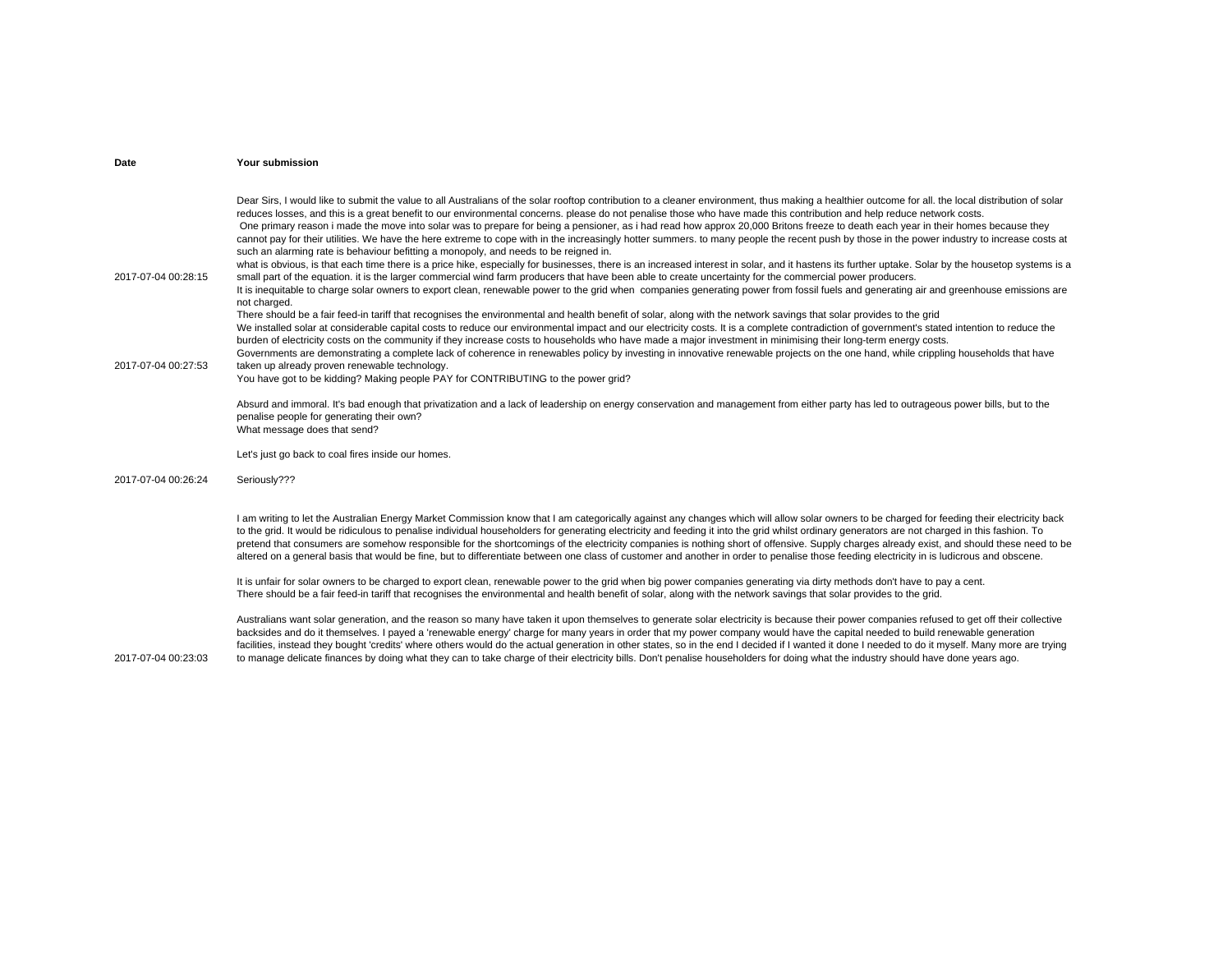| Date | Your submission |
|---|---|
| 2017-07-04 00:28:15 | Dear Sirs, I would like to submit the value to all Australians of the solar rooftop contribution to a cleaner environment, thus making a healthier outcome for all. the local distribution of solar reduces losses, and this is a great benefit to our environmental concerns. please do not penalise those who have made this contribution and help reduce network costs.<br>One primary reason i made the move into solar was to prepare for being a pensioner, as i had read how approx 20,000 Britons freeze to death each year in their homes because they cannot pay for their utilities. We have the here extreme to cope with in the increasingly hotter summers. to many people the recent push by those in the power industry to increase costs at such an alarming rate is behaviour befitting a monopoly, and needs to be reigned in.<br>what is obvious, is that each time there is a price hike, especially for businesses, there is an increased interest in solar, and it hastens its further uptake. Solar by the housetop systems is a small part of the equation. it is the larger commercial wind farm producers that have been able to create uncertainty for the commercial power producers. |
| 2017-07-04 00:27:53 | It is inequitable to charge solar owners to export clean, renewable power to the grid when companies generating power from fossil fuels and generating air and greenhouse emissions are not charged.<br>There should be a fair feed-in tariff that recognises the environmental and health benefit of solar, along with the network savings that solar provides to the grid<br>We installed solar at considerable capital costs to reduce our environmental impact and our electricity costs. It is a complete contradiction of government's stated intention to reduce the burden of electricity costs on the community if they increase costs to households who have made a major investment in minimising their long-term energy costs.<br>Governments are demonstrating a complete lack of coherence in renewables policy by investing in innovative renewable projects on the one hand, while crippling households that have taken up already proven renewable technology. |
| 2017-07-04 00:26:24 | You have got to be kidding? Making people PAY for CONTRIBUTING to the power grid?<br><br>Absurd and immoral. It's bad enough that privatization and a lack of leadership on energy conservation and management from either party has led to outrageous power bills, but to the penalise people for generating their own?<br>What message does that send?<br><br>Let's just go back to coal fires inside our homes.<br><br>Seriously??? |
| 2017-07-04 00:23:03 | I am writing to let the Australian Energy Market Commission know that I am categorically against any changes which will allow solar owners to be charged for feeding their electricity back to the grid. It would be ridiculous to penalise individual householders for generating electricity and feeding it into the grid whilst ordinary generators are not charged in this fashion. To pretend that consumers are somehow responsible for the shortcomings of the electricity companies is nothing short of offensive. Supply charges already exist, and should these need to be altered on a general basis that would be fine, but to differentiate between one class of customer and another in order to penalise those feeding electricity in is ludicrous and obscene.<br><br>It is unfair for solar owners to be charged to export clean, renewable power to the grid when big power companies generating via dirty methods don't have to pay a cent.<br>There should be a fair feed-in tariff that recognises the environmental and health benefit of solar, along with the network savings that solar provides to the grid.<br><br>Australians want solar generation, and the reason so many have taken it upon themselves to generate solar electricity is because their power companies refused to get off their collective backsides and do it themselves. I payed a 'renewable energy' charge for many years in order that my power company would have the capital needed to build renewable generation facilities, instead they bought 'credits' where others would do the actual generation in other states, so in the end I decided if I wanted it done I needed to do it myself. Many more are trying to manage delicate finances by doing what they can to take charge of their electricity bills. Don't penalise householders for doing what the industry should have done years ago. |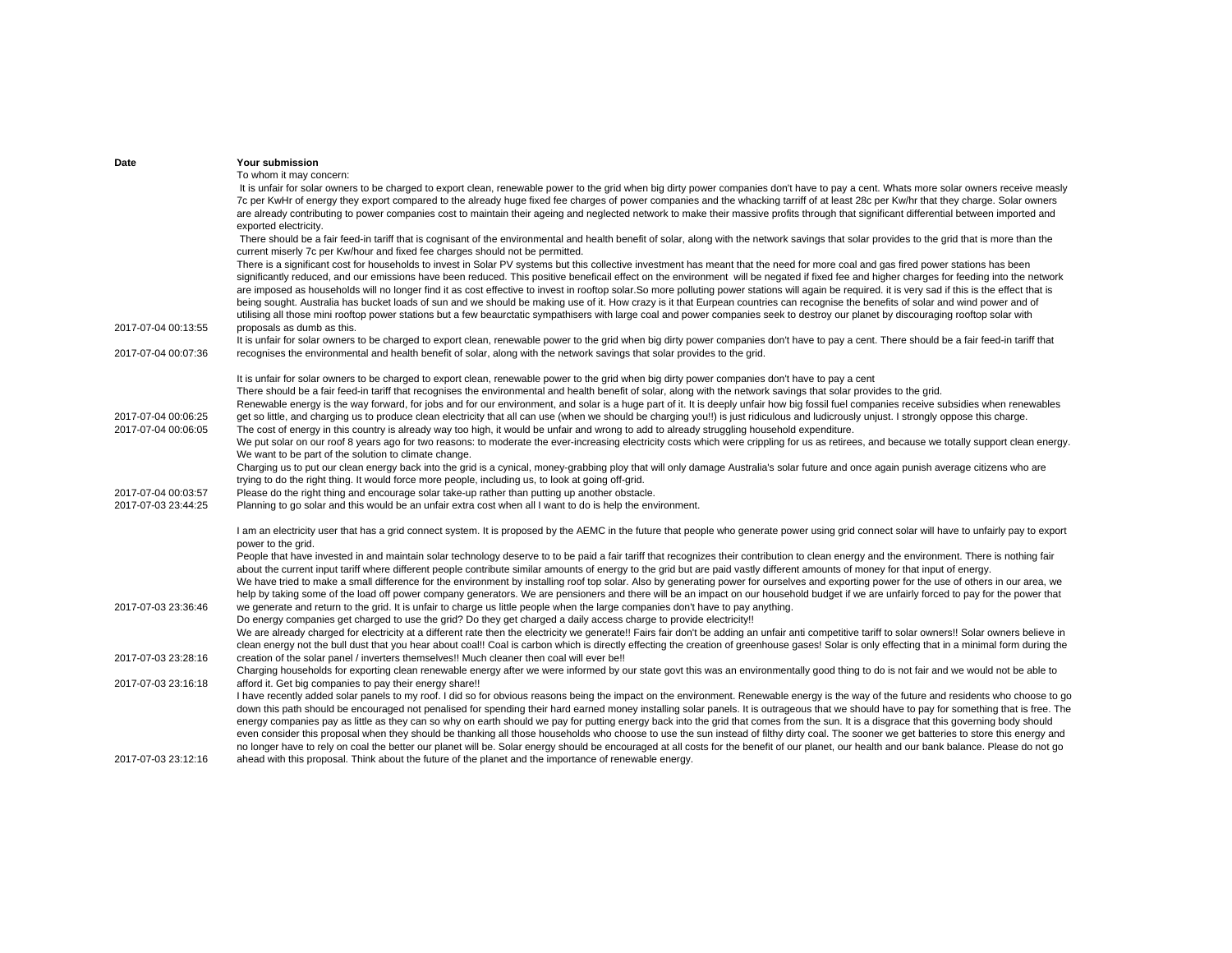| Date | Your submission |
|---|---|
| 2017-07-04 00:13:55 | To whom it may concern:<br> It is unfair for solar owners to be charged to export clean, renewable power to the grid when big dirty power companies don't have to pay a cent. Whats more solar owners receive measly 7c per KwHr of energy they export compared to the already huge fixed fee charges of power companies and the whacking tarriff of at least 28c per Kw/hr that they charge. Solar owners are already contributing to power companies cost to maintain their ageing and neglected network to make their massive profits through that significant differential between imported and exported electricity.<br> There should be a fair feed-in tariff that is cognisant of the environmental and health benefit of solar, along with the network savings that solar provides to the grid that is more than the current miserly 7c per Kw/hour and fixed fee charges should not be permitted.<br>There is a significant cost for households to invest in Solar PV systems but this collective investment has meant that the need for more coal and gas fired power stations has been significantly reduced, and our emissions have been reduced. This positive beneficail effect on the environment will be negated if fixed fee and higher charges for feeding into the network are imposed as households will no longer find it as cost effective to invest in rooftop solar.So more polluting power stations will again be required. it is very sad if this is the effect that is being sought. Australia has bucket loads of sun and we should be making use of it. How crazy is it that Eurpean countries can recognise the benefits of solar and wind power and of utilising all those mini rooftop power stations but a few beaurctatic sympathisers with large coal and power companies seek to destroy our planet by discouraging rooftop solar with proposals as dumb as this. |
| 2017-07-04 00:07:36 | It is unfair for solar owners to be charged to export clean, renewable power to the grid when big dirty power companies don't have to pay a cent. There should be a fair feed-in tariff that recognises the environmental and health benefit of solar, along with the network savings that solar provides to the grid. |
| 2017-07-04 00:06:25 | It is unfair for solar owners to be charged to export clean, renewable power to the grid when big dirty power companies don't have to pay a cent<br>There should be a fair feed-in tariff that recognises the environmental and health benefit of solar, along with the network savings that solar provides to the grid.<br>Renewable energy is the way forward, for jobs and for our environment, and solar is a huge part of it. It is deeply unfair how big fossil fuel companies receive subsidies when renewables get so little, and charging us to produce clean electricity that all can use (when we should be charging you!!) is just ridiculous and ludicrously unjust. I strongly oppose this charge. |
| 2017-07-04 00:06:05 | The cost of energy in this country is already way too high, it would be unfair and wrong to add to already struggling household expenditure. |
| 2017-07-04 00:03:57 | We put solar on our roof 8 years ago for two reasons: to moderate the ever-increasing electricity costs which were crippling for us as retirees, and because we totally support clean energy. We want to be part of the solution to climate change.<br>Charging us to put our clean energy back into the grid is a cynical, money-grabbing ploy that will only damage Australia's solar future and once again punish average citizens who are trying to do the right thing. It would force more people, including us, to look at going off-grid.<br>Please do the right thing and encourage solar take-up rather than putting up another obstacle. |
| 2017-07-03 23:44:25 | Planning to go solar and this would be an unfair extra cost when all I want to do is help the environment. |
| 2017-07-03 23:36:46 | I am an electricity user that has a grid connect system. It is proposed by the AEMC in the future that people who generate power using grid connect solar will have to unfairly pay to export power to the grid.<br>People that have invested in and maintain solar technology deserve to to be paid a fair tariff that recognizes their contribution to clean energy and the environment. There is nothing fair about the current input tariff where different people contribute similar amounts of energy to the grid but are paid vastly different amounts of money for that input of energy.<br>We have tried to make a small difference for the environment by installing roof top solar. Also by generating power for ourselves and exporting power for the use of others in our area, we help by taking some of the load off power company generators. We are pensioners and there will be an impact on our household budget if we are unfairly forced to pay for the power that we generate and return to the grid. It is unfair to charge us little people when the large companies don't have to pay anything. |
| 2017-07-03 23:28:16 | Do energy companies get charged to use the grid? Do they get charged a daily access charge to provide electricity!!<br>We are already charged for electricity at a different rate then the electricity we generate!! Fairs fair don't be adding an unfair anti competitive tariff to solar owners!! Solar owners believe in clean energy not the bull dust that you hear about coal!! Coal is carbon which is directly effecting the creation of greenhouse gases! Solar is only effecting that in a minimal form during the creation of the solar panel / inverters themselves!! Much cleaner then coal will ever be!! |
| 2017-07-03 23:16:18 | Charging households for exporting clean renewable energy after we were informed by our state govt this was an environmentally good thing to do is not fair and we would not be able to afford it. Get big companies to pay their energy share!! |
| 2017-07-03 23:12:16 | I have recently added solar panels to my roof. I did so for obvious reasons being the impact on the environment. Renewable energy is the way of the future and residents who choose to go down this path should be encouraged not penalised for spending their hard earned money installing solar panels. It is outrageous that we should have to pay for something that is free. The energy companies pay as little as they can so why on earth should we pay for putting energy back into the grid that comes from the sun. It is a disgrace that this governing body should even consider this proposal when they should be thanking all those households who choose to use the sun instead of filthy dirty coal. The sooner we get batteries to store this energy and no longer have to rely on coal the better our planet will be. Solar energy should be encouraged at all costs for the benefit of our planet, our health and our bank balance. Please do not go ahead with this proposal. Think about the future of the planet and the importance of renewable energy. |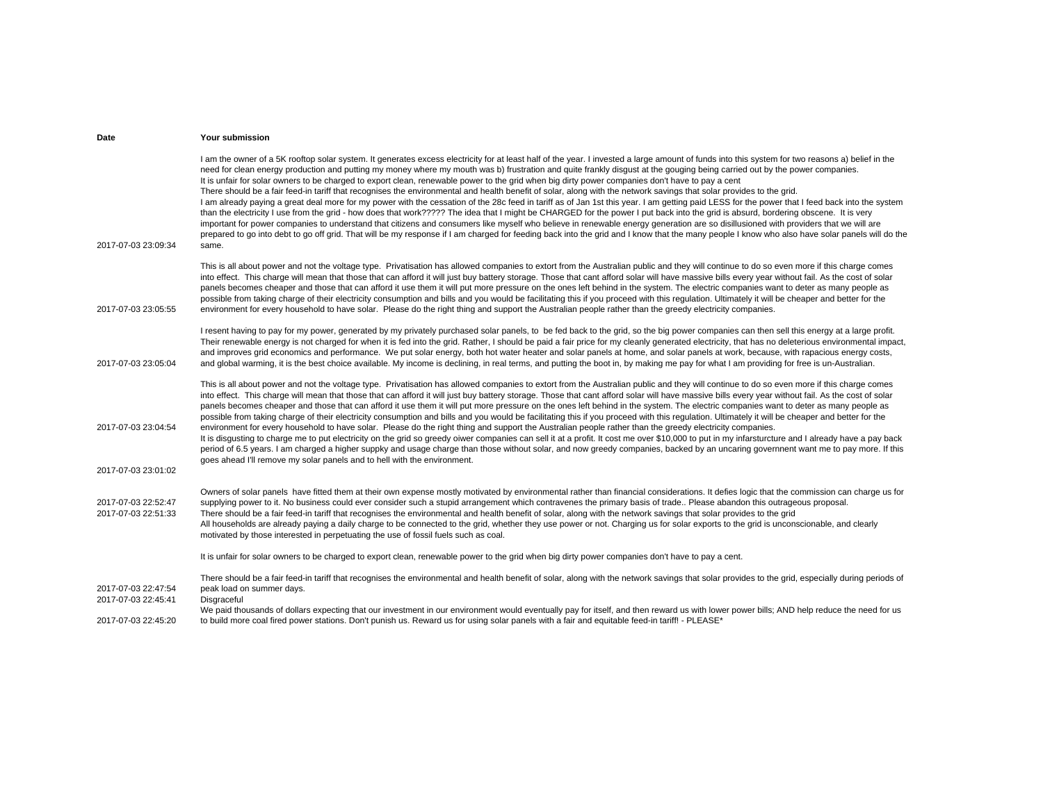| Date | Your submission |
|---|---|
| 2017-07-03 23:09:34 | I am the owner of a 5K rooftop solar system. It generates excess electricity for at least half of the year. I invested a large amount of funds into this system for two reasons a) belief in the need for clean energy production and putting my money where my mouth was b) frustration and quite frankly disgust at the gouging being carried out by the power companies.<br>It is unfair for solar owners to be charged to export clean, renewable power to the grid when big dirty power companies don't have to pay a cent<br>There should be a fair feed-in tariff that recognises the environmental and health benefit of solar, along with the network savings that solar provides to the grid.<br>I am already paying a great deal more for my power with the cessation of the 28c feed in tariff as of Jan 1st this year. I am getting paid LESS for the power that I feed back into the system than the electricity I use from the grid - how does that work????? The idea that I might be CHARGED for the power I put back into the grid is absurd, bordering obscene. It is very important for power companies to understand that citizens and consumers like myself who believe in renewable energy generation are so disillusioned with providers that we will are prepared to go into debt to go off grid. That will be my response if I am charged for feeding back into the grid and I know that the many people I know who also have solar panels will do the same. |
| 2017-07-03 23:05:55 | This is all about power and not the voltage type. Privatisation has allowed companies to extort from the Australian public and they will continue to do so even more if this charge comes into effect. This charge will mean that those that can afford it will just buy battery storage. Those that cant afford solar will have massive bills every year without fail. As the cost of solar panels becomes cheaper and those that can afford it use them it will put more pressure on the ones left behind in the system. The electric companies want to deter as many people as possible from taking charge of their electricity consumption and bills and you would be facilitating this if you proceed with this regulation. Ultimately it will be cheaper and better for the environment for every household to have solar. Please do the right thing and support the Australian people rather than the greedy electricity companies. |
| 2017-07-03 23:05:04 | I resent having to pay for my power, generated by my privately purchased solar panels, to be fed back to the grid, so the big power companies can then sell this energy at a large profit. Their renewable energy is not charged for when it is fed into the grid. Rather, I should be paid a fair price for my cleanly generated electricity, that has no deleterious environmental impact, and improves grid economics and performance. We put solar energy, both hot water heater and solar panels at home, and solar panels at work, because, with rapacious energy costs, and global warming, it is the best choice available. My income is declining, in real terms, and putting the boot in, by making me pay for what I am providing for free is un-Australian. |
| 2017-07-03 23:04:54 | This is all about power and not the voltage type. Privatisation has allowed companies to extort from the Australian public and they will continue to do so even more if this charge comes into effect. This charge will mean that those that can afford it will just buy battery storage. Those that cant afford solar will have massive bills every year without fail. As the cost of solar panels becomes cheaper and those that can afford it use them it will put more pressure on the ones left behind in the system. The electric companies want to deter as many people as possible from taking charge of their electricity consumption and bills and you would be facilitating this if you proceed with this regulation. Ultimately it will be cheaper and better for the environment for every household to have solar. Please do the right thing and support the Australian people rather than the greedy electricity companies. |
| 2017-07-03 23:01:02 | It is disgusting to charge me to put electricity on the grid so greedy oiwer companies can sell it at a profit. It cost me over $10,000 to put in my infarsturcture and I already have a pay back period of 6.5 years. I am charged a higher suppky and usage charge than those without solar, and now greedy companies, backed by an uncaring govermnent want me to pay more. If this goes ahead I'll remove my solar panels and to hell with the environment. |
| 2017-07-03 22:52:47 | Owners of solar panels have fitted them at their own expense mostly motivated by environmental rather than financial considerations. It defies logic that the commission can charge us for supplying power to it. No business could ever consider such a stupid arrangement which contravenes the primary basis of trade.. Please abandon this outrageous proposal. |
| 2017-07-03 22:51:33 | There should be a fair feed-in tariff that recognises the environmental and health benefit of solar, along with the network savings that solar provides to the grid |
| 2017-07-03 22:47:54 | All households are already paying a daily charge to be connected to the grid, whether they use power or not. Charging us for solar exports to the grid is unconscionable, and clearly motivated by those interested in perpetuating the use of fossil fuels such as coal.<br><br>It is unfair for solar owners to be charged to export clean, renewable power to the grid when big dirty power companies don't have to pay a cent.<br><br>There should be a fair feed-in tariff that recognises the environmental and health benefit of solar, along with the network savings that solar provides to the grid, especially during periods of peak load on summer days. |
| 2017-07-03 22:45:41 | Disgraceful |
| 2017-07-03 22:45:20 | We paid thousands of dollars expecting that our investment in our environment would eventually pay for itself, and then reward us with lower power bills; AND help reduce the need for us to build more coal fired power stations. Don't punish us. Reward us for using solar panels with a fair and equitable feed-in tariff! - PLEASE* |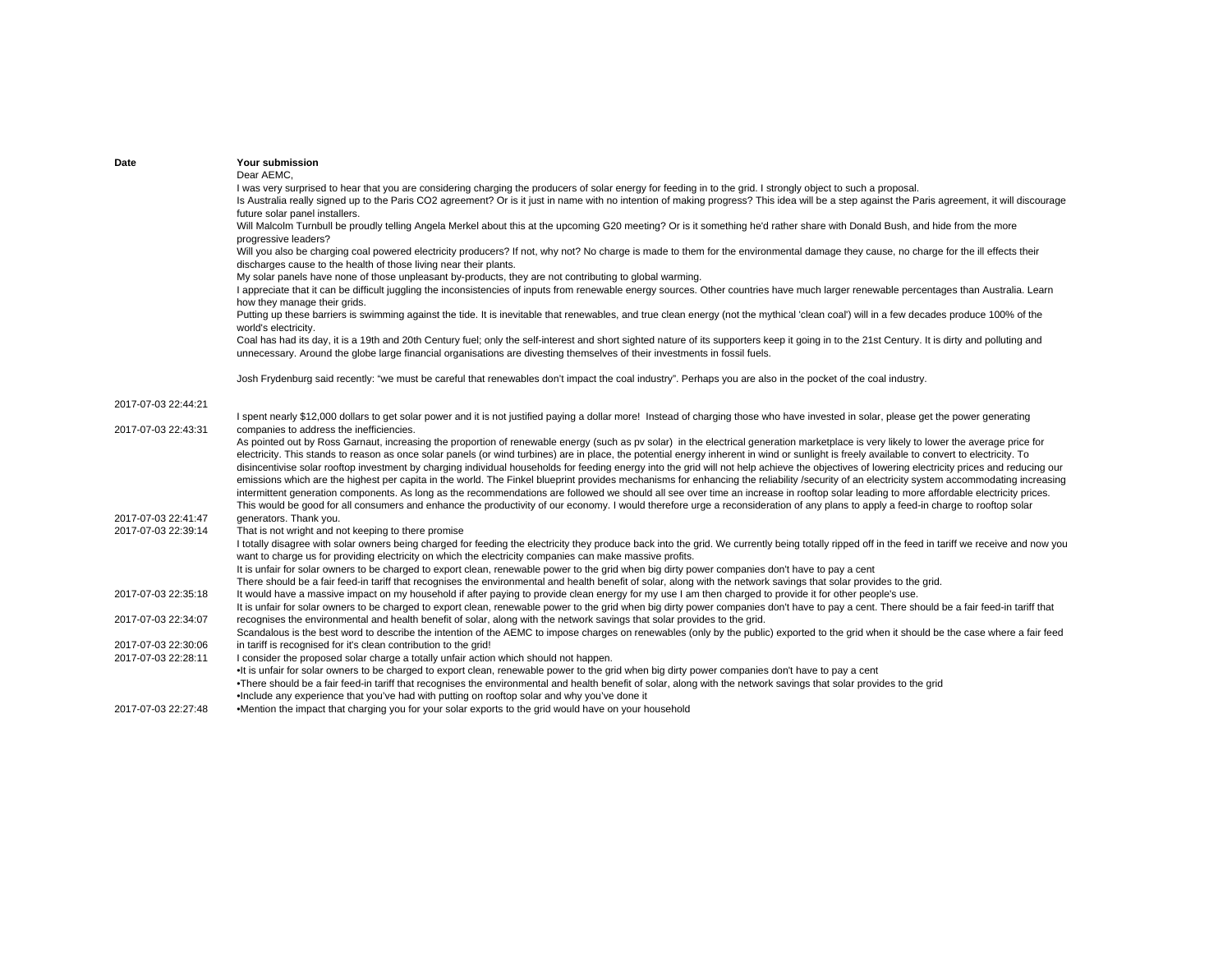| Date | Your submission |
|---|---|
| 2017-07-03 22:44:21 | Dear AEMC, I was very surprised to hear that you are considering charging the producers of solar energy for feeding in to the grid. I strongly object to such a proposal. Is Australia really signed up to the Paris CO2 agreement? Or is it just in name with no intention of making progress? This idea will be a step against the Paris agreement, it will discourage future solar panel installers. Will Malcolm Turnbull be proudly telling Angela Merkel about this at the upcoming G20 meeting? Or is it something he'd rather share with Donald Bush, and hide from the more progressive leaders? Will you also be charging coal powered electricity producers? If not, why not? No charge is made to them for the environmental damage they cause, no charge for the ill effects their discharges cause to the health of those living near their plants. My solar panels have none of those unpleasant by-products, they are not contributing to global warming. I appreciate that it can be difficult juggling the inconsistencies of inputs from renewable energy sources. Other countries have much larger renewable percentages than Australia. Learn how they manage their grids. Putting up these barriers is swimming against the tide. It is inevitable that renewables, and true clean energy (not the mythical 'clean coal') will in a few decades produce 100% of the world's electricity. Coal has had its day, it is a 19th and 20th Century fuel; only the self-interest and short sighted nature of its supporters keep it going in to the 21st Century. It is dirty and polluting and unnecessary. Around the globe large financial organisations are divesting themselves of their investments in fossil fuels. Josh Frydenburg said recently: "we must be careful that renewables don't impact the coal industry". Perhaps you are also in the pocket of the coal industry. |
| 2017-07-03 22:43:31 | I spent nearly $12,000 dollars to get solar power and it is not justified paying a dollar more! Instead of charging those who have invested in solar, please get the power generating companies to address the inefficiencies. |
| 2017-07-03 22:41:47 | As pointed out by Ross Garnaut, increasing the proportion of renewable energy (such as pv solar) in the electrical generation marketplace is very likely to lower the average price for electricity. This stands to reason as once solar panels (or wind turbines) are in place, the potential energy inherent in wind or sunlight is freely available to convert to electricity. To disincentivise solar rooftop investment by charging individual households for feeding energy into the grid will not help achieve the objectives of lowering electricity prices and reducing our emissions which are the highest per capita in the world. The Finkel blueprint provides mechanisms for enhancing the reliability /security of an electricity system accommodating increasing intermittent generation components. As long as the recommendations are followed we should all see over time an increase in rooftop solar leading to more affordable electricity prices. This would be good for all consumers and enhance the productivity of our economy. I would therefore urge a reconsideration of any plans to apply a feed-in charge to rooftop solar generators. Thank you. |
| 2017-07-03 22:39:14 | That is not wright and not keeping to there promise |
| 2017-07-03 22:35:18 | I totally disagree with solar owners being charged for feeding the electricity they produce back into the grid. We currently being totally ripped off in the feed in tariff we receive and now you want to charge us for providing electricity on which the electricity companies can make massive profits. It is unfair for solar owners to be charged to export clean, renewable power to the grid when big dirty power companies don't have to pay a cent There should be a fair feed-in tariff that recognises the environmental and health benefit of solar, along with the network savings that solar provides to the grid. It would have a massive impact on my household if after paying to provide clean energy for my use I am then charged to provide it for other people's use. |
| 2017-07-03 22:34:07 | It is unfair for solar owners to be charged to export clean, renewable power to the grid when big dirty power companies don't have to pay a cent. There should be a fair feed-in tariff that recognises the environmental and health benefit of solar, along with the network savings that solar provides to the grid. |
| 2017-07-03 22:30:06 | Scandalous is the best word to describe the intention of the AEMC to impose charges on renewables (only by the public) exported to the grid when it should be the case where a fair feed in tariff is recognised for it's clean contribution to the grid! |
| 2017-07-03 22:28:11 | I consider the proposed solar charge a totally unfair action which should not happen. |
| 2017-07-03 22:27:48 | •It is unfair for solar owners to be charged to export clean, renewable power to the grid when big dirty power companies don't have to pay a cent •There should be a fair feed-in tariff that recognises the environmental and health benefit of solar, along with the network savings that solar provides to the grid •Include any experience that you've had with putting on rooftop solar and why you've done it •Mention the impact that charging you for your solar exports to the grid would have on your household |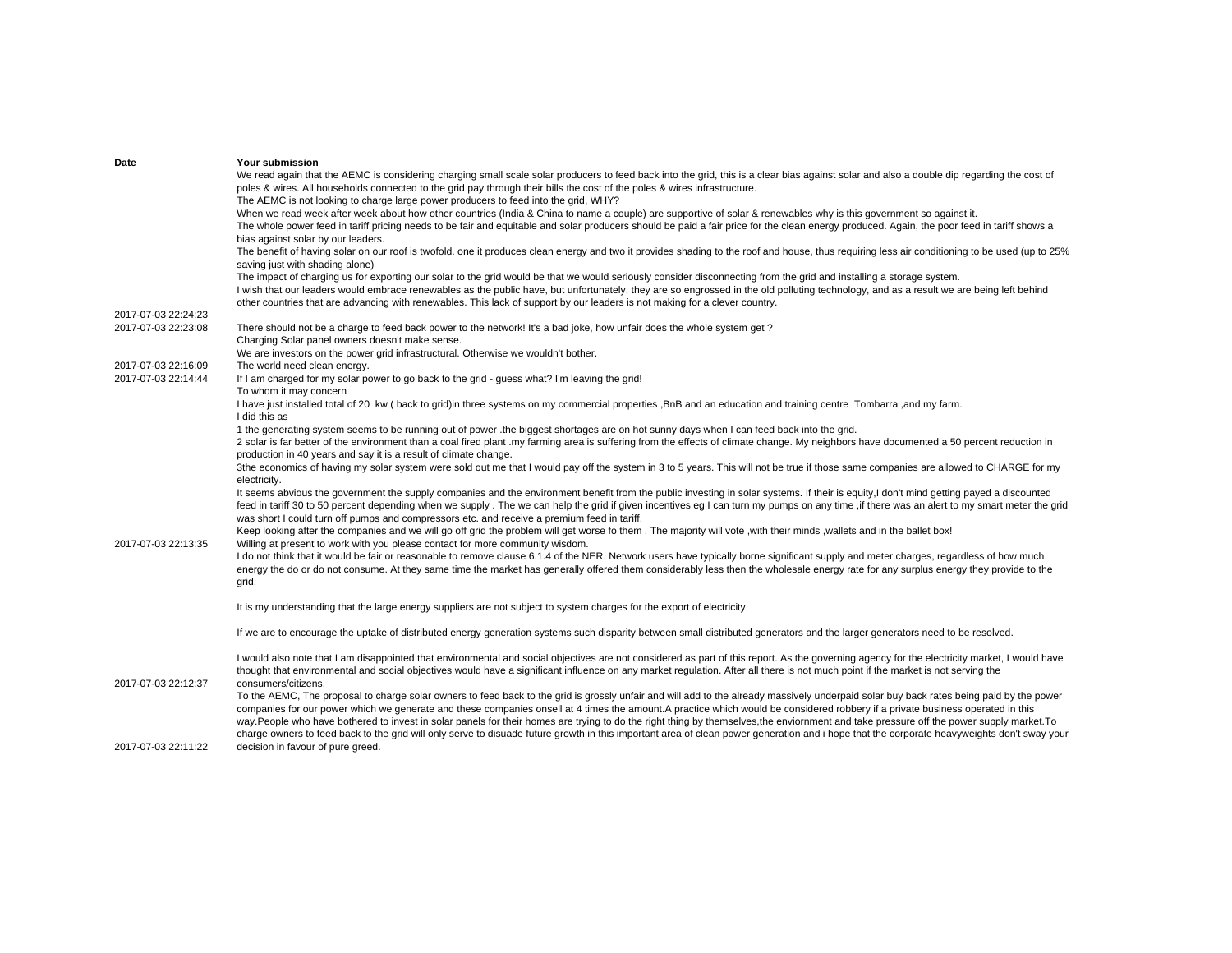| Date | Your submission |
|---|---|
| 2017-07-03 22:24:23 | We read again that the AEMC is considering charging small scale solar producers to feed back into the grid, this is a clear bias against solar and also a double dip regarding the cost of poles & wires. All households connected to the grid pay through their bills the cost of the poles & wires infrastructure.<br>The AEMC is not looking to charge large power producers to feed into the grid, WHY?<br>When we read week after week about how other countries (India & China to name a couple) are supportive of solar & renewables why is this government so against it.<br>The whole power feed in tariff pricing needs to be fair and equitable and solar producers should be paid a fair price for the clean energy produced. Again, the poor feed in tariff shows a bias against solar by our leaders.<br>The benefit of having solar on our roof is twofold. one it produces clean energy and two it provides shading to the roof and house, thus requiring less air conditioning to be used (up to 25% saving just with shading alone)<br>The impact of charging us for exporting our solar to the grid would be that we would seriously consider disconnecting from the grid and installing a storage system.<br>I wish that our leaders would embrace renewables as the public have, but unfortunately, they are so engrossed in the old polluting technology, and as a result we are being left behind other countries that are advancing with renewables. This lack of support by our leaders is not making for a clever country. |
| 2017-07-03 22:23:08 | There should not be a charge to feed back power to the network! It's a bad joke, how unfair does the whole system get ? |
| 2017-07-03 22:16:09 | Charging Solar panel owners doesn't make sense.<br>We are investors on the power grid infrastructural. Otherwise we wouldn't bother.<br>The world need clean energy. |
| 2017-07-03 22:14:44 | If I am charged for my solar power to go back to the grid - guess what? I'm leaving the grid! |
| 2017-07-03 22:13:35 | To whom it may concern<br>I have just installed total of 20 kw ( back to grid)in three systems on my commercial properties ,BnB and an education and training centre Tombarra ,and my farm.<br>I did this as<br>1 the generating system seems to be running out of power .the biggest shortages are on hot sunny days when I can feed back into the grid.<br>2 solar is far better of the environment than a coal fired plant .my farming area is suffering from the effects of climate change. My neighbors have documented a 50 percent reduction in production in 40 years and say it is a result of climate change.<br>3the economics of having my solar system were sold out me that I would pay off the system in 3 to 5 years. This will not be true if those same companies are allowed to CHARGE for my electricity.<br>It seems abvious the government the supply companies and the environment benefit from the public investing in solar systems. If their is equity,I don't mind getting payed a discounted feed in tariff 30 to 50 percent depending when we supply . The we can help the grid if given incentives eg I can turn my pumps on any time ,if there was an alert to my smart meter the grid was short I could turn off pumps and compressors etc. and receive a premium feed in tariff.<br>Keep looking after the companies and we will go off grid the problem will get worse fo them . The majority will vote ,with their minds ,wallets and in the ballet box!<br>Willing at present to work with you please contact for more community wisdom. |
| 2017-07-03 22:12:37 | I do not think that it would be fair or reasonable to remove clause 6.1.4 of the NER. Network users have typically borne significant supply and meter charges, regardless of how much energy the do or do not consume. At they same time the market has generally offered them considerably less then the wholesale energy rate for any surplus energy they provide to the grid.<br><br>It is my understanding that the large energy suppliers are not subject to system charges for the export of electricity.<br><br>If we are to encourage the uptake of distributed energy generation systems such disparity between small distributed generators and the larger generators need to be resolved.<br><br>I would also note that I am disappointed that environmental and social objectives are not considered as part of this report. As the governing agency for the electricity market, I would have thought that environmental and social objectives would have a significant influence on any market regulation. After all there is not much point if the market is not serving the consumers/citizens. |
| 2017-07-03 22:11:22 | To the AEMC, The proposal to charge solar owners to feed back to the grid is grossly unfair and will add to the already massively underpaid solar buy back rates being paid by the power companies for our power which we generate and these companies onsell at 4 times the amount.A practice which would be considered robbery if a private business operated in this way.People who have bothered to invest in solar panels for their homes are trying to do the right thing by themselves,the enviornment and take pressure off the power supply market.To charge owners to feed back to the grid will only serve to disuade future growth in this important area of clean power generation and i hope that the corporate heavyweights don't sway your decision in favour of pure greed. |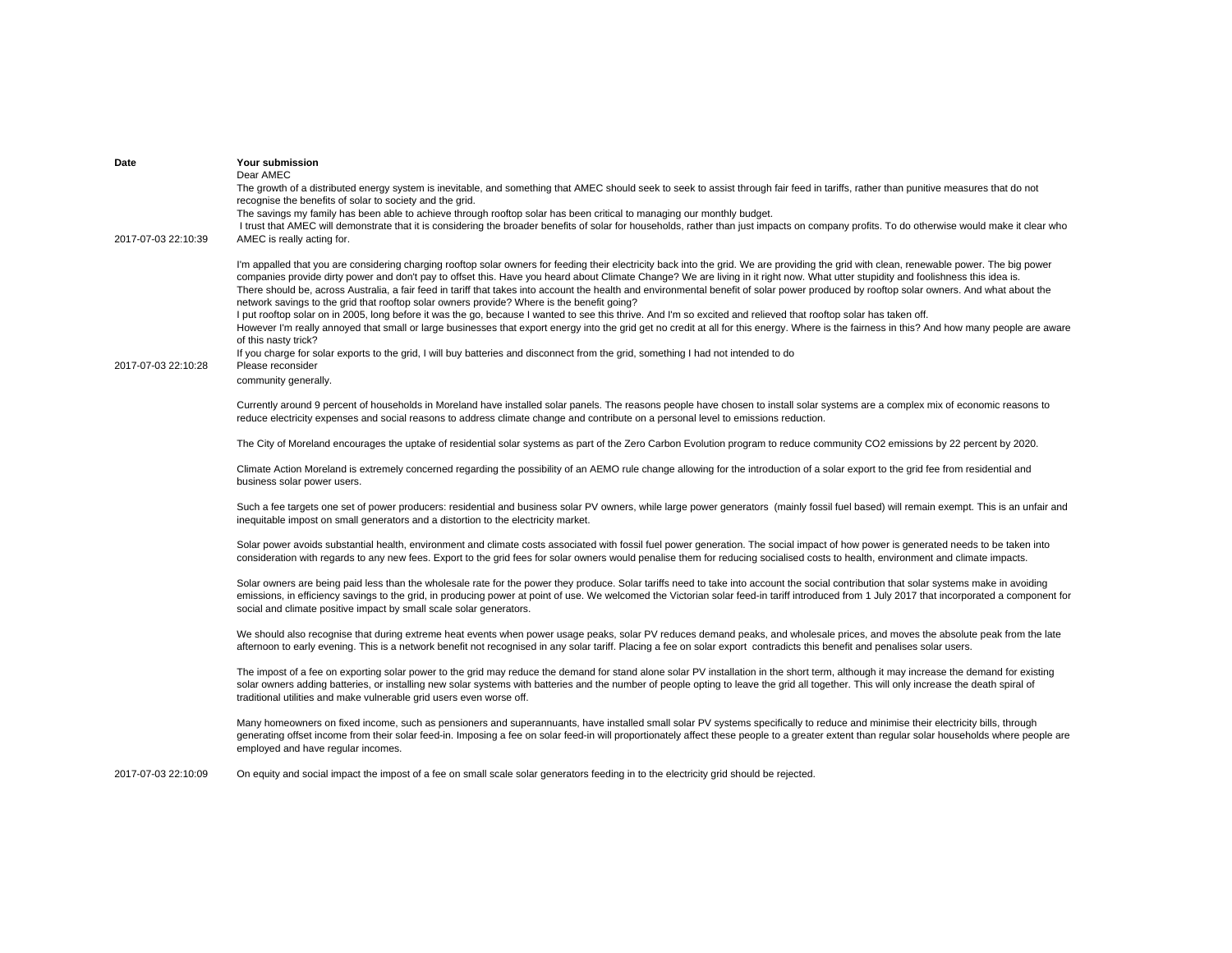| Date | Your submission |
|---|---|
| 2017-07-03 22:10:39 | Dear AMEC<br>The growth of a distributed energy system is inevitable, and something that AMEC should seek to seek to assist through fair feed in tariffs, rather than punitive measures that do not recognise the benefits of solar to society and the grid.<br>The savings my family has been able to achieve through rooftop solar has been critical to managing our monthly budget.<br>I trust that AMEC will demonstrate that it is considering the broader benefits of solar for households, rather than just impacts on company profits. To do otherwise would make it clear who AMEC is really acting for. |
| 2017-07-03 22:10:28 | I'm appalled that you are considering charging rooftop solar owners for feeding their electricity back into the grid. We are providing the grid with clean, renewable power. The big power companies provide dirty power and don't pay to offset this. Have you heard about Climate Change? We are living in it right now. What utter stupidity and foolishness this idea is.<br>There should be, across Australia, a fair feed in tariff that takes into account the health and environmental benefit of solar power produced by rooftop solar owners. And what about the network savings to the grid that rooftop solar owners provide? Where is the benefit going?<br>I put rooftop solar on in 2005, long before it was the go, because I wanted to see this thrive. And I'm so excited and relieved that rooftop solar has taken off.<br>However I'm really annoyed that small or large businesses that export energy into the grid get no credit at all for this energy. Where is the fairness in this? And how many people are aware of this nasty trick?<br>If you charge for solar exports to the grid, I will buy batteries and disconnect from the grid, something I had not intended to do<br>Please reconsider |
| 2017-07-03 22:10:09 | community generally.<br><br>Currently around 9 percent of households in Moreland have installed solar panels. The reasons people have chosen to install solar systems are a complex mix of economic reasons to reduce electricity expenses and social reasons to address climate change and contribute on a personal level to emissions reduction.<br><br>The City of Moreland encourages the uptake of residential solar systems as part of the Zero Carbon Evolution program to reduce community $CO_2$ emissions by 22 percent by 2020.<br><br>Climate Action Moreland is extremely concerned regarding the possibility of an AEMO rule change allowing for the introduction of a solar export to the grid fee from residential and business solar power users.<br><br>Such a fee targets one set of power producers: residential and business solar PV owners, while large power generators (mainly fossil fuel based) will remain exempt. This is an unfair and inequitable impost on small generators and a distortion to the electricity market.<br><br>Solar power avoids substantial health, environment and climate costs associated with fossil fuel power generation. The social impact of how power is generated needs to be taken into consideration with regards to any new fees. Export to the grid fees for solar owners would penalise them for reducing socialised costs to health, environment and climate impacts.<br><br>Solar owners are being paid less than the wholesale rate for the power they produce. Solar tariffs need to take into account the social contribution that solar systems make in avoiding emissions, in efficiency savings to the grid, in producing power at point of use. We welcomed the Victorian solar feed-in tariff introduced from 1 July 2017 that incorporated a component for social and climate positive impact by small scale solar generators.<br><br>We should also recognise that during extreme heat events when power usage peaks, solar PV reduces demand peaks, and wholesale prices, and moves the absolute peak from the late afternoon to early evening. This is a network benefit not recognised in any solar tariff. Placing a fee on solar export contradicts this benefit and penalises solar users.<br><br>The impost of a fee on exporting solar power to the grid may reduce the demand for stand alone solar PV installation in the short term, although it may increase the demand for existing solar owners adding batteries, or installing new solar systems with batteries and the number of people opting to leave the grid all together. This will only increase the death spiral of traditional utilities and make vulnerable grid users even worse off.<br><br>Many homeowners on fixed income, such as pensioners and superannuants, have installed small solar PV systems specifically to reduce and minimise their electricity bills, through generating offset income from their solar feed-in. Imposing a fee on solar feed-in will proportionately affect these people to a greater extent than regular solar households where people are employed and have regular incomes.<br><br>On equity and social impact the impost of a fee on small scale solar generators feeding in to the electricity grid should be rejected. |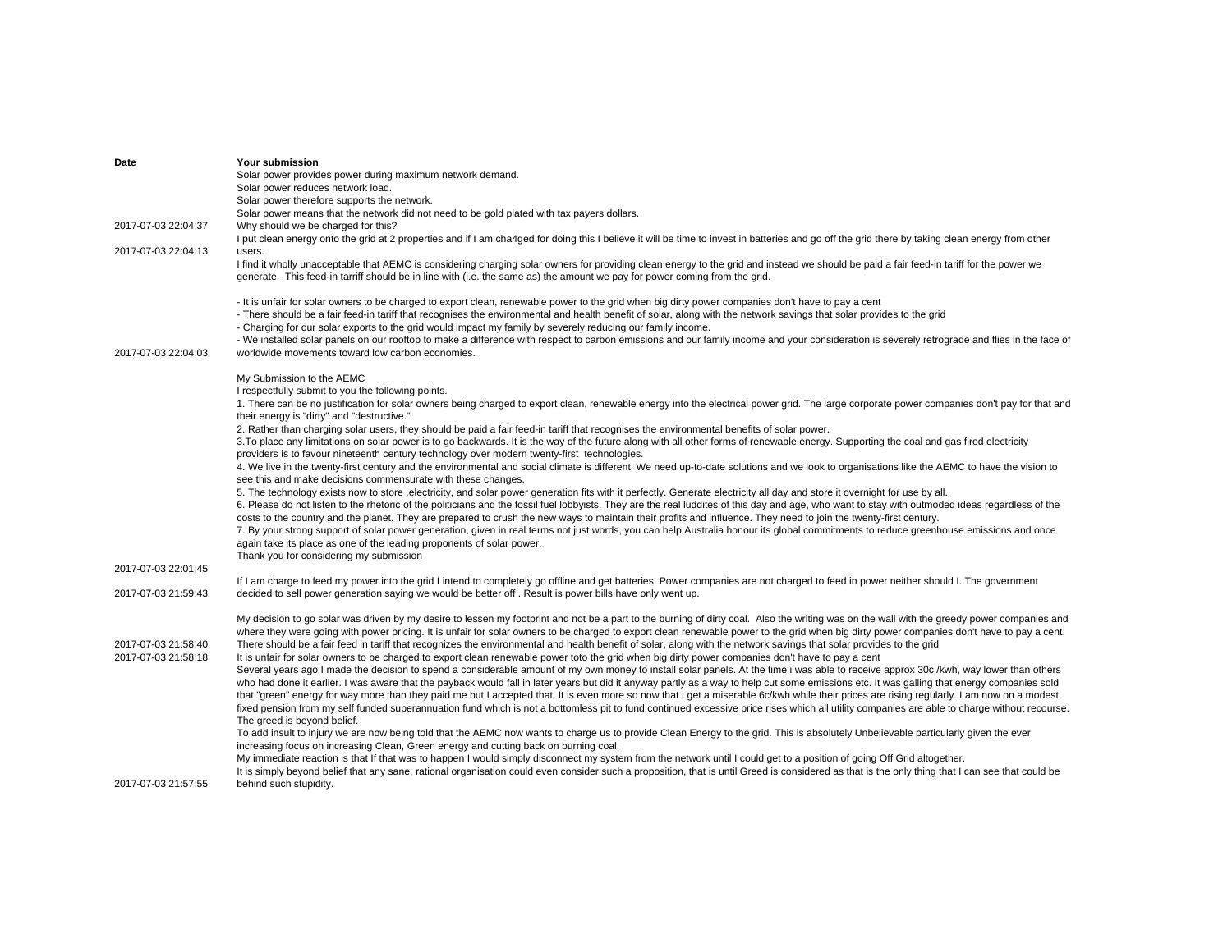| Date | Your submission |
| --- | --- |
| 2017-07-03 22:04:37 | Solar power provides power during maximum network demand.<br>Solar power reduces network load.<br>Solar power therefore supports the network.<br>Solar power means that the network did not need to be gold plated with tax payers dollars.<br>Why should we be charged for this? |
| 2017-07-03 22:04:13 | I put clean energy onto the grid at 2 properties and if I am cha4ged for doing this I believe it will be time to invest in batteries and go off the grid there by taking clean energy from other users. |
| 2017-07-03 22:04:03 | I find it wholly unacceptable that AEMC is considering charging solar owners for providing clean energy to the grid and instead we should be paid a fair feed-in tariff for the power we generate. This feed-in tarriff should be in line with (i.e. the same as) the amount we pay for power coming from the grid.<br><br>- It is unfair for solar owners to be charged to export clean, renewable power to the grid when big dirty power companies don't have to pay a cent<br>- There should be a fair feed-in tariff that recognises the environmental and health benefit of solar, along with the network savings that solar provides to the grid<br>- Charging for our solar exports to the grid would impact my family by severely reducing our family income.<br>- We installed solar panels on our rooftop to make a difference with respect to carbon emissions and our family income and your consideration is severely retrograde and flies in the face of worldwide movements toward low carbon economies. |
| 2017-07-03 22:01:45 | My Submission to the AEMC<br>I respectfully submit to you the following points.<br>1. There can be no justification for solar owners being charged to export clean, renewable energy into the electrical power grid. The large corporate power companies don't pay for that and their energy is "dirty" and "destructive."<br>2. Rather than charging solar users, they should be paid a fair feed-in tariff that recognises the environmental benefits of solar power.<br>3.To place any limitations on solar power is to go backwards. It is the way of the future along with all other forms of renewable energy. Supporting the coal and gas fired electricity providers is to favour nineteenth century technology over modern twenty-first technologies.<br>4. We live in the twenty-first century and the environmental and social climate is different. We need up-to-date solutions and we look to organisations like the AEMC to have the vision to see this and make decisions commensurate with these changes.<br>5. The technology exists now to store .electricity, and solar power generation fits with it perfectly. Generate electricity all day and store it overnight for use by all.<br>6. Please do not listen to the rhetoric of the politicians and the fossil fuel lobbyists. They are the real luddites of this day and age, who want to stay with outmoded ideas regardless of the costs to the country and the planet. They are prepared to crush the new ways to maintain their profits and influence. They need to join the twenty-first century.<br>7. By your strong support of solar power generation, given in real terms not just words, you can help Australia honour its global commitments to reduce greenhouse emissions and once again take its place as one of the leading proponents of solar power.<br>Thank you for considering my submission |
| 2017-07-03 21:59:43 | If I am charge to feed my power into the grid I intend to completely go offline and get batteries. Power companies are not charged to feed in power neither should I. The government decided to sell power generation saying we would be better off . Result is power bills have only went up. |
| 2017-07-03 21:58:40 | My decision to go solar was driven by my desire to lessen my footprint and not be a part to the burning of dirty coal. Also the writing was on the wall with the greedy power companies and where they were going with power pricing. It is unfair for solar owners to be charged to export clean renewable power to the grid when big dirty power companies don't have to pay a cent. There should be a fair feed in tariff that recognizes the environmental and health benefit of solar, along with the network savings that solar provides to the grid |
| 2017-07-03 21:58:18 | It is unfair for solar owners to be charged to export clean renewable power toto the grid when big dirty power companies don't have to pay a cent |
| 2017-07-03 21:57:55 | Several years ago I made the decision to spend a considerable amount of my own money to install solar panels. At the time i was able to receive approx 30c /kwh, way lower than others who had done it earlier. I was aware that the payback would fall in later years but did it anyway partly as a way to help cut some emissions etc. It was galling that energy companies sold that "green" energy for way more than they paid me but I accepted that. It is even more so now that I get a miserable 6c/kwh while their prices are rising regularly. I am now on a modest fixed pension from my self funded superannuation fund which is not a bottomless pit to fund continued excessive price rises which all utility companies are able to charge without recourse. The greed is beyond belief.<br>To add insult to injury we are now being told that the AEMC now wants to charge us to provide Clean Energy to the grid. This is absolutely Unbelievable particularly given the ever increasing focus on increasing Clean, Green energy and cutting back on burning coal.<br>My immediate reaction is that If that was to happen I would simply disconnect my system from the network until I could get to a position of going Off Grid altogether.<br>It is simply beyond belief that any sane, rational organisation could even consider such a proposition, that is until Greed is considered as that is the only thing that I can see that could be behind such stupidity. |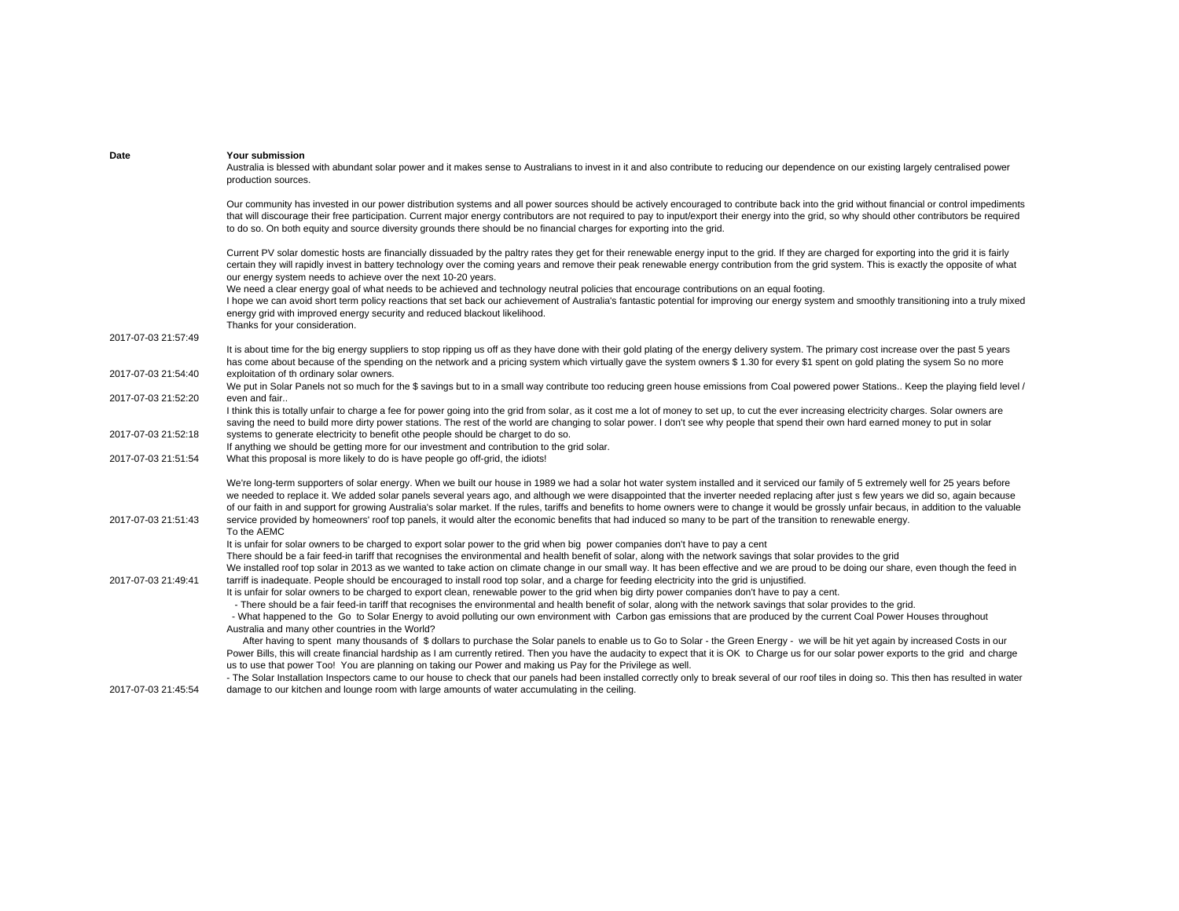| Date | Your submission |
|---|---|
| 2017-07-03 21:57:49 | Australia is blessed with abundant solar power and it makes sense to Australians to invest in it and also contribute to reducing our dependence on our existing largely centralised power production sources.<br><br>Our community has invested in our power distribution systems and all power sources should be actively encouraged to contribute back into the grid without financial or control impediments that will discourage their free participation. Current major energy contributors are not required to pay to input/export their energy into the grid, so why should other contributors be required to do so. On both equity and source diversity grounds there should be no financial charges for exporting into the grid.<br><br>Current PV solar domestic hosts are financially dissuaded by the paltry rates they get for their renewable energy input to the grid. If they are charged for exporting into the grid it is fairly certain they will rapidly invest in battery technology over the coming years and remove their peak renewable energy contribution from the grid system. This is exactly the opposite of what our energy system needs to achieve over the next 10-20 years.<br>We need a clear energy goal of what needs to be achieved and technology neutral policies that encourage contributions on an equal footing.<br>I hope we can avoid short term policy reactions that set back our achievement of Australia's fantastic potential for improving our energy system and smoothly transitioning into a truly mixed energy grid with improved energy security and reduced blackout likelihood.<br>Thanks for your consideration. |
| 2017-07-03 21:54:40 | It is about time for the big energy suppliers to stop ripping us off as they have done with their gold plating of the energy delivery system. The primary cost increase over the past 5 years has come about because of the spending on the network and a pricing system which virtually gave the system owners $ 1.30 for every $1 spent on gold plating the sysem So no more exploitation of th ordinary solar owners. |
| 2017-07-03 21:52:20 | We put in Solar Panels not so much for the $ savings but to in a small way contribute too reducing green house emissions from Coal powered power Stations.. Keep the playing field level / even and fair.. |
| 2017-07-03 21:52:18 | I think this is totally unfair to charge a fee for power going into the grid from solar, as it cost me a lot of money to set up, to cut the ever increasing electricity charges. Solar owners are saving the need to build more dirty power stations. The rest of the world are changing to solar power. I don't see why people that spend their own hard earned money to put in solar systems to generate electricity to benefit othe people should be charget to do so. |
| 2017-07-03 21:51:54 | If anything we should be getting more for our investment and contribution to the grid solar.<br>What this proposal is more likely to do is have people go off-grid, the idiots! |
| 2017-07-03 21:51:43 | We're long-term supporters of solar energy. When we built our house in 1989 we had a solar hot water system installed and it serviced our family of 5 extremely well for 25 years before we needed to replace it. We added solar panels several years ago, and although we were disappointed that the inverter needed replacing after just s few years we did so, again because of our faith in and support for growing Australia's solar market. If the rules, tariffs and benefits to home owners were to change it would be grossly unfair becaus, in addition to the valuable service provided by homeowners' roof top panels, it would alter the economic benefits that had induced so many to be part of the transition to renewable energy. |
| 2017-07-03 21:49:41 | To the AEMC<br>It is unfair for solar owners to be charged to export solar power to the grid when big power companies don't have to pay a cent<br>There should be a fair feed-in tariff that recognises the environmental and health benefit of solar, along with the network savings that solar provides to the grid<br>We installed roof top solar in 2013 as we wanted to take action on climate change in our small way. It has been effective and we are proud to be doing our share, even though the feed in tarriff is inadequate. People should be encouraged to install rood top solar, and a charge for feeding electricity into the grid is unjustified. |
| 2017-07-03 21:45:54 | It is unfair for solar owners to be charged to export clean, renewable power to the grid when big dirty power companies don't have to pay a cent.<br>- There should be a fair feed-in tariff that recognises the environmental and health benefit of solar, along with the network savings that solar provides to the grid.<br>- What happened to the Go to Solar Energy to avoid polluting our own environment with Carbon gas emissions that are produced by the current Coal Power Houses throughout Australia and many other countries in the World?<br>After having to spent many thousands of $ dollars to purchase the Solar panels to enable us to Go to Solar - the Green Energy - we will be hit yet again by increased Costs in our Power Bills, this will create financial hardship as I am currently retired. Then you have the audacity to expect that it is OK to Charge us for our solar power exports to the grid and charge us to use that power Too! You are planning on taking our Power and making us Pay for the Privilege as well.<br>- The Solar Installation Inspectors came to our house to check that our panels had been installed correctly only to break several of our roof tiles in doing so. This then has resulted in water damage to our kitchen and lounge room with large amounts of water accumulating in the ceiling. |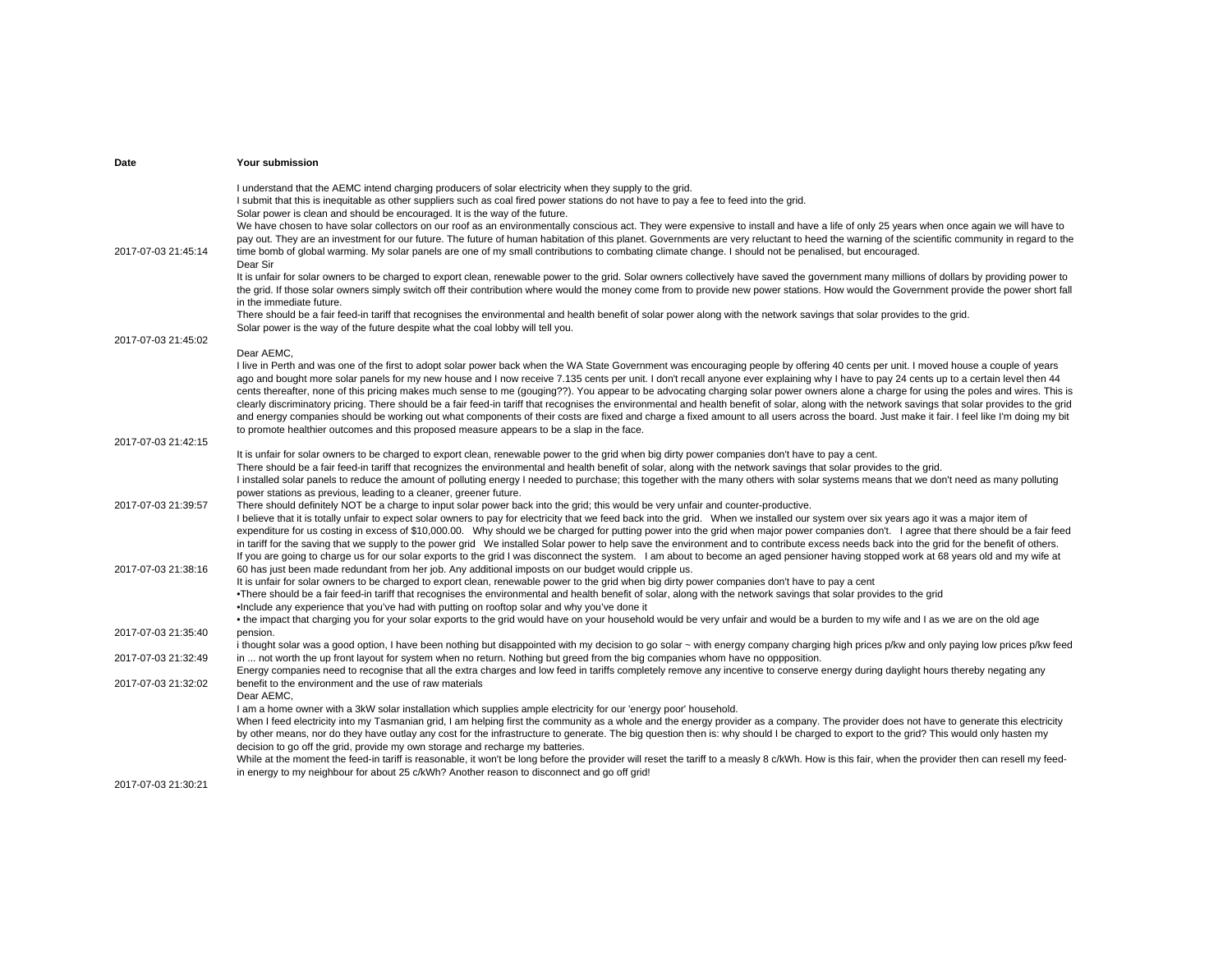| Date | Your submission |
|---|---|
| 2017-07-03 21:45:14 | I understand that the AEMC intend charging producers of solar electricity when they supply to the grid.<br>I submit that this is inequitable as other suppliers such as coal fired power stations do not have to pay a fee to feed into the grid.<br>Solar power is clean and should be encouraged. It is the way of the future.<br>We have chosen to have solar collectors on our roof as an environmentally conscious act. They were expensive to install and have a life of only 25 years when once again we will have to pay out. They are an investment for our future. The future of human habitation of this planet. Governments are very reluctant to heed the warning of the scientific community in regard to the time bomb of global warming. My solar panels are one of my small contributions to combating climate change. I should not be penalised, but encouraged. |
| 2017-07-03 21:45:02 | Dear Sir<br>It is unfair for solar owners to be charged to export clean, renewable power to the grid. Solar owners collectively have saved the government many millions of dollars by providing power to the grid. If those solar owners simply switch off their contribution where would the money come from to provide new power stations. How would the Government provide the power short fall in the immediate future.<br>There should be a fair feed-in tariff that recognises the environmental and health benefit of solar power along with the network savings that solar provides to the grid.<br>Solar power is the way of the future despite what the coal lobby will tell you. |
| 2017-07-03 21:42:15 | Dear AEMC,<br>I live in Perth and was one of the first to adopt solar power back when the WA State Government was encouraging people by offering 40 cents per unit. I moved house a couple of years ago and bought more solar panels for my new house and I now receive 7.135 cents per unit. I don't recall anyone ever explaining why I have to pay 24 cents up to a certain level then 44 cents thereafter, none of this pricing makes much sense to me (gouging??). You appear to be advocating charging solar power owners alone a charge for using the poles and wires. This is clearly discriminatory pricing. There should be a fair feed-in tariff that recognises the environmental and health benefit of solar, along with the network savings that solar provides to the grid and energy companies should be working out what components of their costs are fixed and charge a fixed amount to all users across the board. Just make it fair. I feel like I'm doing my bit to promote healthier outcomes and this proposed measure appears to be a slap in the face. |
| 2017-07-03 21:39:57 | It is unfair for solar owners to be charged to export clean, renewable power to the grid when big dirty power companies don't have to pay a cent.<br>There should be a fair feed-in tariff that recognizes the environmental and health benefit of solar, along with the network savings that solar provides to the grid.<br>I installed solar panels to reduce the amount of polluting energy I needed to purchase; this together with the many others with solar systems means that we don't need as many polluting power stations as previous, leading to a cleaner, greener future.<br>There should definitely NOT be a charge to input solar power back into the grid; this would be very unfair and counter-productive. |
| 2017-07-03 21:38:16 | I believe that it is totally unfair to expect solar owners to pay for electricity that we feed back into the grid. When we installed our system over six years ago it was a major item of expenditure for us costing in excess of $10,000.00. Why should we be charged for putting power into the grid when major power companies don't. I agree that there should be a fair feed in tariff for the saving that we supply to the power grid We installed Solar power to help save the environment and to contribute excess needs back into the grid for the benefit of others. If you are going to charge us for our solar exports to the grid I was disconnect the system. I am about to become an aged pensioner having stopped work at 68 years old and my wife at 60 has just been made redundant from her job. Any additional imposts on our budget would cripple us. |
| 2017-07-03 21:35:40 | It is unfair for solar owners to be charged to export clean, renewable power to the grid when big dirty power companies don't have to pay a cent<br>•There should be a fair feed-in tariff that recognises the environmental and health benefit of solar, along with the network savings that solar provides to the grid<br>•Include any experience that you've had with putting on rooftop solar and why you've done it<br>• the impact that charging you for your solar exports to the grid would have on your household would be very unfair and would be a burden to my wife and I as we are on the old age pension. |
| 2017-07-03 21:32:49 | i thought solar was a good option, I have been nothing but disappointed with my decision to go solar ~ with energy company charging high prices p/kw and only paying low prices p/kw feed in ... not worth the up front layout for system when no return. Nothing but greed from the big companies whom have no oppposition. |
| 2017-07-03 21:32:02 | Energy companies need to recognise that all the extra charges and low feed in tariffs completely remove any incentive to conserve energy during daylight hours thereby negating any benefit to the environment and the use of raw materials |
| 2017-07-03 21:30:21 | Dear AEMC,<br>I am a home owner with a 3kW solar installation which supplies ample electricity for our 'energy poor' household.<br>When I feed electricity into my Tasmanian grid, I am helping first the community as a whole and the energy provider as a company. The provider does not have to generate this electricity by other means, nor do they have outlay any cost for the infrastructure to generate. The big question then is: why should I be charged to export to the grid? This would only hasten my decision to go off the grid, provide my own storage and recharge my batteries.<br>While at the moment the feed-in tariff is reasonable, it won't be long before the provider will reset the tariff to a measly 8 c/kWh. How is this fair, when the provider then can resell my feed-in energy to my neighbour for about 25 c/kWh? Another reason to disconnect and go off grid! |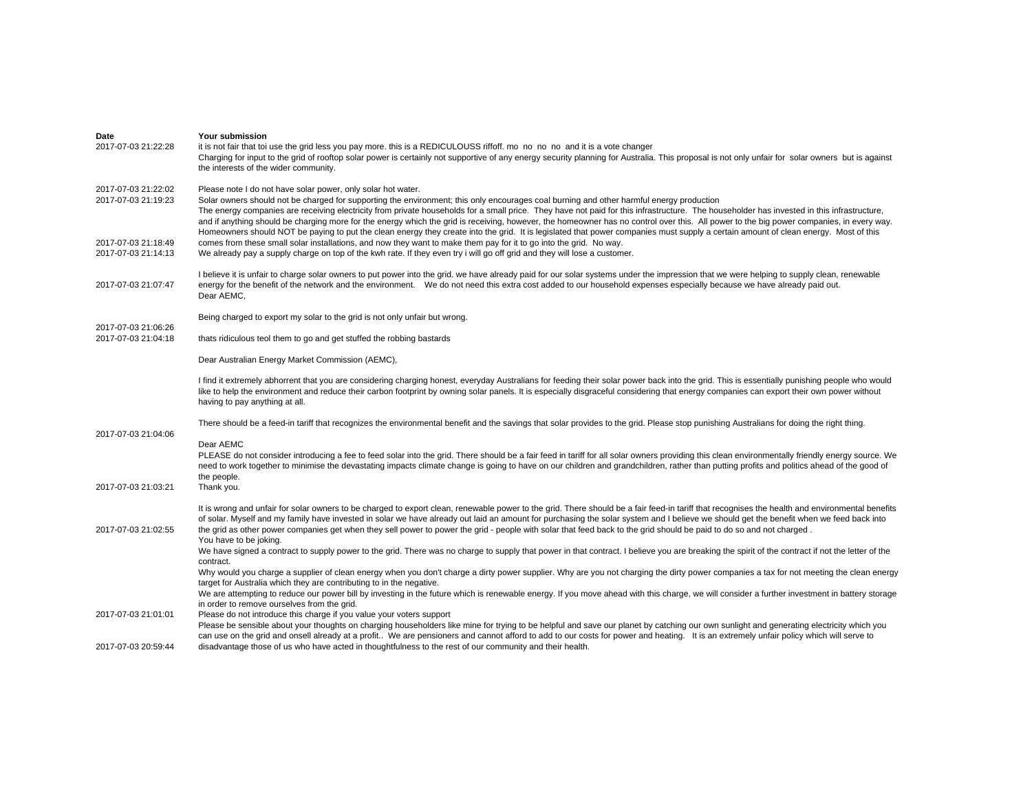| Date | Your submission |
|---|---|
| 2017-07-03 21:22:28 | it is not fair that toi use the grid less you pay more. this is a REDICULOUSS riffoff. mo no no no and it is a vote changer |
| 2017-07-03 21:22:02 | Charging for input to the grid of rooftop solar power is certainly not supportive of any energy security planning for Australia. This proposal is not only unfair for solar owners but is against the interests of the wider community.<br><br>Please note I do not have solar power, only solar hot water. |
| 2017-07-03 21:19:23 | Solar owners should not be charged for supporting the environment; this only encourages coal burning and other harmful energy production |
| 2017-07-03 21:18:49 | The energy companies are receiving electricity from private households for a small price. They have not paid for this infrastructure. The householder has invested in this infrastructure, and if anything should be charging more for the energy which the grid is receiving, however, the homeowner has no control over this. All power to the big power companies, in every way. Homeowners should NOT be paying to put the clean energy they create into the grid. It is legislated that power companies must supply a certain amount of clean energy. Most of this comes from these small solar installations, and now they want to make them pay for it to go into the grid. No way. |
| 2017-07-03 21:14:13 | We already pay a supply charge on top of the kwh rate. If they even try i will go off grid and they will lose a customer. |
| 2017-07-03 21:07:47 | I believe it is unfair to charge solar owners to put power into the grid. we have already paid for our solar systems under the impression that we were helping to supply clean, renewable energy for the benefit of the network and the environment. We do not need this extra cost added to our household expenses especially because we have already paid out. |
| 2017-07-03 21:06:26 | Dear AEMC,<br><br>Being charged to export my solar to the grid is not only unfair but wrong. |
| 2017-07-03 21:04:18 | thats ridiculous teol them to go and get stuffed the robbing bastards |
| 2017-07-03 21:04:06 | Dear Australian Energy Market Commission (AEMC),<br><br>I find it extremely abhorrent that you are considering charging honest, everyday Australians for feeding their solar power back into the grid. This is essentially punishing people who would like to help the environment and reduce their carbon footprint by owning solar panels. It is especially disgraceful considering that energy companies can export their own power without having to pay anything at all.<br><br>There should be a feed-in tariff that recognizes the environmental benefit and the savings that solar provides to the grid. Please stop punishing Australians for doing the right thing. |
| 2017-07-03 21:03:21 | Dear AEMC<br>PLEASE do not consider introducing a fee to feed solar into the grid. There should be a fair feed in tariff for all solar owners providing this clean environmentally friendly energy source. We need to work together to minimise the devastating impacts climate change is going to have on our children and grandchildren, rather than putting profits and politics ahead of the good of the people.<br>Thank you. |
| 2017-07-03 21:02:55 | It is wrong and unfair for solar owners to be charged to export clean, renewable power to the grid. There should be a fair feed-in tariff that recognises the health and environmental benefits of solar. Myself and my family have invested in solar we have already out laid an amount for purchasing the solar system and I believe we should get the benefit when we feed back into the grid as other power companies get when they sell power to power the grid - people with solar that feed back to the grid should be paid to do so and not charged . |
| 2017-07-03 21:01:01 | You have to be joking.<br>We have signed a contract to supply power to the grid. There was no charge to supply that power in that contract. I believe you are breaking the spirit of the contract if not the letter of the contract.<br>Why would you charge a supplier of clean energy when you don't charge a dirty power supplier. Why are you not charging the dirty power companies a tax for not meeting the clean energy target for Australia which they are contributing to in the negative.<br>We are attempting to reduce our power bill by investing in the future which is renewable energy. If you move ahead with this charge, we will consider a further investment in battery storage in order to remove ourselves from the grid.<br>Please do not introduce this charge if you value your voters support |
| 2017-07-03 20:59:44 | Please be sensible about your thoughts on charging householders like mine for trying to be helpful and save our planet by catching our own sunlight and generating electricity which you can use on the grid and onsell already at a profit.. We are pensioners and cannot afford to add to our costs for power and heating. It is an extremely unfair policy which will serve to disadvantage those of us who have acted in thoughtfulness to the rest of our community and their health. |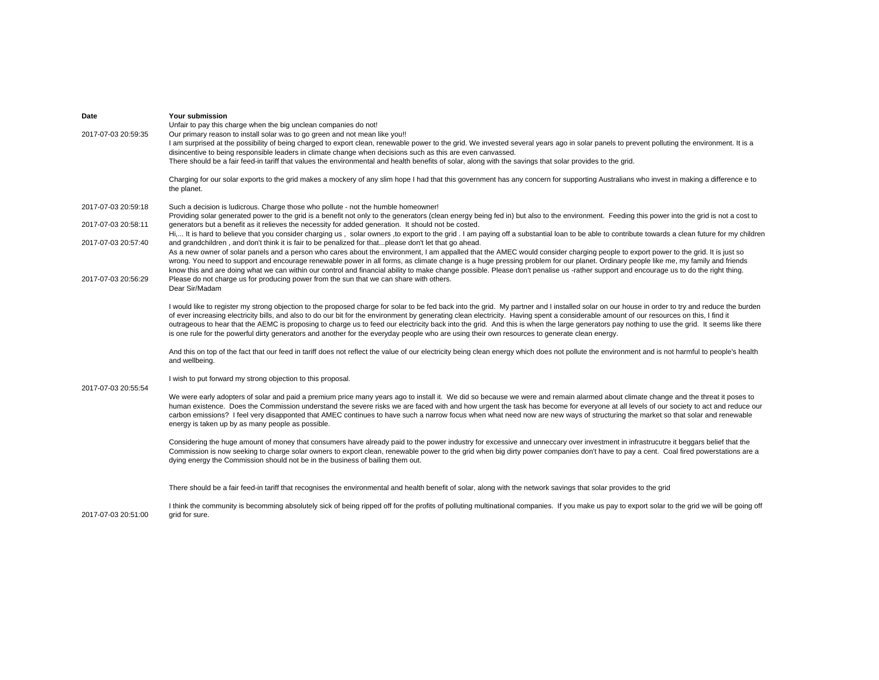| Date | Your submission |
|---|---|
| 2017-07-03 20:59:35 | Unfair to pay this charge when the big unclean companies do not!<br>Our primary reason to install solar was to go green and not mean like you!! |
| | I am surprised at the possibility of being charged to export clean, renewable power to the grid. We invested several years ago in solar panels to prevent polluting the environment. It is a disincentive to being responsible leaders in climate change when decisions such as this are even canvassed.<br>There should be a fair feed-in tariff that values the environmental and health benefits of solar, along with the savings that solar provides to the grid.<br><br>Charging for our solar exports to the grid makes a mockery of any slim hope I had that this government has any concern for supporting Australians who invest in making a difference e to the planet. |
| 2017-07-03 20:59:18 | Such a decision is ludicrous. Charge those who pollute - not the humble homeowner! |
| 2017-07-03 20:58:11 | Providing solar generated power to the grid is a benefit not only to the generators (clean energy being fed in) but also to the environment. Feeding this power into the grid is not a cost to generators but a benefit as it relieves the necessity for added generation. It should not be costed. |
| 2017-07-03 20:57:40 | Hi,... It is hard to believe that you consider charging us , solar owners ,to export to the grid . I am paying off a substantial loan to be able to contribute towards a clean future for my children and grandchildren , and don't think it is fair to be penalized for that...please don't let that go ahead. |
| 2017-07-03 20:56:29 | As a new owner of solar panels and a person who cares about the environment, I am appalled that the AMEC would consider charging people to export power to the grid. It is just so wrong. You need to support and encourage renewable power in all forms, as climate change is a huge pressing problem for our planet. Ordinary people like me, my family and friends know this and are doing what we can within our control and financial ability to make change possible. Please don't penalise us -rather support and encourage us to do the right thing.<br>Please do not charge us for producing power from the sun that we can share with others. |
| 2017-07-03 20:55:54 | Dear Sir/Madam<br><br>I would like to register my strong objection to the proposed charge for solar to be fed back into the grid. My partner and I installed solar on our house in order to try and reduce the burden of ever increasing electricity bills, and also to do our bit for the environment by generating clean electricity. Having spent a considerable amount of our resources on this, I find it outrageous to hear that the AEMC is proposing to charge us to feed our electricity back into the grid. And this is when the large generators pay nothing to use the grid. It seems like there is one rule for the powerful dirty generators and another for the everyday people who are using their own resources to generate clean energy.<br><br>And this on top of the fact that our feed in tariff does not reflect the value of our electricity being clean energy which does not pollute the environment and is not harmful to people's health and wellbeing.<br><br>I wish to put forward my strong objection to this proposal.<br><br>We were early adopters of solar and paid a premium price many years ago to install it. We did so because we were and remain alarmed about climate change and the threat it poses to human existence. Does the Commission understand the severe risks we are faced with and how urgent the task has become for everyone at all levels of our society to act and reduce our carbon emissions? I feel very disapponted that AMEC continues to have such a narrow focus when what need now are new ways of structuring the market so that solar and renewable energy is taken up by as many people as possible.<br><br>Considering the huge amount of money that consumers have already paid to the power industry for excessive and unneccary over investment in infrastrucutre it beggars belief that the Commission is now seeking to charge solar owners to export clean, renewable power to the grid when big dirty power companies don't have to pay a cent. Coal fired powerstations are a dying energy the Commission should not be in the business of bailing them out.<br><br><br>There should be a fair feed-in tariff that recognises the environmental and health benefit of solar, along with the network savings that solar provides to the grid |
| 2017-07-03 20:51:00 | I think the community is becomming absolutely sick of being ripped off for the profits of polluting multinational companies. If you make us pay to export solar to the grid we will be going off grid for sure. |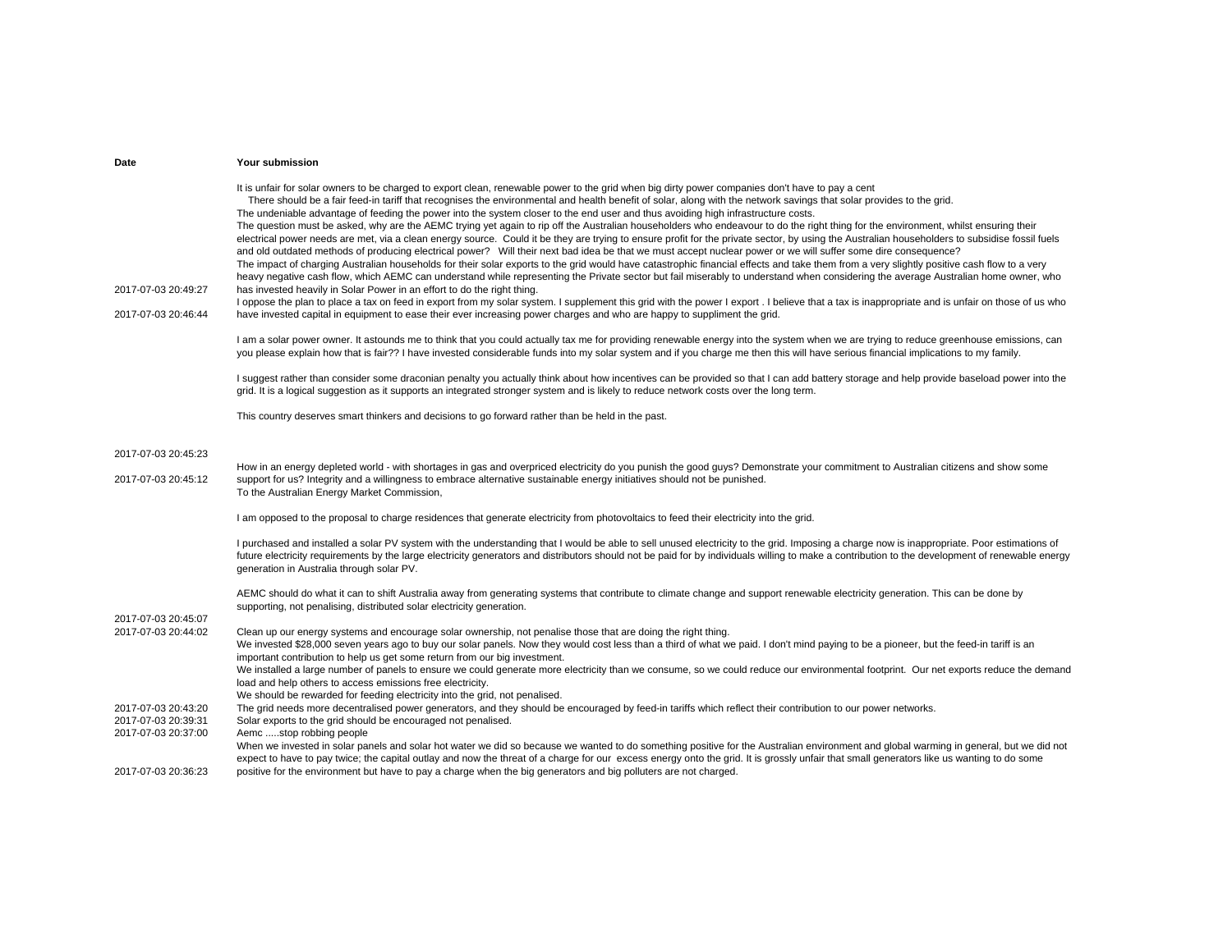| Date | Your submission |
| --- | --- |
| 2017-07-03 20:49:27 | It is unfair for solar owners to be charged to export clean, renewable power to the grid when big dirty power companies don't have to pay a cent<br>There should be a fair feed-in tariff that recognises the environmental and health benefit of solar, along with the network savings that solar provides to the grid.<br>The undeniable advantage of feeding the power into the system closer to the end user and thus avoiding high infrastructure costs.<br>The question must be asked, why are the AEMC trying yet again to rip off the Australian householders who endeavour to do the right thing for the environment, whilst ensuring their electrical power needs are met, via a clean energy source. Could it be they are trying to ensure profit for the private sector, by using the Australian householders to subsidise fossil fuels and old outdated methods of producing electrical power? Will their next bad idea be that we must accept nuclear power or we will suffer some dire consequence?<br>The impact of charging Australian households for their solar exports to the grid would have catastrophic financial effects and take them from a very slightly positive cash flow to a very heavy negative cash flow, which AEMC can understand while representing the Private sector but fail miserably to understand when considering the average Australian home owner, who has invested heavily in Solar Power in an effort to do the right thing. |
| 2017-07-03 20:46:44 | I oppose the plan to place a tax on feed in export from my solar system. I supplement this grid with the power I export . I believe that a tax is inappropriate and is unfair on those of us who have invested capital in equipment to ease their ever increasing power charges and who are happy to suppliment the grid. |
| 2017-07-03 20:45:23 | I am a solar power owner. It astounds me to think that you could actually tax me for providing renewable energy into the system when we are trying to reduce greenhouse emissions, can you please explain how that is fair?? I have invested considerable funds into my solar system and if you charge me then this will have serious financial implications to my family.<br><br>I suggest rather than consider some draconian penalty you actually think about how incentives can be provided so that I can add battery storage and help provide baseload power into the grid. It is a logical suggestion as it supports an integrated stronger system and is likely to reduce network costs over the long term.<br><br>This country deserves smart thinkers and decisions to go forward rather than be held in the past. |
| 2017-07-03 20:45:12 | How in an energy depleted world - with shortages in gas and overpriced electricity do you punish the good guys? Demonstrate your commitment to Australian citizens and show some support for us? Integrity and a willingness to embrace alternative sustainable energy initiatives should not be punished. |
| 2017-07-03 20:45:07 | To the Australian Energy Market Commission,<br><br>I am opposed to the proposal to charge residences that generate electricity from photovoltaics to feed their electricity into the grid.<br><br>I purchased and installed a solar PV system with the understanding that I would be able to sell unused electricity to the grid. Imposing a charge now is inappropriate. Poor estimations of future electricity requirements by the large electricity generators and distributors should not be paid for by individuals willing to make a contribution to the development of renewable energy generation in Australia through solar PV.<br><br>AEMC should do what it can to shift Australia away from generating systems that contribute to climate change and support renewable electricity generation. This can be done by supporting, not penalising, distributed solar electricity generation. |
| 2017-07-03 20:44:02 | Clean up our energy systems and encourage solar ownership, not penalise those that are doing the right thing. |
| 2017-07-03 20:43:20 | We invested $28,000 seven years ago to buy our solar panels. Now they would cost less than a third of what we paid. I don't mind paying to be a pioneer, but the feed-in tariff is an important contribution to help us get some return from our big investment.<br>We installed a large number of panels to ensure we could generate more electricity than we consume, so we could reduce our environmental footprint. Our net exports reduce the demand load and help others to access emissions free electricity.<br>We should be rewarded for feeding electricity into the grid, not penalised.<br>The grid needs more decentralised power generators, and they should be encouraged by feed-in tariffs which reflect their contribution to our power networks. |
| 2017-07-03 20:39:31 | Solar exports to the grid should be encouraged not penalised. |
| 2017-07-03 20:37:00 | Aemc .....stop robbing people |
| 2017-07-03 20:36:23 | When we invested in solar panels and solar hot water we did so because we wanted to do something positive for the Australian environment and global warming in general, but we did not expect to have to pay twice; the capital outlay and now the threat of a charge for our excess energy onto the grid. It is grossly unfair that small generators like us wanting to do some positive for the environment but have to pay a charge when the big generators and big polluters are not charged. |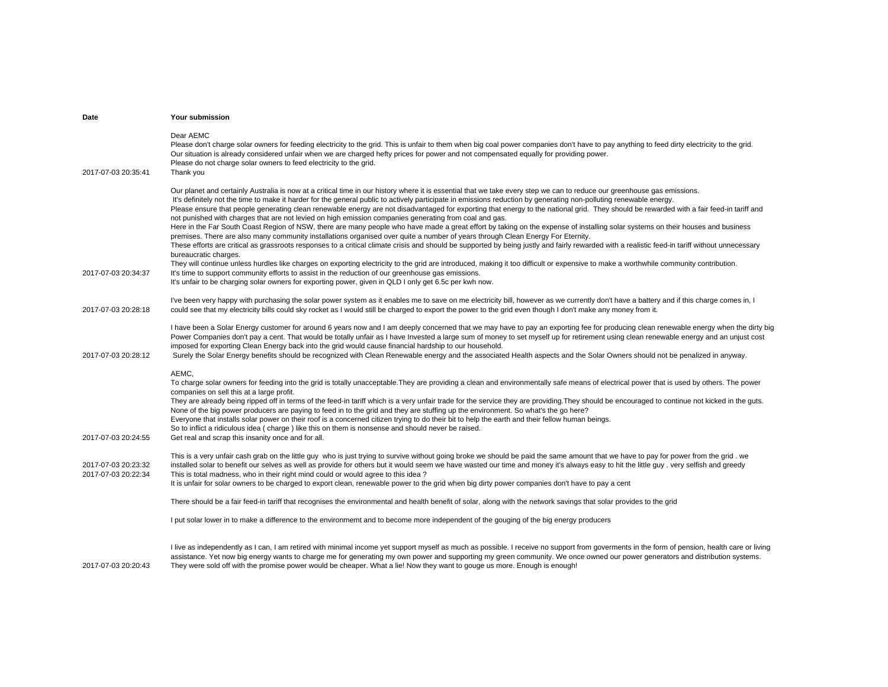| Date | Your submission |
|---|---|
| 2017-07-03 20:35:41 | Dear AEMC<br>Please don't charge solar owners for feeding electricity to the grid. This is unfair to them when big coal power companies don't have to pay anything to feed dirty electricity to the grid.<br>Our situation is already considered unfair when we are charged hefty prices for power and not compensated equally for providing power.<br>Please do not charge solar owners to feed electricity to the grid.<br>Thank you |
| 2017-07-03 20:34:37 | Our planet and certainly Australia is now at a critical time in our history where it is essential that we take every step we can to reduce our greenhouse gas emissions.<br>It's definitely not the time to make it harder for the general public to actively participate in emissions reduction by generating non-polluting renewable energy.<br>Please ensure that people generating clean renewable energy are not disadvantaged for exporting that energy to the national grid. They should be rewarded with a fair feed-in tariff and not punished with charges that are not levied on high emission companies generating from coal and gas.<br>Here in the Far South Coast Region of NSW, there are many people who have made a great effort by taking on the expense of installing solar systems on their houses and business premises. There are also many community installations organised over quite a number of years through Clean Energy For Eternity.<br>These efforts are critical as grassroots responses to a critical climate crisis and should be supported by being justly and fairly rewarded with a realistic feed-in tariff without unnecessary bureaucratic charges.<br>They will continue unless hurdles like charges on exporting electricity to the grid are introduced, making it too difficult or expensive to make a worthwhile community contribution.<br>It's time to support community efforts to assist in the reduction of our greenhouse gas emissions.<br>It's unfair to be charging solar owners for exporting power, given in QLD I only get 6.5c per kwh now. |
| 2017-07-03 20:28:18 | I've been very happy with purchasing the solar power system as it enables me to save on me electricity bill, however as we currently don't have a battery and if this charge comes in, I could see that my electricity bills could sky rocket as I would still be charged to export the power to the grid even though I don't make any money from it. |
| 2017-07-03 20:28:12 | I have been a Solar Energy customer for around 6 years now and I am deeply concerned that we may have to pay an exporting fee for producing clean renewable energy when the dirty big Power Companies don't pay a cent. That would be totally unfair as I have Invested a large sum of money to set myself up for retirement using clean renewable energy and an unjust cost imposed for exporting Clean Energy back into the grid would cause financial hardship to our household.<br>Surely the Solar Energy benefits should be recognized with Clean Renewable energy and the associated Health aspects and the Solar Owners should not be penalized in anyway. |
| 2017-07-03 20:24:55 | AEMC,<br>To charge solar owners for feeding into the grid is totally unacceptable.They are providing a clean and environmentally safe means of electrical power that is used by others. The power companies on sell this at a large profit.<br>They are already being ripped off in terms of the feed-in tariff which is a very unfair trade for the service they are providing.They should be encouraged to continue not kicked in the guts.<br>None of the big power producers are paying to feed in to the grid and they are stuffing up the environment. So what's the go here?<br>Everyone that installs solar power on their roof is a concerned citizen trying to do their bit to help the earth and their fellow human beings.<br>So to inflict a ridiculous idea ( charge ) like this on them is nonsense and should never be raised.<br>Get real and scrap this insanity once and for all. |
| 2017-07-03 20:23:32 | This is a very unfair cash grab on the little guy who is just trying to survive without going broke we should be paid the same amount that we have to pay for power from the grid . we installed solar to benefit our selves as well as provide for others but it would seem we have wasted our time and money it's always easy to hit the little guy . very selfish and greedy |
| 2017-07-03 20:22:34 | This is total madness, who in their right mind could or would agree to this idea ?<br>It is unfair for solar owners to be charged to export clean, renewable power to the grid when big dirty power companies don't have to pay a cent<br><br>There should be a fair feed-in tariff that recognises the environmental and health benefit of solar, along with the network savings that solar provides to the grid<br><br>I put solar lower in to make a difference to the environmemt and to become more independent of the gouging of the big energy producers |
| 2017-07-03 20:20:43 | I live as independently as I can, I am retired with minimal income yet support myself as much as possible. I receive no support from goverments in the form of pension, health care or living assistance. Yet now big energy wants to charge me for generating my own power and supporting my green community. We once owned our power generators and distribution systems. They were sold off with the promise power would be cheaper. What a lie! Now they want to gouge us more. Enough is enough! |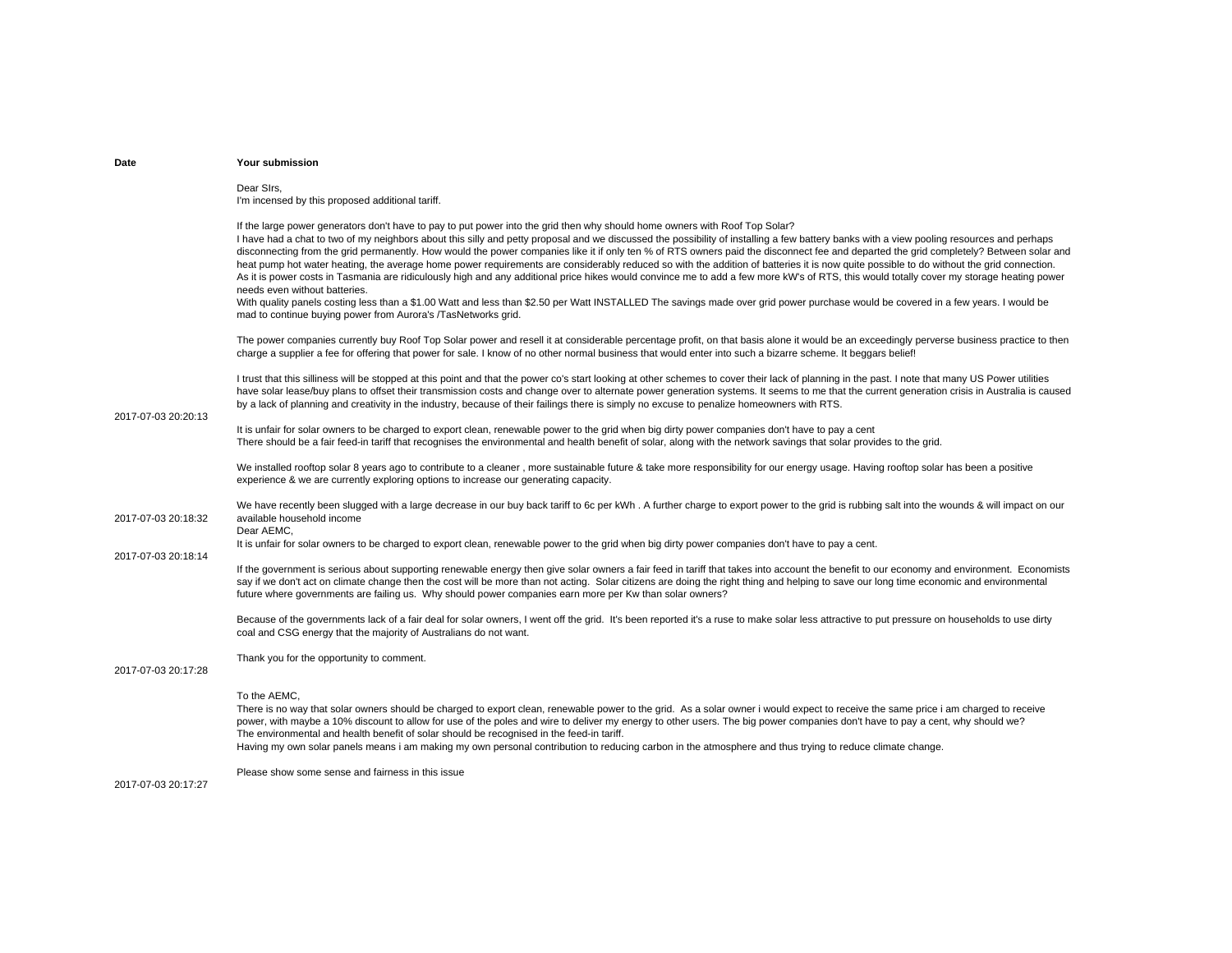| Date | Your submission |
|---|---|
| 2017-07-03 20:20:13 | Dear SIrs,<br>I'm incensed by this proposed additional tariff.<br><br>If the large power generators don't have to pay to put power into the grid then why should home owners with Roof Top Solar?<br>I have had a chat to two of my neighbors about this silly and petty proposal and we discussed the possibility of installing a few battery banks with a view pooling resources and perhaps disconnecting from the grid permanently. How would the power companies like it if only ten % of RTS owners paid the disconnect fee and departed the grid completely? Between solar and heat pump hot water heating, the average home power requirements are considerably reduced so with the addition of batteries it is now quite possible to do without the grid connection.<br>As it is power costs in Tasmania are ridiculously high and any additional price hikes would convince me to add a few more kW's of RTS, this would totally cover my storage heating power needs even without batteries.<br>With quality panels costing less than a $1.00 Watt and less than $2.50 per Watt INSTALLED The savings made over grid power purchase would be covered in a few years. I would be mad to continue buying power from Aurora's /TasNetworks grid.<br><br>The power companies currently buy Roof Top Solar power and resell it at considerable percentage profit, on that basis alone it would be an exceedingly perverse business practice to then charge a supplier a fee for offering that power for sale. I know of no other normal business that would enter into such a bizarre scheme. It beggars belief!<br><br>I trust that this silliness will be stopped at this point and that the power co's start looking at other schemes to cover their lack of planning in the past. I note that many US Power utilities have solar lease/buy plans to offset their transmission costs and change over to alternate power generation systems. It seems to me that the current generation crisis in Australia is caused by a lack of planning and creativity in the industry, because of their failings there is simply no excuse to penalize homeowners with RTS. |
| 2017-07-03 20:18:32 | It is unfair for solar owners to be charged to export clean, renewable power to the grid when big dirty power companies don't have to pay a cent<br>There should be a fair feed-in tariff that recognises the environmental and health benefit of solar, along with the network savings that solar provides to the grid.<br><br>We installed rooftop solar 8 years ago to contribute to a cleaner , more sustainable future & take more responsibility for our energy usage. Having rooftop solar has been a positive experience & we are currently exploring options to increase our generating capacity.<br><br>We have recently been slugged with a large decrease in our buy back tariff to 6c per kWh . A further charge to export power to the grid is rubbing salt into the wounds & will impact on our available household income |
| 2017-07-03 20:18:14 | Dear AEMC,<br>It is unfair for solar owners to be charged to export clean, renewable power to the grid when big dirty power companies don't have to pay a cent. |
| 2017-07-03 20:17:28 | If the government is serious about supporting renewable energy then give solar owners a fair feed in tariff that takes into account the benefit to our economy and environment. Economists say if we don't act on climate change then the cost will be more than not acting. Solar citizens are doing the right thing and helping to save our long time economic and environmental future where governments are failing us. Why should power companies earn more per Kw than solar owners?<br><br>Because of the governments lack of a fair deal for solar owners, I went off the grid. It's been reported it's a ruse to make solar less attractive to put pressure on households to use dirty coal and CSG energy that the majority of Australians do not want.<br><br>Thank you for the opportunity to comment. |
| 2017-07-03 20:17:27 | To the AEMC,<br>There is no way that solar owners should be charged to export clean, renewable power to the grid. As a solar owner i would expect to receive the same price i am charged to receive power, with maybe a 10% discount to allow for use of the poles and wire to deliver my energy to other users. The big power companies don't have to pay a cent, why should we?<br>The environmental and health benefit of solar should be recognised in the feed-in tariff.<br>Having my own solar panels means i am making my own personal contribution to reducing carbon in the atmosphere and thus trying to reduce climate change.<br><br>Please show some sense and fairness in this issue |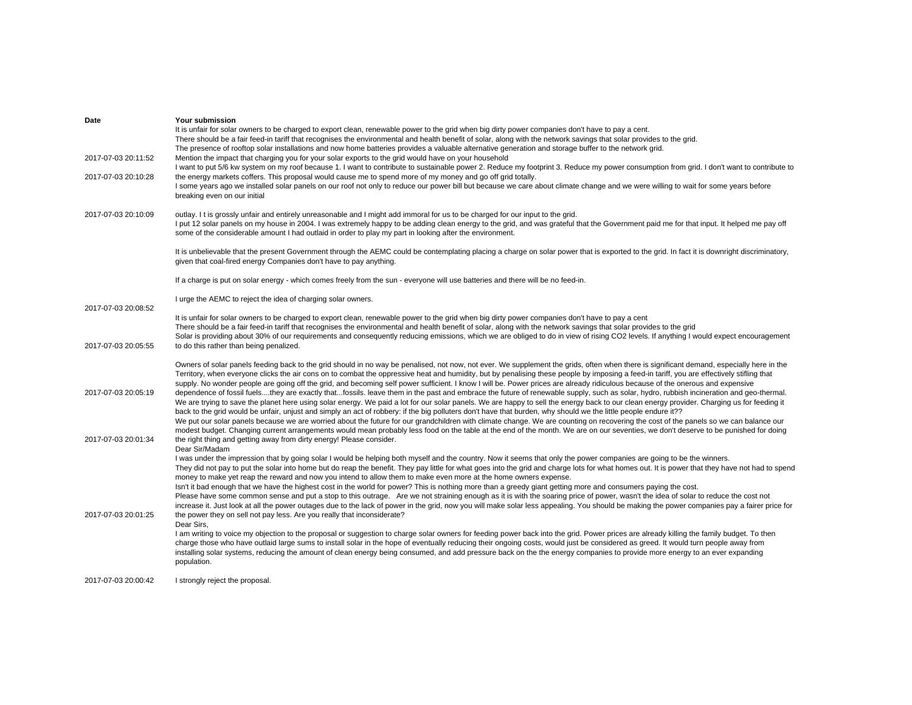| Date | Your submission |
|---|---|
| 2017-07-03 20:11:52 | It is unfair for solar owners to be charged to export clean, renewable power to the grid when big dirty power companies don't have to pay a cent.<br>There should be a fair feed-in tariff that recognises the environmental and health benefit of solar, along with the network savings that solar provides to the grid.<br>The presence of rooftop solar installations and now home batteries provides a valuable alternative generation and storage buffer to the network grid.<br>Mention the impact that charging you for your solar exports to the grid would have on your household |
| 2017-07-03 20:10:28 | I want to put 5/6 kw system on my roof because 1. I want to contribute to sustainable power 2. Reduce my footprint 3. Reduce my power consumption from grid. I don't want to contribute to the energy markets coffers. This proposal would cause me to spend more of my money and go off grid totally. |
| 2017-07-03 20:10:09 | I some years ago we installed solar panels on our roof not only to reduce our power bill but because we care about climate change and we were willing to wait for some years before breaking even on our initial<br><br>outlay. I t is grossly unfair and entirely unreasonable and I might add immoral for us to be charged for our input to the grid. |
| 2017-07-03 20:08:52 | I put 12 solar panels on my house in 2004. I was extremely happy to be adding clean energy to the grid, and was grateful that the Government paid me for that input. It helped me pay off some of the considerable amount I had outlaid in order to play my part in looking after the environment.<br><br>It is unbelievable that the present Government through the AEMC could be contemplating placing a charge on solar power that is exported to the grid. In fact it is downright discriminatory, given that coal-fired energy Companies don't have to pay anything.<br><br>If a charge is put on solar energy - which comes freely from the sun - everyone will use batteries and there will be no feed-in.<br><br>I urge the AEMC to reject the idea of charging solar owners. |
| 2017-07-03 20:05:55 | It is unfair for solar owners to be charged to export clean, renewable power to the grid when big dirty power companies don't have to pay a cent<br>There should be a fair feed-in tariff that recognises the environmental and health benefit of solar, along with the network savings that solar provides to the grid<br>Solar is providing about 30% of our requirements and consequently reducing emissions, which we are obliged to do in view of rising CO2 levels. If anything I would expect encouragement to do this rather than being penalized. |
| 2017-07-03 20:05:19 | Owners of solar panels feeding back to the grid should in no way be penalised, not now, not ever. We supplement the grids, often when there is significant demand, especially here in the Territory, when everyone clicks the air cons on to combat the oppressive heat and humidity, but by penalising these people by imposing a feed-in tariff, you are effectively stifling that supply. No wonder people are going off the grid, and becoming self power sufficient. I know I will be. Power prices are already ridiculous because of the onerous and expensive dependence of fossil fuels....they are exactly that...fossils. leave them in the past and embrace the future of renewable supply, such as solar, hydro, rubbish incineration and geo-thermal. |
| 2017-07-03 20:01:34 | We are trying to save the planet here using solar energy. We paid a lot for our solar panels. We are happy to sell the energy back to our clean energy provider. Charging us for feeding it back to the grid would be unfair, unjust and simply an act of robbery: if the big polluters don't have that burden, why should we the little people endure it??<br>We put our solar panels because we are worried about the future for our grandchildren with climate change. We are counting on recovering the cost of the panels so we can balance our modest budget. Changing current arrangements would mean probably less food on the table at the end of the month. We are on our seventies, we don't deserve to be punished for doing the right thing and getting away from dirty energy! Please consider. |
| 2017-07-03 20:01:25 | Dear Sir/Madam<br>I was under the impression that by going solar I would be helping both myself and the country. Now it seems that only the power companies are going to be the winners.<br>They did not pay to put the solar into home but do reap the benefit. They pay little for what goes into the grid and charge lots for what homes out. It is power that they have not had to spend money to make yet reap the reward and now you intend to allow them to make even more at the home owners expense.<br>Isn't it bad enough that we have the highest cost in the world for power? This is nothing more than a greedy giant getting more and consumers paying the cost.<br>Please have some common sense and put a stop to this outrage. Are we not straining enough as it is with the soaring price of power, wasn't the idea of solar to reduce the cost not increase it. Just look at all the power outages due to the lack of power in the grid, now you will make solar less appealing. You should be making the power companies pay a fairer price for the power they on sell not pay less. Are you really that inconsiderate? |
| 2017-07-03 20:00:42 | Dear Sirs,<br>I am writing to voice my objection to the proposal or suggestion to charge solar owners for feeding power back into the grid. Power prices are already killing the family budget. To then charge those who have outlaid large sums to install solar in the hope of eventually reducing their ongoing costs, would just be considered as greed. It would turn people away from installing solar systems, reducing the amount of clean energy being consumed, and add pressure back on the the energy companies to provide more energy to an ever expanding population.<br><br>I strongly reject the proposal. |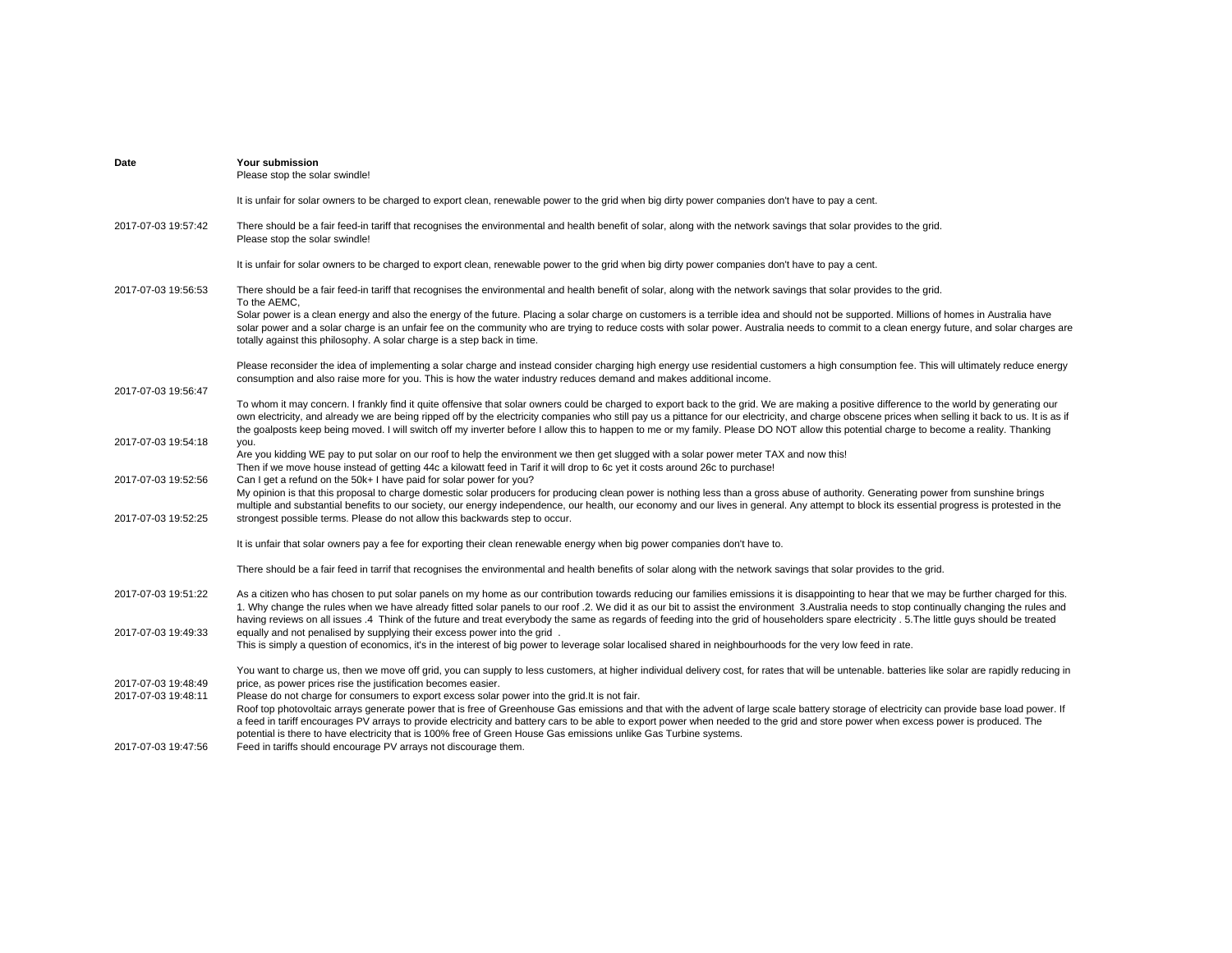| Date | Your submission |
|---|---|
| 2017-07-03 19:57:42 | Please stop the solar swindle!<br><br>It is unfair for solar owners to be charged to export clean, renewable power to the grid when big dirty power companies don't have to pay a cent.<br><br>There should be a fair feed-in tariff that recognises the environmental and health benefit of solar, along with the network savings that solar provides to the grid. |
| 2017-07-03 19:56:53 | Please stop the solar swindle!<br><br>It is unfair for solar owners to be charged to export clean, renewable power to the grid when big dirty power companies don't have to pay a cent.<br><br>There should be a fair feed-in tariff that recognises the environmental and health benefit of solar, along with the network savings that solar provides to the grid. |
| 2017-07-03 19:56:47 | To the AEMC,<br>Solar power is a clean energy and also the energy of the future. Placing a solar charge on customers is a terrible idea and should not be supported. Millions of homes in Australia have solar power and a solar charge is an unfair fee on the community who are trying to reduce costs with solar power. Australia needs to commit to a clean energy future, and solar charges are totally against this philosophy. A solar charge is a step back in time.<br><br>Please reconsider the idea of implementing a solar charge and instead consider charging high energy use residential customers a high consumption fee. This will ultimately reduce energy consumption and also raise more for you. This is how the water industry reduces demand and makes additional income. |
| 2017-07-03 19:54:18 | To whom it may concern. I frankly find it quite offensive that solar owners could be charged to export back to the grid. We are making a positive difference to the world by generating our own electricity, and already we are being ripped off by the electricity companies who still pay us a pittance for our electricity, and charge obscene prices when selling it back to us. It is as if the goalposts keep being moved. I will switch off my inverter before I allow this to happen to me or my family. Please DO NOT allow this potential charge to become a reality. Thanking you. |
| 2017-07-03 19:52:56 | Are you kidding WE pay to put solar on our roof to help the environment we then get slugged with a solar power meter TAX and now this!<br>Then if we move house instead of getting 44c a kilowatt feed in Tarif it will drop to 6c yet it costs around 26c to purchase!<br>Can I get a refund on the 50k+ I have paid for solar power for you? |
| 2017-07-03 19:52:25 | My opinion is that this proposal to charge domestic solar producers for producing clean power is nothing less than a gross abuse of authority. Generating power from sunshine brings multiple and substantial benefits to our society, our energy independence, our health, our economy and our lives in general. Any attempt to block its essential progress is protested in the strongest possible terms. Please do not allow this backwards step to occur. |
| 2017-07-03 19:51:22 | It is unfair that solar owners pay a fee for exporting their clean renewable energy when big power companies don't have to.<br><br>There should be a fair feed in tarrif that recognises the environmental and health benefits of solar along with the network savings that solar provides to the grid. |
| 2017-07-03 19:49:33 | As a citizen who has chosen to put solar panels on my home as our contribution towards reducing our families emissions it is disappointing to hear that we may be further charged for this. 1. Why change the rules when we have already fitted solar panels to our roof .2. We did it as our bit to assist the environment 3.Australia needs to stop continually changing the rules and having reviews on all issues .4 Think of the future and treat everybody the same as regards of feeding into the grid of householders spare electricity . 5.The little guys should be treated equally and not penalised by supplying their excess power into the grid . |
| 2017-07-03 19:48:49 | This is simply a question of economics, it's in the interest of big power to leverage solar localised shared in neighbourhoods for the very low feed in rate.<br><br>You want to charge us, then we move off grid, you can supply to less customers, at higher individual delivery cost, for rates that will be untenable. batteries like solar are rapidly reducing in price, as power prices rise the justification becomes easier. |
| 2017-07-03 19:48:11 | Please do not charge for consumers to export excess solar power into the grid.It is not fair. |
| 2017-07-03 19:47:56 | Roof top photovoltaic arrays generate power that is free of Greenhouse Gas emissions and that with the advent of large scale battery storage of electricity can provide base load power. If a feed in tariff encourages PV arrays to provide electricity and battery cars to be able to export power when needed to the grid and store power when excess power is produced. The potential is there to have electricity that is 100% free of Green House Gas emissions unlike Gas Turbine systems.<br>Feed in tariffs should encourage PV arrays not discourage them. |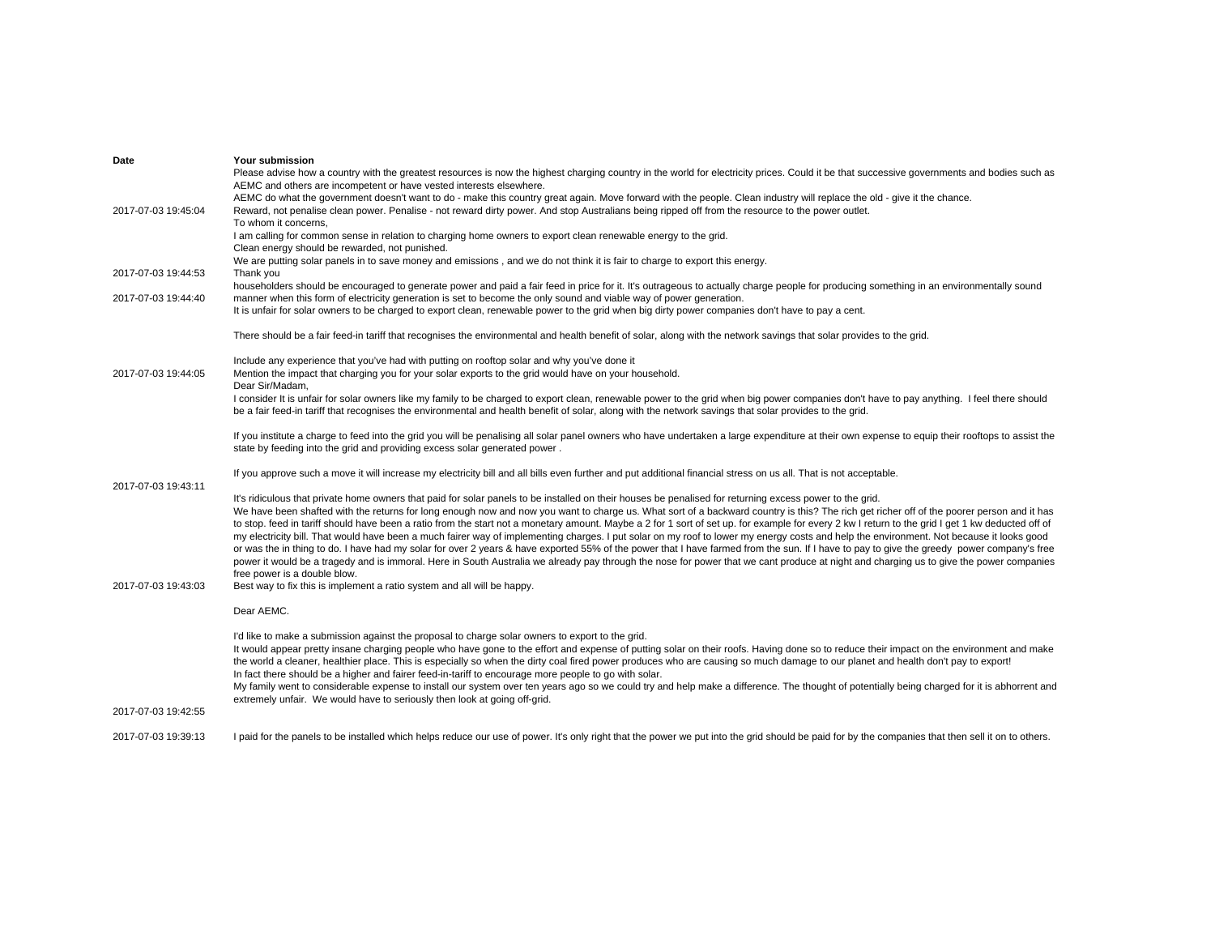| Date | Your submission |
|---|---|
| 2017-07-03 19:45:04 | Please advise how a country with the greatest resources is now the highest charging country in the world for electricity prices. Could it be that successive governments and bodies such as AEMC and others are incompetent or have vested interests elsewhere.<br>AEMC do what the government doesn't want to do - make this country great again. Move forward with the people. Clean industry will replace the old - give it the chance.<br>Reward, not penalise clean power. Penalise - not reward dirty power. And stop Australians being ripped off from the resource to the power outlet. |
| 2017-07-03 19:44:53 | To whom it concerns,<br>I am calling for common sense in relation to charging home owners to export clean renewable energy to the grid.<br>Clean energy should be rewarded, not punished.<br>We are putting solar panels in to save money and emissions , and we do not think it is fair to charge to export this energy.<br>Thank you |
| 2017-07-03 19:44:40 | householders should be encouraged to generate power and paid a fair feed in price for it. It's outrageous to actually charge people for producing something in an environmentally sound manner when this form of electricity generation is set to become the only sound and viable way of power generation. |
| 2017-07-03 19:44:05 | It is unfair for solar owners to be charged to export clean, renewable power to the grid when big dirty power companies don't have to pay a cent.<br><br>There should be a fair feed-in tariff that recognises the environmental and health benefit of solar, along with the network savings that solar provides to the grid.<br><br>Include any experience that you've had with putting on rooftop solar and why you've done it<br>Mention the impact that charging you for your solar exports to the grid would have on your household. |
| 2017-07-03 19:43:11 | Dear Sir/Madam,<br>I consider It is unfair for solar owners like my family to be charged to export clean, renewable power to the grid when big power companies don't have to pay anything. I feel there should be a fair feed-in tariff that recognises the environmental and health benefit of solar, along with the network savings that solar provides to the grid.<br><br>If you institute a charge to feed into the grid you will be penalising all solar panel owners who have undertaken a large expenditure at their own expense to equip their rooftops to assist the state by feeding into the grid and providing excess solar generated power .<br><br>If you approve such a move it will increase my electricity bill and all bills even further and put additional financial stress on us all. That is not acceptable. |
| 2017-07-03 19:43:03 | It's ridiculous that private home owners that paid for solar panels to be installed on their houses be penalised for returning excess power to the grid.<br>We have been shafted with the returns for long enough now and now you want to charge us. What sort of a backward country is this? The rich get richer off of the poorer person and it has to stop. feed in tariff should have been a ratio from the start not a monetary amount. Maybe a 2 for 1 sort of set up. for example for every 2 kw I return to the grid I get 1 kw deducted off of my electricity bill. That would have been a much fairer way of implementing charges. I put solar on my roof to lower my energy costs and help the environment. Not because it looks good or was the in thing to do. I have had my solar for over 2 years & have exported 55% of the power that I have farmed from the sun. If I have to pay to give the greedy power company's free power it would be a tragedy and is immoral. Here in South Australia we already pay through the nose for power that we cant produce at night and charging us to give the power companies free power is a double blow.<br>Best way to fix this is implement a ratio system and all will be happy. |
| 2017-07-03 19:42:55 | Dear AEMC.<br><br>I'd like to make a submission against the proposal to charge solar owners to export to the grid.<br>It would appear pretty insane charging people who have gone to the effort and expense of putting solar on their roofs. Having done so to reduce their impact on the environment and make the world a cleaner, healthier place. This is especially so when the dirty coal fired power produces who are causing so much damage to our planet and health don't pay to export!<br>In fact there should be a higher and fairer feed-in-tariff to encourage more people to go with solar.<br>My family went to considerable expense to install our system over ten years ago so we could try and help make a difference. The thought of potentially being charged for it is abhorrent and extremely unfair. We would have to seriously then look at going off-grid. |
| 2017-07-03 19:39:13 | I paid for the panels to be installed which helps reduce our use of power. It's only right that the power we put into the grid should be paid for by the companies that then sell it on to others. |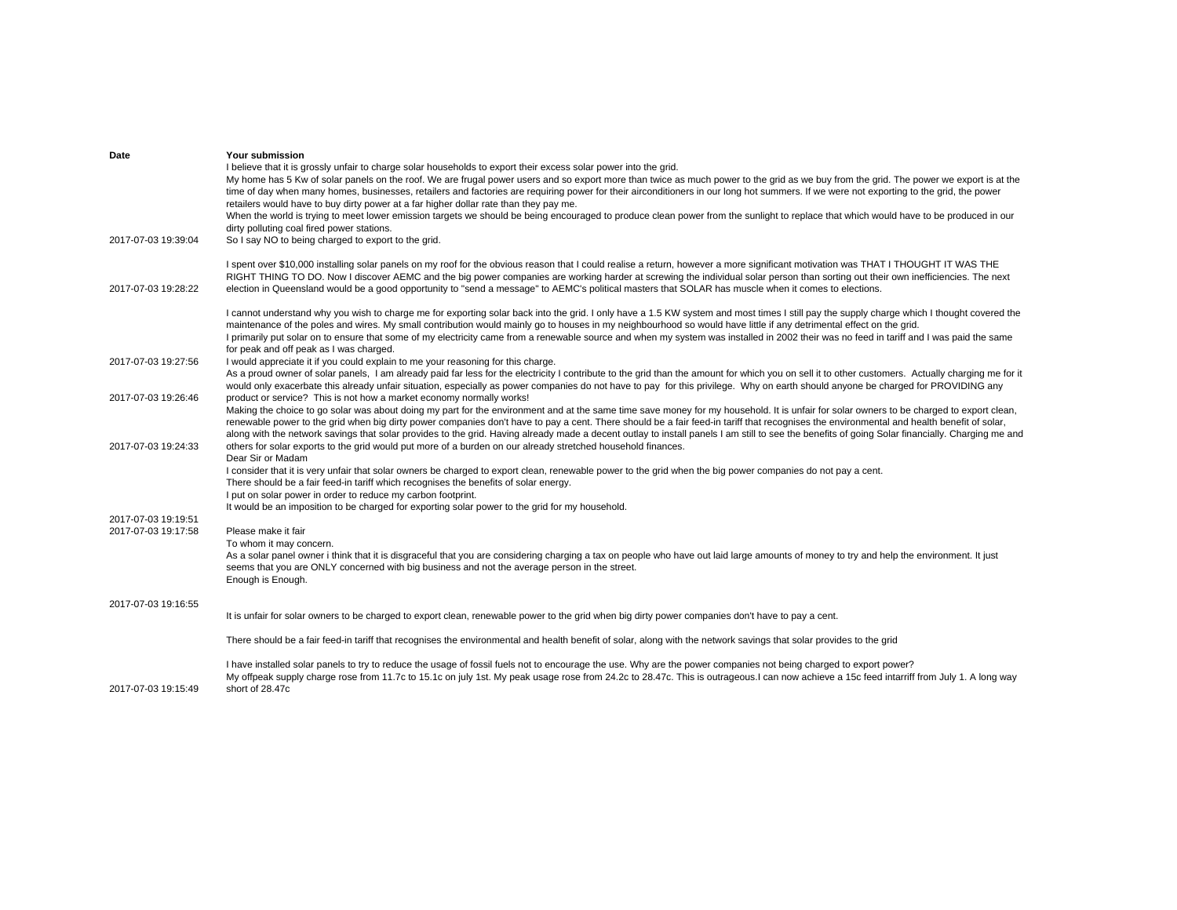| Date | Your submission |
|---|---|
| 2017-07-03 19:39:04 | I believe that it is grossly unfair to charge solar households to export their excess solar power into the grid.<br>My home has 5 Kw of solar panels on the roof. We are frugal power users and so export more than twice as much power to the grid as we buy from the grid. The power we export is at the time of day when many homes, businesses, retailers and factories are requiring power for their airconditioners in our long hot summers. If we were not exporting to the grid, the power retailers would have to buy dirty power at a far higher dollar rate than they pay me.<br>When the world is trying to meet lower emission targets we should be being encouraged to produce clean power from the sunlight to replace that which would have to be produced in our dirty polluting coal fired power stations.<br>So I say NO to being charged to export to the grid. |
| 2017-07-03 19:28:22 | I spent over $10,000 installing solar panels on my roof for the obvious reason that I could realise a return, however a more significant motivation was THAT I THOUGHT IT WAS THE RIGHT THING TO DO. Now I discover AEMC and the big power companies are working harder at screwing the individual solar person than sorting out their own inefficiencies. The next election in Queensland would be a good opportunity to "send a message" to AEMC's political masters that SOLAR has muscle when it comes to elections. |
| 2017-07-03 19:27:56 | I cannot understand why you wish to charge me for exporting solar back into the grid. I only have a 1.5 KW system and most times I still pay the supply charge which I thought covered the maintenance of the poles and wires. My small contribution would mainly go to houses in my neighbourhood so would have little if any detrimental effect on the grid.<br>I primarily put solar on to ensure that some of my electricity came from a renewable source and when my system was installed in 2002 their was no feed in tariff and I was paid the same for peak and off peak as I was charged.<br>I would appreciate it if you could explain to me your reasoning for this charge. |
| 2017-07-03 19:26:46 | As a proud owner of solar panels, I am already paid far less for the electricity I contribute to the grid than the amount for which you on sell it to other customers. Actually charging me for it would only exacerbate this already unfair situation, especially as power companies do not have to pay for this privilege. Why on earth should anyone be charged for PROVIDING any product or service? This is not how a market economy normally works! |
| 2017-07-03 19:24:33 | Making the choice to go solar was about doing my part for the environment and at the same time save money for my household. It is unfair for solar owners to be charged to export clean, renewable power to the grid when big dirty power companies don't have to pay a cent. There should be a fair feed-in tariff that recognises the environmental and health benefit of solar, along with the network savings that solar provides to the grid. Having already made a decent outlay to install panels I am still to see the benefits of going Solar financially. Charging me and others for solar exports to the grid would put more of a burden on our already stretched household finances. |
| 2017-07-03 19:19:51 | Dear Sir or Madam<br>I consider that it is very unfair that solar owners be charged to export clean, renewable power to the grid when the big power companies do not pay a cent.<br>There should be a fair feed-in tariff which recognises the benefits of solar energy.<br>I put on solar power in order to reduce my carbon footprint.<br>It would be an imposition to be charged for exporting solar power to the grid for my household. |
| 2017-07-03 19:17:58 | Please make it fair |
| 2017-07-03 19:16:55 | To whom it may concern.<br>As a solar panel owner i think that it is disgraceful that you are considering charging a tax on people who have out laid large amounts of money to try and help the environment. It just seems that you are ONLY concerned with big business and not the average person in the street.<br>Enough is Enough. |
| 2017-07-03 19:15:49 | It is unfair for solar owners to be charged to export clean, renewable power to the grid when big dirty power companies don't have to pay a cent.<br><br>There should be a fair feed-in tariff that recognises the environmental and health benefit of solar, along with the network savings that solar provides to the grid<br><br>I have installed solar panels to try to reduce the usage of fossil fuels not to encourage the use. Why are the power companies not being charged to export power?<br>My offpeak supply charge rose from 11.7c to 15.1c on july 1st. My peak usage rose from 24.2c to 28.47c. This is outrageous.I can now achieve a 15c feed intarriff from July 1. A long way short of 28.47c |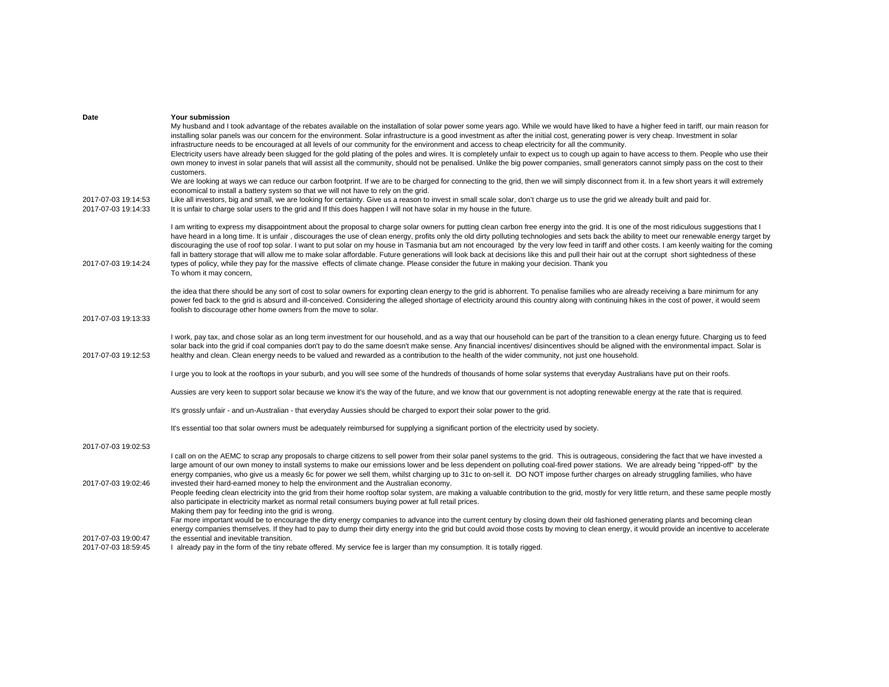| Date | Your submission |
|---|---|
| 2017-07-03 19:14:53 | My husband and I took advantage of the rebates available on the installation of solar power some years ago. While we would have liked to have a higher feed in tariff, our main reason for installing solar panels was our concern for the environment. Solar infrastructure is a good investment as after the initial cost, generating power is very cheap. Investment in solar infrastructure needs to be encouraged at all levels of our community for the environment and access to cheap electricity for all the community.<br>Electricity users have already been slugged for the gold plating of the poles and wires. It is completely unfair to expect us to cough up again to have access to them. People who use their own money to invest in solar panels that will assist all the community, should not be penalised. Unlike the big power companies, small generators cannot simply pass on the cost to their customers.<br>We are looking at ways we can reduce our carbon footprint. If we are to be charged for connecting to the grid, then we will simply disconnect from it. In a few short years it will extremely economical to install a battery system so that we will not have to rely on the grid.<br>Like all investors, big and small, we are looking for certainty. Give us a reason to invest in small scale solar, don't charge us to use the grid we already built and paid for. |
| 2017-07-03 19:14:33 | It is unfair to charge solar users to the grid and If this does happen I will not have solar in my house in the future. |
| 2017-07-03 19:14:24 | I am writing to express my disappointment about the proposal to charge solar owners for putting clean carbon free energy into the grid. It is one of the most ridiculous suggestions that I have heard in a long time. It is unfair , discourages the use of clean energy, profits only the old dirty polluting technologies and sets back the ability to meet our renewable energy target by discouraging the use of roof top solar. I want to put solar on my house in Tasmania but am not encouraged by the very low feed in tariff and other costs. I am keenly waiting for the coming fall in battery storage that will allow me to make solar affordable. Future generations will look back at decisions like this and pull their hair out at the corrupt short sightedness of these types of policy, while they pay for the massive effects of climate change. Please consider the future in making your decision. Thank you |
| 2017-07-03 19:13:33 | To whom it may concern,<br><br>the idea that there should be any sort of cost to solar owners for exporting clean energy to the grid is abhorrent. To penalise families who are already receiving a bare minimum for any power fed back to the grid is absurd and ill-conceived. Considering the alleged shortage of electricity around this country along with continuing hikes in the cost of power, it would seem foolish to discourage other home owners from the move to solar. |
| 2017-07-03 19:12:53 | I work, pay tax, and chose solar as an long term investment for our household, and as a way that our household can be part of the transition to a clean energy future. Charging us to feed solar back into the grid if coal companies don't pay to do the same doesn't make sense. Any financial incentives/ disincentives should be aligned with the environmental impact. Solar is healthy and clean. Clean energy needs to be valued and rewarded as a contribution to the health of the wider community, not just one household. |
| 2017-07-03 19:02:53 | I urge you to look at the rooftops in your suburb, and you will see some of the hundreds of thousands of home solar systems that everyday Australians have put on their roofs.<br><br>Aussies are very keen to support solar because we know it's the way of the future, and we know that our government is not adopting renewable energy at the rate that is required.<br><br>It's grossly unfair - and un-Australian - that everyday Aussies should be charged to export their solar power to the grid.<br><br>It's essential too that solar owners must be adequately reimbursed for supplying a significant portion of the electricity used by society. |
| 2017-07-03 19:02:46 | I call on on the AEMC to scrap any proposals to charge citizens to sell power from their solar panel systems to the grid. This is outrageous, considering the fact that we have invested a large amount of our own money to install systems to make our emissions lower and be less dependent on polluting coal-fired power stations. We are already being "ripped-off" by the energy companies, who give us a measly 6c for power we sell them, whilst charging up to 31c to on-sell it. DO NOT impose further charges on already struggling families, who have invested their hard-earned money to help the environment and the Australian economy. |
| 2017-07-03 19:00:47 | People feeding clean electricity into the grid from their home rooftop solar system, are making a valuable contribution to the grid, mostly for very little return, and these same people mostly also participate in electricity market as normal retail consumers buying power at full retail prices.<br>Making them pay for feeding into the grid is wrong.<br>Far more important would be to encourage the dirty energy companies to advance into the current century by closing down their old fashioned generating plants and becoming clean energy companies themselves. If they had to pay to dump their dirty energy into the grid but could avoid those costs by moving to clean energy, it would provide an incentive to accelerate the essential and inevitable transition. |
| 2017-07-03 18:59:45 | I already pay in the form of the tiny rebate offered. My service fee is larger than my consumption. It is totally rigged. |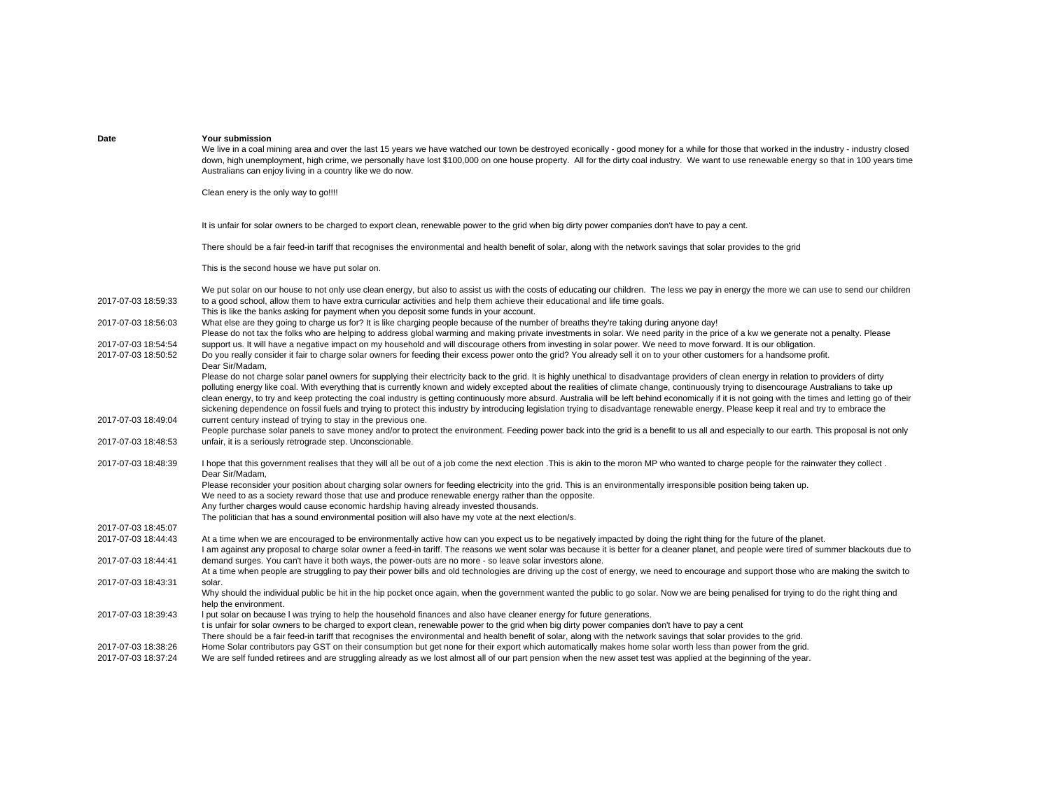| Date | Your submission |
|---|---|
| 2017-07-03 18:59:33 | We live in a coal mining area and over the last 15 years we have watched our town be destroyed econically - good money for a while for those that worked in the industry - industry closed down, high unemployment, high crime, we personally have lost $100,000 on one house property. All for the dirty coal industry. We want to use renewable energy so that in 100 years time Australians can enjoy living in a country like we do now.<br><br>Clean enery is the only way to go!!!!<br><br>It is unfair for solar owners to be charged to export clean, renewable power to the grid when big dirty power companies don't have to pay a cent.<br><br>There should be a fair feed-in tariff that recognises the environmental and health benefit of solar, along with the network savings that solar provides to the grid<br><br>This is the second house we have put solar on.<br><br>We put solar on our house to not only use clean energy, but also to assist us with the costs of educating our children. The less we pay in energy the more we can use to send our children to a good school, allow them to have extra curricular activities and help them achieve their educational and life time goals. |
| 2017-07-03 18:56:03 | This is like the banks asking for payment when you deposit some funds in your account.<br>What else are they going to charge us for? It is like charging people because of the number of breaths they're taking during anyone day! |
| 2017-07-03 18:54:54 | Please do not tax the folks who are helping to address global warming and making private investments in solar. We need parity in the price of a kw we generate not a penalty. Please support us. It will have a negative impact on my household and will discourage others from investing in solar power. We need to move forward. It is our obligation. |
| 2017-07-03 18:50:52 | Do you really consider it fair to charge solar owners for feeding their excess power onto the grid? You already sell it on to your other customers for a handsome profit. |
| 2017-07-03 18:49:04 | Dear Sir/Madam,<br>Please do not charge solar panel owners for supplying their electricity back to the grid. It is highly unethical to disadvantage providers of clean energy in relation to providers of dirty polluting energy like coal. With everything that is currently known and widely excepted about the realities of climate change, continuously trying to disencourage Australians to take up clean energy, to try and keep protecting the coal industry is getting continuously more absurd. Australia will be left behind economically if it is not going with the times and letting go of their sickening dependence on fossil fuels and trying to protect this industry by introducing legislation trying to disadvantage renewable energy. Please keep it real and try to embrace the current century instead of trying to stay in the previous one. |
| 2017-07-03 18:48:53 | People purchase solar panels to save money and/or to protect the environment. Feeding power back into the grid is a benefit to us all and especially to our earth. This proposal is not only unfair, it is a seriously retrograde step. Unconscionable. |
| 2017-07-03 18:48:39 | I hope that this government realises that they will all be out of a job come the next election .This is akin to the moron MP who wanted to charge people for the rainwater they collect . |
| 2017-07-03 18:45:07 | Dear Sir/Madam,<br>Please reconsider your position about charging solar owners for feeding electricity into the grid. This is an environmentally irresponsible position being taken up.<br>We need to as a society reward those that use and produce renewable energy rather than the opposite.<br>Any further charges would cause economic hardship having already invested thousands.<br>The politician that has a sound environmental position will also have my vote at the next election/s. |
| 2017-07-03 18:44:43 | At a time when we are encouraged to be environmentally active how can you expect us to be negatively impacted by doing the right thing for the future of the planet. |
| 2017-07-03 18:44:41 | I am against any proposal to charge solar owner a feed-in tariff. The reasons we went solar was because it is better for a cleaner planet, and people were tired of summer blackouts due to demand surges. You can't have it both ways, the power-outs are no more - so leave solar investors alone. |
| 2017-07-03 18:43:31 | At a time when people are struggling to pay their power bills and old technologies are driving up the cost of energy, we need to encourage and support those who are making the switch to solar. |
| 2017-07-03 18:39:43 | Why should the individual public be hit in the hip pocket once again, when the government wanted the public to go solar. Now we are being penalised for trying to do the right thing and help the environment.<br>I put solar on because I was trying to help the household finances and also have cleaner energy for future generations. |
| 2017-07-03 18:38:26 | t is unfair for solar owners to be charged to export clean, renewable power to the grid when big dirty power companies don't have to pay a cent<br>There should be a fair feed-in tariff that recognises the environmental and health benefit of solar, along with the network savings that solar provides to the grid.<br>Home Solar contributors pay GST on their consumption but get none for their export which automatically makes home solar worth less than power from the grid. |
| 2017-07-03 18:37:24 | We are self funded retirees and are struggling already as we lost almost all of our part pension when the new asset test was applied at the beginning of the year. |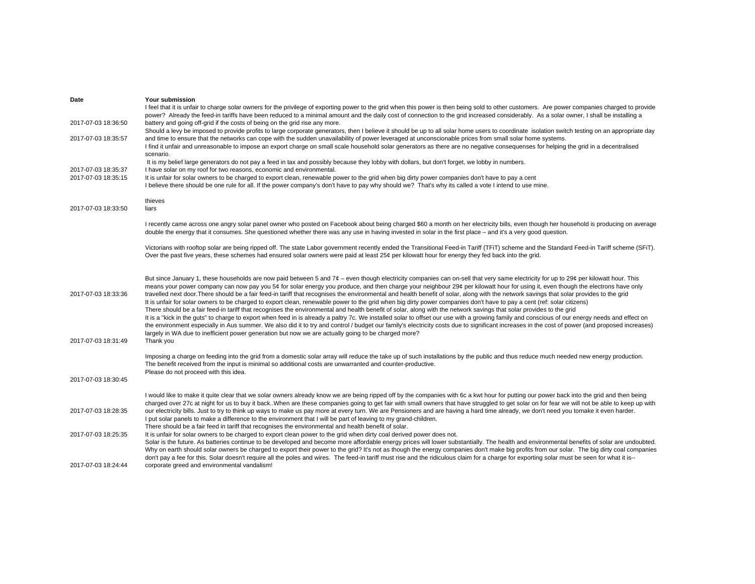| Date | Your submission |
|---|---|
| 2017-07-03 18:36:50 | I feel that it is unfair to charge solar owners for the privilege of exporting power to the grid when this power is then being sold to other customers. Are power companies charged to provide power? Already the feed-in tariffs have been reduced to a minimal amount and the daily cost of connection to the grid increased considerably. As a solar owner, I shall be installing a battery and going off-grid if the costs of being on the grid rise any more. |
| 2017-07-03 18:35:57 | Should a levy be imposed to provide profits to large corporate generators, then I believe it should be up to all solar home users to coordinate isolation switch testing on an appropriate day and time to ensure that the networks can cope with the sudden unavailability of power leveraged at unconscionable prices from small solar home systems. |
| 2017-07-03 18:35:37 | I find it unfair and unreasonable to impose an export charge on small scale household solar generators as there are no negative consequenses for helping the grid in a decentralised scenario.<br>It is my belief large generators do not pay a feed in tax and possibly because they lobby with dollars, but don't forget, we lobby in numbers.<br>I have solar on my roof for two reasons, economic and environmental. |
| 2017-07-03 18:35:15 | It is unfair for solar owners to be charged to export clean, renewable power to the grid when big dirty power companies don't have to pay a cent |
| 2017-07-03 18:33:50 | I believe there should be one rule for all. If the power company's don't have to pay why should we? That's why its called a vote I intend to use mine.<br><br>thieves<br>liars |
| 2017-07-03 18:33:36 | I recently came across one angry solar panel owner who posted on Facebook about being charged $60 a month on her electricity bills, even though her household is producing on average double the energy that it consumes. She questioned whether there was any use in having invested in solar in the first place – and it's a very good question.<br><br>Victorians with rooftop solar are being ripped off. The state Labor government recently ended the Transitional Feed-in Tariff (TFiT) scheme and the Standard Feed-in Tariff scheme (SFiT). Over the past five years, these schemes had ensured solar owners were paid at least 25¢ per kilowatt hour for energy they fed back into the grid.<br><br>But since January 1, these households are now paid between 5 and 7¢ – even though electricity companies can on-sell that very same electricity for up to 29¢ per kilowatt hour. This means your power company can now pay you 5¢ for solar energy you produce, and then charge your neighbour 29¢ per kilowatt hour for using it, even though the electrons have only travelled next door.There should be a fair feed-in tariff that recognises the environmental and health benefit of solar, along with the network savings that solar provides to the grid |
| 2017-07-03 18:31:49 | It is unfair for solar owners to be charged to export clean, renewable power to the grid when big dirty power companies don't have to pay a cent (ref: solar citizens)<br>There should be a fair feed-in tariff that recognises the environmental and health benefit of solar, along with the network savings that solar provides to the grid<br>It is a "kick in the guts" to charge to export when feed in is already a paltry 7c. We installed solar to offset our use with a growing family and conscious of our energy needs and effect on the environment especially in Aus summer. We also did it to try and control / budget our family's electricity costs due to significant increases in the cost of power (and proposed increases) largely in WA due to inefficient power generation but now we are actually going to be charged more?<br>Thank you |
| 2017-07-03 18:30:45 | Imposing a charge on feeding into the grid from a domestic solar array will reduce the take up of such installations by the public and thus reduce much needed new energy production.<br>The benefit received from the input is minimal so additional costs are unwarranted and counter-productive.<br>Please do not proceed with this idea. |
| 2017-07-03 18:28:35 | I would like to make it quite clear that we solar owners already know we are being ripped off by the companies with 6c a kwt hour for putting our power back into the grid and then being charged over 27c at night for us to buy it back..When are these companies going to get fair with small owners that have struggled to get solar on for fear we will not be able to keep up with our electricity bills. Just to try to think up ways to make us pay more at every turn. We are Pensioners and are having a hard time already, we don't need you tomake it even harder. |
| 2017-07-03 18:25:35 | I put solar panels to make a difference to the environment that I will be part of leaving to my grand-children.<br>There should be a fair feed in tariff that recognises the environmental and health benefit of solar.<br>It is unfair for solar owners to be charged to export clean power to the grid when dirty coal derived power does not. |
| 2017-07-03 18:24:44 | Solar is the future. As batteries continue to be developed and become more affordable energy prices will lower substantially. The health and environmental benefits of solar are undoubted. Why on earth should solar owners be charged to export their power to the grid? It's not as though the energy companies don't make big profits from our solar. The big dirty coal companies don't pay a fee for this. Solar doesn't require all the poles and wires. The feed-in tariff must rise and the ridiculous claim for a charge for exporting solar must be seen for what it is--corporate greed and environmental vandalism! |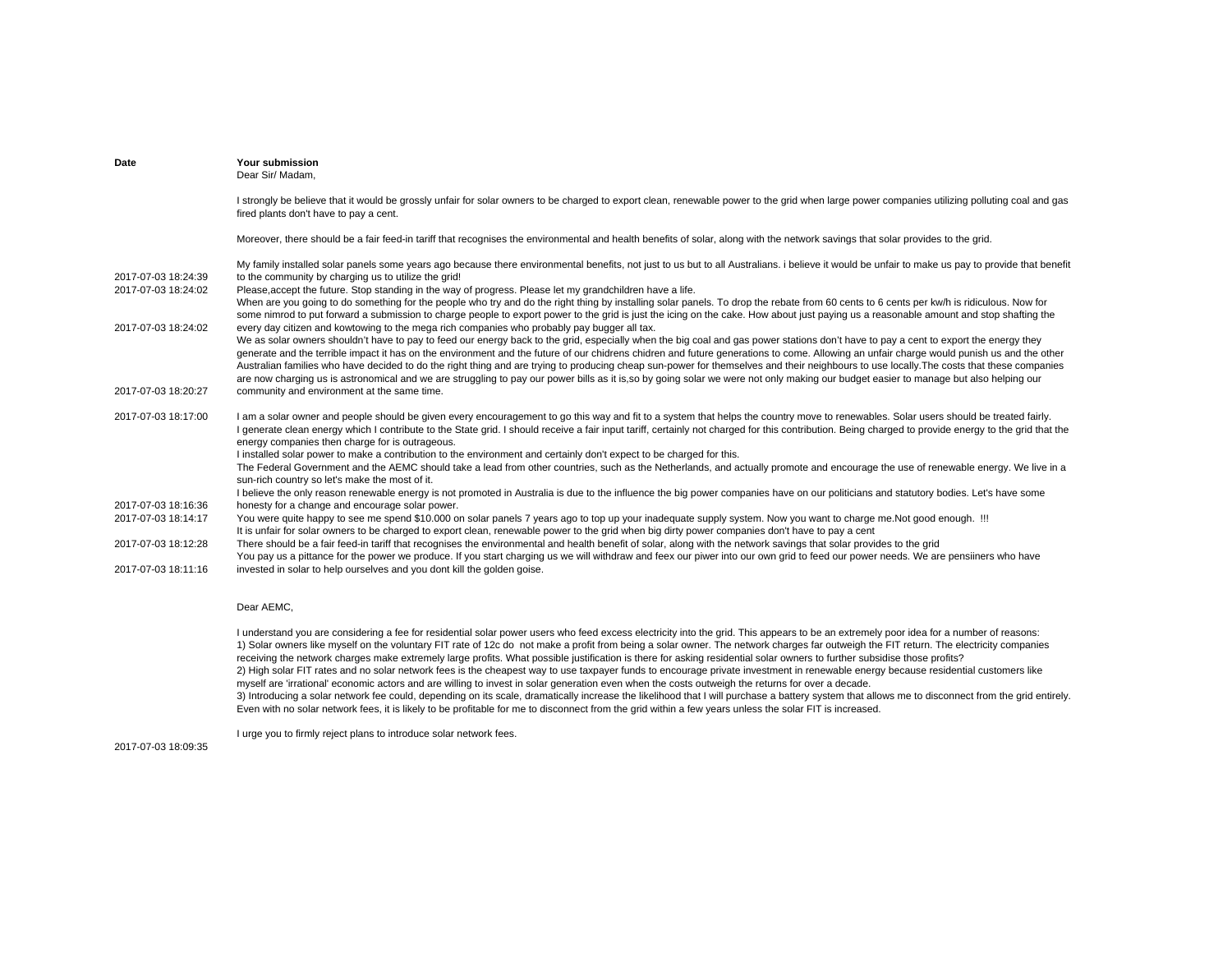| Date | Your submission |
|---|---|
| 2017-07-03 18:24:39 | Dear Sir/ Madam,<br><br>I strongly be believe that it would be grossly unfair for solar owners to be charged to export clean, renewable power to the grid when large power companies utilizing polluting coal and gas fired plants don't have to pay a cent.<br><br>Moreover, there should be a fair feed-in tariff that recognises the environmental and health benefits of solar, along with the network savings that solar provides to the grid.<br><br>My family installed solar panels some years ago because there environmental benefits, not just to us but to all Australians. i believe it would be unfair to make us pay to provide that benefit to the community by charging us to utilize the grid! |
| 2017-07-03 18:24:02 | Please,accept the future. Stop standing in the way of progress. Please let my grandchildren have a life. |
| 2017-07-03 18:24:02 | When are you going to do something for the people who try and do the right thing by installing solar panels. To drop the rebate from 60 cents to 6 cents per kw/h is ridiculous. Now for some nimrod to put forward a submission to charge people to export power to the grid is just the icing on the cake. How about just paying us a reasonable amount and stop shafting the every day citizen and kowtowing to the mega rich companies who probably pay bugger all tax. |
| 2017-07-03 18:20:27 | We as solar owners shouldn't have to pay to feed our energy back to the grid, especially when the big coal and gas power stations don't have to pay a cent to export the energy they generate and the terrible impact it has on the environment and the future of our chidrens chidren and future generations to come. Allowing an unfair charge would punish us and the other Australian families who have decided to do the right thing and are trying to producing cheap sun-power for themselves and their neighbours to use locally.The costs that these companies are now charging us is astronomical and we are struggling to pay our power bills as it is,so by going solar we were not only making our budget easier to manage but also helping our community and environment at the same time. |
| 2017-07-03 18:17:00 | I am a solar owner and people should be given every encouragement to go this way and fit to a system that helps the country move to renewables. Solar users should be treated fairly. |
| 2017-07-03 18:16:36 | I generate clean energy which I contribute to the State grid. I should receive a fair input tariff, certainly not charged for this contribution. Being charged to provide energy to the grid that the energy companies then charge for is outrageous.<br>I installed solar power to make a contribution to the environment and certainly don't expect to be charged for this.<br>The Federal Government and the AEMC should take a lead from other countries, such as the Netherlands, and actually promote and encourage the use of renewable energy. We live in a sun-rich country so let's make the most of it.<br>I believe the only reason renewable energy is not promoted in Australia is due to the influence the big power companies have on our politicians and statutory bodies. Let's have some honesty for a change and encourage solar power. |
| 2017-07-03 18:14:17 | You were quite happy to see me spend $10.000 on solar panels 7 years ago to top up your inadequate supply system. Now you want to charge me.Not good enough. !!! |
| 2017-07-03 18:12:28 | It is unfair for solar owners to be charged to export clean, renewable power to the grid when big dirty power companies don't have to pay a cent<br>There should be a fair feed-in tariff that recognises the environmental and health benefit of solar, along with the network savings that solar provides to the grid |
| 2017-07-03 18:11:16 | You pay us a pittance for the power we produce. If you start charging us we will withdraw and feex our piwer into our own grid to feed our power needs. We are pensiiners who have invested in solar to help ourselves and you dont kill the golden goise. |
| 2017-07-03 18:09:35 | Dear AEMC,<br><br>I understand you are considering a fee for residential solar power users who feed excess electricity into the grid. This appears to be an extremely poor idea for a number of reasons:<br>1) Solar owners like myself on the voluntary FIT rate of 12c do not make a profit from being a solar owner. The network charges far outweigh the FIT return. The electricity companies receiving the network charges make extremely large profits. What possible justification is there for asking residential solar owners to further subsidise those profits?<br>2) High solar FIT rates and no solar network fees is the cheapest way to use taxpayer funds to encourage private investment in renewable energy because residential customers like myself are 'irrational' economic actors and are willing to invest in solar generation even when the costs outweigh the returns for over a decade.<br>3) Introducing a solar network fee could, depending on its scale, dramatically increase the likelihood that I will purchase a battery system that allows me to disconnect from the grid entirely. Even with no solar network fees, it is likely to be profitable for me to disconnect from the grid within a few years unless the solar FIT is increased.<br><br>I urge you to firmly reject plans to introduce solar network fees. |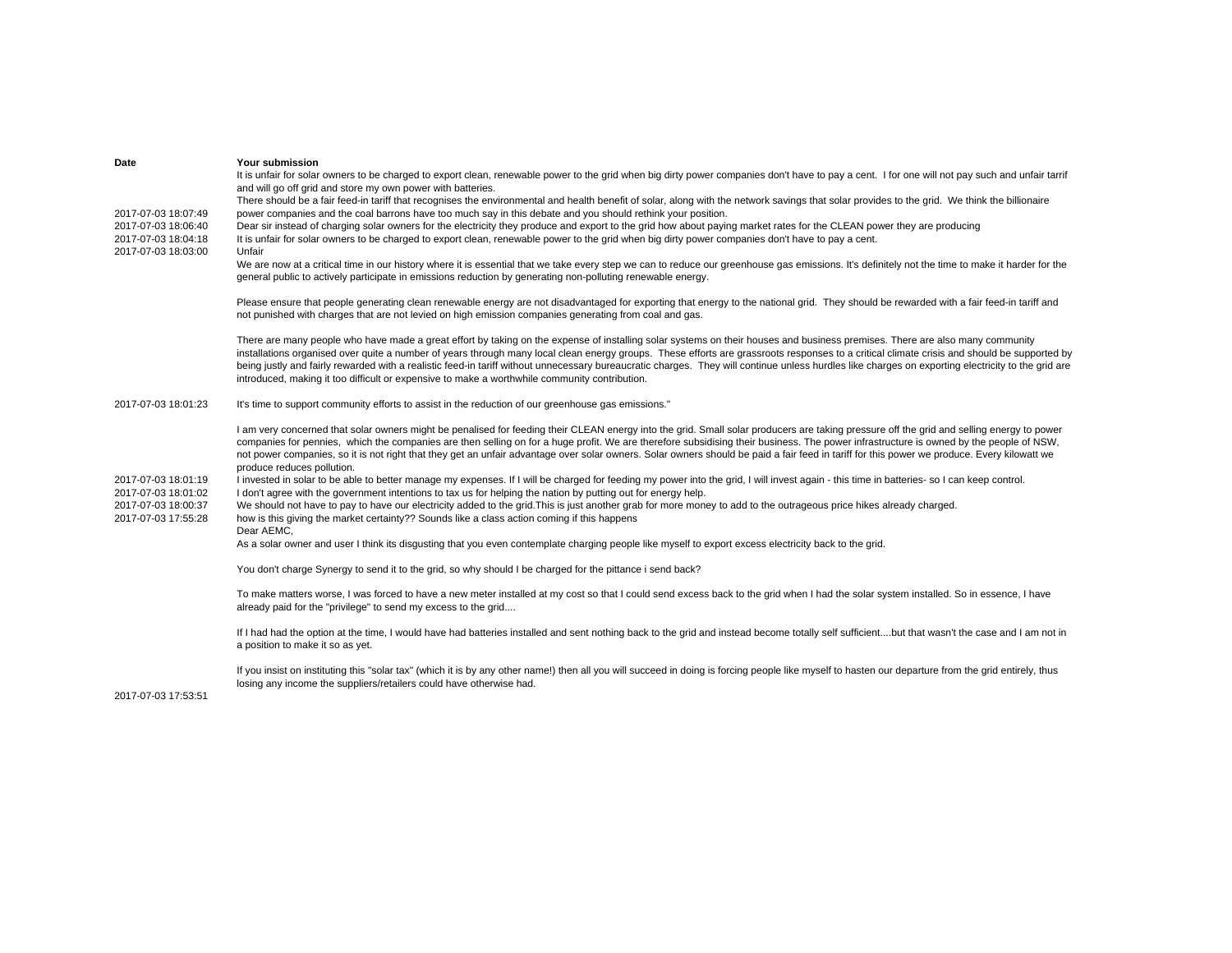| Date | Your submission |
|---|---|
| | It is unfair for solar owners to be charged to export clean, renewable power to the grid when big dirty power companies don't have to pay a cent. I for one will not pay such and unfair tarrif and will go off grid and store my own power with batteries. |
| 2017-07-03 18:07:49 | There should be a fair feed-in tariff that recognises the environmental and health benefit of solar, along with the network savings that solar provides to the grid. We think the billionaire power companies and the coal barrons have too much say in this debate and you should rethink your position. |
| 2017-07-03 18:06:40 | Dear sir instead of charging solar owners for the electricity they produce and export to the grid how about paying market rates for the CLEAN power they are producing |
| 2017-07-03 18:04:18 | It is unfair for solar owners to be charged to export clean, renewable power to the grid when big dirty power companies don't have to pay a cent. |
| 2017-07-03 18:03:00 | Unfair |
| 2017-07-03 18:01:23 | We are now at a critical time in our history where it is essential that we take every step we can to reduce our greenhouse gas emissions. It's definitely not the time to make it harder for the general public to actively participate in emissions reduction by generating non-polluting renewable energy.<br><br>Please ensure that people generating clean renewable energy are not disadvantaged for exporting that energy to the national grid. They should be rewarded with a fair feed-in tariff and not punished with charges that are not levied on high emission companies generating from coal and gas.<br><br>There are many people who have made a great effort by taking on the expense of installing solar systems on their houses and business premises. There are also many community installations organised over quite a number of years through many local clean energy groups. These efforts are grassroots responses to a critical climate crisis and should be supported by being justly and fairly rewarded with a realistic feed-in tariff without unnecessary bureaucratic charges. They will continue unless hurdles like charges on exporting electricity to the grid are introduced, making it too difficult or expensive to make a worthwhile community contribution.<br><br>It's time to support community efforts to assist in the reduction of our greenhouse gas emissions." |
| | I am very concerned that solar owners might be penalised for feeding their CLEAN energy into the grid. Small solar producers are taking pressure off the grid and selling energy to power companies for pennies, which the companies are then selling on for a huge profit. We are therefore subsidising their business. The power infrastructure is owned by the people of NSW, not power companies, so it is not right that they get an unfair advantage over solar owners. Solar owners should be paid a fair feed in tariff for this power we produce. Every kilowatt we produce reduces pollution. |
| 2017-07-03 18:01:19 | I invested in solar to be able to better manage my expenses. If I will be charged for feeding my power into the grid, I will invest again - this time in batteries- so I can keep control. |
| 2017-07-03 18:01:02 | I don't agree with the government intentions to tax us for helping the nation by putting out for energy help. |
| 2017-07-03 18:00:37 | We should not have to pay to have our electricity added to the grid.This is just another grab for more money to add to the outrageous price hikes already charged. |
| 2017-07-03 17:55:28 | how is this giving the market certainty?? Sounds like a class action coming if this happens |
| 2017-07-03 17:53:51 | Dear AEMC,<br>As a solar owner and user I think its disgusting that you even contemplate charging people like myself to export excess electricity back to the grid.<br><br>You don't charge Synergy to send it to the grid, so why should I be charged for the pittance i send back?<br><br>To make matters worse, I was forced to have a new meter installed at my cost so that I could send excess back to the grid when I had the solar system installed. So in essence, I have already paid for the "privilege" to send my excess to the grid....<br><br>If I had had the option at the time, I would have had batteries installed and sent nothing back to the grid and instead become totally self sufficient....but that wasn't the case and I am not in a position to make it so as yet.<br><br>If you insist on instituting this "solar tax" (which it is by any other name!) then all you will succeed in doing is forcing people like myself to hasten our departure from the grid entirely, thus losing any income the suppliers/retailers could have otherwise had. |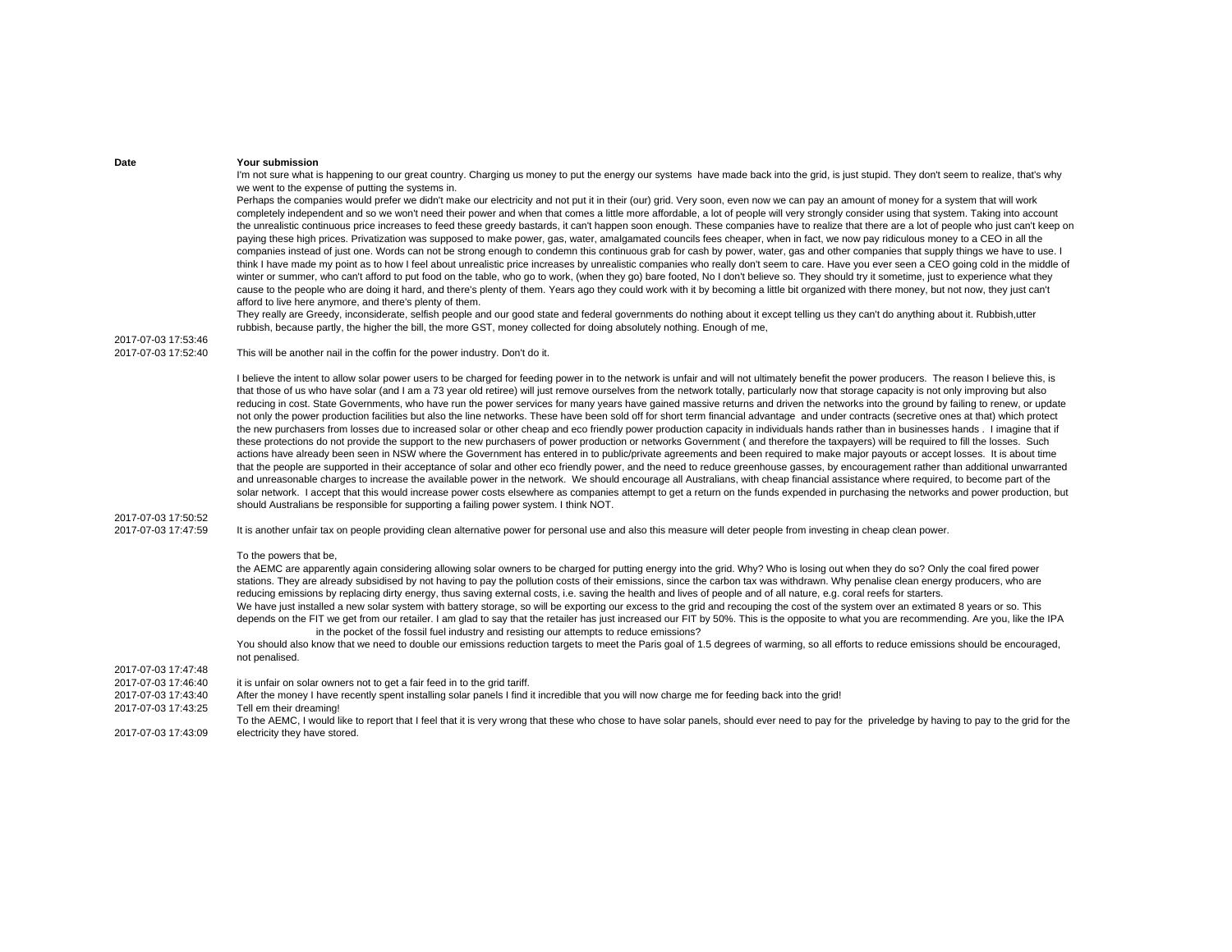| Date | Your submission |
| --- | --- |
| 2017-07-03 17:53:46 | I'm not sure what is happening to our great country. Charging us money to put the energy our systems have made back into the grid, is just stupid. They don't seem to realize, that's why we went to the expense of putting the systems in.<br>Perhaps the companies would prefer we didn't make our electricity and not put it in their (our) grid. Very soon, even now we can pay an amount of money for a system that will work completely independent and so we won't need their power and when that comes a little more affordable, a lot of people will very strongly consider using that system. Taking into account the unrealistic continuous price increases to feed these greedy bastards, it can't happen soon enough. These companies have to realize that there are a lot of people who just can't keep on paying these high prices. Privatization was supposed to make power, gas, water, amalgamated councils fees cheaper, when in fact, we now pay ridiculous money to a CEO in all the companies instead of just one. Words can not be strong enough to condemn this continuous grab for cash by power, water, gas and other companies that supply things we have to use. I think I have made my point as to how I feel about unrealistic price increases by unrealistic companies who really don't seem to care. Have you ever seen a CEO going cold in the middle of winter or summer, who can't afford to put food on the table, who go to work, (when they go) bare footed, No I don't believe so. They should try it sometime, just to experience what they cause to the people who are doing it hard, and there's plenty of them. Years ago they could work with it by becoming a little bit organized with there money, but not now, they just can't afford to live here anymore, and there's plenty of them.<br>They really are Greedy, inconsiderate, selfish people and our good state and federal governments do nothing about it except telling us they can't do anything about it. Rubbish,utter rubbish, because partly, the higher the bill, the more GST, money collected for doing absolutely nothing. Enough of me, |
| 2017-07-03 17:52:40 | This will be another nail in the coffin for the power industry. Don't do it. |
| 2017-07-03 17:50:52 | I believe the intent to allow solar power users to be charged for feeding power in to the network is unfair and will not ultimately benefit the power producers. The reason I believe this, is that those of us who have solar (and I am a 73 year old retiree) will just remove ourselves from the network totally, particularly now that storage capacity is not only improving but also reducing in cost. State Governments, who have run the power services for many years have gained massive returns and driven the networks into the ground by failing to renew, or update not only the power production facilities but also the line networks. These have been sold off for short term financial advantage and under contracts (secretive ones at that) which protect the new purchasers from losses due to increased solar or other cheap and eco friendly power production capacity in individuals hands rather than in businesses hands . I imagine that if these protections do not provide the support to the new purchasers of power production or networks Government ( and therefore the taxpayers) will be required to fill the losses. Such actions have already been seen in NSW where the Government has entered in to public/private agreements and been required to make major payouts or accept losses. It is about time that the people are supported in their acceptance of solar and other eco friendly power, and the need to reduce greenhouse gasses, by encouragement rather than additional unwarranted and unreasonable charges to increase the available power in the network. We should encourage all Australians, with cheap financial assistance where required, to become part of the solar network. I accept that this would increase power costs elsewhere as companies attempt to get a return on the funds expended in purchasing the networks and power production, but should Australians be responsible for supporting a failing power system. I think NOT. |
| 2017-07-03 17:47:59 | It is another unfair tax on people providing clean alternative power for personal use and also this measure will deter people from investing in cheap clean power. |
| 2017-07-03 17:47:48 | To the powers that be,<br>the AEMC are apparently again considering allowing solar owners to be charged for putting energy into the grid. Why? Who is losing out when they do so? Only the coal fired power stations. They are already subsidised by not having to pay the pollution costs of their emissions, since the carbon tax was withdrawn. Why penalise clean energy producers, who are reducing emissions by replacing dirty energy, thus saving external costs, i.e. saving the health and lives of people and of all nature, e.g. coral reefs for starters.<br>We have just installed a new solar system with battery storage, so will be exporting our excess to the grid and recouping the cost of the system over an extimated 8 years or so. This depends on the FIT we get from our retailer. I am glad to say that the retailer has just increased our FIT by 50%. This is the opposite to what you are recommending. Are you, like the IPA in the pocket of the fossil fuel industry and resisting our attempts to reduce emissions?<br>You should also know that we need to double our emissions reduction targets to meet the Paris goal of 1.5 degrees of warming, so all efforts to reduce emissions should be encouraged, not penalised. |
| 2017-07-03 17:46:40 | it is unfair on solar owners not to get a fair feed in to the grid tariff. |
| 2017-07-03 17:43:40 | After the money I have recently spent installing solar panels I find it incredible that you will now charge me for feeding back into the grid! |
| 2017-07-03 17:43:25 | Tell em their dreaming! |
| 2017-07-03 17:43:09 | To the AEMC, I would like to report that I feel that it is very wrong that these who chose to have solar panels, should ever need to pay for the priveledge by having to pay to the grid for the electricity they have stored. |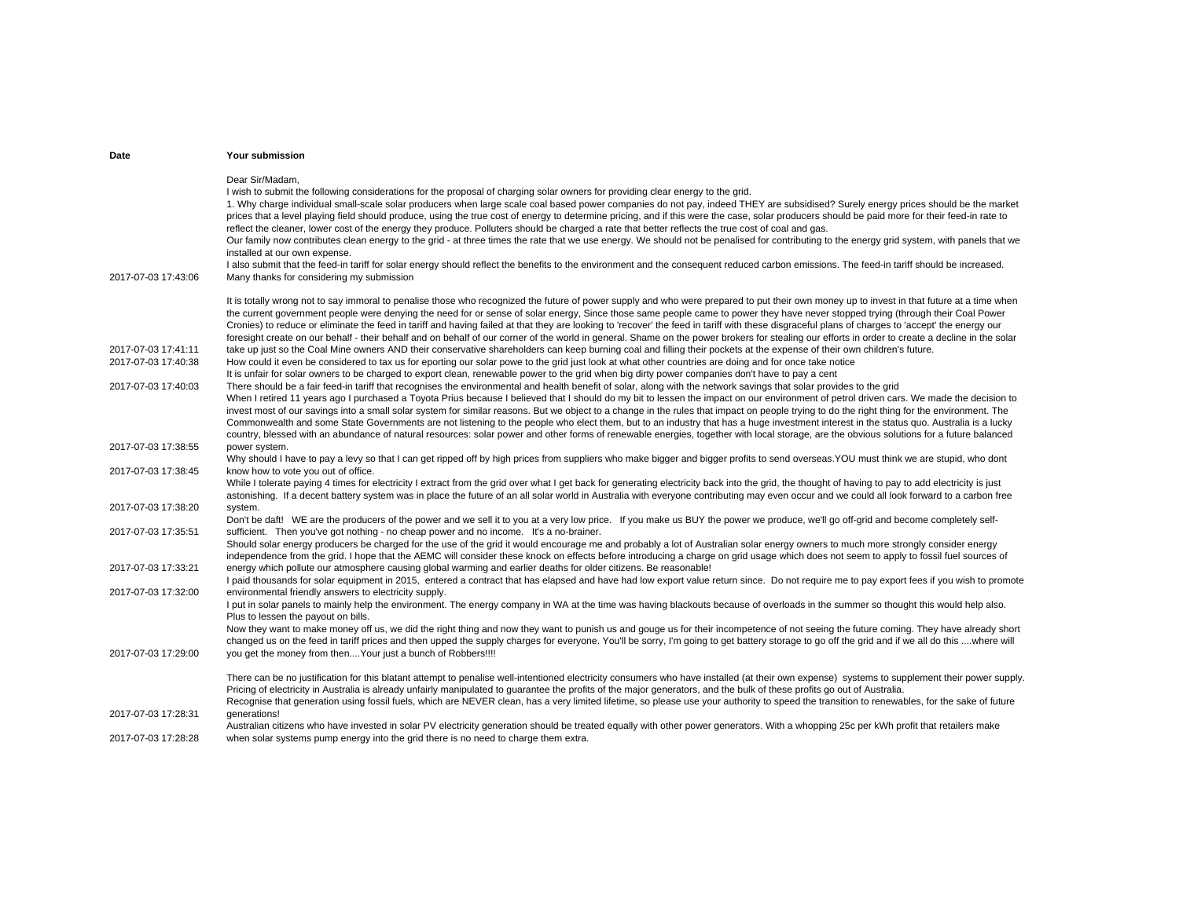| Date | Your submission |
| --- | --- |
| 2017-07-03 17:43:06 | Dear Sir/Madam, I wish to submit the following considerations for the proposal of charging solar owners for providing clear energy to the grid. 1. Why charge individual small-scale solar producers when large scale coal based power companies do not pay, indeed THEY are subsidised? Surely energy prices should be the market prices that a level playing field should produce, using the true cost of energy to determine pricing, and if this were the case, solar producers should be paid more for their feed-in rate to reflect the cleaner, lower cost of the energy they produce. Polluters should be charged a rate that better reflects the true cost of coal and gas. Our family now contributes clean energy to the grid - at three times the rate that we use energy. We should not be penalised for contributing to the energy grid system, with panels that we installed at our own expense. I also submit that the feed-in tariff for solar energy should reflect the benefits to the environment and the consequent reduced carbon emissions. The feed-in tariff should be increased. Many thanks for considering my submission |
| 2017-07-03 17:41:11 | It is totally wrong not to say immoral to penalise those who recognized the future of power supply and who were prepared to put their own money up to invest in that future at a time when the current government people were denying the need for or sense of solar energy, Since those same people came to power they have never stopped trying (through their Coal Power Cronies) to reduce or eliminate the feed in tariff and having failed at that they are looking to 'recover' the feed in tariff with these disgraceful plans of charges to 'accept' the energy our foresight create on our behalf - their behalf and on behalf of our corner of the world in general. Shame on the power brokers for stealing our efforts in order to create a decline in the solar take up just so the Coal Mine owners AND their conservative shareholders can keep burning coal and filling their pockets at the expense of their own children's future. |
| 2017-07-03 17:40:38 | How could it even be considered to tax us for eporting our solar powe to the grid just look at what other countries are doing and for once take notice |
| 2017-07-03 17:40:03 | It is unfair for solar owners to be charged to export clean, renewable power to the grid when big dirty power companies don't have to pay a cent There should be a fair feed-in tariff that recognises the environmental and health benefit of solar, along with the network savings that solar provides to the grid |
| 2017-07-03 17:38:55 | When I retired 11 years ago I purchased a Toyota Prius because I believed that I should do my bit to lessen the impact on our environment of petrol driven cars. We made the decision to invest most of our savings into a small solar system for similar reasons. But we object to a change in the rules that impact on people trying to do the right thing for the environment. The Commonwealth and some State Governments are not listening to the people who elect them, but to an industry that has a huge investment interest in the status quo. Australia is a lucky country, blessed with an abundance of natural resources: solar power and other forms of renewable energies, together with local storage, are the obvious solutions for a future balanced power system. |
| 2017-07-03 17:38:45 | Why should I have to pay a levy so that I can get ripped off by high prices from suppliers who make bigger and bigger profits to send overseas.YOU must think we are stupid, who dont know how to vote you out of office. |
| 2017-07-03 17:38:20 | While I tolerate paying 4 times for electricity I extract from the grid over what I get back for generating electricity back into the grid, the thought of having to pay to add electricity is just astonishing. If a decent battery system was in place the future of an all solar world in Australia with everyone contributing may even occur and we could all look forward to a carbon free system. |
| 2017-07-03 17:35:51 | Don't be daft! WE are the producers of the power and we sell it to you at a very low price. If you make us BUY the power we produce, we'll go off-grid and become completely self-sufficient. Then you've got nothing - no cheap power and no income. It's a no-brainer. |
| 2017-07-03 17:33:21 | Should solar energy producers be charged for the use of the grid it would encourage me and probably a lot of Australian solar energy owners to much more strongly consider energy independence from the grid. I hope that the AEMC will consider these knock on effects before introducing a charge on grid usage which does not seem to apply to fossil fuel sources of energy which pollute our atmosphere causing global warming and earlier deaths for older citizens. Be reasonable! |
| 2017-07-03 17:32:00 | I paid thousands for solar equipment in 2015, entered a contract that has elapsed and have had low export value return since. Do not require me to pay export fees if you wish to promote environmental friendly answers to electricity supply. |
| 2017-07-03 17:29:00 | I put in solar panels to mainly help the environment. The energy company in WA at the time was having blackouts because of overloads in the summer so thought this would help also. Plus to lessen the payout on bills. Now they want to make money off us, we did the right thing and now they want to punish us and gouge us for their incompetence of not seeing the future coming. They have already short changed us on the feed in tariff prices and then upped the supply charges for everyone. You'll be sorry, I'm going to get battery storage to go off the grid and if we all do this ....where will you get the money from then....Your just a bunch of Robbers!!!! |
| 2017-07-03 17:28:31 | There can be no justification for this blatant attempt to penalise well-intentioned electricity consumers who have installed (at their own expense) systems to supplement their power supply. Pricing of electricity in Australia is already unfairly manipulated to guarantee the profits of the major generators, and the bulk of these profits go out of Australia. Recognise that generation using fossil fuels, which are NEVER clean, has a very limited lifetime, so please use your authority to speed the transition to renewables, for the sake of future generations! |
| 2017-07-03 17:28:28 | Australian citizens who have invested in solar PV electricity generation should be treated equally with other power generators. With a whopping 25c per kWh profit that retailers make when solar systems pump energy into the grid there is no need to charge them extra. |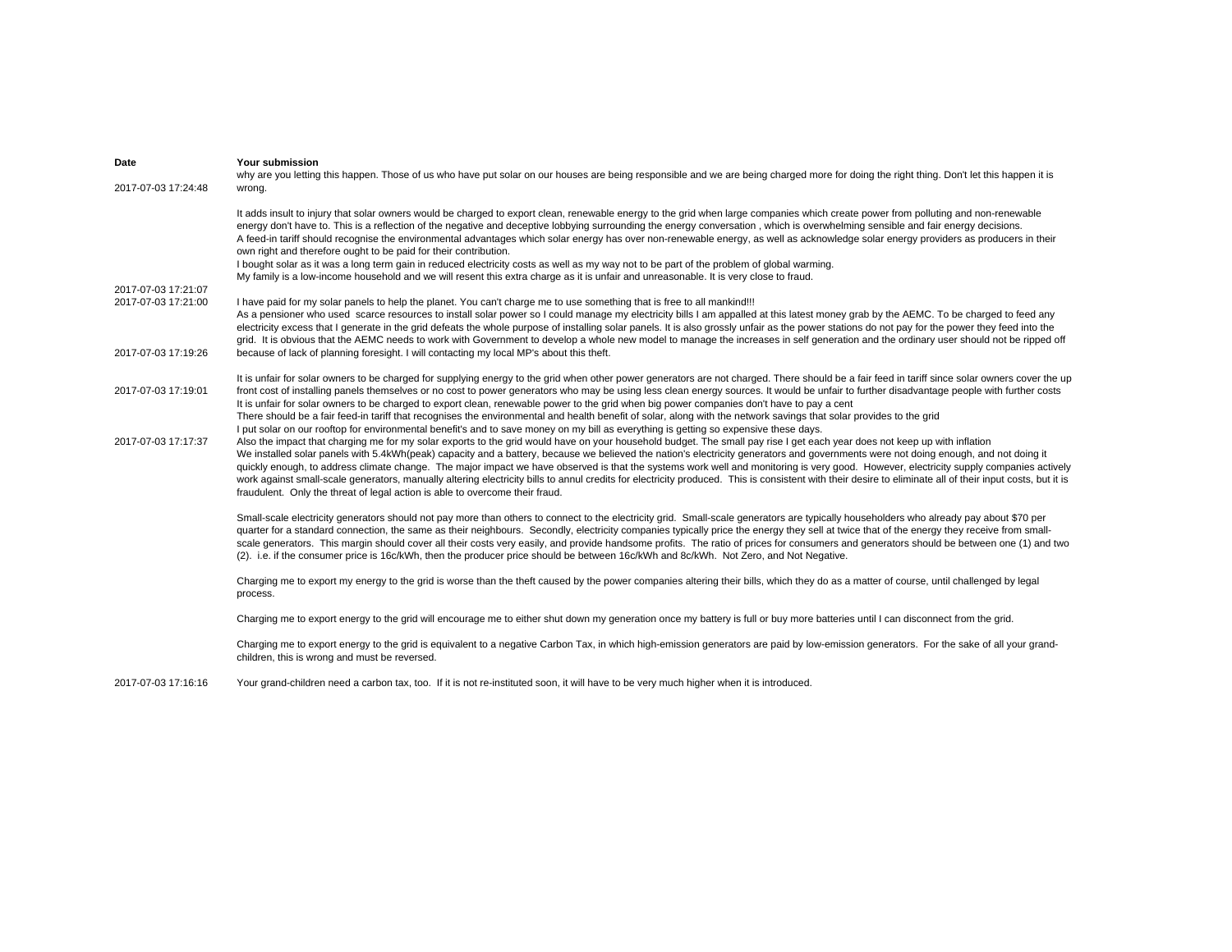| Date | Your submission |
| --- | --- |
| 2017-07-03 17:24:48 | why are you letting this happen. Those of us who have put solar on our houses are being responsible and we are being charged more for doing the right thing. Don't let this happen it is wrong. |
| 2017-07-03 17:21:07 | It adds insult to injury that solar owners would be charged to export clean, renewable energy to the grid when large companies which create power from polluting and non-renewable energy don't have to. This is a reflection of the negative and deceptive lobbying surrounding the energy conversation , which is overwhelming sensible and fair energy decisions.<br>A feed-in tariff should recognise the environmental advantages which solar energy has over non-renewable energy, as well as acknowledge solar energy providers as producers in their own right and therefore ought to be paid for their contribution.<br>I bought solar as it was a long term gain in reduced electricity costs as well as my way not to be part of the problem of global warming.<br>My family is a low-income household and we will resent this extra charge as it is unfair and unreasonable. It is very close to fraud. |
| 2017-07-03 17:21:00 | I have paid for my solar panels to help the planet. You can't charge me to use something that is free to all mankind!!! |
| 2017-07-03 17:19:26 | As a pensioner who used scarce resources to install solar power so I could manage my electricity bills I am appalled at this latest money grab by the AEMC. To be charged to feed any electricity excess that I generate in the grid defeats the whole purpose of installing solar panels. It is also grossly unfair as the power stations do not pay for the power they feed into the grid. It is obvious that the AEMC needs to work with Government to develop a whole new model to manage the increases in self generation and the ordinary user should not be ripped off because of lack of planning foresight. I will contacting my local MP's about this theft. |
| 2017-07-03 17:19:01 | It is unfair for solar owners to be charged for supplying energy to the grid when other power generators are not charged. There should be a fair feed in tariff since solar owners cover the up front cost of installing panels themselves or no cost to power generators who may be using less clean energy sources. It would be unfair to further disadvantage people with further costs |
| 2017-07-03 17:17:37 | It is unfair for solar owners to be charged to export clean, renewable power to the grid when big power companies don't have to pay a cent<br>There should be a fair feed-in tariff that recognises the environmental and health benefit of solar, along with the network savings that solar provides to the grid<br>I put solar on our rooftop for environmental benefit's and to save money on my bill as everything is getting so expensive these days.<br>Also the impact that charging me for my solar exports to the grid would have on your household budget. The small pay rise I get each year does not keep up with inflation |
| 2017-07-03 17:16:16 | We installed solar panels with 5.4kWh(peak) capacity and a battery, because we believed the nation's electricity generators and governments were not doing enough, and not doing it quickly enough, to address climate change. The major impact we have observed is that the systems work well and monitoring is very good. However, electricity supply companies actively work against small-scale generators, manually altering electricity bills to annul credits for electricity produced. This is consistent with their desire to eliminate all of their input costs, but it is fraudulent. Only the threat of legal action is able to overcome their fraud.<br><br>Small-scale electricity generators should not pay more than others to connect to the electricity grid. Small-scale generators are typically householders who already pay about $70 per quarter for a standard connection, the same as their neighbours. Secondly, electricity companies typically price the energy they sell at twice that of the energy they receive from small-scale generators. This margin should cover all their costs very easily, and provide handsome profits. The ratio of prices for consumers and generators should be between one (1) and two (2). i.e. if the consumer price is 16c/kWh, then the producer price should be between 16c/kWh and 8c/kWh. Not Zero, and Not Negative.<br><br>Charging me to export my energy to the grid is worse than the theft caused by the power companies altering their bills, which they do as a matter of course, until challenged by legal process.<br><br>Charging me to export energy to the grid will encourage me to either shut down my generation once my battery is full or buy more batteries until I can disconnect from the grid.<br><br>Charging me to export energy to the grid is equivalent to a negative Carbon Tax, in which high-emission generators are paid by low-emission generators. For the sake of all your grand-children, this is wrong and must be reversed.<br><br>Your grand-children need a carbon tax, too. If it is not re-instituted soon, it will have to be very much higher when it is introduced. |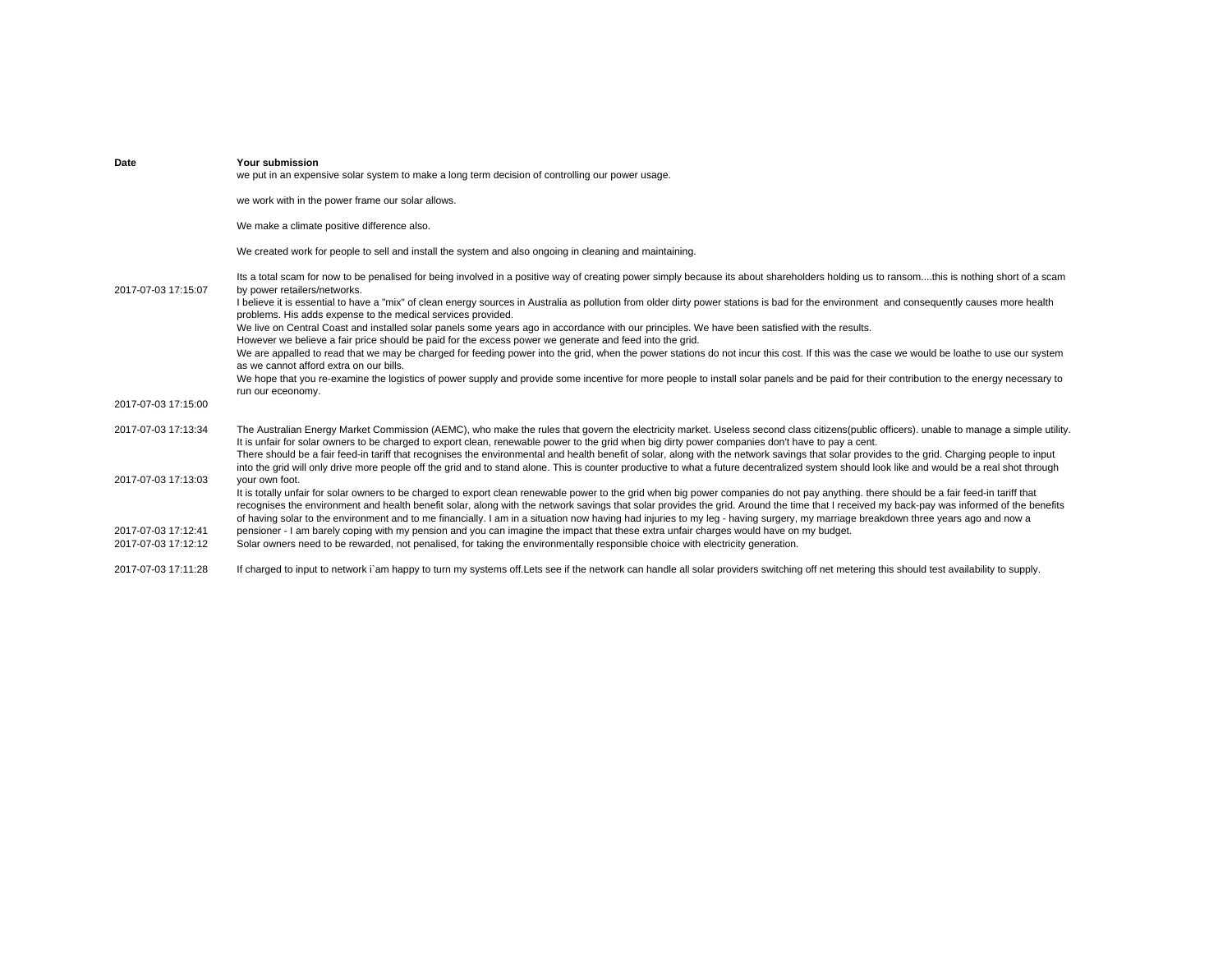| Date | Your submission |
|---|---|
| 2017-07-03 17:15:07 | we put in an expensive solar system to make a long term decision of controlling our power usage.<br><br>we work with in the power frame our solar allows.<br><br>We make a climate positive difference also.<br><br>We created work for people to sell and install the system and also ongoing in cleaning and maintaining.<br><br>Its a total scam for now to be penalised for being involved in a positive way of creating power simply because its about shareholders holding us to ransom....this is nothing short of a scam by power retailers/networks. |
| 2017-07-03 17:15:00 | I believe it is essential to have a "mix" of clean energy sources in Australia as pollution from older dirty power stations is bad for the environment and consequently causes more health problems. His adds expense to the medical services provided.<br>We live on Central Coast and installed solar panels some years ago in accordance with our principles. We have been satisfied with the results.<br>However we believe a fair price should be paid for the excess power we generate and feed into the grid.<br>We are appalled to read that we may be charged for feeding power into the grid, when the power stations do not incur this cost. If this was the case we would be loathe to use our system as we cannot afford extra on our bills.<br>We hope that you re-examine the logistics of power supply and provide some incentive for more people to install solar panels and be paid for their contribution to the energy necessary to run our eceonomy. |
| 2017-07-03 17:13:34 | The Australian Energy Market Commission (AEMC), who make the rules that govern the electricity market. Useless second class citizens(public officers). unable to manage a simple utility. |
| 2017-07-03 17:13:03 | It is unfair for solar owners to be charged to export clean, renewable power to the grid when big dirty power companies don't have to pay a cent.<br>There should be a fair feed-in tariff that recognises the environmental and health benefit of solar, along with the network savings that solar provides to the grid. Charging people to input into the grid will only drive more people off the grid and to stand alone. This is counter productive to what a future decentralized system should look like and would be a real shot through your own foot. |
| 2017-07-03 17:12:41 | It is totally unfair for solar owners to be charged to export clean renewable power to the grid when big power companies do not pay anything. there should be a fair feed-in tariff that recognises the environment and health benefit solar, along with the network savings that solar provides the grid. Around the time that I received my back-pay was informed of the benefits of having solar to the environment and to me financially. I am in a situation now having had injuries to my leg - having surgery, my marriage breakdown three years ago and now a pensioner - I am barely coping with my pension and you can imagine the impact that these extra unfair charges would have on my budget. |
| 2017-07-03 17:12:12 | Solar owners need to be rewarded, not penalised, for taking the environmentally responsible choice with electricity generation. |
| 2017-07-03 17:11:28 | If charged to input to network i`am happy to turn my systems off.Lets see if the network can handle all solar providers switching off net metering this should test availability to supply. |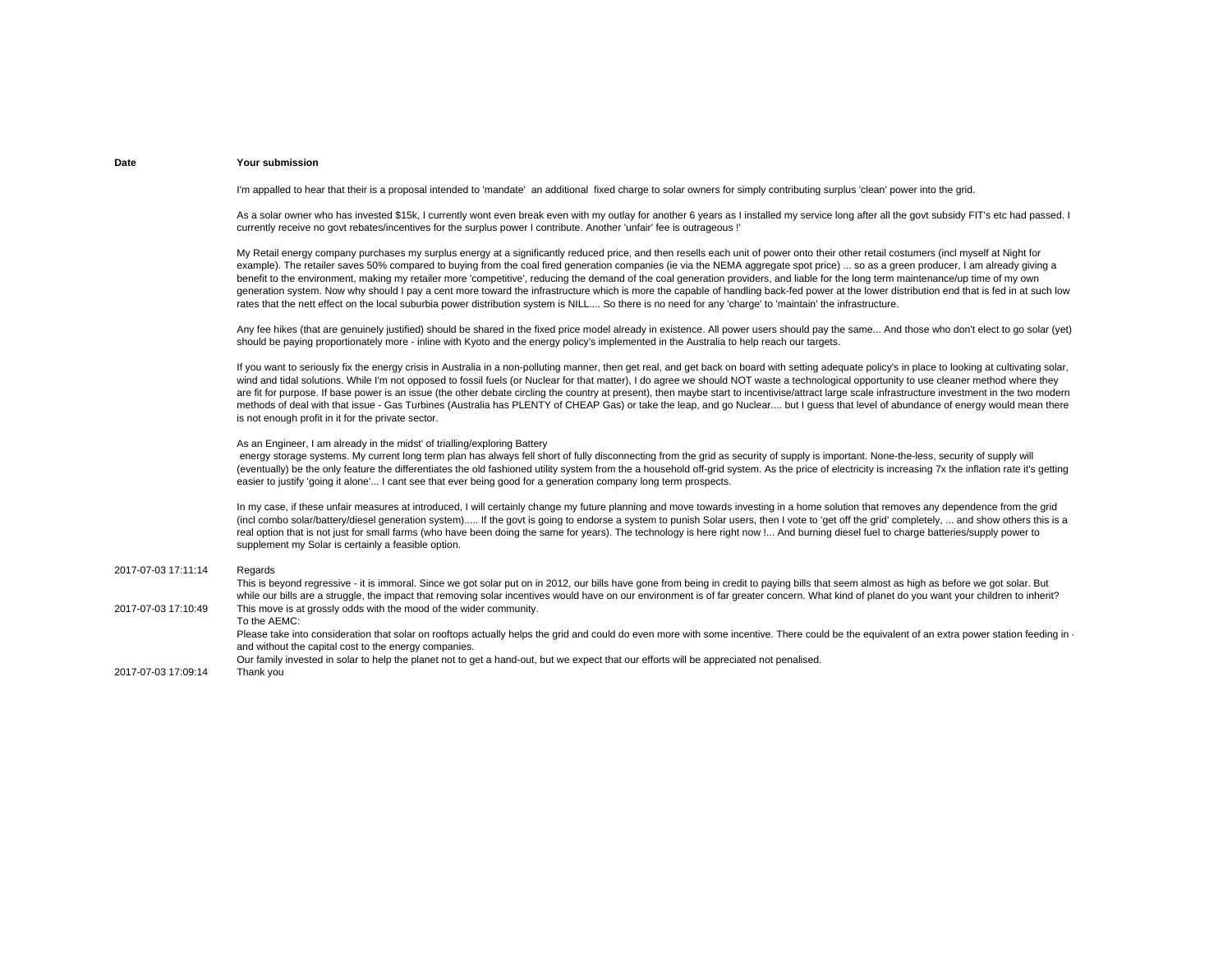| Date | Your submission |
| --- | --- |
| | I'm appalled to hear that their is a proposal intended to 'mandate' an additional fixed charge to solar owners for simply contributing surplus 'clean' power into the grid.<br><br>As a solar owner who has invested $15k, I currently wont even break even with my outlay for another 6 years as I installed my service long after all the govt subsidy FIT's etc had passed. I currently receive no govt rebates/incentives for the surplus power I contribute. Another 'unfair' fee is outrageous !'<br><br>My Retail energy company purchases my surplus energy at a significantly reduced price, and then resells each unit of power onto their other retail costumers (incl myself at Night for example). The retailer saves 50% compared to buying from the coal fired generation companies (ie via the NEMA aggregate spot price) ... so as a green producer, I am already giving a benefit to the environment, making my retailer more 'competitive', reducing the demand of the coal generation providers, and liable for the long term maintenance/up time of my own generation system. Now why should I pay a cent more toward the infrastructure which is more the capable of handling back-fed power at the lower distribution end that is fed in at such low rates that the nett effect on the local suburbia power distribution system is NILL.... So there is no need for any 'charge' to 'maintain' the infrastructure.<br><br>Any fee hikes (that are genuinely justified) should be shared in the fixed price model already in existence. All power users should pay the same... And those who don't elect to go solar (yet) should be paying proportionately more - inline with Kyoto and the energy policy's implemented in the Australia to help reach our targets.<br><br>If you want to seriously fix the energy crisis in Australia in a non-polluting manner, then get real, and get back on board with setting adequate policy's in place to looking at cultivating solar, wind and tidal solutions. While I'm not opposed to fossil fuels (or Nuclear for that matter), I do agree we should NOT waste a technological opportunity to use cleaner method where they are fit for purpose. If base power is an issue (the other debate circling the country at present), then maybe start to incentivise/attract large scale infrastructure investment in the two modern methods of deal with that issue - Gas Turbines (Australia has PLENTY of CHEAP Gas) or take the leap, and go Nuclear.... but I guess that level of abundance of energy would mean there is not enough profit in it for the private sector.<br><br>As an Engineer, I am already in the midst' of triallling/exploring Battery energy storage systems. My current long term plan has always fell short of fully disconnecting from the grid as security of supply is important. None-the-less, security of supply will (eventually) be the only feature the differentiates the old fashioned utility system from the a household off-grid system. As the price of electricity is increasing 7x the inflation rate it's getting easier to justify 'going it alone'... I cant see that ever being good for a generation company long term prospects.<br><br>In my case, if these unfair measures at introduced, I will certainly change my future planning and move towards investing in a home solution that removes any dependence from the grid (incl combo solar/battery/diesel generation system)..... If the govt is going to endorse a system to punish Solar users, then I vote to 'get off the grid' completely, ... and show others this is a real option that is not just for small farms (who have been doing the same for years). The technology is here right now !... And burning diesel fuel to charge batteries/supply power to supplement my Solar is certainly a feasible option. |
| 2017-07-03 17:11:14 | Regards<br>This is beyond regressive - it is immoral. Since we got solar put on in 2012, our bills have gone from being in credit to paying bills that seem almost as high as before we got solar. But while our bills are a struggle, the impact that removing solar incentives would have on our environment is of far greater concern. What kind of planet do you want your children to inherit? |
| 2017-07-03 17:10:49 | This move is at grossly odds with the mood of the wider community.<br>To the AEMC:<br>Please take into consideration that solar on rooftops actually helps the grid and could do even more with some incentive. There could be the equivalent of an extra power station feeding in - and without the capital cost to the energy companies.<br>Our family invested in solar to help the planet not to get a hand-out, but we expect that our efforts will be appreciated not penalised. |
| 2017-07-03 17:09:14 | Thank you |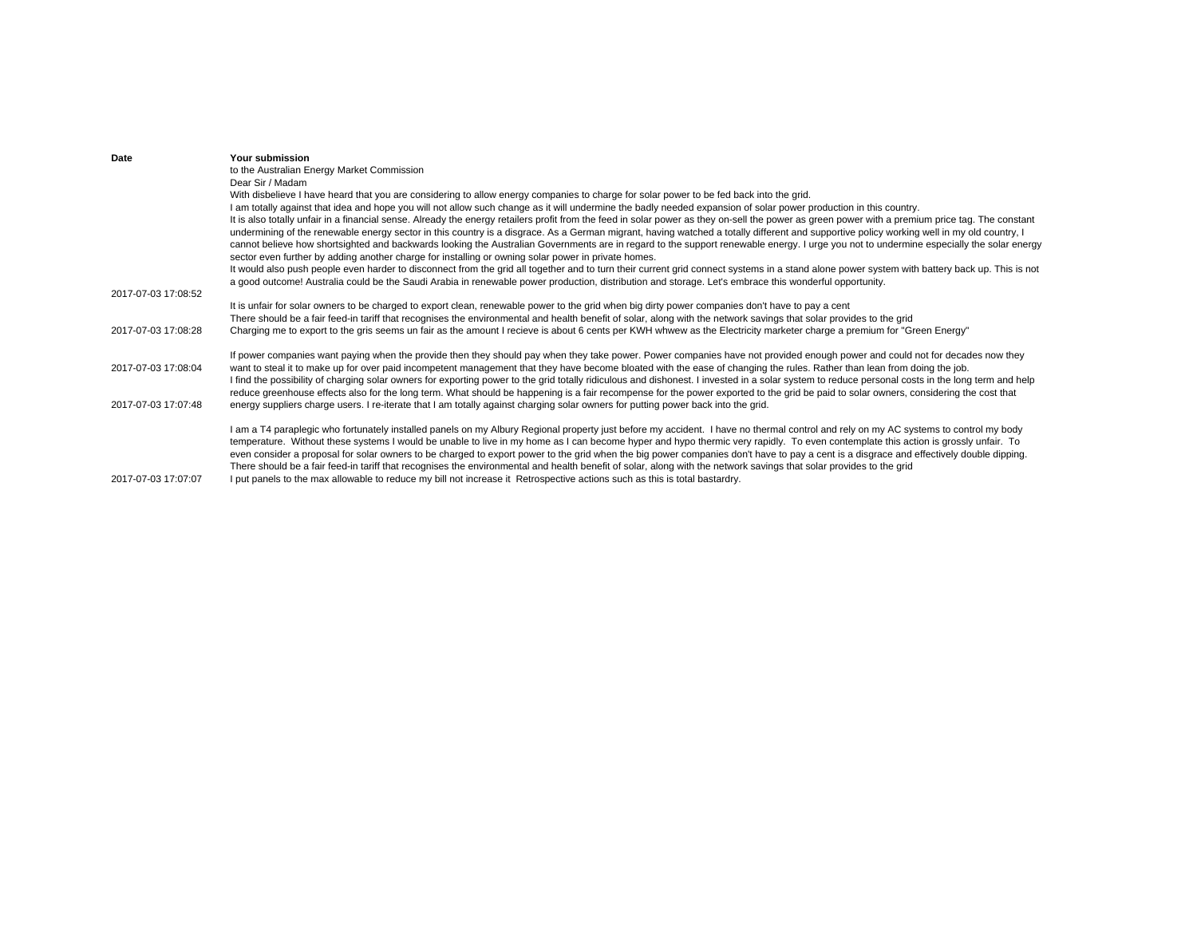| Date | Your submission |
| --- | --- |
| 2017-07-03 17:08:52 | to the Australian Energy Market Commission<br>Dear Sir / Madam<br>With disbelieve I have heard that you are considering to allow energy companies to charge for solar power to be fed back into the grid.<br>I am totally against that idea and hope you will not allow such change as it will undermine the badly needed expansion of solar power production in this country.<br>It is also totally unfair in a financial sense. Already the energy retailers profit from the feed in solar power as they on-sell the power as green power with a premium price tag. The constant undermining of the renewable energy sector in this country is a disgrace. As a German migrant, having watched a totally different and supportive policy working well in my old country, I cannot believe how shortsighted and backwards looking the Australian Governments are in regard to the support renewable energy. I urge you not to undermine especially the solar energy sector even further by adding another charge for installing or owning solar power in private homes.<br>It would also push people even harder to disconnect from the grid all together and to turn their current grid connect systems in a stand alone power system with battery back up. This is not a good outcome! Australia could be the Saudi Arabia in renewable power production, distribution and storage. Let's embrace this wonderful opportunity. |
| 2017-07-03 17:08:28 | It is unfair for solar owners to be charged to export clean, renewable power to the grid when big dirty power companies don't have to pay a cent<br>There should be a fair feed-in tariff that recognises the environmental and health benefit of solar, along with the network savings that solar provides to the grid<br>Charging me to export to the gris seems un fair as the amount I recieve is about 6 cents per KWH whwew as the Electricity marketer charge a premium for "Green Energy" |
| 2017-07-03 17:08:04 | If power companies want paying when the provide then they should pay when they take power. Power companies have not provided enough power and could not for decades now they want to steal it to make up for over paid incompetent management that they have become bloated with the ease of changing the rules. Rather than lean from doing the job. |
| 2017-07-03 17:07:48 | I find the possibility of charging solar owners for exporting power to the grid totally ridiculous and dishonest. I invested in a solar system to reduce personal costs in the long term and help reduce greenhouse effects also for the long term. What should be happening is a fair recompense for the power exported to the grid be paid to solar owners, considering the cost that energy suppliers charge users. I re-iterate that I am totally against charging solar owners for putting power back into the grid. |
| 2017-07-03 17:07:07 | I am a T4 paraplegic who fortunately installed panels on my Albury Regional property just before my accident. I have no thermal control and rely on my AC systems to control my body temperature. Without these systems I would be unable to live in my home as I can become hyper and hypo thermic very rapidly. To even contemplate this action is grossly unfair. To even consider a proposal for solar owners to be charged to export power to the grid when the big power companies don't have to pay a cent is a disgrace and effectively double dipping.<br>There should be a fair feed-in tariff that recognises the environmental and health benefit of solar, along with the network savings that solar provides to the grid<br>I put panels to the max allowable to reduce my bill not increase it Retrospective actions such as this is total bastardry. |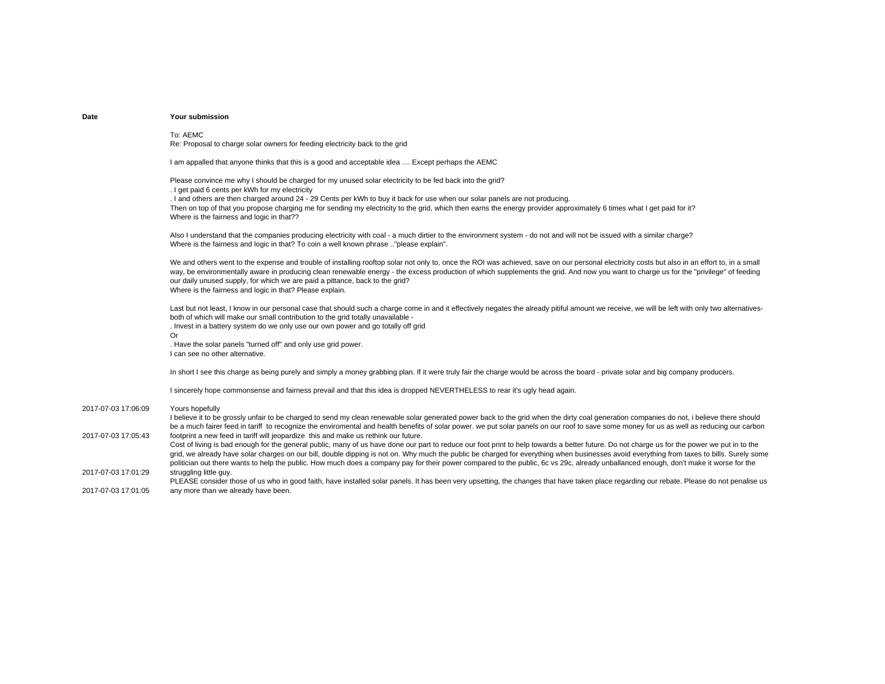| Date | Your submission |
|---|---|
| 2017-07-03 17:06:09 | To: AEMC<br>Re: Proposal to charge solar owners for feeding electricity back to the grid<br><br>I am appalled that anyone thinks that this is a good and acceptable idea .... Except perhaps the AEMC<br><br>Please convince me why I should be charged for my unused solar electricity to be fed back into the grid?<br>. I get paid 6 cents per kWh for my electricity<br>. I and others are then charged around 24 - 29 Cents per kWh to buy it back for use when our solar panels are not producing.<br>Then on top of that you propose charging me for sending my electricity to the grid, which then earns the energy provider approximately 6 times what I get paid for it?<br>Where is the fairness and logic in that??<br><br>Also I understand that the companies producing electricity with coal - a much dirtier to the environment system - do not and will not be issued with a similar charge?<br>Where is the fairness and logic in that? To coin a well known phrase .."please explain".<br><br>We and others went to the expense and trouble of installing rooftop solar not only to, once the ROI was achieved, save on our personal electricity costs but also in an effort to, in a small way, be environmentally aware in producing clean renewable energy - the excess production of which supplements the grid. And now you want to charge us for the "privilege" of feeding our daily unused supply, for which we are paid a pittance, back to the grid?<br>Where is the fairness and logic in that? Please explain.<br><br>Last but not least, I know in our personal case that should such a charge come in and it effectively negates the already pitiful amount we receive, we will be left with only two alternatives- both of which will make our small contribution to the grid totally unavailable -<br>. Invest in a battery system do we only use our own power and go totally off grid<br>Or<br>. Have the solar panels "turned off" and only use grid power.<br>I can see no other alternative.<br><br>In short I see this charge as being purely and simply a money grabbing plan. If it were truly fair the charge would be across the board - private solar and big company producers.<br><br>I sincerely hope commonsense and fairness prevail and that this idea is dropped NEVERTHELESS to rear it's ugly head again.<br><br>Yours hopefully |
| 2017-07-03 17:05:43 | I believe it to be grossly unfair to be charged to send my clean renewable solar generated power back to the grid when the dirty coal generation companies do not, i believe there should be a much fairer feed in tariff to recognize the enviromental and health benefits of solar power. we put solar panels on our roof to save some money for us as well as reducing our carbon footprint a new feed in tariff will jeopardize this and make us rethink our future. |
| 2017-07-03 17:01:29 | Cost of living is bad enough for the general public, many of us have done our part to reduce our foot print to help towards a better future. Do not charge us for the power we put in to the grid, we already have solar charges on our bill, double dipping is not on. Why much the public be charged for everything when businesses avoid everything from taxes to bills. Surely some politician out there wants to help the public. How much does a company pay for their power compared to the public, 6c vs 29c, already unballanced enough, don't make it worse for the struggling little guy. |
| 2017-07-03 17:01:05 | PLEASE consider those of us who in good faith, have installed solar panels. It has been very upsetting, the changes that have taken place regarding our rebate. Please do not penalise us any more than we already have been. |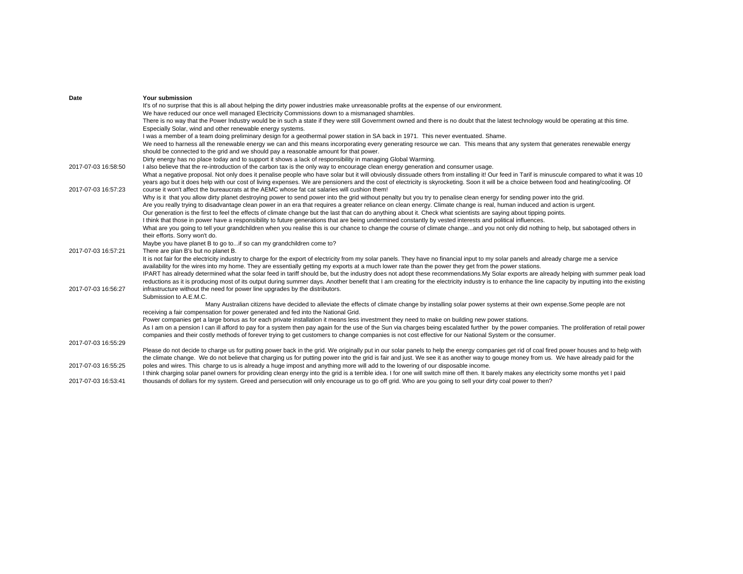| Date | Your submission |
|---|---|
| 2017-07-03 16:58:50 | It's of no surprise that this is all about helping the dirty power industries make unreasonable profits at the expense of our environment.<br>We have reduced our once well managed Electricity Commissions down to a mismanaged shambles.<br>There is no way that the Power Industry would be in such a state if they were still Government owned and there is no doubt that the latest technology would be operating at this time. Especially Solar, wind and other renewable energy systems.<br>I was a member of a team doing preliminary design for a geothermal power station in SA back in 1971. This never eventuated. Shame.<br>We need to harness all the renewable energy we can and this means incorporating every generating resource we can. This means that any system that generates renewable energy should be connected to the grid and we should pay a reasonable amount for that power.<br>Dirty energy has no place today and to support it shows a lack of responsibility in managing Global Warming.<br>I also believe that the re-introduction of the carbon tax is the only way to encourage clean energy generation and consumer usage. |
| 2017-07-03 16:57:23 | What a negative proposal. Not only does it penalise people who have solar but it will obviously dissuade others from installing it! Our feed in Tarif is minuscule compared to what it was 10 years ago but it does help with our cost of living expenses. We are pensioners and the cost of electricity is skyrocketing. Soon it will be a choice between food and heating/cooling. Of course it won't affect the bureaucrats at the AEMC whose fat cat salaries will cushion them! |
| 2017-07-03 16:57:21 | Why is it that you allow dirty planet destroying power to send power into the grid without penalty but you try to penalise clean energy for sending power into the grid.<br>Are you really trying to disadvantage clean power in an era that requires a greater reliance on clean energy. Climate change is real, human induced and action is urgent.<br>Our generation is the first to feel the effects of climate change but the last that can do anything about it. Check what scientists are saying about tipping points.<br>I think that those in power have a responsibility to future generations that are being undermined constantly by vested interests and political influences.<br>What are you going to tell your grandchildren when you realise this is our chance to change the course of climate change...and you not only did nothing to help, but sabotaged others in their efforts. Sorry won't do.<br>Maybe you have planet B to go to...if so can my grandchildren come to?<br>There are plan B's but no planet B. |
| 2017-07-03 16:56:27 | It is not fair for the electricity industry to charge for the export of electricity from my solar panels. They have no financial input to my solar panels and already charge me a service availability for the wires into my home. They are essentially getting my exports at a much lower rate than the power they get from the power stations.<br>IPART has already determined what the solar feed in tariff should be, but the industry does not adopt these recommendations.My Solar exports are already helping with summer peak load reductions as it is producing most of its output during summer days. Another benefit that I am creating for the electricity industry is to enhance the line capacity by inputting into the existing infrastructure without the need for power line upgrades by the distributors. |
| 2017-07-03 16:55:29 | Submission to A.E.M.C.<br>Many Australian citizens have decided to alleviate the effects of climate change by installing solar power systems at their own expense.Some people are not receiving a fair compensation for power generated and fed into the National Grid.<br>Power companies get a large bonus as for each private installation it means less investment they need to make on building new power stations.<br>As I am on a pension I can ill afford to pay for a system then pay again for the use of the Sun via charges being escalated further by the power companies. The proliferation of retail power companies and their costly methods of forever trying to get customers to change companies is not cost effective for our National System or the consumer. |
| 2017-07-03 16:55:25 | Please do not decide to charge us for putting power back in the grid. We originally put in our solar panels to help the energy companies get rid of coal fired power houses and to help with the climate change. We do not believe that charging us for putting power into the grid is fair and just. We see it as another way to gouge money from us. We have already paid for the poles and wires. This charge to us is already a huge impost and anything more will add to the lowering of our disposable income. |
| 2017-07-03 16:53:41 | I think charging solar panel owners for providing clean energy into the grid is a terrible idea. I for one will switch mine off then. It barely makes any electricity some months yet I paid thousands of dollars for my system. Greed and persecution will only encourage us to go off grid. Who are you going to sell your dirty coal power to then? |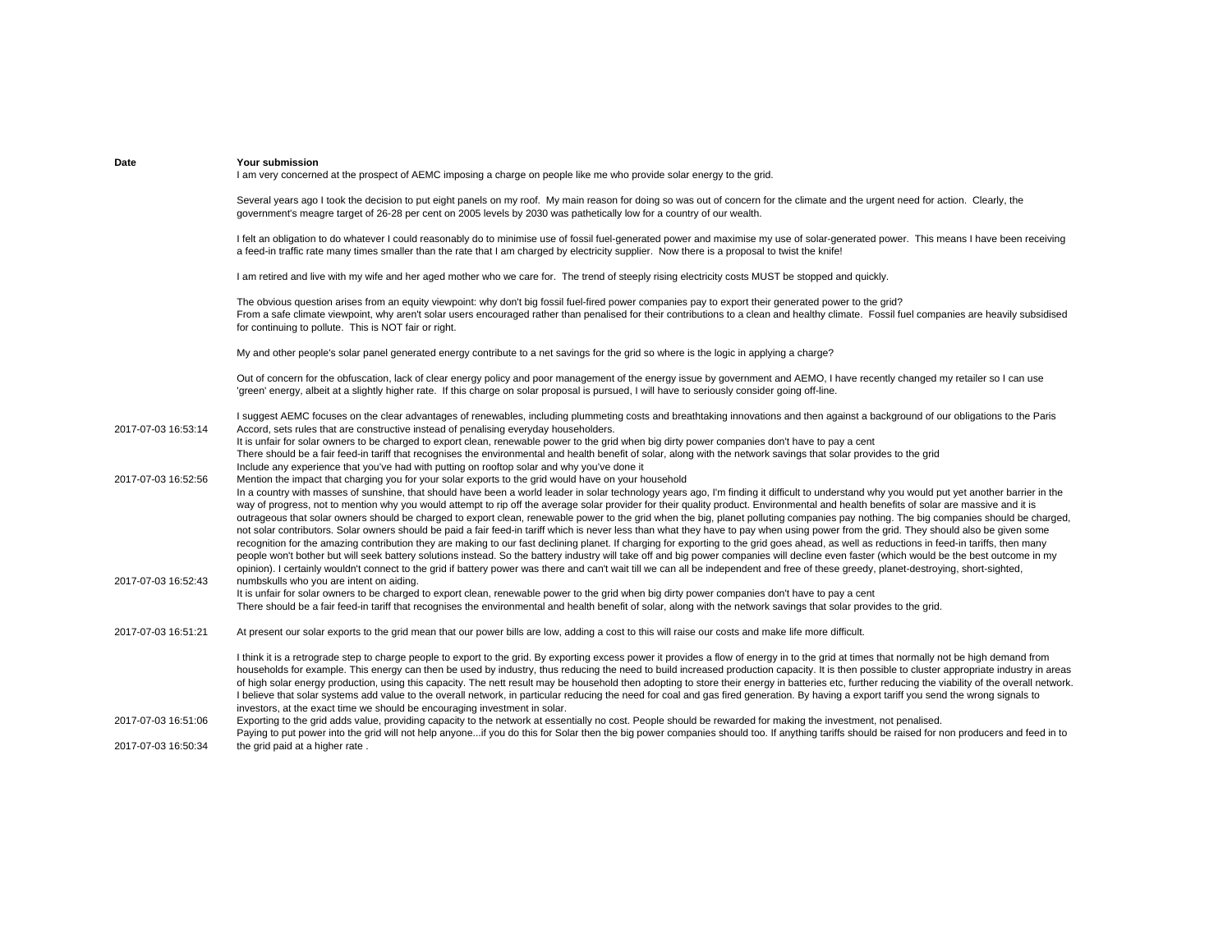| Date | Your submission |
|---|---|
| 2017-07-03 16:53:14 | I am very concerned at the prospect of AEMC imposing a charge on people like me who provide solar energy to the grid.<br><br>Several years ago I took the decision to put eight panels on my roof. My main reason for doing so was out of concern for the climate and the urgent need for action. Clearly, the government's meagre target of 26-28 per cent on 2005 levels by 2030 was pathetically low for a country of our wealth.<br><br>I felt an obligation to do whatever I could reasonably do to minimise use of fossil fuel-generated power and maximise my use of solar-generated power. This means I have been receiving a feed-in traffic rate many times smaller than the rate that I am charged by electricity supplier. Now there is a proposal to twist the knife!<br><br>I am retired and live with my wife and her aged mother who we care for. The trend of steeply rising electricity costs MUST be stopped and quickly.<br><br>The obvious question arises from an equity viewpoint: why don't big fossil fuel-fired power companies pay to export their generated power to the grid?<br>From a safe climate viewpoint, why aren't solar users encouraged rather than penalised for their contributions to a clean and healthy climate. Fossil fuel companies are heavily subsidised for continuing to pollute. This is NOT fair or right.<br><br>My and other people's solar panel generated energy contribute to a net savings for the grid so where is the logic in applying a charge?<br><br>Out of concern for the obfuscation, lack of clear energy policy and poor management of the energy issue by government and AEMO, I have recently changed my retailer so I can use 'green' energy, albeit at a slightly higher rate. If this charge on solar proposal is pursued, I will have to seriously consider going off-line.<br><br>I suggest AEMC focuses on the clear advantages of renewables, including plummeting costs and breathtaking innovations and then against a background of our obligations to the Paris Accord, sets rules that are constructive instead of penalising everyday householders. |
| 2017-07-03 16:52:56 | It is unfair for solar owners to be charged to export clean, renewable power to the grid when big dirty power companies don't have to pay a cent<br>There should be a fair feed-in tariff that recognises the environmental and health benefit of solar, along with the network savings that solar provides to the grid<br>Include any experience that you've had with putting on rooftop solar and why you've done it<br>Mention the impact that charging you for your solar exports to the grid would have on your household |
| 2017-07-03 16:52:43 | In a country with masses of sunshine, that should have been a world leader in solar technology years ago, I'm finding it difficult to understand why you would put yet another barrier in the way of progress, not to mention why you would attempt to rip off the average solar provider for their quality product. Environmental and health benefits of solar are massive and it is outrageous that solar owners should be charged to export clean, renewable power to the grid when the big, planet polluting companies pay nothing. The big companies should be charged, not solar contributors. Solar owners should be paid a fair feed-in tariff which is never less than what they have to pay when using power from the grid. They should also be given some recognition for the amazing contribution they are making to our fast declining planet. If charging for exporting to the grid goes ahead, as well as reductions in feed-in tariffs, then many people won't bother but will seek battery solutions instead. So the battery industry will take off and big power companies will decline even faster (which would be the best outcome in my opinion). I certainly wouldn't connect to the grid if battery power was there and can't wait till we can all be independent and free of these greedy, planet-destroying, short-sighted, numbskulls who you are intent on aiding. |
| 2017-07-03 16:51:21 | It is unfair for solar owners to be charged to export clean, renewable power to the grid when big dirty power companies don't have to pay a cent<br>There should be a fair feed-in tariff that recognises the environmental and health benefit of solar, along with the network savings that solar provides to the grid.<br><br>At present our solar exports to the grid mean that our power bills are low, adding a cost to this will raise our costs and make life more difficult. |
| 2017-07-03 16:51:06 | I think it is a retrograde step to charge people to export to the grid. By exporting excess power it provides a flow of energy in to the grid at times that normally not be high demand from households for example. This energy can then be used by industry, thus reducing the need to build increased production capacity. It is then possible to cluster appropriate industry in areas of high solar energy production, using this capacity. The nett result may be household then adopting to store their energy in batteries etc, further reducing the viability of the overall network. I believe that solar systems add value to the overall network, in particular reducing the need for coal and gas fired generation. By having a export tariff you send the wrong signals to investors, at the exact time we should be encouraging investment in solar.<br>Exporting to the grid adds value, providing capacity to the network at essentially no cost. People should be rewarded for making the investment, not penalised. |
| 2017-07-03 16:50:34 | Paying to put power into the grid will not help anyone...if you do this for Solar then the big power companies should too. If anything tariffs should be raised for non producers and feed in to the grid paid at a higher rate . |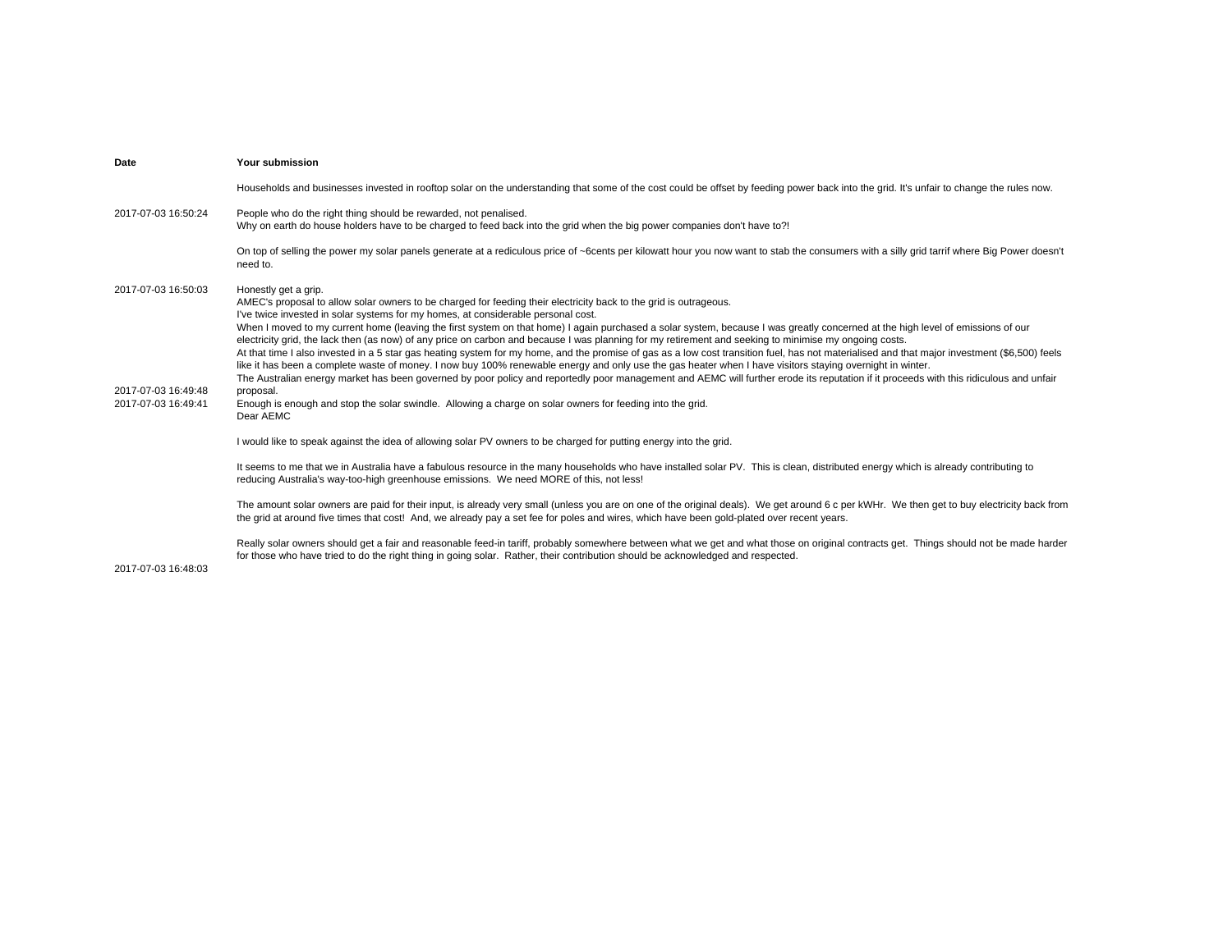| Date | Your submission |
| --- | --- |
| | Households and businesses invested in rooftop solar on the understanding that some of the cost could be offset by feeding power back into the grid. It's unfair to change the rules now. |
| 2017-07-03 16:50:24 | People who do the right thing should be rewarded, not penalised.<br>Why on earth do house holders have to be charged to feed back into the grid when the big power companies don't have to?! |
| | On top of selling the power my solar panels generate at a rediculous price of ~6cents per kilowatt hour you now want to stab the consumers with a silly grid tarrif where Big Power doesn't need to. |
| 2017-07-03 16:50:03 | Honestly get a grip. |
| | AMEC's proposal to allow solar owners to be charged for feeding their electricity back to the grid is outrageous.<br>I've twice invested in solar systems for my homes, at considerable personal cost.<br>When I moved to my current home (leaving the first system on that home) I again purchased a solar system, because I was greatly concerned at the high level of emissions of our electricity grid, the lack then (as now) of any price on carbon and because I was planning for my retirement and seeking to minimise my ongoing costs.<br>At that time I also invested in a 5 star gas heating system for my home, and the promise of gas as a low cost transition fuel, has not materialised and that major investment ($6,500) feels like it has been a complete waste of money. I now buy 100% renewable energy and only use the gas heater when I have visitors staying overnight in winter.<br>The Australian energy market has been governed by poor policy and reportedly poor management and AEMC will further erode its reputation if it proceeds with this ridiculous and unfair proposal. |
| 2017-07-03 16:49:48 | |
| 2017-07-03 16:49:41 | Enough is enough and stop the solar swindle. Allowing a charge on solar owners for feeding into the grid. |
| | Dear AEMC<br><br>I would like to speak against the idea of allowing solar PV owners to be charged for putting energy into the grid.<br><br>It seems to me that we in Australia have a fabulous resource in the many households who have installed solar PV. This is clean, distributed energy which is already contributing to reducing Australia's way-too-high greenhouse emissions. We need MORE of this, not less!<br><br>The amount solar owners are paid for their input, is already very small (unless you are on one of the original deals). We get around 6 c per kWHr. We then get to buy electricity back from the grid at around five times that cost! And, we already pay a set fee for poles and wires, which have been gold-plated over recent years.<br><br>Really solar owners should get a fair and reasonable feed-in tariff, probably somewhere between what we get and what those on original contracts get. Things should not be made harder for those who have tried to do the right thing in going solar. Rather, their contribution should be acknowledged and respected. |
| 2017-07-03 16:48:03 | |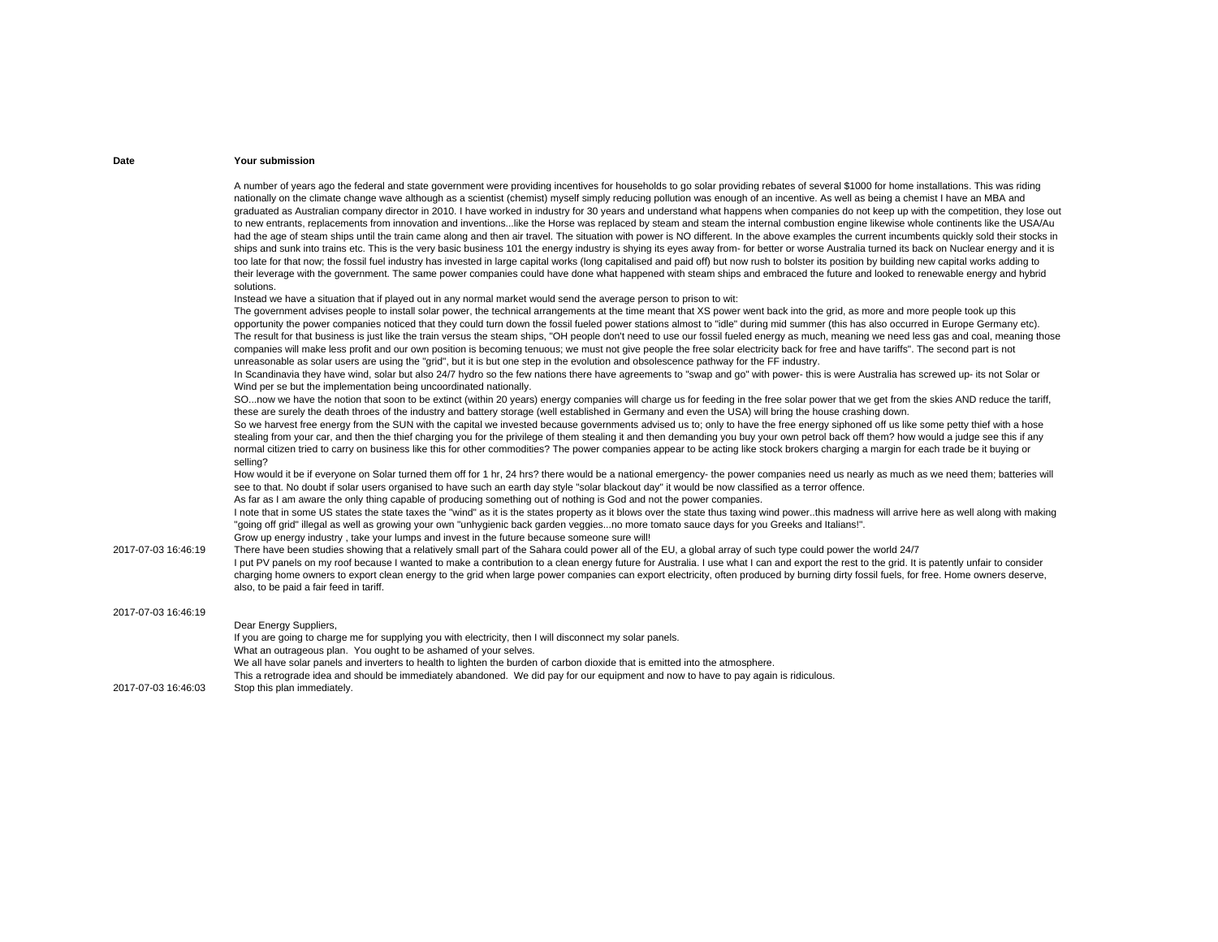| Date | Your submission |
|---|---|
| | A number of years ago the federal and state government were providing incentives for households to go solar providing rebates of several $1000 for home installations. This was riding nationally on the climate change wave although as a scientist (chemist) myself simply reducing pollution was enough of an incentive. As well as being a chemist I have an MBA and graduated as Australian company director in 2010. I have worked in industry for 30 years and understand what happens when companies do not keep up with the competition, they lose out to new entrants, replacements from innovation and inventions...like the Horse was replaced by steam and steam the internal combustion engine likewise whole continents like the USA/Au had the age of steam ships until the train came along and then air travel. The situation with power is NO different. In the above examples the current incumbents quickly sold their stocks in ships and sunk into trains etc. This is the very basic business 101 the energy industry is shying its eyes away from- for better or worse Australia turned its back on Nuclear energy and it is too late for that now; the fossil fuel industry has invested in large capital works (long capitalised and paid off) but now rush to bolster its position by building new capital works adding to their leverage with the government. The same power companies could have done what happened with steam ships and embraced the future and looked to renewable energy and hybrid solutions.<br>Instead we have a situation that if played out in any normal market would send the average person to prison to wit:<br>The government advises people to install solar power, the technical arrangements at the time meant that XS power went back into the grid, as more and more people took up this opportunity the power companies noticed that they could turn down the fossil fueled power stations almost to "idle" during mid summer (this has also occurred in Europe Germany etc). The result for that business is just like the train versus the steam ships, "OH people don't need to use our fossil fueled energy as much, meaning we need less gas and coal, meaning those companies will make less profit and our own position is becoming tenuous; we must not give people the free solar electricity back for free and have tariffs". The second part is not unreasonable as solar users are using the "grid", but it is but one step in the evolution and obsolescence pathway for the FF industry.<br>In Scandinavia they have wind, solar but also 24/7 hydro so the few nations there have agreements to "swap and go" with power- this is were Australia has screwed up- its not Solar or Wind per se but the implementation being uncoordinated nationally.<br>SO...now we have the notion that soon to be extinct (within 20 years) energy companies will charge us for feeding in the free solar power that we get from the skies AND reduce the tariff, these are surely the death throes of the industry and battery storage (well established in Germany and even the USA) will bring the house crashing down.<br>So we harvest free energy from the SUN with the capital we invested because governments advised us to; only to have the free energy siphoned off us like some petty thief with a hose stealing from your car, and then the thief charging you for the privilege of them stealing it and then demanding you buy your own petrol back off them? how would a judge see this if any normal citizen tried to carry on business like this for other commodities? The power companies appear to be acting like stock brokers charging a margin for each trade be it buying or selling?<br>How would it be if everyone on Solar turned them off for 1 hr, 24 hrs? there would be a national emergency- the power companies need us nearly as much as we need them; batteries will see to that. No doubt if solar users organised to have such an earth day style "solar blackout day" it would be now classified as a terror offence.<br>As far as I am aware the only thing capable of producing something out of nothing is God and not the power companies.<br>I note that in some US states the state taxes the "wind" as it is the states property as it blows over the state thus taxing wind power..this madness will arrive here as well along with making "going off grid" illegal as well as growing your own "unhygienic back garden veggies...no more tomato sauce days for you Greeks and Italians!".<br>Grow up energy industry , take your lumps and invest in the future because someone sure will! |
| 2017-07-03 16:46:19 | There have been studies showing that a relatively small part of the Sahara could power all of the EU, a global array of such type could power the world 24/7 |
| 2017-07-03 16:46:19 | I put PV panels on my roof because I wanted to make a contribution to a clean energy future for Australia. I use what I can and export the rest to the grid. It is patently unfair to consider charging home owners to export clean energy to the grid when large power companies can export electricity, often produced by burning dirty fossil fuels, for free. Home owners deserve, also, to be paid a fair feed in tariff. |
| 2017-07-03 16:46:03 | Dear Energy Suppliers,<br>If you are going to charge me for supplying you with electricity, then I will disconnect my solar panels.<br>What an outrageous plan. You ought to be ashamed of your selves.<br>We all have solar panels and inverters to health to lighten the burden of carbon dioxide that is emitted into the atmosphere.<br>This a retrograde idea and should be immediately abandoned. We did pay for our equipment and now to have to pay again is ridiculous.<br>Stop this plan immediately. |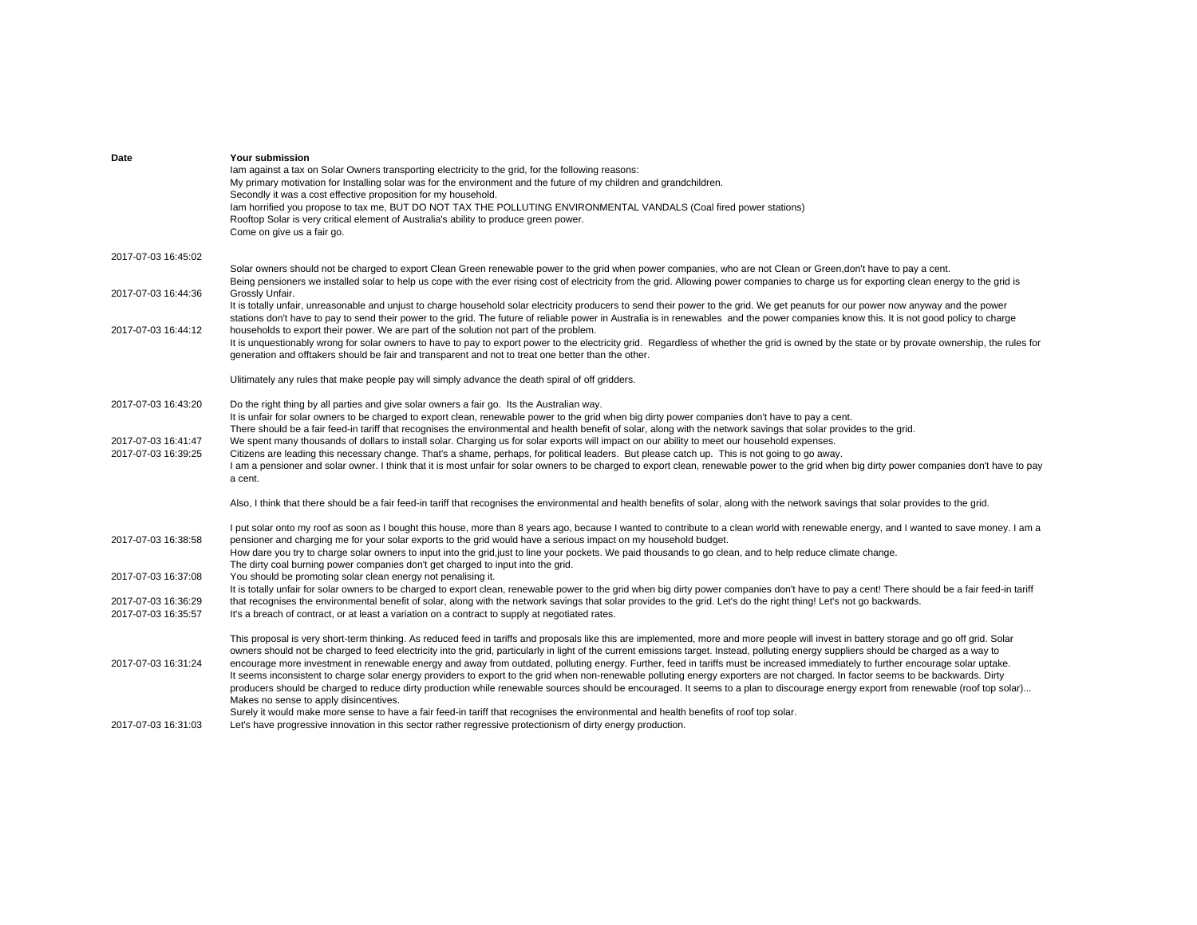| Date | Your submission |
|---|---|
| 2017-07-03 16:45:02 | Iam against a tax on Solar Owners transporting electricity to the grid, for the following reasons:<br>My primary motivation for Installing solar was for the environment and the future of my children and grandchildren.<br>Secondly it was a cost effective proposition for my household.<br>Iam horrified you propose to tax me, BUT DO NOT TAX THE POLLUTING ENVIRONMENTAL VANDALS (Coal fired power stations)<br>Rooftop Solar is very critical element of Australia's ability to produce green power.<br>Come on give us a fair go. |
| | Solar owners should not be charged to export Clean Green renewable power to the grid when power companies, who are not Clean or Green,don't have to pay a cent. |
| 2017-07-03 16:44:36 | Being pensioners we installed solar to help us cope with the ever rising cost of electricity from the grid. Allowing power companies to charge us for exporting clean energy to the grid is Grossly Unfair. |
| 2017-07-03 16:44:12 | It is totally unfair, unreasonable and unjust to charge household solar electricity producers to send their power to the grid. We get peanuts for our power now anyway and the power stations don't have to pay to send their power to the grid. The future of reliable power in Australia is in renewables and the power companies know this. It is not good policy to charge households to export their power. We are part of the solution not part of the problem. |
| 2017-07-03 16:43:20 | It is unquestionably wrong for solar owners to have to pay to export power to the electricity grid. Regardless of whether the grid is owned by the state or by provate ownership, the rules for generation and offtakers should be fair and transparent and not to treat one better than the other.<br><br>Ulitimately any rules that make people pay will simply advance the death spiral of off gridders.<br><br>Do the right thing by all parties and give solar owners a fair go. Its the Australian way. |
| 2017-07-03 16:41:47 | It is unfair for solar owners to be charged to export clean, renewable power to the grid when big dirty power companies don't have to pay a cent.<br>There should be a fair feed-in tariff that recognises the environmental and health benefit of solar, along with the network savings that solar provides to the grid.<br>We spent many thousands of dollars to install solar. Charging us for solar exports will impact on our ability to meet our household expenses. |
| 2017-07-03 16:39:25 | Citizens are leading this necessary change. That's a shame, perhaps, for political leaders. But please catch up. This is not going to go away. |
| | I am a pensioner and solar owner. I think that it is most unfair for solar owners to be charged to export clean, renewable power to the grid when big dirty power companies don't have to pay a cent.<br><br>Also, I think that there should be a fair feed-in tariff that recognises the environmental and health benefits of solar, along with the network savings that solar provides to the grid. |
| 2017-07-03 16:38:58 | I put solar onto my roof as soon as I bought this house, more than 8 years ago, because I wanted to contribute to a clean world with renewable energy, and I wanted to save money. I am a pensioner and charging me for your solar exports to the grid would have a serious impact on my household budget. |
| 2017-07-03 16:37:08 | How dare you try to charge solar owners to input into the grid,just to line your pockets. We paid thousands to go clean, and to help reduce climate change.<br>The dirty coal burning power companies don't get charged to input into the grid.<br>You should be promoting solar clean energy not penalising it. |
| 2017-07-03 16:36:29 | It is totally unfair for solar owners to be charged to export clean, renewable power to the grid when big dirty power companies don't have to pay a cent! There should be a fair feed-in tariff that recognises the environmental benefit of solar, along with the network savings that solar provides to the grid. Let's do the right thing! Let's not go backwards. |
| 2017-07-03 16:35:57 | It's a breach of contract, or at least a variation on a contract to supply at negotiated rates. |
| 2017-07-03 16:31:24 | This proposal is very short-term thinking. As reduced feed in tariffs and proposals like this are implemented, more and more people will invest in battery storage and go off grid. Solar owners should not be charged to feed electricity into the grid, particularly in light of the current emissions target. Instead, polluting energy suppliers should be charged as a way to encourage more investment in renewable energy and away from outdated, polluting energy. Further, feed in tariffs must be increased immediately to further encourage solar uptake. |
| 2017-07-03 16:31:03 | It seems inconsistent to charge solar energy providers to export to the grid when non-renewable polluting energy exporters are not charged. In factor seems to be backwards. Dirty producers should be charged to reduce dirty production while renewable sources should be encouraged. It seems to a plan to discourage energy export from renewable (roof top solar)... Makes no sense to apply disincentives.<br>Surely it would make more sense to have a fair feed-in tariff that recognises the environmental and health benefits of roof top solar.<br>Let's have progressive innovation in this sector rather regressive protectionism of dirty energy production. |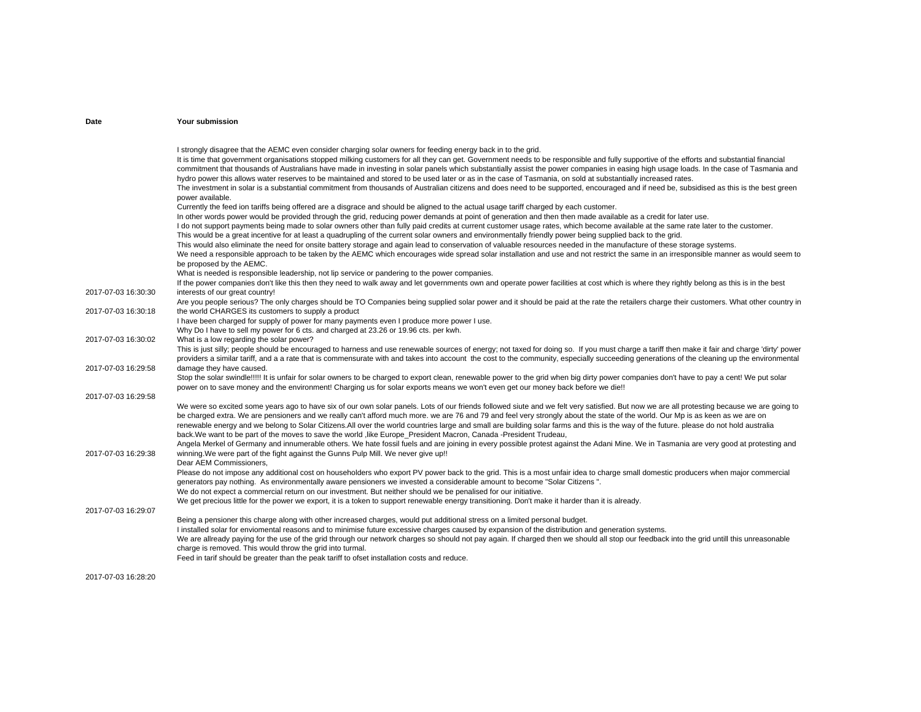| Date | Your submission |
| --- | --- |
| 2017-07-03 16:30:30 | I strongly disagree that the AEMC even consider charging solar owners for feeding energy back in to the grid.<br>It is time that government organisations stopped milking customers for all they can get. Government needs to be responsible and fully supportive of the efforts and substantial financial commitment that thousands of Australians have made in investing in solar panels which substantially assist the power companies in easing high usage loads. In the case of Tasmania and hydro power this allows water reserves to be maintained and stored to be used later or as in the case of Tasmania, on sold at substantially increased rates.<br>The investment in solar is a substantial commitment from thousands of Australian citizens and does need to be supported, encouraged and if need be, subsidised as this is the best green power available.<br>Currently the feed ion tariffs being offered are a disgrace and should be aligned to the actual usage tariff charged by each customer.<br>In other words power would be provided through the grid, reducing power demands at point of generation and then then made available as a credit for later use.<br>I do not support payments being made to solar owners other than fully paid credits at current customer usage rates, which become available at the same rate later to the customer.<br>This would be a great incentive for at least a quadrupling of the current solar owners and environmentally friendly power being supplied back to the grid.<br>This would also eliminate the need for onsite battery storage and again lead to conservation of valuable resources needed in the manufacture of these storage systems.<br>We need a responsible approach to be taken by the AEMC which encourages wide spread solar installation and use and not restrict the same in an irresponsible manner as would seem to be proposed by the AEMC.<br>What is needed is responsible leadership, not lip service or pandering to the power companies.<br>If the power companies don't like this then they need to walk away and let governments own and operate power facilities at cost which is where they rightly belong as this is in the best interests of our great country! |
| 2017-07-03 16:30:18 | Are you people serious? The only charges should be TO Companies being supplied solar power and it should be paid at the rate the retailers charge their customers. What other country in the world CHARGES its customers to supply a product |
| 2017-07-03 16:30:02 | I have been charged for supply of power for many payments even I produce more power I use.<br>Why Do I have to sell my power for 6 cts. and charged at 23.26 or 19.96 cts. per kwh.<br>What is a low regarding the solar power? |
| 2017-07-03 16:29:58 | This is just silly; people should be encouraged to harness and use renewable sources of energy; not taxed for doing so. If you must charge a tariff then make it fair and charge 'dirty' power providers a similar tariff, and a a rate that is commensurate with and takes into account the cost to the community, especially succeeding generations of the cleaning up the environmental damage they have caused. |
| 2017-07-03 16:29:58 | Stop the solar swindle!!!!! It is unfair for solar owners to be charged to export clean, renewable power to the grid when big dirty power companies don't have to pay a cent! We put solar power on to save money and the environment! Charging us for solar exports means we won't even get our money back before we die!! |
| 2017-07-03 16:29:38 | We were so excited some years ago to have six of our own solar panels. Lots of our friends followed siute and we felt very satisfied. But now we are all protesting because we are going to be charged extra. We are pensioners and we really can't afford much more. we are 76 and 79 and feel very strongly about the state of the world. Our Mp is as keen as we are on renewable energy and we belong to Solar Citizens.All over the world countries large and small are building solar farms and this is the way of the future. please do not hold australia back.We want to be part of the moves to save the world ,like Europe_President Macron, Canada -President Trudeau,<br>Angela Merkel of Germany and innumerable others. We hate fossil fuels and are joining in every possible protest against the Adani Mine. We in Tasmania are very good at protesting and winning.We were part of the fight against the Gunns Pulp Mill. We never give up!! |
| 2017-07-03 16:29:07 | Dear AEM Commissioners,<br>Please do not impose any additional cost on householders who export PV power back to the grid. This is a most unfair idea to charge small domestic producers when major commercial generators pay nothing. As environmentally aware pensioners we invested a considerable amount to become "Solar Citizens ".<br>We do not expect a commercial return on our investment. But neither should we be penalised for our initiative.<br>We get precious little for the power we export, it is a token to support renewable energy transitioning. Don't make it harder than it is already. |
| 2017-07-03 16:28:20 | Being a pensioner this charge along with other increased charges, would put additional stress on a limited personal budget.<br>I installed solar for envіomental reasons and to minimise future excessive charges caused by expansion of the distribution and generation systems.<br>We are allready paying for the use of the grid through our network charges so should not pay again. If charged then we should all stop our feedback into the grid untill this unreasonable charge is removed. This would throw the grid into turmal.<br>Feed in tarif should be greater than the peak tariff to ofset installation costs and reduce. |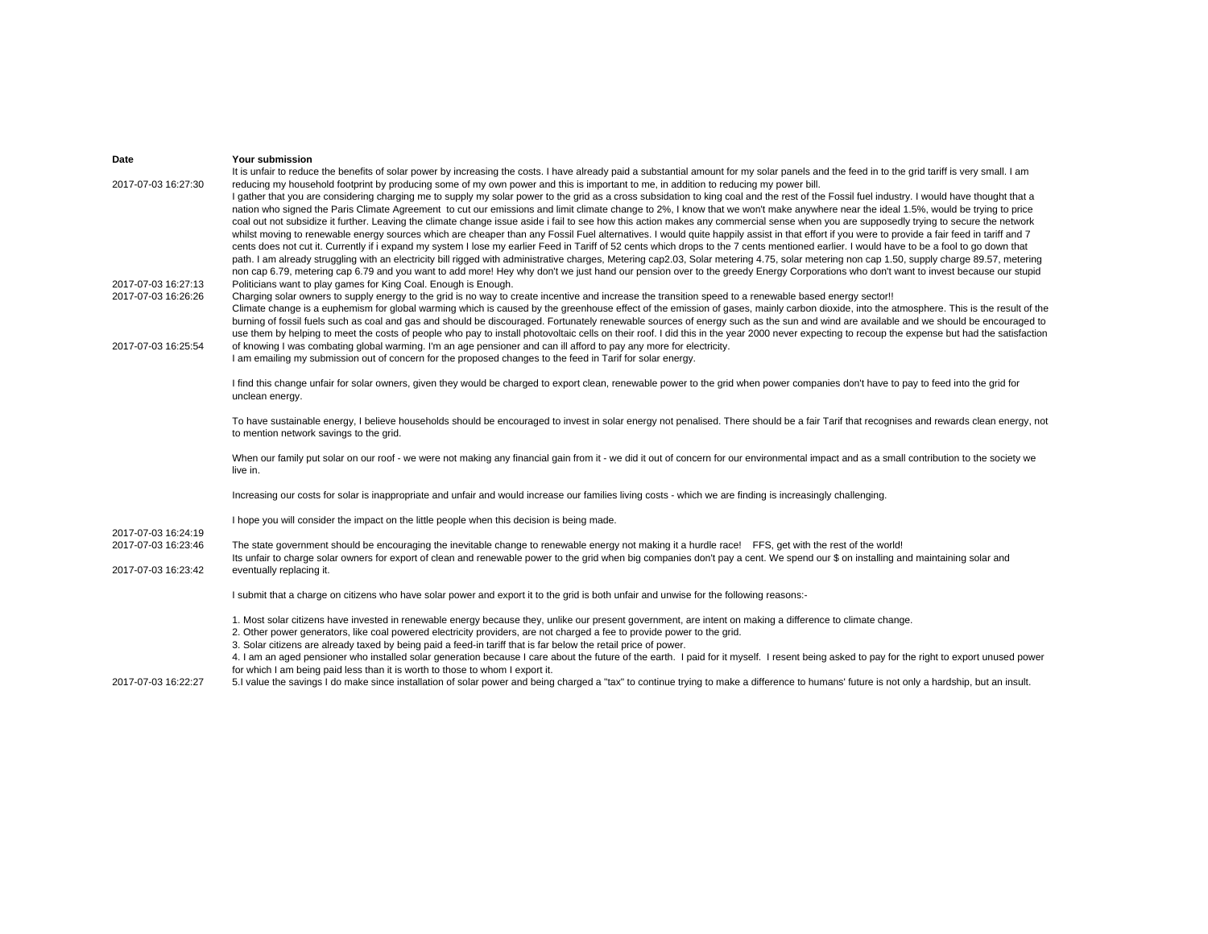| Date | Your submission |
|---|---|
| 2017-07-03 16:27:30 | It is unfair to reduce the benefits of solar power by increasing the costs. I have already paid a substantial amount for my solar panels and the feed in to the grid tariff is very small. I am reducing my household footprint by producing some of my own power and this is important to me, in addition to reducing my power bill. |
| 2017-07-03 16:27:13 | I gather that you are considering charging me to supply my solar power to the grid as a cross subsidation to king coal and the rest of the Fossil fuel industry. I would have thought that a nation who signed the Paris Climate Agreement to cut our emissions and limit climate change to 2%, I know that we won't make anywhere near the ideal 1.5%, would be trying to price coal out not subsidize it further. Leaving the climate change issue aside i fail to see how this action makes any commercial sense when you are supposedly trying to secure the network whilst moving to renewable energy sources which are cheaper than any Fossil Fuel alternatives. I would quite happily assist in that effort if you were to provide a fair feed in tariff and 7 cents does not cut it. Currently if i expand my system I lose my earlier Feed in Tariff of 52 cents which drops to the 7 cents mentioned earlier. I would have to be a fool to go down that path. I am already struggling with an electricity bill rigged with administrative charges, Metering cap2.03, Solar metering 4.75, solar metering non cap 1.50, supply charge 89.57, metering non cap 6.79, metering cap 6.79 and you want to add more! Hey why don't we just hand our pension over to the greedy Energy Corporations who don't want to invest because our stupid Politicians want to play games for King Coal. Enough is Enough. |
| 2017-07-03 16:26:26 | Charging solar owners to supply energy to the grid is no way to create incentive and increase the transition speed to a renewable based energy sector!! |
| 2017-07-03 16:25:54 | Climate change is a euphemism for global warming which is caused by the greenhouse effect of the emission of gases, mainly carbon dioxide, into the atmosphere. This is the result of the burning of fossil fuels such as coal and gas and should be discouraged. Fortunately renewable sources of energy such as the sun and wind are available and we should be encouraged to use them by helping to meet the costs of people who pay to install photovoltaic cells on their roof. I did this in the year 2000 never expecting to recoup the expense but had the satisfaction of knowing I was combating global warming. I'm an age pensioner and can ill afford to pay any more for electricity. |
| 2017-07-03 16:24:19 | I am emailing my submission out of concern for the proposed changes to the feed in Tarif for solar energy.<br><br>I find this change unfair for solar owners, given they would be charged to export clean, renewable power to the grid when power companies don't have to pay to feed into the grid for unclean energy.<br><br>To have sustainable energy, I believe households should be encouraged to invest in solar energy not penalised. There should be a fair Tarif that recognises and rewards clean energy, not to mention network savings to the grid.<br><br>When our family put solar on our roof - we were not making any financial gain from it - we did it out of concern for our environmental impact and as a small contribution to the society we live in.<br><br>Increasing our costs for solar is inappropriate and unfair and would increase our families living costs - which we are finding is increasingly challenging.<br><br>I hope you will consider the impact on the little people when this decision is being made. |
| 2017-07-03 16:23:46 | The state government should be encouraging the inevitable change to renewable energy not making it a hurdle race! FFS, get with the rest of the world! |
| 2017-07-03 16:23:42 | Its unfair to charge solar owners for export of clean and renewable power to the grid when big companies don't pay a cent. We spend our $ on installing and maintaining solar and eventually replacing it. |
| 2017-07-03 16:22:27 | I submit that a charge on citizens who have solar power and export it to the grid is both unfair and unwise for the following reasons:-<br><br>1. Most solar citizens have invested in renewable energy because they, unlike our present government, are intent on making a difference to climate change.<br>2. Other power generators, like coal powered electricity providers, are not charged a fee to provide power to the grid.<br>3. Solar citizens are already taxed by being paid a feed-in tariff that is far below the retail price of power.<br>4. I am an aged pensioner who installed solar generation because I care about the future of the earth. I paid for it myself. I resent being asked to pay for the right to export unused power for which I am being paid less than it is worth to those to whom I export it.<br>5.I value the savings I do make since installation of solar power and being charged a "tax" to continue trying to make a difference to humans' future is not only a hardship, but an insult. |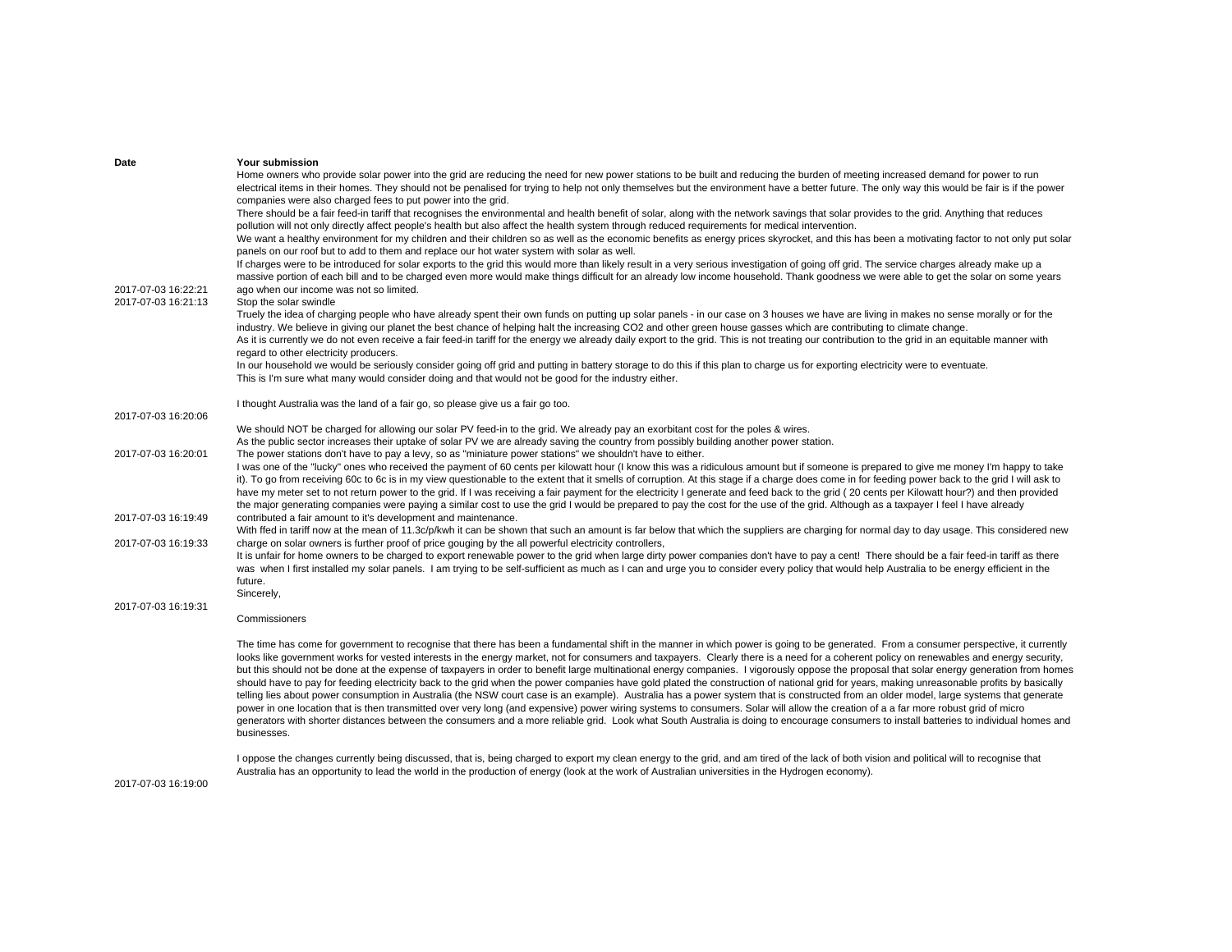| Date | Your submission |
|---|---|
| 2017-07-03 16:22:21 | Home owners who provide solar power into the grid are reducing the need for new power stations to be built and reducing the burden of meeting increased demand for power to run electrical items in their homes. They should not be penalised for trying to help not only themselves but the environment have a better future. The only way this would be fair is if the power companies were also charged fees to put power into the grid.<br>There should be a fair feed-in tariff that recognises the environmental and health benefit of solar, along with the network savings that solar provides to the grid. Anything that reduces pollution will not only directly affect people's health but also affect the health system through reduced requirements for medical intervention.<br>We want a healthy environment for my children and their children so as well as the economic benefits as energy prices skyrocket, and this has been a motivating factor to not only put solar panels on our roof but to add to them and replace our hot water system with solar as well.<br>If charges were to be introduced for solar exports to the grid this would more than likely result in a very serious investigation of going off grid. The service charges already make up a massive portion of each bill and to be charged even more would make things difficult for an already low income household. Thank goodness we were able to get the solar on some years ago when our income was not so limited. |
| 2017-07-03 16:21:13 | Stop the solar swindle |
| 2017-07-03 16:20:06 | Truely the idea of charging people who have already spent their own funds on putting up solar panels - in our case on 3 houses we have are living in makes no sense morally or for the industry. We believe in giving our planet the best chance of helping halt the increasing CO2 and other green house gasses which are contributing to climate change.<br>As it is currently we do not even receive a fair feed-in tariff for the energy we already daily export to the grid. This is not treating our contribution to the grid in an equitable manner with regard to other electricity producers.<br>In our household we would be seriously consider going off grid and putting in battery storage to do this if this plan to charge us for exporting electricity were to eventuate.<br>This is I'm sure what many would consider doing and that would not be good for the industry either.<br><br>I thought Australia was the land of a fair go, so please give us a fair go too. |
| 2017-07-03 16:20:01 | We should NOT be charged for allowing our solar PV feed-in to the grid. We already pay an exorbitant cost for the poles & wires.<br>As the public sector increases their uptake of solar PV we are already saving the country from possibly building another power station.<br>The power stations don't have to pay a levy, so as "miniature power stations" we shouldn't have to either. |
| 2017-07-03 16:19:49 | I was one of the "lucky" ones who received the payment of 60 cents per kilowatt hour (I know this was a ridiculous amount but if someone is prepared to give me money I'm happy to take it). To go from receiving 60c to 6c is in my view questionable to the extent that it smells of corruption. At this stage if a charge does come in for feeding power back to the grid I will ask to have my meter set to not return power to the grid. If I was receiving a fair payment for the electricity I generate and feed back to the grid ( 20 cents per Kilowatt hour?) and then provided the major generating companies were paying a similar cost to use the grid I would be prepared to pay the cost for the use of the grid. Although as a taxpayer I feel I have already contributed a fair amount to it's development and maintenance. |
| 2017-07-03 16:19:33 | With ffed in tariff now at the mean of 11.3c/p/kwh it can be shown that such an amount is far below that which the suppliers are charging for normal day to day usage. This considered new charge on solar owners is further proof of price gouging by the all powerful electricity controllers, |
| 2017-07-03 16:19:31 | It is unfair for home owners to be charged to export renewable power to the grid when large dirty power companies don't have to pay a cent! There should be a fair feed-in tariff as there was when I first installed my solar panels. I am trying to be self-sufficient as much as I can and urge you to consider every policy that would help Australia to be energy efficient in the future.<br>Sincerely, |
| 2017-07-03 16:19:00 | Commissioners<br><br>The time has come for government to recognise that there has been a fundamental shift in the manner in which power is going to be generated. From a consumer perspective, it currently looks like government works for vested interests in the energy market, not for consumers and taxpayers. Clearly there is a need for a coherent policy on renewables and energy security, but this should not be done at the expense of taxpayers in order to benefit large multinational energy companies. I vigorously oppose the proposal that solar energy generation from homes should have to pay for feeding electricity back to the grid when the power companies have gold plated the construction of national grid for years, making unreasonable profits by basically telling lies about power consumption in Australia (the NSW court case is an example). Australia has a power system that is constructed from an older model, large systems that generate power in one location that is then transmitted over very long (and expensive) power wiring systems to consumers. Solar will allow the creation of a a far more robust grid of micro generators with shorter distances between the consumers and a more reliable grid. Look what South Australia is doing to encourage consumers to install batteries to individual homes and businesses.<br><br>I oppose the changes currently being discussed, that is, being charged to export my clean energy to the grid, and am tired of the lack of both vision and political will to recognise that Australia has an opportunity to lead the world in the production of energy (look at the work of Australian universities in the Hydrogen economy). |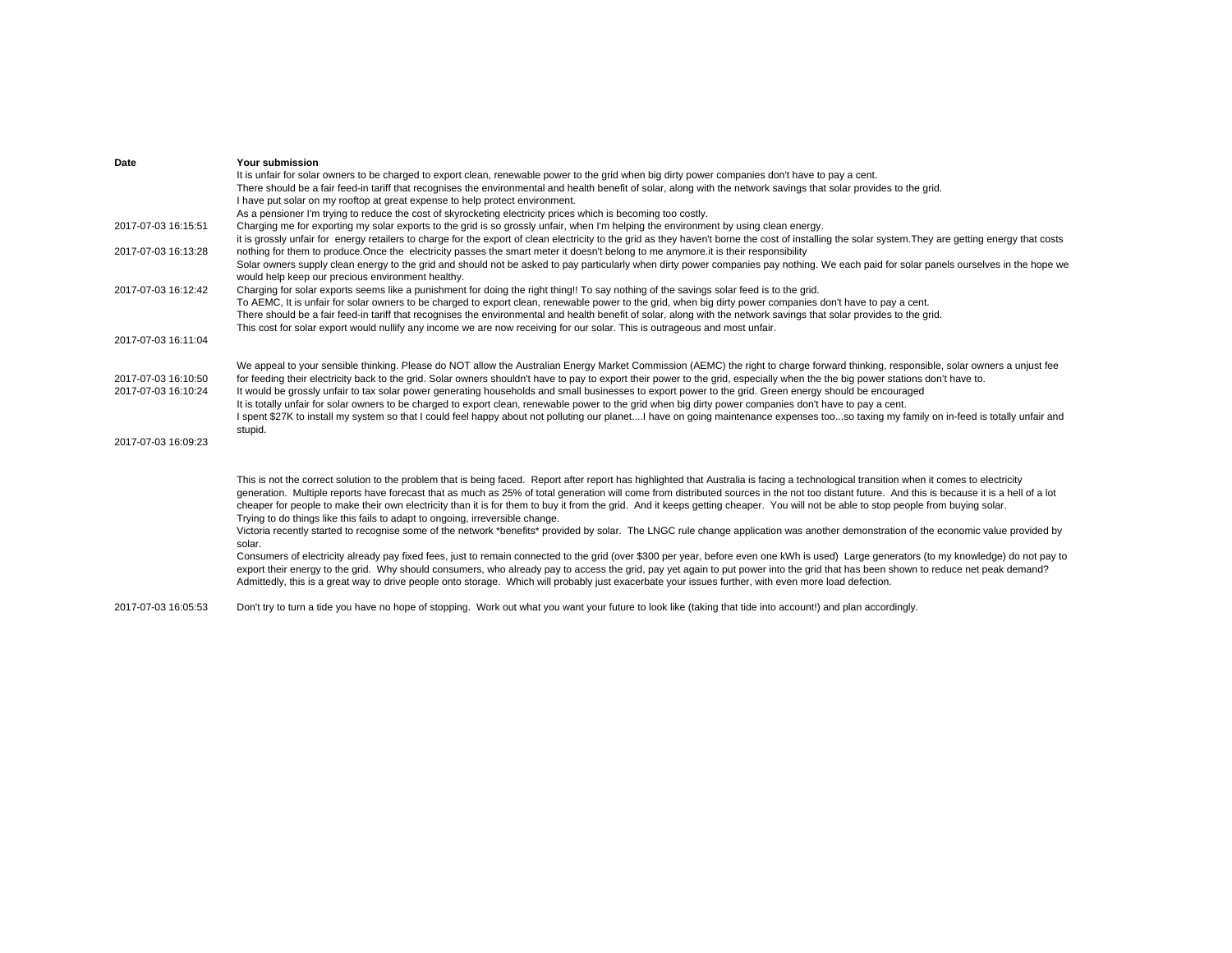| Date | Your submission |
| --- | --- |
| 2017-07-03 16:15:51 | It is unfair for solar owners to be charged to export clean, renewable power to the grid when big dirty power companies don't have to pay a cent.<br>There should be a fair feed-in tariff that recognises the environmental and health benefit of solar, along with the network savings that solar provides to the grid.<br>I have put solar on my rooftop at great expense to help protect environment.<br>As a pensioner I'm trying to reduce the cost of skyrocketing electricity prices which is becoming too costly.<br>Charging me for exporting my solar exports to the grid is so grossly unfair, when I'm helping the environment by using clean energy. |
| 2017-07-03 16:13:28 | it is grossly unfair for energy retailers to charge for the export of clean electricity to the grid as they haven't borne the cost of installing the solar system.They are getting energy that costs nothing for them to produce.Once the electricity passes the smart meter it doesn't belong to me anymore.it is their responsibility |
| 2017-07-03 16:12:42 | Solar owners supply clean energy to the grid and should not be asked to pay particularly when dirty power companies pay nothing. We each paid for solar panels ourselves in the hope we would help keep our precious environment healthy.<br>Charging for solar exports seems like a punishment for doing the right thing!! To say nothing of the savings solar feed is to the grid. |
| 2017-07-03 16:11:04 | To AEMC, It is unfair for solar owners to be charged to export clean, renewable power to the grid, when big dirty power companies don't have to pay a cent.<br>There should be a fair feed-in tariff that recognises the environmental and health benefit of solar, along with the network savings that solar provides to the grid.<br>This cost for solar export would nullify any income we are now receiving for our solar. This is outrageous and most unfair. |
| 2017-07-03 16:10:50 | We appeal to your sensible thinking. Please do NOT allow the Australian Energy Market Commission (AEMC) the right to charge forward thinking, responsible, solar owners a unjust fee for feeding their electricity back to the grid. Solar owners shouldn't have to pay to export their power to the grid, especially when the big power stations don't have to. |
| 2017-07-03 16:10:24 | It would be grossly unfair to tax solar power generating households and small businesses to export power to the grid. Green energy should be encouraged |
| 2017-07-03 16:09:23 | It is totally unfair for solar owners to be charged to export clean, renewable power to the grid when big dirty power companies don't have to pay a cent.<br>I spent $27K to install my system so that I could feel happy about not polluting our planet....I have on going maintenance expenses too...so taxing my family on in-feed is totally unfair and stupid. |
| 2017-07-03 16:05:53 | This is not the correct solution to the problem that is being faced. Report after report has highlighted that Australia is facing a technological transition when it comes to electricity generation. Multiple reports have forecast that as much as 25% of total generation will come from distributed sources in the not too distant future. And this is because it is a hell of a lot cheaper for people to make their own electricity than it is for them to buy it from the grid. And it keeps getting cheaper. You will not be able to stop people from buying solar.<br>Trying to do things like this fails to adapt to ongoing, irreversible change.<br>Victoria recently started to recognise some of the network *benefits* provided by solar. The LNGC rule change application was another demonstration of the economic value provided by solar.<br>Consumers of electricity already pay fixed fees, just to remain connected to the grid (over $300 per year, before even one kWh is used) Large generators (to my knowledge) do not pay to export their energy to the grid. Why should consumers, who already pay to access the grid, pay yet again to put power into the grid that has been shown to reduce net peak demand?<br>Admittedly, this is a great way to drive people onto storage. Which will probably just exacerbate your issues further, with even more load defection.<br><br>Don't try to turn a tide you have no hope of stopping. Work out what you want your future to look like (taking that tide into account!) and plan accordingly. |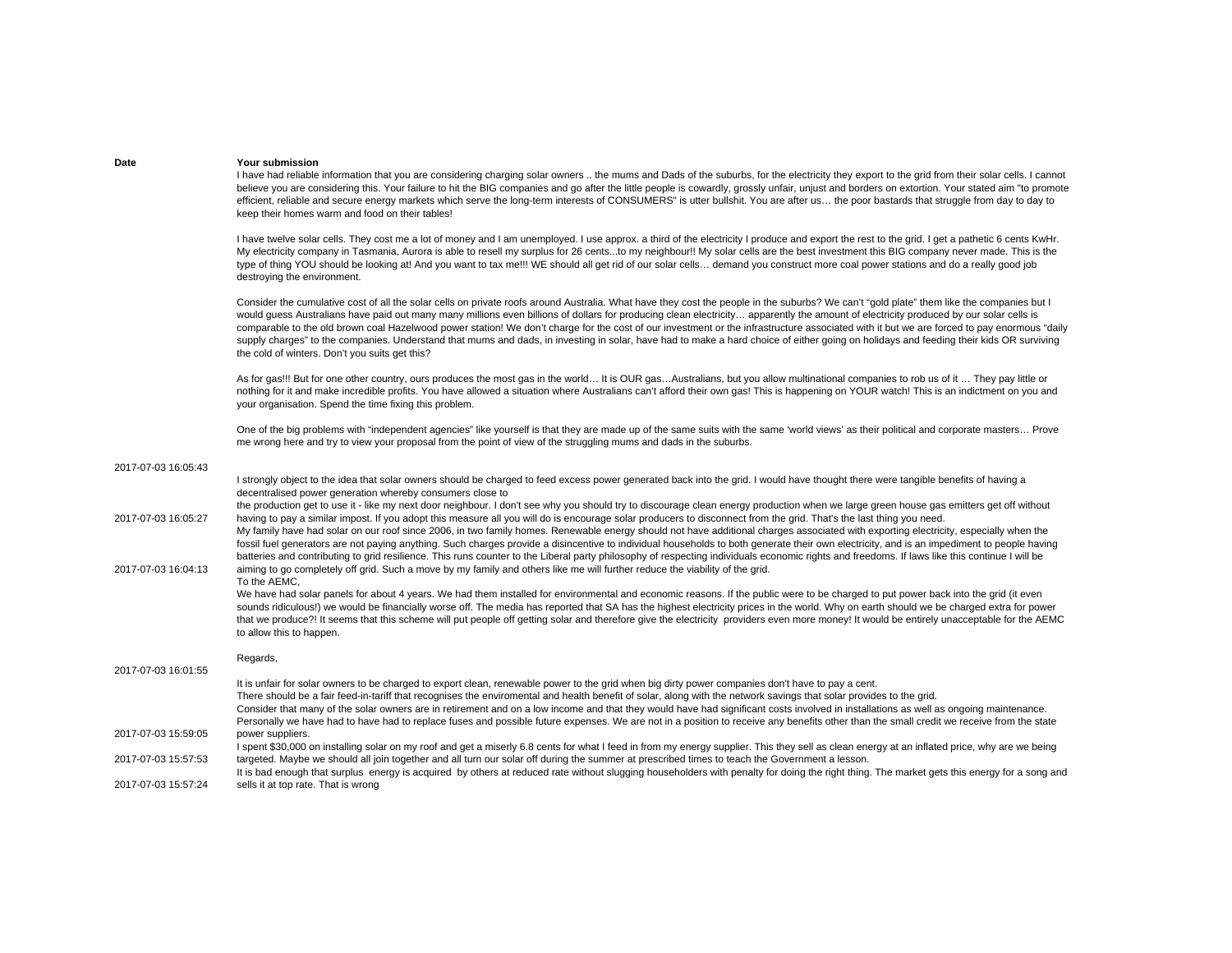| Date | Your submission |
|---|---|
| 2017-07-03 16:05:43 | I have had reliable information that you are considering charging solar owners .. the mums and Dads of the suburbs, for the electricity they export to the grid from their solar cells. I cannot believe you are considering this. Your failure to hit the BIG companies and go after the little people is cowardly, grossly unfair, unjust and borders on extortion. Your stated aim "to promote efficient, reliable and secure energy markets which serve the long-term interests of CONSUMERS" is utter bullshit. You are after us… the poor bastards that struggle from day to day to keep their homes warm and food on their tables!<br><br>I have twelve solar cells. They cost me a lot of money and I am unemployed. I use approx. a third of the electricity I produce and export the rest to the grid. I get a pathetic 6 cents KwHr. My electricity company in Tasmania, Aurora is able to resell my surplus for 26 cents...to my neighbour!! My solar cells are the best investment this BIG company never made. This is the type of thing YOU should be looking at! And you want to tax me!!! WE should all get rid of our solar cells… demand you construct more coal power stations and do a really good job destroying the environment.<br><br>Consider the cumulative cost of all the solar cells on private roofs around Australia. What have they cost the people in the suburbs? We can't "gold plate" them like the companies but I would guess Australians have paid out many many millions even billions of dollars for producing clean electricity… apparently the amount of electricity produced by our solar cells is comparable to the old brown coal Hazelwood power station! We don't charge for the cost of our investment or the infrastructure associated with it but we are forced to pay enormous "daily supply charges" to the companies. Understand that mums and dads, in investing in solar, have had to make a hard choice of either going on holidays and feeding their kids OR surviving the cold of winters. Don't you suits get this?<br><br>As for gas!!! But for one other country, ours produces the most gas in the world… It is OUR gas…Australians, but you allow multinational companies to rob us of it … They pay little or nothing for it and make incredible profits. You have allowed a situation where Australians can't afford their own gas! This is happening on YOUR watch! This is an indictment on you and your organisation. Spend the time fixing this problem.<br><br>One of the big problems with "independent agencies" like yourself is that they are made up of the same suits with the same 'world views' as their political and corporate masters… Prove me wrong here and try to view your proposal from the point of view of the struggling mums and dads in the suburbs. |
| 2017-07-03 16:05:27 | I strongly object to the idea that solar owners should be charged to feed excess power generated back into the grid. I would have thought there were tangible benefits of having a decentralised power generation whereby consumers close to<br>the production get to use it - like my next door neighbour. I don't see why you should try to discourage clean energy production when we large green house gas emitters get off without having to pay a similar impost. If you adopt this measure all you will do is encourage solar producers to disconnect from the grid. That's the last thing you need. |
| 2017-07-03 16:04:13 | My family have had solar on our roof since 2006, in two family homes. Renewable energy should not have additional charges associated with exporting electricity, especially when the fossil fuel generators are not paying anything. Such charges provide a disincentive to individual households to both generate their own electricity, and is an impediment to people having batteries and contributing to grid resilience. This runs counter to the Liberal party philosophy of respecting individuals economic rights and freedoms. If laws like this continue I will be aiming to go completely off grid. Such a move by my family and others like me will further reduce the viability of the grid. |
| 2017-07-03 16:01:55 | To the AEMC,<br>We have had solar panels for about 4 years. We had them installed for environmental and economic reasons. If the public were to be charged to put power back into the grid (it even sounds ridiculous!) we would be financially worse off. The media has reported that SA has the highest electricity prices in the world. Why on earth should we be charged extra for power that we produce?! It seems that this scheme will put people off getting solar and therefore give the electricity providers even more money! It would be entirely unacceptable for the AEMC to allow this to happen.<br><br>Regards, |
| 2017-07-03 15:59:05 | It is unfair for solar owners to be charged to export clean, renewable power to the grid when big dirty power companies don't have to pay a cent.<br>There should be a fair feed-in-tariff that recognises the enviromental and health benefit of solar, along with the network savings that solar provides to the grid.<br>Consider that many of the solar owners are in retirement and on a low income and that they would have had significant costs involved in installations as well as ongoing maintenance. Personally we have had to have had to replace fuses and possible future expenses. We are not in a position to receive any benefits other than the small credit we receive from the state power suppliers. |
| 2017-07-03 15:57:53 | I spent $30,000 on installing solar on my roof and get a miserly 6.8 cents for what I feed in from my energy supplier. This they sell as clean energy at an inflated price, why are we being targeted. Maybe we should all join together and all turn our solar off during the summer at prescribed times to teach the Government a lesson. |
| 2017-07-03 15:57:24 | It is bad enough that surplus energy is acquired by others at reduced rate without slugging householders with penalty for doing the right thing. The market gets this energy for a song and sells it at top rate. That is wrong |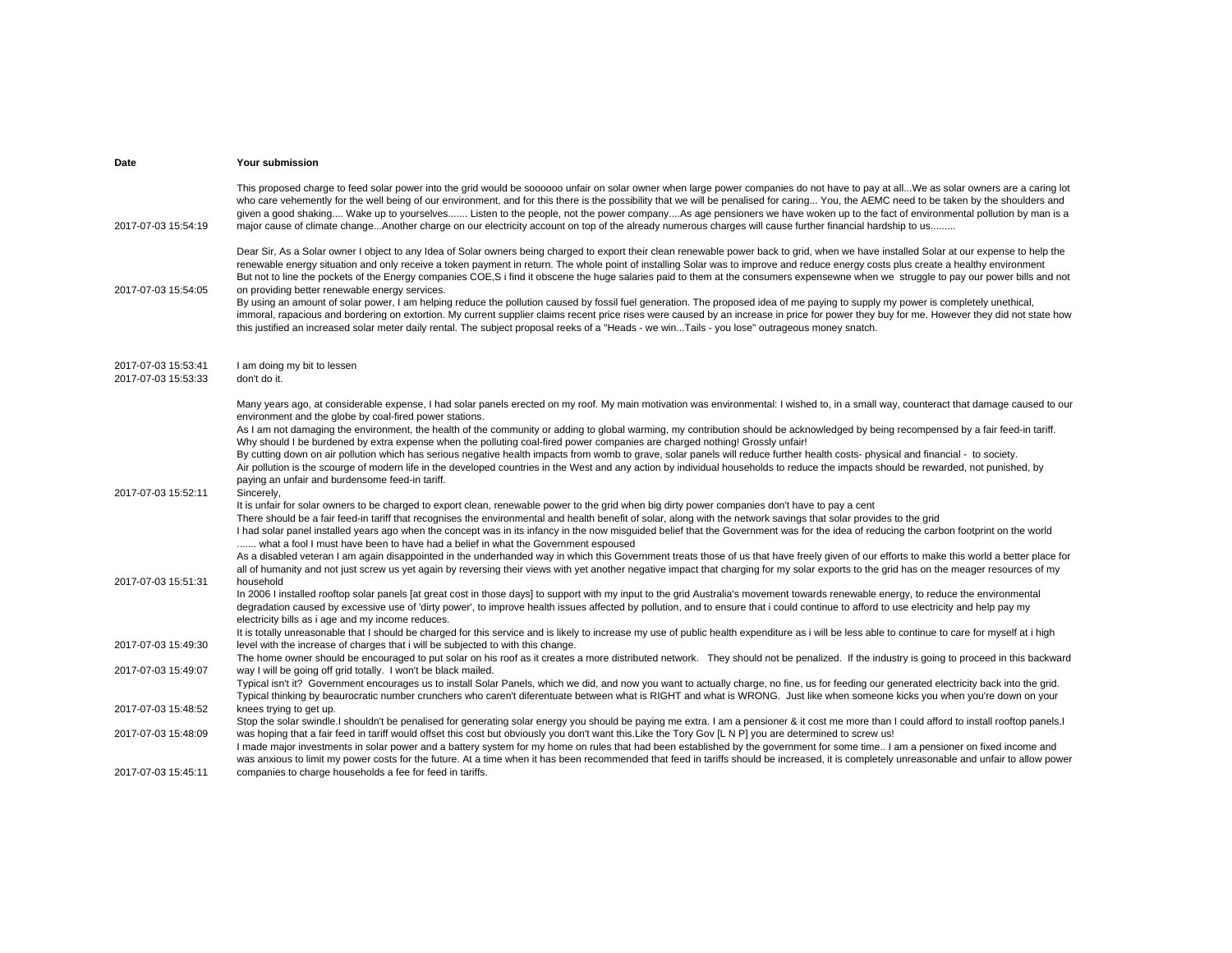| Date | Your submission |
|---|---|
| 2017-07-03 15:54:19 | This proposed charge to feed solar power into the grid would be soooooo unfair on solar owner when large power companies do not have to pay at all...We as solar owners are a caring lot who care vehemently for the well being of our environment, and for this there is the possibility that we will be penalised for caring... You, the AEMC need to be taken by the shoulders and given a good shaking.... Wake up to yourselves....... Listen to the people, not the power company....As age pensioners we have woken up to the fact of environmental pollution by man is a major cause of climate change...Another charge on our electricity account on top of the already numerous charges will cause further financial hardship to us......... |
| 2017-07-03 15:54:05 | Dear Sir, As a Solar owner I object to any Idea of Solar owners being charged to export their clean renewable power back to grid, when we have installed Solar at our expense to help the renewable energy situation and only receive a token payment in return. The whole point of installing Solar was to improve and reduce energy costs plus create a healthy environment But not to line the pockets of the Energy companies COE,S i find it obscene the huge salaries paid to them at the consumers expensewne when we struggle to pay our power bills and not on providing better renewable energy services.<br>By using an amount of solar power, I am helping reduce the pollution caused by fossil fuel generation. The proposed idea of me paying to supply my power is completely unethical, immoral, rapacious and bordering on extortion. My current supplier claims recent price rises were caused by an increase in price for power they buy for me. However they did not state how this justified an increased solar meter daily rental. The subject proposal reeks of a "Heads - we win...Tails - you lose" outrageous money snatch. |
| 2017-07-03 15:53:41 | I am doing my bit to lessen |
| 2017-07-03 15:53:33 | don't do it. |
| 2017-07-03 15:52:11 | Many years ago, at considerable expense, I had solar panels erected on my roof. My main motivation was environmental: I wished to, in a small way, counteract that damage caused to our environment and the globe by coal-fired power stations.<br>As I am not damaging the environment, the health of the community or adding to global warming, my contribution should be acknowledged by being recompensed by a fair feed-in tariff. Why should I be burdened by extra expense when the polluting coal-fired power companies are charged nothing! Grossly unfair!<br>By cutting down on air pollution which has serious negative health impacts from womb to grave, solar panels will reduce further health costs- physical and financial - to society.<br>Air pollution is the scourge of modern life in the developed countries in the West and any action by individual households to reduce the impacts should be rewarded, not punished, by paying an unfair and burdensome feed-in tariff.<br>Sincerely, |
| 2017-07-03 15:51:31 | It is unfair for solar owners to be charged to export clean, renewable power to the grid when big dirty power companies don't have to pay a cent<br>There should be a fair feed-in tariff that recognises the environmental and health benefit of solar, along with the network savings that solar provides to the grid<br>I had solar panel installed years ago when the concept was in its infancy in the now misguided belief that the Government was for the idea of reducing the carbon footprint on the world ....... what a fool I must have been to have had a belief in what the Government espoused<br>As a disabled veteran I am again disappointed in the underhanded way in which this Government treats those of us that have freely given of our efforts to make this world a better place for all of humanity and not just screw us yet again by reversing their views with yet another negative impact that charging for my solar exports to the grid has on the meager resources of my household |
| 2017-07-03 15:49:30 | In 2006 I installed rooftop solar panels [at great cost in those days] to support with my input to the grid Australia's movement towards renewable energy, to reduce the environmental degradation caused by excessive use of 'dirty power', to improve health issues affected by pollution, and to ensure that i could continue to afford to use electricity and help pay my electricity bills as i age and my income reduces.<br>It is totally unreasonable that I should be charged for this service and is likely to increase my use of public health expenditure as i will be less able to continue to care for myself at i high level with the increase of charges that i will be subjected to with this change. |
| 2017-07-03 15:49:07 | The home owner should be encouraged to put solar on his roof as it creates a more distributed network. They should not be penalized. If the industry is going to proceed in this backward way I will be going off grid totally. I won't be black mailed. |
| 2017-07-03 15:48:52 | Typical isn't it? Government encourages us to install Solar Panels, which we did, and now you want to actually charge, no fine, us for feeding our generated electricity back into the grid. Typical thinking by beaurocratic number crunchers who caren't diferentuate between what is RIGHT and what is WRONG. Just like when someone kicks you when you're down on your knees trying to get up. |
| 2017-07-03 15:48:09 | Stop the solar swindle.I shouldn't be penalised for generating solar energy you should be paying me extra. I am a pensioner & it cost me more than I could afford to install rooftop panels.I was hoping that a fair feed in tariff would offset this cost but obviously you don't want this.Like the Tory Gov [L N P] you are determined to screw us! |
| 2017-07-03 15:45:11 | I made major investments in solar power and a battery system for my home on rules that had been established by the government for some time.. I am a pensioner on fixed income and was anxious to limit my power costs for the future. At a time when it has been recommended that feed in tariffs should be increased, it is completely unreasonable and unfair to allow power companies to charge households a fee for feed in tariffs. |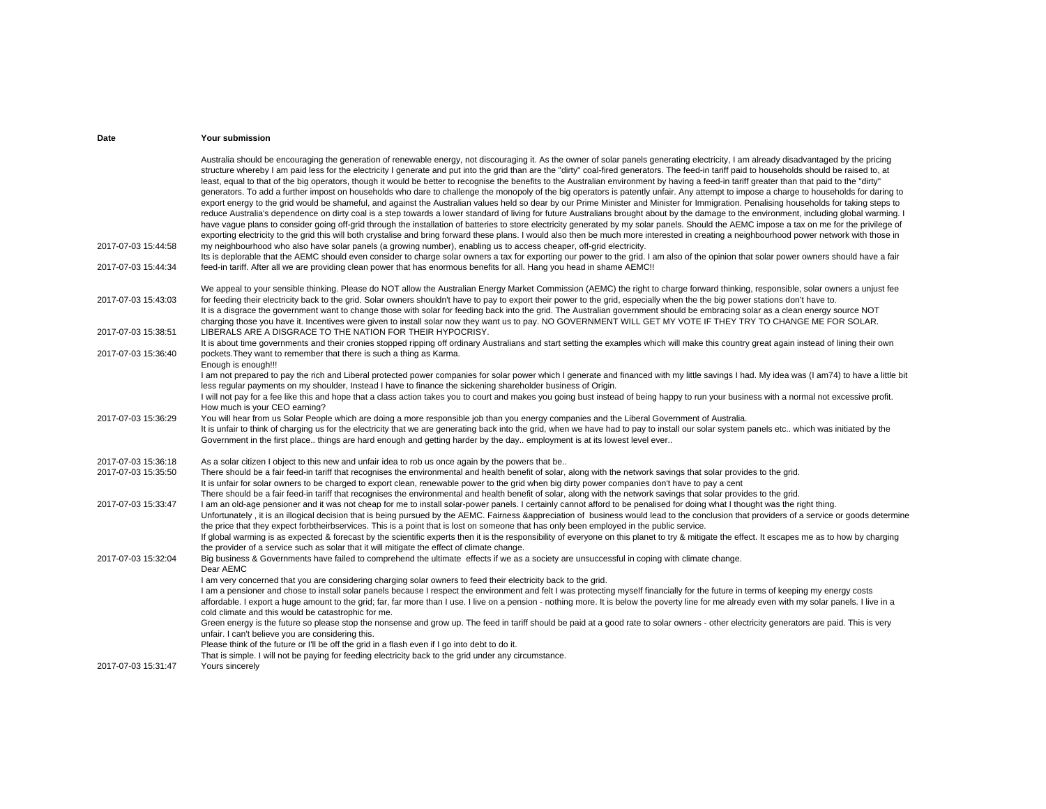| Date | Your submission |
|---|---|
| 2017-07-03 15:44:58 | Australia should be encouraging the generation of renewable energy, not discouraging it. As the owner of solar panels generating electricity, I am already disadvantaged by the pricing structure whereby I am paid less for the electricity I generate and put into the grid than are the "dirty" coal-fired generators. The feed-in tariff paid to households should be raised to, at least, equal to that of the big operators, though it would be better to recognise the benefits to the Australian environment by having a feed-in tariff greater than that paid to the "dirty" generators. To add a further impost on households who dare to challenge the monopoly of the big operators is patently unfair. Any attempt to impose a charge to households for daring to export energy to the grid would be shameful, and against the Australian values held so dear by our Prime Minister and Minister for Immigration. Penalising households for taking steps to reduce Australia's dependence on dirty coal is a step towards a lower standard of living for future Australians brought about by the damage to the environment, including global warming. I have vague plans to consider going off-grid through the installation of batteries to store electricity generated by my solar panels. Should the AEMC impose a tax on me for the privilege of exporting electricity to the grid this will both crystalise and bring forward these plans. I would also then be much more interested in creating a neighbourhood power network with those in my neighbourhood who also have solar panels (a growing number), enabling us to access cheaper, off-grid electricity. |
| 2017-07-03 15:44:34 | Its is deplorable that the AEMC should even consider to charge solar owners a tax for exporting our power to the grid. I am also of the opinion that solar power owners should have a fair feed-in tariff. After all we are providing clean power that has enormous benefits for all. Hang you head in shame AEMC!! |
| 2017-07-03 15:43:03 | We appeal to your sensible thinking. Please do NOT allow the Australian Energy Market Commission (AEMC) the right to charge forward thinking, responsible, solar owners a unjust fee for feeding their electricity back to the grid. Solar owners shouldn't have to pay to export their power to the grid, especially when the the big power stations don't have to. |
| 2017-07-03 15:38:51 | It is a disgrace the government want to change those with solar for feeding back into the grid. The Australian government should be embracing solar as a clean energy source NOT charging those you have it. Incentives were given to install solar now they want us to pay. NO GOVERNMENT WILL GET MY VOTE IF THEY TRY TO CHANGE ME FOR SOLAR. LIBERALS ARE A DISGRACE TO THE NATION FOR THEIR HYPOCRISY. |
| 2017-07-03 15:36:40 | It is about time governments and their cronies stopped ripping off ordinary Australians and start setting the examples which will make this country great again instead of lining their own pockets.They want to remember that there is such a thing as Karma. |
| 2017-07-03 15:36:29 | Enough is enough!!!<br>I am not prepared to pay the rich and Liberal protected power companies for solar power which I generate and financed with my little savings I had. My idea was (I am74) to have a little bit less regular payments on my shoulder, Instead I have to finance the sickening shareholder business of Origin.<br>I will not pay for a fee like this and hope that a class action takes you to court and makes you going bust instead of being happy to run your business with a normal not excessive profit.<br>How much is your CEO earning?<br>You will hear from us Solar People which are doing a more responsible job than you energy companies and the Liberal Government of Australia. |
| 2017-07-03 15:36:18 | It is unfair to think of charging us for the electricity that we are generating back into the grid, when we have had to pay to install our solar system panels etc.. which was initiated by the Government in the first place.. things are hard enough and getting harder by the day.. employment is at its lowest level ever..<br><br>As a solar citizen I object to this new and unfair idea to rob us once again by the powers that be.. |
| 2017-07-03 15:35:50 | There should be a fair feed-in tariff that recognises the environmental and health benefit of solar, along with the network savings that solar provides to the grid. |
| 2017-07-03 15:33:47 | It is unfair for solar owners to be charged to export clean, renewable power to the grid when big dirty power companies don't have to pay a cent<br>There should be a fair feed-in tariff that recognises the environmental and health benefit of solar, along with the network savings that solar provides to the grid.<br>I am an old-age pensioner and it was not cheap for me to install solar-power panels. I certainly cannot afford to be penalised for doing what I thought was the right thing. |
| 2017-07-03 15:32:04 | Unfortunately , it is an illogical decision that is being pursued by the AEMC. Fairness &appreciation of business would lead to the conclusion that providers of a service or goods determine the price that they expect forbtheirbservices. This is a point that is lost on someone that has only been employed in the public service.<br>If global warming is as expected & forecast by the scientific experts then it is the responsibility of everyone on this planet to try & mitigate the effect. It escapes me as to how by charging the provider of a service such as solar that it will mitigate the effect of climate change.<br>Big business & Governments have failed to comprehend the ultimate effects if we as a society are unsuccessful in coping with climate change. |
| 2017-07-03 15:31:47 | Dear AEMC<br>I am very concerned that you are considering charging solar owners to feed their electricity back to the grid.<br>I am a pensioner and chose to install solar panels because I respect the environment and felt I was protecting myself financially for the future in terms of keeping my energy costs affordable. I export a huge amount to the grid; far, far more than I use. I live on a pension - nothing more. It is below the poverty line for me already even with my solar panels. I live in a cold climate and this would be catastrophic for me.<br>Green energy is the future so please stop the nonsense and grow up. The feed in tariff should be paid at a good rate to solar owners - other electricity generators are paid. This is very unfair. I can't believe you are considering this.<br>Please think of the future or I'll be off the grid in a flash even if I go into debt to do it.<br>That is simple. I will not be paying for feeding electricity back to the grid under any circumstance.<br>Yours sincerely |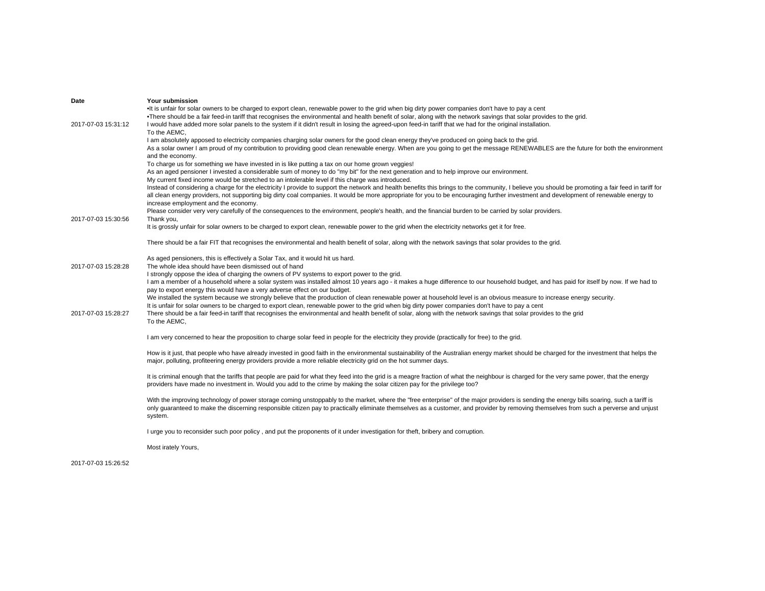| Date | Your submission |
|---|---|
| 2017-07-03 15:31:12 | •It is unfair for solar owners to be charged to export clean, renewable power to the grid when big dirty power companies don't have to pay a cent<br>•There should be a fair feed-in tariff that recognises the environmental and health benefit of solar, along with the network savings that solar provides to the grid.<br>I would have added more solar panels to the system if it didn't result in losing the agreed-upon feed-in tariff that we had for the original installation. |
| 2017-07-03 15:30:56 | To the AEMC,<br>I am absolutely apposed to electricity companies charging solar owners for the good clean energy they've produced on going back to the grid.<br>As a solar owner I am proud of my contribution to providing good clean renewable energy. When are you going to get the message RENEWABLES are the future for both the environment and the economy.<br>To charge us for something we have invested in is like putting a tax on our home grown veggies!<br>As an aged pensioner I invested a considerable sum of money to do "my bit" for the next generation and to help improve our environment.<br>My current fixed income would be stretched to an intolerable level if this charge was introduced.<br>Instead of considering a charge for the electricity I provide to support the network and health benefits this brings to the community, I believe you should be promoting a fair feed in tariff for all clean energy providers, not supporting big dirty coal companies. It would be more appropriate for you to be encouraging further investment and development of renewable energy to increase employment and the economy.<br>Please consider very very carefully of the consequences to the environment, people's health, and the financial burden to be carried by solar providers.<br>Thank you, |
| 2017-07-03 15:28:28 | It is grossly unfair for solar owners to be charged to export clean, renewable power to the grid when the electricity networks get it for free.<br><br>There should be a fair FIT that recognises the environmental and health benefit of solar, along with the network savings that solar provides to the grid.<br><br>As aged pensioners, this is effectively a Solar Tax, and it would hit us hard.<br>The whole idea should have been dismissed out of hand |
| 2017-07-03 15:28:27 | I strongly oppose the idea of charging the owners of PV systems to export power to the grid.<br>I am a member of a household where a solar system was installed almost 10 years ago - it makes a huge difference to our household budget, and has paid for itself by now. If we had to pay to export energy this would have a very adverse effect on our budget.<br>We installed the system because we strongly believe that the production of clean renewable power at household level is an obvious measure to increase energy security.<br>It is unfair for solar owners to be charged to export clean, renewable power to the grid when big dirty power companies don't have to pay a cent<br>There should be a fair feed-in tariff that recognises the environmental and health benefit of solar, along with the network savings that solar provides to the grid |
| 2017-07-03 15:26:52 | To the AEMC,<br><br>I am very concerned to hear the proposition to charge solar feed in people for the electricity they provide (practically for free) to the grid.<br><br>How is it just, that people who have already invested in good faith in the environmental sustainability of the Australian energy market should be charged for the investment that helps the major, polluting, profiteering energy providers provide a more reliable electricity grid on the hot summer days.<br><br>It is criminal enough that the tariffs that people are paid for what they feed into the grid is a meagre fraction of what the neighbour is charged for the very same power, that the energy providers have made no investment in. Would you add to the crime by making the solar citizen pay for the privilege too?<br><br>With the improving technology of power storage coming unstoppably to the market, where the "free enterprise" of the major providers is sending the energy bills soaring, such a tariff is only guaranteed to make the discerning responsible citizen pay to practically eliminate themselves as a customer, and provider by removing themselves from such a perverse and unjust system.<br><br>I urge you to reconsider such poor policy , and put the proponents of it under investigation for theft, bribery and corruption.<br><br>Most irately Yours, |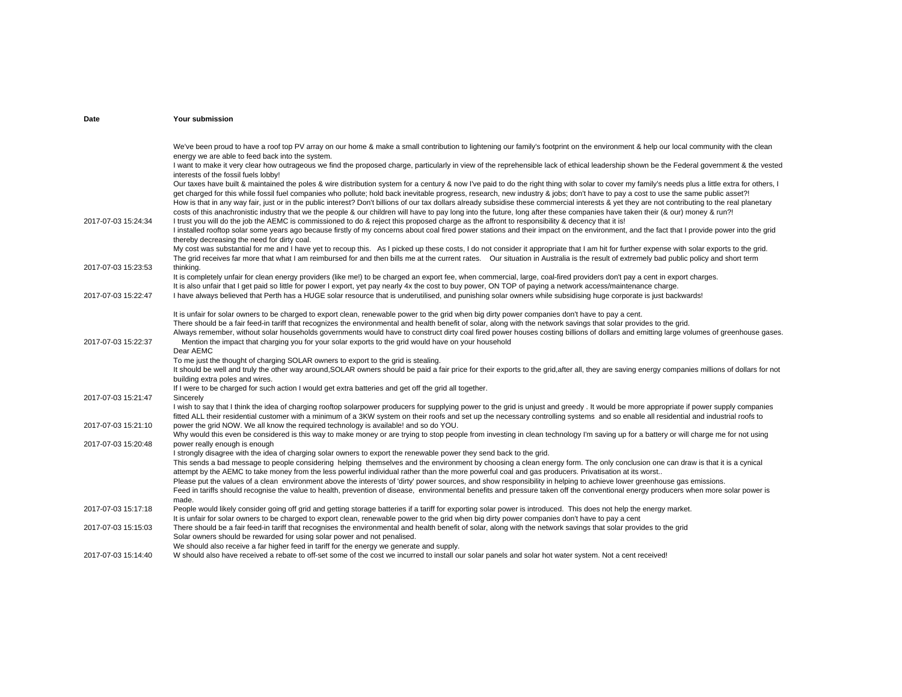| Date | Your submission |
| --- | --- |
| 2017-07-03 15:24:34 | We've been proud to have a roof top PV array on our home & make a small contribution to lightening our family's footprint on the environment & help our local community with the clean energy we are able to feed back into the system.<br>I want to make it very clear how outrageous we find the proposed charge, particularly in view of the reprehensible lack of ethical leadership shown be the Federal government & the vested interests of the fossil fuels lobby!<br>Our taxes have built & maintained the poles & wire distribution system for a century & now I've paid to do the right thing with solar to cover my family's needs plus a little extra for others, I get charged for this while fossil fuel companies who pollute; hold back inevitable progress, research, new industry & jobs; don't have to pay a cost to use the same public asset?!<br>How is that in any way fair, just or in the public interest? Don't billions of our tax dollars already subsidise these commercial interests & yet they are not contributing to the real planetary costs of this anachronistic industry that we the people & our children will have to pay long into the future, long after these companies have taken their (& our) money & run?!<br>I trust you will do the job the AEMC is commissioned to do & reject this proposed charge as the affront to responsibility & decency that it is! |
| 2017-07-03 15:23:53 | I installed rooftop solar some years ago because firstly of my concerns about coal fired power stations and their impact on the environment, and the fact that I provide power into the grid thereby decreasing the need for dirty coal.<br>My cost was substantial for me and I have yet to recoup this. As I picked up these costs, I do not consider it appropriate that I am hit for further expense with solar exports to the grid. The grid receives far more that what I am reimbursed for and then bills me at the current rates. Our situation in Australia is the result of extremely bad public policy and short term thinking. |
| 2017-07-03 15:22:47 | It is completely unfair for clean energy providers (like me!) to be charged an export fee, when commercial, large, coal-fired providers don't pay a cent in export charges.<br>It is also unfair that I get paid so little for power I export, yet pay nearly 4x the cost to buy power, ON TOP of paying a network access/maintenance charge.<br>I have always believed that Perth has a HUGE solar resource that is underutilised, and punishing solar owners while subsidising huge corporate is just backwards! |
| 2017-07-03 15:22:37 | It is unfair for solar owners to be charged to export clean, renewable power to the grid when big dirty power companies don't have to pay a cent.<br>There should be a fair feed-in tariff that recognizes the environmental and health benefit of solar, along with the network savings that solar provides to the grid.<br>Always remember, without solar households governments would have to construct dirty coal fired power houses costing billions of dollars and emitting large volumes of greenhouse gases.<br>Mention the impact that charging you for your solar exports to the grid would have on your household |
| 2017-07-03 15:21:47 | Dear AEMC<br>To me just the thought of charging SOLAR owners to export to the grid is stealing.<br>It should be well and truly the other way around,SOLAR owners should be paid a fair price for their exports to the grid,after all, they are saving energy companies millions of dollars for not building extra poles and wires.<br>If I were to be charged for such action I would get extra batteries and get off the grid all together.<br>Sincerely |
| 2017-07-03 15:21:10 | I wish to say that I think the idea of charging rooftop solarpower producers for supplying power to the grid is unjust and greedy . It would be more appropriate if power supply companies fitted ALL their residential customer with a minimum of a 3KW system on their roofs and set up the necessary controlling systems and so enable all residential and industrial roofs to power the grid NOW. We all know the required technology is available! and so do YOU. |
| 2017-07-03 15:20:48 | Why would this even be considered is this way to make money or are trying to stop people from investing in clean technology I'm saving up for a battery or will charge me for not using power really enough is enough |
| 2017-07-03 15:17:18 | I strongly disagree with the idea of charging solar owners to export the renewable power they send back to the grid.<br>This sends a bad message to people considering helping themselves and the environment by choosing a clean energy form. The only conclusion one can draw is that it is a cynical attempt by the AEMC to take money from the less powerful individual rather than the more powerful coal and gas producers. Privatisation at its worst..<br>Please put the values of a clean environment above the interests of 'dirty' power sources, and show responsibility in helping to achieve lower greenhouse gas emissions.<br>Feed in tariffs should recognise the value to health, prevention of disease, environmental benefits and pressure taken off the conventional energy producers when more solar power is made.<br>People would likely consider going off grid and getting storage batteries if a tariff for exporting solar power is introduced. This does not help the energy market. |
| 2017-07-03 15:15:03 | It is unfair for solar owners to be charged to export clean, renewable power to the grid when big dirty power companies don't have to pay a cent<br>There should be a fair feed-in tariff that recognises the environmental and health benefit of solar, along with the network savings that solar provides to the grid |
| 2017-07-03 15:14:40 | Solar owners should be rewarded for using solar power and not penalised.<br>We should also receive a far higher feed in tariff for the energy we generate and supply.<br>W should also have received a rebate to off-set some of the cost we incurred to install our solar panels and solar hot water system. Not a cent received! |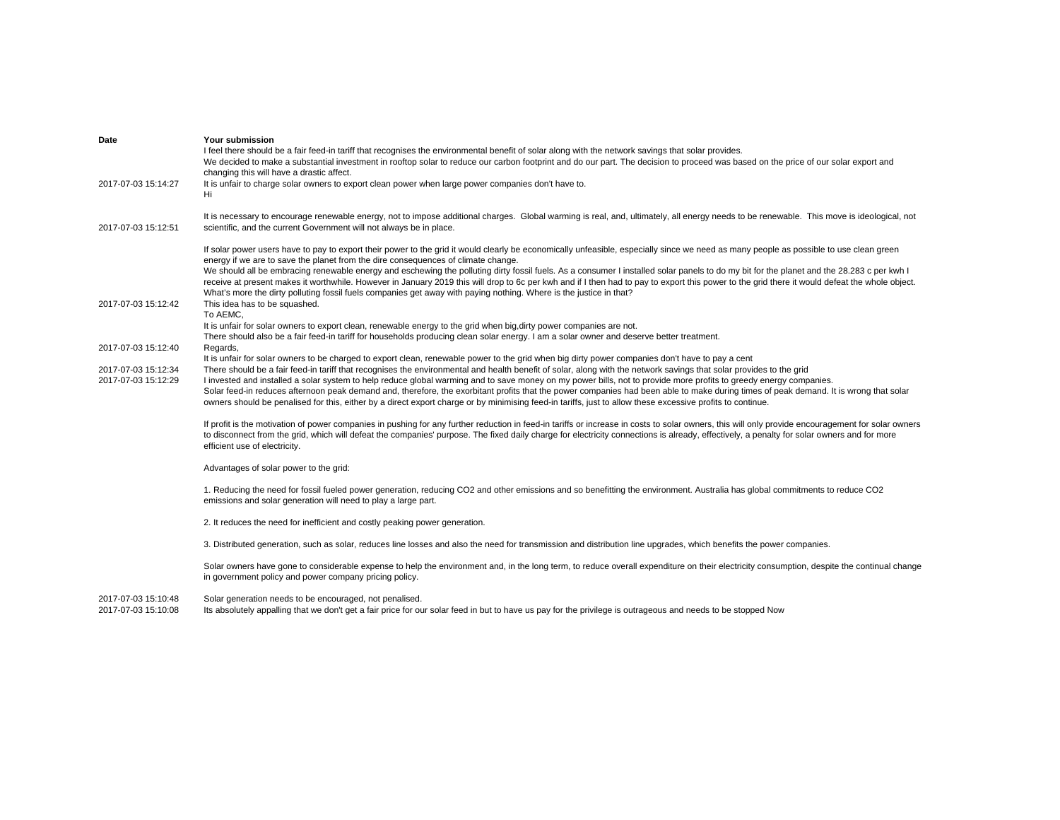| Date | Your submission |
|---|---|
| 2017-07-03 15:14:27 | I feel there should be a fair feed-in tariff that recognises the environmental benefit of solar along with the network savings that solar provides.<br>We decided to make a substantial investment in rooftop solar to reduce our carbon footprint and do our part. The decision to proceed was based on the price of our solar export and changing this will have a drastic affect.<br>It is unfair to charge solar owners to export clean power when large power companies don't have to. |
| 2017-07-03 15:12:51 | Hi<br><br>It is necessary to encourage renewable energy, not to impose additional charges. Global warming is real, and, ultimately, all energy needs to be renewable. This move is ideological, not scientific, and the current Government will not always be in place. |
| 2017-07-03 15:12:42 | If solar power users have to pay to export their power to the grid it would clearly be economically unfeasible, especially since we need as many people as possible to use clean green energy if we are to save the planet from the dire consequences of climate change.<br>We should all be embracing renewable energy and eschewing the polluting dirty fossil fuels. As a consumer I installed solar panels to do my bit for the planet and the 28.283 c per kwh I receive at present makes it worthwhile. However in January 2019 this will drop to 6c per kwh and if I then had to pay to export this power to the grid there it would defeat the whole object. What's more the dirty polluting fossil fuels companies get away with paying nothing. Where is the justice in that?<br>This idea has to be squashed. |
| 2017-07-03 15:12:40 | To AEMC,<br>It is unfair for solar owners to export clean, renewable energy to the grid when big,dirty power companies are not.<br>There should also be a fair feed-in tariff for households producing clean solar energy. I am a solar owner and deserve better treatment.<br>Regards, |
| 2017-07-03 15:12:34 | It is unfair for solar owners to be charged to export clean, renewable power to the grid when big dirty power companies don't have to pay a cent<br>There should be a fair feed-in tariff that recognises the environmental and health benefit of solar, along with the network savings that solar provides to the grid |
| 2017-07-03 15:12:29 | I invested and installed a solar system to help reduce global warming and to save money on my power bills, not to provide more profits to greedy energy companies. |
| 2017-07-03 15:10:48 | Solar feed-in reduces afternoon peak demand and, therefore, the exorbitant profits that the power companies had been able to make during times of peak demand. It is wrong that solar owners should be penalised for this, either by a direct export charge or by minimising feed-in tariffs, just to allow these excessive profits to continue.<br><br>If profit is the motivation of power companies in pushing for any further reduction in feed-in tariffs or increase in costs to solar owners, this will only provide encouragement for solar owners to disconnect from the grid, which will defeat the companies' purpose. The fixed daily charge for electricity connections is already, effectively, a penalty for solar owners and for more efficient use of electricity.<br><br>Advantages of solar power to the grid:<br><br>1. Reducing the need for fossil fueled power generation, reducing CO2 and other emissions and so benefitting the environment. Australia has global commitments to reduce CO2 emissions and solar generation will need to play a large part.<br><br>2. It reduces the need for inefficient and costly peaking power generation.<br><br>3. Distributed generation, such as solar, reduces line losses and also the need for transmission and distribution line upgrades, which benefits the power companies.<br><br>Solar owners have gone to considerable expense to help the environment and, in the long term, to reduce overall expenditure on their electricity consumption, despite the continual change in government policy and power company pricing policy.<br><br>Solar generation needs to be encouraged, not penalised. |
| 2017-07-03 15:10:08 | Its absolutely appalling that we don't get a fair price for our solar feed in but to have us pay for the privilege is outrageous and needs to be stopped Now |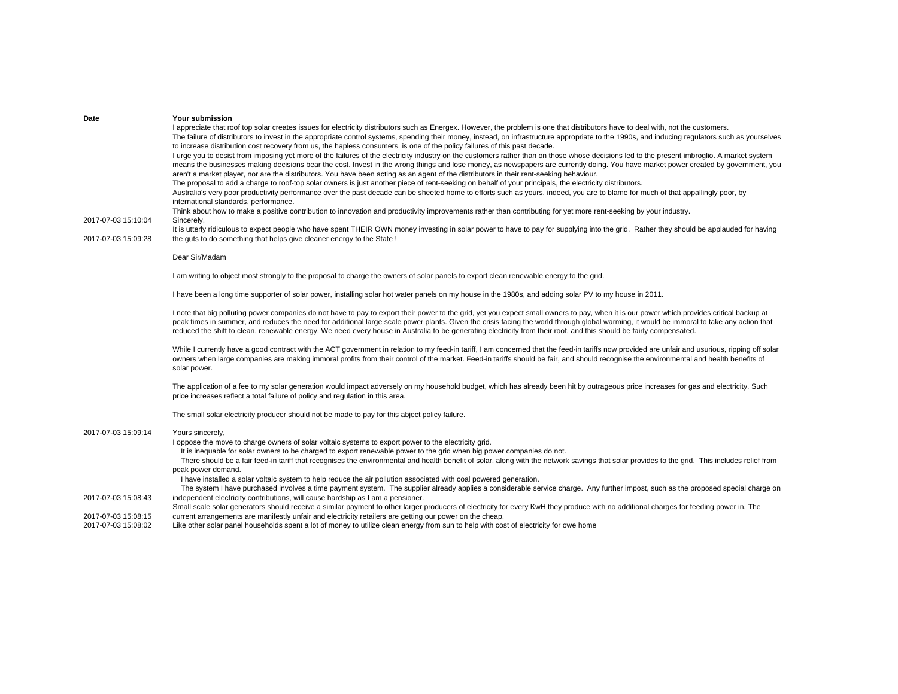| Date | Your submission |
| --- | --- |
| 2017-07-03 15:10:04 | I appreciate that roof top solar creates issues for electricity distributors such as Energex. However, the problem is one that distributors have to deal with, not the customers.<br>The failure of distributors to invest in the appropriate control systems, spending their money, instead, on infrastructure appropriate to the 1990s, and inducing regulators such as yourselves to increase distribution cost recovery from us, the hapless consumers, is one of the policy failures of this past decade.<br>I urge you to desist from imposing yet more of the failures of the electricity industry on the customers rather than on those whose decisions led to the present imbroglio. A market system means the businesses making decisions bear the cost. Invest in the wrong things and lose money, as newspapers are currently doing. You have market power created by government, you aren't a market player, nor are the distributors. You have been acting as an agent of the distributors in their rent-seeking behaviour.<br>The proposal to add a charge to roof-top solar owners is just another piece of rent-seeking on behalf of your principals, the electricity distributors.<br>Australia's very poor productivity performance over the past decade can be sheeted home to efforts such as yours, indeed, you are to blame for much of that appallingly poor, by international standards, performance.<br>Think about how to make a positive contribution to innovation and productivity improvements rather than contributing for yet more rent-seeking by your industry.<br>Sincerely, |
| 2017-07-03 15:09:28 | It is utterly ridiculous to expect people who have spent THEIR OWN money investing in solar power to have to pay for supplying into the grid. Rather they should be applauded for having the guts to do something that helps give cleaner energy to the State ! |
| 2017-07-03 15:09:14 | Dear Sir/Madam<br><br>I am writing to object most strongly to the proposal to charge the owners of solar panels to export clean renewable energy to the grid.<br><br>I have been a long time supporter of solar power, installing solar hot water panels on my house in the 1980s, and adding solar PV to my house in 2011.<br><br>I note that big polluting power companies do not have to pay to export their power to the grid, yet you expect small owners to pay, when it is our power which provides critical backup at peak times in summer, and reduces the need for additional large scale power plants. Given the crisis facing the world through global warming, it would be immoral to take any action that reduced the shift to clean, renewable energy. We need every house in Australia to be generating electricity from their roof, and this should be fairly compensated.<br><br>While I currently have a good contract with the ACT government in relation to my feed-in tariff, I am concerned that the feed-in tariffs now provided are unfair and usurious, ripping off solar owners when large companies are making immoral profits from their control of the market. Feed-in tariffs should be fair, and should recognise the environmental and health benefits of solar power.<br><br>The application of a fee to my solar generation would impact adversely on my household budget, which has already been hit by outrageous price increases for gas and electricity. Such price increases reflect a total failure of policy and regulation in this area.<br><br>The small solar electricity producer should not be made to pay for this abject policy failure.<br><br>Yours sincerely, |
| 2017-07-03 15:08:43 | I oppose the move to charge owners of solar voltaic systems to export power to the electricity grid.<br>It is inequable for solar owners to be charged to export renewable power to the grid when big power companies do not.<br>There should be a fair feed-in tariff that recognises the environmental and health benefit of solar, along with the network savings that solar provides to the grid. This includes relief from peak power demand.<br>I have installed a solar voltaic system to help reduce the air pollution associated with coal powered generation.<br>The system I have purchased involves a time payment system. The supplier already applies a considerable service charge. Any further impost, such as the proposed special charge on independent electricity contributions, will cause hardship as I am a pensioner. |
| 2017-07-03 15:08:15 | Small scale solar generators should receive a similar payment to other larger producers of electricity for every KwH they produce with no additional charges for feeding power in. The current arrangements are manifestly unfair and electricity retailers are getting our power on the cheap. |
| 2017-07-03 15:08:02 | Like other solar panel households spent a lot of money to utilize clean energy from sun to help with cost of electricity for owe home |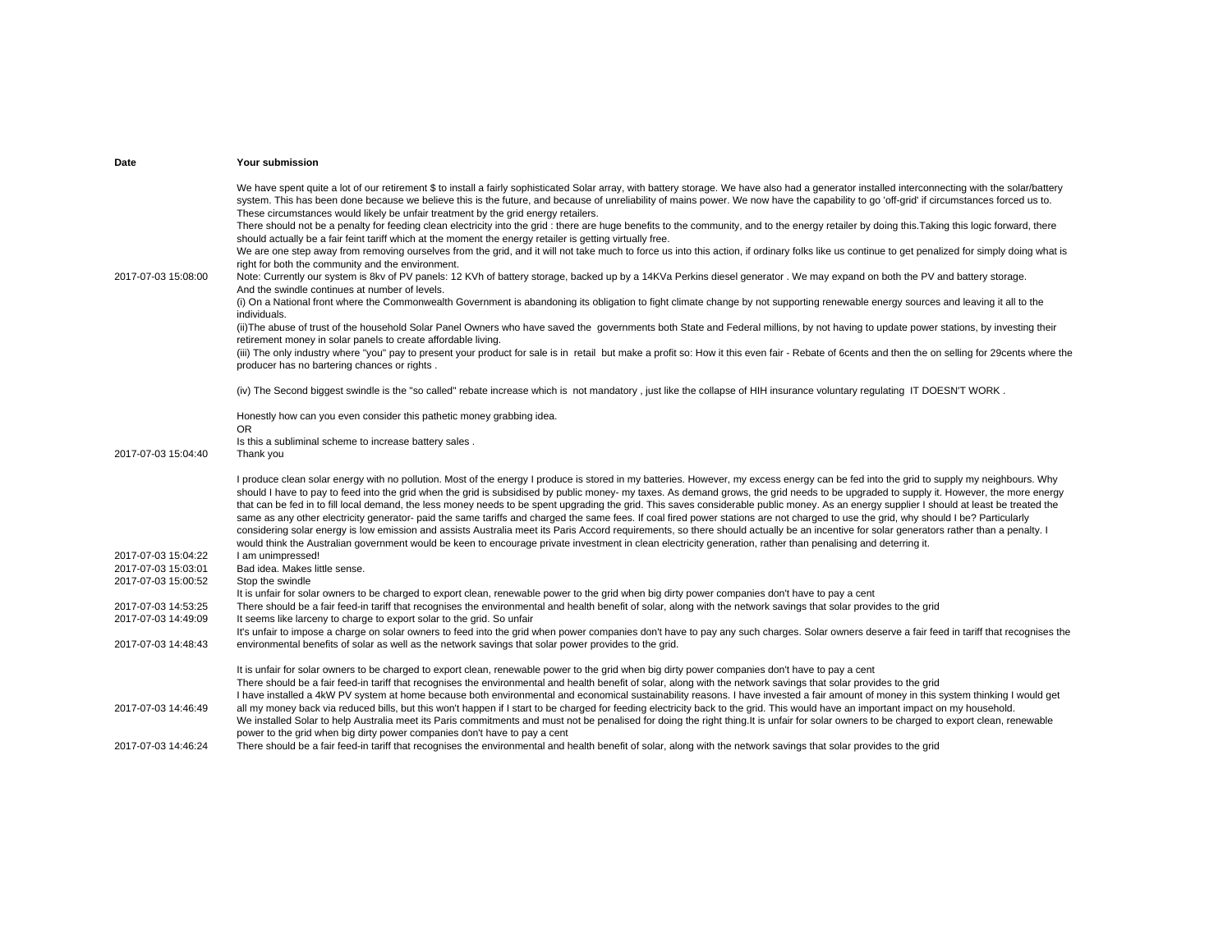| Date | Your submission |
|---|---|
| 2017-07-03 15:08:00 | We have spent quite a lot of our retirement $ to install a fairly sophisticated Solar array, with battery storage. We have also had a generator installed interconnecting with the solar/battery system. This has been done because we believe this is the future, and because of unreliability of mains power. We now have the capability to go 'off-grid' if circumstances forced us to. These circumstances would likely be unfair treatment by the grid energy retailers.<br>There should not be a penalty for feeding clean electricity into the grid : there are huge benefits to the community, and to the energy retailer by doing this.Taking this logic forward, there should actually be a fair feint tariff which at the moment the energy retailer is getting virtually free.<br>We are one step away from removing ourselves from the grid, and it will not take much to force us into this action, if ordinary folks like us continue to get penalized for simply doing what is right for both the community and the environment.<br>Note: Currently our system is 8kv of PV panels: 12 KVh of battery storage, backed up by a 14KVa Perkins diesel generator . We may expand on both the PV and battery storage. |
| 2017-07-03 15:04:40 | And the swindle continues at number of levels.<br>(i) On a National front where the Commonwealth Government is abandoning its obligation to fight climate change by not supporting renewable energy sources and leaving it all to the individuals.<br>(ii)The abuse of trust of the household Solar Panel Owners who have saved the  governments both State and Federal millions, by not having to update power stations, by investing their retirement money in solar panels to create affordable living.<br>(iii) The only industry where "you" pay to present your product for sale is in  retail  but make a profit so: How it this even fair - Rebate of 6cents and then the on selling for 29cents where the producer has no bartering chances or rights .<br><br>(iv) The Second biggest swindle is the "so called" rebate increase which is  not mandatory , just like the collapse of HIH insurance voluntary regulating  IT DOESN'T WORK .<br><br>Honestly how can you even consider this pathetic money grabbing idea.<br>OR<br>Is this a subliminal scheme to increase battery sales .<br>Thank you |
| 2017-07-03 15:04:22 | I produce clean solar energy with no pollution. Most of the energy I produce is stored in my batteries. However, my excess energy can be fed into the grid to supply my neighbours. Why should I have to pay to feed into the grid when the grid is subsidised by public money- my taxes. As demand grows, the grid needs to be upgraded to supply it. However, the more energy that can be fed in to fill local demand, the less money needs to be spent upgrading the grid. This saves considerable public money. As an energy supplier I should at least be treated the same as any other electricity generator- paid the same tariffs and charged the same fees. If coal fired power stations are not charged to use the grid, why should I be? Particularly considering solar energy is low emission and assists Australia meet its Paris Accord requirements, so there should actually be an incentive for solar generators rather than a penalty. I would think the Australian government would be keen to encourage private investment in clean electricity generation, rather than penalising and deterring it. |
| 2017-07-03 15:03:01 | I am unimpressed! |
| 2017-07-03 15:00:52 | Bad idea. Makes little sense. |
| 2017-07-03 14:53:25 | Stop the swindle |
| 2017-07-03 14:49:09 | It is unfair for solar owners to be charged to export clean, renewable power to the grid when big dirty power companies don't have to pay a cent<br>There should be a fair feed-in tariff that recognises the environmental and health benefit of solar, along with the network savings that solar provides to the grid |
| 2017-07-03 14:48:43 | It seems like larceny to charge to export solar to the grid. So unfair |
| 2017-07-03 14:46:49 | It's unfair to impose a charge on solar owners to feed into the grid when power companies don't have to pay any such charges. Solar owners deserve a fair feed in tariff that recognises the environmental benefits of solar as well as the network savings that solar power provides to the grid.<br><br>It is unfair for solar owners to be charged to export clean, renewable power to the grid when big dirty power companies don't have to pay a cent<br>There should be a fair feed-in tariff that recognises the environmental and health benefit of solar, along with the network savings that solar provides to the grid<br>I have installed a 4kW PV system at home because both environmental and economical sustainability reasons. I have invested a fair amount of money in this system thinking I would get all my money back via reduced bills, but this won't happen if I start to be charged for feeding electricity back to the grid. This would have an important impact on my household. |
| 2017-07-03 14:46:24 | We installed Solar to help Australia meet its Paris commitments and must not be penalised for doing the right thing.It is unfair for solar owners to be charged to export clean, renewable power to the grid when big dirty power companies don't have to pay a cent<br>There should be a fair feed-in tariff that recognises the environmental and health benefit of solar, along with the network savings that solar provides to the grid |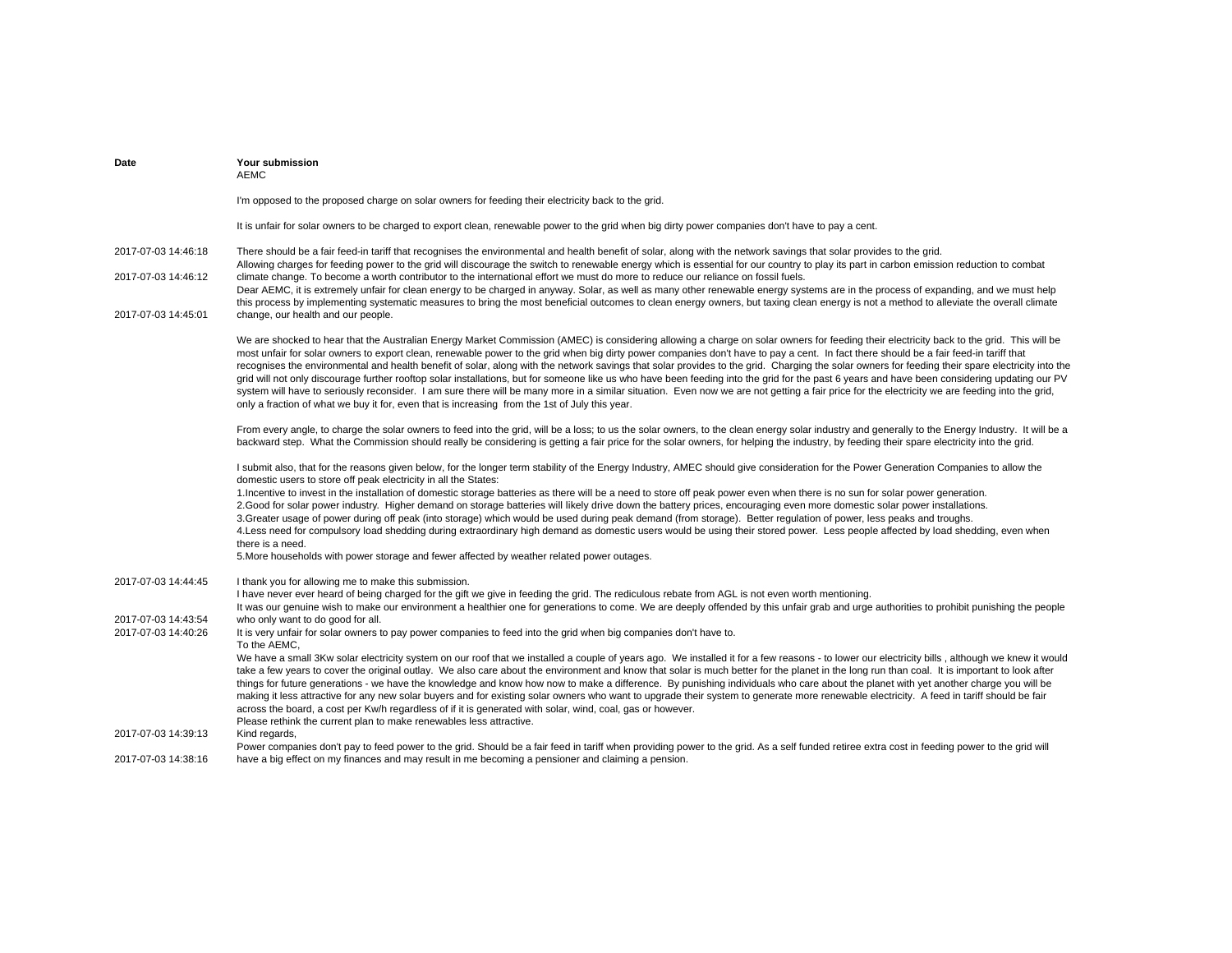| Date | Your submission |
|---|---|
| 2017-07-03 14:46:18 | AEMC<br><br>I'm opposed to the proposed charge on solar owners for feeding their electricity back to the grid.<br><br>It is unfair for solar owners to be charged to export clean, renewable power to the grid when big dirty power companies don't have to pay a cent.<br><br>There should be a fair feed-in tariff that recognises the environmental and health benefit of solar, along with the network savings that solar provides to the grid. |
| 2017-07-03 14:46:12 | Allowing charges for feeding power to the grid will discourage the switch to renewable energy which is essential for our country to play its part in carbon emission reduction to combat climate change. To become a worth contributor to the international effort we must do more to reduce our reliance on fossil fuels. |
| 2017-07-03 14:45:01 | Dear AEMC, it is extremely unfair for clean energy to be charged in anyway. Solar, as well as many other renewable energy systems are in the process of expanding, and we must help this process by implementing systematic measures to bring the most beneficial outcomes to clean energy owners, but taxing clean energy is not a method to alleviate the overall climate change, our health and our people. |
| 2017-07-03 14:44:45 | We are shocked to hear that the Australian Energy Market Commission (AMEC) is considering allowing a charge on solar owners for feeding their electricity back to the grid. This will be most unfair for solar owners to export clean, renewable power to the grid when big dirty power companies don't have to pay a cent. In fact there should be a fair feed-in tariff that recognises the environmental and health benefit of solar, along with the network savings that solar provides to the grid. Charging the solar owners for feeding their spare electricity into the grid will not only discourage further rooftop solar installations, but for someone like us who have been feeding into the grid for the past 6 years and have been considering updating our PV system will have to seriously reconsider. I am sure there will be many more in a similar situation. Even now we are not getting a fair price for the electricity we are feeding into the grid, only a fraction of what we buy it for, even that is increasing from the 1st of July this year.<br><br>From every angle, to charge the solar owners to feed into the grid, will be a loss; to us the solar owners, to the clean energy solar industry and generally to the Energy Industry. It will be a backward step. What the Commission should really be considering is getting a fair price for the solar owners, for helping the industry, by feeding their spare electricity into the grid.<br><br>I submit also, that for the reasons given below, for the longer term stability of the Energy Industry, AMEC should give consideration for the Power Generation Companies to allow the domestic users to store off peak electricity in all the States:<br>1.Incentive to invest in the installation of domestic storage batteries as there will be a need to store off peak power even when there is no sun for solar power generation.<br>2.Good for solar power industry. Higher demand on storage batteries will likely drive down the battery prices, encouraging even more domestic solar power installations.<br>3.Greater usage of power during off peak (into storage) which would be used during peak demand (from storage). Better regulation of power, less peaks and troughs.<br>4.Less need for compulsory load shedding during extraordinary high demand as domestic users would be using their stored power. Less people affected by load shedding, even when there is a need.<br>5.More households with power storage and fewer affected by weather related power outages.<br><br>I thank you for allowing me to make this submission. |
| 2017-07-03 14:43:54 | I have never ever heard of being charged for the gift we give in feeding the grid. The rediculous rebate from AGL is not even worth mentioning.<br>It was our genuine wish to make our environment a healthier one for generations to come. We are deeply offended by this unfair grab and urge authorities to prohibit punishing the people who only want to do good for all. |
| 2017-07-03 14:40:26 | It is very unfair for solar owners to pay power companies to feed into the grid when big companies don't have to. |
| 2017-07-03 14:39:13 | To the AEMC,<br>We have a small 3Kw solar electricity system on our roof that we installed a couple of years ago. We installed it for a few reasons - to lower our electricity bills , although we knew it would take a few years to cover the original outlay. We also care about the environment and know that solar is much better for the planet in the long run than coal. It is important to look after things for future generations - we have the knowledge and know how now to make a difference. By punishing individuals who care about the planet with yet another charge you will be making it less attractive for any new solar buyers and for existing solar owners who want to upgrade their system to generate more renewable electricity. A feed in tariff should be fair across the board, a cost per Kw/h regardless of if it is generated with solar, wind, coal, gas or however.<br>Please rethink the current plan to make renewables less attractive.<br>Kind regards, |
| 2017-07-03 14:38:16 | Power companies don't pay to feed power to the grid. Should be a fair feed in tariff when providing power to the grid. As a self funded retiree extra cost in feeding power to the grid will have a big effect on my finances and may result in me becoming a pensioner and claiming a pension. |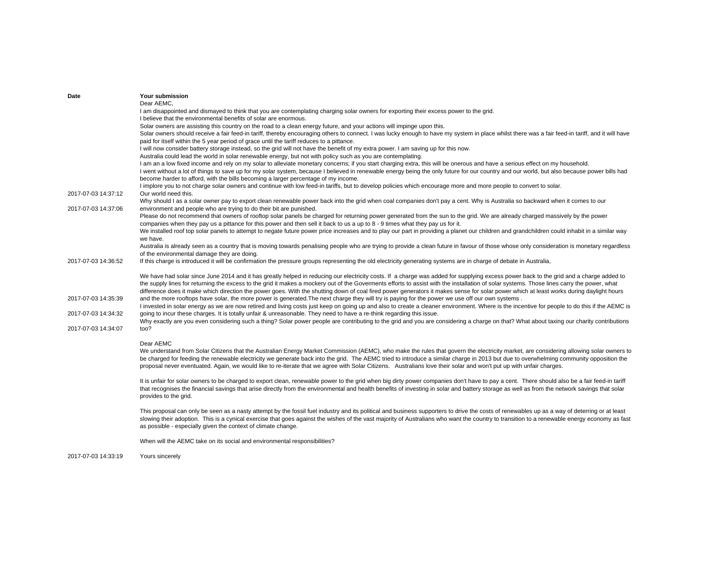| Date | Your submission |
|---|---|
| 2017-07-03 14:37:12 | Dear AEMC,<br>I am disappointed and dismayed to think that you are contemplating charging solar owners for exporting their excess power to the grid.<br>I believe that the environmental benefits of solar are enormous.<br>Solar owners are assisting this country on the road to a clean energy future, and your actions will impinge upon this.<br>Solar owners should receive a fair feed-in tariff, thereby encouraging others to connect. I was lucky enough to have my system in place whilst there was a fair feed-in tariff, and it will have paid for itself within the 5 year period of grace until the tariff reduces to a pittance.<br>I will now consider battery storage instead, so the grid will not have the benefit of my extra power. I am saving up for this now.<br>Australia could lead the world in solar renewable energy, but not with policy such as you are contemplating.<br>I am an a low fixed income and rely on my solar to alleviate monetary concerns; if you start charging extra, this will be onerous and have a serious effect on my household.<br>I went without a lot of things to save up for my solar system, because I believed in renewable energy being the only future for our country and our world, but also because power bills had become harder to afford, with the bills becoming a larger percentage of my income.<br>I implore you to not charge solar owners and continue with low feed-in tariffs, but to develop policies which encourage more and more people to convert to solar.<br>Our world need this. |
| 2017-07-03 14:37:06 | Why should I as a solar owner pay to export clean renewable power back into the grid when coal companies don't pay a cent. Why is Australia so backward when it comes to our environment and people who are trying to do their bit are punished. |
| 2017-07-03 14:36:52 | Please do not recommend that owners of rooftop solar panels be charged for returning power generated from the sun to the grid. We are already charged massively by the power companies when they pay us a pittance for this power and then sell it back to us a up to 8 - 9 times what they pay us for it.<br>We installed roof top solar panels to attempt to negate future power price increases and to play our part in providing a planet our children and grandchildren could inhabit in a similar way we have.<br>Australia is already seen as a country that is moving towards penalising people who are trying to provide a clean future in favour of those whose only consideration is monetary regardless of the environmental damage they are doing.<br>If this charge is introduced it will be confirmation the pressure groups representing the old electricity generating systems are in charge of debate in Australia, |
| 2017-07-03 14:35:39 | We have had solar since June 2014 and it has greatly helped in reducing our electricity costs. If a charge was added for supplying excess power back to the grid and a charge added to the supply lines for returning the excess to the grid it makes a mockery out of the Goverments efforts to assist with the installation of solar systems. Those lines carry the power, what difference does it make which direction the power goes. With the shutting down of coal fired power generators it makes sense for solar power which at least works during daylight hours and the more rooftops have solar, the more power is generated.The next charge they will try is paying for the power we use off our own systems . |
| 2017-07-03 14:34:32 | I invested in solar energy as we are now retired and living costs just keep on going up and also to create a cleaner environment. Where is the incentive for people to do this if the AEMC is going to incur these charges. It is totally unfair & unreasonable. They need to have a re-think regarding this issue. |
| 2017-07-03 14:34:07 | Why exactly are you even considering such a thing? Solar power people are contributing to the grid and you are considering a charge on that? What about taxing our charity contributions too? |
| 2017-07-03 14:33:19 | Dear AEMC<br>We understand from Solar Citizens that the Australian Energy Market Commission (AEMC), who make the rules that govern the electricity market, are considering allowing solar owners to be charged for feeding the renewable electricity we generate back into the grid. The AEMC tried to introduce a similar charge in 2013 but due to overwhelming community opposition the proposal never eventuated. Again, we would like to re-iterate that we agree with Solar Citizens. Australians love their solar and won't put up with unfair charges.<br><br>It is unfair for solar owners to be charged to export clean, renewable power to the grid when big dirty power companies don't have to pay a cent. There should also be a fair feed-in tariff that recognises the financial savings that arise directly from the environmental and health benefits of investing in solar and battery storage as well as from the network savings that solar provides to the grid.<br><br>This proposal can only be seen as a nasty attempt by the fossil fuel industry and its political and business supporters to drive the costs of renewables up as a way of deterring or at least slowing their adoption. This is a cynical exercise that goes against the wishes of the vast majority of Australians who want the country to transition to a renewable energy economy as fast as possible - especially given the context of climate change.<br><br>When will the AEMC take on its social and environmental responsibilities?<br><br>Yours sincerely |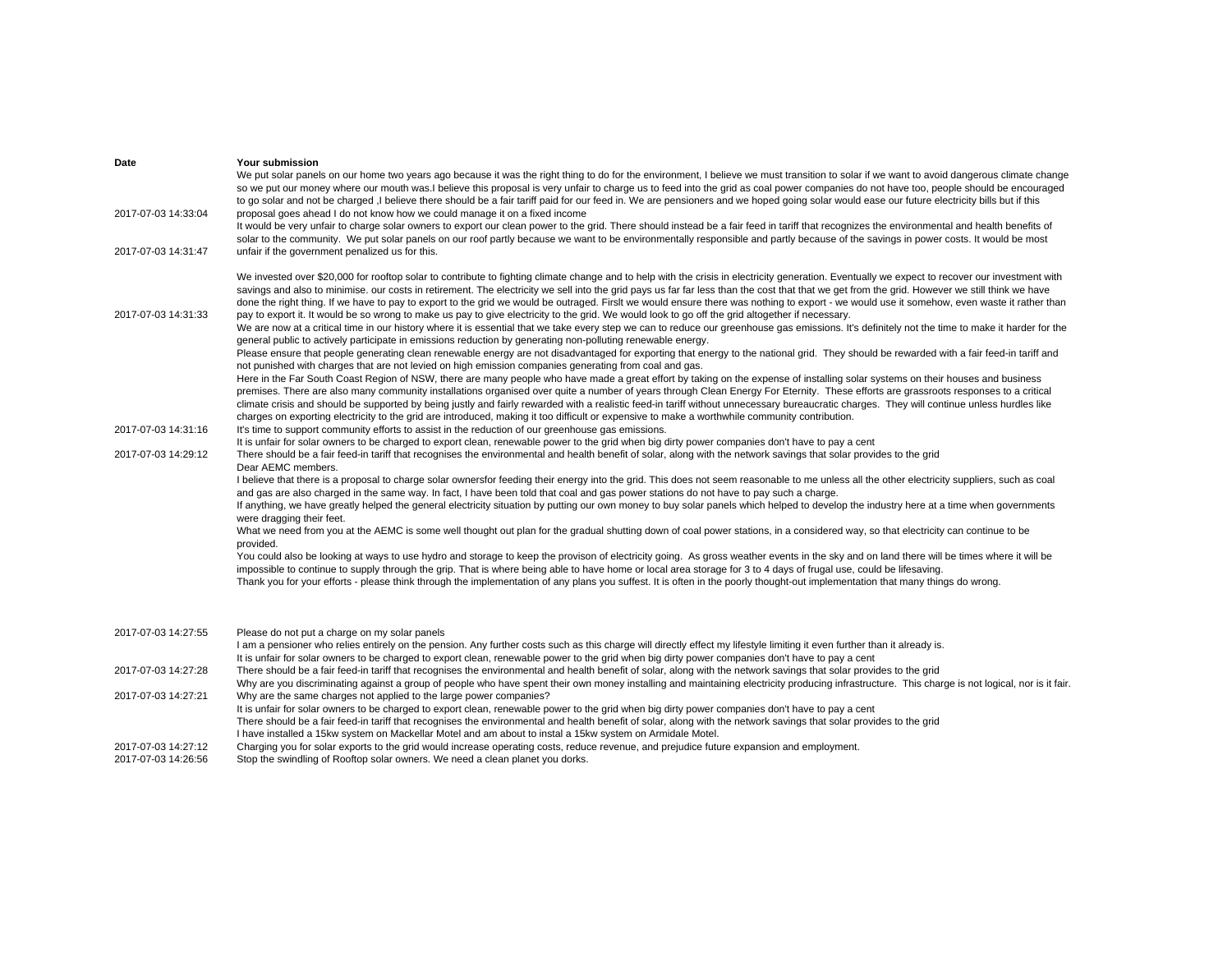| Date | Your submission |
|---|---|
| 2017-07-03 14:33:04 | We put solar panels on our home two years ago because it was the right thing to do for the environment, I believe we must transition to solar if we want to avoid dangerous climate change so we put our money where our mouth was.I believe this proposal is very unfair to charge us to feed into the grid as coal power companies do not have too, people should be encouraged to go solar and not be charged ,I believe there should be a fair tariff paid for our feed in. We are pensioners and we hoped going solar would ease our future electricity bills but if this proposal goes ahead I do not know how we could manage it on a fixed income |
| 2017-07-03 14:31:47 | It would be very unfair to charge solar owners to export our clean power to the grid. There should instead be a fair feed in tariff that recognizes the environmental and health benefits of solar to the community. We put solar panels on our roof partly because we want to be environmentally responsible and partly because of the savings in power costs. It would be most unfair if the government penalized us for this. |
| 2017-07-03 14:31:33 | We invested over $20,000 for rooftop solar to contribute to fighting climate change and to help with the crisis in electricity generation. Eventually we expect to recover our investment with savings and also to minimise. our costs in retirement. The electricity we sell into the grid pays us far far less than the cost that that we get from the grid. However we still think we have done the right thing. If we have to pay to export to the grid we would be outraged. Firslt we would ensure there was nothing to export - we would use it somehow, even waste it rather than pay to export it. It would be so wrong to make us pay to give electricity to the grid. We would look to go off the grid altogether if necessary. |
| 2017-07-03 14:31:16 | We are now at a critical time in our history where it is essential that we take every step we can to reduce our greenhouse gas emissions. It's definitely not the time to make it harder for the general public to actively participate in emissions reduction by generating non-polluting renewable energy.<br>Please ensure that people generating clean renewable energy are not disadvantaged for exporting that energy to the national grid. They should be rewarded with a fair feed-in tariff and not punished with charges that are not levied on high emission companies generating from coal and gas.<br>Here in the Far South Coast Region of NSW, there are many people who have made a great effort by taking on the expense of installing solar systems on their houses and business premises. There are also many community installations organised over quite a number of years through Clean Energy For Eternity. These efforts are grassroots responses to a critical climate crisis and should be supported by being justly and fairly rewarded with a realistic feed-in tariff without unnecessary bureaucratic charges. They will continue unless hurdles like charges on exporting electricity to the grid are introduced, making it too difficult or expensive to make a worthwhile community contribution.<br>It's time to support community efforts to assist in the reduction of our greenhouse gas emissions. |
| 2017-07-03 14:29:12 | It is unfair for solar owners to be charged to export clean, renewable power to the grid when big dirty power companies don't have to pay a cent<br>There should be a fair feed-in tariff that recognises the environmental and health benefit of solar, along with the network savings that solar provides to the grid |
| 2017-07-03 14:27:55 | Dear AEMC members.<br>I believe that there is a proposal to charge solar ownersfor feeding their energy into the grid. This does not seem reasonable to me unless all the other electricity suppliers, such as coal and gas are also charged in the same way. In fact, I have been told that coal and gas power stations do not have to pay such a charge.<br>If anything, we have greatly helped the general electricity situation by putting our own money to buy solar panels which helped to develop the industry here at a time when governments were dragging their feet.<br>What we need from you at the AEMC is some well thought out plan for the gradual shutting down of coal power stations, in a considered way, so that electricity can continue to be provided.<br>You could also be looking at ways to use hydro and storage to keep the provison of electricity going. As gross weather events in the sky and on land there will be times where it will be impossible to continue to supply through the grip. That is where being able to have home or local area storage for 3 to 4 days of frugal use, could be lifesaving.<br>Thank you for your efforts - please think through the implementation of any plans you suffest. It is often in the poorly thought-out implementation that many things do wrong.<br><br>Please do not put a charge on my solar panels |
| 2017-07-03 14:27:28 | I am a pensioner who relies entirely on the pension. Any further costs such as this charge will directly effect my lifestyle limiting it even further than it already is.<br>It is unfair for solar owners to be charged to export clean, renewable power to the grid when big dirty power companies don't have to pay a cent<br>There should be a fair feed-in tariff that recognises the environmental and health benefit of solar, along with the network savings that solar provides to the grid |
| 2017-07-03 14:27:21 | Why are you discriminating against a group of people who have spent their own money installing and maintaining electricity producing infrastructure. This charge is not logical, nor is it fair.<br>Why are the same charges not applied to the large power companies? |
| 2017-07-03 14:27:12 | It is unfair for solar owners to be charged to export clean, renewable power to the grid when big dirty power companies don't have to pay a cent<br>There should be a fair feed-in tariff that recognises the environmental and health benefit of solar, along with the network savings that solar provides to the grid<br>I have installed a 15kw system on Mackellar Motel and am about to instal a 15kw system on Armidale Motel.<br>Charging you for solar exports to the grid would increase operating costs, reduce revenue, and prejudice future expansion and employment. |
| 2017-07-03 14:26:56 | Stop the swindling of Rooftop solar owners. We need a clean planet you dorks. |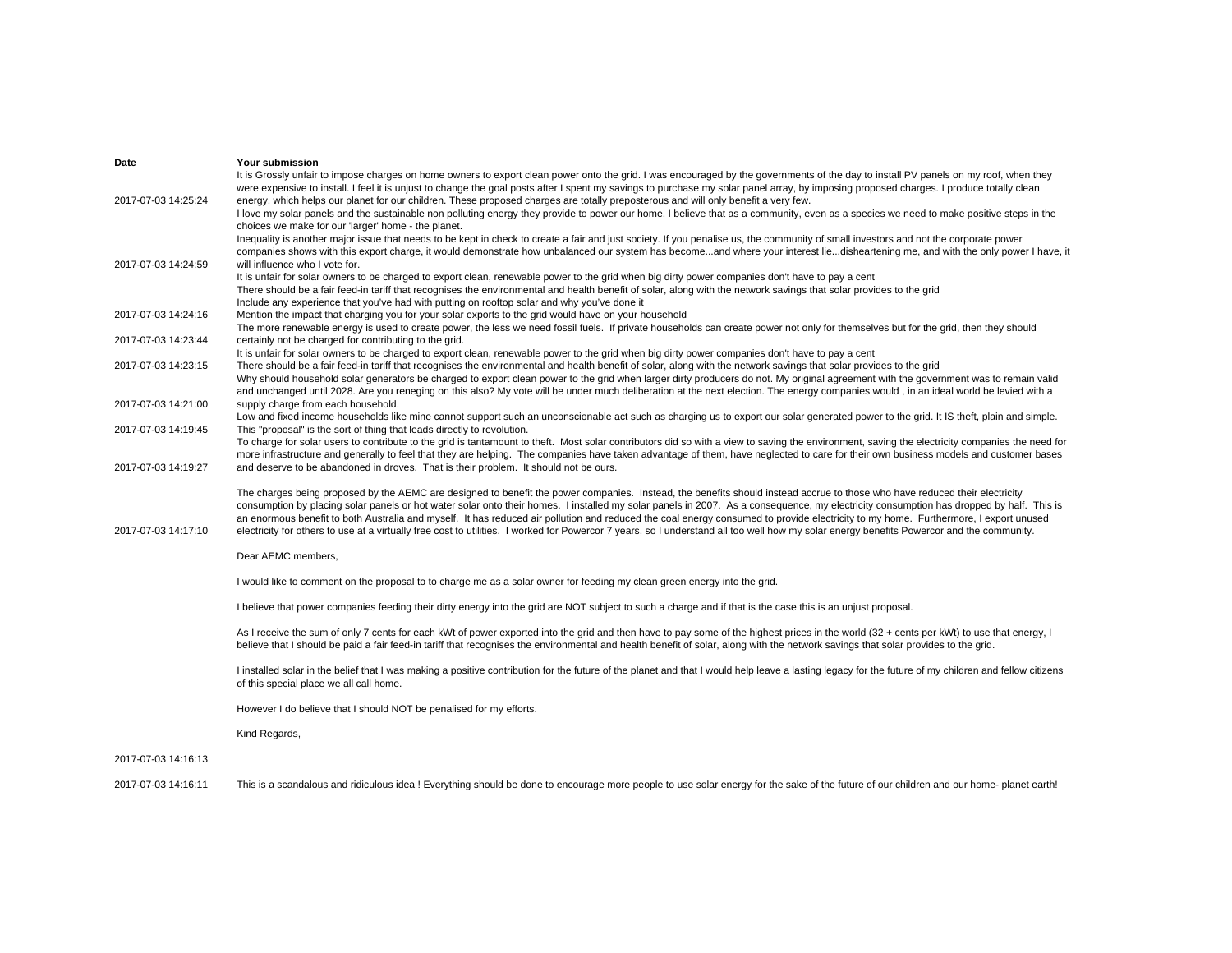| Date | Your submission |
|---|---|
| 2017-07-03 14:25:24 | It is Grossly unfair to impose charges on home owners to export clean power onto the grid. I was encouraged by the governments of the day to install PV panels on my roof, when they were expensive to install. I feel it is unjust to change the goal posts after I spent my savings to purchase my solar panel array, by imposing proposed charges. I produce totally clean energy, which helps our planet for our children. These proposed charges are totally preposterous and will only benefit a very few. |
| 2017-07-03 14:24:59 | I love my solar panels and the sustainable non polluting energy they provide to power our home. I believe that as a community, even as a species we need to make positive steps in the choices we make for our 'larger' home - the planet.<br>Inequality is another major issue that needs to be kept in check to create a fair and just society. If you penalise us, the community of small investors and not the corporate power companies shows with this export charge, it would demonstrate how unbalanced our system has become...and where your interest lie...disheartening me, and with the only power I have, it will influence who I vote for. |
| 2017-07-03 14:24:16 | It is unfair for solar owners to be charged to export clean, renewable power to the grid when big dirty power companies don't have to pay a cent<br>There should be a fair feed-in tariff that recognises the environmental and health benefit of solar, along with the network savings that solar provides to the grid<br>Include any experience that you've had with putting on rooftop solar and why you've done it<br>Mention the impact that charging you for your solar exports to the grid would have on your household |
| 2017-07-03 14:23:44 | The more renewable energy is used to create power, the less we need fossil fuels. If private households can create power not only for themselves but for the grid, then they should certainly not be charged for contributing to the grid. |
| 2017-07-03 14:23:15 | It is unfair for solar owners to be charged to export clean, renewable power to the grid when big dirty power companies don't have to pay a cent<br>There should be a fair feed-in tariff that recognises the environmental and health benefit of solar, along with the network savings that solar provides to the grid |
| 2017-07-03 14:21:00 | Why should household solar generators be charged to export clean power to the grid when larger dirty producers do not. My original agreement with the government was to remain valid and unchanged until 2028. Are you reneging on this also? My vote will be under much deliberation at the next election. The energy companies would , in an ideal world be levied with a supply charge from each household. |
| 2017-07-03 14:19:45 | Low and fixed income households like mine cannot support such an unconscionable act such as charging us to export our solar generated power to the grid. It IS theft, plain and simple. This "proposal" is the sort of thing that leads directly to revolution. |
| 2017-07-03 14:19:27 | To charge for solar users to contribute to the grid is tantamount to theft. Most solar contributors did so with a view to saving the environment, saving the electricity companies the need for more infrastructure and generally to feel that they are helping. The companies have taken advantage of them, have neglected to care for their own business models and customer bases and deserve to be abandoned in droves. That is their problem. It should not be ours. |
| 2017-07-03 14:17:10 | The charges being proposed by the AEMC are designed to benefit the power companies. Instead, the benefits should instead accrue to those who have reduced their electricity consumption by placing solar panels or hot water solar onto their homes. I installed my solar panels in 2007. As a consequence, my electricity consumption has dropped by half. This is an enormous benefit to both Australia and myself. It has reduced air pollution and reduced the coal energy consumed to provide electricity to my home. Furthermore, I export unused electricity for others to use at a virtually free cost to utilities. I worked for Powercor 7 years, so I understand all too well how my solar energy benefits Powercor and the community. |
| 2017-07-03 14:16:13 | Dear AEMC members,<br><br>I would like to comment on the proposal to to charge me as a solar owner for feeding my clean green energy into the grid.<br><br>I believe that power companies feeding their dirty energy into the grid are NOT subject to such a charge and if that is the case this is an unjust proposal.<br><br>As I receive the sum of only 7 cents for each kWt of power exported into the grid and then have to pay some of the highest prices in the world (32 + cents per kWt) to use that energy, I believe that I should be paid a fair feed-in tariff that recognises the environmental and health benefit of solar, along with the network savings that solar provides to the grid.<br><br>I installed solar in the belief that I was making a positive contribution for the future of the planet and that I would help leave a lasting legacy for the future of my children and fellow citizens of this special place we all call home.<br><br>However I do believe that I should NOT be penalised for my efforts.<br><br>Kind Regards, |
| 2017-07-03 14:16:11 | This is a scandalous and ridiculous idea ! Everything should be done to encourage more people to use solar energy for the sake of the future of our children and our home- planet earth! |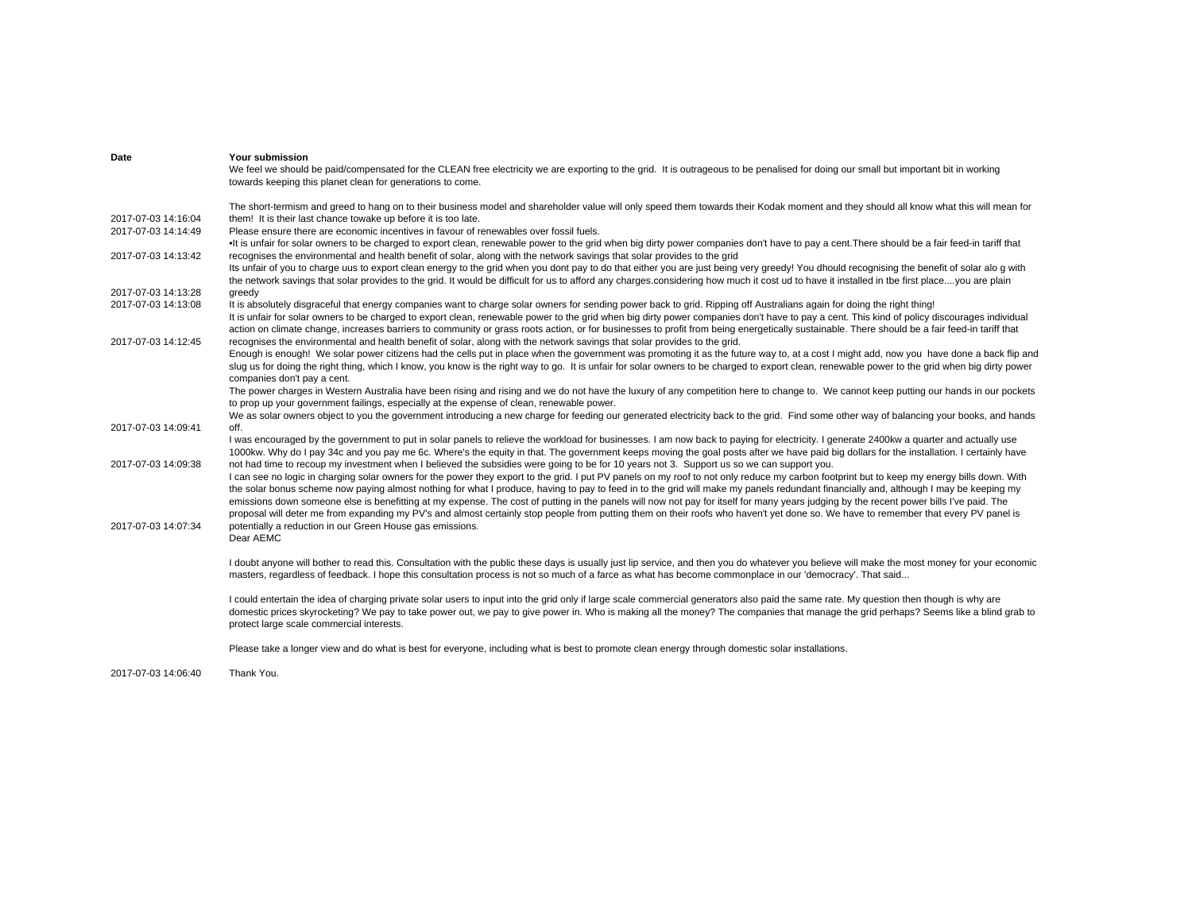| Date | Your submission |
|---|---|
| 2017-07-03 14:16:04 | We feel we should be paid/compensated for the CLEAN free electricity we are exporting to the grid. It is outrageous to be penalised for doing our small but important bit in working towards keeping this planet clean for generations to come.<br><br>The short-termism and greed to hang on to their business model and shareholder value will only speed them towards their Kodak moment and they should all know what this will mean for them! It is their last chance towake up before it is too late. |
| 2017-07-03 14:14:49 | Please ensure there are economic incentives in favour of renewables over fossil fuels. |
| 2017-07-03 14:13:42 | •It is unfair for solar owners to be charged to export clean, renewable power to the grid when big dirty power companies don't have to pay a cent.There should be a fair feed-in tariff that recognises the environmental and health benefit of solar, along with the network savings that solar provides to the grid |
| 2017-07-03 14:13:28 | Its unfair of you to charge uus to export clean energy to the grid when you dont pay to do that either you are just being very greedy! You dhould recognising the benefit of solar alo g with the network savings that solar provides to the grid. It would be difficult for us to afford any charges.considering how much it cost ud to have it installed in tbe first place....you are plain greedy |
| 2017-07-03 14:13:08 | It is absolutely disgraceful that energy companies want to charge solar owners for sending power back to grid. Ripping off Australians again for doing the right thing! |
| 2017-07-03 14:12:45 | It is unfair for solar owners to be charged to export clean, renewable power to the grid when big dirty power companies don't have to pay a cent. This kind of policy discourages individual action on climate change, increases barriers to community or grass roots action, or for businesses to profit from being energetically sustainable. There should be a fair feed-in tariff that recognises the environmental and health benefit of solar, along with the network savings that solar provides to the grid. |
| 2017-07-03 14:09:41 | Enough is enough! We solar power citizens had the cells put in place when the government was promoting it as the future way to, at a cost I might add, now you have done a back flip and slug us for doing the right thing, which I know, you know is the right way to go. It is unfair for solar owners to be charged to export clean, renewable power to the grid when big dirty power companies don't pay a cent.<br>The power charges in Western Australia have been rising and rising and we do not have the luxury of any competition here to change to. We cannot keep putting our hands in our pockets to prop up your government failings, especially at the expense of clean, renewable power.<br>We as solar owners object to you the government introducing a new charge for feeding our generated electricity back to the grid. Find some other way of balancing your books, and hands off. |
| 2017-07-03 14:09:38 | I was encouraged by the government to put in solar panels to relieve the workload for businesses. I am now back to paying for electricity. I generate 2400kw a quarter and actually use 1000kw. Why do I pay 34c and you pay me 6c. Where's the equity in that. The government keeps moving the goal posts after we have paid big dollars for the installation. I certainly have not had time to recoup my investment when I believed the subsidies were going to be for 10 years not 3. Support us so we can support you. |
| 2017-07-03 14:07:34 | I can see no logic in charging solar owners for the power they export to the grid. I put PV panels on my roof to not only reduce my carbon footprint but to keep my energy bills down. With the solar bonus scheme now paying almost nothing for what I produce, having to pay to feed in to the grid will make my panels redundant financially and, although I be keeping my emissions down someone else is benefitting at my expense. The cost of putting in the panels will now not pay for itself for many years judging by the recent power bills I've paid. The proposal will deter me from expanding my PV's and almost certainly stop people from putting them on their roofs who haven't yet done so. We have to remember that every PV panel is potentially a reduction in our Green House gas emissions. |
| 2017-07-03 14:06:40 | Dear AEMC<br><br>I doubt anyone will bother to read this. Consultation with the public these days is usually just lip service, and then you do whatever you believe will make the most money for your economic masters, regardless of feedback. I hope this consultation process is not so much of a farce as what has become commonplace in our 'democracy'. That said...<br><br>I could entertain the idea of charging private solar users to input into the grid only if large scale commercial generators also paid the same rate. My question then though is why are domestic prices skyrocketing? We pay to take power out, we pay to give power in. Who is making all the money? The companies that manage the grid perhaps? Seems like a blind grab to protect large scale commercial interests.<br><br>Please take a longer view and do what is best for everyone, including what is best to promote clean energy through domestic solar installations.<br><br>Thank You. |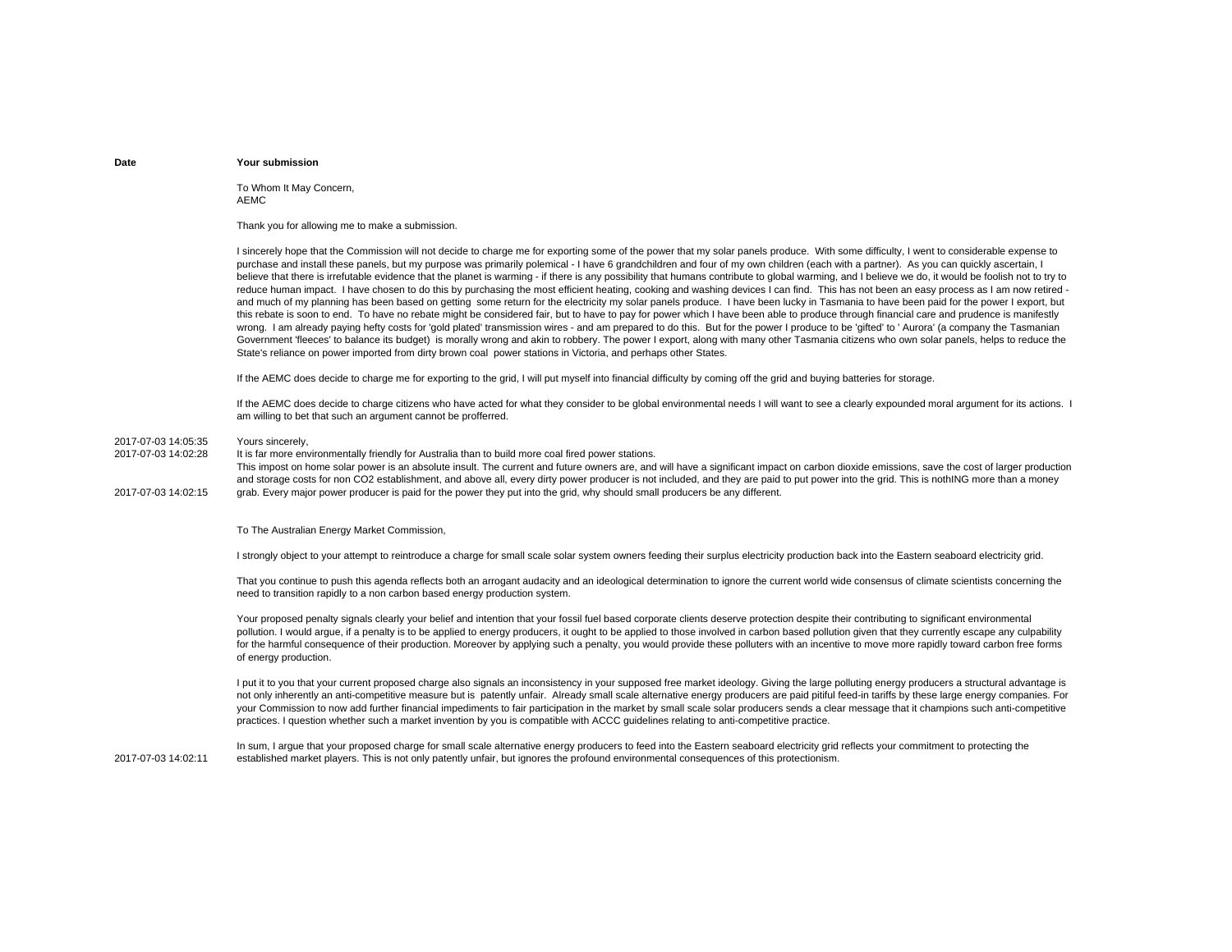| Date | Your submission |
|---|---|
| | To Whom It May Concern,<br>AEMC<br><br>Thank you for allowing me to make a submission.<br><br>I sincerely hope that the Commission will not decide to charge me for exporting some of the power that my solar panels produce. With some difficulty, I went to considerable expense to purchase and install these panels, but my purpose was primarily polemical - I have 6 grandchildren and four of my own children (each with a partner). As you can quickly ascertain, I believe that there is irrefutable evidence that the planet is warming - if there is any possibility that humans contribute to global warming, and I believe we do, it would be foolish not to try to reduce human impact. I have chosen to do this by purchasing the most efficient heating, cooking and washing devices I can find. This has not been an easy process as I am now retired - and much of my planning has been based on getting some return for the electricity my solar panels produce. I have been lucky in Tasmania to have been paid for the power I export, but this rebate is soon to end. To have no rebate might be considered fair, but to have to pay for power which I have been able to produce through financial care and prudence is manifestly wrong. I am already paying hefty costs for 'gold plated' transmission wires - and am prepared to do this. But for the power I produce to be 'gifted' to ' Aurora' (a company the Tasmanian Government 'fleeces' to balance its budget) is morally wrong and akin to robbery. The power I export, along with many other Tasmania citizens who own solar panels, helps to reduce the State's reliance on power imported from dirty brown coal power stations in Victoria, and perhaps other States.<br><br>If the AEMC does decide to charge me for exporting to the grid, I will put myself into financial difficulty by coming off the grid and buying batteries for storage.<br><br>If the AEMC does decide to charge citizens who have acted for what they consider to be global environmental needs I will want to see a clearly expounded moral argument for its actions. I am willing to bet that such an argument cannot be profferred.<br><br>Yours sincerely, |
| 2017-07-03 14:05:35 | |
| 2017-07-03 14:02:28 | It is far more environmentally friendly for Australia than to build more coal fired power stations. |
| 2017-07-03 14:02:15 | This impost on home solar power is an absolute insult. The current and future owners are, and will have a significant impact on carbon dioxide emissions, save the cost of larger production and storage costs for non CO2 establishment, and above all, every dirty power producer is not included, and they are paid to put power into the grid. This is nothING more than a money grab. Every major power producer is paid for the power they put into the grid, why should small producers be any different. |
| 2017-07-03 14:02:11 | To The Australian Energy Market Commission,<br><br>I strongly object to your attempt to reintroduce a charge for small scale solar system owners feeding their surplus electricity production back into the Eastern seaboard electricity grid.<br><br>That you continue to push this agenda reflects both an arrogant audacity and an ideological determination to ignore the current world wide consensus of climate scientists concerning the need to transition rapidly to a non carbon based energy production system.<br><br>Your proposed penalty signals clearly your belief and intention that your fossil fuel based corporate clients deserve protection despite their contributing to significant environmental pollution. I would argue, if a penalty is to be applied to energy producers, it ought to be applied to those involved in carbon based pollution given that they currently escape any culpability for the harmful consequence of their production. Moreover by applying such a penalty, you would provide these polluters with an incentive to move more rapidly toward carbon free forms of energy production.<br><br>I put it to you that your current proposed charge also signals an inconsistency in your supposed free market ideology. Giving the large polluting energy producers a structural advantage is not only inherently an anti-competitive measure but is patently unfair. Already small scale alternative energy producers are paid pitiful feed-in tariffs by these large energy companies. For your Commission to now add further financial impediments to fair participation in the market by small scale solar producers sends a clear message that it champions such anti-competitive practices. I question whether such a market invention by you is compatible with ACCC guidelines relating to anti-competitive practice.<br><br>In sum, I argue that your proposed charge for small scale alternative energy producers to feed into the Eastern seaboard electricity grid reflects your commitment to protecting the established market players. This is not only patently unfair, but ignores the profound environmental consequences of this protectionism. |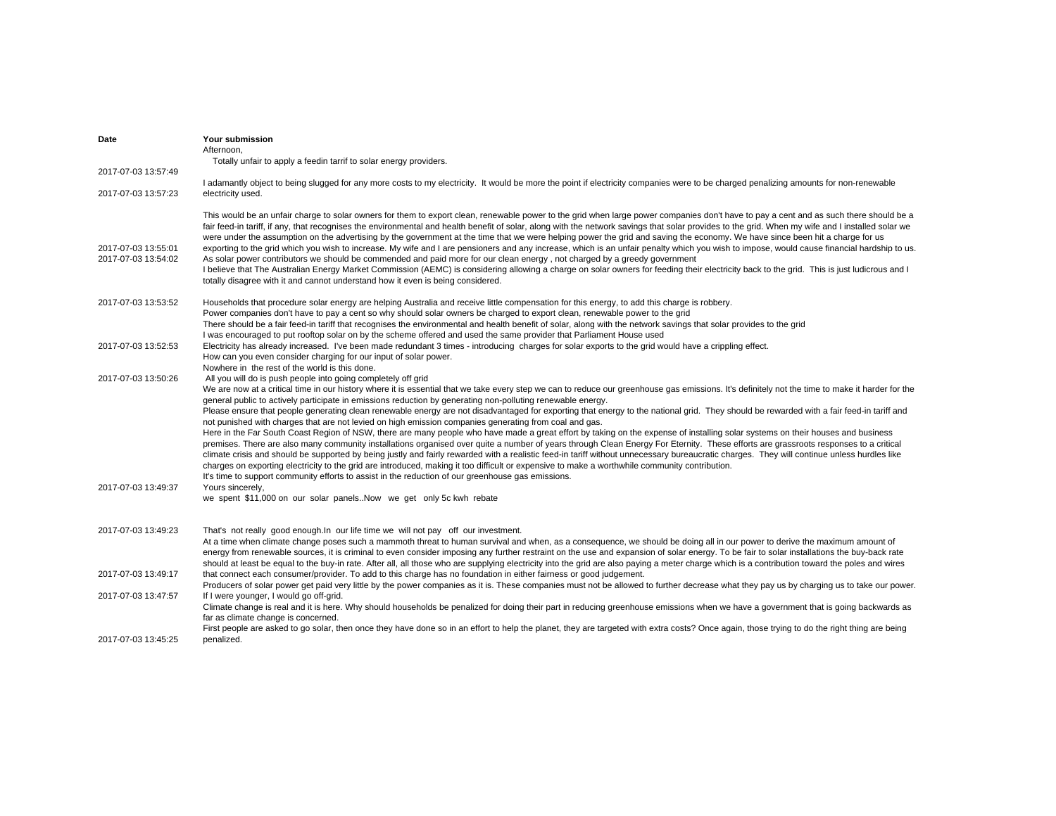| Date | Your submission |
|---|---|
| 2017-07-03 13:57:49 | Afternoon,<br>Totally unfair to apply a feedin tarrif to solar energy providers. |
| 2017-07-03 13:57:23 | I adamantly object to being slugged for any more costs to my electricity. It would be more the point if electricity companies were to be charged penalizing amounts for non-renewable electricity used. |
| 2017-07-03 13:55:01 | This would be an unfair charge to solar owners for them to export clean, renewable power to the grid when large power companies don't have to pay a cent and as such there should be a fair feed-in tariff, if any, that recognises the environmental and health benefit of solar, along with the network savings that solar provides to the grid. When my wife and I installed solar we were under the assumption on the advertising by the government at the time that we were helping power the grid and saving the economy. We have since been hit a charge for us exporting to the grid which you wish to increase. My wife and I are pensioners and any increase, which is an unfair penalty which you wish to impose, would cause financial hardship to us. |
| 2017-07-03 13:54:02 | As solar power contributors we should be commended and paid more for our clean energy , not charged by a greedy government |
| 2017-07-03 13:53:52 | I believe that The Australian Energy Market Commission (AEMC) is considering allowing a charge on solar owners for feeding their electricity back to the grid. This is just ludicrous and I totally disagree with it and cannot understand how it even is being considered.<br><br>Households that procedure solar energy are helping Australia and receive little compensation for this energy, to add this charge is robbery. |
| 2017-07-03 13:52:53 | Power companies don't have to pay a cent so why should solar owners be charged to export clean, renewable power to the grid<br>There should be a fair feed-in tariff that recognises the environmental and health benefit of solar, along with the network savings that solar provides to the grid<br>I was encouraged to put rooftop solar on by the scheme offered and used the same provider that Parliament House used<br>Electricity has already increased. I've been made redundant 3 times - introducing charges for solar exports to the grid would have a crippling effect. |
| 2017-07-03 13:50:26 | How can you even consider charging for our input of solar power.<br>Nowhere in the rest of the world is this done.<br>All you will do is push people into going completely off grid |
| 2017-07-03 13:49:37 | We are now at a critical time in our history where it is essential that we take every step we can to reduce our greenhouse gas emissions. It's definitely not the time to make it harder for the general public to actively participate in emissions reduction by generating non-polluting renewable energy.<br>Please ensure that people generating clean renewable energy are not disadvantaged for exporting that energy to the national grid. They should be rewarded with a fair feed-in tariff and not punished with charges that are not levied on high emission companies generating from coal and gas.<br>Here in the Far South Coast Region of NSW, there are many people who have made a great effort by taking on the expense of installing solar systems on their houses and business premises. There are also many community installations organised over quite a number of years through Clean Energy For Eternity. These efforts are grassroots responses to a critical climate crisis and should be supported by being justly and fairly rewarded with a realistic feed-in tariff without unnecessary bureaucratic charges. They will continue unless hurdles like charges on exporting electricity to the grid are introduced, making it too difficult or expensive to make a worthwhile community contribution.<br>It's time to support community efforts to assist in the reduction of our greenhouse gas emissions.<br>Yours sincerely, |
| 2017-07-03 13:49:23 | we spent $11,000 on our solar panels..Now we get only 5c kwh rebate<br><br>That's not really good enough.In our life time we will not pay off our investment. |
| 2017-07-03 13:49:17 | At a time when climate change poses such a mammoth threat to human survival and when, as a consequence, we should be doing all in our power to derive the maximum amount of energy from renewable sources, it is criminal to even consider imposing any further restraint on the use and expansion of solar energy. To be fair to solar installations the buy-back rate should at least be equal to the buy-in rate. After all, all those who are supplying electricity into the grid are also paying a meter charge which is a contribution toward the poles and wires that connect each consumer/provider. To add to this charge has no foundation in either fairness or good judgement. |
| 2017-07-03 13:47:57 | Producers of solar power get paid very little by the power companies as it is. These companies must not be allowed to further decrease what they pay us by charging us to take our power.<br>If I were younger, I would go off-grid. |
| 2017-07-03 13:45:25 | Climate change is real and it is here. Why should households be penalized for doing their part in reducing greenhouse emissions when we have a government that is going backwards as far as climate change is concerned.<br>First people are asked to go solar, then once they have done so in an effort to help the planet, they are targeted with extra costs? Once again, those trying to do the right thing are being penalized. |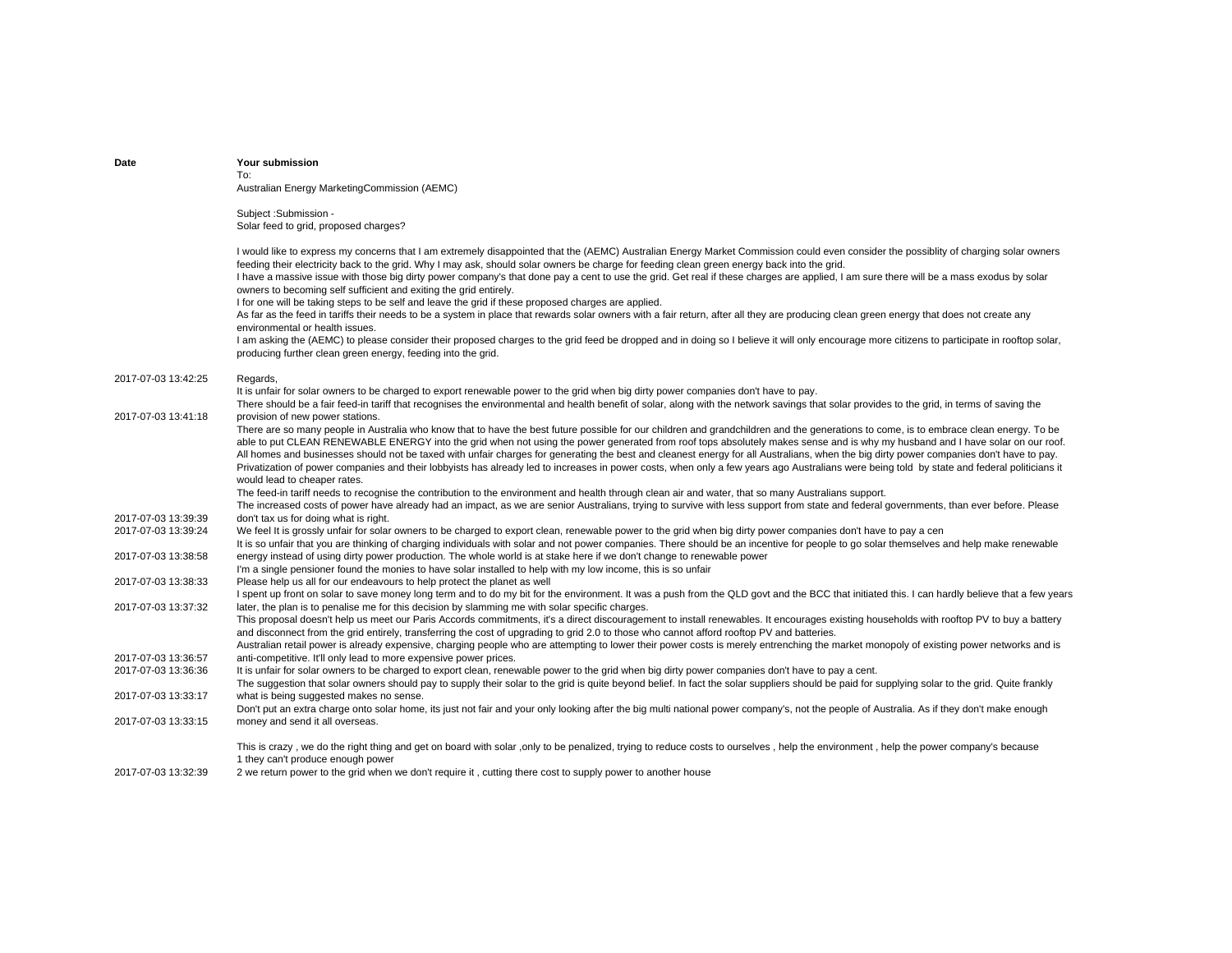| Date | Your submission |
|---|---|
| | To:<br>Australian Energy MarketingCommission (AEMC)<br><br>Subject :Submission -<br>Solar feed to grid, proposed charges?<br><br>I would like to express my concerns that I am extremely disappointed that the (AEMC) Australian Energy Market Commission could even consider the possiblity of charging solar owners feeding their electricity back to the grid. Why I may ask, should solar owners be charge for feeding clean green energy back into the grid.<br>I have a massive issue with those big dirty power company's that done pay a cent to use the grid. Get real if these charges are applied, I am sure there will be a mass exodus by solar owners to becoming self sufficient and exiting the grid entirely.<br>I for one will be taking steps to be self and leave the grid if these proposed charges are applied.<br>As far as the feed in tariffs their needs to be a system in place that rewards solar owners with a fair return, after all they are producing clean green energy that does not create any environmental or health issues.<br>I am asking the (AEMC) to please consider their proposed charges to the grid feed be dropped and in doing so I believe it will only encourage more citizens to participate in rooftop solar, producing further clean green energy, feeding into the grid.<br><br>Regards, |
| 2017-07-03 13:42:25 | |
| 2017-07-03 13:41:18 | It is unfair for solar owners to be charged to export renewable power to the grid when big dirty power companies don't have to pay.<br>There should be a fair feed-in tariff that recognises the environmental and health benefit of solar, along with the network savings that solar provides to the grid, in terms of saving the provision of new power stations. |
| 2017-07-03 13:39:39 | There are so many people in Australia who know that to have the best future possible for our children and grandchildren and the generations to come, is to embrace clean energy. To be able to put CLEAN RENEWABLE ENERGY into the grid when not using the power generated from roof tops absolutely makes sense and is why my husband and I have solar on our roof.<br>All homes and businesses should not be taxed with unfair charges for generating the best and cleanest energy for all Australians, when the big dirty power companies don't have to pay.<br>Privatization of power companies and their lobbyists has already led to increases in power costs, when only a few years ago Australians were being told by state and federal politicians it would lead to cheaper rates.<br>The feed-in tariff needs to recognise the contribution to the environment and health through clean air and water, that so many Australians support.<br>The increased costs of power have already had an impact, as we are senior Australians, trying to survive with less support from state and federal governments, than ever before. Please don't tax us for doing what is right. |
| 2017-07-03 13:39:24 | We feel It is grossly unfair for solar owners to be charged to export clean, renewable power to the grid when big dirty power companies don't have to pay a cen |
| 2017-07-03 13:38:58 | It is so unfair that you are thinking of charging individuals with solar and not power companies. There should be an incentive for people to go solar themselves and help make renewable energy instead of using dirty power production. The whole world is at stake here if we don't change to renewable power |
| 2017-07-03 13:38:33 | I'm a single pensioner found the monies to have solar installed to help with my low income, this is so unfair<br>Please help us all for our endeavours to help protect the planet as well |
| 2017-07-03 13:37:32 | I spent up front on solar to save money long term and to do my bit for the environment. It was a push from the QLD govt and the BCC that initiated this. I can hardly believe that a few years later, the plan is to penalise me for this decision by slamming me with solar specific charges. |
| 2017-07-03 13:36:57 | This proposal doesn't help us meet our Paris Accords commitments, it's a direct discouragement to install renewables. It encourages existing households with rooftop PV to buy a battery and disconnect from the grid entirely, transferring the cost of upgrading to grid 2.0 to those who cannot afford rooftop PV and batteries.<br>Australian retail power is already expensive, charging people who are attempting to lower their power costs is merely entrenching the market monopoly of existing power networks and is anti-competitive. It'll only lead to more expensive power prices. |
| 2017-07-03 13:36:36 | It is unfair for solar owners to be charged to export clean, renewable power to the grid when big dirty power companies don't have to pay a cent. |
| 2017-07-03 13:33:17 | The suggestion that solar owners should pay to supply their solar to the grid is quite beyond belief. In fact the solar suppliers should be paid for supplying solar to the grid. Quite frankly what is being suggested makes no sense. |
| 2017-07-03 13:33:15 | Don't put an extra charge onto solar home, its just not fair and your only looking after the big multi national power company's, not the people of Australia. As if they don't make enough money and send it all overseas. |
| 2017-07-03 13:32:39 | This is crazy , we do the right thing and get on board with solar ,only to be penalized, trying to reduce costs to ourselves , help the environment , help the power company's because<br>1 they can't produce enough power<br>2 we return power to the grid when we don't require it , cutting there cost to supply power to another house |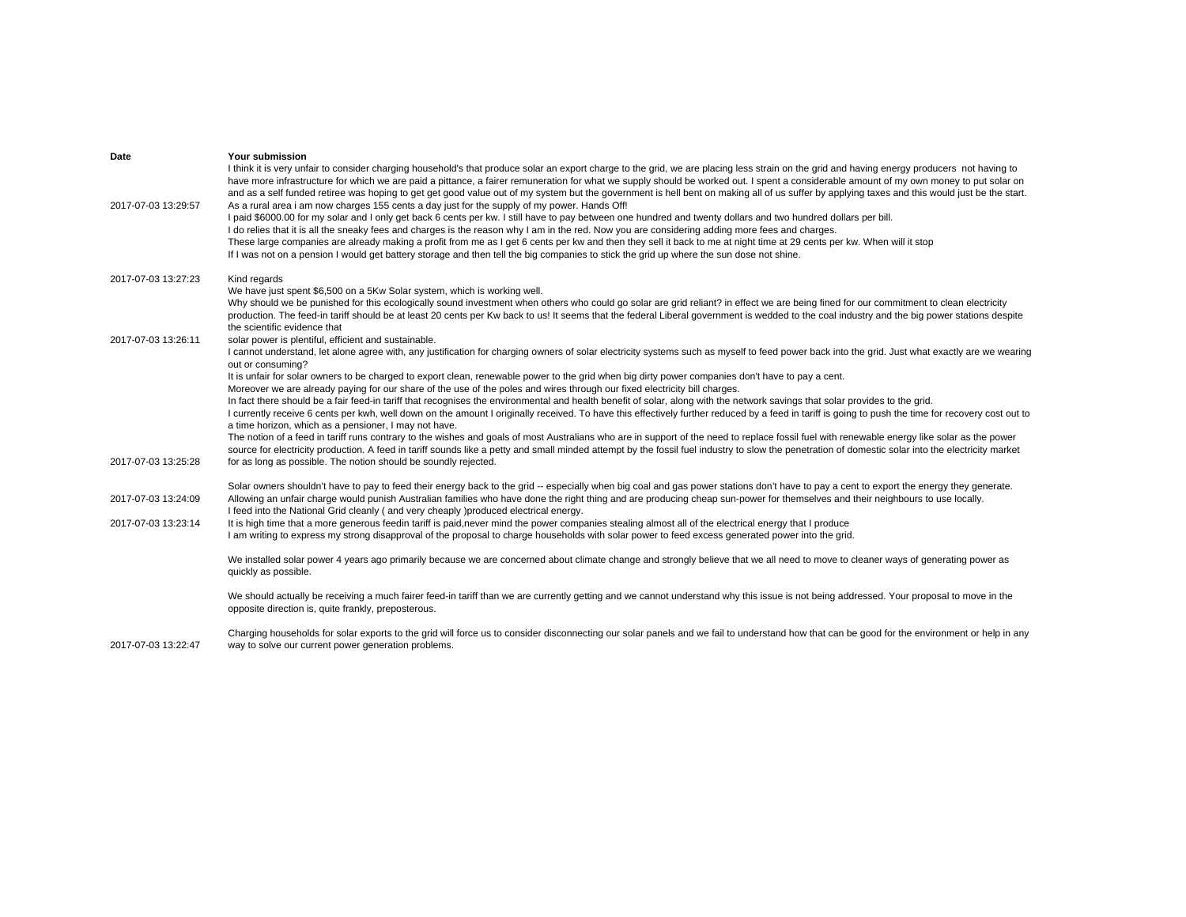| Date | Your submission |
| --- | --- |
| 2017-07-03 13:29:57 | I think it is very unfair to consider charging household's that produce solar an export charge to the grid, we are placing less strain on the grid and having energy producers not having to have more infrastructure for which we are paid a pittance, a fairer remuneration for what we supply should be worked out. I spent a considerable amount of my own money to put solar on and as a self funded retiree was hoping to get get good value out of my system but the government is hell bent on making all of us suffer by applying taxes and this would just be the start.<br>As a rural area i am now charges 155 cents a day just for the supply of my power. Hands Off! |
| 2017-07-03 13:27:23 | I paid $6000.00 for my solar and I only get back 6 cents per kw. I still have to pay between one hundred and twenty dollars and two hundred dollars per bill.<br>I do relies that it is all the sneaky fees and charges is the reason why I am in the red. Now you are considering adding more fees and charges.<br>These large companies are already making a profit from me as I get 6 cents per kw and then they sell it back to me at night time at 29 cents per kw. When will it stop<br>If I was not on a pension I would get battery storage and then tell the big companies to stick the grid up where the sun dose not shine.<br><br>Kind regards |
| 2017-07-03 13:26:11 | We have just spent $6,500 on a 5Kw Solar system, which is working well.<br>Why should we be punished for this ecologically sound investment when others who could go solar are grid reliant? in effect we are being fined for our commitment to clean electricity production. The feed-in tariff should be at least 20 cents per Kw back to us! It seems that the federal Liberal government is wedded to the coal industry and the big power stations despite the scientific evidence that<br>solar power is plentiful, efficient and sustainable. |
| 2017-07-03 13:25:28 | I cannot understand, let alone agree with, any justification for charging owners of solar electricity systems such as myself to feed power back into the grid. Just what exactly are we wearing out or consuming?<br>It is unfair for solar owners to be charged to export clean, renewable power to the grid when big dirty power companies don't have to pay a cent.<br>Moreover we are already paying for our share of the use of the poles and wires through our fixed electricity bill charges.<br>In fact there should be a fair feed-in tariff that recognises the environmental and health benefit of solar, along with the network savings that solar provides to the grid.<br>I currently receive 6 cents per kwh, well down on the amount I originally received. To have this effectively further reduced by a feed in tariff is going to push the time for recovery cost out to a time horizon, which as a pensioner, I may not have.<br>The notion of a feed in tariff runs contrary to the wishes and goals of most Australians who are in support of the need to replace fossil fuel with renewable energy like solar as the power source for electricity production. A feed in tariff sounds like a petty and small minded attempt by the fossil fuel industry to slow the penetration of domestic solar into the electricity market for as long as possible. The notion should be soundly rejected. |
| 2017-07-03 13:24:09 | Solar owners shouldn't have to pay to feed their energy back to the grid -- especially when big coal and gas power stations don't have to pay a cent to export the energy they generate.<br>Allowing an unfair charge would punish Australian families who have done the right thing and are producing cheap sun-power for themselves and their neighbours to use locally. |
| 2017-07-03 13:23:14 | I feed into the National Grid cleanly ( and very cheaply )produced electrical energy.<br>It is high time that a more generous feedin tariff is paid,never mind the power companies stealing almost all of the electrical energy that I produce |
| 2017-07-03 13:22:47 | I am writing to express my strong disapproval of the proposal to charge households with solar power to feed excess generated power into the grid.<br><br>We installed solar power 4 years ago primarily because we are concerned about climate change and strongly believe that we all need to move to cleaner ways of generating power as quickly as possible.<br><br>We should actually be receiving a much fairer feed-in tariff than we are currently getting and we cannot understand why this issue is not being addressed. Your proposal to move in the opposite direction is, quite frankly, preposterous.<br><br>Charging households for solar exports to the grid will force us to consider disconnecting our solar panels and we fail to understand how that can be good for the environment or help in any way to solve our current power generation problems. |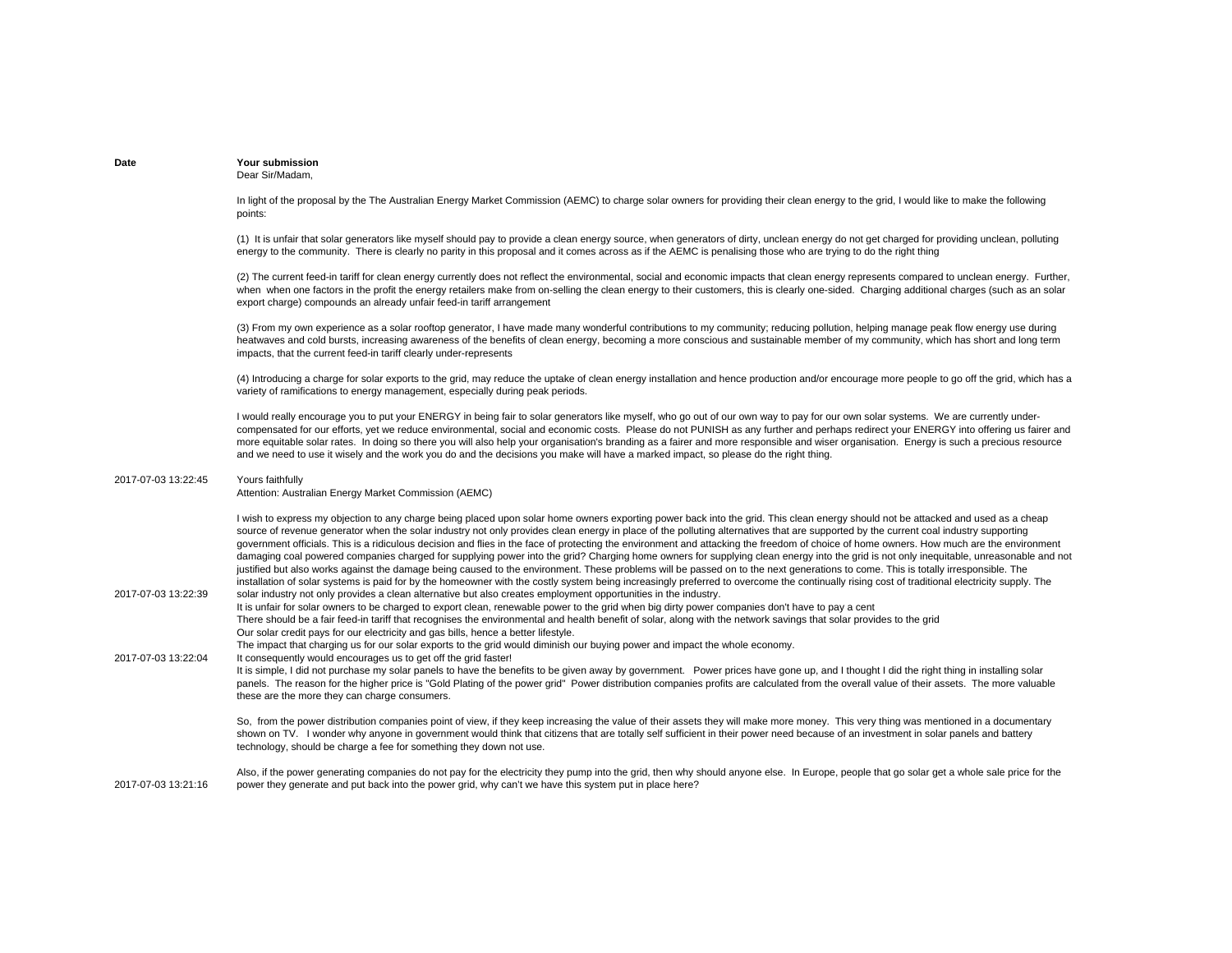| Date | Your submission |
| --- | --- |
| 2017-07-03 13:22:45 | Dear Sir/Madam,<br><br>In light of the proposal by the The Australian Energy Market Commission (AEMC) to charge solar owners for providing their clean energy to the grid, I would like to make the following points:<br><br>(1) It is unfair that solar generators like myself should pay to provide a clean energy source, when generators of dirty, unclean energy do not get charged for providing unclean, polluting energy to the community. There is clearly no parity in this proposal and it comes across as if the AEMC is penalising those who are trying to do the right thing<br><br>(2) The current feed-in tariff for clean energy currently does not reflect the environmental, social and economic impacts that clean energy represents compared to unclean energy. Further, when when one factors in the profit the energy retailers make from on-selling the clean energy to their customers, this is clearly one-sided. Charging additional charges (such as an solar export charge) compounds an already unfair feed-in tariff arrangement<br><br>(3) From my own experience as a solar rooftop generator, I have made many wonderful contributions to my community; reducing pollution, helping manage peak flow energy use during heatwaves and cold bursts, increasing awareness of the benefits of clean energy, becoming a more conscious and sustainable member of my community, which has short and long term impacts, that the current feed-in tariff clearly under-represents<br><br>(4) Introducing a charge for solar exports to the grid, may reduce the uptake of clean energy installation and hence production and/or encourage more people to go off the grid, which has a variety of ramifications to energy management, especially during peak periods.<br><br>I would really encourage you to put your ENERGY in being fair to solar generators like myself, who go out of our own way to pay for our own solar systems. We are currently under-compensated for our efforts, yet we reduce environmental, social and economic costs. Please do not PUNISH as any further and perhaps redirect your ENERGY into offering us fairer and more equitable solar rates. In doing so there you will also help your organisation's branding as a fairer and more responsible and wiser organisation. Energy is such a precious resource and we need to use it wisely and the work you do and the decisions you make will have a marked impact, so please do the right thing.<br><br>Yours faithfully |
| 2017-07-03 13:22:39 | Attention: Australian Energy Market Commission (AEMC)<br><br>I wish to express my objection to any charge being placed upon solar home owners exporting power back into the grid. This clean energy should not be attacked and used as a cheap source of revenue generator when the solar industry not only provides clean energy in place of the polluting alternatives that are supported by the current coal industry supporting government officials. This is a ridiculous decision and flies in the face of protecting the environment and attacking the freedom of choice of home owners. How much are the environment damaging coal powered companies charged for supplying power into the grid? Charging home owners for supplying clean energy into the grid is not only inequitable, unreasonable and not justified but also works against the damage being caused to the environment. These problems will be passed on to the next generations to come. This is totally irresponsible. The installation of solar systems is paid for by the homeowner with the costly system being increasingly preferred to overcome the continually rising cost of traditional electricity supply. The solar industry not only provides a clean alternative but also creates employment opportunities in the industry. |
| 2017-07-03 13:22:04 | It is unfair for solar owners to be charged to export clean, renewable power to the grid when big dirty power companies don't have to pay a cent<br>There should be a fair feed-in tariff that recognises the environmental and health benefit of solar, along with the network savings that solar provides to the grid<br>Our solar credit pays for our electricity and gas bills, hence a better lifestyle.<br>The impact that charging us for our solar exports to the grid would diminish our buying power and impact the whole economy.<br>It consequently would encourages us to get off the grid faster! |
| 2017-07-03 13:21:16 | It is simple, I did not purchase my solar panels to have the benefits to be given away by government. Power prices have gone up, and I thought I did the right thing in installing solar panels. The reason for the higher price is "Gold Plating of the power grid" Power distribution companies profits are calculated from the overall value of their assets. The more valuable these are the more they can charge consumers.<br><br>So, from the power distribution companies point of view, if they keep increasing the value of their assets they will make more money. This very thing was mentioned in a documentary shown on TV. I wonder why anyone in government would think that citizens that are totally self sufficient in their power need because of an investment in solar panels and battery technology, should be charge a fee for something they down not use.<br><br>Also, if the power generating companies do not pay for the electricity they pump into the grid, then why should anyone else. In Europe, people that go solar get a whole sale price for the power they generate and put back into the power grid, why can't we have this system put in place here? |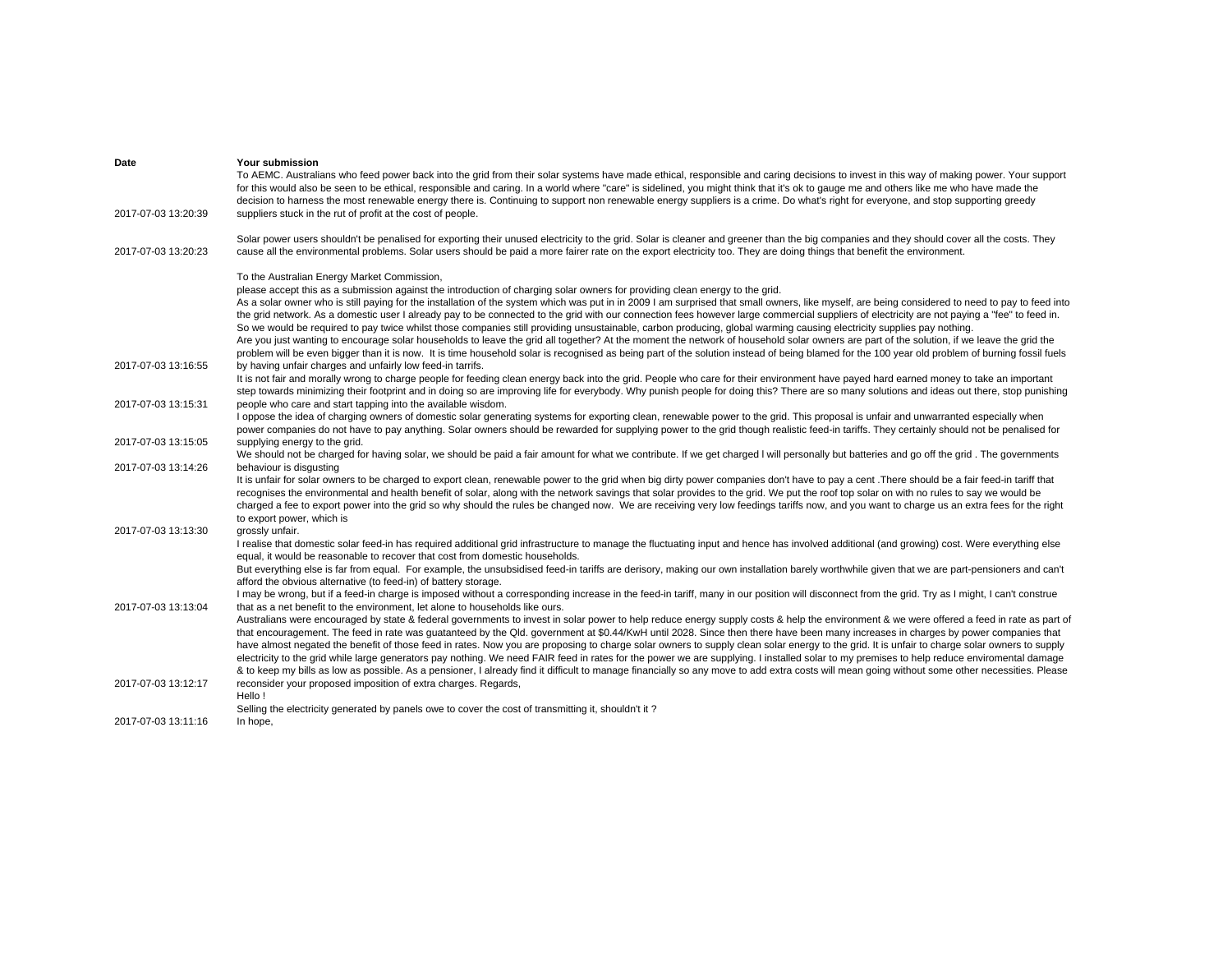| Date | Your submission |
| --- | --- |
| 2017-07-03 13:20:39 | To AEMC. Australians who feed power back into the grid from their solar systems have made ethical, responsible and caring decisions to invest in this way of making power. Your support for this would also be seen to be ethical, responsible and caring. In a world where "care" is sidelined, you might think that it's ok to gauge me and others like me who have made the decision to harness the most renewable energy there is. Continuing to support non renewable energy suppliers is a crime. Do what's right for everyone, and stop supporting greedy suppliers stuck in the rut of profit at the cost of people. |
| 2017-07-03 13:20:23 | Solar power users shouldn't be penalised for exporting their unused electricity to the grid. Solar is cleaner and greener than the big companies and they should cover all the costs. They cause all the environmental problems. Solar users should be paid a more fairer rate on the export electricity too. They are doing things that benefit the environment. |
| 2017-07-03 13:16:55 | To the Australian Energy Market Commission,<br>please accept this as a submission against the introduction of charging solar owners for providing clean energy to the grid.<br>As a solar owner who is still paying for the installation of the system which was put in in 2009 I am surprised that small owners, like myself, are being considered to need to pay to feed into the grid network. As a domestic user I already pay to be connected to the grid with our connection fees however large commercial suppliers of electricity are not paying a "fee" to feed in. So we would be required to pay twice whilst those companies still providing unsustainable, carbon producing, global warming causing electricity supplies pay nothing.<br>Are you just wanting to encourage solar households to leave the grid all together? At the moment the network of household solar owners are part of the solution, if we leave the grid the problem will be even bigger than it is now. It is time household solar is recognised as being part of the solution instead of being blamed for the 100 year old problem of burning fossil fuels by having unfair charges and unfairly low feed-in tarrifs. |
| 2017-07-03 13:15:31 | It is not fair and morally wrong to charge people for feeding clean energy back into the grid. People who care for their environment have payed hard earned money to take an important step towards minimizing their footprint and in doing so are improving life for everybody. Why punish people for doing this? There are so many solutions and ideas out there, stop punishing people who care and start tapping into the available wisdom. |
| 2017-07-03 13:15:05 | I oppose the idea of charging owners of domestic solar generating systems for exporting clean, renewable power to the grid. This proposal is unfair and unwarranted especially when power companies do not have to pay anything. Solar owners should be rewarded for supplying power to the grid though realistic feed-in tariffs. They certainly should not be penalised for supplying energy to the grid. |
| 2017-07-03 13:14:26 | We should not be charged for having solar, we should be paid a fair amount for what we contribute. If we get charged I will personally but batteries and go off the grid . The governments behaviour is disgusting |
| 2017-07-03 13:13:30 | It is unfair for solar owners to be charged to export clean, renewable power to the grid when big dirty power companies don't have to pay a cent .There should be a fair feed-in tariff that recognises the environmental and health benefit of solar, along with the network savings that solar provides to the grid. We put the roof top solar on with no rules to say we would be charged a fee to export power into the grid so why should the rules be changed now. We are receiving very low feedings tariffs now, and you want to charge us an extra fees for the right to export power, which is<br>grossly unfair. |
| 2017-07-03 13:13:04 | I realise that domestic solar feed-in has required additional grid infrastructure to manage the fluctuating input and hence has involved additional (and growing) cost. Were everything else equal, it would be reasonable to recover that cost from domestic households.<br>But everything else is far from equal. For example, the unsubsidised feed-in tariffs are derisory, making our own installation barely worthwhile given that we are part-pensioners and can't afford the obvious alternative (to feed-in) of battery storage.<br>I may be wrong, but if a feed-in charge is imposed without a corresponding increase in the feed-in tariff, many in our position will disconnect from the grid. Try as I might, I can't construe that as a net benefit to the environment, let alone to households like ours. |
| 2017-07-03 13:12:17 | Australians were encouraged by state & federal governments to invest in solar power to help reduce energy supply costs & help the environment & we were offered a feed in rate as part of that encouragement. The feed in rate was guatanteed by the Qld. government at $0.44/KwH until 2028. Since then there have been many increases in charges by power companies that have almost negated the benefit of those feed in rates. Now you are proposing to charge solar owners to supply clean solar energy to the grid. It is unfair to charge solar owners to supply electricity to the grid while large generators pay nothing. We need FAIR feed in rates for the power we are supplying. I installed solar to my premises to help reduce enviromental damage & to keep my bills as low as possible. As a pensioner, I already find it difficult to manage financially so any move to add extra costs will mean going without some other necessities. Please reconsider your proposed imposition of extra charges. Regards, |
| 2017-07-03 13:11:16 | Hello !<br>Selling the electricity generated by panels owe to cover the cost of transmitting it, shouldn't it ?<br>In hope, |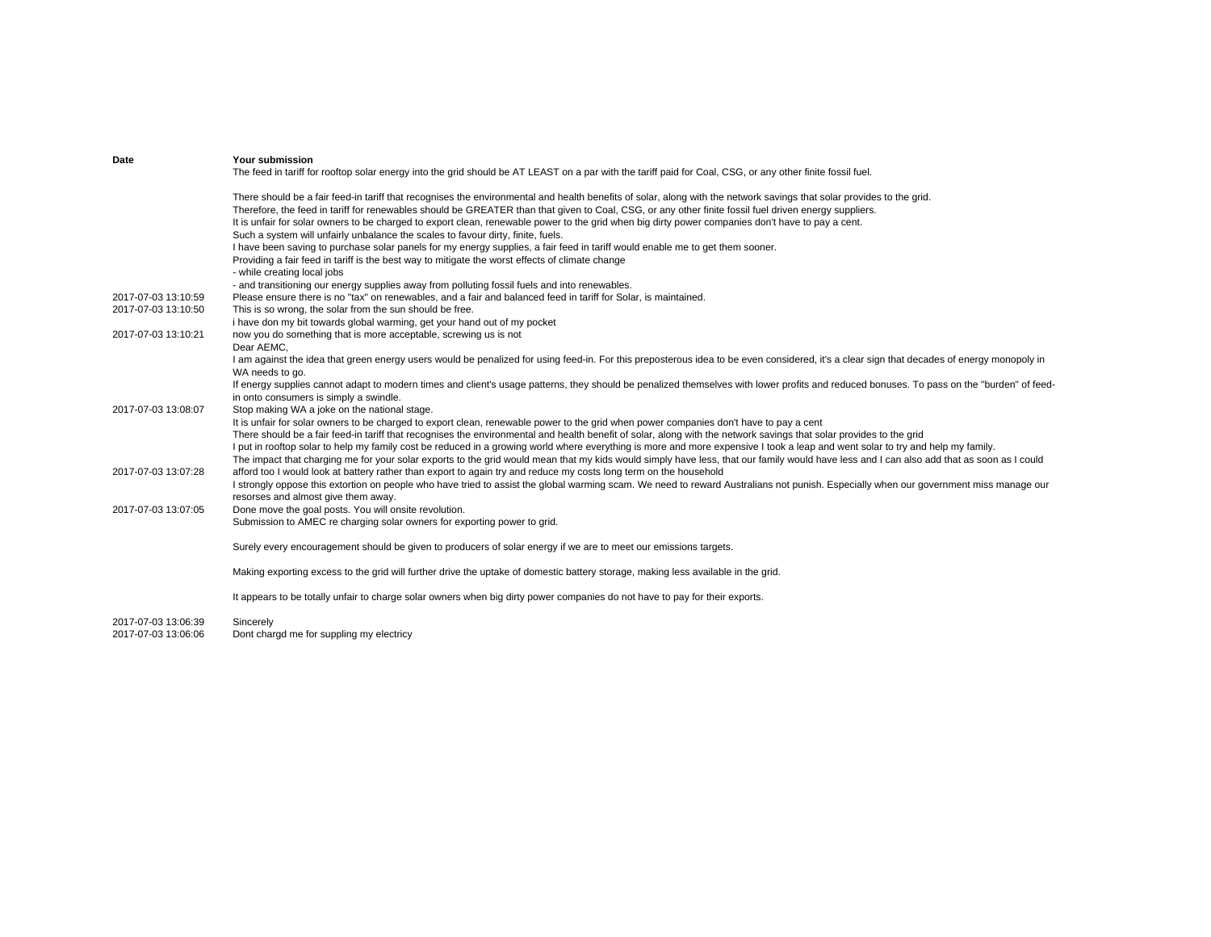| Date | Your submission |
|---|---|
| | The feed in tariff for rooftop solar energy into the grid should be AT LEAST on a par with the tariff paid for Coal, CSG, or any other finite fossil fuel.<br><br>There should be a fair feed-in tariff that recognises the environmental and health benefits of solar, along with the network savings that solar provides to the grid.<br>Therefore, the feed in tariff for renewables should be GREATER than that given to Coal, CSG, or any other finite fossil fuel driven energy suppliers.<br>It is unfair for solar owners to be charged to export clean, renewable power to the grid when big dirty power companies don't have to pay a cent.<br>Such a system will unfairly unbalance the scales to favour dirty, finite, fuels.<br>I have been saving to purchase solar panels for my energy supplies, a fair feed in tariff would enable me to get them sooner.<br>Providing a fair feed in tariff is the best way to mitigate the worst effects of climate change<br>- while creating local jobs<br>- and transitioning our energy supplies away from polluting fossil fuels and into renewables. |
| 2017-07-03 13:10:59 | Please ensure there is no "tax" on renewables, and a fair and balanced feed in tariff for Solar, is maintained. |
| 2017-07-03 13:10:50 | This is so wrong, the solar from the sun should be free.<br>i have don my bit towards global warming, get your hand out of my pocket |
| 2017-07-03 13:10:21 | now you do something that is more acceptable, screwing us is not |
| | Dear AEMC,<br>I am against the idea that green energy users would be penalized for using feed-in. For this preposterous idea to be even considered, it's a clear sign that decades of energy monopoly in WA needs to go.<br>If energy supplies cannot adapt to modern times and client's usage patterns, they should be penalized themselves with lower profits and reduced bonuses. To pass on the "burden" of feed-in onto consumers is simply a swindle. |
| 2017-07-03 13:08:07 | Stop making WA a joke on the national stage. |
| | It is unfair for solar owners to be charged to export clean, renewable power to the grid when power companies don't have to pay a cent<br>There should be a fair feed-in tariff that recognises the environmental and health benefit of solar, along with the network savings that solar provides to the grid<br>I put in rooftop solar to help my family cost be reduced in a growing world where everything is more and more expensive I took a leap and went solar to try and help my family.<br>The impact that charging me for your solar exports to the grid would mean that my kids would simply have less, that our family would have less and I can also add that as soon as I could |
| 2017-07-03 13:07:28 | afford too I would look at battery rather than export to again try and reduce my costs long term on the household |
| | I strongly oppose this extortion on people who have tried to assist the global warming scam. We need to reward Australians not punish. Especially when our government miss manage our resorses and almost give them away. |
| 2017-07-03 13:07:05 | Done move the goal posts. You will onsite revolution. |
| | Submission to AMEC re charging solar owners for exporting power to grid.<br><br>Surely every encouragement should be given to producers of solar energy if we are to meet our emissions targets.<br><br>Making exporting excess to the grid will further drive the uptake of domestic battery storage, making less available in the grid.<br><br>It appears to be totally unfair to charge solar owners when big dirty power companies do not have to pay for their exports. |
| 2017-07-03 13:06:39 | Sincerely |
| 2017-07-03 13:06:06 | Dont chargd me for suppling my electricy |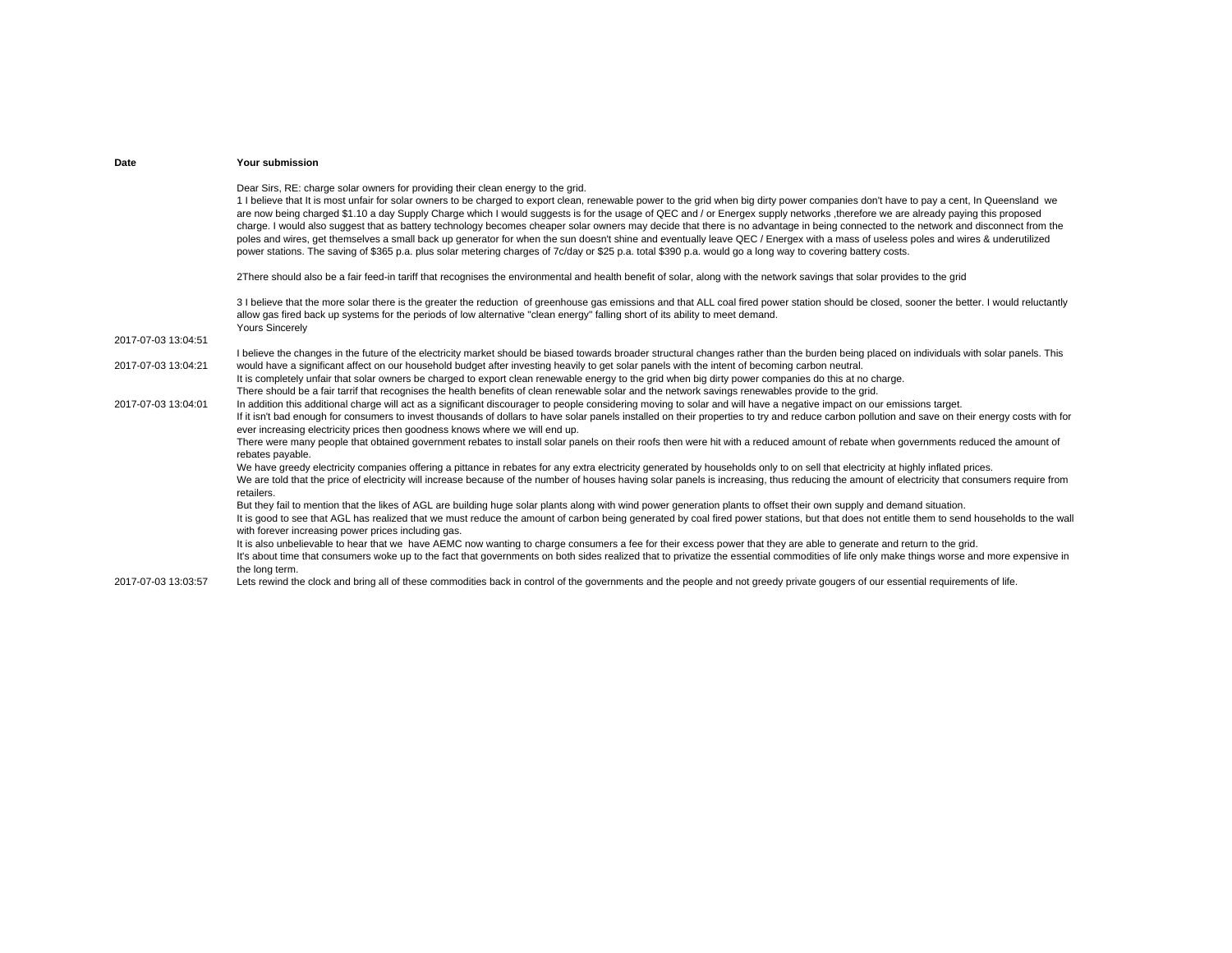| Date | Your submission |
|---|---|
| 2017-07-03 13:04:51 | Dear Sirs, RE: charge solar owners for providing their clean energy to the grid.<br>1 I believe that It is most unfair for solar owners to be charged to export clean, renewable power to the grid when big dirty power companies don't have to pay a cent, In Queensland we are now being charged $1.10 a day Supply Charge which I would suggests is for the usage of QEC and / or Energex supply networks ,therefore we are already paying this proposed charge. I would also suggest that as battery technology becomes cheaper solar owners may decide that there is no advantage in being connected to the network and disconnect from the poles and wires, get themselves a small back up generator for when the sun doesn't shine and eventually leave QEC / Energex with a mass of useless poles and wires & underutilized power stations. The saving of $365 p.a. plus solar metering charges of 7c/day or $25 p.a. total $390 p.a. would go a long way to covering battery costs.<br><br>2There should also be a fair feed-in tariff that recognises the environmental and health benefit of solar, along with the network savings that solar provides to the grid<br><br>3 I believe that the more solar there is the greater the reduction of greenhouse gas emissions and that ALL coal fired power station should be closed, sooner the better. I would reluctantly allow gas fired back up systems for the periods of low alternative "clean energy" falling short of its ability to meet demand.<br>Yours Sincerely |
| 2017-07-03 13:04:21 | I believe the changes in the future of the electricity market should be biased towards broader structural changes rather than the burden being placed on individuals with solar panels. This would have a significant affect on our household budget after investing heavily to get solar panels with the intent of becoming carbon neutral. |
| 2017-07-03 13:04:01 | It is completely unfair that solar owners be charged to export clean renewable energy to the grid when big dirty power companies do this at no charge.<br>There should be a fair tarrif that recognises the health benefits of clean renewable solar and the network savings renewables provide to the grid.<br>In addition this additional charge will act as a significant discourager to people considering moving to solar and will have a negative impact on our emissions target. |
| 2017-07-03 13:03:57 | If it isn't bad enough for consumers to invest thousands of dollars to have solar panels installed on their properties to try and reduce carbon pollution and save on their energy costs with for ever increasing electricity prices then goodness knows where we will end up.<br>There were many people that obtained government rebates to install solar panels on their roofs then were hit with a reduced amount of rebate when governments reduced the amount of rebates payable.<br>We have greedy electricity companies offering a pittance in rebates for any extra electricity generated by households only to on sell that electricity at highly inflated prices.<br>We are told that the price of electricity will increase because of the number of houses having solar panels is increasing, thus reducing the amount of electricity that consumers require from retailers.<br>But they fail to mention that the likes of AGL are building huge solar plants along with wind power generation plants to offset their own supply and demand situation.<br>It is good to see that AGL has realized that we must reduce the amount of carbon being generated by coal fired power stations, but that does not entitle them to send households to the wall with forever increasing power prices including gas.<br>It is also unbelievable to hear that we have AEMC now wanting to charge consumers a fee for their excess power that they are able to generate and return to the grid.<br>It's about time that consumers woke up to the fact that governments on both sides realized that to privatize the essential commodities of life only make things worse and more expensive in the long term.<br>Lets rewind the clock and bring all of these commodities back in control of the governments and the people and not greedy private gougers of our essential requirements of life. |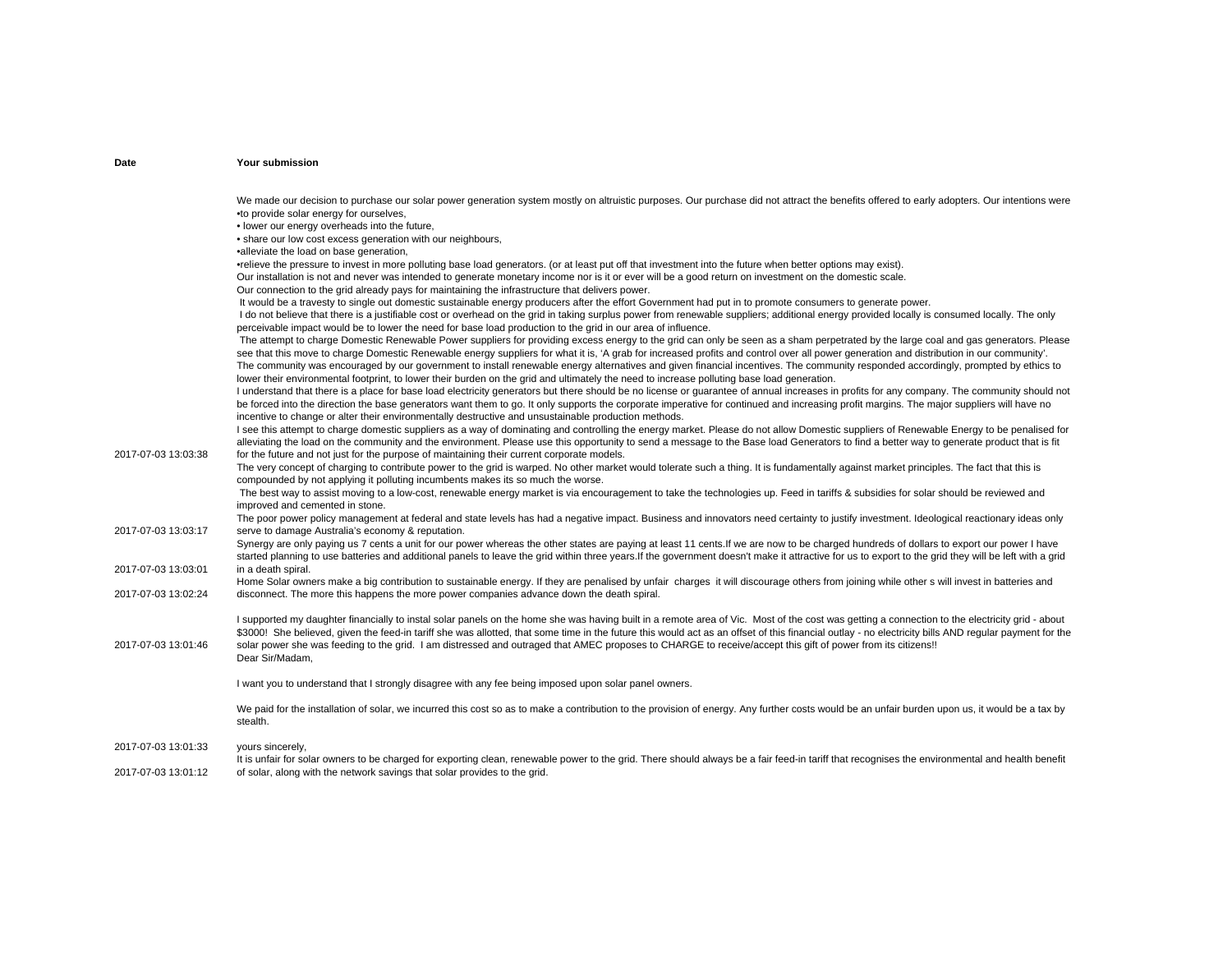| Date | Your submission |
|---|---|
| 2017-07-03 13:03:38 | We made our decision to purchase our solar power generation system mostly on altruistic purposes. Our purchase did not attract the benefits offered to early adopters. Our intentions were<br>•to provide solar energy for ourselves,<br>• lower our energy overheads into the future,<br>• share our low cost excess generation with our neighbours,<br>•alleviate the load on base generation,<br>•relieve the pressure to invest in more polluting base load generators. (or at least put off that investment into the future when better options may exist).<br>Our installation is not and never was intended to generate monetary income nor is it or ever will be a good return on investment on the domestic scale.<br>Our connection to the grid already pays for maintaining the infrastructure that delivers power.<br>It would be a travesty to single out domestic sustainable energy producers after the effort Government had put in to promote consumers to generate power.<br>I do not believe that there is a justifiable cost or overhead on the grid in taking surplus power from renewable suppliers; additional energy provided locally is consumed locally. The only perceivable impact would be to lower the need for base load production to the grid in our area of influence.<br>The attempt to charge Domestic Renewable Power suppliers for providing excess energy to the grid can only be seen as a sham perpetrated by the large coal and gas generators. Please see that this move to charge Domestic Renewable energy suppliers for what it is, 'A grab for increased profits and control over all power generation and distribution in our community'.<br>The community was encouraged by our government to install renewable energy alternatives and given financial incentives. The community responded accordingly, prompted by ethics to lower their environmental footprint, to lower their burden on the grid and ultimately the need to increase polluting base load generation.<br>I understand that there is a place for base load electricity generators but there should be no license or guarantee of annual increases in profits for any company. The community should not be forced into the direction the base generators want them to go. It only supports the corporate imperative for continued and increasing profit margins. The major suppliers will have no incentive to change or alter their environmentally destructive and unsustainable production methods.<br>I see this attempt to charge domestic suppliers as a way of dominating and controlling the energy market. Please do not allow Domestic suppliers of Renewable Energy to be penalised for alleviating the load on the community and the environment. Please use this opportunity to send a message to the Base load Generators to find a better way to generate product that is fit for the future and not just for the purpose of maintaining their current corporate models. |
| 2017-07-03 13:03:17 | The very concept of charging to contribute power to the grid is warped. No other market would tolerate such a thing. It is fundamentally against market principles. The fact that this is compounded by not applying it polluting incumbents makes its so much the worse.<br>The best way to assist moving to a low-cost, renewable energy market is via encouragement to take the technologies up. Feed in tariffs & subsidies for solar should be reviewed and improved and cemented in stone.<br>The poor power policy management at federal and state levels has had a negative impact. Business and innovators need certainty to justify investment. Ideological reactionary ideas only serve to damage Australia's economy & reputation. |
| 2017-07-03 13:03:01 | Synergy are only paying us 7 cents a unit for our power whereas the other states are paying at least 11 cents.If we are now to be charged hundreds of dollars to export our power I have started planning to use batteries and additional panels to leave the grid within three years.If the government doesn't make it attractive for us to export to the grid they will be left with a grid in a death spiral. |
| 2017-07-03 13:02:24 | Home Solar owners make a big contribution to sustainable energy. If they are penalised by unfair charges it will discourage others from joining while other s will invest in batteries and disconnect. The more this happens the more power companies advance down the death spiral. |
| 2017-07-03 13:01:46 | I supported my daughter financially to instal solar panels on the home she was having built in a remote area of Vic. Most of the cost was getting a connection to the electricity grid - about $3000! She believed, given the feed-in tariff she was allotted, that some time in the future this would act as an offset of this financial outlay - no electricity bills AND regular payment for the solar power she was feeding to the grid. I am distressed and outraged that AMEC proposes to CHARGE to receive/accept this gift of power from its citizens!! |
| 2017-07-03 13:01:33 | Dear Sir/Madam,<br><br>I want you to understand that I strongly disagree with any fee being imposed upon solar panel owners.<br><br>We paid for the installation of solar, we incurred this cost so as to make a contribution to the provision of energy. Any further costs would be an unfair burden upon us, it would be a tax by stealth.<br><br>yours sincerely, |
| 2017-07-03 13:01:12 | It is unfair for solar owners to be charged for exporting clean, renewable power to the grid. There should always be a fair feed-in tariff that recognises the environmental and health benefit of solar, along with the network savings that solar provides to the grid. |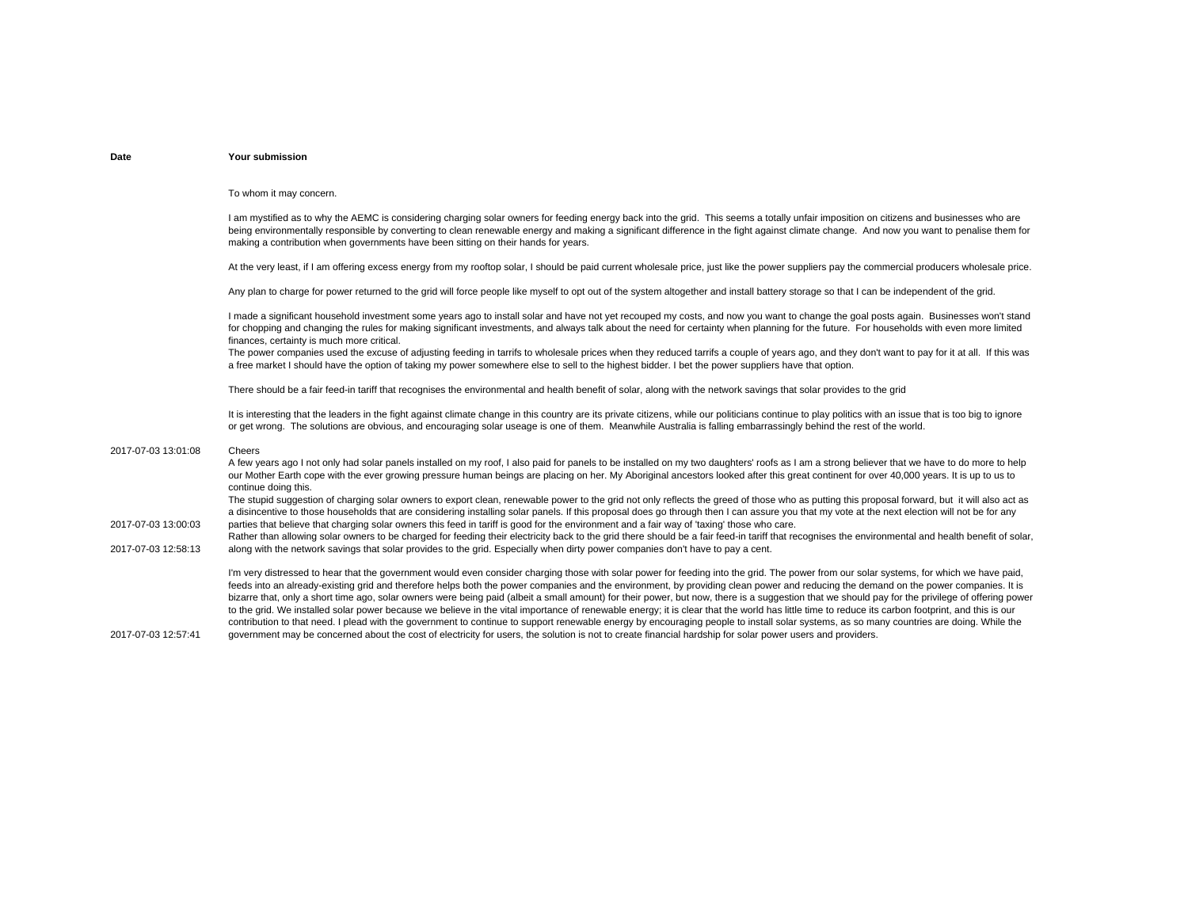| Date | Your submission |
| --- | --- |
| | To whom it may concern.<br><br>I am mystified as to why the AEMC is considering charging solar owners for feeding energy back into the grid. This seems a totally unfair imposition on citizens and businesses who are being environmentally responsible by converting to clean renewable energy and making a significant difference in the fight against climate change. And now you want to penalise them for making a contribution when governments have been sitting on their hands for years.<br><br>At the very least, if I am offering excess energy from my rooftop solar, I should be paid current wholesale price, just like the power suppliers pay the commercial producers wholesale price.<br><br>Any plan to charge for power returned to the grid will force people like myself to opt out of the system altogether and install battery storage so that I can be independent of the grid.<br><br>I made a significant household investment some years ago to install solar and have not yet recouped my costs, and now you want to change the goal posts again. Businesses won't stand for chopping and changing the rules for making significant investments, and always talk about the need for certainty when planning for the future. For households with even more limited finances, certainty is much more critical.<br>The power companies used the excuse of adjusting feeding in tarrifs to wholesale prices when they reduced tarrifs a couple of years ago, and they don't want to pay for it at all. If this was a free market I should have the option of taking my power somewhere else to sell to the highest bidder. I bet the power suppliers have that option.<br><br>There should be a fair feed-in tariff that recognises the environmental and health benefit of solar, along with the network savings that solar provides to the grid<br><br>It is interesting that the leaders in the fight against climate change in this country are its private citizens, while our politicians continue to play politics with an issue that is too big to ignore or get wrong. The solutions are obvious, and encouraging solar useage is one of them. Meanwhile Australia is falling embarrassingly behind the rest of the world. |
| 2017-07-03 13:01:08 | Cheers |
| 2017-07-03 13:00:03 | A few years ago I not only had solar panels installed on my roof, I also paid for panels to be installed on my two daughters' roofs as I am a strong believer that we have to do more to help our Mother Earth cope with the ever growing pressure human beings are placing on her. My Aboriginal ancestors looked after this great continent for over 40,000 years. It is up to us to continue doing this.<br>The stupid suggestion of charging solar owners to export clean, renewable power to the grid not only reflects the greed of those who as putting this proposal forward, but it will also act as a disincentive to those households that are considering installing solar panels. If this proposal does go through then I can assure you that my vote at the next election will not be for any parties that believe that charging solar owners this feed in tariff is good for the environment and a fair way of 'taxing' those who care. |
| 2017-07-03 12:58:13 | Rather than allowing solar owners to be charged for feeding their electricity back to the grid there should be a fair feed-in tariff that recognises the environmental and health benefit of solar, along with the network savings that solar provides to the grid. Especially when dirty power companies don't have to pay a cent. |
| 2017-07-03 12:57:41 | I'm very distressed to hear that the government would even consider charging those with solar power for feeding into the grid. The power from our solar systems, for which we have paid, feeds into an already-existing grid and therefore helps both the power companies and the environment, by providing clean power and reducing the demand on the power companies. It is bizarre that, only a short time ago, solar owners were being paid (albeit a small amount) for their power, but now, there is a suggestion that we should pay for the privilege of offering power to the grid. We installed solar power because we believe in the vital importance of renewable energy; it is clear that the world has little time to reduce its carbon footprint, and this is our contribution to that need. I plead with the government to continue to support renewable energy by encouraging people to install solar systems, as so many countries are doing. While the government may be concerned about the cost of electricity for users, the solution is not to create financial hardship for solar power users and providers. |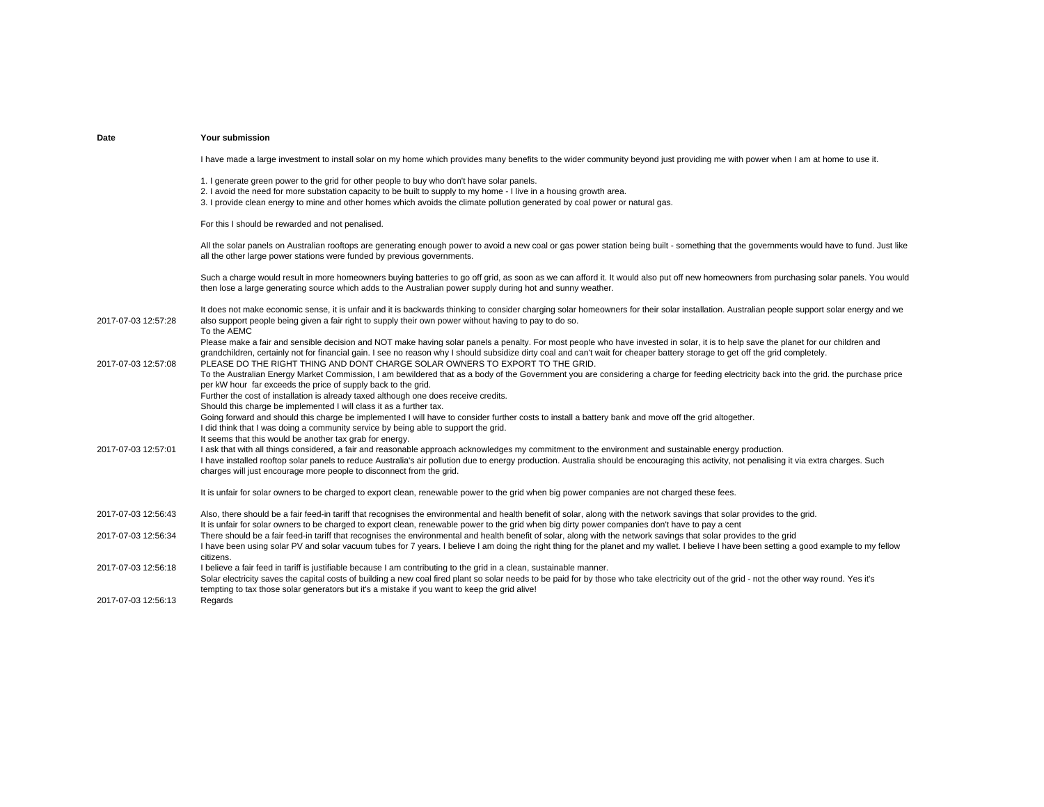| Date | Your submission |
| --- | --- |
| 2017-07-03 12:57:28 | I have made a large investment to install solar on my home which provides many benefits to the wider community beyond just providing me with power when I am at home to use it.<br><br>1. I generate green power to the grid for other people to buy who don't have solar panels.<br>2. I avoid the need for more substation capacity to be built to supply to my home - I live in a housing growth area.<br>3. I provide clean energy to mine and other homes which avoids the climate pollution generated by coal power or natural gas.<br><br>For this I should be rewarded and not penalised.<br><br>All the solar panels on Australian rooftops are generating enough power to avoid a new coal or gas power station being built - something that the governments would have to fund. Just like all the other large power stations were funded by previous governments.<br><br>Such a charge would result in more homeowners buying batteries to go off grid, as soon as we can afford it. It would also put off new homeowners from purchasing solar panels. You would then lose a large generating source which adds to the Australian power supply during hot and sunny weather.<br><br>It does not make economic sense, it is unfair and it is backwards thinking to consider charging solar homeowners for their solar installation. Australian people support solar energy and we also support people being given a fair right to supply their own power without having to pay to do so. |
| 2017-07-03 12:57:08 | To the AEMC<br>Please make a fair and sensible decision and NOT make having solar panels a penalty. For most people who have invested in solar, it is to help save the planet for our children and grandchildren, certainly not for financial gain. I see no reason why I should subsidize dirty coal and can't wait for cheaper battery storage to get off the grid completely.<br>PLEASE DO THE RIGHT THING AND DONT CHARGE SOLAR OWNERS TO EXPORT TO THE GRID. |
| 2017-07-03 12:57:01 | To the Australian Energy Market Commission, I am bewildered that as a body of the Government you are considering a charge for feeding electricity back into the grid. the purchase price per kW hour far exceeds the price of supply back to the grid.<br>Further the cost of installation is already taxed although one does receive credits.<br>Should this charge be implemented I will class it as a further tax.<br>Going forward and should this charge be implemented I will have to consider further costs to install a battery bank and move off the grid altogether.<br>I did think that I was doing a community service by being able to support the grid.<br>It seems that this would be another tax grab for energy.<br>I ask that with all things considered, a fair and reasonable approach acknowledges my commitment to the environment and sustainable energy production. |
| 2017-07-03 12:56:43 | I have installed rooftop solar panels to reduce Australia's air pollution due to energy production. Australia should be encouraging this activity, not penalising it via extra charges. Such charges will just encourage more people to disconnect from the grid.<br><br>It is unfair for solar owners to be charged to export clean, renewable power to the grid when big power companies are not charged these fees.<br><br>Also, there should be a fair feed-in tariff that recognises the environmental and health benefit of solar, along with the network savings that solar provides to the grid. |
| 2017-07-03 12:56:34 | It is unfair for solar owners to be charged to export clean, renewable power to the grid when big dirty power companies don't have to pay a cent<br>There should be a fair feed-in tariff that recognises the environmental and health benefit of solar, along with the network savings that solar provides to the grid |
| 2017-07-03 12:56:18 | I have been using solar PV and solar vacuum tubes for 7 years. I believe I am doing the right thing for the planet and my wallet. I believe I have been setting a good example to my fellow citizens.<br>I believe a fair feed in tariff is justifiable because I am contributing to the grid in a clean, sustainable manner. |
| 2017-07-03 12:56:13 | Solar electricity saves the capital costs of building a new coal fired plant so solar needs to be paid for by those who take electricity out of the grid - not the other way round. Yes it's tempting to tax those solar generators but it's a mistake if you want to keep the grid alive!<br>Regards |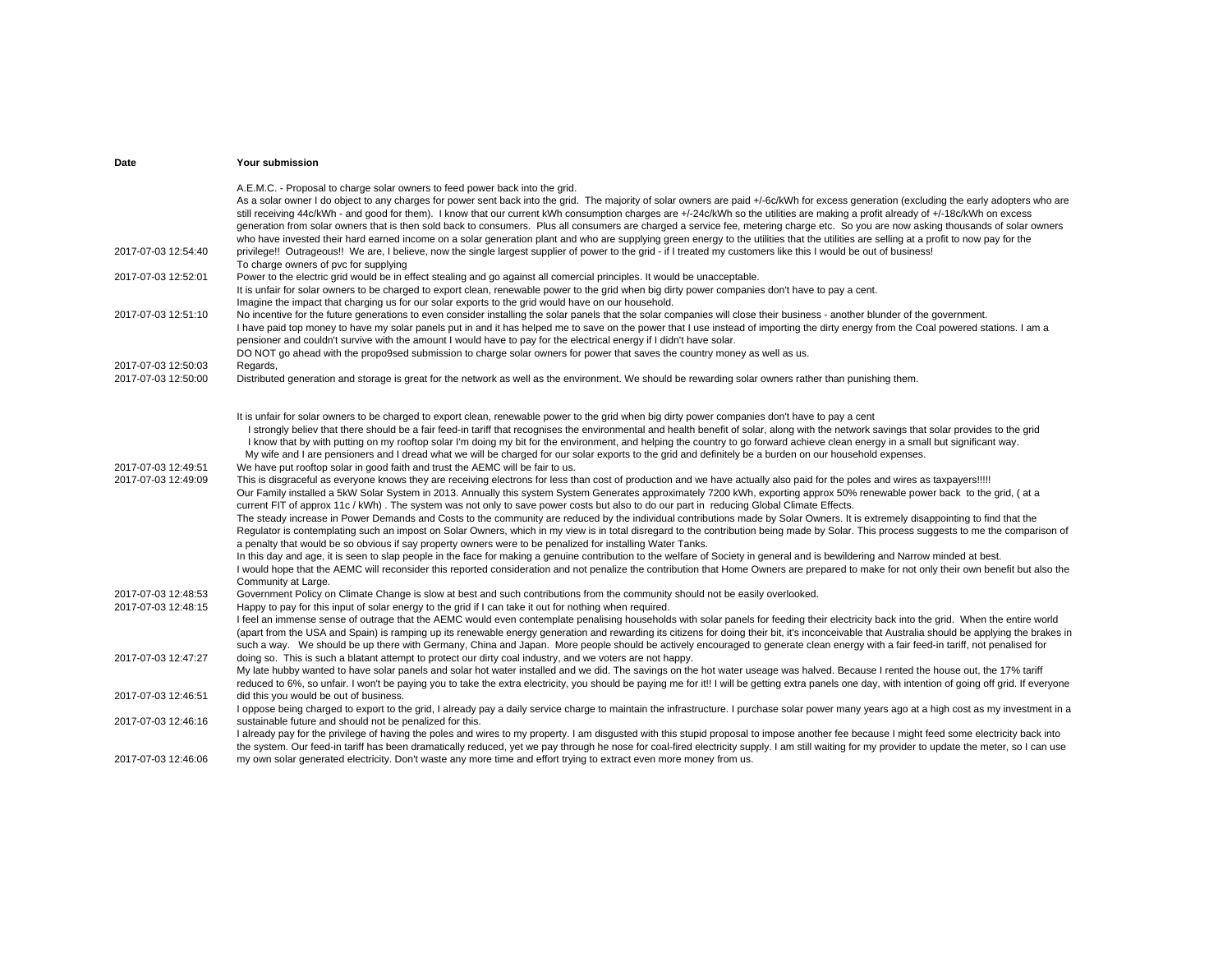| Date | Your submission |
|---|---|
| 2017-07-03 12:54:40 | A.E.M.C. - Proposal to charge solar owners to feed power back into the grid. As a solar owner I do object to any charges for power sent back into the grid. The majority of solar owners are paid +/-6c/kWh for excess generation (excluding the early adopters who are still receiving 44c/kWh - and good for them). I know that our current kWh consumption charges are +/-24c/kWh so the utilities are making a profit already of +/-18c/kWh on excess generation from solar owners that is then sold back to consumers. Plus all consumers are charged a service fee, metering charge etc. So you are now asking thousands of solar owners who have invested their hard earned income on a solar generation plant and who are supplying green energy to the utilities that the utilities are selling at a profit to now pay for the privilege!! Outrageous!! We are, I believe, now the single largest supplier of power to the grid - if I treated my customers like this I would be out of business! |
| 2017-07-03 12:52:01 | To charge owners of pvc for supplying Power to the electric grid would be in effect stealing and go against all comercial principles. It would be unacceptable. |
| 2017-07-03 12:51:10 | It is unfair for solar owners to be charged to export clean, renewable power to the grid when big dirty power companies don't have to pay a cent. Imagine the impact that charging us for our solar exports to the grid would have on our household. No incentive for the future generations to even consider installing the solar panels that the solar companies will close their business - another blunder of the government. |
| 2017-07-03 12:50:03 | I have paid top money to have my solar panels put in and it has helped me to save on the power that I use instead of importing the dirty energy from the Coal powered stations. I am a pensioner and couldn't survive with the amount I would have to pay for the electrical energy if I didn't have solar. DO NOT go ahead with the propo9sed submission to charge solar owners for power that saves the country money as well as us. Regards, |
| 2017-07-03 12:50:00 | Distributed generation and storage is great for the network as well as the environment. We should be rewarding solar owners rather than punishing them. |
| 2017-07-03 12:49:51 | It is unfair for solar owners to be charged to export clean, renewable power to the grid when big dirty power companies don't have to pay a cent I strongly believ that there should be a fair feed-in tariff that recognises the environmental and health benefit of solar, along with the network savings that solar provides to the grid I know that by with putting on my rooftop solar I'm doing my bit for the environment, and helping the country to go forward achieve clean energy in a small but significant way. My wife and I are pensioners and I dread what we will be charged for our solar exports to the grid and definitely be a burden on our household expenses. We have put rooftop solar in good faith and trust the AEMC will be fair to us. |
| 2017-07-03 12:49:09 | This is disgraceful as everyone knows they are receiving electrons for less than cost of production and we have actually also paid for the poles and wires as taxpayers!!!!! |
| 2017-07-03 12:48:53 | Our Family installed a 5kW Solar System in 2013. Annually this system System Generates approximately 7200 kWh, exporting approx 50% renewable power back to the grid, ( at a current FIT of approx 11c / kWh) . The system was not only to save power costs but also to do our part in reducing Global Climate Effects. The steady increase in Power Demands and Costs to the community are reduced by the individual contributions made by Solar Owners. It is extremely disappointing to find that the Regulator is contemplating such an impost on Solar Owners, which in my view is in total disregard to the contribution being made by Solar. This process suggests to me the comparison of a penalty that would be so obvious if say property owners were to be penalized for installing Water Tanks. In this day and age, it is seen to slap people in the face for making a genuine contribution to the welfare of Society in general and is bewildering and Narrow minded at best. I would hope that the AEMC will reconsider this reported consideration and not penalize the contribution that Home Owners are prepared to make for not only their own benefit but also the Community at Large. Government Policy on Climate Change is slow at best and such contributions from the community should not be easily overlooked. |
| 2017-07-03 12:48:15 | Happy to pay for this input of solar energy to the grid if I can take it out for nothing when required. |
| 2017-07-03 12:47:27 | I feel an immense sense of outrage that the AEMC would even contemplate penalising households with solar panels for feeding their electricity back into the grid. When the entire world (apart from the USA and Spain) is ramping up its renewable energy generation and rewarding its citizens for doing their bit, it's inconceivable that Australia should be applying the brakes in such a way. We should be up there with Germany, China and Japan. More people should be actively encouraged to generate clean energy with a fair feed-in tariff, not penalised for doing so. This is such a blatant attempt to protect our dirty coal industry, and we voters are not happy. |
| 2017-07-03 12:46:51 | My late hubby wanted to have solar panels and solar hot water installed and we did. The savings on the hot water useage was halved. Because I rented the house out, the 17% tariff reduced to 6%, so unfair. I won't be paying you to take the extra electricity, you should be paying me for it!! I will be getting extra panels one day, with intention of going off grid. If everyone did this you would be out of business. |
| 2017-07-03 12:46:16 | I oppose being charged to export to the grid, I already pay a daily service charge to maintain the infrastructure. I purchase solar power many years ago at a high cost as my investment in a sustainable future and should not be penalized for this. |
| 2017-07-03 12:46:06 | I already pay for the privilege of having the poles and wires to my property. I am disgusted with this stupid proposal to impose another fee because I might feed some electricity back into the system. Our feed-in tariff has been dramatically reduced, yet we pay through he nose for coal-fired electricity supply. I am still waiting for my provider to update the meter, so I can use my own solar generated electricity. Don't waste any more time and effort trying to extract even more money from us. |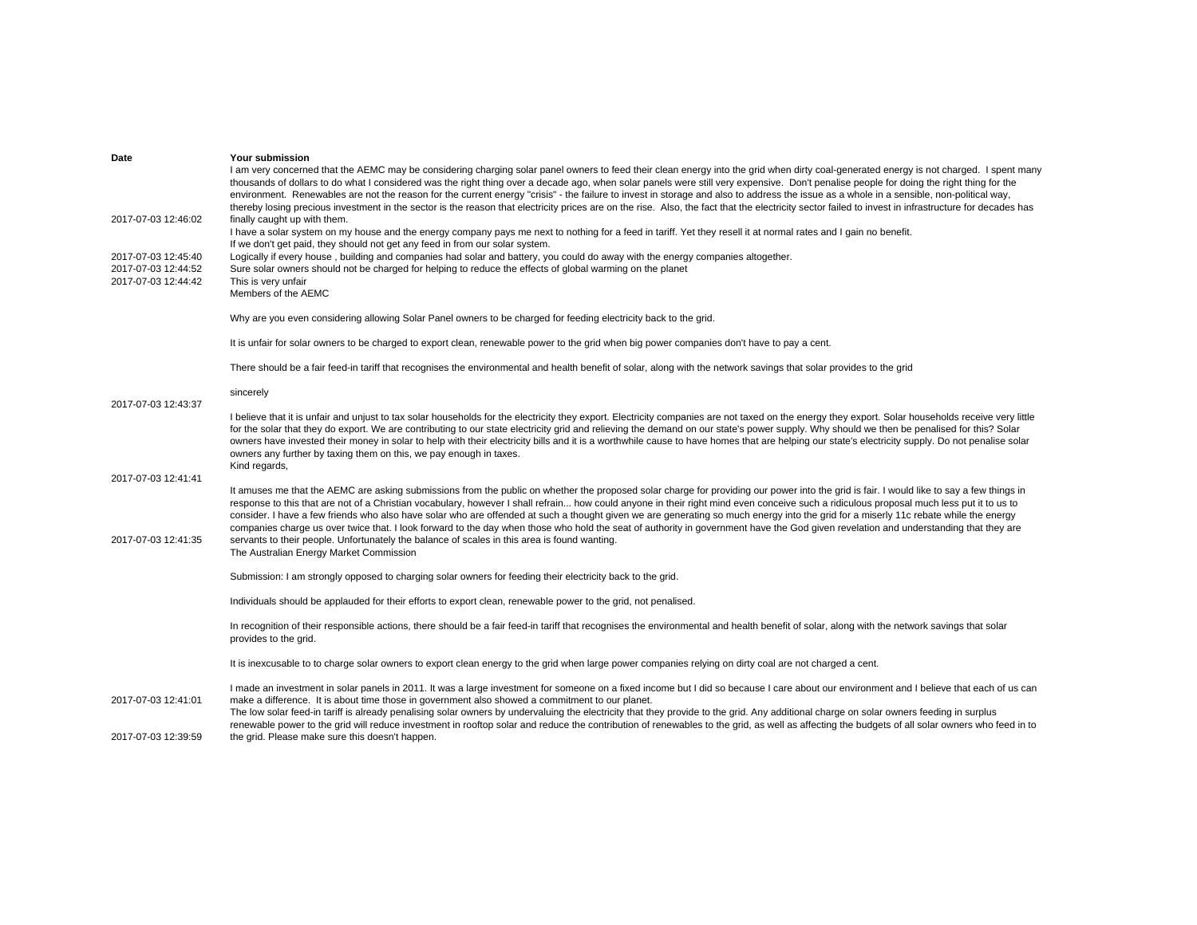| Date | Your submission |
|---|---|
| 2017-07-03 12:46:02 | I am very concerned that the AEMC may be considering charging solar panel owners to feed their clean energy into the grid when dirty coal-generated energy is not charged. I spent many thousands of dollars to do what I considered was the right thing over a decade ago, when solar panels were still very expensive. Don't penalise people for doing the right thing for the environment. Renewables are not the reason for the current energy "crisis" - the failure to invest in storage and also to address the issue as a whole in a sensible, non-political way, thereby losing precious investment in the sector is the reason that electricity prices are on the rise. Also, the fact that the electricity sector failed to invest in infrastructure for decades has finally caught up with them. |
| 2017-07-03 12:45:40 | I have a solar system on my house and the energy company pays me next to nothing for a feed in tariff. Yet they resell it at normal rates and I gain no benefit.<br>If we don't get paid, they should not get any feed in from our solar system.<br>Logically if every house , building and companies had solar and battery, you could do away with the energy companies altogether. |
| 2017-07-03 12:44:52 | Sure solar owners should not be charged for helping to reduce the effects of global warming on the planet |
| 2017-07-03 12:44:42 | This is very unfair |
| 2017-07-03 12:43:37 | Members of the AEMC<br><br>Why are you even considering allowing Solar Panel owners to be charged for feeding electricity back to the grid.<br><br>It is unfair for solar owners to be charged to export clean, renewable power to the grid when big power companies don't have to pay a cent.<br><br>There should be a fair feed-in tariff that recognises the environmental and health benefit of solar, along with the network savings that solar provides to the grid<br><br>sincerely |
| 2017-07-03 12:41:41 | I believe that it is unfair and unjust to tax solar households for the electricity they export. Electricity companies are not taxed on the energy they export. Solar households receive very little for the solar that they do export. We are contributing to our state electricity grid and relieving the demand on our state's power supply. Why should we then be penalised for this? Solar owners have invested their money in solar to help with their electricity bills and it is a worthwhile cause to have homes that are helping our state's electricity supply. Do not penalise solar owners any further by taxing them on this, we pay enough in taxes.<br>Kind regards, |
| 2017-07-03 12:41:35 | It amuses me that the AEMC are asking submissions from the public on whether the proposed solar charge for providing our power into the grid is fair. I would like to say a few things in response to this that are not of a Christian vocabulary, however I shall refrain... how could anyone in their right mind even conceive such a ridiculous proposal much less put it to us to consider. I have a few friends who also have solar who are offended at such a thought given we are generating so much energy into the grid for a miserly 11c rebate while the energy companies charge us over twice that. I look forward to the day when those who hold the seat of authority in government have the God given revelation and understanding that they are servants to their people. Unfortunately the balance of scales in this area is found wanting. |
| 2017-07-03 12:41:01 | The Australian Energy Market Commission<br><br>Submission: I am strongly opposed to charging solar owners for feeding their electricity back to the grid.<br><br>Individuals should be applauded for their efforts to export clean, renewable power to the grid, not penalised.<br><br>In recognition of their responsible actions, there should be a fair feed-in tariff that recognises the environmental and health benefit of solar, along with the network savings that solar provides to the grid.<br><br>It is inexcusable to to charge solar owners to export clean energy to the grid when large power companies relying on dirty coal are not charged a cent.<br><br>I made an investment in solar panels in 2011. It was a large investment for someone on a fixed income but I did so because I care about our environment and I believe that each of us can make a difference. It is about time those in government also showed a commitment to our planet. |
| 2017-07-03 12:39:59 | The low solar feed-in tariff is already penalising solar owners by undervaluing the electricity that they provide to the grid. Any additional charge on solar owners feeding in surplus renewable power to the grid will reduce investment in rooftop solar and reduce the contribution of renewables to the grid, as well as affecting the budgets of all solar owners who feed in to the grid. Please make sure this doesn't happen. |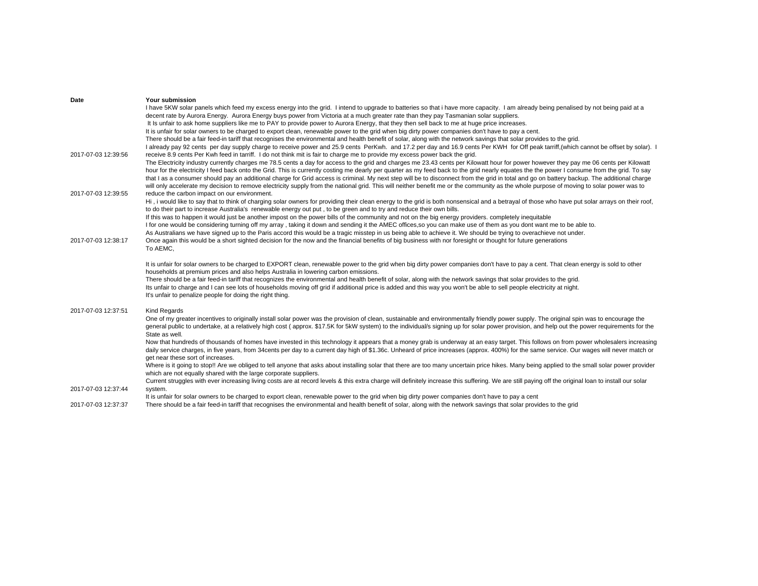| Date | Your submission |
| --- | --- |
| 2017-07-03 12:39:56 | I have 5KW solar panels which feed my excess energy into the grid. I intend to upgrade to batteries so that i have more capacity. I am already being penalised by not being paid at a decent rate by Aurora Energy. Aurora Energy buys power from Victoria at a much greater rate than they pay Tasmanian solar suppliers.<br>It Is unfair to ask home suppliers like me to PAY to provide power to Aurora Energy, that they then sell back to me at huge price increases.<br>It is unfair for solar owners to be charged to export clean, renewable power to the grid when big dirty power companies don't have to pay a cent.<br>There should be a fair feed-in tariff that recognises the environmental and health benefit of solar, along with the network savings that solar provides to the grid.<br>I already pay 92 cents per day supply charge to receive power and 25.9 cents PerKwh. and 17.2 per day and 16.9 cents Per KWH for Off peak tarriff,(which cannot be offset by solar). I receive 8.9 cents Per Kwh feed in tarriff. I do not think mit is fair to charge me to provide my excess power back the grid. |
| 2017-07-03 12:39:55 | The Electricity industry currently charges me 78.5 cents a day for access to the grid and charges me 23.43 cents per Kilowatt hour for power however they pay me 06 cents per Kilowatt hour for the electricity I feed back onto the Grid. This is currently costing me dearly per quarter as my feed back to the grid nearly equates the the power I consume from the grid. To say that I as a consumer should pay an additional charge for Grid access is criminal. My next step will be to disconnect from the grid in total and go on battery backup. The additional charge will only accelerate my decision to remove electricity supply from the national grid. This will neither benefit me or the community as the whole purpose of moving to solar power was to reduce the carbon impact on our environment. |
| 2017-07-03 12:38:17 | Hi , i would like to say that to think of charging solar owners for providing their clean energy to the grid is both nonsensical and a betrayal of those who have put solar arrays on their roof, to do their part to increase Australia's renewable energy out put , to be green and to try and reduce their own bills.<br>If this was to happen it would just be another impost on the power bills of the community and not on the big energy providers. completely inequitable<br>I for one would be considering turning off my array , taking it down and sending it the AMEC offices,so you can make use of them as you dont want me to be able to.<br>As Australians we have signed up to the Paris accord this would be a tragic misstep in us being able to achieve it. We should be trying to overachieve not under.<br>Once again this would be a short sighted decision for the now and the financial benefits of big business with nor foresight or thought for future generations |
| 2017-07-03 12:37:51 | To AEMC,<br><br>It is unfair for solar owners to be charged to EXPORT clean, renewable power to the grid when big dirty power companies don't have to pay a cent. That clean energy is sold to other households at premium prices and also helps Australia in lowering carbon emissions.<br>There should be a fair feed-in tariff that recognizes the environmental and health benefit of solar, along with the network savings that solar provides to the grid.<br>Its unfair to charge and I can see lots of households moving off grid if additional price is added and this way you won't be able to sell people electricity at night.<br>It's unfair to penalize people for doing the right thing.<br><br>Kind Regards |
| 2017-07-03 12:37:44 | One of my greater incentives to originally install solar power was the provision of clean, sustainable and environmentally friendly power supply. The original spin was to encourage the general public to undertake, at a relatively high cost ( approx. $17.5K for 5kW system) to the individual/s signing up for solar power provision, and help out the power requirements for the State as well.<br>Now that hundreds of thousands of homes have invested in this technology it appears that a money grab is underway at an easy target. This follows on from power wholesalers increasing daily service charges, in five years, from 34cents per day to a current day high of $1.36c. Unheard of price increases (approx. 400%) for the same service. Our wages will never match or get near these sort of increases.<br>Where is it going to stop!! Are we obliged to tell anyone that asks about installing solar that there are too many uncertain price hikes. Many being applied to the small solar power provider which are not equally shared with the large corporate suppliers.<br>Current struggles with ever increasing living costs are at record levels & this extra charge will definitely increase this suffering. We are still paying off the original loan to install our solar system. |
| 2017-07-03 12:37:37 | It is unfair for solar owners to be charged to export clean, renewable power to the grid when big dirty power companies don't have to pay a cent<br>There should be a fair feed-in tariff that recognises the environmental and health benefit of solar, along with the network savings that solar provides to the grid |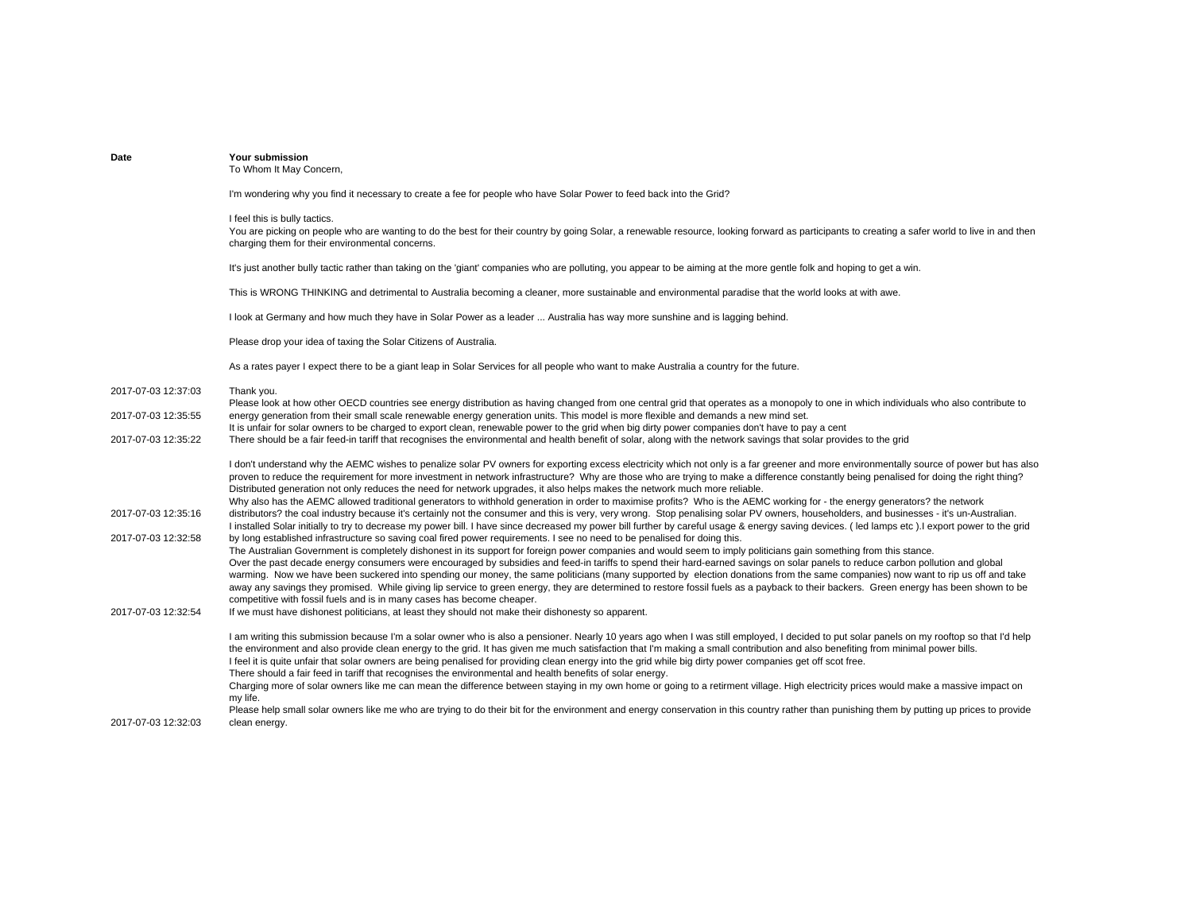| Date | Your submission |
|---|---|
| 2017-07-03 12:37:03 | To Whom It May Concern,<br><br>I'm wondering why you find it necessary to create a fee for people who have Solar Power to feed back into the Grid?<br><br>I feel this is bully tactics.<br>You are picking on people who are wanting to do the best for their country by going Solar, a renewable resource, looking forward as participants to creating a safer world to live in and then charging them for their environmental concerns.<br><br>It's just another bully tactic rather than taking on the 'giant' companies who are polluting, you appear to be aiming at the more gentle folk and hoping to get a win.<br><br>This is WRONG THINKING and detrimental to Australia becoming a cleaner, more sustainable and environmental paradise that the world looks at with awe.<br><br>I look at Germany and how much they have in Solar Power as a leader ... Australia has way more sunshine and is lagging behind.<br><br>Please drop your idea of taxing the Solar Citizens of Australia.<br><br>As a rates payer I expect there to be a giant leap in Solar Services for all people who want to make Australia a country for the future.<br><br>Thank you. |
| 2017-07-03 12:35:55 | Please look at how other OECD countries see energy distribution as having changed from one central grid that operates as a monopoly to one in which individuals who also contribute to energy generation from their small scale renewable energy generation units. This model is more flexible and demands a new mind set. |
| 2017-07-03 12:35:22 | It is unfair for solar owners to be charged to export clean, renewable power to the grid when big dirty power companies don't have to pay a cent<br>There should be a fair feed-in tariff that recognises the environmental and health benefit of solar, along with the network savings that solar provides to the grid |
| 2017-07-03 12:35:16 | I don't understand why the AEMC wishes to penalize solar PV owners for exporting excess electricity which not only is a far greener and more environmentally source of power but has also proven to reduce the requirement for more investment in network infrastructure? Why are those who are trying to make a difference constantly being penalised for doing the right thing? Distributed generation not only reduces the need for network upgrades, it also helps makes the network much more reliable.<br>Why also has the AEMC allowed traditional generators to withhold generation in order to maximise profits? Who is the AEMC working for - the energy generators? the network distributors? the coal industry because it's certainly not the consumer and this is very, very wrong. Stop penalising solar PV owners, householders, and businesses - it's un-Australian. |
| 2017-07-03 12:32:58 | I installed Solar initially to try to decrease my power bill. I have since decreased my power bill further by careful usage & energy saving devices. ( led lamps etc ).I export power to the grid by long established infrastructure so saving coal fired power requirements. I see no need to be penalised for doing this. |
| 2017-07-03 12:32:54 | The Australian Government is completely dishonest in its support for foreign power companies and would seem to imply politicians gain something from this stance.<br>Over the past decade energy consumers were encouraged by subsidies and feed-in tariffs to spend their hard-earned savings on solar panels to reduce carbon pollution and global warming. Now we have been suckered into spending our money, the same politicians (many supported by election donations from the same companies) now want to rip us off and take away any savings they promised. While giving lip service to green energy, they are determined to restore fossil fuels as a payback to their backers. Green energy has been shown to be competitive with fossil fuels and is in many cases has become cheaper.<br>If we must have dishonest politicians, at least they should not make their dishonesty so apparent. |
| 2017-07-03 12:32:03 | I am writing this submission because I'm a solar owner who is also a pensioner. Nearly 10 years ago when I was still employed, I decided to put solar panels on my rooftop so that I'd help the environment and also provide clean energy to the grid. It has given me much satisfaction that I'm making a small contribution and also benefiting from minimal power bills.<br>I feel it is quite unfair that solar owners are being penalised for providing clean energy into the grid while big dirty power companies get off scot free.<br>There should a fair feed in tariff that recognises the environmental and health benefits of solar energy.<br>Charging more of solar owners like me can mean the difference between staying in my own home or going to a retirment village. High electricity prices would make a massive impact on my life.<br>Please help small solar owners like me who are trying to do their bit for the environment and energy conservation in this country rather than punishing them by putting up prices to provide clean energy. |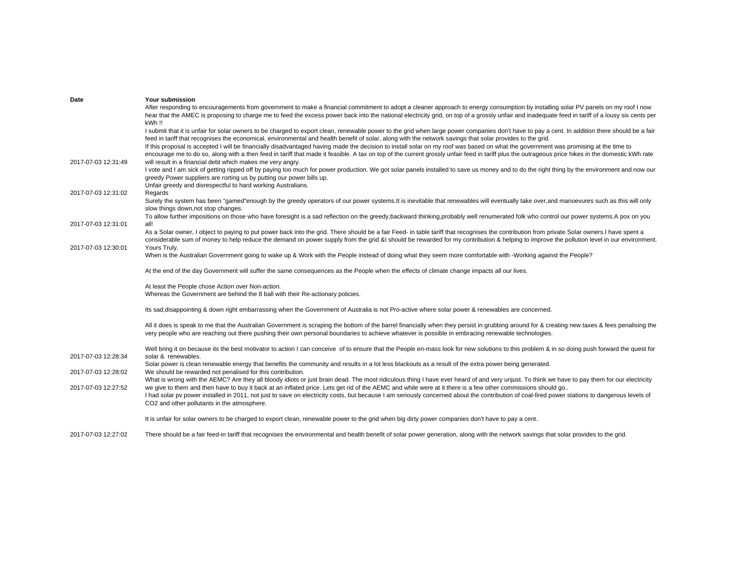| Date | Your submission |
|---|---|
| 2017-07-03 12:31:49 | After responding to encouragements from government to make a financial commitment to adopt a cleaner approach to energy consumption by installing solar PV panels on my roof I now hear that the AMEC is proposing to charge me to feed the excess power back into the national electricity grid, on top of a grossly unfair and inadequate feed in tariff of a lousy six cents per kWh !! I submit that it is unfair for solar owners to be charged to export clean, renewable power to the grid when large power companies don't have to pay a cent. In addition there should be a fair feed-in tariff that recognises the economical, environmental and health benefit of solar, along with the network savings that solar provides to the grid. If this proposal is accepted I will be financially disadvantaged having made the decision to install solar on my roof was based on what the government was promising at the time to encourage me to do so, along with a then feed in tariff that made it feasible. A tax on top of the current grossly unfair feed in tariff plus the outrageous price hikes in the domestic kWh rate will result in a financial debt which makes me very angry. |
| 2017-07-03 12:31:02 | I vote and I am sick of getting ripped off by paying too much for power production. We got solar panels installed to save us money and to do the right thing by the environment and now our greedy Power suppliers are rorting us by putting our power bills up. Unfair greedy and disrespectful to hard working Australians. Regards |
| 2017-07-03 12:31:01 | Surely the system has been "gamed"enough by the greedy operators of our power systems.It is inevitable that renewables will eventually take over,and manoevures such as this will only slow things down,not stop changes. To allow further impositions on those who have foresight is a sad reflection on the greedy,backward thinking,probably well renumerated folk who control our power systems.A pox on you all! |
| 2017-07-03 12:30:01 | As a Solar owner, I object to paying to put power back into the grid. There should be a fair Feed- in table tariff that recognises the contribution from private Solar owners.I have spent a considerable sum of money to help reduce the demand on power supply from the grid &I should be rewarded for my contribution & helping to improve the pollution level in our environment. Yours Truly. |
| 2017-07-03 12:28:34 | When is the Australian Government going to wake up & Work with the People instead of doing what they seem more comfortable with -Working against the People?<br><br>At the end of the day Government will suffer the same consequences as the People when the effects of climate change impacts all our lives.<br><br>At least the People chose Action over Non-action.<br>Whereas the Government are behind the 8 ball with their Re-actionary policies.<br><br>Its sad,disappointing & down right embarrassing when the Government of Australia is not Pro-active where solar power & renewables are concerned.<br><br>All it does is speak to me that the Australian Government is scraping the bottom of the barrel financially when they persist in grubbing around for & creating new taxes & fees penalising the very people who are reaching out there pushing their own personal boundaries to achieve whatever is possible in embracing renewable technologies.<br><br>Well bring it on because its the best motivator to action I can conceive of to ensure that the People en-mass look for new solutions to this problem & in so doing push forward the quest for solar & renewables. |
| 2017-07-03 12:28:02 | Solar power is clean renewable energy that benefits the community and results in a lot less blackouts as a result of the extra power being generated. We should be rewarded not penalised for this contribution. |
| 2017-07-03 12:27:52 | What is wrong with the AEMC? Are they all bloody idiots or just brain dead. The most ridiculous thing I have ever heard of and very unjust. To think we have to pay them for our electricity we give to them and then have to buy it back at an inflated price. Lets get rid of the AEMC and while were at it there is a few other commissions should go.. |
| 2017-07-03 12:27:02 | I had solar pv power installed in 2011, not just to save on electricity costs, but because I am seriously concerned about the contribution of coal-fired power stations to dangerous levels of CO2 and other pollutants in the atmosphere.<br><br>It is unfair for solar owners to be charged to export clean, renewable power to the grid when big dirty power companies don't have to pay a cent.<br><br>There should be a fair feed-in tariff that recognises the environmental and health benefit of solar power generation, along with the network savings that solar provides to the grid. |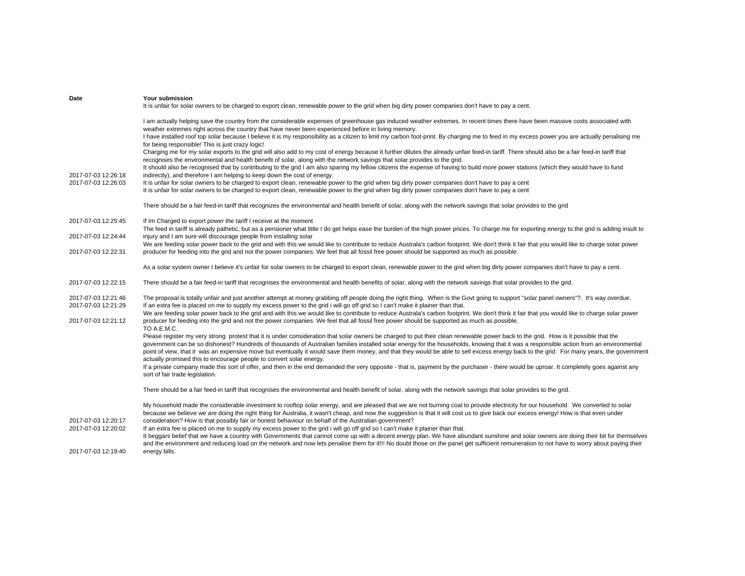| Date | Your submission |
|---|---|
| 2017-07-03 12:26:18 | It is unfair for solar owners to be charged to export clean, renewable power to the grid when big dirty power companies don't have to pay a cent.<br><br>I am actually helping save the country from the considerable expenses of greenhouse gas induced weather extremes. In recent times there have been massive costs associated with weather extremes right across the country that have never been experienced before in living memory.<br>I have installed roof top solar because I believe it is my responsibility as a citizen to limit my carbon foot-print. By charging me to feed in my excess power you are actually penalising me for being responsible! This is just crazy logic!<br>Charging me for my solar exports to the grid will also add to my cost of energy because it further dilutes the already unfair feed-in tariff. There should also be a fair feed-in tariff that recognises the environmental and health benefit of solar, along with the network savings that solar provides to the grid.<br>It should also be recognised that by contributing to the grid I am also sparing my fellow citizens the expense of having to build more power stations (which they would have to fund indirectly), and therefore I am helping to keep down the cost of energy. |
| 2017-07-03 12:26:03 | It is unfair for solar owners to be charged to export clean, renewable power to the grid when big dirty power companies don't have to pay a cent<br>It is unfair for solar owners to be charged to export clean, renewable power to the grid when big dirty power companies don't have to pay a cent<br><br>There should be a fair feed-in tariff that recognizes the environmental and health benefit of solar, along with the network savings that solar provides to the grid |
| 2017-07-03 12:25:45 | If Im Charged to export power the tariff I receive at the moment |
| 2017-07-03 12:24:44 | The feed in tariff is already pathetic, but as a pensioner what little I do get helps ease the burden of the high power prices. To charge me for exporting energy to the grid is adding insult to injury and I am sure will discourage people from installing solar |
| 2017-07-03 12:22:31 | We are feeding solar power back to the grid and with this we would like to contribute to reduce Australa's carbon footprint. We don't think it fair that you would like to charge solar power producer for feeding into the grid and not the power companies. We feel that all fossil free power should be supported as much as possible.<br><br>As a solar system owner I believe it's unfair for solar owners to be charged to export clean, renewable power to the grid when big dirty power companies don't have to pay a cent. |
| 2017-07-03 12:22:15 | There should be a fair feed-in tariff that recognises the environmental and health benefits of solar, along with the network savings that solar provides to the grid. |
| 2017-07-03 12:21:46 | The proposal is totally unfair and just another attempt at money grabbing off people doing the right thing. When is the Govt going to support "solar panel owners"?. It's way overdue. |
| 2017-07-03 12:21:29 | If an extra fee is placed on me to supply my excess power to the grid i will go off grid so I can't make it plainer than that. |
| 2017-07-03 12:21:12 | We are feeding solar power back to the grid and with this we would like to contribute to reduce Australa's carbon footprint. We don't think it fair that you would like to charge solar power producer for feeding into the grid and not the power companies. We feel that all fossil free power should be supported as much as possible. |
| 2017-07-03 12:20:17 | TO A.E.M.C.<br>Please register my very strong protest that it is under consideration that solar owners be charged to put their clean renewable power back to the grid. How is it possible that the government can be so dishonest? Hundreds of thousands of Australian families installed solar energy for the households, knowing that it was a responsible action from an environmental point of view, that it was an expensive move but eventually it would save them money, and that they would be able to sell excess energy back to the grid. For many years, the government actually promised this to encourage people to convert solar energy.<br>If a private company made this sort of offer, and then in the end demanded the very opposite - that is, payment by the purchaser - there would be uproar. It completely goes against any sort of fair trade legislation.<br><br>There should be a fair feed-in tariff that recognises the environmental and health benefit of solar, along with the network savings that solar provides to the grid.<br><br>My household made the considerable investment to rooftop solar energy, and are pleased that we are not burning coal to provide electricity for our household. We converted to solar because we believe we are doing the right thing for Australia, it wasn't cheap, and now the suggestion is that it will cost us to give back our excess energy! How is that even under consideration? How is that possibly fair or honest behaviour on behalf of the Australian government? |
| 2017-07-03 12:20:02 | If an extra fee is placed on me to supply my excess power to the grid i will go off grid so I can't make it plainer than that. |
| 2017-07-03 12:19:40 | It beggars belief that we have a country with Governments that cannot come up with a decent energy plan. We have abundant sunshine and solar owners are doing their bit for themselves and the environment and reducing load on the network and now lets penalise them for it!!! No doubt those on the panel get sufficient remuneration to not have to worry about paying their energy bills. |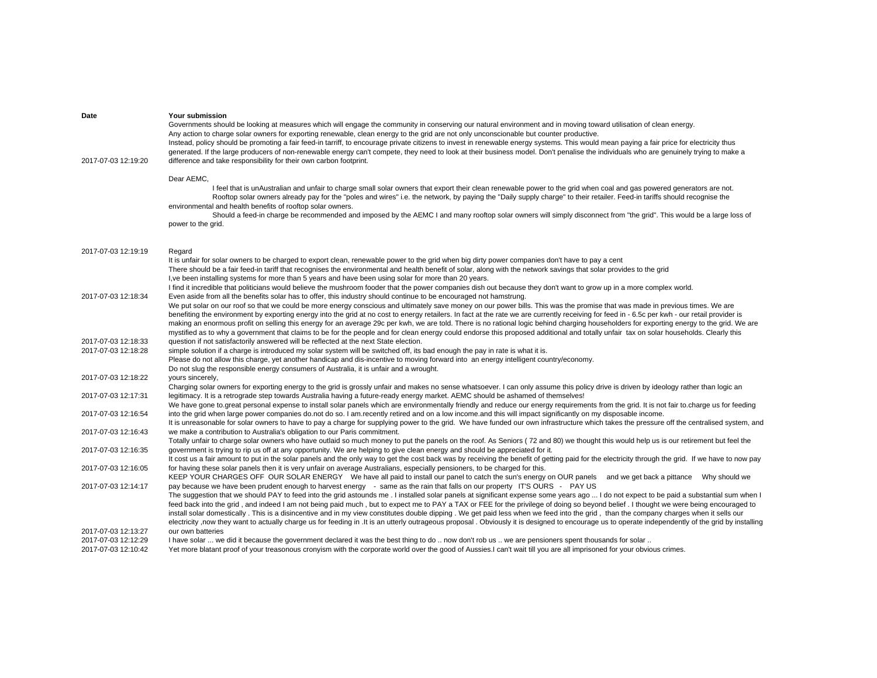| Date | Your submission |
| --- | --- |
| 2017-07-03 12:19:20 | Governments should be looking at measures which will engage the community in conserving our natural environment and in moving toward utilisation of clean energy.<br>Any action to charge solar owners for exporting renewable, clean energy to the grid are not only unconscionable but counter productive.<br>Instead, policy should be promoting a fair feed-in tarriff, to encourage private citizens to invest in renewable energy systems. This would mean paying a fair price for electricity thus generated. If the large producers of non-renewable energy can't compete, they need to look at their business model. Don't penalise the individuals who are genuinely trying to make a difference and take responsibility for their own carbon footprint. |
| 2017-07-03 12:19:19 | Dear AEMC,<br>I feel that is unAustralian and unfair to charge small solar owners that export their clean renewable power to the grid when coal and gas powered generators are not.<br>Rooftop solar owners already pay for the "poles and wires" i.e. the network, by paying the "Daily supply charge" to their retailer. Feed-in tariffs should recognise the environmental and health benefits of rooftop solar owners.<br>Should a feed-in charge be recommended and imposed by the AEMC I and many rooftop solar owners will simply disconnect from "the grid". This would be a large loss of power to the grid.<br>Regard |
| 2017-07-03 12:18:34 | It is unfair for solar owners to be charged to export clean, renewable power to the grid when big dirty power companies don't have to pay a cent<br>There should be a fair feed-in tariff that recognises the environmental and health benefit of solar, along with the network savings that solar provides to the grid<br>I,ve been installing systems for more than 5 years and have been using solar for more than 20 years.<br>I find it incredible that politicians would believe the mushroom fooder that the power companies dish out because they don't want to grow up in a more complex world.<br>Even aside from all the benefits solar has to offer, this industry should continue to be encouraged not hamstrung. |
| 2017-07-03 12:18:33 | We put solar on our roof so that we could be more energy conscious and ultimately save money on our power bills. This was the promise that was made in previous times. We are benefiting the environment by exporting energy into the grid at no cost to energy retailers. In fact at the rate we are currently receiving for feed in - 6.5c per kwh - our retail provider is making an enormous profit on selling this energy for an average 29c per kwh, we are told. There is no rational logic behind charging householders for exporting energy to the grid. We are mystified as to why a government that claims to be for the people and for clean energy could endorse this proposed additional and totally unfair tax on solar households. Clearly this question if not satisfactorily answered will be reflected at the next State election. |
| 2017-07-03 12:18:28 | simple solution if a charge is introduced my solar system will be switched off, its bad enough the pay in rate is what it is. |
| 2017-07-03 12:18:22 | Please do not allow this charge, yet another handicap and dis-incentive to moving forward into an energy intelligent country/economy.<br>Do not slug the responsible energy consumers of Australia, it is unfair and a wrought.<br>yours sincerely, |
| 2017-07-03 12:17:31 | Charging solar owners for exporting energy to the grid is grossly unfair and makes no sense whatsoever. I can only assume this policy drive is driven by ideology rather than logic an legitimacy. It is a retrograde step towards Australia having a future-ready energy market. AEMC should be ashamed of themselves! |
| 2017-07-03 12:16:54 | We have gone to.great personal expense to install solar panels which are environmentally friendly and reduce our energy requirements from the grid. It is not fair to.charge us for feeding into the grid when large power companies do.not do so. I am.recently retired and on a low income.and this will impact significantly on my disposable income. |
| 2017-07-03 12:16:43 | It is unreasonable for solar owners to have to pay a charge for supplying power to the grid. We have funded our own infrastructure which takes the pressure off the centralised system, and we make a contribution to Australia's obligation to our Paris commitment. |
| 2017-07-03 12:16:35 | Totally unfair to charge solar owners who have outlaid so much money to put the panels on the roof. As Seniors ( 72 and 80) we thought this would help us is our retirement but feel the government is trying to rip us off at any opportunity. We are helping to give clean energy and should be appreciated for it. |
| 2017-07-03 12:16:05 | It cost us a fair amount to put in the solar panels and the only way to get the cost back was by receiving the benefit of getting paid for the electricity through the grid. If we have to now pay for having these solar panels then it is very unfair on average Australians, especially pensioners, to be charged for this. |
| 2017-07-03 12:14:17 | KEEP YOUR CHARGES OFF OUR SOLAR ENERGY We have all paid to install our panel to catch the sun's energy on OUR panels and we get back a pittance Why should we pay because we have been prudent enough to harvest energy - same as the rain that falls on our property IT'S OURS - PAY US |
| 2017-07-03 12:13:27 | The suggestion that we should PAY to feed into the grid astounds me . I installed solar panels at significant expense some years ago ... I do not expect to be paid a substantial sum when I feed back into the grid , and indeed I am not being paid much , but to expect me to PAY a TAX or FEE for the privilege of doing so beyond belief . I thought we were being encouraged to install solar domestically . This is a disincentive and in my view constitutes double dipping . We get paid less when we feed into the grid , than the company charges when it sells our electricity ,now they want to actually charge us for feeding in .It is an utterly outrageous proposal . Obviously it is designed to encourage us to operate independently of the grid by installing our own batteries |
| 2017-07-03 12:12:29 | I have solar ... we did it because the government declared it was the best thing to do .. now don't rob us .. we are pensioners spent thousands for solar .. |
| 2017-07-03 12:10:42 | Yet more blatant proof of your treasonous cronyism with the corporate world over the good of Aussies.I can't wait till you are all imprisoned for your obvious crimes. |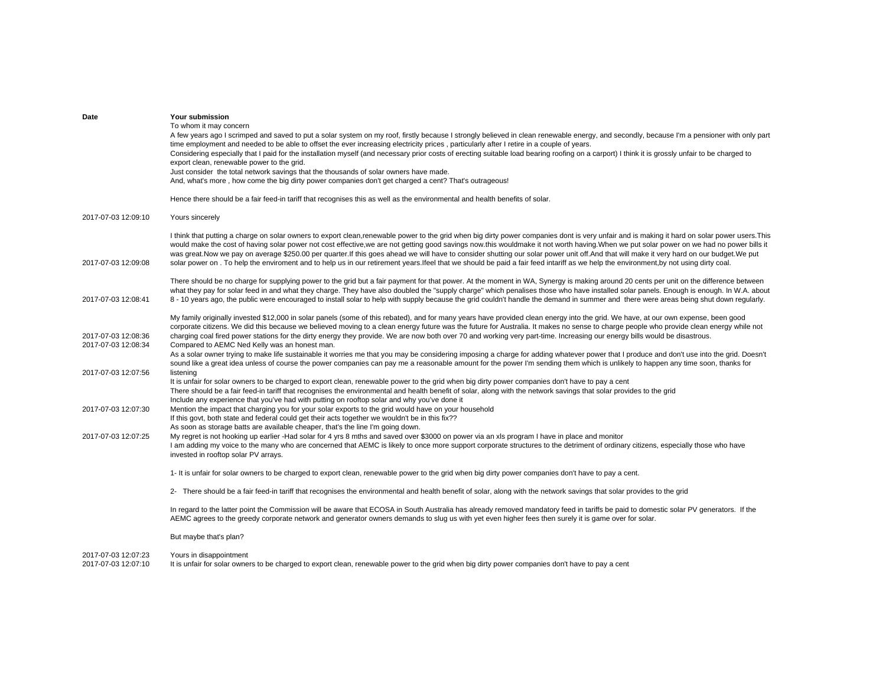| Date | Your submission |
|---|---|
| 2017-07-03 12:09:10 | To whom it may concern<br>A few years ago I scrimped and saved to put a solar system on my roof, firstly because I strongly believed in clean renewable energy, and secondly, because I'm a pensioner with only part time employment and needed to be able to offset the ever increasing electricity prices , particularly after I retire in a couple of years.<br>Considering especially that I paid for the installation myself (and necessary prior costs of erecting suitable load bearing roofing on a carport) I think it is grossly unfair to be charged to export clean, renewable power to the grid.<br>Just consider  the total network savings that the thousands of solar owners have made.<br>And, what's more , how come the big dirty power companies don't get charged a cent? That's outrageous!<br><br>Hence there should be a fair feed-in tariff that recognises this as well as the environmental and health benefits of solar.<br><br>Yours sincerely |
| 2017-07-03 12:09:08 | I think that putting a charge on solar owners to export clean,renewable power to the grid when big dirty power companies dont is very unfair and is making it hard on solar power users.This would make the cost of having solar power not cost effective,we are not getting good savings now.this wouldmake it not worth having.When we put solar power on we had no power bills it was great.Now we pay on average $250.00 per quarter.If this goes ahead we will have to consider shutting our solar power unit off.And that will make it very hard on our budget.We put solar power on . To help the enviroment and to help us in our retirement years.Ifeel that we should be paid a fair feed intariff as we help the environment,by not using dirty coal. |
| 2017-07-03 12:08:41 | There should be no charge for supplying power to the grid but a fair payment for that power. At the moment in WA, Synergy is making around 20 cents per unit on the difference between what they pay for solar feed in and what they charge. They have also doubled the "supply charge" which penalises those who have installed solar panels. Enough is enough. In W.A. about 8 - 10 years ago, the public were encouraged to install solar to help with supply because the grid couldn't handle the demand in summer and  there were areas being shut down regularly. |
| 2017-07-03 12:08:36 | My family originally invested $12,000 in solar panels (some of this rebated), and for many years have provided clean energy into the grid. We have, at our own expense, been good corporate citizens. We did this because we believed moving to a clean energy future was the future for Australia. It makes no sense to charge people who provide clean energy while not charging coal fired power stations for the dirty energy they provide. We are now both over 70 and working very part-time. Increasing our energy bills would be disastrous. |
| 2017-07-03 12:08:34 | Compared to AEMC Ned Kelly was an honest man. |
| 2017-07-03 12:07:56 | As a solar owner trying to make life sustainable it worries me that you may be considering imposing a charge for adding whatever power that I produce and don't use into the grid. Doesn't sound like a great idea unless of course the power companies can pay me a reasonable amount for the power I'm sending them which is unlikely to happen any time soon, thanks for listening |
| 2017-07-03 12:07:30 | It is unfair for solar owners to be charged to export clean, renewable power to the grid when big dirty power companies don't have to pay a cent<br>There should be a fair feed-in tariff that recognises the environmental and health benefit of solar, along with the network savings that solar provides to the grid<br>Include any experience that you've had with putting on rooftop solar and why you've done it<br>Mention the impact that charging you for your solar exports to the grid would have on your household |
| 2017-07-03 12:07:25 | If this govt, both state and federal could get their acts together we wouldn't be in this fix??<br>As soon as storage batts are available cheaper, that's the line I'm going down.<br>My regret is not hooking up earlier -Had solar for 4 yrs 8 mths and saved over $3000 on power via an xls program I have in place and monitor |
| 2017-07-03 12:07:23 | I am adding my voice to the many who are concerned that AEMC is likely to once more support corporate structures to the detriment of ordinary citizens, especially those who have invested in rooftop solar PV arrays.<br><br>1- It is unfair for solar owners to be charged to export clean, renewable power to the grid when big dirty power companies don't have to pay a cent.<br><br>2-   There should be a fair feed-in tariff that recognises the environmental and health benefit of solar, along with the network savings that solar provides to the grid<br><br>In regard to the latter point the Commission will be aware that ECOSA in South Australia has already removed mandatory feed in tariffs be paid to domestic solar PV generators.  If the AEMC agrees to the greedy corporate network and generator owners demands to slug us with yet even higher fees then surely it is game over for solar.<br><br>But maybe that's plan?<br><br>Yours in disappointment |
| 2017-07-03 12:07:10 | It is unfair for solar owners to be charged to export clean, renewable power to the grid when big dirty power companies don't have to pay a cent |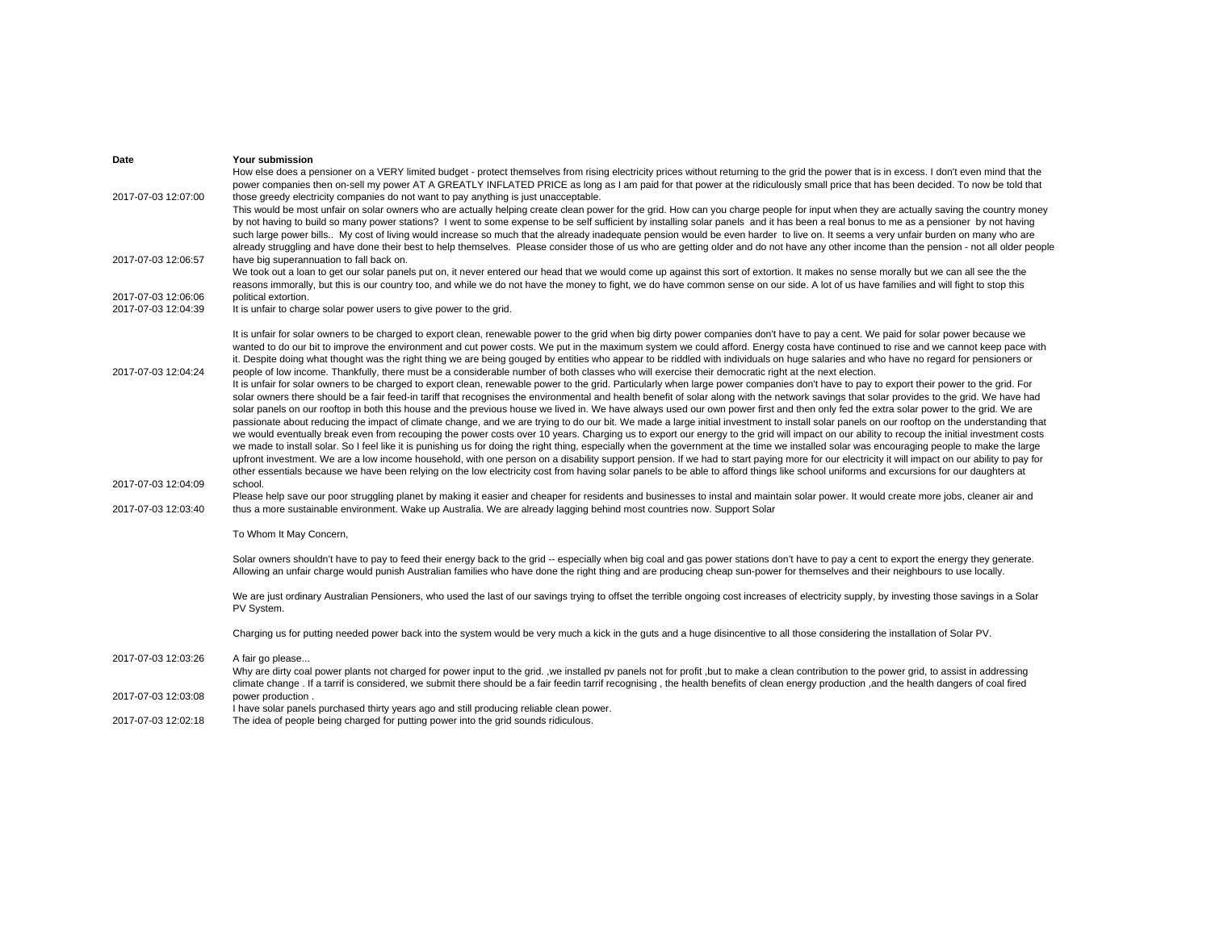| Date | Your submission |
| --- | --- |
| 2017-07-03 12:07:00 | How else does a pensioner on a VERY limited budget - protect themselves from rising electricity prices without returning to the grid the power that is in excess. I don't even mind that the power companies then on-sell my power AT A GREATLY INFLATED PRICE as long as I am paid for that power at the ridiculously small price that has been decided. To now be told that those greedy electricity companies do not want to pay anything is just unacceptable. |
| 2017-07-03 12:06:57 | This would be most unfair on solar owners who are actually helping create clean power for the grid. How can you charge people for input when they are actually saving the country money by not having to build so many power stations? I went to some expense to be self sufficient by installing solar panels and it has been a real bonus to me as a pensioner by not having such large power bills.. My cost of living would increase so much that the already inadequate pension would be even harder to live on. It seems a very unfair burden on many who are already struggling and have done their best to help themselves. Please consider those of us who are getting older and do not have any other income than the pension - not all older people have big superannuation to fall back on. |
| 2017-07-03 12:06:06 | We took out a loan to get our solar panels put on, it never entered our head that we would come up against this sort of extortion. It makes no sense morally but we can all see the the reasons immorally, but this is our country too, and while we do not have the money to fight, we do have common sense on our side. A lot of us have families and will fight to stop this political extortion. |
| 2017-07-03 12:04:39 | It is unfair to charge solar power users to give power to the grid. |
| 2017-07-03 12:04:24 | It is unfair for solar owners to be charged to export clean, renewable power to the grid when big dirty power companies don't have to pay a cent. We paid for solar power because we wanted to do our bit to improve the environment and cut power costs. We put in the maximum system we could afford. Energy costa have continued to rise and we cannot keep pace with it. Despite doing what thought was the right thing we are being gouged by entities who appear to be riddled with individuals on huge salaries and who have no regard for pensioners or people of low income. Thankfully, there must be a considerable number of both classes who will exercise their democratic right at the next election. |
| 2017-07-03 12:04:09 | It is unfair for solar owners to be charged to export clean, renewable power to the grid. Particularly when large power companies don't have to pay to export their power to the grid. For solar owners there should be a fair feed-in tariff that recognises the environmental and health benefit of solar along with the network savings that solar provides to the grid. We have had solar panels on our rooftop in both this house and the previous house we lived in. We have always used our own power first and then only fed the extra solar power to the grid. We are passionate about reducing the impact of climate change, and we are trying to do our bit. We made a large initial investment to install solar panels on our rooftop on the understanding that we would eventually break even from recouping the power costs over 10 years. Charging us to export our energy to the grid will impact on our ability to recoup the initial investment costs we made to install solar. So I feel like it is punishing us for doing the right thing, especially when the government at the time we installed solar was encouraging people to make the large upfront investment. We are a low income household, with one person on a disability support pension. If we had to start paying more for our electricity it will impact on our ability to pay for other essentials because we have been relying on the low electricity cost from having solar panels to be able to afford things like school uniforms and excursions for our daughters at school. |
| 2017-07-03 12:03:40 | Please help save our poor struggling planet by making it easier and cheaper for residents and businesses to instal and maintain solar power. It would create more jobs, cleaner air and thus a more sustainable environment. Wake up Australia. We are already lagging behind most countries now. Support Solar |
| 2017-07-03 12:03:26 | To Whom It May Concern,<br><br>Solar owners shouldn't have to pay to feed their energy back to the grid -- especially when big coal and gas power stations don't have to pay a cent to export the energy they generate. Allowing an unfair charge would punish Australian families who have done the right thing and are producing cheap sun-power for themselves and their neighbours to use locally.<br><br>We are just ordinary Australian Pensioners, who used the last of our savings trying to offset the terrible ongoing cost increases of electricity supply, by investing those savings in a Solar PV System.<br><br>Charging us for putting needed power back into the system would be very much a kick in the guts and a huge disincentive to all those considering the installation of Solar PV.<br><br>A fair go please... |
| 2017-07-03 12:03:08 | Why are dirty coal power plants not charged for power input to the grid. ,we installed pv panels not for profit ,but to make a clean contribution to the power grid, to assist in addressing climate change . If a tarrif is considered, we submit there should be a fair feedin tarrif recognising , the health benefits of clean energy production ,and the health dangers of coal fired power production . |
| 2017-07-03 12:02:18 | I have solar panels purchased thirty years ago and still producing reliable clean power.<br>The idea of people being charged for putting power into the grid sounds ridiculous. |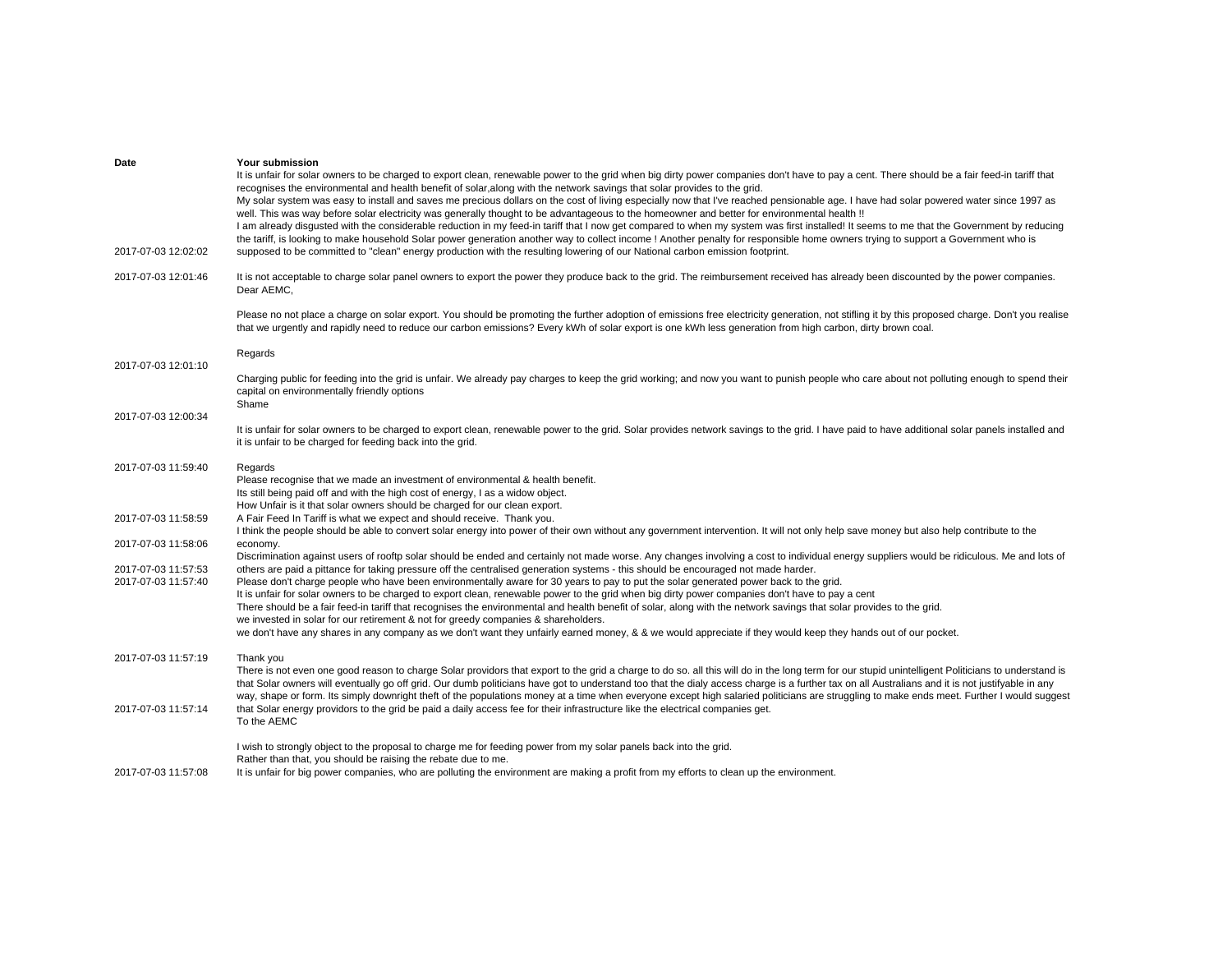| Date | Your submission |
|---|---|
| 2017-07-03 12:02:02 | It is unfair for solar owners to be charged to export clean, renewable power to the grid when big dirty power companies don't have to pay a cent. There should be a fair feed-in tariff that recognises the environmental and health benefit of solar,along with the network savings that solar provides to the grid.<br>My solar system was easy to install and saves me precious dollars on the cost of living especially now that I've reached pensionable age. I have had solar powered water since 1997 as well. This was way before solar electricity was generally thought to be advantageous to the homeowner and better for environmental health !!<br>I am already disgusted with the considerable reduction in my feed-in tariff that I now get compared to when my system was first installed! It seems to me that the Government by reducing the tariff, is looking to make household Solar power generation another way to collect income ! Another penalty for responsible home owners trying to support a Government who is supposed to be committed to "clean" energy production with the resulting lowering of our National carbon emission footprint. |
| 2017-07-03 12:01:46 | It is not acceptable to charge solar panel owners to export the power they produce back to the grid. The reimbursement received has already been discounted by the power companies. |
| 2017-07-03 12:01:10 | Dear AEMC,<br><br>Please no not place a charge on solar export. You should be promoting the further adoption of emissions free electricity generation, not stifling it by this proposed charge. Don't you realise that we urgently and rapidly need to reduce our carbon emissions? Every kWh of solar export is one kWh less generation from high carbon, dirty brown coal.<br><br>Regards |
| 2017-07-03 12:00:34 | Charging public for feeding into the grid is unfair. We already pay charges to keep the grid working; and now you want to punish people who care about not polluting enough to spend their capital on environmentally friendly options<br>Shame |
| 2017-07-03 11:59:40 | It is unfair for solar owners to be charged to export clean, renewable power to the grid. Solar provides network savings to the grid. I have paid to have additional solar panels installed and it is unfair to be charged for feeding back into the grid.<br><br>Regards |
| 2017-07-03 11:58:59 | Please recognise that we made an investment of environmental & health benefit.<br>Its still being paid off and with the high cost of energy, I as a widow object.<br>How Unfair is it that solar owners should be charged for our clean export.<br>A Fair Feed In Tariff is what we expect and should receive. Thank you. |
| 2017-07-03 11:58:06 | I think the people should be able to convert solar energy into power of their own without any government intervention. It will not only help save money but also help contribute to the economy. |
| 2017-07-03 11:57:53 | Discrimination against users of rooftp solar should be ended and certainly not made worse. Any changes involving a cost to individual energy suppliers would be ridiculous. Me and lots of others are paid a pittance for taking pressure off the centralised generation systems - this should be encouraged not made harder. |
| 2017-07-03 11:57:40 | Please don't charge people who have been environmentally aware for 30 years to pay to put the solar generated power back to the grid. |
| 2017-07-03 11:57:19 | It is unfair for solar owners to be charged to export clean, renewable power to the grid when big dirty power companies don't have to pay a cent<br>There should be a fair feed-in tariff that recognises the environmental and health benefit of solar, along with the network savings that solar provides to the grid.<br>we invested in solar for our retirement & not for greedy companies & shareholders.<br>we don't have any shares in any company as we don't want they unfairly earned money, & & we would appreciate if they would keep they hands out of our pocket.<br><br>Thank you |
| 2017-07-03 11:57:14 | There is not even one good reason to charge Solar providors that export to the grid a charge to do so. all this will do in the long term for our stupid unintelligent Politicians to understand is that Solar owners will eventually go off grid. Our dumb politicians have got to understand too that the dialy access charge is a further tax on all Australians and it is not justifyable in any way, shape or form. Its simply downright theft of the populations money at a time when everyone except high salaried politicians are struggling to make ends meet. Further I would suggest that Solar energy providors to the grid be paid a daily access fee for their infrastructure like the electrical companies get. |
| 2017-07-03 11:57:08 | To the AEMC<br><br>I wish to strongly object to the proposal to charge me for feeding power from my solar panels back into the grid.<br>Rather than that, you should be raising the rebate due to me.<br>It is unfair for big power companies, who are polluting the environment are making a profit from my efforts to clean up the environment. |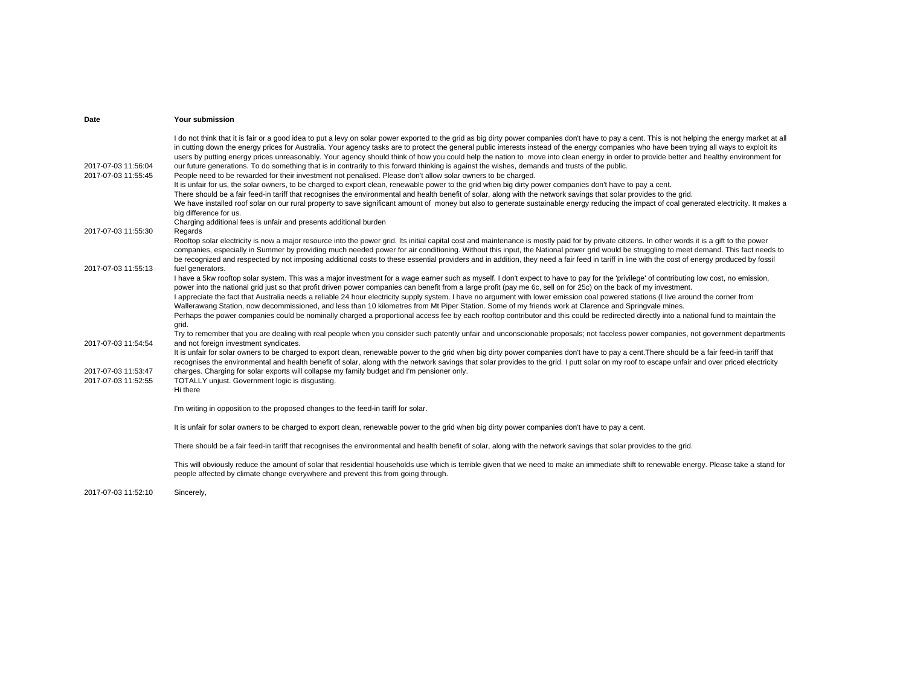| Date | Your submission |
|---|---|
| 2017-07-03 11:56:04 | I do not think that it is fair or a good idea to put a levy on solar power exported to the grid as big dirty power companies don't have to pay a cent. This is not helping the energy market at all in cutting down the energy prices for Australia. Your agency tasks are to protect the general public interests instead of the energy companies who have been trying all ways to exploit its users by putting energy prices unreasonably. Your agency should think of how you could help the nation to move into clean energy in order to provide better and healthy environment for our future generations. To do something that is in contrarily to this forward thinking is against the wishes, demands and trusts of the public. |
| 2017-07-03 11:55:45 | People need to be rewarded for their investment not penalised. Please don't allow solar owners to be charged. |
| 2017-07-03 11:55:30 | It is unfair for us, the solar owners, to be charged to export clean, renewable power to the grid when big dirty power companies don't have to pay a cent.<br>There should be a fair feed-in tariff that recognises the environmental and health benefit of solar, along with the network savings that solar provides to the grid.<br>We have installed roof solar on our rural property to save significant amount of money but also to generate sustainable energy reducing the impact of coal generated electricity. It makes a big difference for us.<br>Charging additional fees is unfair and presents additional burden<br>Regards |
| 2017-07-03 11:55:13 | Rooftop solar electricity is now a major resource into the power grid. Its initial capital cost and maintenance is mostly paid for by private citizens. In other words it is a gift to the power companies, especially in Summer by providing much needed power for air conditioning. Without this input, the National power grid would be struggling to meet demand. This fact needs to be recognized and respected by not imposing additional costs to these essential providers and in addition, they need a fair feed in tariff in line with the cost of energy produced by fossil fuel generators. |
| 2017-07-03 11:54:54 | I have a 5kw rooftop solar system. This was a major investment for a wage earner such as myself. I don't expect to have to pay for the 'privilege' of contributing low cost, no emission, power into the national grid just so that profit driven power companies can benefit from a large profit (pay me 6c, sell on for 25c) on the back of my investment.<br>I appreciate the fact that Australia needs a reliable 24 hour electricity supply system. I have no argument with lower emission coal powered stations (I live around the corner from Wallerawang Station, now decommissioned, and less than 10 kilometres from Mt Piper Station. Some of my friends work at Clarence and Springvale mines.<br>Perhaps the power companies could be nominally charged a proportional access fee by each rooftop contributor and this could be redirected directly into a national fund to maintain the grid.<br>Try to remember that you are dealing with real people when you consider such patently unfair and unconscionable proposals; not faceless power companies, not government departments and not foreign investment syndicates. |
| 2017-07-03 11:53:47 | It is unfair for solar owners to be charged to export clean, renewable power to the grid when big dirty power companies don't have to pay a cent.There should be a fair feed-in tariff that recognises the environmental and health benefit of solar, along with the network savings that solar provides to the grid. I putt solar on my roof to escape unfair and over priced electricity charges. Charging for solar exports will collapse my family budget and I'm pensioner only. |
| 2017-07-03 11:52:55 | TOTALLY unjust. Government logic is disgusting. |
| 2017-07-03 11:52:10 | Hi there<br><br>I'm writing in opposition to the proposed changes to the feed-in tariff for solar.<br><br>It is unfair for solar owners to be charged to export clean, renewable power to the grid when big dirty power companies don't have to pay a cent.<br><br>There should be a fair feed-in tariff that recognises the environmental and health benefit of solar, along with the network savings that solar provides to the grid.<br><br>This will obviously reduce the amount of solar that residential households use which is terrible given that we need to make an immediate shift to renewable energy. Please take a stand for people affected by climate change everywhere and prevent this from going through.<br><br>Sincerely, |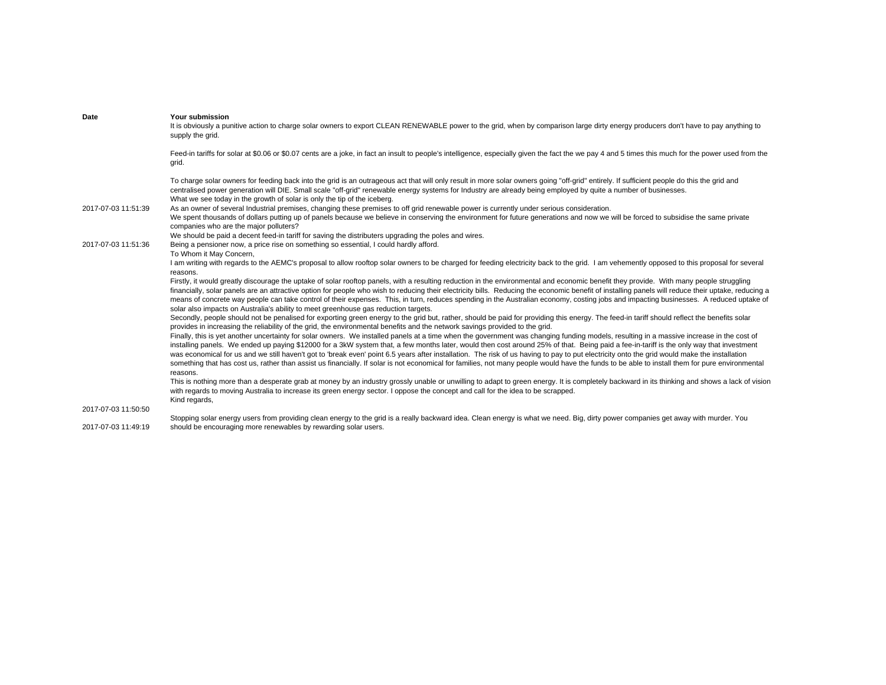| Date | Your submission |
|---|---|
| 2017-07-03 11:51:39 | It is obviously a punitive action to charge solar owners to export CLEAN RENEWABLE power to the grid, when by comparison large dirty energy producers don't have to pay anything to supply the grid.<br><br>Feed-in tariffs for solar at $0.06 or $0.07 cents are a joke, in fact an insult to people's intelligence, especially given the fact the we pay 4 and 5 times this much for the power used from the grid.<br><br>To charge solar owners for feeding back into the grid is an outrageous act that will only result in more solar owners going "off-grid" entirely. If sufficient people do this the grid and centralised power generation will DIE. Small scale "off-grid" renewable energy systems for Industry are already being employed by quite a number of businesses.<br>What we see today in the growth of solar is only the tip of the iceberg.<br>As an owner of several Industrial premises, changing these premises to off grid renewable power is currently under serious consideration. |
| 2017-07-03 11:51:36 | We spent thousands of dollars putting up of panels because we believe in conserving the environment for future generations and now we will be forced to subsidise the same private companies who are the major polluters?<br>We should be paid a decent feed-in tariff for saving the distributers upgrading the poles and wires.<br>Being a pensioner now, a price rise on something so essential, I could hardly afford. |
| 2017-07-03 11:50:50 | To Whom it May Concern,<br>I am writing with regards to the AEMC's proposal to allow rooftop solar owners to be charged for feeding electricity back to the grid. I am vehemently opposed to this proposal for several reasons.<br>Firstly, it would greatly discourage the uptake of solar rooftop panels, with a resulting reduction in the environmental and economic benefit they provide. With many people struggling financially, solar panels are an attractive option for people who wish to reducing their electricity bills. Reducing the economic benefit of installing panels will reduce their uptake, reducing a means of concrete way people can take control of their expenses. This, in turn, reduces spending in the Australian economy, costing jobs and impacting businesses. A reduced uptake of solar also impacts on Australia's ability to meet greenhouse gas reduction targets.<br>Secondly, people should not be penalised for exporting green energy to the grid but, rather, should be paid for providing this energy. The feed-in tariff should reflect the benefits solar provides in increasing the reliability of the grid, the environmental benefits and the network savings provided to the grid.<br>Finally, this is yet another uncertainty for solar owners. We installed panels at a time when the government was changing funding models, resulting in a massive increase in the cost of installing panels. We ended up paying $12000 for a 3kW system that, a few months later, would then cost around 25% of that. Being paid a fee-in-tariff is the only way that investment was economical for us and we still haven't got to 'break even' point 6.5 years after installation. The risk of us having to pay to put electricity onto the grid would make the installation something that has cost us, rather than assist us financially. If solar is not economical for families, not many people would have the funds to be able to install them for pure environmental reasons.<br>This is nothing more than a desperate grab at money by an industry grossly unable or unwilling to adapt to green energy. It is completely backward in its thinking and shows a lack of vision with regards to moving Australia to increase its green energy sector. I oppose the concept and call for the idea to be scrapped.<br>Kind regards, |
| 2017-07-03 11:49:19 | Stopping solar energy users from providing clean energy to the grid is a really backward idea. Clean energy is what we need. Big, dirty power companies get away with murder. You should be encouraging more renewables by rewarding solar users. |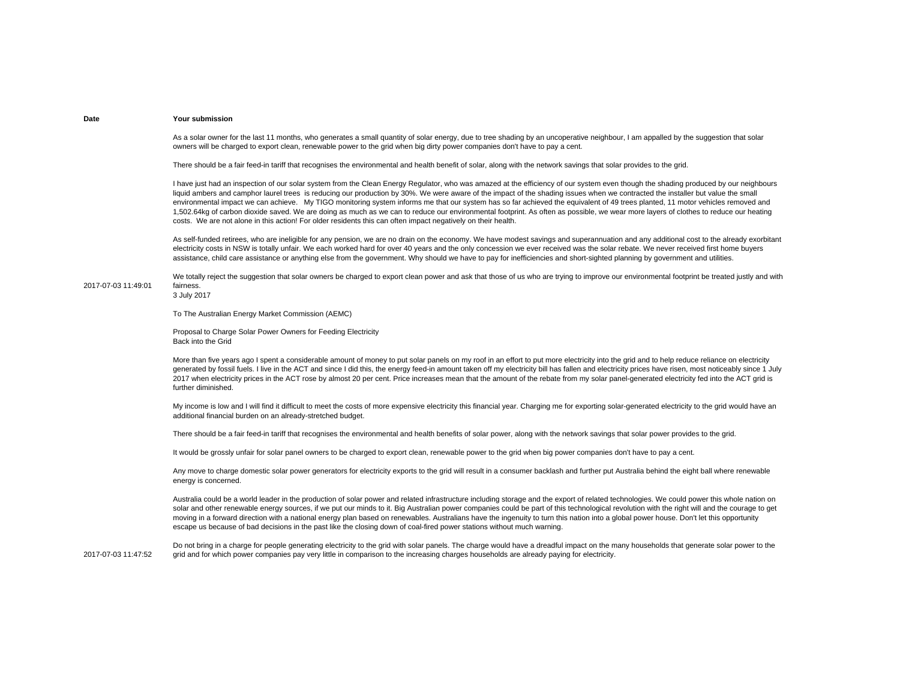| Date | Your submission |
|---|---|
| 2017-07-03 11:49:01 | As a solar owner for the last 11 months, who generates a small quantity of solar energy, due to tree shading by an uncoperative neighbour, I am appalled by the suggestion that solar owners will be charged to export clean, renewable power to the grid when big dirty power companies don't have to pay a cent.<br><br>There should be a fair feed-in tariff that recognises the environmental and health benefit of solar, along with the network savings that solar provides to the grid.<br><br>I have just had an inspection of our solar system from the Clean Energy Regulator, who was amazed at the efficiency of our system even though the shading produced by our neighbours liquid ambers and camphor laurel trees is reducing our production by 30%. We were aware of the impact of the shading issues when we contracted the installer but value the small environmental impact we can achieve. My TIGO monitoring system informs me that our system has so far achieved the equivalent of 49 trees planted, 11 motor vehicles removed and 1,502.64kg of carbon dioxide saved. We are doing as much as we can to reduce our environmental footprint. As often as possible, we wear more layers of clothes to reduce our heating costs. We are not alone in this action! For older residents this can often impact negatively on their health.<br><br>As self-funded retirees, who are ineligible for any pension, we are no drain on the economy. We have modest savings and superannuation and any additional cost to the already exorbitant electricity costs in NSW is totally unfair. We each worked hard for over 40 years and the only concession we ever received was the solar rebate. We never received first home buyers assistance, child care assistance or anything else from the government. Why should we have to pay for inefficiencies and short-sighted planning by government and utilities.<br><br>We totally reject the suggestion that solar owners be charged to export clean power and ask that those of us who are trying to improve our environmental footprint be treated justly and with fairness. |
| 2017-07-03 11:47:52 | 3 July 2017<br><br>To The Australian Energy Market Commission (AEMC)<br><br>Proposal to Charge Solar Power Owners for Feeding Electricity Back into the Grid<br><br>More than five years ago I spent a considerable amount of money to put solar panels on my roof in an effort to put more electricity into the grid and to help reduce reliance on electricity generated by fossil fuels. I live in the ACT and since I did this, the energy feed-in amount taken off my electricity bill has fallen and electricity prices have risen, most noticeably since 1 July 2017 when electricity prices in the ACT rose by almost 20 per cent. Price increases mean that the amount of the rebate from my solar panel-generated electricity fed into the ACT grid is further diminished.<br><br>My income is low and I will find it difficult to meet the costs of more expensive electricity this financial year. Charging me for exporting solar-generated electricity to the grid would have an additional financial burden on an already-stretched budget.<br><br>There should be a fair feed-in tariff that recognises the environmental and health benefits of solar power, along with the network savings that solar power provides to the grid.<br><br>It would be grossly unfair for solar panel owners to be charged to export clean, renewable power to the grid when big power companies don't have to pay a cent.<br><br>Any move to charge domestic solar power generators for electricity exports to the grid will result in a consumer backlash and further put Australia behind the eight ball where renewable energy is concerned.<br><br>Australia could be a world leader in the production of solar power and related infrastructure including storage and the export of related technologies. We could power this whole nation on solar and other renewable energy sources, if we put our minds to it. Big Australian power companies could be part of this technological revolution with the right will and the courage to get moving in a forward direction with a national energy plan based on renewables. Australians have the ingenuity to turn this nation into a global power house. Don't let this opportunity escape us because of bad decisions in the past like the closing down of coal-fired power stations without much warning.<br><br>Do not bring in a charge for people generating electricity to the grid with solar panels. The charge would have a dreadful impact on the many households that generate solar power to the grid and for which power companies pay very little in comparison to the increasing charges households are already paying for electricity. |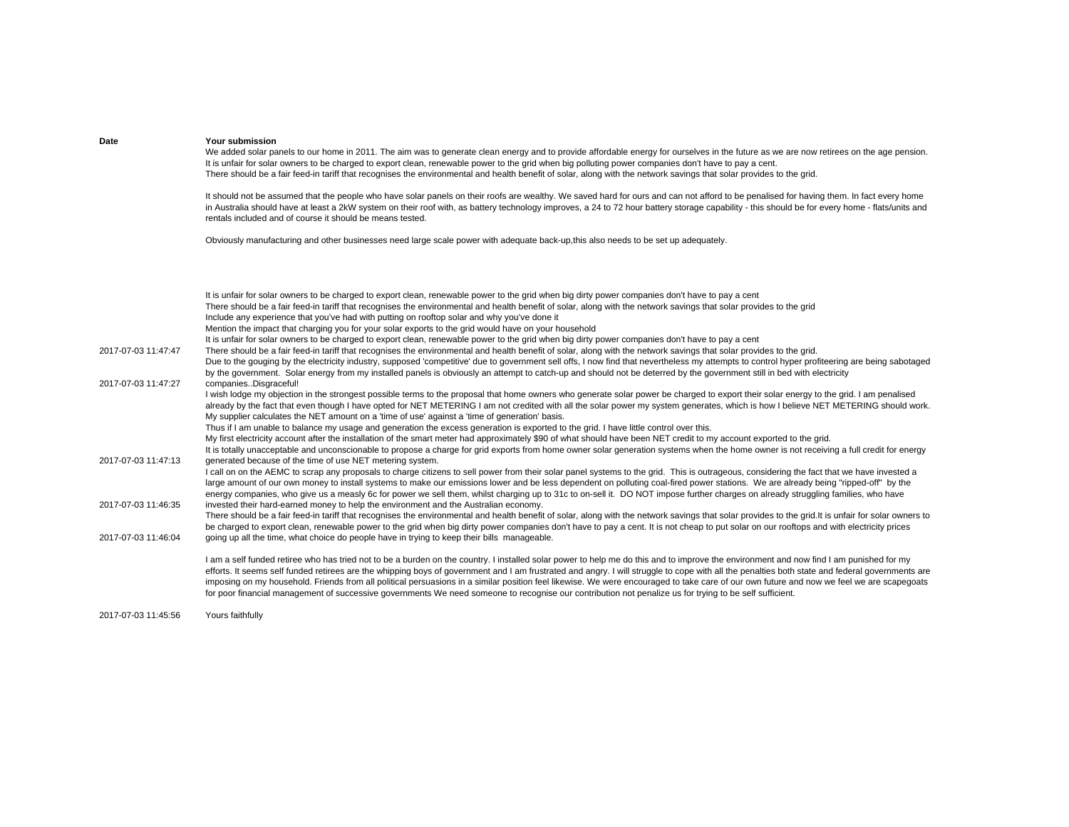| Date | Your submission |
|---|---|
| | We added solar panels to our home in 2011. The aim was to generate clean energy and to provide affordable energy for ourselves in the future as we are now retirees on the age pension.<br>It is unfair for solar owners to be charged to export clean, renewable power to the grid when big polluting power companies don't have to pay a cent.<br>There should be a fair feed-in tariff that recognises the environmental and health benefit of solar, along with the network savings that solar provides to the grid.<br><br>It should not be assumed that the people who have solar panels on their roofs are wealthy. We saved hard for ours and can not afford to be penalised for having them. In fact every home in Australia should have at least a 2kW system on their roof with, as battery technology improves, a 24 to 72 hour battery storage capability - this should be for every home - flats/units and rentals included and of course it should be means tested.<br><br>Obviously manufacturing and other businesses need large scale power with adequate back-up,this also needs to be set up adequately. |
| 2017-07-03 11:47:47 | It is unfair for solar owners to be charged to export clean, renewable power to the grid when big dirty power companies don't have to pay a cent<br>There should be a fair feed-in tariff that recognises the environmental and health benefit of solar, along with the network savings that solar provides to the grid<br>Include any experience that you've had with putting on rooftop solar and why you've done it<br>Mention the impact that charging you for your solar exports to the grid would have on your household<br>It is unfair for solar owners to be charged to export clean, renewable power to the grid when big dirty power companies don't have to pay a cent<br>There should be a fair feed-in tariff that recognises the environmental and health benefit of solar, along with the network savings that solar provides to the grid. |
| 2017-07-03 11:47:27 | Due to the gouging by the electricity industry, supposed 'competitive' due to government sell offs, I now find that nevertheless my attempts to control hyper profiteering are being sabotaged by the government. Solar energy from my installed panels is obviously an attempt to catch-up and should not be deterred by the government still in bed with electricity companies..Disgraceful! |
| 2017-07-03 11:47:13 | I wish lodge my objection in the strongest possible terms to the proposal that home owners who generate solar power be charged to export their solar energy to the grid. I am penalised already by the fact that even though I have opted for NET METERING I am not credited with all the solar power my system generates, which is how I believe NET METERING should work.<br>My supplier calculates the NET amount on a 'time of use' against a 'time of generation' basis.<br>Thus if I am unable to balance my usage and generation the excess generation is exported to the grid. I have little control over this.<br>My first electricity account after the installation of the smart meter had approximately $90 of what should have been NET credit to my account exported to the grid.<br>It is totally unacceptable and unconscionable to propose a charge for grid exports from home owner solar generation systems when the home owner is not receiving a full credit for energy generated because of the time of use NET metering system. |
| 2017-07-03 11:46:35 | I call on on the AEMC to scrap any proposals to charge citizens to sell power from their solar panel systems to the grid. This is outrageous, considering the fact that we have invested a large amount of our own money to install systems to make our emissions lower and be less dependent on polluting coal-fired power stations. We are already being "ripped-off" by the energy companies, who give us a measly 6c for power we sell them, whilst charging up to 31c to on-sell it. DO NOT impose further charges on already struggling families, who have invested their hard-earned money to help the environment and the Australian economy. |
| 2017-07-03 11:46:04 | There should be a fair feed-in tariff that recognises the environmental and health benefit of solar, along with the network savings that solar provides to the grid.It is unfair for solar owners to be charged to export clean, renewable power to the grid when big dirty power companies don't have to pay a cent. It is not cheap to put solar on our rooftops and with electricity prices going up all the time, what choice do people have in trying to keep their bills manageable. |
| 2017-07-03 11:45:56 | I am a self funded retiree who has tried not to be a burden on the country. I installed solar power to help me do this and to improve the environment and now find I am punished for my efforts. It seems self funded retirees are the whipping boys of government and I am frustrated and angry. I will struggle to cope with all the penalties both state and federal governments are imposing on my household. Friends from all political persuasions in a similar position feel likewise. We were encouraged to take care of our own future and now we feel we are scapegoats for poor financial management of successive governments We need someone to recognise our contribution not penalize us for trying to be self sufficient.<br><br>Yours faithfully |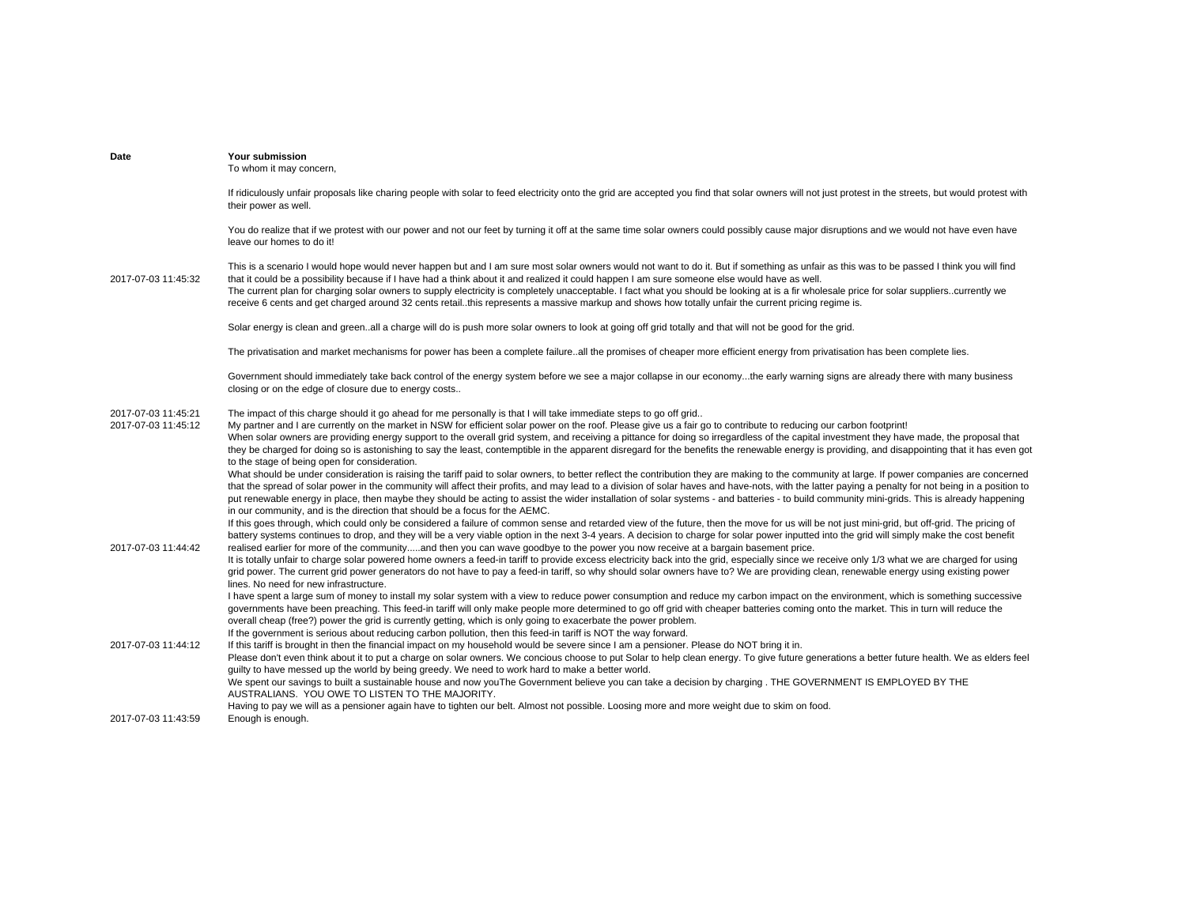| Date | Your submission |
|---|---|
| 2017-07-03 11:45:32 | To whom it may concern,<br><br>If ridiculously unfair proposals like charing people with solar to feed electricity onto the grid are accepted you find that solar owners will not just protest in the streets, but would protest with their power as well.<br><br>You do realize that if we protest with our power and not our feet by turning it off at the same time solar owners could possibly cause major disruptions and we would not have even have leave our homes to do it!<br><br>This is a scenario I would hope would never happen but and I am sure most solar owners would not want to do it. But if something as unfair as this was to be passed I think you will find that it could be a possibility because if I have had a think about it and realized it could happen I am sure someone else would have as well.<br>The current plan for charging solar owners to supply electricity is completely unacceptable. I fact what you should be looking at is a fir wholesale price for solar suppliers..currently we receive 6 cents and get charged around 32 cents retail..this represents a massive markup and shows how totally unfair the current pricing regime is.<br><br>Solar energy is clean and green..all a charge will do is push more solar owners to look at going off grid totally and that will not be good for the grid.<br><br>The privatisation and market mechanisms for power has been a complete failure..all the promises of cheaper more efficient energy from privatisation has been complete lies.<br><br>Government should immediately take back control of the energy system before we see a major collapse in our economy...the early warning signs are already there with many business closing or on the edge of closure due to energy costs.. |
| 2017-07-03 11:45:21 | The impact of this charge should it go ahead for me personally is that I will take immediate steps to go off grid.. |
| 2017-07-03 11:45:12 | My partner and I are currently on the market in NSW for efficient solar power on the roof. Please give us a fair go to contribute to reducing our carbon footprint! |
| 2017-07-03 11:44:42 | When solar owners are providing energy support to the overall grid system, and receiving a pittance for doing so irregardless of the capital investment they have made, the proposal that they be charged for doing so is astonishing to say the least, contemptible in the apparent disregard for the benefits the renewable energy is providing, and disappointing that it has even got to the stage of being open for consideration.<br>What should be under consideration is raising the tariff paid to solar owners, to better reflect the contribution they are making to the community at large. If power companies are concerned that the spread of solar power in the community will affect their profits, and may lead to a division of solar haves and have-nots, with the latter paying a penalty for not being in a position to put renewable energy in place, then maybe they should be acting to assist the wider installation of solar systems - and batteries - to build community mini-grids. This is already happening in our community, and is the direction that should be a focus for the AEMC.<br>If this goes through, which could only be considered a failure of common sense and retarded view of the future, then the move for us will be not just mini-grid, but off-grid. The pricing of battery systems continues to drop, and they will be a very viable option in the next 3-4 years. A decision to charge for solar power inputted into the grid will simply make the cost benefit realised earlier for more of the community.....and then you can wave goodbye to the power you now receive at a bargain basement price. |
| | It is totally unfair to charge solar powered home owners a feed-in tariff to provide excess electricity back into the grid, especially since we receive only 1/3 what we are charged for using grid power. The current grid power generators do not have to pay a feed-in tariff, so why should solar owners have to? We are providing clean, renewable energy using existing power lines. No need for new infrastructure.<br>I have spent a large sum of money to install my solar system with a view to reduce power consumption and reduce my carbon impact on the environment, which is something successive governments have been preaching. This feed-in tariff will only make people more determined to go off grid with cheaper batteries coming onto the market. This in turn will reduce the overall cheap (free?) power the grid is currently getting, which is only going to exacerbate the power problem.<br>If the government is serious about reducing carbon pollution, then this feed-in tariff is NOT the way forward. |
| 2017-07-03 11:44:12 | If this tariff is brought in then the financial impact on my household would be severe since I am a pensioner. Please do NOT bring it in. |
| 2017-07-03 11:43:59 | Please don't even think about it to put a charge on solar owners. We concious choose to put Solar to help clean energy. To give future generations a better future health. We as elders feel guilty to have messed up the world by being greedy. We need to work hard to make a better world.<br>We spent our savings to built a sustainable house and now youThe Government believe you can take a decision by charging . THE GOVERNMENT IS EMPLOYED BY THE AUSTRALIANS. YOU OWE TO LISTEN TO THE MAJORITY.<br>Having to pay we will as a pensioner again have to tighten our belt. Almost not possible. Loosing more and more weight due to skim on food.<br>Enough is enough. |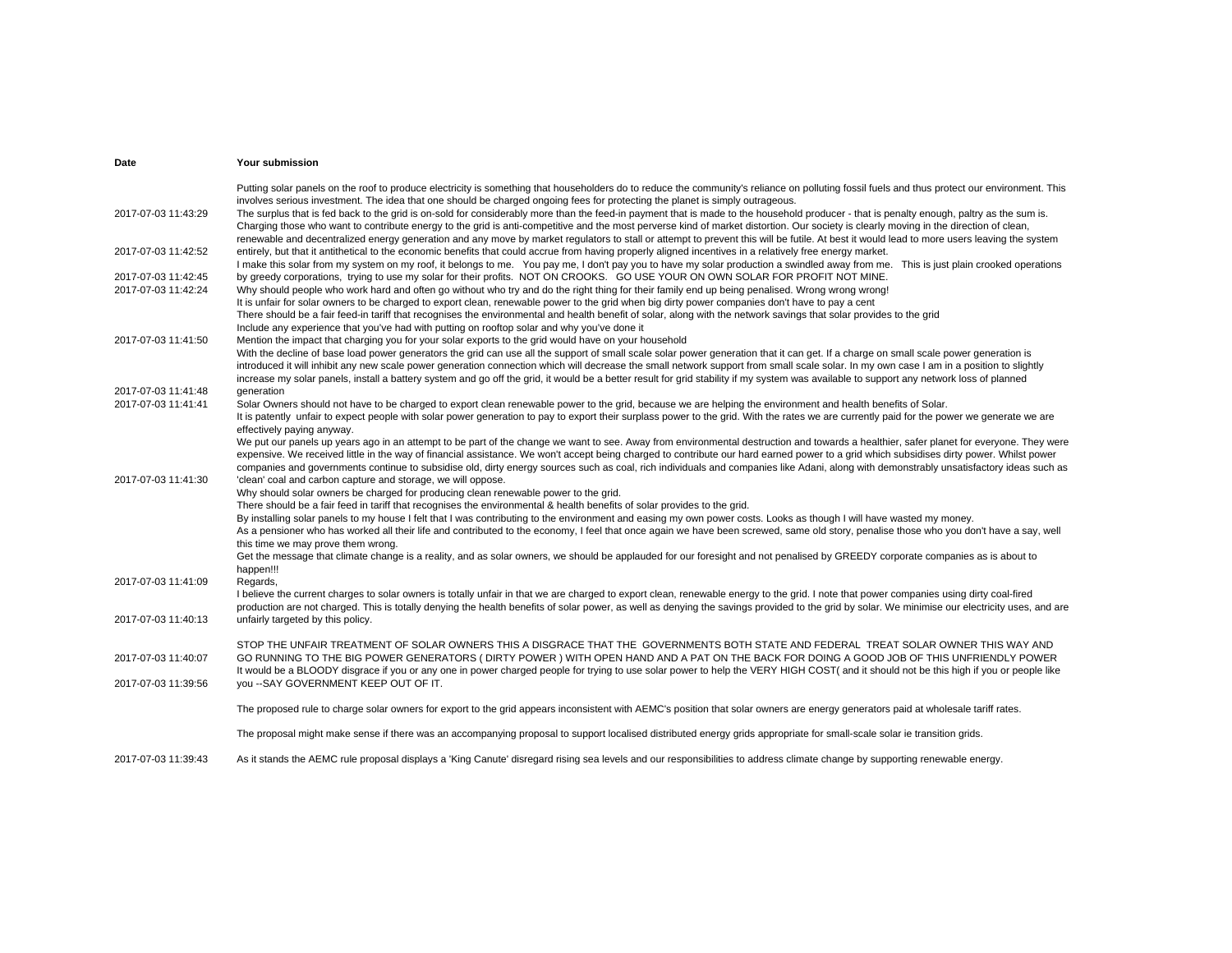| Date | Your submission |
|---|---|
| 2017-07-03 11:43:29 | Putting solar panels on the roof to produce electricity is something that householders do to reduce the community's reliance on polluting fossil fuels and thus protect our environment. This involves serious investment. The idea that one should be charged ongoing fees for protecting the planet is simply outrageous.<br>The surplus that is fed back to the grid is on-sold for considerably more than the feed-in payment that is made to the household producer - that is penalty enough, paltry as the sum is. |
| 2017-07-03 11:42:52 | Charging those who want to contribute energy to the grid is anti-competitive and the most perverse kind of market distortion. Our society is clearly moving in the direction of clean, renewable and decentralized energy generation and any move by market regulators to stall or attempt to prevent this will be futile. At best it would lead to more users leaving the system entirely, but that it antithetical to the economic benefits that could accrue from having properly aligned incentives in a relatively free energy market. |
| 2017-07-03 11:42:45 | I make this solar from my system on my roof, it belongs to me. You pay me, I don't pay you to have my solar production a swindled away from me. This is just plain crooked operations by greedy corporations, trying to use my solar for their profits. NOT ON CROOKS. GO USE YOUR ON OWN SOLAR FOR PROFIT NOT MINE. |
| 2017-07-03 11:42:24 | Why should people who work hard and often go without who try and do the right thing for their family end up being penalised. Wrong wrong wrong! |
| 2017-07-03 11:41:50 | It is unfair for solar owners to be charged to export clean, renewable power to the grid when big dirty power companies don't have to pay a cent<br>There should be a fair feed-in tariff that recognises the environmental and health benefit of solar, along with the network savings that solar provides to the grid<br>Include any experience that you've had with putting on rooftop solar and why you've done it<br>Mention the impact that charging you for your solar exports to the grid would have on your household |
| 2017-07-03 11:41:48 | With the decline of base load power generators the grid can use all the support of small scale solar power generation that it can get. If a charge on small scale power generation is introduced it will inhibit any new scale power generation connection which will decrease the small network support from small scale solar. In my own case I am in a position to slightly increase my solar panels, install a battery system and go off the grid, it would be a better result for grid stability if my system was available to support any network loss of planned generation |
| 2017-07-03 11:41:41 | Solar Owners should not have to be charged to export clean renewable power to the grid, because we are helping the environment and health benefits of Solar. |
| 2017-07-03 11:41:30 | It is patently unfair to expect people with solar power generation to pay to export their surplass power to the grid. With the rates we are currently paid for the power we generate we are effectively paying anyway.<br>We put our panels up years ago in an attempt to be part of the change we want to see. Away from environmental destruction and towards a healthier, safer planet for everyone. They were expensive. We received little in the way of financial assistance. We won't accept being charged to contribute our hard earned power to a grid which subsidises dirty power. Whilst power companies and governments continue to subsidise old, dirty energy sources such as coal, rich individuals and companies like Adani, along with demonstrably unsatisfactory ideas such as 'clean' coal and carbon capture and storage, we will oppose. |
| 2017-07-03 11:41:09 | Why should solar owners be charged for producing clean renewable power to the grid.<br>There should be a fair feed in tariff that recognises the environmental & health benefits of solar provides to the grid.<br>By installing solar panels to my house I felt that I was contributing to the environment and easing my own power costs. Looks as though I will have wasted my money.<br>As a pensioner who has worked all their life and contributed to the economy, I feel that once again we have been screwed, same old story, penalise those who you don't have a say, well this time we may prove them wrong.<br>Get the message that climate change is a reality, and as solar owners, we should be applauded for our foresight and not penalised by GREEDY corporate companies as is about to happen!!!<br>Regards, |
| 2017-07-03 11:40:13 | I believe the current charges to solar owners is totally unfair in that we are charged to export clean, renewable energy to the grid. I note that power companies using dirty coal-fired production are not charged. This is totally denying the health benefits of solar power, as well as denying the savings provided to the grid by solar. We minimise our electricity uses, and are unfairly targeted by this policy. |
| 2017-07-03 11:40:07 | STOP THE UNFAIR TREATMENT OF SOLAR OWNERS THIS A DISGRACE THAT THE GOVERNMENTS BOTH STATE AND FEDERAL TREAT SOLAR OWNER THIS WAY AND GO RUNNING TO THE BIG POWER GENERATORS ( DIRTY POWER ) WITH OPEN HAND AND A PAT ON THE BACK FOR DOING A GOOD JOB OF THIS UNFRIENDLY POWER |
| 2017-07-03 11:39:56 | It would be a BLOODY disgrace if you or any one in power charged people for trying to use solar power to help the VERY HIGH COST( and it should not be this high if you or people like you --SAY GOVERNMENT KEEP OUT OF IT. |
| 2017-07-03 11:39:43 | The proposed rule to charge solar owners for export to the grid appears inconsistent with AEMC's position that solar owners are energy generators paid at wholesale tariff rates.<br>The proposal might make sense if there was an accompanying proposal to support localised distributed energy grids appropriate for small-scale solar ie transition grids.<br>As it stands the AEMC rule proposal displays a 'King Canute' disregard rising sea levels and our responsibilities to address climate change by supporting renewable energy. |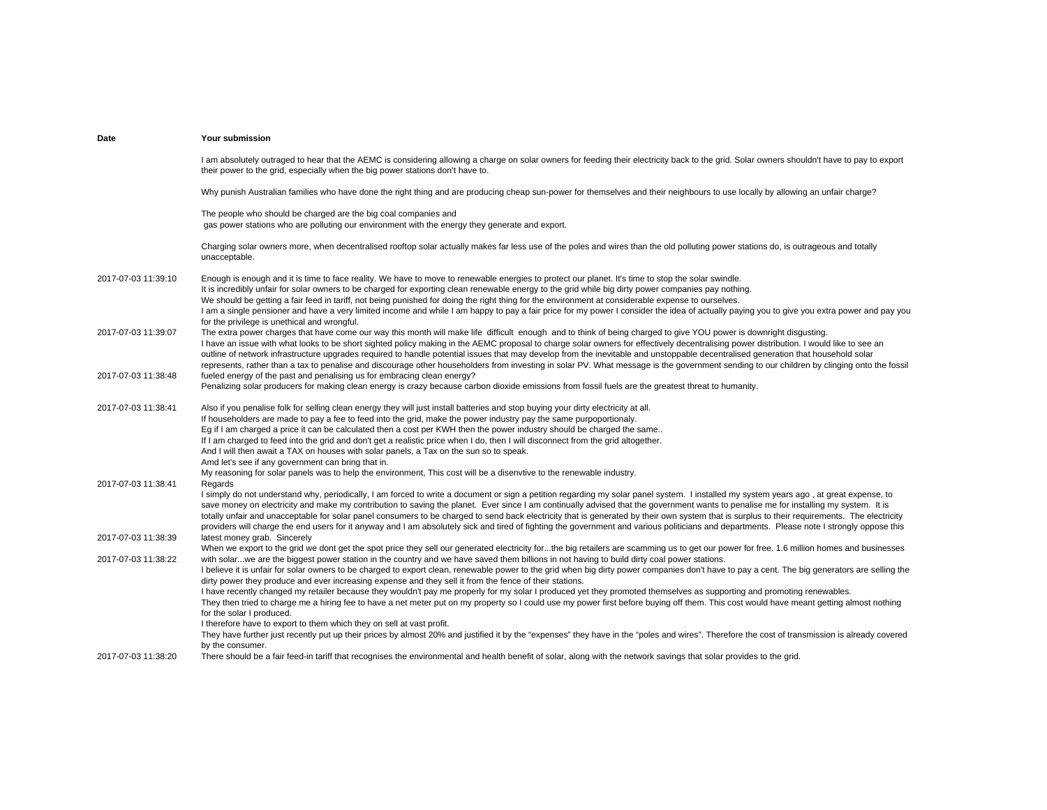| Date | Your submission |
|---|---|
| 2017-07-03 11:39:10 | I am absolutely outraged to hear that the AEMC is considering allowing a charge on solar owners for feeding their electricity back to the grid. Solar owners shouldn't have to pay to export their power to the grid, especially when the big power stations don't have to.<br><br>Why punish Australian families who have done the right thing and are producing cheap sun-power for themselves and their neighbours to use locally by allowing an unfair charge?<br><br>The people who should be charged are the big coal companies and<br>gas power stations who are polluting our environment with the energy they generate and export.<br><br>Charging solar owners more, when decentralised rooftop solar actually makes far less use of the poles and wires than the old polluting power stations do, is outrageous and totally unacceptable.<br><br>Enough is enough and it is time to face reality. We have to move to renewable energies to protect our planet. It's time to stop the solar swindle. |
| 2017-07-03 11:39:07 | It is incredibly unfair for solar owners to be charged for exporting clean renewable energy to the grid while big dirty power companies pay nothing.<br>We should be getting a fair feed in tariff, not being punished for doing the right thing for the environment at considerable expense to ourselves.<br>I am a single pensioner and have a very limited income and while I am happy to pay a fair price for my power I consider the idea of actually paying you to give you extra power and pay you for the privilege is unethical and wrongful.<br>The extra power charges that have come our way this month will make life difficult enough and to think of being charged to give YOU power is downright disgusting. |
| 2017-07-03 11:38:48 | I have an issue with what looks to be short sighted policy making in the AEMC proposal to charge solar owners for effectively decentralising power distribution. I would like to see an outline of network infrastructure upgrades required to handle potential issues that may develop from the inevitable and unstoppable decentralised generation that household solar represents, rather than a tax to penalise and discourage other householders from investing in solar PV. What message is the government sending to our children by clinging onto the fossil fueled energy of the past and penalising us for embracing clean energy? |
| 2017-07-03 11:38:41 | Penalizing solar producers for making clean energy is crazy because carbon dioxide emissions from fossil fuels are the greatest threat to humanity.<br><br>Also if you penalise folk for selling clean energy they will just install batteries and stop buying your dirty electricity at all. |
| 2017-07-03 11:38:41 | If householders are made to pay a fee to feed into the grid, make the power industry pay the same purpoportionaly.<br>Eg if I am charged a price it can be calculated then a cost per KWH then the power industry should be charged the same..<br>If I am charged to feed into the grid and don't get a realistic price when I do, then I will disconnect from the grid altogether.<br>And I will then await a TAX on houses with solar panels, a Tax on the sun so to speak.<br>Amd let's see if any government can bring that in.<br>My reasoning for solar panels was to help the environment, This cost will be a disenvtive to the renewable industry.<br>Regards |
| 2017-07-03 11:38:39 | I simply do not understand why, periodically, I am forced to write a document or sign a petition regarding my solar panel system. I installed my system years ago , at great expense, to save money on electricity and make my contribution to saving the planet. Ever since I am continually advised that the government wants to penalise me for installing my system. It is totally unfair and unacceptable for solar panel consumers to be charged to send back electricity that is generated by their own system that is surplus to their requirements. The electricity providers will charge the end users for it anyway and I am absolutely sick and tired of fighting the government and various politicians and departments. Please note I strongly oppose this latest money grab. Sincerely |
| 2017-07-03 11:38:22 | When we export to the grid we dont get the spot price they sell our generated electricity for...the big retailers are scamming us to get our power for free. 1.6 million homes and businesses with solar...we are the biggest power station in the country and we have saved them billions in not having to build dirty coal power stations. |
| 2017-07-03 11:38:20 | I believe it is unfair for solar owners to be charged to export clean, renewable power to the grid when big dirty power companies don't have to pay a cent. The big generators are selling the dirty power they produce and ever increasing expense and they sell it from the fence of their stations.<br>I have recently changed my retailer because they wouldn't pay me properly for my solar I produced yet they promoted themselves as supporting and promoting renewables.<br>They then tried to charge me a hiring fee to have a net meter put on my property so I could use my power first before buying off them. This cost would have meant getting almost nothing for the solar I produced.<br>I therefore have to export to them which they on sell at vast profit.<br>They have further just recently put up their prices by almost 20% and justified it by the "expenses" they have in the "poles and wires". Therefore the cost of transmission is already covered by the consumer.<br>There should be a fair feed-in tariff that recognises the environmental and health benefit of solar, along with the network savings that solar provides to the grid. |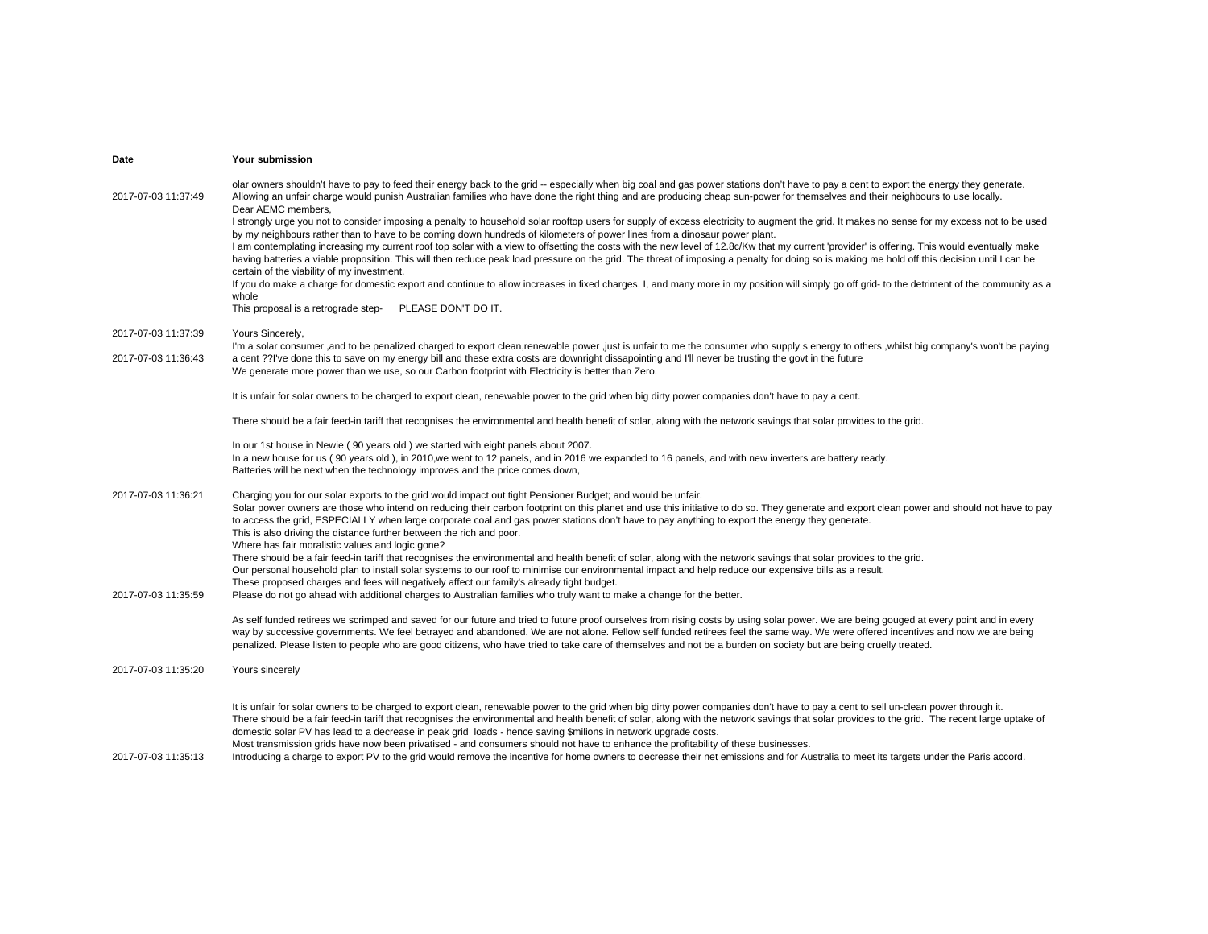| Date | Your submission |
|---|---|
| 2017-07-03 11:37:49 | olar owners shouldn't have to pay to feed their energy back to the grid -- especially when big coal and gas power stations don't have to pay a cent to export the energy they generate.<br>Allowing an unfair charge would punish Australian families who have done the right thing and are producing cheap sun-power for themselves and their neighbours to use locally.<br>Dear AEMC members,<br>I strongly urge you not to consider imposing a penalty to household solar rooftop users for supply of excess electricity to augment the grid. It makes no sense for my excess not to be used by my neighbours rather than to have to be coming down hundreds of kilometers of power lines from a dinosaur power plant.<br>I am contemplating increasing my current roof top solar with a view to offsetting the costs with the new level of 12.8c/Kw that my current 'provider' is offering. This would eventually make having batteries a viable proposition. This will then reduce peak load pressure on the grid. The threat of imposing a penalty for doing so is making me hold off this decision until I can be certain of the viability of my investment.<br>If you do make a charge for domestic export and continue to allow increases in fixed charges, I, and many more in my position will simply go off grid- to the detriment of the community as a whole<br>This proposal is a retrograde step- PLEASE DON'T DO IT. |
| 2017-07-03 11:37:39 | Yours Sincerely, |
| 2017-07-03 11:36:43 | I'm a solar consumer ,and to be penalized charged to export clean,renewable power ,just is unfair to me the consumer who supply s energy to others ,whilst big company's won't be paying a cent ??I've done this to save on my energy bill and these extra costs are downright dissapointing and I'll never be trusting the govt in the future<br>We generate more power than we use, so our Carbon footprint with Electricity is better than Zero.<br><br>It is unfair for solar owners to be charged to export clean, renewable power to the grid when big dirty power companies don't have to pay a cent.<br><br>There should be a fair feed-in tariff that recognises the environmental and health benefit of solar, along with the network savings that solar provides to the grid.<br><br>In our 1st house in Newie ( 90 years old ) we started with eight panels about 2007.<br>In a new house for us ( 90 years old ), in 2010,we went to 12 panels, and in 2016 we expanded to 16 panels, and with new inverters are battery ready.<br>Batteries will be next when the technology improves and the price comes down, |
| 2017-07-03 11:36:21 | Charging you for our solar exports to the grid would impact out tight Pensioner Budget; and would be unfair. |
| 2017-07-03 11:35:59 | Solar power owners are those who intend on reducing their carbon footprint on this planet and use this initiative to do so. They generate and export clean power and should not have to pay to access the grid, ESPECIALLY when large corporate coal and gas power stations don't have to pay anything to export the energy they generate.<br>This is also driving the distance further between the rich and poor.<br>Where has fair moralistic values and logic gone?<br>There should be a fair feed-in tariff that recognises the environmental and health benefit of solar, along with the network savings that solar provides to the grid.<br>Our personal household plan to install solar systems to our roof to minimise our environmental impact and help reduce our expensive bills as a result.<br>These proposed charges and fees will negatively affect our family's already tight budget.<br>Please do not go ahead with additional charges to Australian families who truly want to make a change for the better.<br><br>As self funded retirees we scrimped and saved for our future and tried to future proof ourselves from rising costs by using solar power. We are being gouged at every point and in every way by successive governments. We feel betrayed and abandoned. We are not alone. Fellow self funded retirees feel the same way. We were offered incentives and now we are being penalized. Please listen to people who are good citizens, who have tried to take care of themselves and not be a burden on society but are being cruelly treated. |
| 2017-07-03 11:35:20 | Yours sincerely |
| 2017-07-03 11:35:13 | It is unfair for solar owners to be charged to export clean, renewable power to the grid when big dirty power companies don't have to pay a cent to sell un-clean power through it.<br>There should be a fair feed-in tariff that recognises the environmental and health benefit of solar, along with the network savings that solar provides to the grid. The recent large uptake of domestic solar PV has lead to a decrease in peak grid loads - hence saving $milions in network upgrade costs.<br>Most transmission grids have now been privatised - and consumers should not have to enhance the profitability of these businesses.<br>Introducing a charge to export PV to the grid would remove the incentive for home owners to decrease their net emissions and for Australia to meet its targets under the Paris accord. |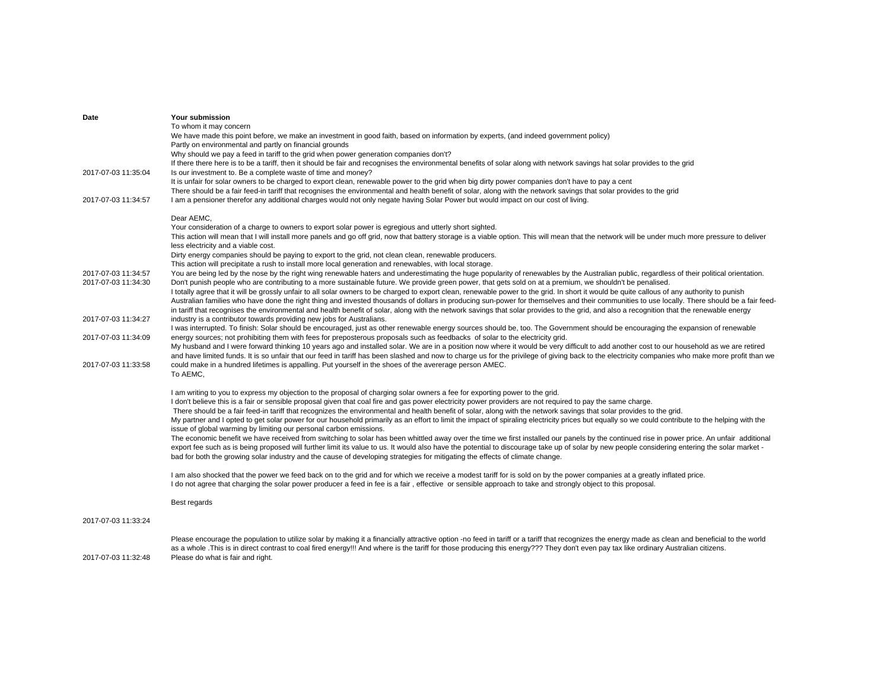| Date | Your submission |
| --- | --- |
| 2017-07-03 11:35:04 | To whom it may concern<br>We have made this point before, we make an investment in good faith, based on information by experts, (and indeed government policy)<br>Partly on environmental and partly on financial grounds<br>Why should we pay a feed in tariff to the grid when power generation companies don't't?<br>If there there here is to be a tariff, then it should be fair and recognises the environmental benefits of solar along with network savings hat solar provides to the grid<br>Is our investment to. Be a complete waste of time and money? |
| 2017-07-03 11:34:57 | It is unfair for solar owners to be charged to export clean, renewable power to the grid when big dirty power companies don't have to pay a cent<br>There should be a fair feed-in tariff that recognises the environmental and health benefit of solar, along with the network savings that solar provides to the grid<br>I am a pensioner therefor any additional charges would not only negate having Solar Power but would impact on our cost of living. |
| 2017-07-03 11:34:57 | Dear AEMC,<br>Your consideration of a charge to owners to export solar power is egregious and utterly short sighted.<br>This action will mean that I will install more panels and go off grid, now that battery storage is a viable option. This will mean that the network will be under much more pressure to deliver less electricity and a viable cost.<br>Dirty energy companies should be paying to export to the grid, not clean clean, renewable producers.<br>This action will precipitate a rush to install more local generation and renewables, with local storage.<br>You are being led by the nose by the right wing renewable haters and underestimating the huge popularity of renewables by the Australian public, regardless of their political orientation. |
| 2017-07-03 11:34:30 | Don't punish people who are contributing to a more sustainable future. We provide green power, that gets sold on at a premium, we shouldn't be penalised. |
| 2017-07-03 11:34:27 | I totally agree that it will be grossly unfair to all solar owners to be charged to export clean, renewable power to the grid. In short it would be quite callous of any authority to punish Australian families who have done the right thing and invested thousands of dollars in producing sun-power for themselves and their communities to use locally. There should be a fair feed-in tariff that recognises the environmental and health benefit of solar, along with the network savings that solar provides to the grid, and also a recognition that the renewable energy industry is a contributor towards providing new jobs for Australians. |
| 2017-07-03 11:34:09 | I was interrupted. To finish: Solar should be encouraged, just as other renewable energy sources should be, too. The Government should be encouraging the expansion of renewable energy sources; not prohibiting them with fees for preposterous proposals such as feedbacks of solar to the electricity grid. |
| 2017-07-03 11:33:58 | My husband and I were forward thinking 10 years ago and installed solar. We are in a position now where it would be very difficult to add another cost to our household as we are retired and have limited funds. It is so unfair that our feed in tariff has been slashed and now to charge us for the privilege of giving back to the electricity companies who make more profit than we could make in a hundred lifetimes is appalling. Put yourself in the shoes of the avererage person AMEC. |
| 2017-07-03 11:33:24 | To AEMC,<br><br>I am writing to you to express my objection to the proposal of charging solar owners a fee for exporting power to the grid.<br>I don't believe this is a fair or sensible proposal given that coal fire and gas power electricity power providers are not required to pay the same charge.<br>There should be a fair feed-in tariff that recognizes the environmental and health benefit of solar, along with the network savings that solar provides to the grid.<br>My partner and I opted to get solar power for our household primarily as an effort to limit the impact of spiraling electricity prices but equally so we could contribute to the helping with the issue of global warming by limiting our personal carbon emissions.<br>The economic benefit we have received from switching to solar has been whittled away over the time we first installed our panels by the continued rise in power price. An unfair additional export fee such as is being proposed will further limit its value to us. It would also have the potential to discourage take up of solar by new people considering entering the solar market - bad for both the growing solar industry and the cause of developing strategies for mitigating the effects of climate change.<br><br>I am also shocked that the power we feed back on to the grid and for which we receive a modest tariff for is sold on by the power companies at a greatly inflated price.<br>I do not agree that charging the solar power producer a feed in fee is a fair , effective or sensible approach to take and strongly object to this proposal.<br><br>Best regards |
| 2017-07-03 11:32:48 | Please encourage the population to utilize solar by making it a financially attractive option -no feed in tariff or a tariff that recognizes the energy made as clean and beneficial to the world as a whole .This is in direct contrast to coal fired energy!!! And where is the tariff for those producing this energy??? They don't even pay tax like ordinary Australian citizens.<br>Please do what is fair and right. |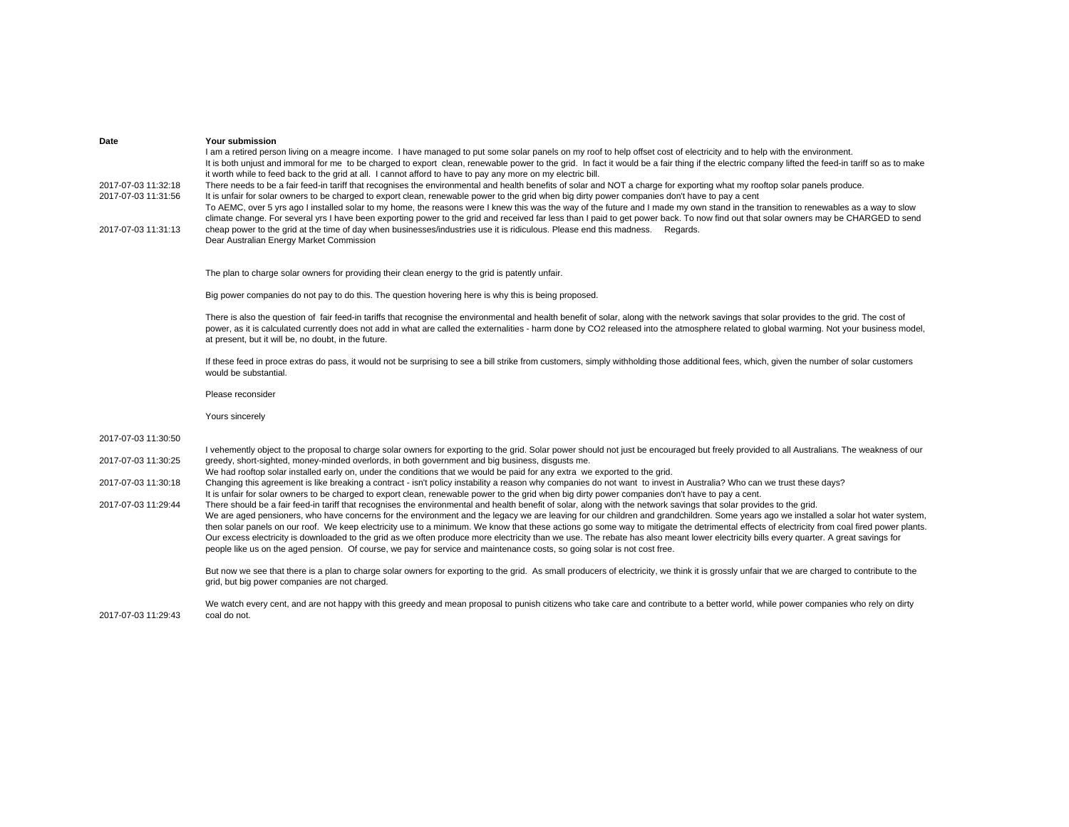| Date | Your submission |
|---|---|
| 2017-07-03 11:32:18 | I am a retired person living on a meagre income. I have managed to put some solar panels on my roof to help offset cost of electricity and to help with the environment.<br>It is both unjust and immoral for me to be charged to export clean, renewable power to the grid. In fact it would be a fair thing if the electric company lifted the feed-in tariff so as to make it worth while to feed back to the grid at all. I cannot afford to have to pay any more on my electric bill.<br>There needs to be a fair feed-in tariff that recognises the environmental and health benefits of solar and NOT a charge for exporting what my rooftop solar panels produce. |
| 2017-07-03 11:31:56 | It is unfair for solar owners to be charged to export clean, renewable power to the grid when big dirty power companies don't have to pay a cent |
| 2017-07-03 11:31:13 | To AEMC, over 5 yrs ago I installed solar to my home, the reasons were I knew this was the way of the future and I made my own stand in the transition to renewables as a way to slow climate change. For several yrs I have been exporting power to the grid and received far less than I paid to get power back. To now find out that solar owners may be CHARGED to send cheap power to the grid at the time of day when businesses/industries use it is ridiculous. Please end this madness. Regards. |
| 2017-07-03 11:30:50 | Dear Australian Energy Market Commission<br><br>The plan to charge solar owners for providing their clean energy to the grid is patently unfair.<br><br>Big power companies do not pay to do this. The question hovering here is why this is being proposed.<br><br>There is also the question of fair feed-in tariffs that recognise the environmental and health benefit of solar, along with the network savings that solar provides to the grid. The cost of power, as it is calculated currently does not add in what are called the externalities - harm done by CO2 released into the atmosphere related to global warming. Not your business model, at present, but it will be, no doubt, in the future.<br><br>If these feed in proce extras do pass, it would not be surprising to see a bill strike from customers, simply withholding those additional fees, which, given the number of solar customers would be substantial.<br><br>Please reconsider<br><br>Yours sincerely |
| 2017-07-03 11:30:25 | I vehemently object to the proposal to charge solar owners for exporting to the grid. Solar power should not just be encouraged but freely provided to all Australians. The weakness of our greedy, short-sighted, money-minded overlords, in both government and big business, disgusts me. |
| 2017-07-03 11:30:18 | We had rooftop solar installed early on, under the conditions that we would be paid for any extra we exported to the grid.<br>Changing this agreement is like breaking a contract - isn't policy instability a reason why companies do not want to invest in Australia? Who can we trust these days? |
| 2017-07-03 11:29:44 | It is unfair for solar owners to be charged to export clean, renewable power to the grid when big dirty power companies don't have to pay a cent.<br>There should be a fair feed-in tariff that recognises the environmental and health benefit of solar, along with the network savings that solar provides to the grid. |
| 2017-07-03 11:29:43 | We are aged pensioners, who have concerns for the environment and the legacy we are leaving for our children and grandchildren. Some years ago we installed a solar hot water system, then solar panels on our roof. We keep electricity use to a minimum. We know that these actions go some way to mitigate the detrimental effects of electricity from coal fired power plants. Our excess electricity is downloaded to the grid as we often produce more electricity than we use. The rebate has also meant lower electricity bills every quarter. A great savings for people like us on the aged pension. Of course, we pay for service and maintenance costs, so going solar is not cost free.<br><br>But now we see that there is a plan to charge solar owners for exporting to the grid. As small producers of electricity, we think it is grossly unfair that we are charged to contribute to the grid, but big power companies are not charged.<br><br>We watch every cent, and are not happy with this greedy and mean proposal to punish citizens who take care and contribute to a better world, while power companies who rely on dirty coal do not. |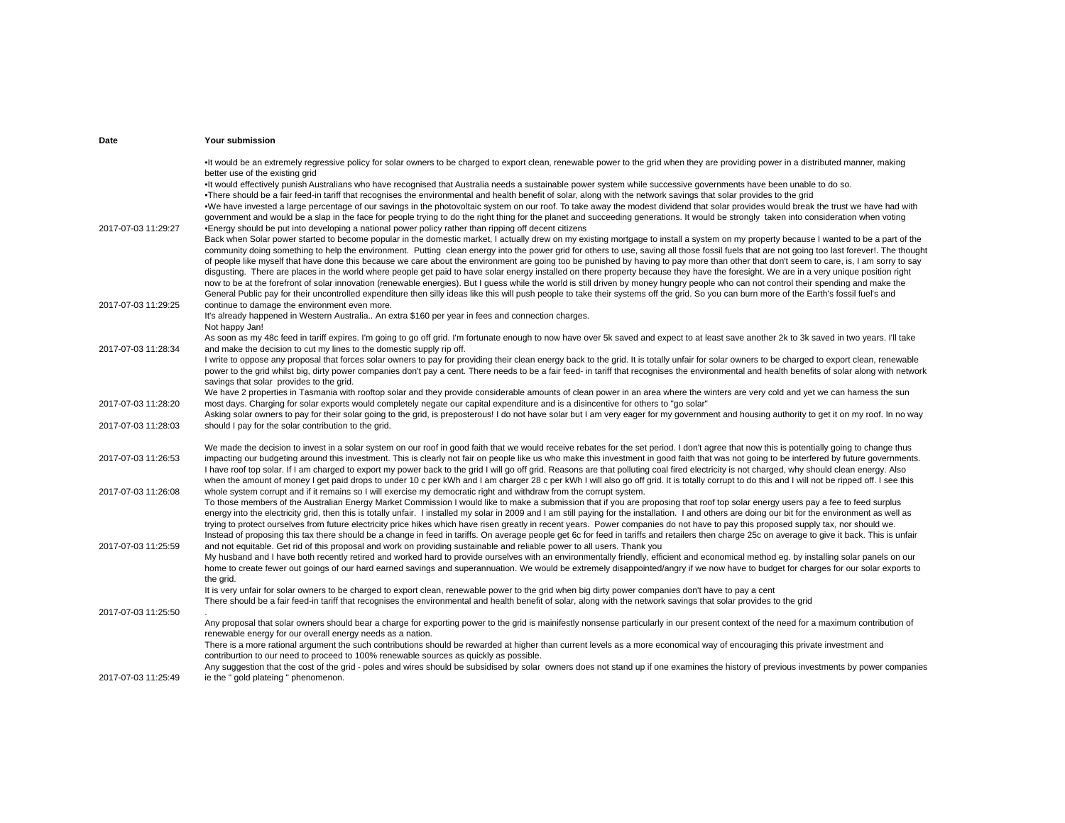| Date | Your submission |
|---|---|
| 2017-07-03 11:29:27 | •It would be an extremely regressive policy for solar owners to be charged to export clean, renewable power to the grid when they are providing power in a distributed manner, making better use of the existing grid<br>•It would effectively punish Australians who have recognised that Australia needs a sustainable power system while successive governments have been unable to do so.<br>•There should be a fair feed-in tariff that recognises the environmental and health benefit of solar, along with the network savings that solar provides to the grid<br>•We have invested a large percentage of our savings in the photovoltaic system on our roof. To take away the modest dividend that solar provides would break the trust we have had with government and would be a slap in the face for people trying to do the right thing for the planet and succeeding generations. It would be strongly taken into consideration when voting<br>•Energy should be put into developing a national power policy rather than ripping off decent citizens |
| 2017-07-03 11:29:25 | Back when Solar power started to become popular in the domestic market, I actually drew on my existing mortgage to install a system on my property because I wanted to be a part of the community doing something to help the environment. Putting clean energy into the power grid for others to use, saving all those fossil fuels that are not going too last forever!. The thought of people like myself that have done this because we care about the environment are going too be punished by having to pay more than other that don't seem to care, is, I am sorry to say disgusting. There are places in the world where people get paid to have solar energy installed on there property because they have the foresight. We are in a very unique position right now to be at the forefront of solar innovation (renewable energies). But I guess while the world is still driven by money hungry people who can not control their spending and make the General Public pay for their uncontrolled expenditure then silly ideas like this will push people to take their systems off the grid. So you can burn more of the Earth's fossil fuel's and continue to damage the environment even more. |
| 2017-07-03 11:28:34 | It's already happened in Western Australia.. An extra $160 per year in fees and connection charges.<br>Not happy Jan!<br>As soon as my 48c feed in tariff expires. I'm going to go off grid. I'm fortunate enough to now have over 5k saved and expect to at least save another 2k to 3k saved in two years. I'll take and make the decision to cut my lines to the domestic supply rip off. |
| 2017-07-03 11:28:20 | I write to oppose any proposal that forces solar owners to pay for providing their clean energy back to the grid. It is totally unfair for solar owners to be charged to export clean, renewable power to the grid whilst big, dirty power companies don't pay a cent. There needs to be a fair feed- in tariff that recognises the environmental and health benefits of solar along with network savings that solar provides to the grid.<br>We have 2 properties in Tasmania with rooftop solar and they provide considerable amounts of clean power in an area where the winters are very cold and yet we can harness the sun most days. Charging for solar exports would completely negate our capital expenditure and is a disincentive for others to "go solar" |
| 2017-07-03 11:28:03 | Asking solar owners to pay for their solar going to the grid, is preposterous! I do not have solar but I am very eager for my government and housing authority to get it on my roof. In no way should I pay for the solar contribution to the grid. |
| 2017-07-03 11:26:53 | We made the decision to invest in a solar system on our roof in good faith that we would receive rebates for the set period. I don't agree that now this is potentially going to change thus impacting our budgeting around this investment. This is clearly not fair on people like us who make this investment in good faith that was not going to be interfered by future governments. |
| 2017-07-03 11:26:08 | I have roof top solar. If I am charged to export my power back to the grid I will go off grid. Reasons are that polluting coal fired electricity is not charged, why should clean energy. Also when the amount of money I get paid drops to under 10 c per kWh and I am charger 28 c per kWh I will also go off grid. It is totally corrupt to do this and I will not be ripped off. I see this whole system corrupt and if it remains so I will exercise my democratic right and withdraw from the corrupt system. |
| 2017-07-03 11:25:59 | To those members of the Australian Energy Market Commission I would like to make a submission that if you are proposing that roof top solar energy users pay a fee to feed surplus energy into the electricity grid, then this is totally unfair. I installed my solar in 2009 and I am still paying for the installation. I and others are doing our bit for the environment as well as trying to protect ourselves from future electricity price hikes which have risen greatly in recent years. Power companies do not have to pay this proposed supply tax, nor should we. Instead of proposing this tax there should be a change in feed in tariffs. On average people get 6c for feed in tariffs and retailers then charge 25c on average to give it back. This is unfair and not equitable. Get rid of this proposal and work on providing sustainable and reliable power to all users. Thank you |
| 2017-07-03 11:25:50 | My husband and I have both recently retired and worked hard to provide ourselves with an environmentally friendly, efficient and economical method eg. by installing solar panels on our home to create fewer out goings of our hard earned savings and superannuation. We would be extremely disappointed/angry if we now have to budget for charges for our solar exports to the grid.<br>It is very unfair for solar owners to be charged to export clean, renewable power to the grid when big dirty power companies don't have to pay a cent<br>There should be a fair feed-in tariff that recognises the environmental and health benefit of solar, along with the network savings that solar provides to the grid<br>. |
| 2017-07-03 11:25:49 | Any proposal that solar owners should bear a charge for exporting power to the grid is mainifestly nonsense particularly in our present context of the need for a maximum contribution of renewable energy for our overall energy needs as a nation.<br>There is a more rational argument the such contributions should be rewarded at higher than current levels as a more economical way of encouraging this private investment and contriburtion to our need to proceed to 100% renewable sources as quickly as possible.<br>Any suggestion that the cost of the grid - poles and wires should be subsidised by solar owners does not stand up if one examines the history of previous investments by power companies ie the " gold plateing " phenomenon. |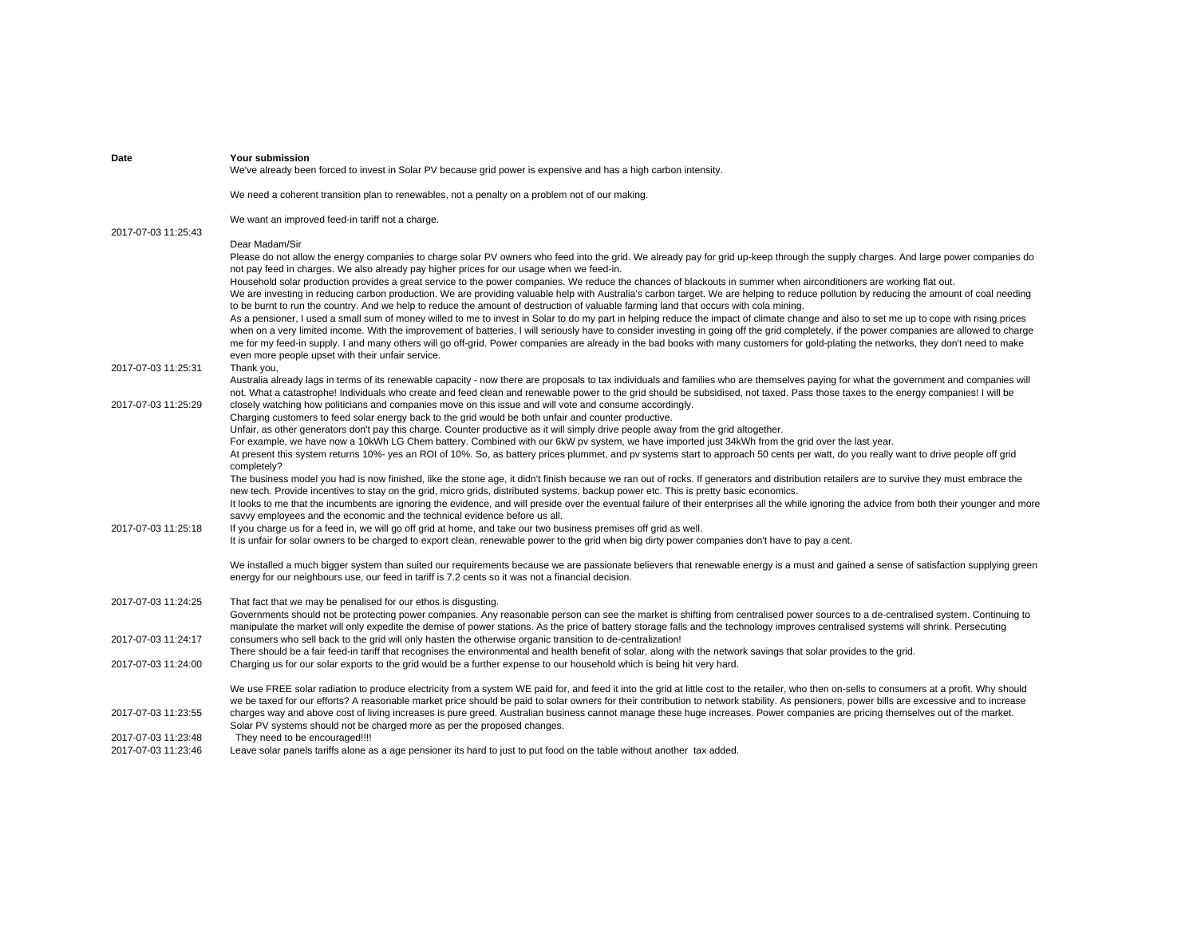| Date | Your submission |
|---|---|
| 2017-07-03 11:25:43 | We've already been forced to invest in Solar PV because grid power is expensive and has a high carbon intensity.<br><br>We need a coherent transition plan to renewables, not a penalty on a problem not of our making.<br><br>We want an improved feed-in tariff not a charge. |
| 2017-07-03 11:25:31 | Dear Madam/Sir<br>Please do not allow the energy companies to charge solar PV owners who feed into the grid. We already pay for grid up-keep through the supply charges. And large power companies do not pay feed in charges. We also already pay higher prices for our usage when we feed-in.<br>Household solar production provides a great service to the power companies. We reduce the chances of blackouts in summer when airconditioners are working flat out.<br>We are investing in reducing carbon production. We are providing valuable help with Australia's carbon target. We are helping to reduce pollution by reducing the amount of coal needing to be burnt to run the country. And we help to reduce the amount of destruction of valuable farming land that occurs with cola mining.<br>As a pensioner, I used a small sum of money willed to me to invest in Solar to do my part in helping reduce the impact of climate change and also to set me up to cope with rising prices when on a very limited income. With the improvement of batteries, I will seriously have to consider investing in going off the grid completely, if the power companies are allowed to charge me for my feed-in supply. I and many others will go off-grid. Power companies are already in the bad books with many customers for gold-plating the networks, they don't need to make even more people upset with their unfair service.<br>Thank you, |
| 2017-07-03 11:25:29 | Australia already lags in terms of its renewable capacity - now there are proposals to tax individuals and families who are themselves paying for what the government and companies will not. What a catastrophe! Individuals who create and feed clean and renewable power to the grid should be subsidised, not taxed. Pass those taxes to the energy companies! I will be closely watching how politicians and companies move on this issue and will vote and consume accordingly. |
| 2017-07-03 11:25:18 | Charging customers to feed solar energy back to the grid would be both unfair and counter productive.<br>Unfair, as other generators don't pay this charge. Counter productive as it will simply drive people away from the grid altogether.<br>For example, we have now a 10kWh LG Chem battery. Combined with our 6kW pv system, we have imported just 34kWh from the grid over the last year.<br>At present this system returns 10%- yes an ROI of 10%. So, as battery prices plummet, and pv systems start to approach 50 cents per watt, do you really want to drive people off grid completely?<br>The business model you had is now finished, like the stone age, it didn't finish because we ran out of rocks. If generators and distribution retailers are to survive they must embrace the new tech. Provide incentives to stay on the grid, micro grids, distributed systems, backup power etc. This is pretty basic economics.<br>It looks to me that the incumbents are ignoring the evidence, and will preside over the eventual failure of their enterprises all the while ignoring the advice from both their younger and more savvy employees and the economic and the technical evidence before us all.<br>If you charge us for a feed in, we will go off grid at home, and take our two business premises off grid as well. |
| 2017-07-03 11:24:25 | It is unfair for solar owners to be charged to export clean, renewable power to the grid when big dirty power companies don't have to pay a cent.<br><br>We installed a much bigger system than suited our requirements because we are passionate believers that renewable energy is a must and gained a sense of satisfaction supplying green energy for our neighbours use, our feed in tariff is 7.2 cents so it was not a financial decision.<br><br>That fact that we may be penalised for our ethos is disgusting. |
| 2017-07-03 11:24:17 | Governments should not be protecting power companies. Any reasonable person can see the market is shifting from centralised power sources to a de-centralised system. Continuing to manipulate the market will only expedite the demise of power stations. As the price of battery storage falls and the technology improves centralised systems will shrink. Persecuting consumers who sell back to the grid will only hasten the otherwise organic transition to de-centralization! |
| 2017-07-03 11:24:00 | There should be a fair feed-in tariff that recognises the environmental and health benefit of solar, along with the network savings that solar provides to the grid.<br>Charging us for our solar exports to the grid would be a further expense to our household which is being hit very hard. |
| 2017-07-03 11:23:55 | We use FREE solar radiation to produce electricity from a system WE paid for, and feed it into the grid at little cost to the retailer, who then on-sells to consumers at a profit. Why should we be taxed for our efforts? A reasonable market price should be paid to solar owners for their contribution to network stability. As pensioners, power bills are excessive and to increase charges way and above cost of living increases is pure greed. Australian business cannot manage these huge increases. Power companies are pricing themselves out of the market. |
| 2017-07-03 11:23:48 | Solar PV systems should not be charged more as per the proposed changes.<br>They need to be encouraged!!!! |
| 2017-07-03 11:23:46 | Leave solar panels tariffs alone as a age pensioner its hard to just to put food on the table without another tax added. |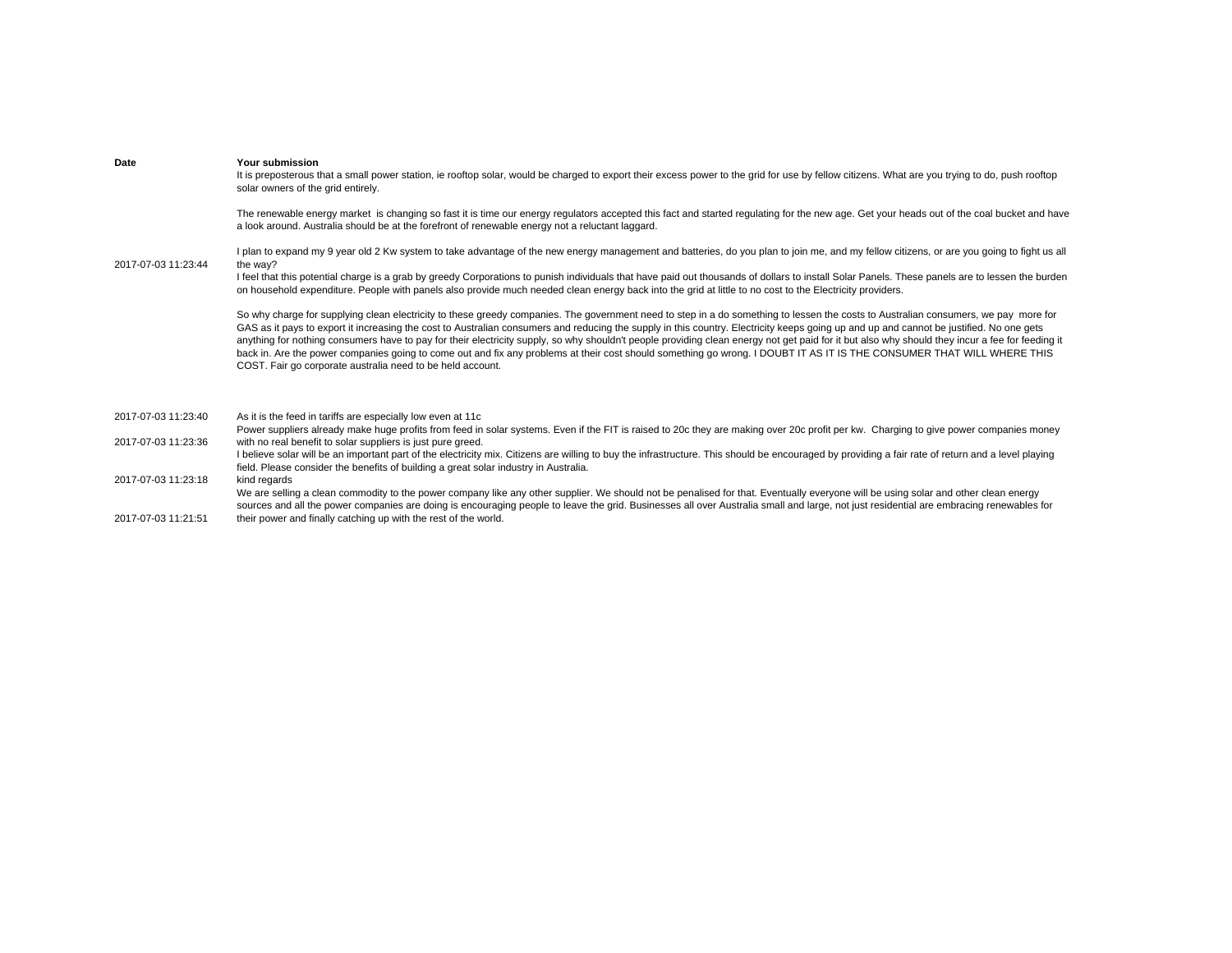| Date | Your submission |
|---|---|
| 2017-07-03 11:23:44 | It is preposterous that a small power station, ie rooftop solar, would be charged to export their excess power to the grid for use by fellow citizens. What are you trying to do, push rooftop solar owners of the grid entirely.<br><br>The renewable energy market  is changing so fast it is time our energy regulators accepted this fact and started regulating for the new age. Get your heads out of the coal bucket and have a look around. Australia should be at the forefront of renewable energy not a reluctant laggard.<br><br>I plan to expand my 9 year old 2 Kw system to take advantage of the new energy management and batteries, do you plan to join me, and my fellow citizens, or are you going to fight us all the way? |
| 2017-07-03 11:23:40 | I feel that this potential charge is a grab by greedy Corporations to punish individuals that have paid out thousands of dollars to install Solar Panels. These panels are to lessen the burden on household expenditure. People with panels also provide much needed clean energy back into the grid at little to no cost to the Electricity providers.<br><br>So why charge for supplying clean electricity to these greedy companies. The government need to step in a do something to lessen the costs to Australian consumers, we pay  more for GAS as it pays to export it increasing the cost to Australian consumers and reducing the supply in this country. Electricity keeps going up and up and cannot be justified. No one gets anything for nothing consumers have to pay for their electricity supply, so why shouldn't people providing clean energy not get paid for it but also why should they incur a fee for feeding it back in. Are the power companies going to come out and fix any problems at their cost should something go wrong. I DOUBT IT AS IT IS THE CONSUMER THAT WILL WHERE THIS COST. Fair go corporate australia need to be held account.<br><br>As it is the feed in tariffs are especially low even at 11c |
| 2017-07-03 11:23:36 | Power suppliers already make huge profits from feed in solar systems. Even if the FIT is raised to 20c they are making over 20c profit per kw.  Charging to give power companies money with no real benefit to solar suppliers is just pure greed. |
| 2017-07-03 11:23:18 | I believe solar will be an important part of the electricity mix. Citizens are willing to buy the infrastructure. This should be encouraged by providing a fair rate of return and a level playing field. Please consider the benefits of building a great solar industry in Australia.<br>kind regards |
| 2017-07-03 11:21:51 | We are selling a clean commodity to the power company like any other supplier. We should not be penalised for that. Eventually everyone will be using solar and other clean energy sources and all the power companies are doing is encouraging people to leave the grid. Businesses all over Australia small and large, not just residential are embracing renewables for their power and finally catching up with the rest of the world. |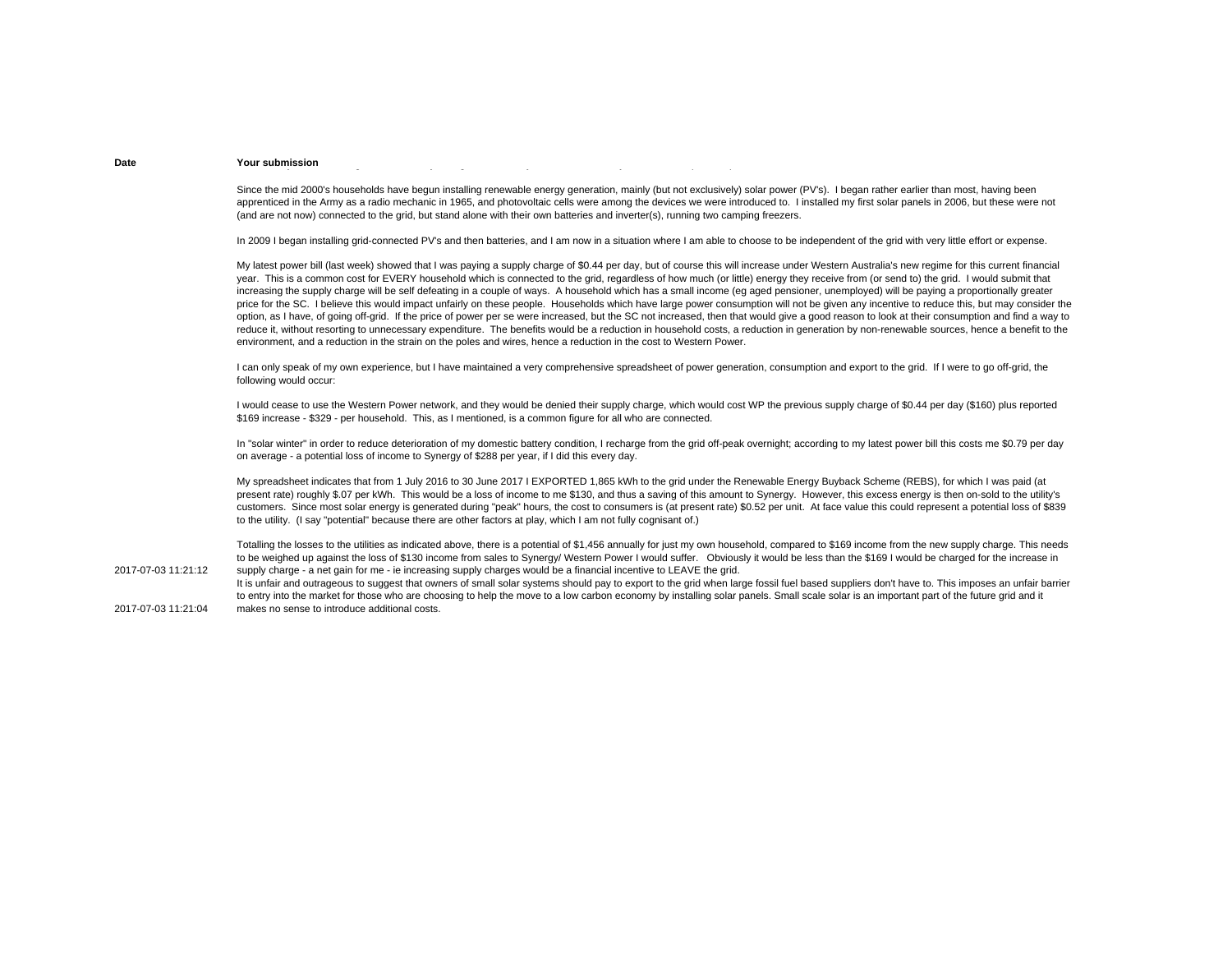| Date | Your submission |
|---|---|
| 2017-07-03 11:21:12 | Since the mid 2000's households have begun installing renewable energy generation, mainly (but not exclusively) solar power (PV's). I began rather earlier than most, having been apprenticed in the Army as a radio mechanic in 1965, and photovoltaic cells were among the devices we were introduced to. I installed my first solar panels in 2006, but these were not (and are not now) connected to the grid, but stand alone with their own batteries and inverter(s), running two camping freezers.<br><br>In 2009 I began installing grid-connected PV's and then batteries, and I am now in a situation where I am able to choose to be independent of the grid with very little effort or expense.<br><br>My latest power bill (last week) showed that I was paying a supply charge of $0.44 per day, but of course this will increase under Western Australia's new regime for this current financial year. This is a common cost for EVERY household which is connected to the grid, regardless of how much (or little) energy they receive from (or send to) the grid. I would submit that increasing the supply charge will be self defeating in a couple of ways. A household which has a small income (eg aged pensioner, unemployed) will be paying a proportionally greater price for the SC. I believe this would impact unfairly on these people. Households which have large power consumption will not be given any incentive to reduce this, but may consider the option, as I have, of going off-grid. If the price of power per se were increased, but the SC not increased, then that would give a good reason to look at their consumption and find a way to reduce it, without resorting to unnecessary expenditure. The benefits would be a reduction in household costs, a reduction in generation by non-renewable sources, hence a benefit to the environment, and a reduction in the strain on the poles and wires, hence a reduction in the cost to Western Power.<br><br>I can only speak of my own experience, but I have maintained a very comprehensive spreadsheet of power generation, consumption and export to the grid. If I were to go off-grid, the following would occur:<br><br>I would cease to use the Western Power network, and they would be denied their supply charge, which would cost WP the previous supply charge of $0.44 per day ($160) plus reported $169 increase - $329 - per household. This, as I mentioned, is a common figure for all who are connected.<br><br>In "solar winter" in order to reduce deterioration of my domestic battery condition, I recharge from the grid off-peak overnight; according to my latest power bill this costs me $0.79 per day on average - a potential loss of income to Synergy of $288 per year, if I did this every day.<br><br>My spreadsheet indicates that from 1 July 2016 to 30 June 2017 I EXPORTED 1,865 kWh to the grid under the Renewable Energy Buyback Scheme (REBS), for which I was paid (at present rate) roughly $.07 per kWh. This would be a loss of income to me $130, and thus a saving of this amount to Synergy. However, this excess energy is then on-sold to the utility's customers. Since most solar energy is generated during "peak" hours, the cost to consumers is (at present rate) $0.52 per unit. At face value this could represent a potential loss of $839 to the utility. (I say "potential" because there are other factors at play, which I am not fully cognisant of.)<br><br>Totalling the losses to the utilities as indicated above, there is a potential of $1,456 annually for just my own household, compared to $169 income from the new supply charge. This needs to be weighed up against the loss of $130 income from sales to Synergy/ Western Power I would suffer. Obviously it would be less than the $169 I would be charged for the increase in supply charge - a net gain for me - ie increasing supply charges would be a financial incentive to LEAVE the grid. |
| 2017-07-03 11:21:04 | It is unfair and outrageous to suggest that owners of small solar systems should pay to export to the grid when large fossil fuel based suppliers don't have to. This imposes an unfair barrier to entry into the market for those who are choosing to help the move to a low carbon economy by installing solar panels. Small scale solar is an important part of the future grid and it makes no sense to introduce additional costs. |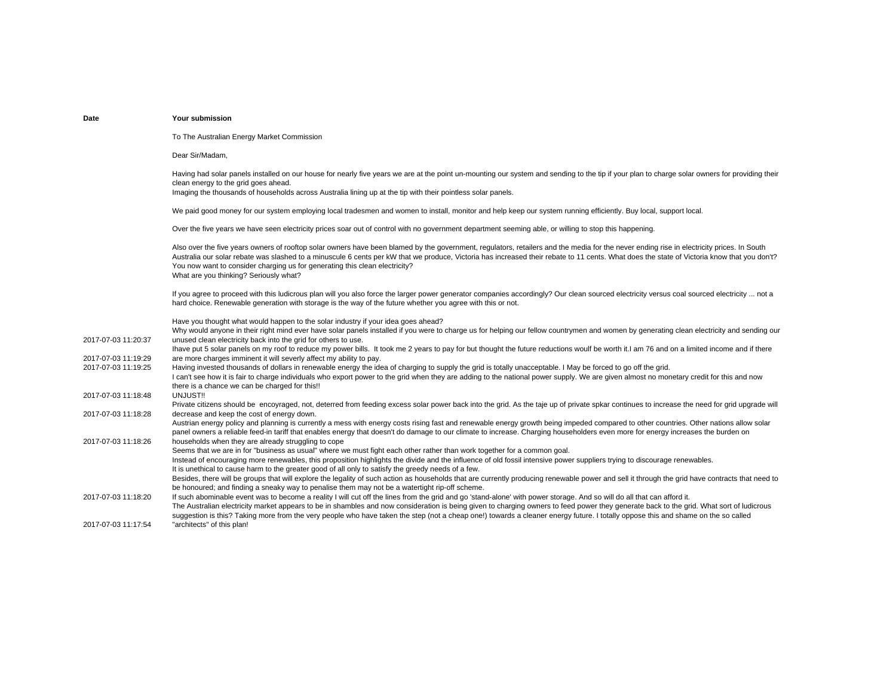| Date | Your submission |
|---|---|
| 2017-07-03 11:20:37 | To The Australian Energy Market Commission<br><br>Dear Sir/Madam,<br><br>Having had solar panels installed on our house for nearly five years we are at the point un-mounting our system and sending to the tip if your plan to charge solar owners for providing their clean energy to the grid goes ahead.<br>Imaging the thousands of households across Australia lining up at the tip with their pointless solar panels.<br><br>We paid good money for our system employing local tradesmen and women to install, monitor and help keep our system running efficiently. Buy local, support local.<br><br>Over the five years we have seen electricity prices soar out of control with no government department seeming able, or willing to stop this happening.<br><br>Also over the five years owners of rooftop solar owners have been blamed by the government, regulators, retailers and the media for the never ending rise in electricity prices. In South Australia our solar rebate was slashed to a minuscule 6 cents per kW that we produce, Victoria has increased their rebate to 11 cents. What does the state of Victoria know that you don't?<br>You now want to consider charging us for generating this clean electricity?<br>What are you thinking? Seriously what?<br><br>If you agree to proceed with this ludicrous plan will you also force the larger power generator companies accordingly? Our clean sourced electricity versus coal sourced electricity ... not a hard choice. Renewable generation with storage is the way of the future whether you agree with this or not.<br><br>Have you thought what would happen to the solar industry if your idea goes ahead?<br>Why would anyone in their right mind ever have solar panels installed if you were to charge us for helping our fellow countrymen and women by generating clean electricity and sending our unused clean electricity back into the grid for others to use. |
| 2017-07-03 11:19:29 | Ihave put 5 solar panels on my roof to reduce my power bills. It took me 2 years to pay for but thought the future reductions woulf be worth it.I am 76 and on a limited income and if there are more charges imminent it will severly affect my ability to pay. |
| 2017-07-03 11:19:25 | Having invested thousands of dollars in renewable energy the idea of charging to supply the grid is totally unacceptable. I May be forced to go off the grid. |
| 2017-07-03 11:18:48 | I can't see how it is fair to charge individuals who export power to the grid when they are adding to the national power supply. We are given almost no monetary credit for this and now there is a chance we can be charged for this!!<br>UNJUST!! |
| 2017-07-03 11:18:28 | Private citizens should be encyoraged, not, deterred from feeding excess solar power back into the grid. As the taje up of private spkar continues to increase the need for grid upgrade will decrease and keep the cost of energy down. |
| 2017-07-03 11:18:26 | Austrian energy policy and planning is currently a mess with energy costs rising fast and renewable energy growth being impeded compared to other countries. Other nations allow solar panel owners a reliable feed-in tariff that enables energy that doesn't do damage to our climate to increase. Charging householders even more for energy increases the burden on households when they are already struggling to cope |
| 2017-07-03 11:18:20 | Seems that we are in for "business as usual" where we must fight each other rather than work together for a common goal.<br>Instead of encouraging more renewables, this proposition highlights the divide and the influence of old fossil intensive power suppliers trying to discourage renewables.<br>It is unethical to cause harm to the greater good of all only to satisfy the greedy needs of a few.<br>Besides, there will be groups that will explore the legality of such action as households that are currently producing renewable power and sell it through the grid have contracts that need to be honoured; and finding a sneaky way to penalise them may not be a watertight rip-off scheme.<br>If such abominable event was to become a reality I will cut off the lines from the grid and go 'stand-alone' with power storage. And so will do all that can afford it. |
| 2017-07-03 11:17:54 | The Australian electricity market appears to be in shambles and now consideration is being given to charging owners to feed power they generate back to the grid. What sort of ludicrous suggestion is this? Taking more from the very people who have taken the step (not a cheap one!) towards a cleaner energy future. I totally oppose this and shame on the so called "architects" of this plan! |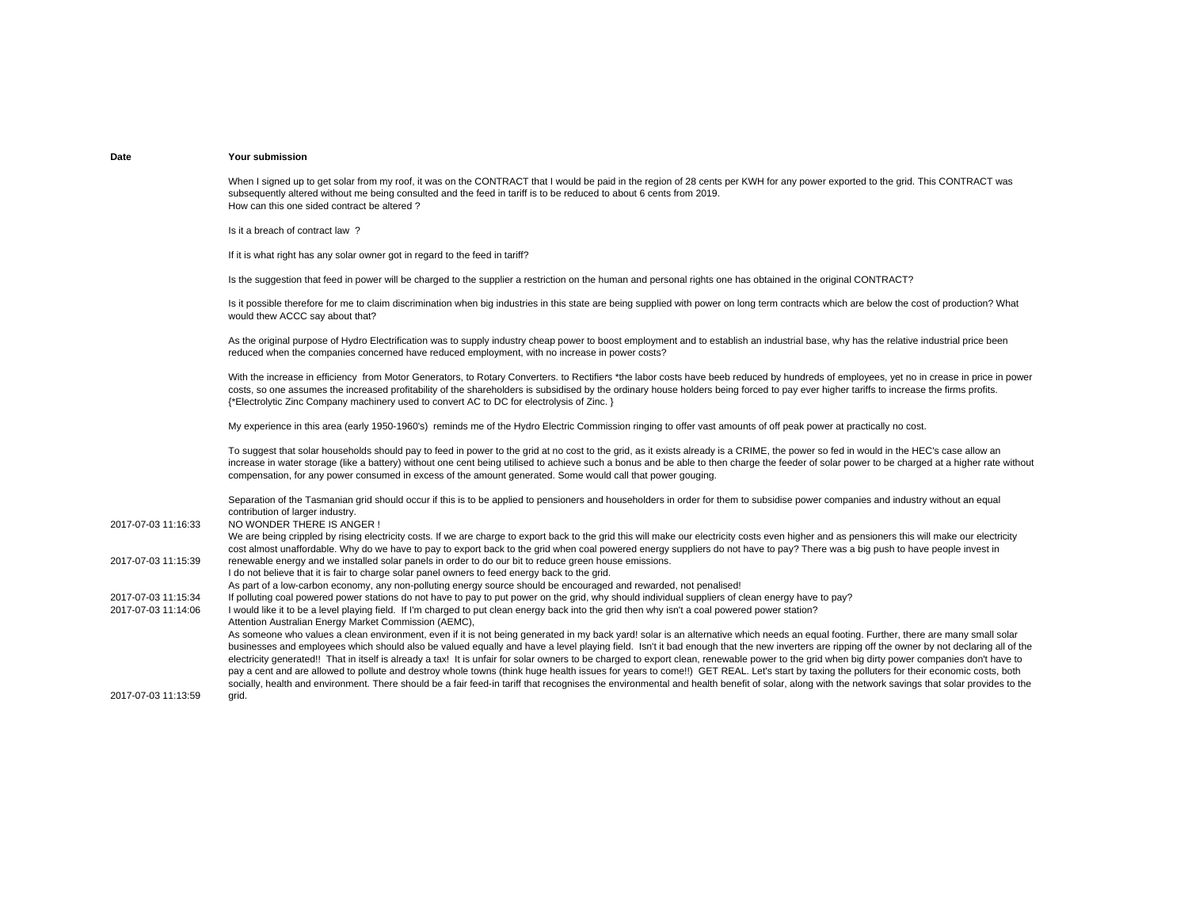| Date | Your submission |
| --- | --- |
| 2017-07-03 11:16:33 | When I signed up to get solar from my roof, it was on the CONTRACT that I would be paid in the region of 28 cents per KWH for any power exported to the grid. This CONTRACT was subsequently altered without me being consulted and the feed in tariff is to be reduced to about 6 cents from 2019.<br>How can this one sided contract be altered ?<br><br>Is it a breach of contract law ?<br><br>If it is what right has any solar owner got in regard to the feed in tariff?<br><br>Is the suggestion that feed in power will be charged to the supplier a restriction on the human and personal rights one has obtained in the original CONTRACT?<br><br>Is it possible therefore for me to claim discrimination when big industries in this state are being supplied with power on long term contracts which are below the cost of production? What would thew ACCC say about that?<br><br>As the original purpose of Hydro Electrification was to supply industry cheap power to boost employment and to establish an industrial base, why has the relative industrial price been reduced when the companies concerned have reduced employment, with no increase in power costs?<br><br>With the increase in efficiency from Motor Generators, to Rotary Converters. to Rectifiers *the labor costs have beeb reduced by hundreds of employees, yet no in crease in price in power costs, so one assumes the increased profitability of the shareholders is subsidised by the ordinary house holders being forced to pay ever higher tariffs to increase the firms profits.<br>{*Electrolytic Zinc Company machinery used to convert AC to DC for electrolysis of Zinc. }<br><br>My experience in this area (early 1950-1960's) reminds me of the Hydro Electric Commission ringing to offer vast amounts of off peak power at practically no cost.<br><br>To suggest that solar households should pay to feed in power to the grid at no cost to the grid, as it exists already is a CRIME, the power so fed in would in the HEC's case allow an increase in water storage (like a battery) without one cent being utilised to achieve such a bonus and be able to then charge the feeder of solar power to be charged at a higher rate without compensation, for any power consumed in excess of the amount generated. Some would call that power gouging.<br><br>Separation of the Tasmanian grid should occur if this is to be applied to pensioners and householders in order for them to subsidise power companies and industry without an equal contribution of larger industry.<br>NO WONDER THERE IS ANGER ! |
| 2017-07-03 11:15:39 | We are being crippled by rising electricity costs. If we are charge to export back to the grid this will make our electricity costs even higher and as pensioners this will make our electricity cost almost unaffordable. Why do we have to pay to export back to the grid when coal powered energy suppliers do not have to pay? There was a big push to have people invest in renewable energy and we installed solar panels in order to do our bit to reduce green house emissions. |
| 2017-07-03 11:15:34 | I do not believe that it is fair to charge solar panel owners to feed energy back to the grid.<br>As part of a low-carbon economy, any non-polluting energy source should be encouraged and rewarded, not penalised!<br>If polluting coal powered power stations do not have to pay to put power on the grid, why should individual suppliers of clean energy have to pay? |
| 2017-07-03 11:14:06 | I would like it to be a level playing field. If I'm charged to put clean energy back into the grid then why isn't a coal powered power station? |
| 2017-07-03 11:13:59 | Attention Australian Energy Market Commission (AEMC),<br>As someone who values a clean environment, even if it is not being generated in my back yard! solar is an alternative which needs an equal footing. Further, there are many small solar businesses and employees which should also be valued equally and have a level playing field. Isn't it bad enough that the new inverters are ripping off the owner by not declaring all of the electricity generated!! That in itself is already a tax! It is unfair for solar owners to be charged to export clean, renewable power to the grid when big dirty power companies don't have to pay a cent and are allowed to pollute and destroy whole towns (think huge health issues for years to come!!) GET REAL. Let's start by taxing the polluters for their economic costs, both socially, health and environment. There should be a fair feed-in tariff that recognises the environmental and health benefit of solar, along with the network savings that solar provides to the grid. |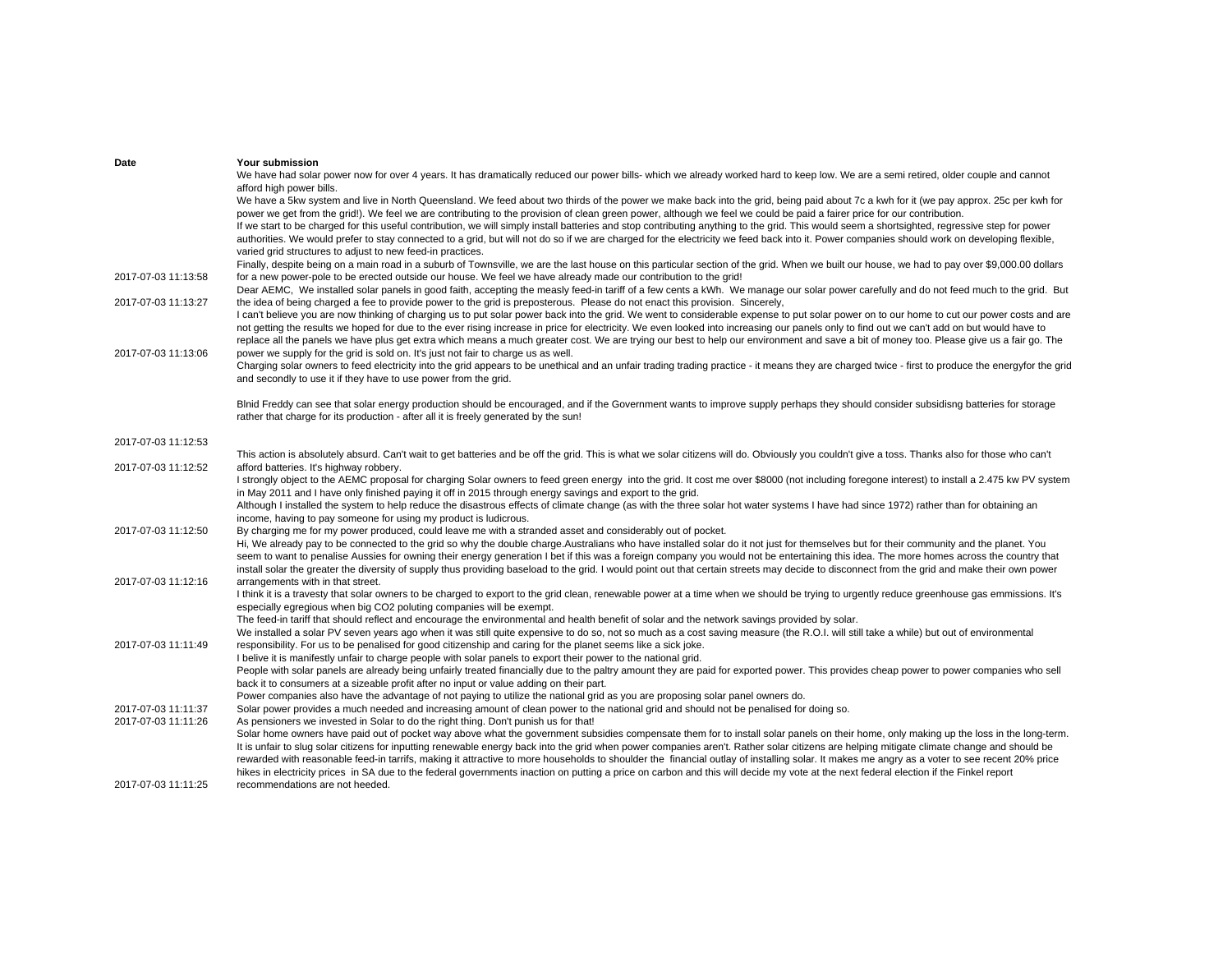| Date | Your submission |
|---|---|
| 2017-07-03 11:13:58 | We have had solar power now for over 4 years. It has dramatically reduced our power bills- which we already worked hard to keep low. We are a semi retired, older couple and cannot afford high power bills.<br>We have a 5kw system and live in North Queensland. We feed about two thirds of the power we make back into the grid, being paid about 7c a kwh for it (we pay approx. 25c per kwh for power we get from the grid!). We feel we are contributing to the provision of clean green power, although we feel we could be paid a fairer price for our contribution.<br>If we start to be charged for this useful contribution, we will simply install batteries and stop contributing anything to the grid. This would seem a shortsighted, regressive step for power authorities. We would prefer to stay connected to a grid, but will not do so if we are charged for the electricity we feed back into it. Power companies should work on developing flexible, varied grid structures to adjust to new feed-in practices.<br>Finally, despite being on a main road in a suburb of Townsville, we are the last house on this particular section of the grid. When we built our house, we had to pay over $9,000.00 dollars for a new power-pole to be erected outside our house. We feel we have already made our contribution to the grid! |
| 2017-07-03 11:13:27 | Dear AEMC, We installed solar panels in good faith, accepting the measly feed-in tariff of a few cents a kWh. We manage our solar power carefully and do not feed much to the grid. But the idea of being charged a fee to provide power to the grid is preposterous. Please do not enact this provision. Sincerely, |
| 2017-07-03 11:13:06 | I can't believe you are now thinking of charging us to put solar power back into the grid. We went to considerable expense to put solar power on to our home to cut our power costs and are not getting the results we hoped for due to the ever rising increase in price for electricity. We even looked into increasing our panels only to find out we can't add on but would have to replace all the panels we have plus get extra which means a much greater cost. We are trying our best to help our environment and save a bit of money too. Please give us a fair go. The power we supply for the grid is sold on. It's just not fair to charge us as well. |
| 2017-07-03 11:12:53 | Charging solar owners to feed electricity into the grid appears to be unethical and an unfair trading trading practice - it means they are charged twice - first to produce the energyfor the grid and secondly to use it if they have to use power from the grid.<br><br>Blnid Freddy can see that solar energy production should be encouraged, and if the Government wants to improve supply perhaps they should consider subsidisng batteries for storage rather that charge for its production - after all it is freely generated by the sun! |
| 2017-07-03 11:12:52 | This action is absolutely absurd. Can't wait to get batteries and be off the grid. This is what we solar citizens will do. Obviously you couldn't give a toss. Thanks also for those who can't afford batteries. It's highway robbery. |
| 2017-07-03 11:12:50 | I strongly object to the AEMC proposal for charging Solar owners to feed green energy into the grid. It cost me over $8000 (not including foregone interest) to install a 2.475 kw PV system in May 2011 and I have only finished paying it off in 2015 through energy savings and export to the grid.<br>Although I installed the system to help reduce the disastrous effects of climate change (as with the three solar hot water systems I have had since 1972) rather than for obtaining an income, having to pay someone for using my product is ludicrous.<br>By charging me for my power produced, could leave me with a stranded asset and considerably out of pocket. |
| 2017-07-03 11:12:16 | Hi, We already pay to be connected to the grid so why the double charge.Australians who have installed solar do it not just for themselves but for their community and the planet. You seem to want to penalise Aussies for owning their energy generation I bet if this was a foreign company you would not be entertaining this idea. The more homes across the country that install solar the greater the diversity of supply thus providing baseload to the grid. I would point out that certain streets may decide to disconnect from the grid and make their own power arrangements with in that street. |
| 2017-07-03 11:11:49 | I think it is a travesty that solar owners to be charged to export to the grid clean, renewable power at a time when we should be trying to urgently reduce greenhouse gas emmissions. It's especially egregious when big CO2 poluting companies will be exempt.<br>The feed-in tariff that should reflect and encourage the environmental and health benefit of solar and the network savings provided by solar.<br>We installed a solar PV seven years ago when it was still quite expensive to do so, not so much as a cost saving measure (the R.O.I. will still take a while) but out of environmental responsibility. For us to be penalised for good citizenship and caring for the planet seems like a sick joke. |
| 2017-07-03 11:11:37 | I belive it is manifestly unfair to charge people with solar panels to export their power to the national grid.<br>People with solar panels are already being unfairly treated financially due to the paltry amount they are paid for exported power. This provides cheap power to power companies who sell back it to consumers at a sizeable profit after no input or value adding on their part.<br>Power companies also have the advantage of not paying to utilize the national grid as you are proposing solar panel owners do.<br>Solar power provides a much needed and increasing amount of clean power to the national grid and should not be penalised for doing so. |
| 2017-07-03 11:11:26 | As pensioners we invested in Solar to do the right thing. Don't punish us for that! |
| 2017-07-03 11:11:25 | Solar home owners have paid out of pocket way above what the government subsidies compensate them for to install solar panels on their home, only making up the loss in the long-term. It is unfair to slug solar citizens for inputting renewable energy back into the grid when power companies aren't. Rather solar citizens are helping mitigate climate change and should be rewarded with reasonable feed-in tarrifs, making it attractive to more households to shoulder the financial outlay of installing solar. It makes me angry as a voter to see recent 20% price hikes in electricity prices in SA due to the federal governments inaction on putting a price on carbon and this will decide my vote at the next federal election if the Finkel report recommendations are not heeded. |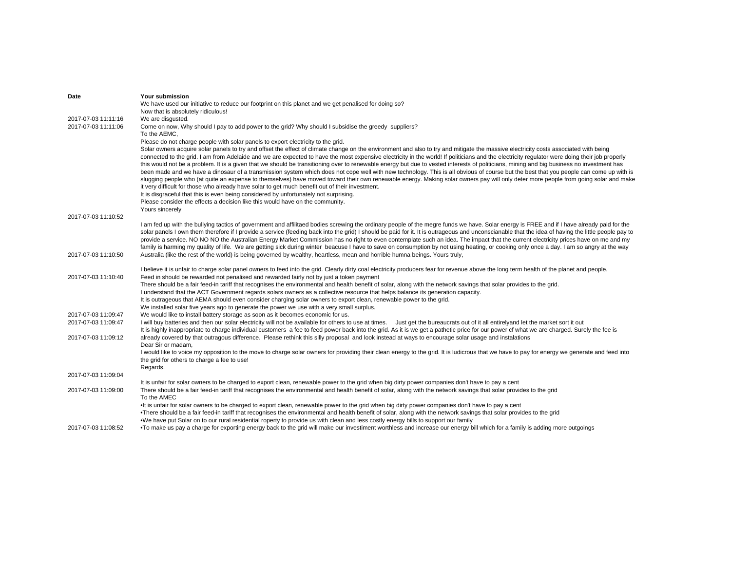| Date | Your submission |
|---|---|
| 2017-07-03 11:11:16 | We have used our initiative to reduce our footprint on this planet and we get penalised for doing so?<br>Now that is absolutely ridiculous!<br>We are disgusted. |
| 2017-07-03 11:11:06 | Come on now, Why should I pay to add power to the grid? Why should I subsidise the greedy suppliers? |
| 2017-07-03 11:10:52 | To the AEMC,<br>Please do not charge people with solar panels to export electricity to the grid.<br>Solar owners acquire solar panels to try and offset the effect of climate change on the environment and also to try and mitigate the massive electricity costs associated with being connected to the grid. I am from Adelaide and we are expected to have the most expensive electricity in the world! If politicians and the electricity regulator were doing their job properly this would not be a problem. It is a given that we should be transitioning over to renewable energy but due to vested interests of politicians, mining and big business no investment has been made and we have a dinosaur of a transmission system which does not cope well with new technology. This is all obvious of course but the best that you people can come up with is slugging people who (at quite an expense to themselves) have moved toward their own renewable energy. Making solar owners pay will only deter more people from going solar and make it very difficult for those who already have solar to get much benefit out of their investment.<br>It is disgraceful that this is even being considered by unfortunately not surprising.<br>Please consider the effects a decision like this would have on the community.<br>Yours sincerely |
| 2017-07-03 11:10:50 | I am fed up with the bullying tactics of government and affilitaed bodies screwing the ordinary people of the megre funds we have. Solar energy is FREE and if I have already paid for the solar panels I own them therefore if I provide a service (feeding back into the grid) I should be paid for it. It is outrageous and unconscianable that the idea of having the little people pay to provide a service. NO NO NO the Australian Energy Market Commission has no right to even contemplate such an idea. The impact that the current electricity prices have on me and my family is harming my quality of life. We are getting sick during winter beacuse I have to save on consumption by not using heating, or cooking only once a day. I am so angry at the way Australia (like the rest of the world) is being governed by wealthy, heartless, mean and horrible humna beings. Yours truly, |
| 2017-07-03 11:10:40 | I believe it is unfair to charge solar panel owners to feed into the grid. Clearly dirty coal electricity producers fear for revenue above the long term health of the planet and people.<br>Feed in should be rewarded not penalised and rewarded fairly not by just a token payment |
| 2017-07-03 11:09:47 | There should be a fair feed-in tariff that recognises the environmental and health benefit of solar, along with the network savings that solar provides to the grid.<br>I understand that the ACT Government regards solars owners as a collective resource that helps balance its generation capacity.<br>It is outrageous that AEMA should even consider charging solar owners to export clean, renewable power to the grid.<br>We installed solar five years ago to generate the power we use with a very small surplus.<br>We would like to install battery storage as soon as it becomes economic for us. |
| 2017-07-03 11:09:47 | I will buy batteries and then our solar electricity will not be available for others to use at times.     Just get the bureaucrats out of it all entirelyand let the market sort it out |
| 2017-07-03 11:09:12 | It is highly inappropriate to charge individual customers a fee to feed power back into the grid. As it is we get a pathetic price for our power cf what we are charged. Surely the fee is already covered by that outragous difference. Please rethink this silly proposal and look instead at ways to encourage solar usage and instalations |
| 2017-07-03 11:09:04 | Dear Sir or madam,<br>I would like to voice my opposition to the move to charge solar owners for providing their clean energy to the grid. It is ludicrous that we have to pay for energy we generate and feed into the grid for others to charge a fee to use!<br>Regards, |
| 2017-07-03 11:09:00 | It is unfair for solar owners to be charged to export clean, renewable power to the grid when big dirty power companies don't have to pay a cent<br>There should be a fair feed-in tariff that recognises the environmental and health benefit of solar, along with the network savings that solar provides to the grid |
| 2017-07-03 11:08:52 | To the AMEC<br>•It is unfair for solar owners to be charged to export clean, renewable power to the grid when big dirty power companies don't have to pay a cent<br>•There should be a fair feed-in tariff that recognises the environmental and health benefit of solar, along with the network savings that solar provides to the grid<br>•We have put Solar on to our rural residential roperty to provide us with clean and less costly energy bills to support our family<br>•To make us pay a charge for exporting energy back to the grid will make our investment worthless and increase our energy bill which for a family is adding more outgoings |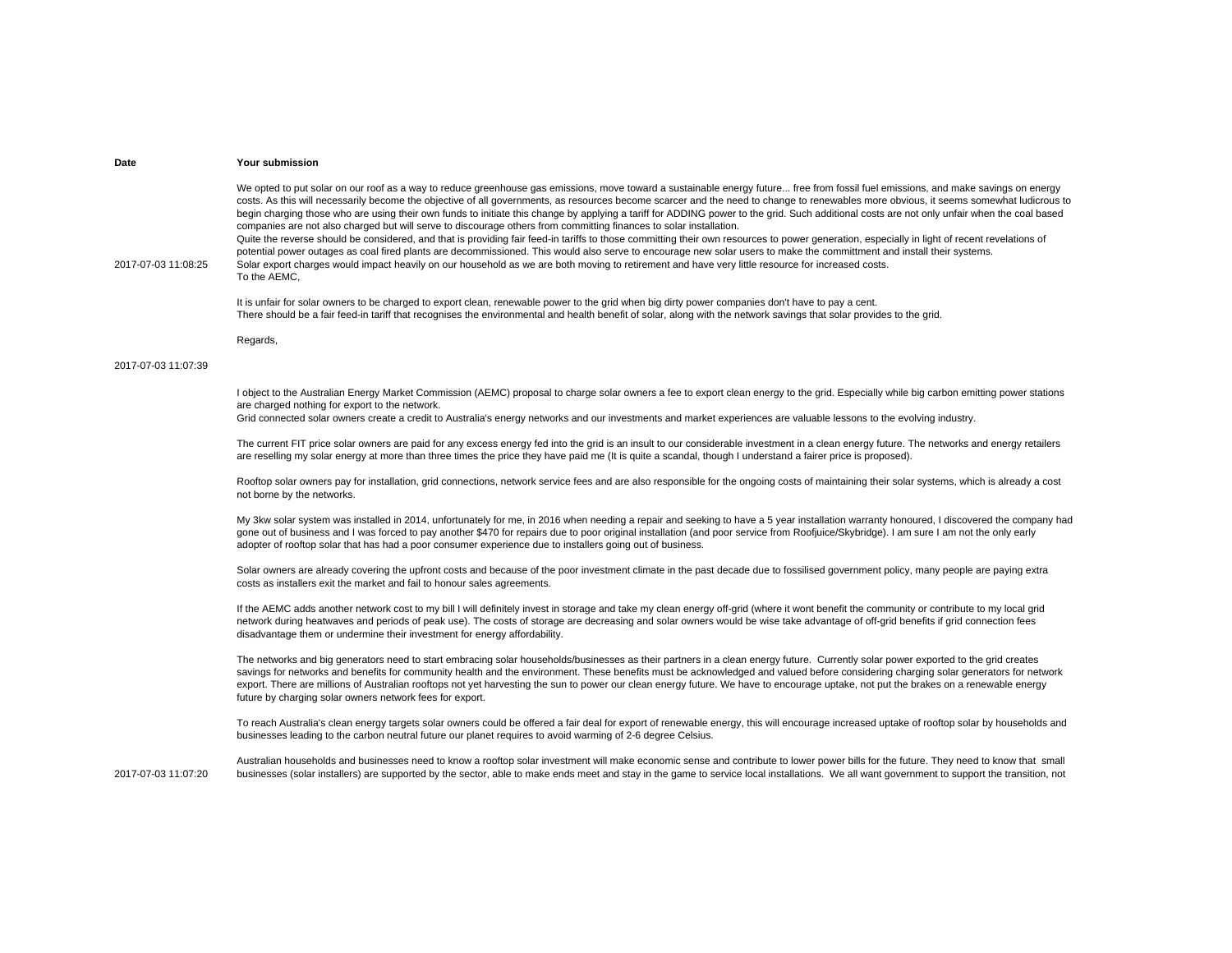| Date | Your submission |
| --- | --- |
| 2017-07-03 11:08:25 | We opted to put solar on our roof as a way to reduce greenhouse gas emissions, move toward a sustainable energy future... free from fossil fuel emissions, and make savings on energy costs. As this will necessarily become the objective of all governments, as resources become scarcer and the need to change to renewables more obvious, it seems somewhat ludicrous to begin charging those who are using their own funds to initiate this change by applying a tariff for ADDING power to the grid. Such additional costs are not only unfair when the coal based companies are not also charged but will serve to discourage others from committing finances to solar installation.<br>Quite the reverse should be considered, and that is providing fair feed-in tariffs to those committing their own resources to power generation, especially in light of recent revelations of potential power outages as coal fired plants are decommissioned. This would also serve to encourage new solar users to make the committment and install their systems.<br>Solar export charges would impact heavily on our household as we are both moving to retirement and have very little resource for increased costs. |
| 2017-07-03 11:07:39 | To the AEMC,<br><br>It is unfair for solar owners to be charged to export clean, renewable power to the grid when big dirty power companies don't have to pay a cent.<br>There should be a fair feed-in tariff that recognises the environmental and health benefit of solar, along with the network savings that solar provides to the grid.<br><br>Regards, |
| 2017-07-03 11:07:20 | I object to the Australian Energy Market Commission (AEMC) proposal to charge solar owners a fee to export clean energy to the grid. Especially while big carbon emitting power stations are charged nothing for export to the network.<br>Grid connected solar owners create a credit to Australia's energy networks and our investments and market experiences are valuable lessons to the evolving industry.<br><br>The current FIT price solar owners are paid for any excess energy fed into the grid is an insult to our considerable investment in a clean energy future. The networks and energy retailers are reselling my solar energy at more than three times the price they have paid me (It is quite a scandal, though I understand a fairer price is proposed).<br><br>Rooftop solar owners pay for installation, grid connections, network service fees and are also responsible for the ongoing costs of maintaining their solar systems, which is already a cost not borne by the networks.<br><br>My 3kw solar system was installed in 2014, unfortunately for me, in 2016 when needing a repair and seeking to have a 5 year installation warranty honoured, I discovered the company had gone out of business and I was forced to pay another $470 for repairs due to poor original installation (and poor service from Roofjuice/Skybridge). I am sure I am not the only early adopter of rooftop solar that has had a poor consumer experience due to installers going out of business.<br><br>Solar owners are already covering the upfront costs and because of the poor investment climate in the past decade due to fossilised government policy, many people are paying extra costs as installers exit the market and fail to honour sales agreements.<br><br>If the AEMC adds another network cost to my bill I will definitely invest in storage and take my clean energy off-grid (where it wont benefit the community or contribute to my local grid network during heatwaves and periods of peak use). The costs of storage are decreasing and solar owners would be wise take advantage of off-grid benefits if grid connection fees disadvantage them or undermine their investment for energy affordability.<br><br>The networks and big generators need to start embracing solar households/businesses as their partners in a clean energy future. Currently solar power exported to the grid creates savings for networks and benefits for community health and the environment. These benefits must be acknowledged and valued before considering charging solar generators for network export. There are millions of Australian rooftops not yet harvesting the sun to power our clean energy future. We have to encourage uptake, not put the brakes on a renewable energy future by charging solar owners network fees for export.<br><br>To reach Australia's clean energy targets solar owners could be offered a fair deal for export of renewable energy, this will encourage increased uptake of rooftop solar by households and businesses leading to the carbon neutral future our planet requires to avoid warming of 2-6 degree Celsius.<br><br>Australian households and businesses need to know a rooftop solar investment will make economic sense and contribute to lower power bills for the future. They need to know that small businesses (solar installers) are supported by the sector, able to make ends meet and stay in the game to service local installations. We all want government to support the transition, not |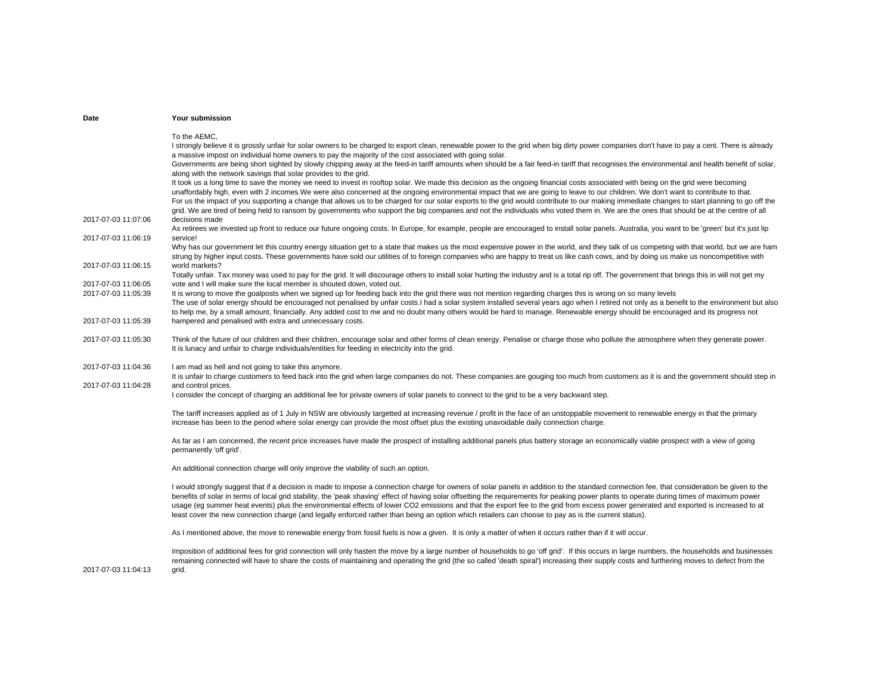| Date | Your submission |
|---|---|
| 2017-07-03 11:07:06 | To the AEMC,<br>I strongly believe it is grossly unfair for solar owners to be charged to export clean, renewable power to the grid when big dirty power companies don't have to pay a cent. There is already a massive impost on individual home owners to pay the majority of the cost associated with going solar.<br>Governments are being short sighted by slowly chipping away at the feed-in tariff amounts when should be a fair feed-in tariff that recognises the environmental and health benefit of solar, along with the network savings that solar provides to the grid.<br>It took us a long time to save the money we need to invest in rooftop solar. We made this decision as the ongoing financial costs associated with being on the grid were becoming unaffordably high, even with 2 incomes.We were also concerned at the ongoing environmental impact that we are going to leave to our children. We don't want to contribute to that.<br>For us the impact of you supporting a change that allows us to be charged for our solar exports to the grid would contribute to our making immediate changes to start planning to go off the grid. We are tired of being held to ransom by governments who support the big companies and not the individuals who voted them in. We are the ones that should be at the centre of all decisions made |
| 2017-07-03 11:06:19 | As retirees we invested up front to reduce our future ongoing costs. In Europe, for example, people are encouraged to install solar panels. Australia, you want to be 'green' but it's just lip service! |
| 2017-07-03 11:06:15 | Why has our government let this country energy situation get to a state that makes us the most expensive power in the world, and they talk of us competing with that world, but we are ham strung by higher input costs. These governments have sold our utilities of to foreign companies who are happy to treat us like cash cows, and by doing us make us noncompetitive with world markets? |
| 2017-07-03 11:06:05 | Totally unfair. Tax money was used to pay for the grid. It will discourage others to install solar hurting the industry and is a total rip off. The government that brings this in will not get my vote and I will make sure the local member is shouted down, voted out. |
| 2017-07-03 11:05:39 | It is wrong to move the goalposts when we signed up for feeding back into the grid there was not mention regarding charges this is wrong on so many levels |
| 2017-07-03 11:05:39 | The use of solar energy should be encouraged not penalised by unfair costs.I had a solar system installed several years ago when I retired not only as a benefit to the environment but also to help me, by a small amount, financially. Any added cost to me and no doubt many others would be hard to manage. Renewable energy should be encouraged and its progress not hampered and penalised with extra and unnecessary costs. |
| 2017-07-03 11:05:30 | Think of the future of our children and their children, encourage solar and other forms of clean energy. Penalise or charge those who pollute the atmosphere when they generate power.<br>It is lunacy and unfair to charge individuals/entities for feeding in electricity into the grid. |
| 2017-07-03 11:04:36 | I am mad as hell and not going to take this anymore. |
| 2017-07-03 11:04:28 | It is unfair to charge customers to feed back into the grid when large companies do not. These companies are gouging too much from customers as it is and the government should step in and control prices. |
| 2017-07-03 11:04:13 | I consider the concept of charging an additional fee for private owners of solar panels to connect to the grid to be a very backward step.<br><br>The tariff increases applied as of 1 July in NSW are obviously targetted at increasing revenue / profit in the face of an unstoppable movement to renewable energy in that the primary increase has been to the period where solar energy can provide the most offset plus the existing unavoidable daily connection charge.<br><br>As far as I am concerned, the recent price increases have made the prospect of installing additional panels plus battery storage an economically viable prospect with a view of going permanently 'off grid'.<br><br>An additional connection charge will only improve the viability of such an option.<br><br>I would strongly suggest that if a decision is made to impose a connection charge for owners of solar panels in addition to the standard connection fee, that consideration be given to the benefits of solar in terms of local grid stability, the 'peak shaving' effect of having solar offsetting the requirements for peaking power plants to operate during times of maximum power usage (eg summer heat events) plus the environmental effects of lower CO2 emissions and that the export fee to the grid from excess power generated and exported is increased to at least cover the new connection charge (and legally enforced rather than being an option which retailers can choose to pay as is the current status).<br><br>As I mentioned above, the move to renewable energy from fossil fuels is now a given. It is only a matter of when it occurs rather than if it will occur.<br><br>Imposition of additional fees for grid connection will only hasten the move by a large number of households to go 'off grid'. If this occurs in large numbers, the households and businesses remaining connected will have to share the costs of maintaining and operating the grid (the so called 'death spiral') increasing their supply costs and furthering moves to defect from the grid. |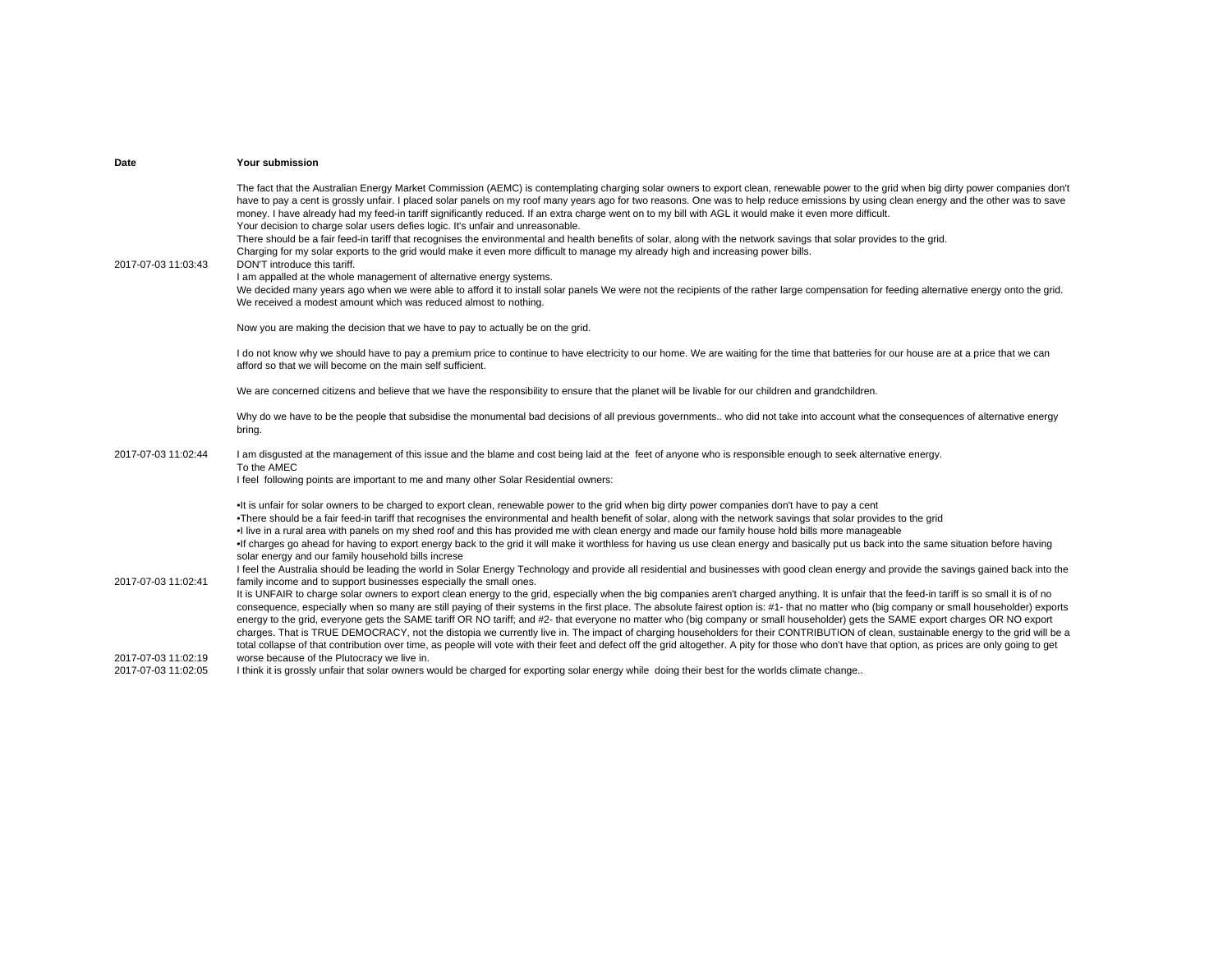| Date | Your submission |
| --- | --- |
| 2017-07-03 11:03:43 | The fact that the Australian Energy Market Commission (AEMC) is contemplating charging solar owners to export clean, renewable power to the grid when big dirty power companies don't have to pay a cent is grossly unfair. I placed solar panels on my roof many years ago for two reasons. One was to help reduce emissions by using clean energy and the other was to save money. I have already had my feed-in tariff significantly reduced. If an extra charge went on to my bill with AGL it would make it even more difficult.<br>Your decision to charge solar users defies logic. It's unfair and unreasonable.<br>There should be a fair feed-in tariff that recognises the environmental and health benefits of solar, along with the network savings that solar provides to the grid.<br>Charging for my solar exports to the grid would make it even more difficult to manage my already high and increasing power bills.<br>DON'T introduce this tariff. |
| 2017-07-03 11:02:44 | I am appalled at the whole management of alternative energy systems.<br>We decided many years ago when we were able to afford it to install solar panels We were not the recipients of the rather large compensation for feeding alternative energy onto the grid. We received a modest amount which was reduced almost to nothing.<br><br>Now you are making the decision that we have to pay to actually be on the grid.<br><br>I do not know why we should have to pay a premium price to continue to have electricity to our home. We are waiting for the time that batteries for our house are at a price that we can afford so that we will become on the main self sufficient.<br><br>We are concerned citizens and believe that we have the responsibility to ensure that the planet will be livable for our children and grandchildren.<br><br>Why do we have to be the people that subsidise the monumental bad decisions of all previous governments.. who did not take into account what the consequences of alternative energy bring.<br><br>I am disgusted at the management of this issue and the blame and cost being laid at the feet of anyone who is responsible enough to seek alternative energy. |
| 2017-07-03 11:02:41 | To the AMEC<br>I feel following points are important to me and many other Solar Residential owners:<br><br>•It is unfair for solar owners to be charged to export clean, renewable power to the grid when big dirty power companies don't have to pay a cent<br>•There should be a fair feed-in tariff that recognises the environmental and health benefit of solar, along with the network savings that solar provides to the grid<br>•I live in a rural area with panels on my shed roof and this has provided me with clean energy and made our family house hold bills more manageable<br>•If charges go ahead for having to export energy back to the grid it will make it worthless for having us use clean energy and basically put us back into the same situation before having solar energy and our family household bills increse<br>I feel the Australia should be leading the world in Solar Energy Technology and provide all residential and businesses with good clean energy and provide the savings gained back into the family income and to support businesses especially the small ones. |
| 2017-07-03 11:02:19 | It is UNFAIR to charge solar owners to export clean energy to the grid, especially when the big companies aren't charged anything. It is unfair that the feed-in tariff is so small it is of no consequence, especially when so many are still paying of their systems in the first place. The absolute fairest option is: #1- that no matter who (big company or small householder) exports energy to the grid, everyone gets the SAME tariff OR NO tariff; and #2- that everyone no matter who (big company or small householder) gets the SAME export charges OR NO export charges. That is TRUE DEMOCRACY, not the distopia we currently live in. The impact of charging householders for their CONTRIBUTION of clean, sustainable energy to the grid will be a total collapse of that contribution over time, as people will vote with their feet and defect off the grid altogether. A pity for those who don't have that option, as prices are only going to get worse because of the Plutocracy we live in. |
| 2017-07-03 11:02:05 | I think it is grossly unfair that solar owners would be charged for exporting solar energy while doing their best for the worlds climate change.. |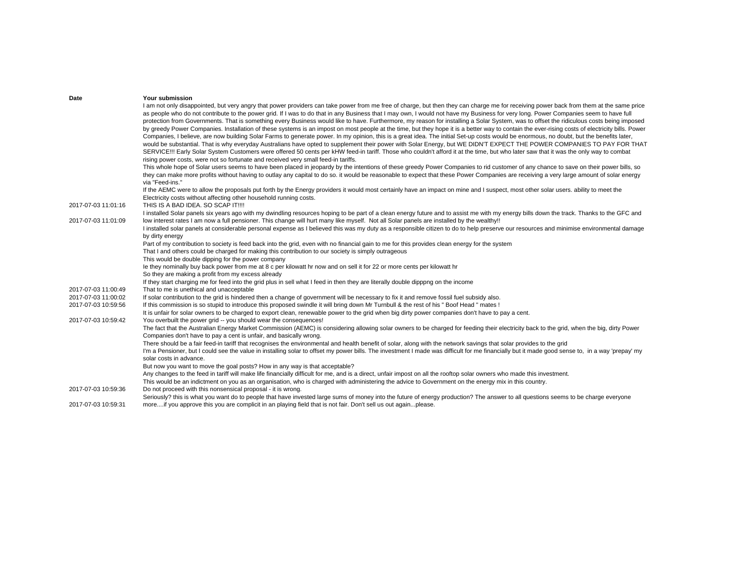| Date | Your submission |
| --- | --- |
|  | I am not only disappointed, but very angry that power providers can take power from me free of charge, but then they can charge me for receiving power back from them at the same price as people who do not contribute to the power grid. If I was to do that in any Business that I may own, I would not have my Business for very long. Power Companies seem to have full protection from Governments. That is something every Business would like to have. Furthermore, my reason for installing a Solar System, was to offset the ridiculous costs being imposed by greedy Power Companies. Installation of these systems is an impost on most people at the time, but they hope it is a better way to contain the ever-rising costs of electricity bills. Power Companies, I believe, are now building Solar Farms to generate power. In my opinion, this is a great idea. The initial Set-up costs would be enormous, no doubt, but the benefits later, would be substantial. That is why everyday Australians have opted to supplement their power with Solar Energy, but WE DIDN'T EXPECT THE POWER COMPANIES TO PAY FOR THAT SERVICE!!! Early Solar System Customers were offered 50 cents per kHW feed-in tariff. Those who couldn't afford it at the time, but who later saw that it was the only way to combat rising power costs, were not so fortunate and received very small feed-in tariffs.<br>This whole hope of Solar users seems to have been placed in jeopardy by the intentions of these greedy Power Companies to rid customer of any chance to save on their power bills, so they can make more profits without having to outlay any capital to do so. it would be reasonable to expect that these Power Companies are receiving a very large amount of solar energy via "Feed-ins."<br>If the AEMC were to allow the proposals put forth by the Energy providers it would most certainly have an impact on mine and I suspect, most other solar users. ability to meet the Electricity costs without affecting other household running costs. |
| 2017-07-03 11:01:16 | THIS IS A BAD IDEA. SO SCAP IT!!!! |
| 2017-07-03 11:01:09 | I installed Solar panels six years ago with my dwindling resources hoping to be part of a clean energy future and to assist me with my energy bills down the track. Thanks to the GFC and low interest rates I am now a full pensioner. This change will hurt many like myself. Not all Solar panels are installed by the wealthy!! |
| 2017-07-03 11:00:49 | I installed solar panels at considerable personal expense as I believed this was my duty as a responsible citizen to do to help preserve our resources and minimise environmental damage by dirty energy<br>Part of my contribution to society is feed back into the grid, even with no financial gain to me for this provides clean energy for the system<br>That I and others could be charged for making this contribution to our society is simply outrageous<br>This would be double dipping for the power company<br>Ie they nominally buy back power from me at 8 c per kilowatt hr now and on sell it for 22 or more cents per kilowatt hr<br>So they are making a profit from my excess already<br>If they start charging me for feed into the grid plus in sell what I feed in then they are literally double dipppng on the income<br>That to me is unethical and unacceptable |
| 2017-07-03 11:00:02 | If solar contribution to the grid is hindered then a change of government will be necessary to fix it and remove fossil fuel subsidy also. |
| 2017-07-03 10:59:56 | If this commission is so stupid to introduce this proposed swindle it will bring down Mr Turnbull & the rest of his " Boof Head " mates ! |
| 2017-07-03 10:59:42 | It is unfair for solar owners to be charged to export clean, renewable power to the grid when big dirty power companies don't have to pay a cent.<br>You overbuilt the power grid -- you should wear the consequences! |
| 2017-07-03 10:59:36 | The fact that the Australian Energy Market Commission (AEMC) is considering allowing solar owners to be charged for feeding their electricity back to the grid, when the big, dirty Power Companies don't have to pay a cent is unfair, and basically wrong.<br>There should be a fair feed-in tariff that recognises the environmental and health benefit of solar, along with the network savings that solar provides to the grid<br>I'm a Pensioner, but I could see the value in installing solar to offset my power bills. The investment I made was difficult for me financially but it made good sense to, in a way 'prepay' my solar costs in advance.<br>But now you want to move the goal posts? How in any way is that acceptable?<br>Any changes to the feed in tariff will make life financially difficult for me, and is a direct, unfair impost on all the rooftop solar owners who made this investment.<br>This would be an indictment on you as an organisation, who is charged with administering the advice to Government on the energy mix in this country.<br>Do not proceed with this nonsensical proposal - it is wrong. |
| 2017-07-03 10:59:31 | Seriously? this is what you want do to people that have invested large sums of money into the future of energy production? The answer to all questions seems to be charge everyone more....if you approve this you are complicit in an playing field that is not fair. Don't sell us out again...please. |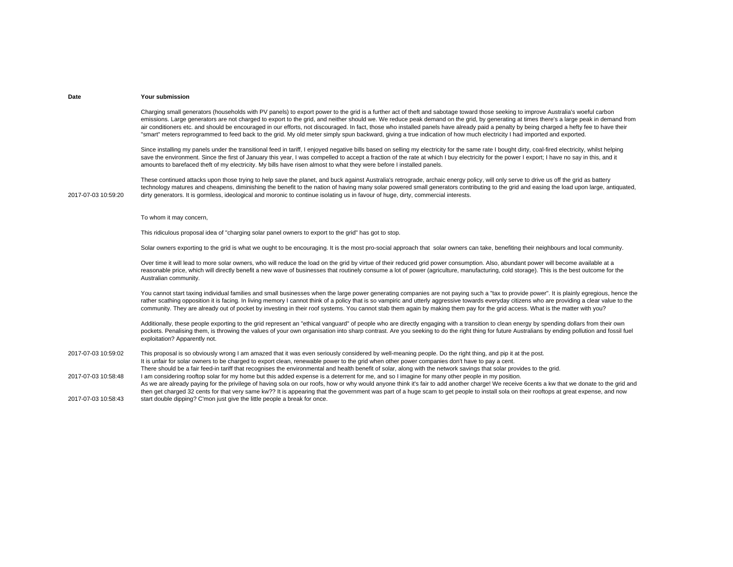| Date | Your submission |
| --- | --- |
| 2017-07-03 10:59:20 | Charging small generators (households with PV panels) to export power to the grid is a further act of theft and sabotage toward those seeking to improve Australia's woeful carbon emissions. Large generators are not charged to export to the grid, and neither should we. We reduce peak demand on the grid, by generating at times there's a large peak in demand from air conditioners etc. and should be encouraged in our efforts, not discouraged. In fact, those who installed panels have already paid a penalty by being charged a hefty fee to have their "smart" meters reprogrammed to feed back to the grid. My old meter simply spun backward, giving a true indication of how much electricity I had imported and exported.<br><br>Since installing my panels under the transitional feed in tariff, I enjoyed negative bills based on selling my electricity for the same rate I bought dirty, coal-fired electricity, whilst helping save the environment. Since the first of January this year, I was compelled to accept a fraction of the rate at which I buy electricity for the power I export; I have no say in this, and it amounts to barefaced theft of my electricity. My bills have risen almost to what they were before I installed panels.<br><br>These continued attacks upon those trying to help save the planet, and buck against Australia's retrograde, archaic energy policy, will only serve to drive us off the grid as battery technology matures and cheapens, diminishing the benefit to the nation of having many solar powered small generators contributing to the grid and easing the load upon large, antiquated, dirty generators. It is gormless, ideological and moronic to continue isolating us in favour of huge, dirty, commercial interests. |
| 2017-07-03 10:59:02 | To whom it may concern,<br><br>This ridiculous proposal idea of "charging solar panel owners to export to the grid" has got to stop.<br><br>Solar owners exporting to the grid is what we ought to be encouraging. It is the most pro-social approach that solar owners can take, benefiting their neighbours and local community.<br><br>Over time it will lead to more solar owners, who will reduce the load on the grid by virtue of their reduced grid power consumption. Also, abundant power will become available at a reasonable price, which will directly benefit a new wave of businesses that routinely consume a lot of power (agriculture, manufacturing, cold storage). This is the best outcome for the Australian community.<br><br>You cannot start taxing individual families and small businesses when the large power generating companies are not paying such a "tax to provide power". It is plainly egregious, hence the rather scathing opposition it is facing. In living memory I cannot think of a policy that is so vampiric and utterly aggressive towards everyday citizens who are providing a clear value to the community. They are already out of pocket by investing in their roof systems. You cannot stab them again by making them pay for the grid access. What is the matter with you?<br><br>Additionally, these people exporting to the grid represent an "ethical vanguard" of people who are directly engaging with a transition to clean energy by spending dollars from their own pockets. Penalising them, is throwing the values of your own organisation into sharp contrast. Are you seeking to do the right thing for future Australians by ending pollution and fossil fuel exploitation? Apparently not.<br><br>This proposal is so obviously wrong I am amazed that it was even seriously considered by well-meaning people. Do the right thing, and pip it at the post. |
| 2017-07-03 10:58:48 | It is unfair for solar owners to be charged to export clean, renewable power to the grid when other power companies don't have to pay a cent.<br>There should be a fair feed-in tariff that recognises the environmental and health benefit of solar, along with the network savings that solar provides to the grid.<br>I am considering rooftop solar for my home but this added expense is a deterrent for me, and so I imagine for many other people in my position. |
| 2017-07-03 10:58:43 | As we are already paying for the privilege of having sola on our roofs, how or why would anyone think it's fair to add another charge! We receive 6cents a kw that we donate to the grid and then get charged 32 cents for that very same kw?? It is appearing that the government was part of a huge scam to get people to install sola on their rooftops at great expense, and now start double dipping? C'mon just give the little people a break for once. |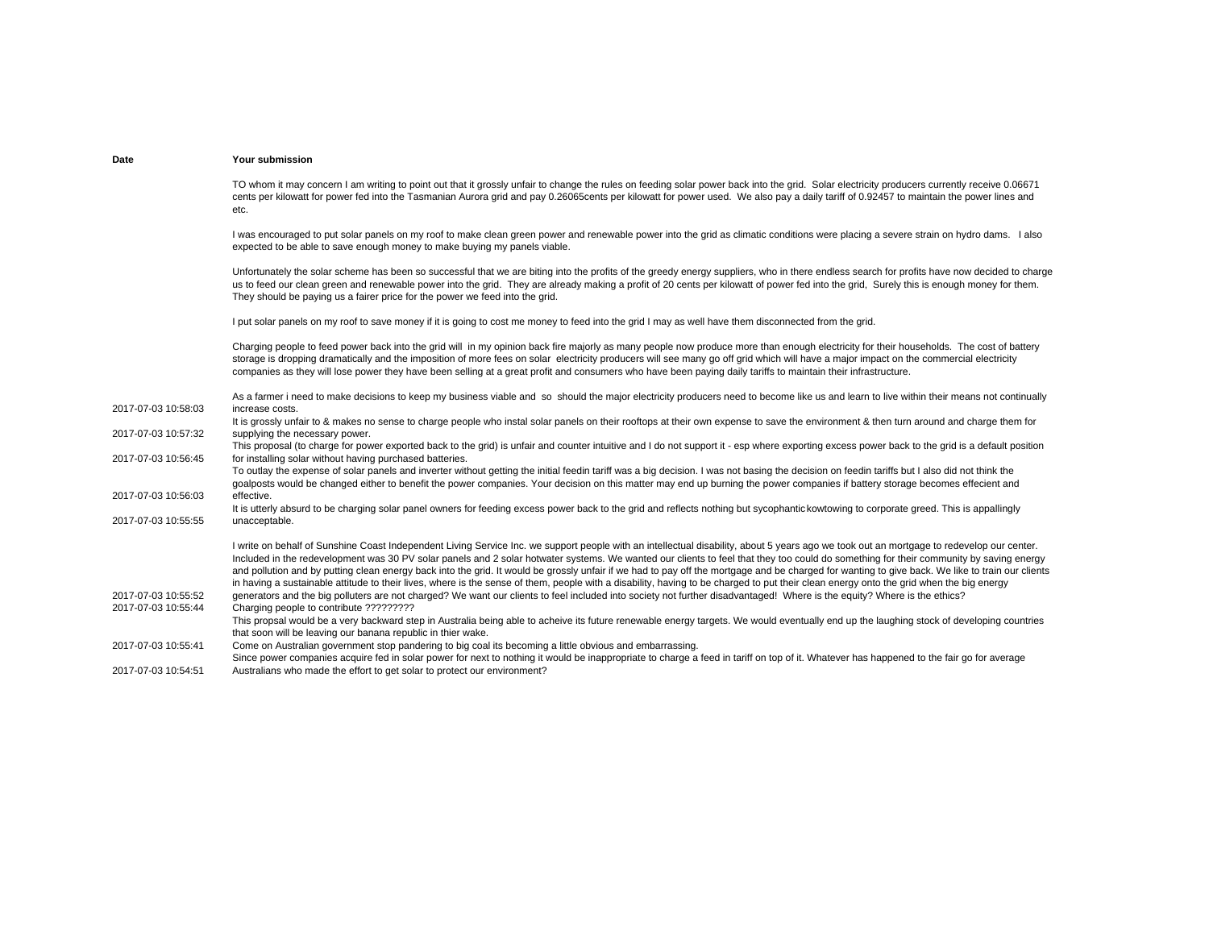| Date | Your submission |
| --- | --- |
| 2017-07-03 10:58:03 | TO whom it may concern I am writing to point out that it grossly unfair to change the rules on feeding solar power back into the grid. Solar electricity producers currently receive 0.06671 cents per kilowatt for power fed into the Tasmanian Aurora grid and pay 0.26065cents per kilowatt for power used. We also pay a daily tariff of 0.92457 to maintain the power lines and etc.<br><br>I was encouraged to put solar panels on my roof to make clean green power and renewable power into the grid as climatic conditions were placing a severe strain on hydro dams. I also expected to be able to save enough money to make buying my panels viable.<br><br>Unfortunately the solar scheme has been so successful that we are biting into the profits of the greedy energy suppliers, who in there endless search for profits have now decided to charge us to feed our clean green and renewable power into the grid. They are already making a profit of 20 cents per kilowatt of power fed into the grid, Surely this is enough money for them. They should be paying us a fairer price for the power we feed into the grid.<br><br>I put solar panels on my roof to save money if it is going to cost me money to feed into the grid I may as well have them disconnected from the grid.<br><br>Charging people to feed power back into the grid will in my opinion back fire majorly as many people now produce more than enough electricity for their households. The cost of battery storage is dropping dramatically and the imposition of more fees on solar electricity producers will see many go off grid which will have a major impact on the commercial electricity companies as they will lose power they have been selling at a great profit and consumers who have been paying daily tariffs to maintain their infrastructure.<br><br>As a farmer i need to make decisions to keep my business viable and so should the major electricity producers need to become like us and learn to live within their means not continually increase costs. |
| 2017-07-03 10:57:32 | It is grossly unfair to & makes no sense to charge people who instal solar panels on their rooftops at their own expense to save the environment & then turn around and charge them for supplying the necessary power. |
| 2017-07-03 10:56:45 | This proposal (to charge for power exported back to the grid) is unfair and counter intuitive and I do not support it - esp where exporting excess power back to the grid is a default position for installing solar without having purchased batteries. |
| 2017-07-03 10:56:03 | To outlay the expense of solar panels and inverter without getting the initial feedin tariff was a big decision. I was not basing the decision on feedin tariffs but I also did not think the goalposts would be changed either to benefit the power companies. Your decision on this matter may end up burning the power companies if battery storage becomes effecient and effective. |
| 2017-07-03 10:55:55 | It is utterly absurd to be charging solar panel owners for feeding excess power back to the grid and reflects nothing but sycophantic kowtowing to corporate greed. This is appallingly unacceptable. |
| 2017-07-03 10:55:52 | I write on behalf of Sunshine Coast Independent Living Service Inc. we support people with an intellectual disability, about 5 years ago we took out an mortgage to redevelop our center. Included in the redevelopment was 30 PV solar panels and 2 solar hotwater systems. We wanted our clients to feel that they too could do something for their community by saving energy and pollution and by putting clean energy back into the grid. It would be grossly unfair if we had to pay off the mortgage and be charged for wanting to give back. We like to train our clients in having a sustainable attitude to their lives, where is the sense of them, people with a disability, having to be charged to put their clean energy onto the grid when the big energy generators and the big polluters are not charged? We want our clients to feel included into society not further disadvantaged! Where is the equity? Where is the ethics? |
| 2017-07-03 10:55:44 | Charging people to contribute ????????? |
| 2017-07-03 10:55:41 | This propsal would be a very backward step in Australia being able to acheive its future renewable energy targets. We would eventually end up the laughing stock of developing countries that soon will be leaving our banana republic in thier wake.<br>Come on Australian government stop pandering to big coal its becoming a little obvious and embarrassing. |
| 2017-07-03 10:54:51 | Since power companies acquire fed in solar power for next to nothing it would be inappropriate to charge a feed in tariff on top of it. Whatever has happened to the fair go for average Australians who made the effort to get solar to protect our environment? |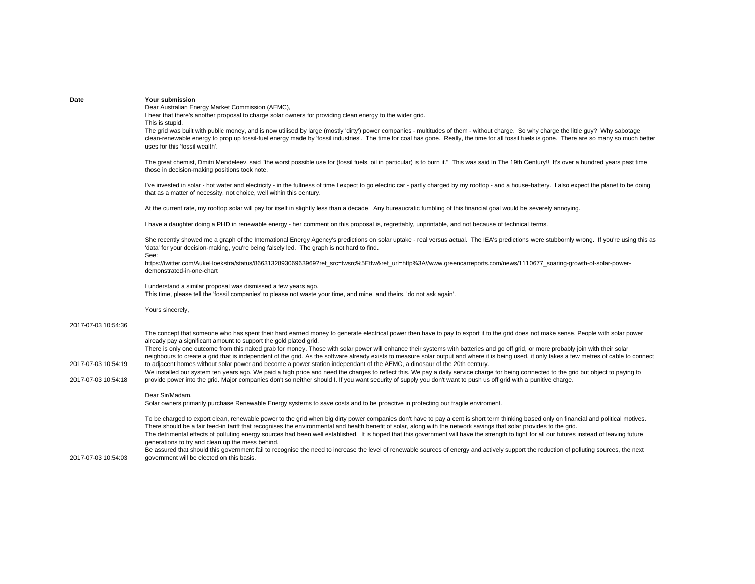| Date | Your submission |
|---|---|
| 2017-07-03 10:54:36 | Dear Australian Energy Market Commission (AEMC),<br>I hear that there's another proposal to charge solar owners for providing clean energy to the wider grid.<br>This is stupid.<br>The grid was built with public money, and is now utilised by large (mostly 'dirty') power companies - multitudes of them - without charge. So why charge the little guy? Why sabotage clean-renewable energy to prop up fossil-fuel energy made by 'fossil industries'. The time for coal has gone. Really, the time for all fossil fuels is gone. There are so many so much better uses for this 'fossil wealth'.<br><br>The great chemist, Dmitri Mendeleev, said "the worst possible use for (fossil fuels, oil in particular) is to burn it." This was said In The 19th Century!! It's over a hundred years past time those in decision-making positions took note.<br><br>I've invested in solar - hot water and electricity - in the fullness of time I expect to go electric car - partly charged by my rooftop - and a house-battery. I also expect the planet to be doing that as a matter of necessity, not choice, well within this century.<br><br>At the current rate, my rooftop solar will pay for itself in slightly less than a decade. Any bureaucratic fumbling of this financial goal would be severely annoying.<br><br>I have a daughter doing a PHD in renewable energy - her comment on this proposal is, regrettably, unprintable, and not because of technical terms.<br><br>She recently showed me a graph of the International Energy Agency's predictions on solar uptake - real versus actual. The IEA's predictions were stubbornly wrong. If you're using this as 'data' for your decision-making, you're being falsely led. The graph is not hard to find.<br>See:<br>https://twitter.com/AukeHoekstra/status/866313289306963969?ref_src=twsrc%5Etfw&ref_url=http%3A//www.greencarreports.com/news/1110677_soaring-growth-of-solar-power-demonstrated-in-one-chart<br><br>I understand a similar proposal was dismissed a few years ago.<br>This time, please tell the 'fossil companies' to please not waste your time, and mine, and theirs, 'do not ask again'.<br><br>Yours sincerely, |
| 2017-07-03 10:54:19 | The concept that someone who has spent their hard earned money to generate electrical power then have to pay to export it to the grid does not make sense. People with solar power already pay a significant amount to support the gold plated grid.<br>There is only one outcome from this naked grab for money. Those with solar power will enhance their systems with batteries and go off grid, or more probably join with their solar neighbours to create a grid that is independent of the grid. As the software already exists to measure solar output and where it is being used, it only takes a few metres of cable to connect to adjacent homes without solar power and become a power station independant of the AEMC, a dinosaur of the 20th century. |
| 2017-07-03 10:54:18 | We installed our system ten years ago. We paid a high price and need the charges to reflect this. We pay a daily service charge for being connected to the grid but object to paying to provide power into the grid. Major companies don't so neither should I. If you want security of supply you don't want to push us off grid with a punitive charge. |
| 2017-07-03 10:54:03 | Dear Sir/Madam.<br>Solar owners primarily purchase Renewable Energy systems to save costs and to be proactive in protecting our fragile enviroment.<br><br>To be charged to export clean, renewable power to the grid when big dirty power companies don't have to pay a cent is short term thinking based only on financial and political motives.<br>There should be a fair feed-in tariff that recognises the environmental and health benefit of solar, along with the network savings that solar provides to the grid.<br>The detrimental effects of polluting energy sources had been well established. It is hoped that this government will have the strength to fight for all our futures instead of leaving future generations to try and clean up the mess behind.<br>Be assured that should this government fail to recognise the need to increase the level of renewable sources of energy and actively support the reduction of polluting sources, the next government will be elected on this basis. |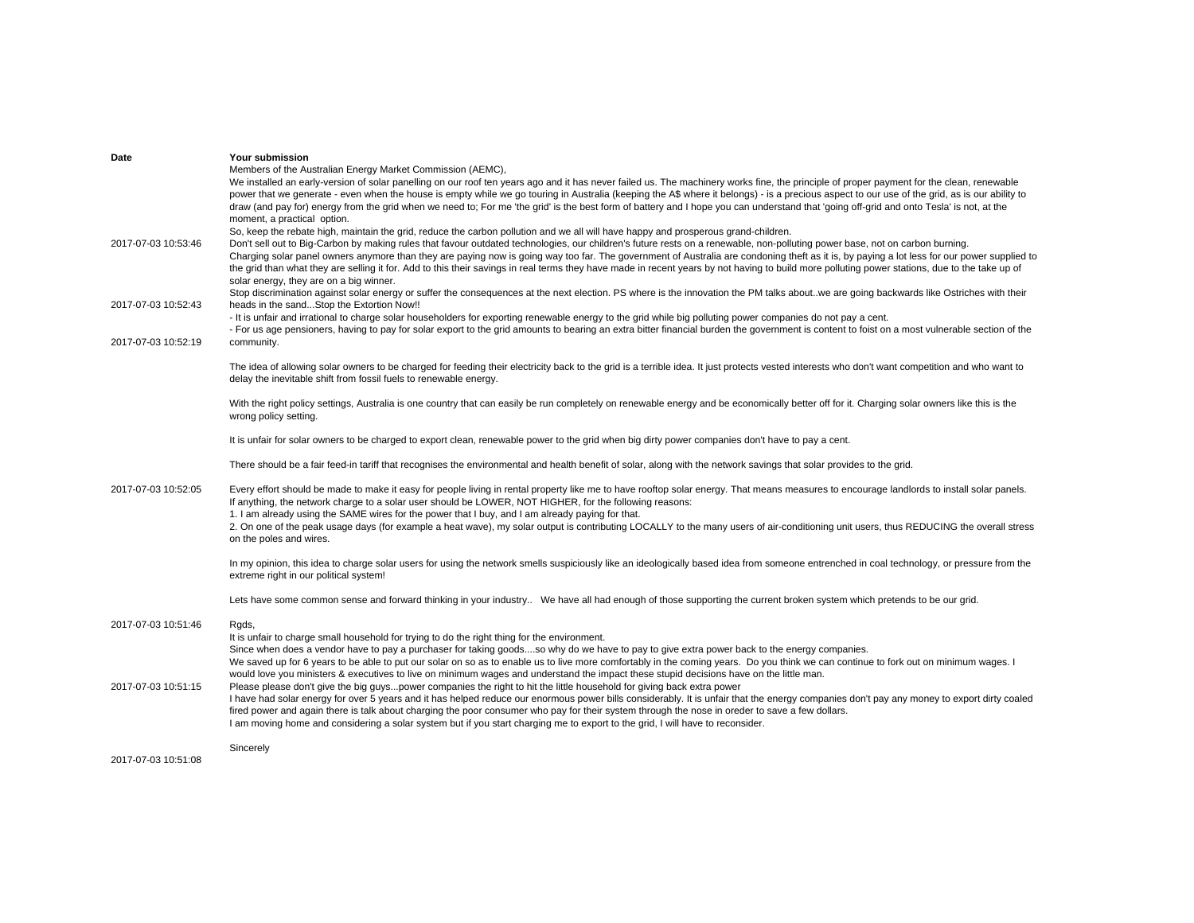| Date | Your submission |
|---|---|
| 2017-07-03 10:53:46 | Members of the Australian Energy Market Commission (AEMC),<br>We installed an early-version of solar panelling on our roof ten years ago and it has never failed us. The machinery works fine, the principle of proper payment for the clean, renewable power that we generate - even when the house is empty while we go touring in Australia (keeping the A$ where it belongs) - is a precious aspect to our use of the grid, as is our ability to draw (and pay for) energy from the grid when we need to; For me 'the grid' is the best form of battery and I hope you can understand that 'going off-grid and onto Tesla' is not, at the moment, a practical option.<br>So, keep the rebate high, maintain the grid, reduce the carbon pollution and we all will have happy and prosperous grand-children.<br>Don't sell out to Big-Carbon by making rules that favour outdated technologies, our children's future rests on a renewable, non-polluting power base, not on carbon burning. |
| 2017-07-03 10:52:43 | Charging solar panel owners anymore than they are paying now is going way too far. The government of Australia are condoning theft as it is, by paying a lot less for our power supplied to the grid than what they are selling it for. Add to this their savings in real terms they have made in recent years by not having to build more polluting power stations, due to the take up of solar energy, they are on a big winner.<br>Stop discrimination against solar energy or suffer the consequences at the next election. PS where is the innovation the PM talks about..we are going backwards like Ostriches with their heads in the sand...Stop the Extortion Now!! |
| 2017-07-03 10:52:19 | - It is unfair and irrational to charge solar householders for exporting renewable energy to the grid while big polluting power companies do not pay a cent.<br>- For us age pensioners, having to pay for solar export to the grid amounts to bearing an extra bitter financial burden the government is content to foist on a most vulnerable section of the community. |
| 2017-07-03 10:52:05 | The idea of allowing solar owners to be charged for feeding their electricity back to the grid is a terrible idea. It just protects vested interests who don't want competition and who want to delay the inevitable shift from fossil fuels to renewable energy.<br><br>With the right policy settings, Australia is one country that can easily be run completely on renewable energy and be economically better off for it. Charging solar owners like this is the wrong policy setting.<br><br>It is unfair for solar owners to be charged to export clean, renewable power to the grid when big dirty power companies don't have to pay a cent.<br><br>There should be a fair feed-in tariff that recognises the environmental and health benefit of solar, along with the network savings that solar provides to the grid.<br><br>Every effort should be made to make it easy for people living in rental property like me to have rooftop solar energy. That means measures to encourage landlords to install solar panels. |
| 2017-07-03 10:51:46 | If anything, the network charge to a solar user should be LOWER, NOT HIGHER, for the following reasons:<br>1. I am already using the SAME wires for the power that I buy, and I am already paying for that.<br>2. On one of the peak usage days (for example a heat wave), my solar output is contributing LOCALLY to the many users of air-conditioning unit users, thus REDUCING the overall stress on the poles and wires.<br><br>In my opinion, this idea to charge solar users for using the network smells suspiciously like an ideologically based idea from someone entrenched in coal technology, or pressure from the extreme right in our political system!<br><br>Lets have some common sense and forward thinking in your industry.. We have all had enough of those supporting the current broken system which pretends to be our grid.<br><br>Rgds, |
| 2017-07-03 10:51:15 | It is unfair to charge small household for trying to do the right thing for the environment.<br>Since when does a vendor have to pay a purchaser for taking goods....so why do we have to pay to give extra power back to the energy companies.<br>We saved up for 6 years to be able to put our solar on so as to enable us to live more comfortably in the coming years. Do you think we can continue to fork out on minimum wages. I would love you ministers & executives to live on minimum wages and understand the impact these stupid decisions have on the little man.<br>Please please don't give the big guys...power companies the right to hit the little household for giving back extra power |
| 2017-07-03 10:51:08 | I have had solar energy for over 5 years and it has helped reduce our enormous power bills considerably. It is unfair that the energy companies don't pay any money to export dirty coaled fired power and again there is talk about charging the poor consumer who pay for their system through the nose in oreder to save a few dollars.<br>I am moving home and considering a solar system but if you start charging me to export to the grid, I will have to reconsider.<br><br>Sincerely |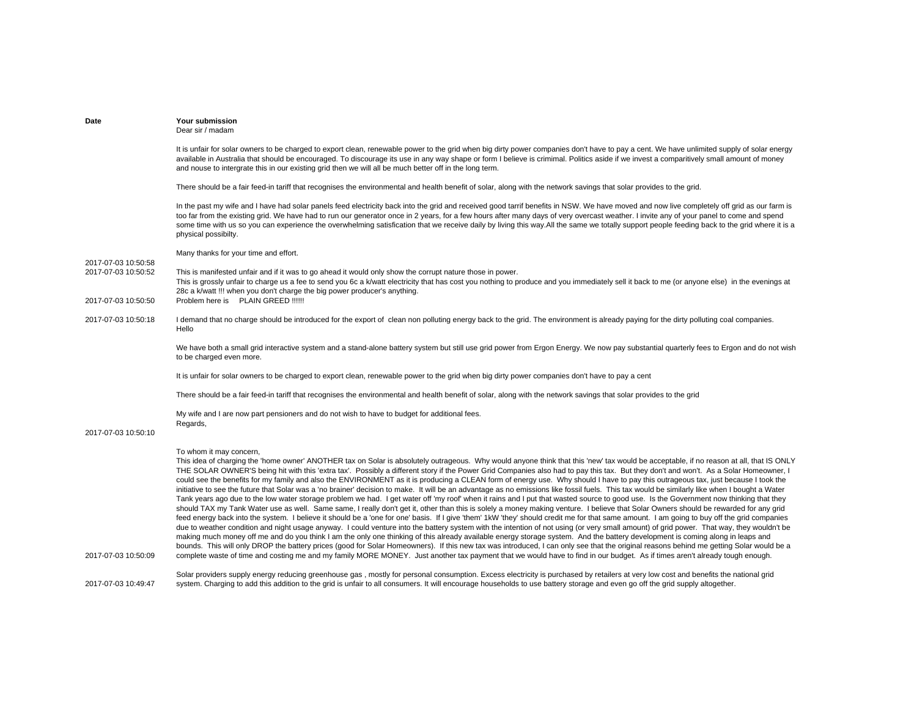| Date | Your submission |
|---|---|
| 2017-07-03 10:50:58 | Dear sir / madam<br><br>It is unfair for solar owners to be charged to export clean, renewable power to the grid when big dirty power companies don't have to pay a cent. We have unlimited supply of solar energy available in Australia that should be encouraged. To discourage its use in any way shape or form I believe is crimimal. Politics aside if we invest a comparitively small amount of money and nouse to intergrate this in our existing grid then we will all be much better off in the long term.<br><br>There should be a fair feed-in tariff that recognises the environmental and health benefit of solar, along with the network savings that solar provides to the grid.<br><br>In the past my wife and I have had solar panels feed electricity back into the grid and received good tarrif benefits in NSW. We have moved and now live completely off grid as our farm is too far from the existing grid. We have had to run our generator once in 2 years, for a few hours after many days of very overcast weather. I invite any of your panel to come and spend some time with us so you can experience the overwhelming satisfication that we receive daily by living this way.All the same we totally support people feeding back to the grid where it is a physical possibilty.<br><br>Many thanks for your time and effort. |
| 2017-07-03 10:50:52 | This is manifested unfair and if it was to go ahead it would only show the corrupt nature those in power. |
| 2017-07-03 10:50:50 | This is grossly unfair to charge us a fee to send you 6c a k/watt electricity that has cost you nothing to produce and you immediately sell it back to me (or anyone else) in the evenings at 28c a k/watt !!! when you don't charge the big power producer's anything.<br>Problem here is PLAIN GREED !!!!!! |
| 2017-07-03 10:50:18 | I demand that no charge should be introduced for the export of clean non polluting energy back to the grid. The environment is already paying for the dirty polluting coal companies. |
| 2017-07-03 10:50:10 | Hello<br><br>We have both a small grid interactive system and a stand-alone battery system but still use grid power from Ergon Energy. We now pay substantial quarterly fees to Ergon and do not wish to be charged even more.<br><br>It is unfair for solar owners to be charged to export clean, renewable power to the grid when big dirty power companies don't have to pay a cent<br><br>There should be a fair feed-in tariff that recognises the environmental and health benefit of solar, along with the network savings that solar provides to the grid<br><br>My wife and I are now part pensioners and do not wish to have to budget for additional fees.<br>Regards, |
| 2017-07-03 10:50:09 | To whom it may concern,<br>This idea of charging the 'home owner' ANOTHER tax on Solar is absolutely outrageous. Why would anyone think that this 'new' tax would be acceptable, if no reason at all, that IS ONLY THE SOLAR OWNER'S being hit with this 'extra tax'. Possibly a different story if the Power Grid Companies also had to pay this tax. But they don't and won't. As a Solar Homeowner, I could see the benefits for my family and also the ENVIRONMENT as it is producing a CLEAN form of energy use. Why should I have to pay this outrageous tax, just because I took the initiative to see the future that Solar was a 'no brainer' decision to make. It will be an advantage as no emissions like fossil fuels. This tax would be similarly like when I bought a Water Tank years ago due to the low water storage problem we had. I get water off 'my roof' when it rains and I put that wasted source to good use. Is the Government now thinking that they should TAX my Tank Water use as well. Same same, I really don't get it, other than this is solely a money making venture. I believe that Solar Owners should be rewarded for any grid feed energy back into the system. I believe it should be a 'one for one' basis. If I give 'them' 1kW 'they' should credit me for that same amount. I am going to buy off the grid companies due to weather condition and night usage anyway. I could venture into the battery system with the intention of not using (or very small amount) of grid power. That way, they wouldn't be making much money off me and do you think I am the only one thinking of this already available energy storage system. And the battery development is coming along in leaps and bounds. This will only DROP the battery prices (good for Solar Homeowners). If this new tax was introduced, I can only see that the original reasons behind me getting Solar would be a complete waste of time and costing me and my family MORE MONEY. Just another tax payment that we would have to find in our budget. As if times aren't already tough enough. |
| 2017-07-03 10:49:47 | Solar providers supply energy reducing greenhouse gas , mostly for personal consumption. Excess electricity is purchased by retailers at very low cost and benefits the national grid system. Charging to add this addition to the grid is unfair to all consumers. It will encourage households to use battery storage and even go off the grid supply altogether. |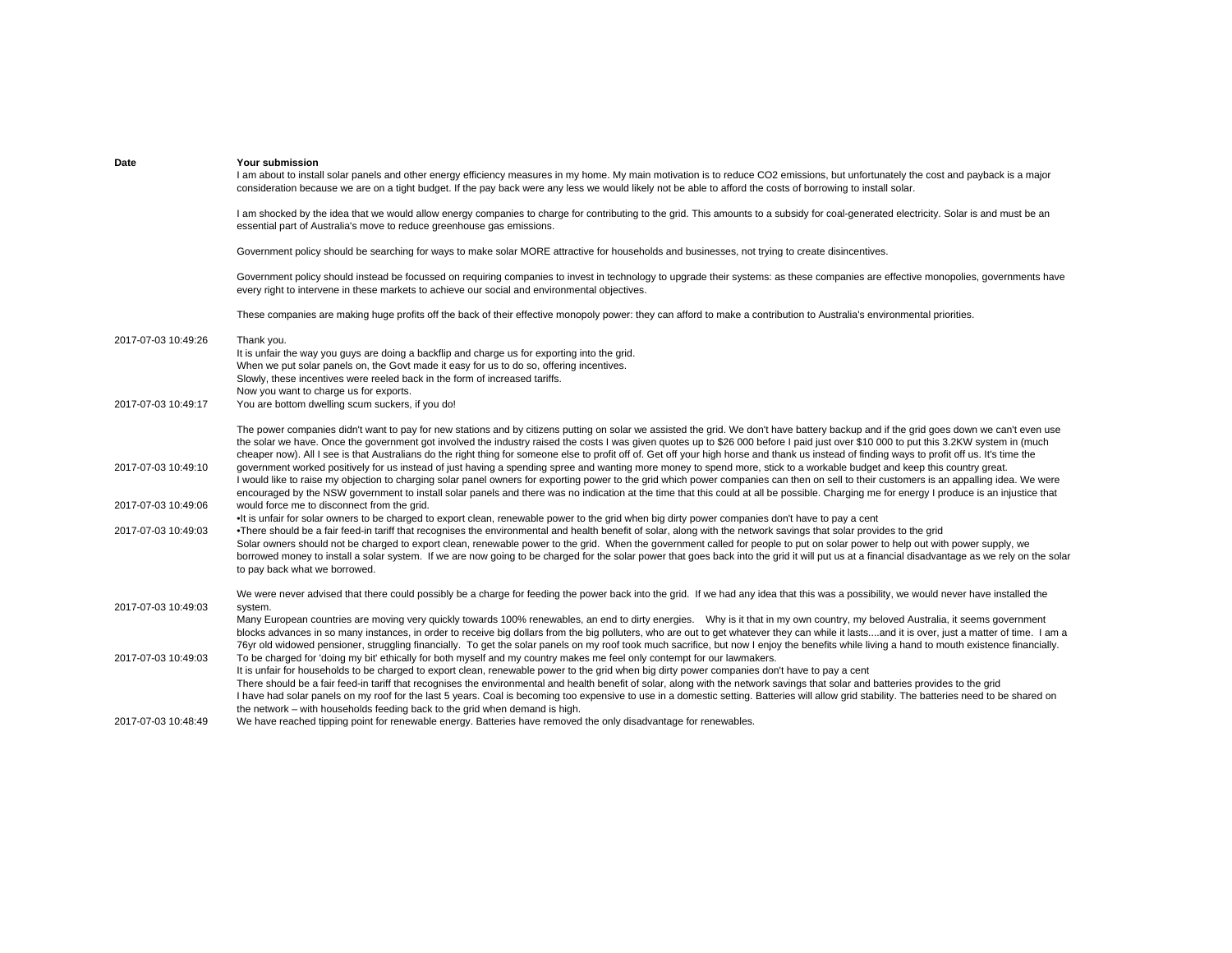| Date | Your submission |
|---|---|
| 2017-07-03 10:49:26 | I am about to install solar panels and other energy efficiency measures in my home. My main motivation is to reduce CO2 emissions, but unfortunately the cost and payback is a major consideration because we are on a tight budget. If the pay back were any less we would likely not be able to afford the costs of borrowing to install solar.<br><br>I am shocked by the idea that we would allow energy companies to charge for contributing to the grid. This amounts to a subsidy for coal-generated electricity. Solar is and must be an essential part of Australia's move to reduce greenhouse gas emissions.<br><br>Government policy should be searching for ways to make solar MORE attractive for households and businesses, not trying to create disincentives.<br><br>Government policy should instead be focussed on requiring companies to invest in technology to upgrade their systems: as these companies are effective monopolies, governments have every right to intervene in these markets to achieve our social and environmental objectives.<br><br>These companies are making huge profits off the back of their effective monopoly power: they can afford to make a contribution to Australia's environmental priorities.<br><br>Thank you. |
| 2017-07-03 10:49:17 | It is unfair the way you guys are doing a backflip and charge us for exporting into the grid.<br>When we put solar panels on, the Govt made it easy for us to do so, offering incentives.<br>Slowly, these incentives were reeled back in the form of increased tariffs.<br>Now you want to charge us for exports.<br>You are bottom dwelling scum suckers, if you do! |
| 2017-07-03 10:49:10 | The power companies didn't want to pay for new stations and by citizens putting on solar we assisted the grid. We don't have battery backup and if the grid goes down we can't even use the solar we have. Once the government got involved the industry raised the costs I was given quotes up to $26 000 before I paid just over $10 000 to put this 3.2KW system in (much cheaper now). All I see is that Australians do the right thing for someone else to profit off of. Get off your high horse and thank us instead of finding ways to profit off us. It's time the government worked positively for us instead of just having a spending spree and wanting more money to spend more, stick to a workable budget and keep this country great. |
| 2017-07-03 10:49:06 | I would like to raise my objection to charging solar panel owners for exporting power to the grid which power companies can then on sell to their customers is an appalling idea. We were encouraged by the NSW government to install solar panels and there was no indication at the time that this could at all be possible. Charging me for energy I produce is an injustice that would force me to disconnect from the grid. |
| 2017-07-03 10:49:03 | •It is unfair for solar owners to be charged to export clean, renewable power to the grid when big dirty power companies don't have to pay a cent<br>•There should be a fair feed-in tariff that recognises the environmental and health benefit of solar, along with the network savings that solar provides to the grid |
| 2017-07-03 10:49:03 | Solar owners should not be charged to export clean, renewable power to the grid. When the government called for people to put on solar power to help out with power supply, we borrowed money to install a solar system. If we are now going to be charged for the solar power that goes back into the grid it will put us at a financial disadvantage as we rely on the solar to pay back what we borrowed.<br><br>We were never advised that there could possibly be a charge for feeding the power back into the grid. If we had any idea that this was a possibility, we would never have installed the system. |
| 2017-07-03 10:49:03 | Many European countries are moving very quickly towards 100% renewables, an end to dirty energies. Why is it that in my own country, my beloved Australia, it seems government blocks advances in so many instances, in order to receive big dollars from the big polluters, who are out to get whatever they can while it lasts....and it is over, just a matter of time. I am a 76yr old widowed pensioner, struggling financially. To get the solar panels on my roof took much sacrifice, but now I enjoy the benefits while living a hand to mouth existence financially. To be charged for 'doing my bit' ethically for both myself and my country makes me feel only contempt for our lawmakers. |
| 2017-07-03 10:48:49 | It is unfair for households to be charged to export clean, renewable power to the grid when big dirty power companies don't have to pay a cent<br>There should be a fair feed-in tariff that recognises the environmental and health benefit of solar, along with the network savings that solar and batteries provides to the grid<br>I have had solar panels on my roof for the last 5 years. Coal is becoming too expensive to use in a domestic setting. Batteries will allow grid stability. The batteries need to be shared on the network – with households feeding back to the grid when demand is high.<br>We have reached tipping point for renewable energy. Batteries have removed the only disadvantage for renewables. |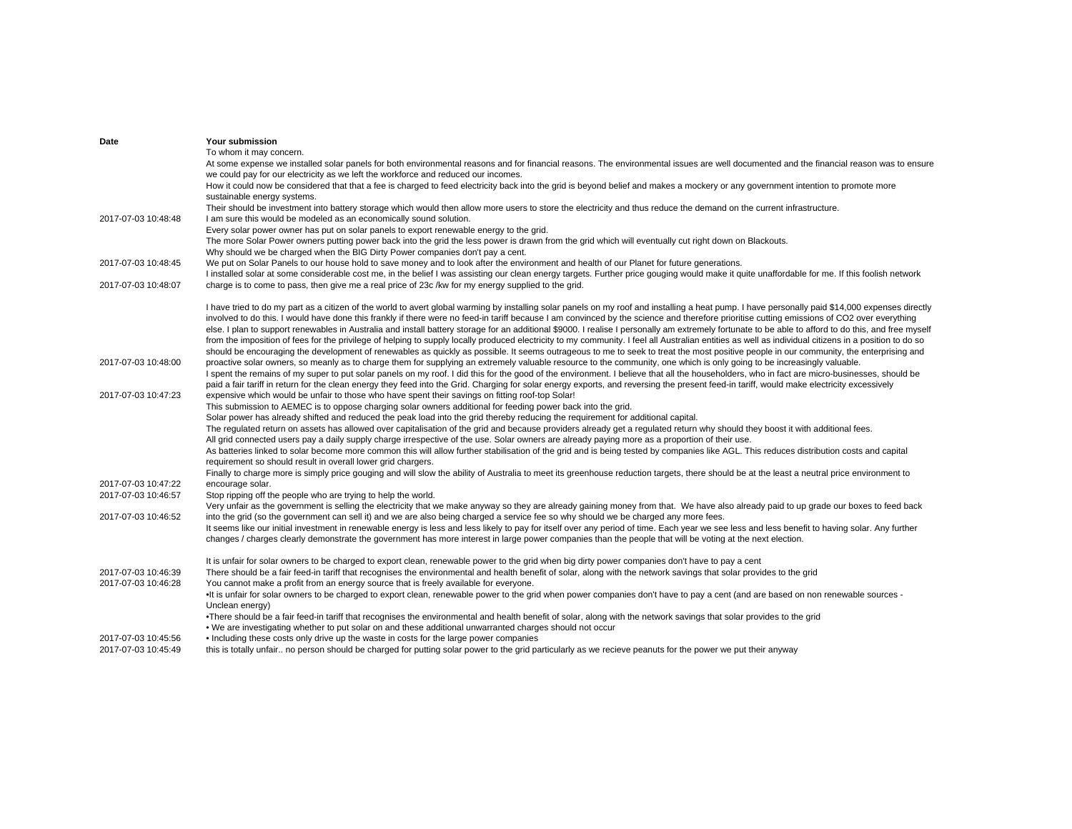| Date | Your submission |
|---|---|
| 2017-07-03 10:48:48 | To whom it may concern.<br>At some expense we installed solar panels for both environmental reasons and for financial reasons. The environmental issues are well documented and the financial reason was to ensure we could pay for our electricity as we left the workforce and reduced our incomes.<br>How it could now be considered that that a fee is charged to feed electricity back into the grid is beyond belief and makes a mockery or any government intention to promote more sustainable energy systems.<br>Their should be investment into battery storage which would then allow more users to store the electricity and thus reduce the demand on the current infrastructure.<br>I am sure this would be modeled as an economically sound solution. |
| 2017-07-03 10:48:45 | Every solar power owner has put on solar panels to export renewable energy to the grid.<br>The more Solar Power owners putting power back into the grid the less power is drawn from the grid which will eventually cut right down on Blackouts.<br>Why should we be charged when the BIG Dirty Power companies don't pay a cent.<br>We put on Solar Panels to our house hold to save money and to look after the environment and health of our Planet for future generations. |
| 2017-07-03 10:48:07 | I installed solar at some considerable cost me, in the belief I was assisting our clean energy targets. Further price gouging would make it quite unaffordable for me. If this foolish network charge is to come to pass, then give me a real price of 23c /kw for my energy supplied to the grid. |
| 2017-07-03 10:48:00 | I have tried to do my part as a citizen of the world to avert global warming by installing solar panels on my roof and installing a heat pump. I have personally paid $14,000 expenses directly involved to do this. I would have done this frankly if there were no feed-in tariff because I am convinced by the science and therefore prioritise cutting emissions of CO2 over everything else. I plan to support renewables in Australia and install battery storage for an additional $9000. I realise I personally am extremely fortunate to be able to afford to do this, and free myself from the imposition of fees for the privilege of helping to supply locally produced electricity to my community. I feel all Australian entities as well as individual citizens in a position to do so should be encouraging the development of renewables as quickly as possible. It seems outrageous to me to seek to treat the most positive people in our community, the enterprising and proactive solar owners, so meanly as to charge them for supplying an extremely valuable resource to the community, one which is only going to be increasingly valuable. |
| 2017-07-03 10:47:23 | I spent the remains of my super to put solar panels on my roof. I did this for the good of the environment. I believe that all the householders, who in fact are micro-businesses, should be paid a fair tariff in return for the clean energy they feed into the Grid. Charging for solar energy exports, and reversing the present feed-in tariff, would make electricity excessively expensive which would be unfair to those who have spent their savings on fitting roof-top Solar! |
| 2017-07-03 10:47:22 | This submission to AEMEC is to oppose charging solar owners additional for feeding power back into the grid.<br>Solar power has already shifted and reduced the peak load into the grid thereby reducing the requirement for additional capital.<br>The regulated return on assets has allowed over capitalisation of the grid and because providers already get a regulated return why should they boost it with additional fees.<br>All grid connected users pay a daily supply charge irrespective of the use. Solar owners are already paying more as a proportion of their use.<br>As batteries linked to solar become more common this will allow further stabilisation of the grid and is being tested by companies like AGL. This reduces distribution costs and capital requirement so should result in overall lower grid chargers.<br>Finally to charge more is simply price gouging and will slow the ability of Australia to meet its greenhouse reduction targets, there should be at the least a neutral price environment to encourage solar. |
| 2017-07-03 10:46:57 | Stop ripping off the people who are trying to help the world. |
| 2017-07-03 10:46:52 | Very unfair as the government is selling the electricity that we make anyway so they are already gaining money from that. We have also already paid to up grade our boxes to feed back into the grid (so the government can sell it) and we are also being charged a service fee so why should we be charged any more fees. |
| 2017-07-03 10:46:39 | It seems like our initial investment in renewable energy is less and less likely to pay for itself over any period of time. Each year we see less and less benefit to having solar. Any further changes / charges clearly demonstrate the government has more interest in large power companies than the people that will be voting at the next election.<br><br>It is unfair for solar owners to be charged to export clean, renewable power to the grid when big dirty power companies don't have to pay a cent<br>There should be a fair feed-in tariff that recognises the environmental and health benefit of solar, along with the network savings that solar provides to the grid |
| 2017-07-03 10:46:28 | You cannot make a profit from an energy source that is freely available for everyone. |
| 2017-07-03 10:45:56 | •It is unfair for solar owners to be charged to export clean, renewable power to the grid when power companies don't have to pay a cent (and are based on non renewable sources - Unclean energy)<br>•There should be a fair feed-in tariff that recognises the environmental and health benefit of solar, along with the network savings that solar provides to the grid<br>• We are investigating whether to put solar on and these additional unwarranted charges should not occur<br>• Including these costs only drive up the waste in costs for the large power companies |
| 2017-07-03 10:45:49 | this is totally unfair.. no person should be charged for putting solar power to the grid particularly as we recieve peanuts for the power we put their anyway |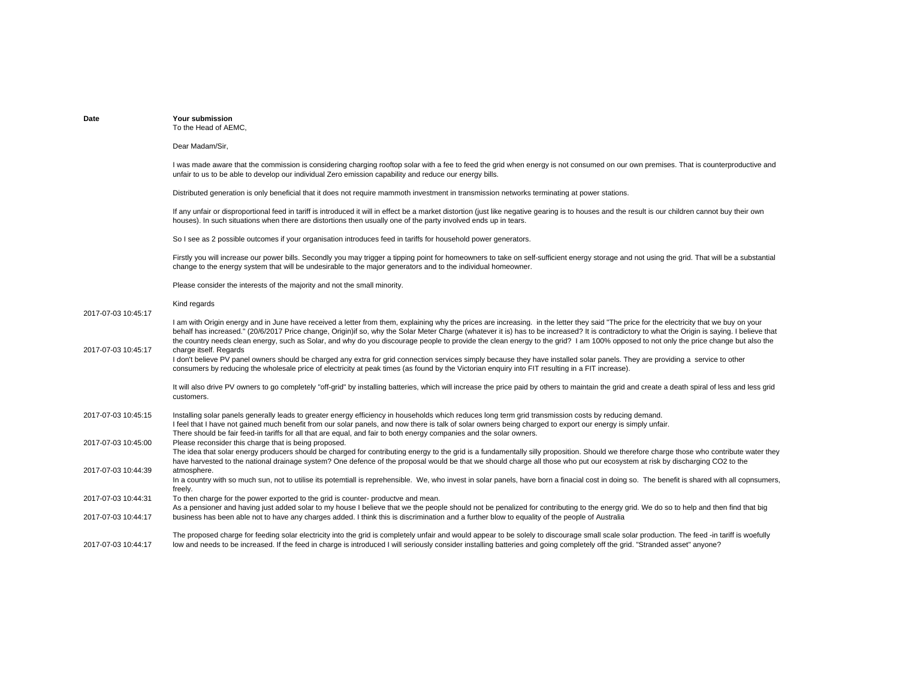| Date | Your submission |
|---|---|
| 2017-07-03 10:45:17 | To the Head of AEMC,<br><br>Dear Madam/Sir,<br><br>I was made aware that the commission is considering charging rooftop solar with a fee to feed the grid when energy is not consumed on our own premises. That is counterproductive and unfair to us to be able to develop our individual Zero emission capability and reduce our energy bills.<br><br>Distributed generation is only beneficial that it does not require mammoth investment in transmission networks terminating at power stations.<br><br>If any unfair or disproportional feed in tariff is introduced it will in effect be a market distortion (just like negative gearing is to houses and the result is our children cannot buy their own houses). In such situations when there are distortions then usually one of the party involved ends up in tears.<br><br>So I see as 2 possible outcomes if your organisation introduces feed in tariffs for household power generators.<br><br>Firstly you will increase our power bills. Secondly you may trigger a tipping point for homeowners to take on self-sufficient energy storage and not using the grid. That will be a substantial change to the energy system that will be undesirable to the major generators and to the individual homeowner.<br><br>Please consider the interests of the majority and not the small minority.<br><br>Kind regards |
| 2017-07-03 10:45:17 | I am with Origin energy and in June have received a letter from them, explaining why the prices are increasing. in the letter they said "The price for the electricity that we buy on your behalf has increased." (20/6/2017 Price change, Origin)if so, why the Solar Meter Charge (whatever it is) has to be increased? It is contradictory to what the Origin is saying. I believe that the country needs clean energy, such as Solar, and why do you discourage people to provide the clean energy to the grid? I am 100% opposed to not only the price change but also the charge itself. Regards |
| 2017-07-03 10:45:15 | I don't believe PV panel owners should be charged any extra for grid connection services simply because they have installed solar panels. They are providing a service to other consumers by reducing the wholesale price of electricity at peak times (as found by the Victorian enquiry into FIT resulting in a FIT increase).<br><br>It will also drive PV owners to go completely "off-grid" by installing batteries, which will increase the price paid by others to maintain the grid and create a death spiral of less and less grid customers.<br><br>Installing solar panels generally leads to greater energy efficiency in households which reduces long term grid transmission costs by reducing demand. |
| 2017-07-03 10:45:00 | I feel that I have not gained much benefit from our solar panels, and now there is talk of solar owners being charged to export our energy is simply unfair.<br>There should be fair feed-in tariffs for all that are equal, and fair to both energy companies and the solar owners.<br>Please reconsider this charge that is being proposed. |
| 2017-07-03 10:44:39 | The idea that solar energy producers should be charged for contributing energy to the grid is a fundamentally silly proposition. Should we therefore charge those who contribute water they have harvested to the national drainage system? One defence of the proposal would be that we should charge all those who put our ecosystem at risk by discharging CO2 to the atmosphere. |
| 2017-07-03 10:44:31 | In a country with so much sun, not to utilise its potemtiall is reprehensible. We, who invest in solar panels, have born a finacial cost in doing so. The benefit is shared with all copnsumers, freely.<br>To then charge for the power exported to the grid is counter- productve and mean. |
| 2017-07-03 10:44:17 | As a pensioner and having just added solar to my house I believe that we the people should not be penalized for contributing to the energy grid. We do so to help and then find that big business has been able not to have any charges added. I think this is discrimination and a further blow to equality of the people of Australia |
| 2017-07-03 10:44:17 | The proposed charge for feeding solar electricity into the grid is completely unfair and would appear to be solely to discourage small scale solar production. The feed -in tariff is woefully low and needs to be increased. If the feed in charge is introduced I will seriously consider installing batteries and going completely off the grid. "Stranded asset" anyone? |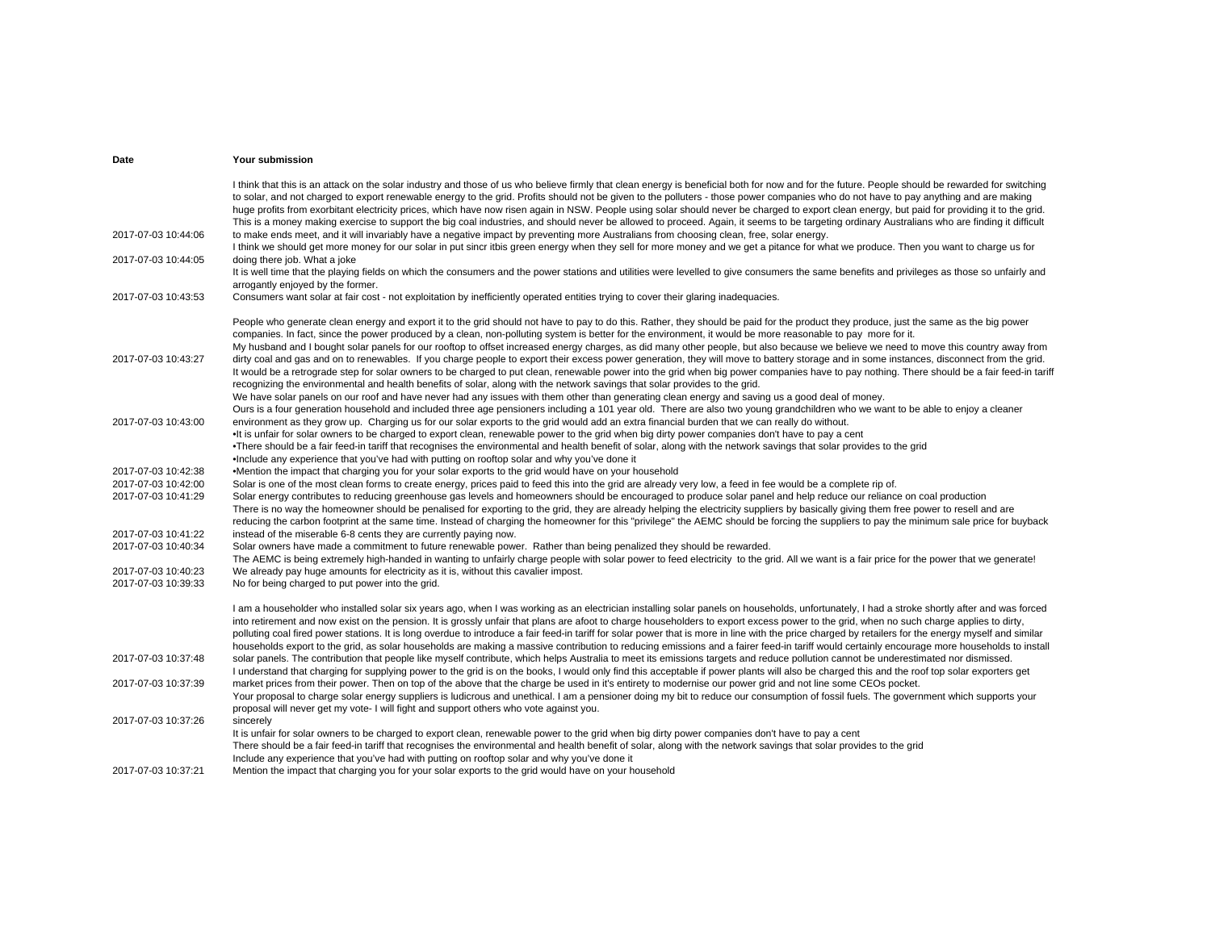| Date | Your submission |
| --- | --- |
| 2017-07-03 10:44:06 | I think that this is an attack on the solar industry and those of us who believe firmly that clean energy is beneficial both for now and for the future. People should be rewarded for switching to solar, and not charged to export renewable energy to the grid. Profits should not be given to the polluters - those power companies who do not have to pay anything and are making huge profits from exorbitant electricity prices, which have now risen again in NSW. People using solar should never be charged to export clean energy, but paid for providing it to the grid. This is a money making exercise to support the big coal industries, and should never be allowed to proceed. Again, it seems to be targeting ordinary Australians who are finding it difficult to make ends meet, and it will invariably have a negative impact by preventing more Australians from choosing clean, free, solar energy. |
| 2017-07-03 10:44:05 | I think we should get more money for our solar in put sincr itbis green energy when they sell for more money and we get a pitance for what we produce. Then you want to charge us for doing there job. What a joke |
| 2017-07-03 10:43:53 | It is well time that the playing fields on which the consumers and the power stations and utilities were levelled to give consumers the same benefits and privileges as those so unfairly and arrogantly enjoyed by the former. Consumers want solar at fair cost - not exploitation by inefficiently operated entities trying to cover their glaring inadequacies. |
| 2017-07-03 10:43:27 | People who generate clean energy and export it to the grid should not have to pay to do this. Rather, they should be paid for the product they produce, just the same as the big power companies. In fact, since the power produced by a clean, non-polluting system is better for the environment, it would be more reasonable to pay more for it. My husband and I bought solar panels for our rooftop to offset increased energy charges, as did many other people, but also because we believe we need to move this country away from dirty coal and gas and on to renewables. If you charge people to export their excess power generation, they will move to battery storage and in some instances, disconnect from the grid. |
| 2017-07-03 10:43:00 | It would be a retrograde step for solar owners to be charged to put clean, renewable power into the grid when big power companies have to pay nothing. There should be a fair feed-in tariff recognizing the environmental and health benefits of solar, along with the network savings that solar provides to the grid. We have solar panels on our roof and have never had any issues with them other than generating clean energy and saving us a good deal of money. Ours is a four generation household and included three age pensioners including a 101 year old. There are also two young grandchildren who we want to be able to enjoy a cleaner environment as they grow up. Charging us for our solar exports to the grid would add an extra financial burden that we can really do without. |
| 2017-07-03 10:42:38 | •It is unfair for solar owners to be charged to export clean, renewable power to the grid when big dirty power companies don't have to pay a cent<br>•There should be a fair feed-in tariff that recognises the environmental and health benefit of solar, along with the network savings that solar provides to the grid<br>•Include any experience that you've had with putting on rooftop solar and why you've done it<br>•Mention the impact that charging you for your solar exports to the grid would have on your household |
| 2017-07-03 10:42:00 | Solar is one of the most clean forms to create energy, prices paid to feed this into the grid are already very low, a feed in fee would be a complete rip of. |
| 2017-07-03 10:41:29 | Solar energy contributes to reducing greenhouse gas levels and homeowners should be encouraged to produce solar panel and help reduce our reliance on coal production |
| 2017-07-03 10:41:22 | There is no way the homeowner should be penalised for exporting to the grid, they are already helping the electricity suppliers by basically giving them free power to resell and are reducing the carbon footprint at the same time. Instead of charging the homeowner for this "privilege" the AEMC should be forcing the suppliers to pay the minimum sale price for buyback instead of the miserable 6-8 cents they are currently paying now. |
| 2017-07-03 10:40:34 | Solar owners have made a commitment to future renewable power. Rather than being penalized they should be rewarded. |
| 2017-07-03 10:40:23 | The AEMC is being extremely high-handed in wanting to unfairly charge people with solar power to feed electricity to the grid. All we want is a fair price for the power that we generate! We already pay huge amounts for electricity as it is, without this cavalier impost. |
| 2017-07-03 10:39:33 | No for being charged to put power into the grid. |
| 2017-07-03 10:37:48 | I am a householder who installed solar six years ago, when I was working as an electrician installing solar panels on households, unfortunately, I had a stroke shortly after and was forced into retirement and now exist on the pension. It is grossly unfair that plans are afoot to charge householders to export excess power to the grid, when no such charge applies to dirty, polluting coal fired power stations. It is long overdue to introduce a fair feed-in tariff for solar power that is more in line with the price charged by retailers for the energy myself and similar households export to the grid, as solar households are making a massive contribution to reducing emissions and a fairer feed-in tariff would certainly encourage more households to install solar panels. The contribution that people like myself contribute, which helps Australia to meet its emissions targets and reduce pollution cannot be underestimated nor dismissed. |
| 2017-07-03 10:37:39 | I understand that charging for supplying power to the grid is on the books, I would only find this acceptable if power plants will also be charged this and the roof top solar exporters get market prices from their power. Then on top of the above that the charge be used in it's entirety to modernise our power grid and not line some CEOs pocket. |
| 2017-07-03 10:37:26 | Your proposal to charge solar energy suppliers is ludicrous and unethical. I am a pensioner doing my bit to reduce our consumption of fossil fuels. The government which supports your proposal will never get my vote- I will fight and support others who vote against you. sincerely |
| 2017-07-03 10:37:21 | It is unfair for solar owners to be charged to export clean, renewable power to the grid when big dirty power companies don't have to pay a cent<br>There should be a fair feed-in tariff that recognises the environmental and health benefit of solar, along with the network savings that solar provides to the grid<br>Include any experience that you've had with putting on rooftop solar and why you've done it<br>Mention the impact that charging you for your solar exports to the grid would have on your household |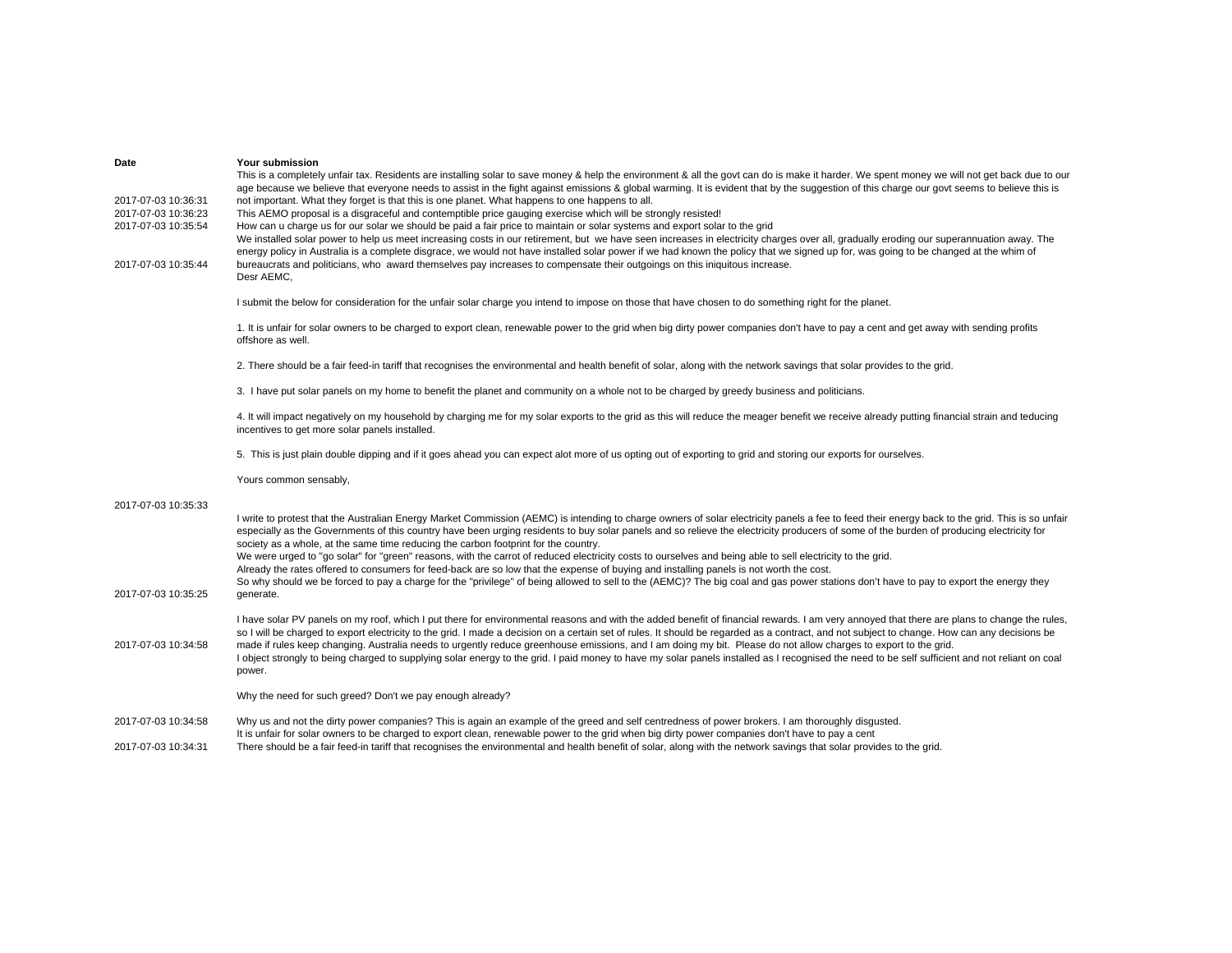| Date | Your submission |
|---|---|
| 2017-07-03 10:36:31 | This is a completely unfair tax. Residents are installing solar to save money & help the environment & all the govt can do is make it harder. We spent money we will not get back due to our age because we believe that everyone needs to assist in the fight against emissions & global warming. It is evident that by the suggestion of this charge our govt seems to believe this is not important. What they forget is that this is one planet. What happens to one happens to all. |
| 2017-07-03 10:36:23 | This AEMO proposal is a disgraceful and contemptible price gauging exercise which will be strongly resisted! |
| 2017-07-03 10:35:54 | How can u charge us for our solar we should be paid a fair price to maintain or solar systems and export solar to the grid |
| 2017-07-03 10:35:44 | We installed solar power to help us meet increasing costs in our retirement, but we have seen increases in electricity charges over all, gradually eroding our superannuation away. The energy policy in Australia is a complete disgrace, we would not have installed solar power if we had known the policy that we signed up for, was going to be changed at the whim of bureaucrats and politicians, who award themselves pay increases to compensate their outgoings on this iniquitous increase. |
| 2017-07-03 10:35:33 | Desr AEMC,<br><br>I submit the below for consideration for the unfair solar charge you intend to impose on those that have chosen to do something right for the planet.<br><br>1. It is unfair for solar owners to be charged to export clean, renewable power to the grid when big dirty power companies don't have to pay a cent and get away with sending profits offshore as well.<br><br>2. There should be a fair feed-in tariff that recognises the environmental and health benefit of solar, along with the network savings that solar provides to the grid.<br><br>3. I have put solar panels on my home to benefit the planet and community on a whole not to be charged by greedy business and politicians.<br><br>4. It will impact negatively on my household by charging me for my solar exports to the grid as this will reduce the meager benefit we receive already putting financial strain and teducing incentives to get more solar panels installed.<br><br>5. This is just plain double dipping and if it goes ahead you can expect alot more of us opting out of exporting to grid and storing our exports for ourselves.<br><br>Yours common sensably, |
| 2017-07-03 10:35:25 | I write to protest that the Australian Energy Market Commission (AEMC) is intending to charge owners of solar electricity panels a fee to feed their energy back to the grid. This is so unfair especially as the Governments of this country have been urging residents to buy solar panels and so relieve the electricity producers of some of the burden of producing electricity for society as a whole, at the same time reducing the carbon footprint for the country.<br>We were urged to "go solar" for "green" reasons, with the carrot of reduced electricity costs to ourselves and being able to sell electricity to the grid.<br>Already the rates offered to consumers for feed-back are so low that the expense of buying and installing panels is not worth the cost.<br>So why should we be forced to pay a charge for the "privilege" of being allowed to sell to the (AEMC)? The big coal and gas power stations don't have to pay to export the energy they generate. |
| 2017-07-03 10:34:58 | I have solar PV panels on my roof, which I put there for environmental reasons and with the added benefit of financial rewards. I am very annoyed that there are plans to change the rules, so I will be charged to export electricity to the grid. I made a decision on a certain set of rules. It should be regarded as a contract, and not subject to change. How can any decisions be made if rules keep changing. Australia needs to urgently reduce greenhouse emissions, and I am doing my bit. Please do not allow charges to export to the grid. |
| 2017-07-03 10:34:58 | I object strongly to being charged to supplying solar energy to the grid. I paid money to have my solar panels installed as I recognised the need to be self sufficient and not reliant on coal power.<br><br>Why the need for such greed? Don't we pay enough already?<br><br>Why us and not the dirty power companies? This is again an example of the greed and self centredness of power brokers. I am thoroughly disgusted. |
| 2017-07-03 10:34:31 | It is unfair for solar owners to be charged to export clean, renewable power to the grid when big dirty power companies don't have to pay a cent<br>There should be a fair feed-in tariff that recognises the environmental and health benefit of solar, along with the network savings that solar provides to the grid. |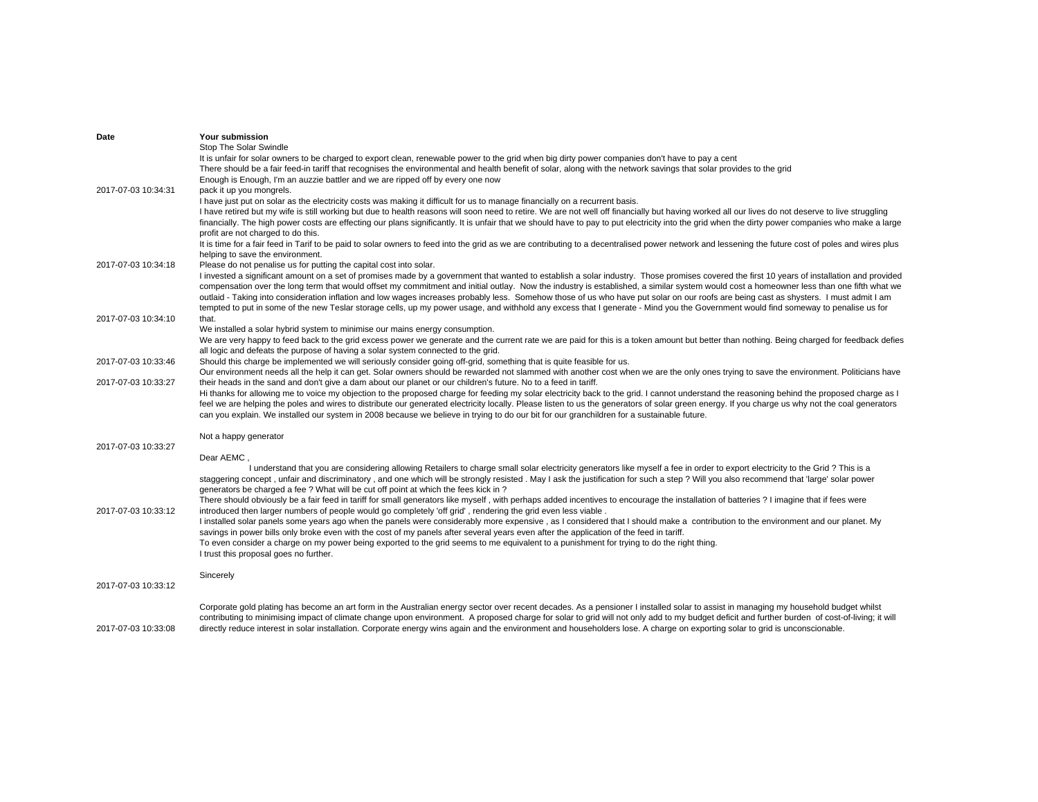| Date | Your submission |
| --- | --- |
| 2017-07-03 10:34:31 | Stop The Solar Swindle<br>It is unfair for solar owners to be charged to export clean, renewable power to the grid when big dirty power companies don't have to pay a cent<br>There should be a fair feed-in tariff that recognises the environmental and health benefit of solar, along with the network savings that solar provides to the grid<br>Enough is Enough, I'm an auzzie battler and we are ripped off by every one now<br>pack it up you mongrels. |
| 2017-07-03 10:34:18 | I have just put on solar as the electricity costs was making it difficult for us to manage financially on a recurrent basis.<br>I have retired but my wife is still working but due to health reasons will soon need to retire. We are not well off financially but having worked all our lives do not deserve to live struggling financially. The high power costs are effecting our plans significantly. It is unfair that we should have to pay to put electricity into the grid when the dirty power companies who make a large profit are not charged to do this.<br>It is time for a fair feed in Tarif to be paid to solar owners to feed into the grid as we are contributing to a decentralised power network and lessening the future cost of poles and wires plus helping to save the environment.<br>Please do not penalise us for putting the capital cost into solar. |
| 2017-07-03 10:34:10 | I invested a significant amount on a set of promises made by a government that wanted to establish a solar industry. Those promises covered the first 10 years of installation and provided compensation over the long term that would offset my commitment and initial outlay. Now the industry is established, a similar system would cost a homeowner less than one fifth what we outlaid - Taking into consideration inflation and low wages increases probably less. Somehow those of us who have put solar on our roofs are being cast as shysters. I must admit I am tempted to put in some of the new Teslar storage cells, up my power usage, and withhold any excess that I generate - Mind you the Government would find someway to penalise us for that. |
| 2017-07-03 10:33:46 | We installed a solar hybrid system to minimise our mains energy consumption.<br>We are very happy to feed back to the grid excess power we generate and the current rate we are paid for this is a token amount but better than nothing. Being charged for feedback defies all logic and defeats the purpose of having a solar system connected to the grid.<br>Should this charge be implemented we will seriously consider going off-grid, something that is quite feasible for us. |
| 2017-07-03 10:33:27 | Our environment needs all the help it can get. Solar owners should be rewarded not slammed with another cost when we are the only ones trying to save the environment. Politicians have their heads in the sand and don't give a dam about our planet or our children's future. No to a feed in tariff. |
| 2017-07-03 10:33:27 | Hi thanks for allowing me to voice my objection to the proposed charge for feeding my solar electricity back to the grid. I cannot understand the reasoning behind the proposed charge as I feel we are helping the poles and wires to distribute our generated electricity locally. Please listen to us the generators of solar green energy. If you charge us why not the coal generators can you explain. We installed our system in 2008 because we believe in trying to do our bit for our granchildren for a sustainable future.<br><br>Not a happy generator |
| 2017-07-03 10:33:12 | Dear AEMC ,<br>I understand that you are considering allowing Retailers to charge small solar electricity generators like myself a fee in order to export electricity to the Grid ? This is a staggering concept , unfair and discriminatory , and one which will be strongly resisted . May I ask the justification for such a step ? Will you also recommend that 'large' solar power generators be charged a fee ? What will be cut off point at which the fees kick in ?<br>There should obviously be a fair feed in tariff for small generators like myself , with perhaps added incentives to encourage the installation of batteries ? I imagine that if fees were introduced then larger numbers of people would go completely 'off grid' , rendering the grid even less viable .<br>I installed solar panels some years ago when the panels were considerably more expensive , as I considered that I should make a contribution to the environment and our planet. My savings in power bills only broke even with the cost of my panels after several years even after the application of the feed in tariff.<br>To even consider a charge on my power being exported to the grid seems to me equivalent to a punishment for trying to do the right thing.<br>I trust this proposal goes no further.<br><br>Sincerely |
| 2017-07-03 10:33:08 | Corporate gold plating has become an art form in the Australian energy sector over recent decades. As a pensioner I installed solar to assist in managing my household budget whilst contributing to minimising impact of climate change upon environment. A proposed charge for solar to grid will not only add to my budget deficit and further burden of cost-of-living; it will directly reduce interest in solar installation. Corporate energy wins again and the environment and householders lose. A charge on exporting solar to grid is unconscionable. |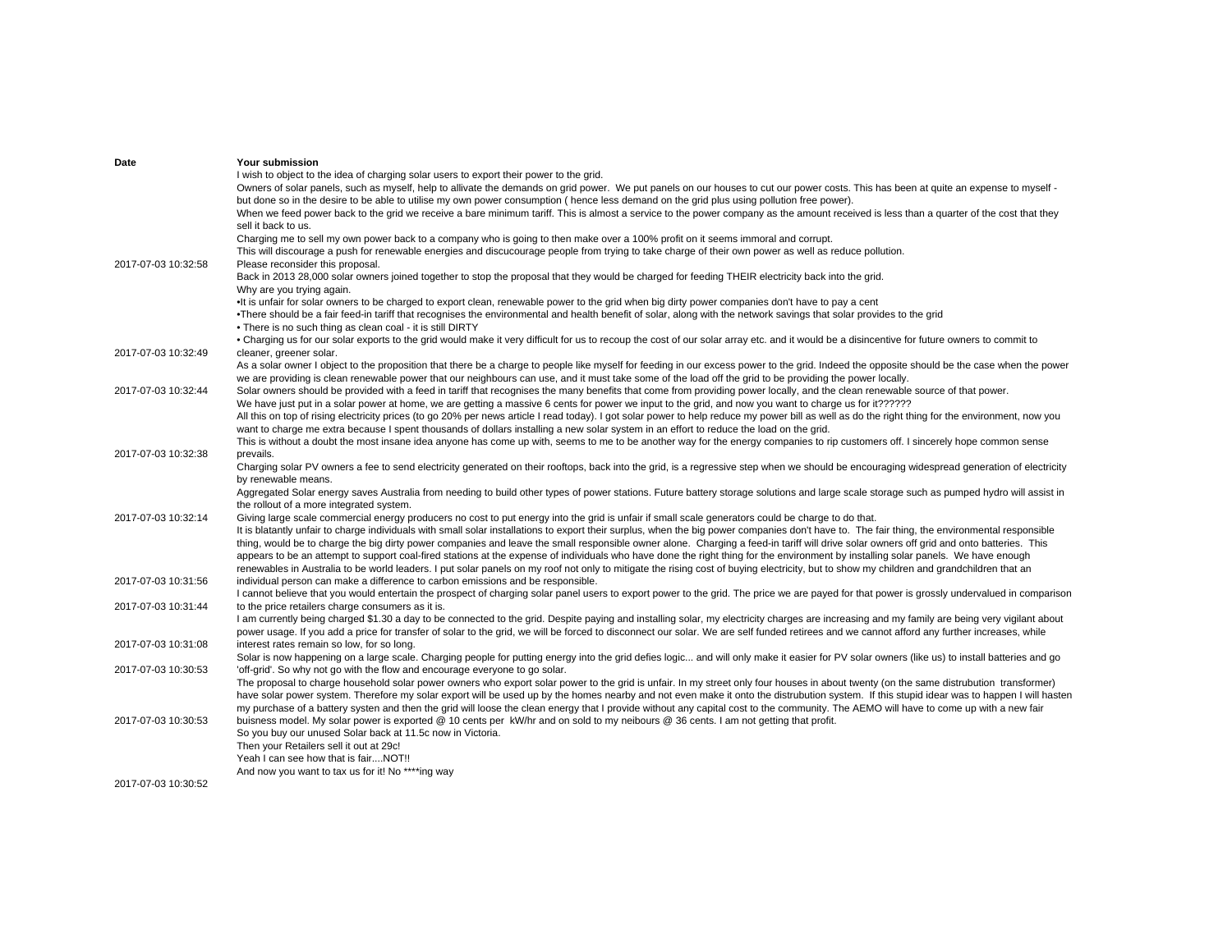| Date | Your submission |
|---|---|
| 2017-07-03 10:32:58 | I wish to object to the idea of charging solar users to export their power to the grid. Owners of solar panels, such as myself, help to allivate the demands on grid power. We put panels on our houses to cut our power costs. This has been at quite an expense to myself - but done so in the desire to be able to utilise my own power consumption ( hence less demand on the grid plus using pollution free power). When we feed power back to the grid we receive a bare minimum tariff. This is almost a service to the power company as the amount received is less than a quarter of the cost that they sell it back to us. Charging me to sell my own power back to a company who is going to then make over a 100% profit on it seems immoral and corrupt. This will discourage a push for renewable energies and discucourage people from trying to take charge of their own power as well as reduce pollution. Please reconsider this proposal. |
| 2017-07-03 10:32:49 | Back in 2013 28,000 solar owners joined together to stop the proposal that they would be charged for feeding THEIR electricity back into the grid. Why are you trying again. •It is unfair for solar owners to be charged to export clean, renewable power to the grid when big dirty power companies don't have to pay a cent •There should be a fair feed-in tariff that recognises the environmental and health benefit of solar, along with the network savings that solar provides to the grid • There is no such thing as clean coal - it is still DIRTY • Charging us for our solar exports to the grid would make it very difficult for us to recoup the cost of our solar array etc. and it would be a disincentive for future owners to commit to cleaner, greener solar. |
| 2017-07-03 10:32:44 | As a solar owner I object to the proposition that there be a charge to people like myself for feeding in our excess power to the grid. Indeed the opposite should be the case when the power we are providing is clean renewable power that our neighbours can use, and it must take some of the load off the grid to be providing the power locally. Solar owners should be provided with a feed in tariff that recognises the many benefits that come from providing power locally, and the clean renewable source of that power. |
| 2017-07-03 10:32:38 | We have just put in a solar power at home, we are getting a massive 6 cents for power we input to the grid, and now you want to charge us for it?????? All this on top of rising electricity prices (to go 20% per news article I read today). I got solar power to help reduce my power bill as well as do the right thing for the environment, now you want to charge me extra because I spent thousands of dollars installing a new solar system in an effort to reduce the load on the grid. This is without a doubt the most insane idea anyone has come up with, seems to me to be another way for the energy companies to rip customers off. I sincerely hope common sense prevails. |
| 2017-07-03 10:32:14 | Charging solar PV owners a fee to send electricity generated on their rooftops, back into the grid, is a regressive step when we should be encouraging widespread generation of electricity by renewable means. Aggregated Solar energy saves Australia from needing to build other types of power stations. Future battery storage solutions and large scale storage such as pumped hydro will assist in the rollout of a more integrated system. Giving large scale commercial energy producers no cost to put energy into the grid is unfair if small scale generators could be charge to do that. |
| 2017-07-03 10:31:56 | It is blatantly unfair to charge individuals with small solar installations to export their surplus, when the big power companies don't have to. The fair thing, the environmental responsible thing, would be to charge the big dirty power companies and leave the small responsible owner alone. Charging a feed-in tariff will drive solar owners off grid and onto batteries. This appears to be an attempt to support coal-fired stations at the expense of individuals who have done the right thing for the environment by installing solar panels. We have enough renewables in Australia to be world leaders. I put solar panels on my roof not only to mitigate the rising cost of buying electricity, but to show my children and grandchildren that an individual person can make a difference to carbon emissions and be responsible. |
| 2017-07-03 10:31:44 | I cannot believe that you would entertain the prospect of charging solar panel users to export power to the grid. The price we are payed for that power is grossly undervalued in comparison to the price retailers charge consumers as it is. |
| 2017-07-03 10:31:08 | I am currently being charged $1.30 a day to be connected to the grid. Despite paying and installing solar, my electricity charges are increasing and my family are being very vigilant about power usage. If you add a price for transfer of solar to the grid, we will be forced to disconnect our solar. We are self funded retirees and we cannot afford any further increases, while interest rates remain so low, for so long. |
| 2017-07-03 10:30:53 | Solar is now happening on a large scale. Charging people for putting energy into the grid defies logic... and will only make it easier for PV solar owners (like us) to install batteries and go 'off-grid'. So why not go with the flow and encourage everyone to go solar. |
| 2017-07-03 10:30:53 | The proposal to charge household solar power owners who export solar power to the grid is unfair. In my street only four houses in about twenty (on the same distrubution transformer) have solar power system. Therefore my solar export will be used up by the homes nearby and not even make it onto the distrubution system. If this stupid idear was to happen I will hasten my purchase of a battery systen and then the grid will loose the clean energy that I provide without any capital cost to the community. The AEMO will have to come up with a new fair buisness model. My solar power is exported @ 10 cents per kW/hr and on sold to my neibours @ 36 cents. I am not getting that profit. |
| 2017-07-03 10:30:52 | So you buy our unused Solar back at 11.5c now in Victoria. Then your Retailers sell it out at 29c! Yeah I can see how that is fair....NOT!! And now you want to tax us for it! No ****ing way |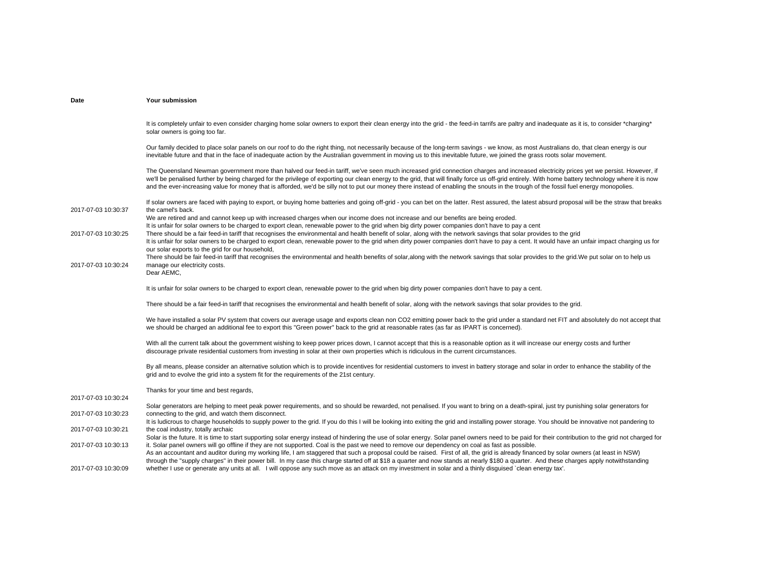| Date | Your submission |
|---|---|
| 2017-07-03 10:30:37 | It is completely unfair to even consider charging home solar owners to export their clean energy into the grid - the feed-in tarrifs are paltry and inadequate as it is, to consider *charging* solar owners is going too far.<br><br>Our family decided to place solar panels on our roof to do the right thing, not necessarily because of the long-term savings - we know, as most Australians do, that clean energy is our inevitable future and that in the face of inadequate action by the Australian government in moving us to this inevitable future, we joined the grass roots solar movement.<br><br>The Queensland Newman government more than halved our feed-in tariff, we've seen much increased grid connection charges and increased electricity prices yet we persist. However, if we'll be penalised further by being charged for the privilege of exporting our clean energy to the grid, that will finally force us off-grid entirely. With home battery technology where it is now and the ever-increasing value for money that is afforded, we'd be silly not to put our money there instead of enabling the snouts in the trough of the fossil fuel energy monopolies.<br><br>If solar owners are faced with paying to export, or buying home batteries and going off-grid - you can bet on the latter. Rest assured, the latest absurd proposal will be the straw that breaks the camel's back. |
| 2017-07-03 10:30:25 | We are retired and and cannot keep up with increased charges when our income does not increase and our benefits are being eroded.<br>It is unfair for solar owners to be charged to export clean, renewable power to the grid when big dirty power companies don't have to pay a cent<br>There should be a fair feed-in tariff that recognises the environmental and health benefit of solar, along with the network savings that solar provides to the grid |
| 2017-07-03 10:30:24 | It is unfair for solar owners to be charged to export clean, renewable power to the grid when big dirty power companies don't have to pay a cent. It would have an unfair impact charging us for our solar exports to the grid for our household,<br>There should be fair feed-in tariff that recognises the environmental and health benefits of solar,along with the network savings that solar provides to the grid.We put solar on to help us manage our electricity costs. |
| 2017-07-03 10:30:24 | Dear AEMC,<br><br>It is unfair for solar owners to be charged to export clean, renewable power to the grid when big dirty power companies don't have to pay a cent.<br><br>There should be a fair feed-in tariff that recognises the environmental and health benefit of solar, along with the network savings that solar provides to the grid.<br><br>We have installed a solar PV system that covers our average usage and exports clean non CO2 emitting power back to the grid under a standard net FIT and absolutely do not accept that we should be charged an additional fee to export this "Green power" back to the grid at reasonable rates (as far as IPART is concerned).<br><br>With all the current talk about the government wishing to keep power prices down, I cannot accept that this is a reasonable option as it will increase our energy costs and further discourage private residential customers from investing in solar at their own properties which is ridiculous in the current circumstances.<br><br>By all means, please consider an alternative solution which is to provide incentives for residential customers to invest in battery storage and solar in order to enhance the stability of the grid and to evolve the grid into a system fit for the requirements of the 21st century.<br><br>Thanks for your time and best regards, |
| 2017-07-03 10:30:23 | Solar generators are helping to meet peak power requirements, and so should be rewarded, not penalised. If you want to bring on a death-spiral, just try punishing solar generators for connecting to the grid, and watch them disconnect. |
| 2017-07-03 10:30:21 | It is ludicrous to charge households to supply power to the grid. If you do this I will be looking into exiting the grid and installing power storage. You should be innovative not pandering to the coal industry, totally archaic |
| 2017-07-03 10:30:13 | Solar is the future. It is time to start supporting solar energy instead of hindering the use of solar energy. Solar panel owners need to be paid for their contribution to the grid not charged for it. Solar panel owners will go offline if they are not supported. Coal is the past we need to remove our dependency on coal as fast as possible. |
| 2017-07-03 10:30:09 | As an accountant and auditor during my working life, I am staggered that such a proposal could be raised. First of all, the grid is already financed by solar owners (at least in NSW) through the "supply charges" in their power bill. In my case this charge started off at $18 a quarter and now stands at nearly $180 a quarter. And these charges apply notwithstanding whether I use or generate any units at all. I will oppose any such move as an attack on my investment in solar and a thinly disguised `clean energy tax'. |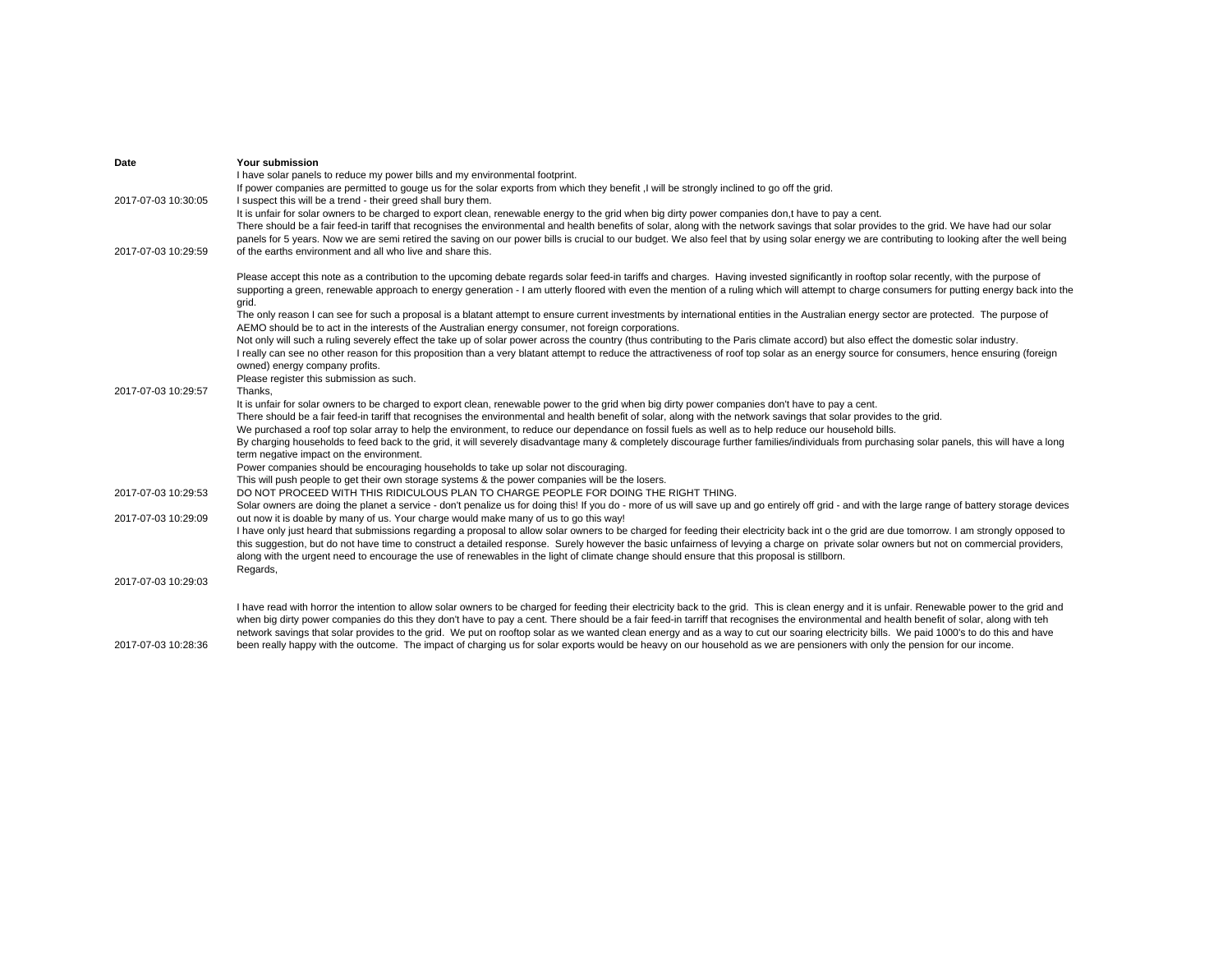| Date | Your submission |
|---|---|
| 2017-07-03 10:30:05 | I have solar panels to reduce my power bills and my environmental footprint.<br>If power companies are permitted to gouge us for the solar exports from which they benefit ,I will be strongly inclined to go off the grid.<br>I suspect this will be a trend - their greed shall bury them. |
| 2017-07-03 10:29:59 | It is unfair for solar owners to be charged to export clean, renewable energy to the grid when big dirty power companies don,t have to pay a cent.<br>There should be a fair feed-in tariff that recognises the environmental and health benefits of solar, along with the network savings that solar provides to the grid. We have had our solar panels for 5 years. Now we are semi retired the saving on our power bills is crucial to our budget. We also feel that by using solar energy we are contributing to looking after the well being of the earths environment and all who live and share this. |
| 2017-07-03 10:29:57 | Please accept this note as a contribution to the upcoming debate regards solar feed-in tariffs and charges. Having invested significantly in rooftop solar recently, with the purpose of supporting a green, renewable approach to energy generation - I am utterly floored with even the mention of a ruling which will attempt to charge consumers for putting energy back into the grid.<br>The only reason I can see for such a proposal is a blatant attempt to ensure current investments by international entities in the Australian energy sector are protected. The purpose of AEMO should be to act in the interests of the Australian energy consumer, not foreign corporations.<br>Not only will such a ruling severely effect the take up of solar power across the country (thus contributing to the Paris climate accord) but also effect the domestic solar industry.<br>I really can see no other reason for this proposition than a very blatant attempt to reduce the attractiveness of roof top solar as an energy source for consumers, hence ensuring (foreign owned) energy company profits.<br>Please register this submission as such.<br>Thanks, |
| 2017-07-03 10:29:53 | It is unfair for solar owners to be charged to export clean, renewable power to the grid when big dirty power companies don't have to pay a cent.<br>There should be a fair feed-in tariff that recognises the environmental and health benefit of solar, along with the network savings that solar provides to the grid.<br>We purchased a roof top solar array to help the environment, to reduce our dependance on fossil fuels as well as to help reduce our household bills.<br>By charging households to feed back to the grid, it will severely disadvantage many & completely discourage further families/individuals from purchasing solar panels, this will have a long term negative impact on the environment.<br>Power companies should be encouraging households to take up solar not discouraging.<br>This will push people to get their own storage systems & the power companies will be the losers.<br>DO NOT PROCEED WITH THIS RIDICULOUS PLAN TO CHARGE PEOPLE FOR DOING THE RIGHT THING. |
| 2017-07-03 10:29:09 | Solar owners are doing the planet a service - don't penalize us for doing this! If you do - more of us will save up and go entirely off grid - and with the large range of battery storage devices out now it is doable by many of us. Your charge would make many of us to go this way! |
| 2017-07-03 10:29:03 | I have only just heard that submissions regarding a proposal to allow solar owners to be charged for feeding their electricity back int o the grid are due tomorrow. I am strongly opposed to this suggestion, but do not have time to construct a detailed response. Surely however the basic unfairness of levying a charge on private solar owners but not on commercial providers, along with the urgent need to encourage the use of renewables in the light of climate change should ensure that this proposal is stillborn.<br>Regards, |
| 2017-07-03 10:28:36 | I have read with horror the intention to allow solar owners to be charged for feeding their electricity back to the grid. This is clean energy and it is unfair. Renewable power to the grid and when big dirty power companies do this they don't have to pay a cent. There should be a fair feed-in tarriff that recognises the environmental and health benefit of solar, along with teh network savings that solar provides to the grid. We put on rooftop solar as we wanted clean energy and as a way to cut our soaring electricity bills. We paid 1000's to do this and have been really happy with the outcome. The impact of charging us for solar exports would be heavy on our household as we are pensioners with only the pension for our income. |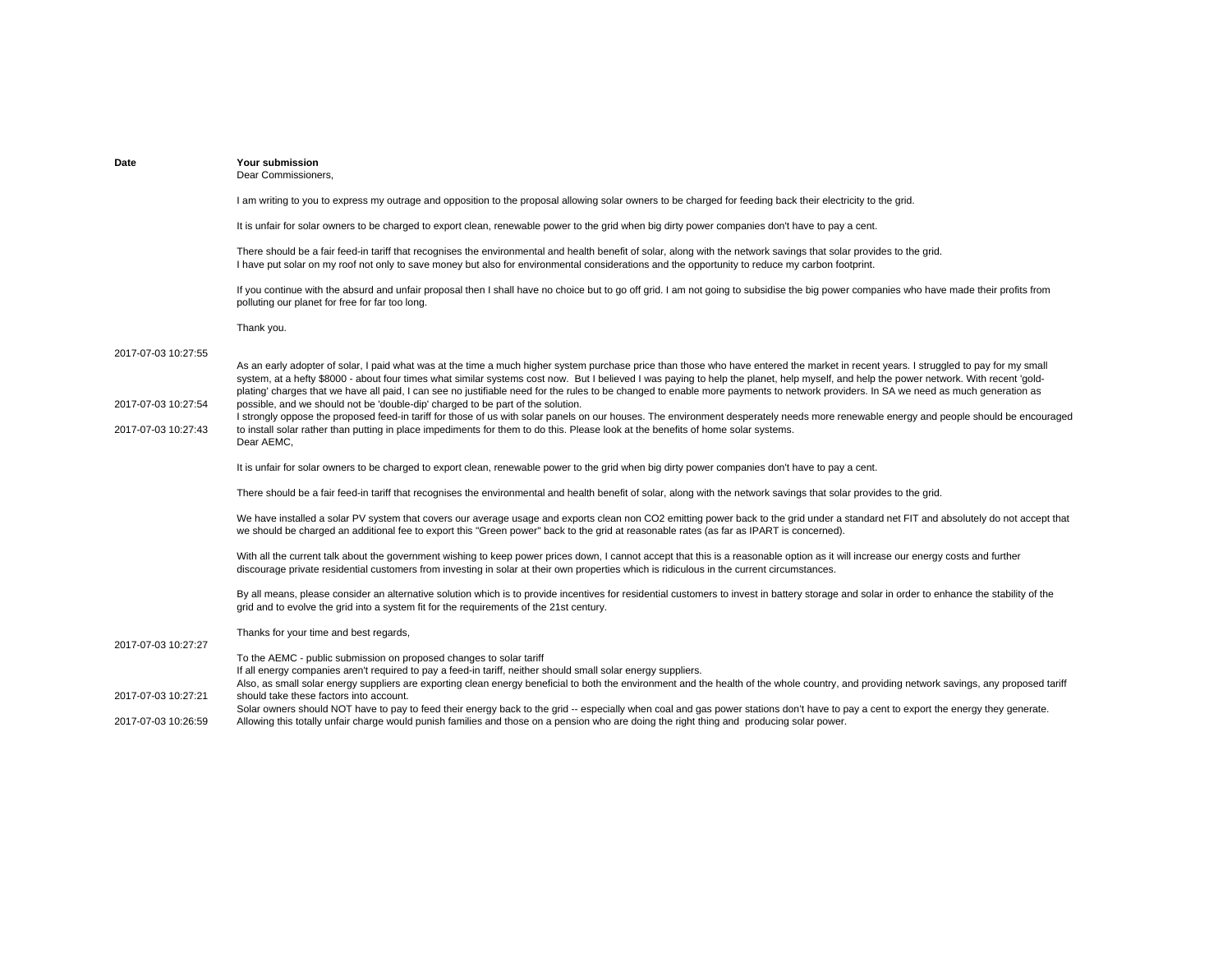| Date | Your submission |
| --- | --- |
| 2017-07-03 10:27:55 | Dear Commissioners,<br><br>I am writing to you to express my outrage and opposition to the proposal allowing solar owners to be charged for feeding back their electricity to the grid.<br><br>It is unfair for solar owners to be charged to export clean, renewable power to the grid when big dirty power companies don't have to pay a cent.<br><br>There should be a fair feed-in tariff that recognises the environmental and health benefit of solar, along with the network savings that solar provides to the grid.<br>I have put solar on my roof not only to save money but also for environmental considerations and the opportunity to reduce my carbon footprint.<br><br>If you continue with the absurd and unfair proposal then I shall have no choice but to go off grid. I am not going to subsidise the big power companies who have made their profits from polluting our planet for free for far too long.<br><br>Thank you. |
| 2017-07-03 10:27:54 | As an early adopter of solar, I paid what was at the time a much higher system purchase price than those who have entered the market in recent years. I struggled to pay for my small system, at a hefty $8000 - about four times what similar systems cost now. But I believed I was paying to help the planet, help myself, and help the power network. With recent 'gold-plating' charges that we have all paid, I can see no justifiable need for the rules to be changed to enable more payments to network providers. In SA we need as much generation as possible, and we should not be 'double-dip' charged to be part of the solution. |
| 2017-07-03 10:27:43 | I strongly oppose the proposed feed-in tariff for those of us with solar panels on our houses. The environment desperately needs more renewable energy and people should be encouraged to install solar rather than putting in place impediments for them to do this. Please look at the benefits of home solar systems. |
| 2017-07-03 10:27:27 | Dear AEMC,<br><br>It is unfair for solar owners to be charged to export clean, renewable power to the grid when big dirty power companies don't have to pay a cent.<br><br>There should be a fair feed-in tariff that recognises the environmental and health benefit of solar, along with the network savings that solar provides to the grid.<br><br>We have installed a solar PV system that covers our average usage and exports clean non CO2 emitting power back to the grid under a standard net FIT and absolutely do not accept that we should be charged an additional fee to export this "Green power" back to the grid at reasonable rates (as far as IPART is concerned).<br><br>With all the current talk about the government wishing to keep power prices down, I cannot accept that this is a reasonable option as it will increase our energy costs and further discourage private residential customers from investing in solar at their own properties which is ridiculous in the current circumstances.<br><br>By all means, please consider an alternative solution which is to provide incentives for residential customers to invest in battery storage and solar in order to enhance the stability of the grid and to evolve the grid into a system fit for the requirements of the 21st century.<br><br>Thanks for your time and best regards, |
| 2017-07-03 10:27:21 | To the AEMC - public submission on proposed changes to solar tariff<br>If all energy companies aren't required to pay a feed-in tariff, neither should small solar energy suppliers.<br>Also, as small solar energy suppliers are exporting clean energy beneficial to both the environment and the health of the whole country, and providing network savings, any proposed tariff should take these factors into account. |
| 2017-07-03 10:26:59 | Solar owners should NOT have to pay to feed their energy back to the grid -- especially when coal and gas power stations don't have to pay a cent to export the energy they generate.<br>Allowing this totally unfair charge would punish families and those on a pension who are doing the right thing and producing solar power. |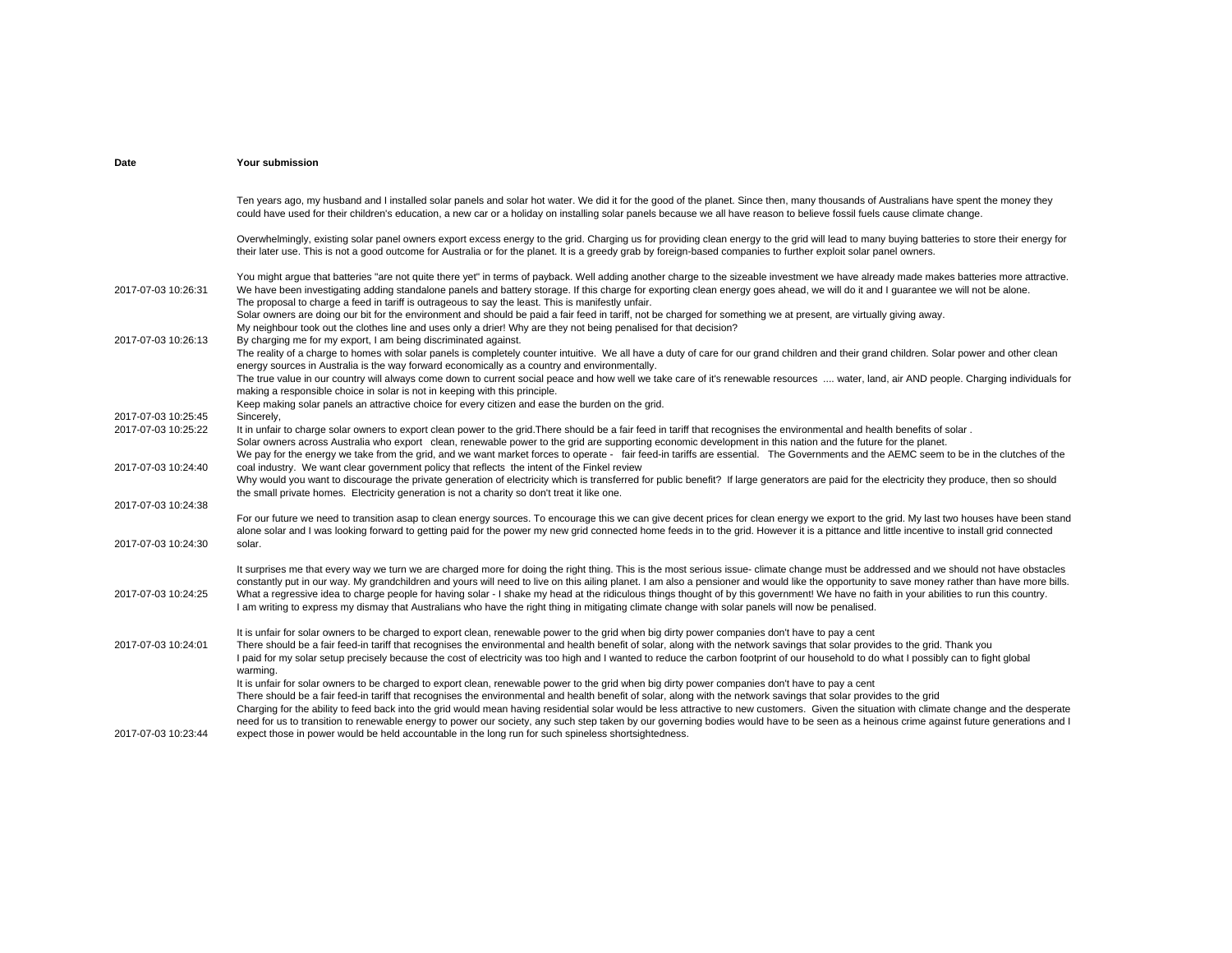| Date | Your submission |
| --- | --- |
| 2017-07-03 10:26:31 | Ten years ago, my husband and I installed solar panels and solar hot water. We did it for the good of the planet. Since then, many thousands of Australians have spent the money they could have used for their children's education, a new car or a holiday on installing solar panels because we all have reason to believe fossil fuels cause climate change.<br><br>Overwhelmingly, existing solar panel owners export excess energy to the grid. Charging us for providing clean energy to the grid will lead to many buying batteries to store their energy for their later use. This is not a good outcome for Australia or for the planet. It is a greedy grab by foreign-based companies to further exploit solar panel owners.<br><br>You might argue that batteries "are not quite there yet" in terms of payback. Well adding another charge to the sizeable investment we have already made makes batteries more attractive. We have been investigating adding standalone panels and battery storage. If this charge for exporting clean energy goes ahead, we will do it and I guarantee we will not be alone. |
| 2017-07-03 10:26:13 | The proposal to charge a feed in tariff is outrageous to say the least. This is manifestly unfair.<br>Solar owners are doing our bit for the environment and should be paid a fair feed in tariff, not be charged for something we at present, are virtually giving away.<br>My neighbour took out the clothes line and uses only a drier! Why are they not being penalised for that decision?<br>By charging me for my export, I am being discriminated against. |
| 2017-07-03 10:25:45 | The reality of a charge to homes with solar panels is completely counter intuitive. We all have a duty of care for our grand children and their grand children. Solar power and other clean energy sources in Australia is the way forward economically as a country and environmentally.<br>The true value in our country will always come down to current social peace and how well we take care of it's renewable resources .... water, land, air AND people. Charging individuals for making a responsible choice in solar is not in keeping with this principle.<br>Keep making solar panels an attractive choice for every citizen and ease the burden on the grid.<br>Sincerely, |
| 2017-07-03 10:25:22 | It in unfair to charge solar owners to export clean power to the grid.There should be a fair feed in tariff that recognises the environmental and health benefits of solar . |
| 2017-07-03 10:24:40 | Solar owners across Australia who export clean, renewable power to the grid are supporting economic development in this nation and the future for the planet.<br>We pay for the energy we take from the grid, and we want market forces to operate - fair feed-in tariffs are essential. The Governments and the AEMC seem to be in the clutches of the coal industry. We want clear government policy that reflects the intent of the Finkel review |
| 2017-07-03 10:24:38 | Why would you want to discourage the private generation of electricity which is transferred for public benefit? If large generators are paid for the electricity they produce, then so should the small private homes. Electricity generation is not a charity so don't treat it like one. |
| 2017-07-03 10:24:30 | For our future we need to transition asap to clean energy sources. To encourage this we can give decent prices for clean energy we export to the grid. My last two houses have been stand alone solar and I was looking forward to getting paid for the power my new grid connected home feeds in to the grid. However it is a pittance and little incentive to install grid connected solar. |
| 2017-07-03 10:24:25 | It surprises me that every way we turn we are charged more for doing the right thing. This is the most serious issue- climate change must be addressed and we should not have obstacles constantly put in our way. My grandchildren and yours will need to live on this ailing planet. I am also a pensioner and would like the opportunity to save money rather than have more bills.<br>What a regressive idea to charge people for having solar - I shake my head at the ridiculous things thought of by this government! We have no faith in your abilities to run this country. |
| 2017-07-03 10:24:01 | I am writing to express my dismay that Australians who have the right thing in mitigating climate change with solar panels will now be penalised.<br><br>It is unfair for solar owners to be charged to export clean, renewable power to the grid when big dirty power companies don't have to pay a cent<br>There should be a fair feed-in tariff that recognises the environmental and health benefit of solar, along with the network savings that solar provides to the grid. Thank you |
| 2017-07-03 10:23:44 | I paid for my solar setup precisely because the cost of electricity was too high and I wanted to reduce the carbon footprint of our household to do what I possibly can to fight global warming.<br>It is unfair for solar owners to be charged to export clean, renewable power to the grid when big dirty power companies don't have to pay a cent<br>There should be a fair feed-in tariff that recognises the environmental and health benefit of solar, along with the network savings that solar provides to the grid<br>Charging for the ability to feed back into the grid would mean having residential solar would be less attractive to new customers. Given the situation with climate change and the desperate need for us to transition to renewable energy to power our society, any such step taken by our governing bodies would have to be seen as a heinous crime against future generations and I expect those in power would be held accountable in the long run for such spineless shortsightedness. |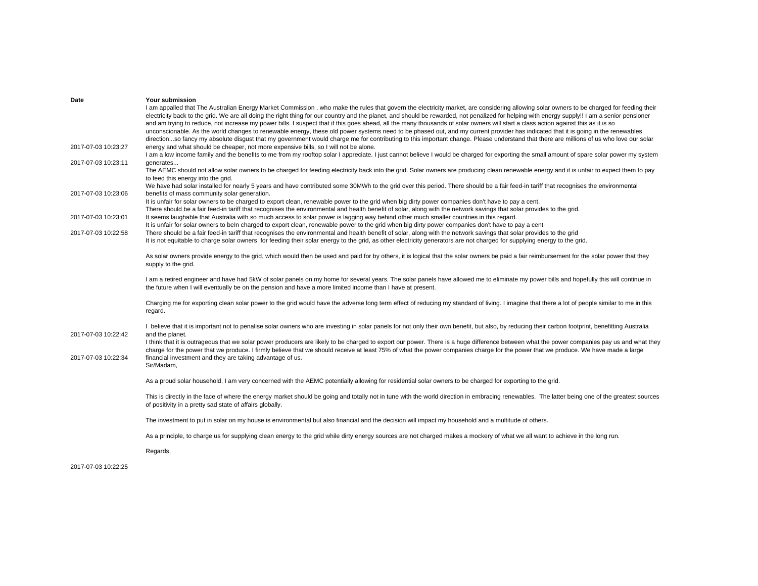| Date | Your submission |
|---|---|
| 2017-07-03 10:23:27 | I am appalled that The Australian Energy Market Commission , who make the rules that govern the electricity market, are considering allowing solar owners to be charged for feeding their electricity back to the grid. We are all doing the right thing for our country and the planet, and should be rewarded, not penalized for helping with energy supply!! I am a senior pensioner and am trying to reduce, not increase my power bills. I suspect that if this goes ahead, all the many thousands of solar owners will start a class action against this as it is so unconscionable. As the world changes to renewable energy, these old power systems need to be phased out, and my current provider has indicated that it is going in the renewables direction...so fancy my absolute disgust that my government would charge me for contributing to this important change. Please understand that there are millions of us who love our solar energy and what should be cheaper, not more expensive bills, so I will not be alone. |
| 2017-07-03 10:23:11 | I am a low income family and the benefits to me from my rooftop solar I appreciate. I just cannot believe I would be charged for exporting the small amount of spare solar power my system generates... |
| 2017-07-03 10:23:06 | The AEMC should not allow solar owners to be charged for feeding electricity back into the grid. Solar owners are producing clean renewable energy and it is unfair to expect them to pay to feed this energy into the grid.<br>We have had solar installed for nearly 5 years and have contributed some 30MWh to the grid over this period. There should be a fair feed-in tariff that recognises the environmental benefits of mass community solar generation. |
| 2017-07-03 10:23:01 | It is unfair for solar owners to be charged to export clean, renewable power to the grid when big dirty power companies don't have to pay a cent.<br>There should be a fair feed-in tariff that recognises the environmental and health benefit of solar, along with the network savings that solar provides to the grid.<br>It seems laughable that Australia with so much access to solar power is lagging way behind other much smaller countries in this regard. |
| 2017-07-03 10:22:58 | It is unfair for solar owners to beIn charged to export clean, renewable power to the grid when big dirty power companies don't have to pay a cent<br>There should be a fair feed-in tariff that recognises the environmental and health benefit of solar, along with the network savings that solar provides to the grid |
| 2017-07-03 10:22:42 | It is not equitable to charge solar owners for feeding their solar energy to the grid, as other electricity generators are not charged for supplying energy to the grid.<br><br>As solar owners provide energy to the grid, which would then be used and paid for by others, it is logical that the solar owners be paid a fair reimbursement for the solar power that they supply to the grid.<br><br>I am a retired engineer and have had 5kW of solar panels on my home for several years. The solar panels have allowed me to eliminate my power bills and hopefully this will continue in the future when I will eventually be on the pension and have a more limited income than I have at present.<br><br>Charging me for exporting clean solar power to the grid would have the adverse long term effect of reducing my standard of living. I imagine that there a lot of people similar to me in this regard.<br><br>I believe that it is important not to penalise solar owners who are investing in solar panels for not only their own benefit, but also, by reducing their carbon footprint, benefitting Australia and the planet. |
| 2017-07-03 10:22:34 | I think that it is outrageous that we solar power producers are likely to be charged to export our power. There is a huge difference between what the power companies pay us and what they charge for the power that we produce. I firmly believe that we should receive at least 75% of what the power companies charge for the power that we produce. We have made a large financial investment and they are taking advantage of us. |
| 2017-07-03 10:22:25 | Sir/Madam,<br><br>As a proud solar household, I am very concerned with the AEMC potentially allowing for residential solar owners to be charged for exporting to the grid.<br><br>This is directly in the face of where the energy market should be going and totally not in tune with the world direction in embracing renewables. The latter being one of the greatest sources of positivity in a pretty sad state of affairs globally.<br><br>The investment to put in solar on my house is environmental but also financial and the decision will impact my household and a multitude of others.<br><br>As a principle, to charge us for supplying clean energy to the grid while dirty energy sources are not charged makes a mockery of what we all want to achieve in the long run.<br><br>Regards, |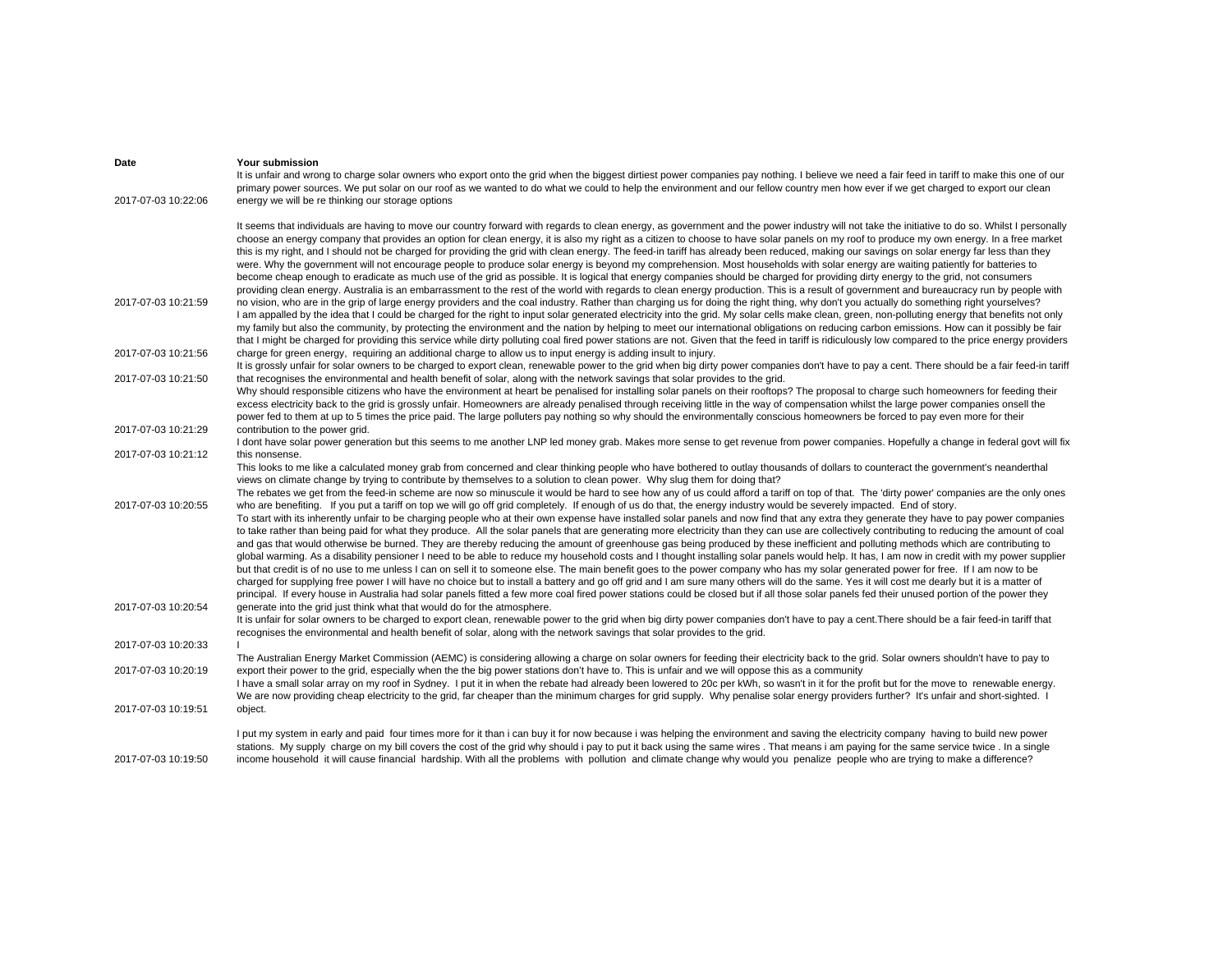| Date | Your submission |
|---|---|
| 2017-07-03 10:22:06 | It is unfair and wrong to charge solar owners who export onto the grid when the biggest dirtiest power companies pay nothing. I believe we need a fair feed in tariff to make this one of our primary power sources. We put solar on our roof as we wanted to do what we could to help the environment and our fellow country men how ever if we get charged to export our clean energy we will be re thinking our storage options |
| 2017-07-03 10:21:59 | It seems that individuals are having to move our country forward with regards to clean energy, as government and the power industry will not take the initiative to do so. Whilst I personally choose an energy company that provides an option for clean energy, it is also my right as a citizen to choose to have solar panels on my roof to produce my own energy. In a free market this is my right, and I should not be charged for providing the grid with clean energy. The feed-in tariff has already been reduced, making our savings on solar energy far less than they were. Why the government will not encourage people to produce solar energy is beyond my comprehension. Most households with solar energy are waiting patiently for batteries to become cheap enough to eradicate as much use of the grid as possible. It is logical that energy companies should be charged for providing dirty energy to the grid, not consumers providing clean energy. Australia is an embarrassment to the rest of the world with regards to clean energy production. This is a result of government and bureaucracy run by people with no vision, who are in the grip of large energy providers and the coal industry. Rather than charging us for doing the right thing, why don't you actually do something right yourselves? |
| 2017-07-03 10:21:56 | I am appalled by the idea that I could be charged for the right to input solar generated electricity into the grid. My solar cells make clean, green, non-polluting energy that benefits not only my family but also the community, by protecting the environment and the nation by helping to meet our international obligations on reducing carbon emissions. How can it possibly be fair that I might be charged for providing this service while dirty polluting coal fired power stations are not. Given that the feed in tariff is ridiculously low compared to the price energy providers charge for green energy, requiring an additional charge to allow us to input energy is adding insult to injury. |
| 2017-07-03 10:21:50 | It is grossly unfair for solar owners to be charged to export clean, renewable power to the grid when big dirty power companies don't have to pay a cent. There should be a fair feed-in tariff that recognises the environmental and health benefit of solar, along with the network savings that solar provides to the grid. |
| 2017-07-03 10:21:29 | Why should responsible citizens who have the environment at heart be penalised for installing solar panels on their rooftops? The proposal to charge such homeowners for feeding their excess electricity back to the grid is grossly unfair. Homeowners are already penalised through receiving little in the way of compensation whilst the large power companies onsell the power fed to them at up to 5 times the price paid. The large polluters pay nothing so why should the environmentally conscious homeowners be forced to pay even more for their contribution to the power grid. |
| 2017-07-03 10:21:12 | I dont have solar power generation but this seems to me another LNP led money grab. Makes more sense to get revenue from power companies. Hopefully a change in federal govt will fix this nonsense. |
| 2017-07-03 10:20:55 | This looks to me like a calculated money grab from concerned and clear thinking people who have bothered to outlay thousands of dollars to counteract the government's neanderthal views on climate change by trying to contribute by themselves to a solution to clean power. Why slug them for doing that? The rebates we get from the feed-in scheme are now so minuscule it would be hard to see how any of us could afford a tariff on top of that. The 'dirty power' companies are the only ones who are benefiting. If you put a tariff on top we will go off grid completely. If enough of us do that, the energy industry would be severely impacted. End of story. |
| 2017-07-03 10:20:54 | To start with its inherently unfair to be charging people who at their own expense have installed solar panels and now find that any extra they generate they have to pay power companies to take rather than being paid for what they produce. All the solar panels that are generating more electricity than they can use are collectively contributing to reducing the amount of coal and gas that would otherwise be burned. They are thereby reducing the amount of greenhouse gas being produced by these inefficient and polluting methods which are contributing to global warming. As a disability pensioner I need to be able to reduce my household costs and I thought installing solar panels would help. It has, I am now in credit with my power supplier but that credit is of no use to me unless I can on sell it to someone else. The main benefit goes to the power company who has my solar generated power for free. If I am now to be charged for supplying free power I will have no choice but to install a battery and go off grid and I am sure many others will do the same. Yes it will cost me dearly but it is a matter of principal. If every house in Australia had solar panels fitted a few more coal fired power stations could be closed but if all those solar panels fed their unused portion of the power they generate into the grid just think what that would do for the atmosphere. |
| 2017-07-03 10:20:33 | It is unfair for solar owners to be charged to export clean, renewable power to the grid when big dirty power companies don't have to pay a cent.There should be a fair feed-in tariff that recognises the environmental and health benefit of solar, along with the network savings that solar provides to the grid. I |
| 2017-07-03 10:20:19 | The Australian Energy Market Commission (AEMC) is considering allowing a charge on solar owners for feeding their electricity back to the grid. Solar owners shouldn't have to pay to export their power to the grid, especially when the the big power stations don't have to. This is unfair and we will oppose this as a community |
| 2017-07-03 10:19:51 | I have a small solar array on my roof in Sydney. I put it in when the rebate had already been lowered to 20c per kWh, so wasn't in it for the profit but for the move to renewable energy. We are now providing cheap electricity to the grid, far cheaper than the minimum charges for grid supply. Why penalise solar energy providers further? It's unfair and short-sighted. I object. |
| 2017-07-03 10:19:50 | I put my system in early and paid four times more for it than i can buy it for now because i was helping the environment and saving the electricity company having to build new power stations. My supply charge on my bill covers the cost of the grid why should i pay to put it back using the same wires . That means i am paying for the same service twice . In a single income household it will cause financial hardship. With all the problems with pollution and climate change why would you penalize people who are trying to make a difference? |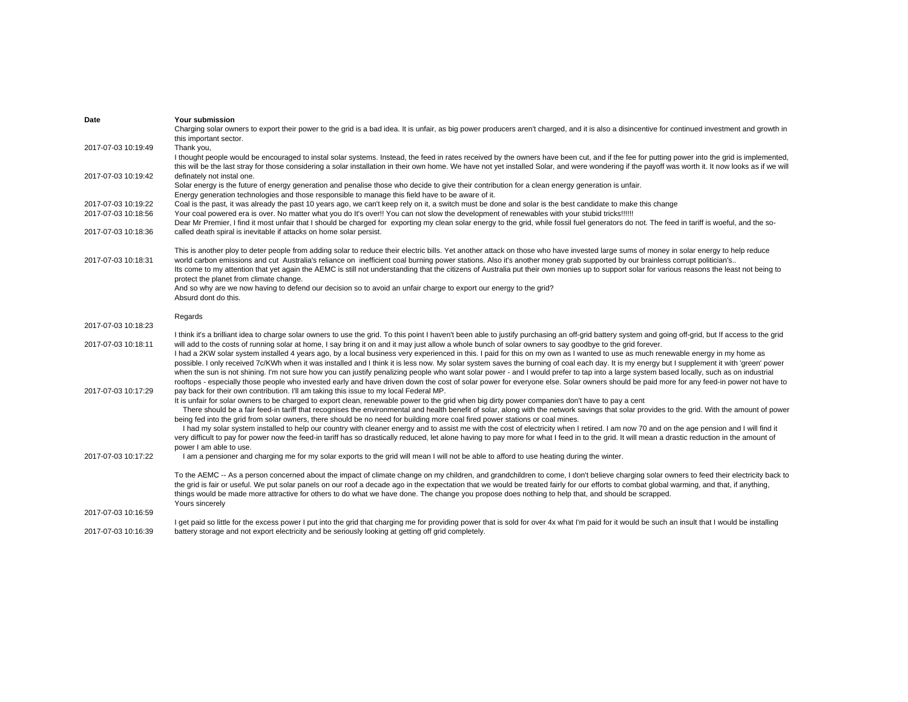| Date | Your submission |
| --- | --- |
| 2017-07-03 10:19:49 | Charging solar owners to export their power to the grid is a bad idea. It is unfair, as big power producers aren't charged, and it is also a disincentive for continued investment and growth in this important sector.<br>Thank you, |
| 2017-07-03 10:19:42 | I thought people would be encouraged to instal solar systems. Instead, the feed in rates received by the owners have been cut, and if the fee for putting power into the grid is implemented, this will be the last stray for those considering a solar installation in their own home. We have not yet installed Solar, and were wondering if the payoff was worth it. It now looks as if we will definately not instal one. |
| 2017-07-03 10:19:22 | Solar energy is the future of energy generation and penalise those who decide to give their contribution for a clean energy generation is unfair.<br>Energy generation technologies and those responsible to manage this field have to be aware of it.<br>Coal is the past, it was already the past 10 years ago, we can't keep rely on it, a switch must be done and solar is the best candidate to make this change |
| 2017-07-03 10:18:56 | Your coal powered era is over. No matter what you do It's over!! You can not slow the development of renewables with your stubid tricks!!!!!! |
| 2017-07-03 10:18:36 | Dear Mr Premier, I find it most unfair that I should be charged for exporting my clean solar energy to the grid, while fossil fuel generators do not. The feed in tariff is woeful, and the so-called death spiral is inevitable if attacks on home solar persist. |
| 2017-07-03 10:18:31 | This is another ploy to deter people from adding solar to reduce their electric bills. Yet another attack on those who have invested large sums of money in solar energy to help reduce world carbon emissions and cut Australia's reliance on inefficient coal burning power stations. Also it's another money grab supported by our brainless corrupt politician's.. |
| 2017-07-03 10:18:23 | Its come to my attention that yet again the AEMC is still not understanding that the citizens of Australia put their own monies up to support solar for various reasons the least not being to protect the planet from climate change.<br>And so why are we now having to defend our decision so to avoid an unfair charge to export our energy to the grid?<br>Absurd dont do this.<br><br>Regards |
| 2017-07-03 10:18:11 | I think it's a brilliant idea to charge solar owners to use the grid. To this point I haven't been able to justify purchasing an off-grid battery system and going off-grid, but If access to the grid will add to the costs of running solar at home, I say bring it on and it may just allow a whole bunch of solar owners to say goodbye to the grid forever. |
| 2017-07-03 10:17:29 | I had a 2KW solar system installed 4 years ago, by a local business very experienced in this. I paid for this on my own as I wanted to use as much renewable energy in my home as possible. I only received 7c/KWh when it was installed and I think it is less now. My solar system saves the burning of coal each day. It is my energy but I supplement it with 'green' power when the sun is not shining. I'm not sure how you can justify penalizing people who want solar power - and I would prefer to tap into a large system based locally, such as on industrial rooftops - especially those people who invested early and have driven down the cost of solar power for everyone else. Solar owners should be paid more for any feed-in power not have to pay back for their own contribution. I'll am taking this issue to my local Federal MP. |
| 2017-07-03 10:17:22 | It is unfair for solar owners to be charged to export clean, renewable power to the grid when big dirty power companies don't have to pay a cent<br>There should be a fair feed-in tariff that recognises the environmental and health benefit of solar, along with the network savings that solar provides to the grid. With the amount of power being fed into the grid from solar owners, there should be no need for building more coal fired power stations or coal mines.<br>I had my solar system installed to help our country with cleaner energy and to assist me with the cost of electricity when I retired. I am now 70 and on the age pension and I will find it very difficult to pay for power now the feed-in tariff has so drastically reduced, let alone having to pay more for what I feed in to the grid. It will mean a drastic reduction in the amount of power I am able to use.<br>I am a pensioner and charging me for my solar exports to the grid will mean I will not be able to afford to use heating during the winter. |
| 2017-07-03 10:16:59 | To the AEMC -- As a person concerned about the impact of climate change on my children, and grandchildren to come, I don't believe charging solar owners to feed their electricity back to the grid is fair or useful. We put solar panels on our roof a decade ago in the expectation that we would be treated fairly for our efforts to combat global warming, and that, if anything, things would be made more attractive for others to do what we have done. The change you propose does nothing to help that, and should be scrapped.<br>Yours sincerely |
| 2017-07-03 10:16:39 | I get paid so little for the excess power I put into the grid that charging me for providing power that is sold for over 4x what I'm paid for it would be such an insult that I would be installing battery storage and not export electricity and be seriously looking at getting off grid completely. |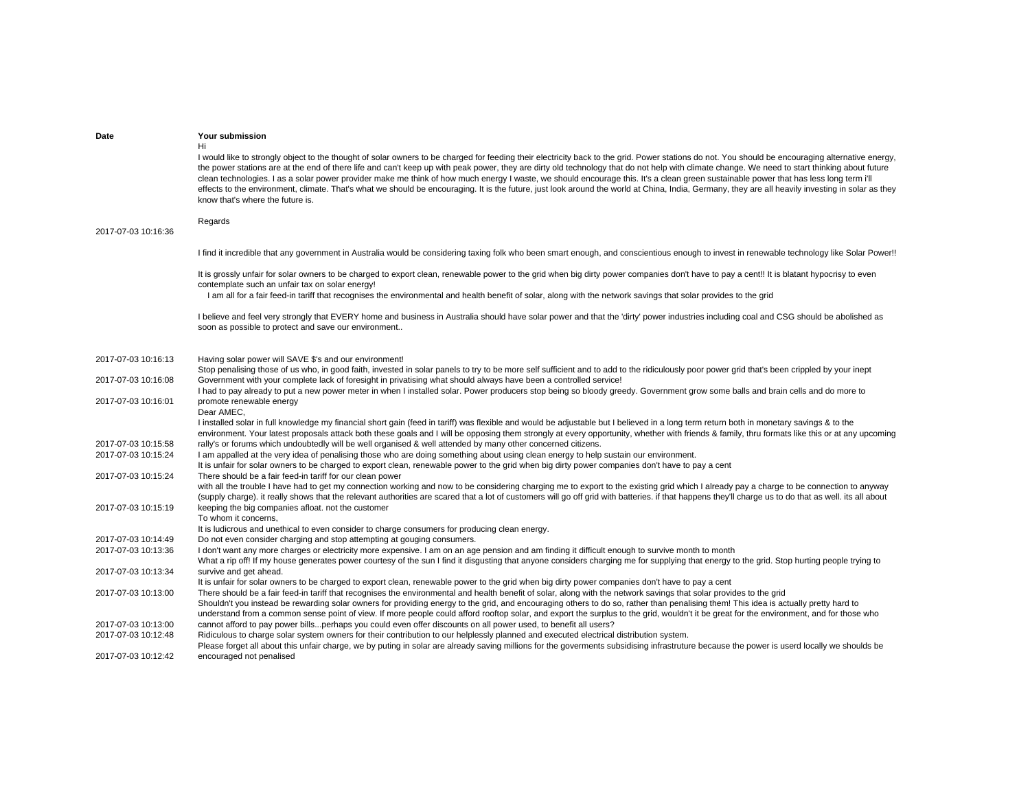| Date | Your submission |
|---|---|
| 2017-07-03 10:16:36 | Hi<br>I would like to strongly object to the thought of solar owners to be charged for feeding their electricity back to the grid. Power stations do not. You should be encouraging alternative energy, the power stations are at the end of there life and can't keep up with peak power, they are dirty old technology that do not help with climate change. We need to start thinking about future clean technologies. I as a solar power provider make me think of how much energy I waste, we should encourage this. It's a clean green sustainable power that has less long term i'll effects to the environment, climate. That's what we should be encouraging. It is the future, just look around the world at China, India, Germany, they are all heavily investing in solar as they know that's where the future is.<br><br>Regards |
| 2017-07-03 10:16:13 | I find it incredible that any government in Australia would be considering taxing folk who been smart enough, and conscientious enough to invest in renewable technology like Solar Power!!<br><br>It is grossly unfair for solar owners to be charged to export clean, renewable power to the grid when big dirty power companies don't have to pay a cent!! It is blatant hypocrisy to even contemplate such an unfair tax on solar energy!<br>I am all for a fair feed-in tariff that recognises the environmental and health benefit of solar, along with the network savings that solar provides to the grid<br><br>I believe and feel very strongly that EVERY home and business in Australia should have solar power and that the 'dirty' power industries including coal and CSG should be abolished as soon as possible to protect and save our environment..<br><br>Having solar power will SAVE $'s and our environment! |
| 2017-07-03 10:16:08 | Stop penalising those of us who, in good faith, invested in solar panels to try to be more self sufficient and to add to the ridiculously poor power grid that's been crippled by your inept Government with your complete lack of foresight in privatising what should always have been a controlled service! |
| 2017-07-03 10:16:01 | I had to pay already to put a new power meter in when I installed solar. Power producers stop being so bloody greedy. Government grow some balls and brain cells and do more to promote renewable energy |
| 2017-07-03 10:15:58 | Dear AMEC,<br>I installed solar in full knowledge my financial short gain (feed in tariff) was flexible and would be adjustable but I believed in a long term return both in monetary savings & to the environment. Your latest proposals attack both these goals and I will be opposing them strongly at every opportunity, whether with friends & family, thru formats like this or at any upcoming rally's or forums which undoubtedly will be well organised & well attended by many other concerned citizens. |
| 2017-07-03 10:15:24 | I am appalled at the very idea of penalising those who are doing something about using clean energy to help sustain our environment. |
| 2017-07-03 10:15:24 | It is unfair for solar owners to be charged to export clean, renewable power to the grid when big dirty power companies don't have to pay a cent<br>There should be a fair feed-in tariff for our clean power |
| 2017-07-03 10:15:19 | with all the trouble I have had to get my connection working and now to be considering charging me to export to the existing grid which I already pay a charge to be connection to anyway (supply charge). it really shows that the relevant authorities are scared that a lot of customers will go off grid with batteries. if that happens they'll charge us to do that as well. its all about keeping the big companies afloat. not the customer |
| 2017-07-03 10:14:49 | To whom it concerns,<br>It is ludicrous and unethical to even consider to charge consumers for producing clean energy.<br>Do not even consider charging and stop attempting at gouging consumers. |
| 2017-07-03 10:13:36 | I don't want any more charges or electricity more expensive. I am on an age pension and am finding it difficult enough to survive month to month |
| 2017-07-03 10:13:34 | What a rip off! If my house generates power courtesy of the sun I find it disgusting that anyone considers charging me for supplying that energy to the grid. Stop hurting people trying to survive and get ahead. |
| 2017-07-03 10:13:00 | It is unfair for solar owners to be charged to export clean, renewable power to the grid when big dirty power companies don't have to pay a cent<br>There should be a fair feed-in tariff that recognises the environmental and health benefit of solar, along with the network savings that solar provides to the grid |
| 2017-07-03 10:13:00 | Shouldn't you instead be rewarding solar owners for providing energy to the grid, and encouraging others to do so, rather than penalising them! This idea is actually pretty hard to understand from a common sense point of view. If more people could afford rooftop solar, and export the surplus to the grid, wouldn't it be great for the environment, and for those who cannot afford to pay power bills...perhaps you could even offer discounts on all power used, to benefit all users? |
| 2017-07-03 10:12:48 | Ridiculous to charge solar system owners for their contribution to our helplessly planned and executed electrical distribution system. |
| 2017-07-03 10:12:42 | Please forget all about this unfair charge, we by puting in solar are already saving millions for the goverments subsidising infrastruture because the power is userd locally we shoulds be encouraged not penalised |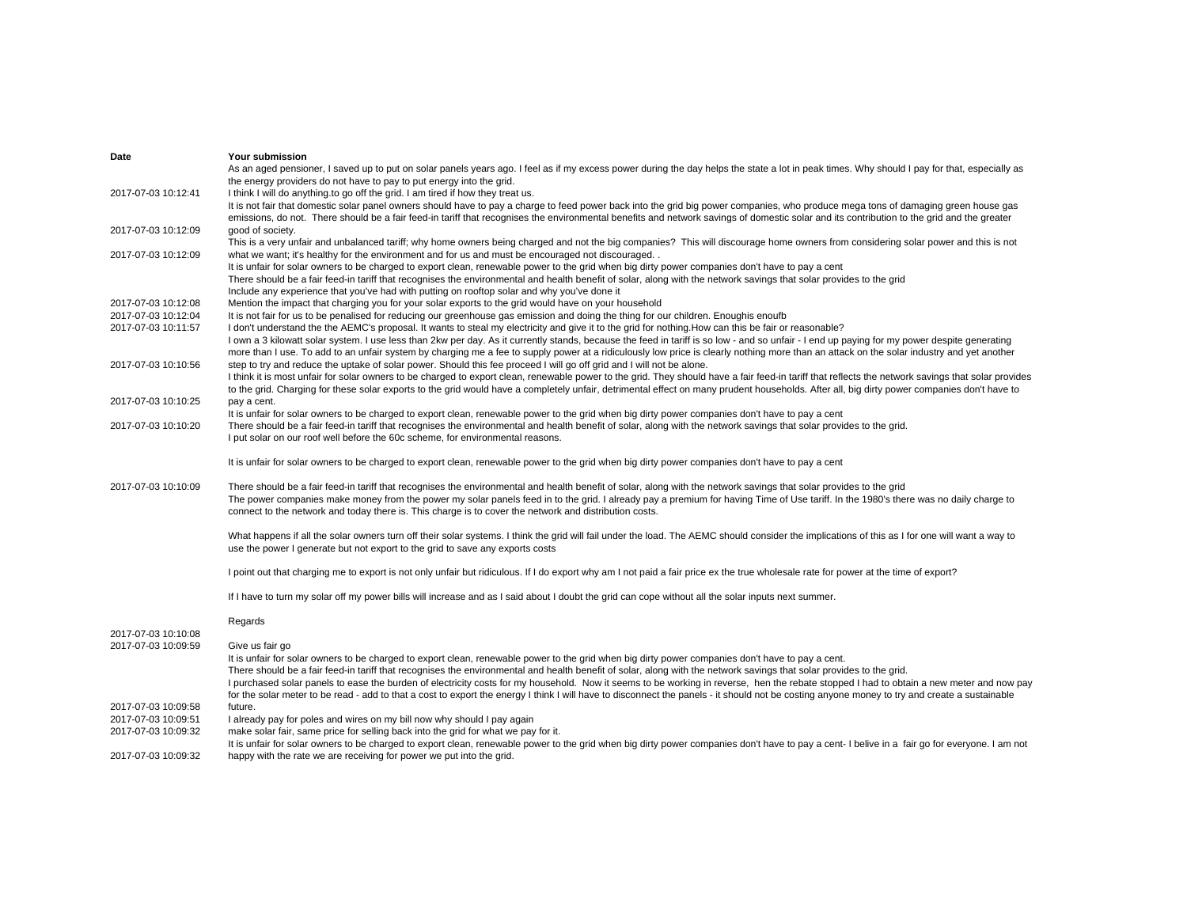| Date | Your submission |
|---|---|
| | As an aged pensioner, I saved up to put on solar panels years ago. I feel as if my excess power during the day helps the state a lot in peak times. Why should I pay for that, especially as the energy providers do not have to pay to put energy into the grid. |
| 2017-07-03 10:12:41 | I think I will do anything.to go off the grid. I am tired if how they treat us. |
| 2017-07-03 10:12:09 | It is not fair that domestic solar panel owners should have to pay a charge to feed power back into the grid big power companies, who produce mega tons of damaging green house gas emissions, do not. There should be a fair feed-in tariff that recognises the environmental benefits and network savings of domestic solar and its contribution to the grid and the greater good of society. |
| 2017-07-03 10:12:09 | This is a very unfair and unbalanced tariff; why home owners being charged and not the big companies? This will discourage home owners from considering solar power and this is not what we want; it's healthy for the environment and for us and must be encouraged not discouraged. . |
| 2017-07-03 10:12:08 | It is unfair for solar owners to be charged to export clean, renewable power to the grid when big dirty power companies don't have to pay a cent<br>There should be a fair feed-in tariff that recognises the environmental and health benefit of solar, along with the network savings that solar provides to the grid<br>Include any experience that you've had with putting on rooftop solar and why you've done it<br>Mention the impact that charging you for your solar exports to the grid would have on your household |
| 2017-07-03 10:12:04 | It is not fair for us to be penalised for reducing our greenhouse gas emission and doing the thing for our children. Enoughis enoufb |
| 2017-07-03 10:11:57 | I don't understand the the AEMC's proposal. It wants to steal my electricity and give it to the grid for nothing.How can this be fair or reasonable? |
| 2017-07-03 10:10:56 | I own a 3 kilowatt solar system. I use less than 2kw per day. As it currently stands, because the feed in tariff is so low - and so unfair - I end up paying for my power despite generating more than I use. To add to an unfair system by charging me a fee to supply power at a ridiculously low price is clearly nothing more than an attack on the solar industry and yet another step to try and reduce the uptake of solar power. Should this fee proceed I will go off grid and I will not be alone. |
| 2017-07-03 10:10:25 | I think it is most unfair for solar owners to be charged to export clean, renewable power to the grid. They should have a fair feed-in tariff that reflects the network savings that solar provides to the grid. Charging for these solar exports to the grid would have a completely unfair, detrimental effect on many prudent households. After all, big dirty power companies don't have to pay a cent. |
| 2017-07-03 10:10:20 | It is unfair for solar owners to be charged to export clean, renewable power to the grid when big dirty power companies don't have to pay a cent<br>There should be a fair feed-in tariff that recognises the environmental and health benefit of solar, along with the network savings that solar provides to the grid. |
| 2017-07-03 10:10:09 | I put solar on our roof well before the 60c scheme, for environmental reasons.<br><br>It is unfair for solar owners to be charged to export clean, renewable power to the grid when big dirty power companies don't have to pay a cent<br><br>There should be a fair feed-in tariff that recognises the environmental and health benefit of solar, along with the network savings that solar provides to the grid |
| 2017-07-03 10:10:08 | The power companies make money from the power my solar panels feed in to the grid. I already pay a premium for having Time of Use tariff. In the 1980's there was no daily charge to connect to the network and today there is. This charge is to cover the network and distribution costs.<br><br>What happens if all the solar owners turn off their solar systems. I think the grid will fail under the load. The AEMC should consider the implications of this as I for one will want a way to use the power I generate but not export to the grid to save any exports costs<br><br>I point out that charging me to export is not only unfair but ridiculous. If I do export why am I not paid a fair price ex the true wholesale rate for power at the time of export?<br><br>If I have to turn my solar off my power bills will increase and as I said about I doubt the grid can cope without all the solar inputs next summer.<br><br>Regards |
| 2017-07-03 10:09:59 | Give us fair go |
| 2017-07-03 10:09:58 | It is unfair for solar owners to be charged to export clean, renewable power to the grid when big dirty power companies don't have to pay a cent.<br>There should be a fair feed-in tariff that recognises the environmental and health benefit of solar, along with the network savings that solar provides to the grid.<br>I purchased solar panels to ease the burden of electricity costs for my household. Now it seems to be working in reverse, hen the rebate stopped I had to obtain a new meter and now pay for the solar meter to be read - add to that a cost to export the energy I think I will have to disconnect the panels - it should not be costing anyone money to try and create a sustainable future. |
| 2017-07-03 10:09:51 | I already pay for poles and wires on my bill now why should I pay again |
| 2017-07-03 10:09:32 | make solar fair, same price for selling back into the grid for what we pay for it. |
| 2017-07-03 10:09:32 | It is unfair for solar owners to be charged to export clean, renewable power to the grid when big dirty power companies don't have to pay a cent- I belive in a fair go for everyone. I am not happy with the rate we are receiving for power we put into the grid. |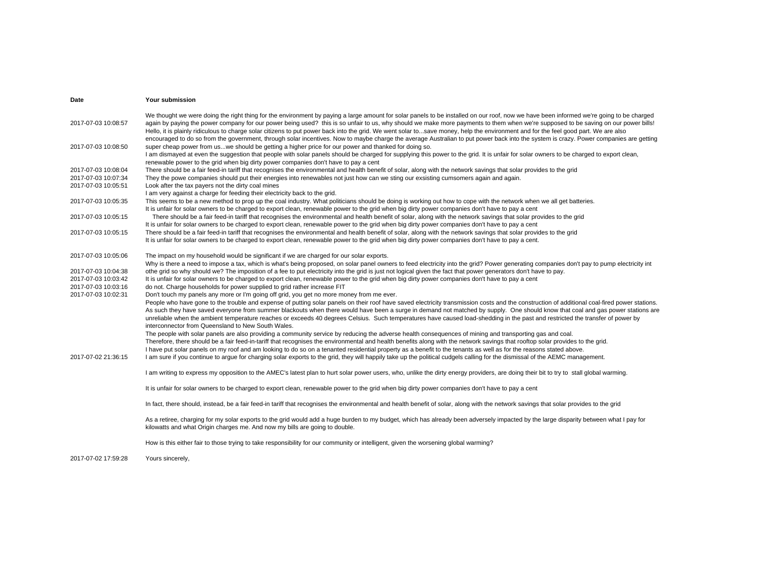| Date | Your submission |
|---|---|
| 2017-07-03 10:08:57 | We thought we were doing the right thing for the environment by paying a large amount for solar panels to be installed on our roof, now we have been informed we're going to be charged again by paying the power company for our power being used? this is so unfair to us, why should we make more payments to them when we're supposed to be saving on our power bills! |
| 2017-07-03 10:08:50 | Hello, it is plainly ridiculous to charge solar citizens to put power back into the grid. We went solar to...save money, help the environment and for the feel good part. We are also encouraged to do so from the government, through solar incentives. Now to maybe charge the average Australian to put power back into the system is crazy. Power companies are getting super cheap power from us...we should be getting a higher price for our power and thanked for doing so. |
| 2017-07-03 10:08:04 | I am dismayed at even the suggestion that people with solar panels should be charged for supplying this power to the grid. It is unfair for solar owners to be charged to export clean, renewable power to the grid when big dirty power companies don't have to pay a cent<br>There should be a fair feed-in tariff that recognises the environmental and health benefit of solar, along with the network savings that solar provides to the grid |
| 2017-07-03 10:07:34 | They the powe companies should put their energies into renewables not just how can we sting our exsisting cumsomers again and again. |
| 2017-07-03 10:05:51 | Look after the tax payers not the dirty coal mines |
| 2017-07-03 10:05:35 | I am very against a charge for feeding their electricity back to the grid.<br>This seems to be a new method to prop up the coal industry. What politicians should be doing is working out how to cope with the network when we all get batteries. |
| 2017-07-03 10:05:15 | It is unfair for solar owners to be charged to export clean, renewable power to the grid when big dirty power companies don't have to pay a cent<br>There should be a fair feed-in tariff that recognises the environmental and health benefit of solar, along with the network savings that solar provides to the grid |
| 2017-07-03 10:05:15 | It is unfair for solar owners to be charged to export clean, renewable power to the grid when big dirty power companies don't have to pay a cent<br>There should be a fair feed-in tariff that recognises the environmental and health benefit of solar, along with the network savings that solar provides to the grid |
| 2017-07-03 10:05:06 | It is unfair for solar owners to be charged to export clean, renewable power to the grid when big dirty power companies don't have to pay a cent.<br><br>The impact on my household would be significant if we are charged for our solar exports. |
| 2017-07-03 10:04:38 | Why is there a need to impose a tax, which is what's being proposed, on solar panel owners to feed electricity into the grid? Power generating companies don't pay to pump electricity int othe grid so why should we? The imposition of a fee to put electricity into the grid is just not logical given the fact that power generators don't have to pay. |
| 2017-07-03 10:03:42 | It is unfair for solar owners to be charged to export clean, renewable power to the grid when big dirty power companies don't have to pay a cent |
| 2017-07-03 10:03:16 | do not. Charge households for power supplied to grid rather increase FIT |
| 2017-07-03 10:02:31 | Don't touch my panels any more or I'm going off grid, you get no more money from me ever. |
| 2017-07-02 21:36:15 | People who have gone to the trouble and expense of putting solar panels on their roof have saved electricity transmission costs and the construction of additional coal-fired power stations. As such they have saved everyone from summer blackouts when there would have been a surge in demand not matched by supply. One should know that coal and gas power stations are unreliable when the ambient temperature reaches or exceeds 40 degrees Celsius. Such temperatures have caused load-shedding in the past and restricted the transfer of power by interconnector from Queensland to New South Wales.<br>The people with solar panels are also providing a community service by reducing the adverse health consequences of mining and transporting gas and coal.<br>Therefore, there should be a fair feed-in-tariff that recognises the environmental and health benefits along with the network savings that rooftop solar provides to the grid.<br>I have put solar panels on my roof and am looking to do so on a tenanted residential property as a benefit to the tenants as well as for the reasons stated above.<br>I am sure if you continue to argue for charging solar exports to the grid, they will happily take up the political cudgels calling for the dismissal of the AEMC management. |
| 2017-07-02 17:59:28 | I am writing to express my opposition to the AMEC's latest plan to hurt solar power users, who, unlike the dirty energy providers, are doing their bit to try to stall global warming.<br><br>It is unfair for solar owners to be charged to export clean, renewable power to the grid when big dirty power companies don't have to pay a cent<br><br>In fact, there should, instead, be a fair feed-in tariff that recognises the environmental and health benefit of solar, along with the network savings that solar provides to the grid<br><br>As a retiree, charging for my solar exports to the grid would add a huge burden to my budget, which has already been adversely impacted by the large disparity between what I pay for kilowatts and what Origin charges me. And now my bills are going to double.<br><br>How is this either fair to those trying to take responsibility for our community or intelligent, given the worsening global warming?<br><br>Yours sincerely, |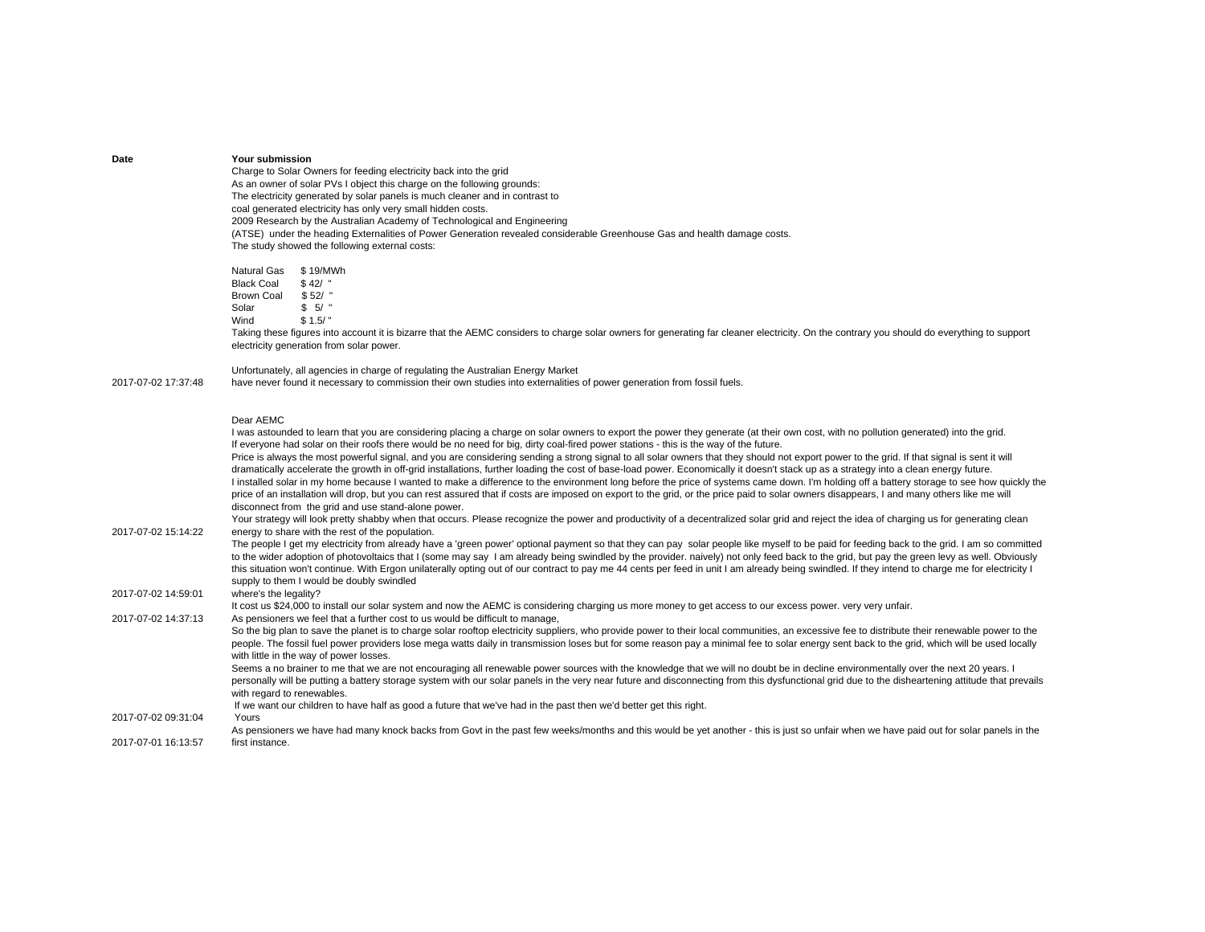| Date | Your submission |
|---|---|
| 2017-07-02 17:37:48 | Charge to Solar Owners for feeding electricity back into the grid<br>As an owner of solar PVs I object this charge on the following grounds:<br>The electricity generated by solar panels is much cleaner and in contrast to<br>coal generated electricity has only very small hidden costs.<br>2009 Research by the Australian Academy of Technological and Engineering<br>(ATSE) under the heading Externalities of Power Generation revealed considerable Greenhouse Gas and health damage costs.<br>The study showed the following external costs:<br><br>Natural Gas $ 19/MWh<br>Black Coal $ 42/ "<br>Brown Coal $ 52/ "<br>Solar $ 5/ "<br>Wind $ 1.5/ "<br>Taking these figures into account it is bizarre that the AEMC considers to charge solar owners for generating far cleaner electricity. On the contrary you should do everything to support electricity generation from solar power.<br><br>Unfortunately, all agencies in charge of regulating the Australian Energy Market<br>have never found it necessary to commission their own studies into externalities of power generation from fossil fuels. |
| 2017-07-02 15:14:22 | Dear AEMC<br>I was astounded to learn that you are considering placing a charge on solar owners to export the power they generate (at their own cost, with no pollution generated) into the grid.<br>If everyone had solar on their roofs there would be no need for big, dirty coal-fired power stations - this is the way of the future.<br>Price is always the most powerful signal, and you are considering sending a strong signal to all solar owners that they should not export power to the grid. If that signal is sent it will dramatically accelerate the growth in off-grid installations, further loading the cost of base-load power. Economically it doesn't stack up as a strategy into a clean energy future.<br>I installed solar in my home because I wanted to make a difference to the environment long before the price of systems came down. I'm holding off a battery storage to see how quickly the price of an installation will drop, but you can rest assured that if costs are imposed on export to the grid, or the price paid to solar owners disappears, I and many others like me will disconnect from the grid and use stand-alone power.<br>Your strategy will look pretty shabby when that occurs. Please recognize the power and productivity of a decentralized solar grid and reject the idea of charging us for generating clean energy to share with the rest of the population. |
| 2017-07-02 14:59:01 | The people I get my electricity from already have a 'green power' optional payment so that they can pay solar people like myself to be paid for feeding back to the grid. I am so committed to the wider adoption of photovoltaics that I (some may say I am already being swindled by the provider. naively) not only feed back to the grid, but pay the green levy as well. Obviously this situation won't continue. With Ergon unilaterally opting out of our contract to pay me 44 cents per feed in unit I am already being swindled. If they intend to charge me for electricity I supply to them I would be doubly swindled<br>where's the legality? |
| 2017-07-02 14:37:13 | It cost us $24,000 to install our solar system and now the AEMC is considering charging us more money to get access to our excess power. very very unfair.<br>As pensioners we feel that a further cost to us would be difficult to manage, |
| 2017-07-02 09:31:04 | So the big plan to save the planet is to charge solar rooftop electricity suppliers, who provide power to their local communities, an excessive fee to distribute their renewable power to the people. The fossil fuel power providers lose mega watts daily in transmission loses but for some reason pay a minimal fee to solar energy sent back to the grid, which will be used locally with little in the way of power losses.<br>Seems a no brainer to me that we are not encouraging all renewable power sources with the knowledge that we will no doubt be in decline environmentally over the next 20 years. I personally will be putting a battery storage system with our solar panels in the very near future and disconnecting from this dysfunctional grid due to the disheartening attitude that prevails with regard to renewables.<br>If we want our children to have half as good a future that we've had in the past then we'd better get this right.<br>Yours |
| 2017-07-01 16:13:57 | As pensioners we have had many knock backs from Govt in the past few weeks/months and this would be yet another - this is just so unfair when we have paid out for solar panels in the first instance. |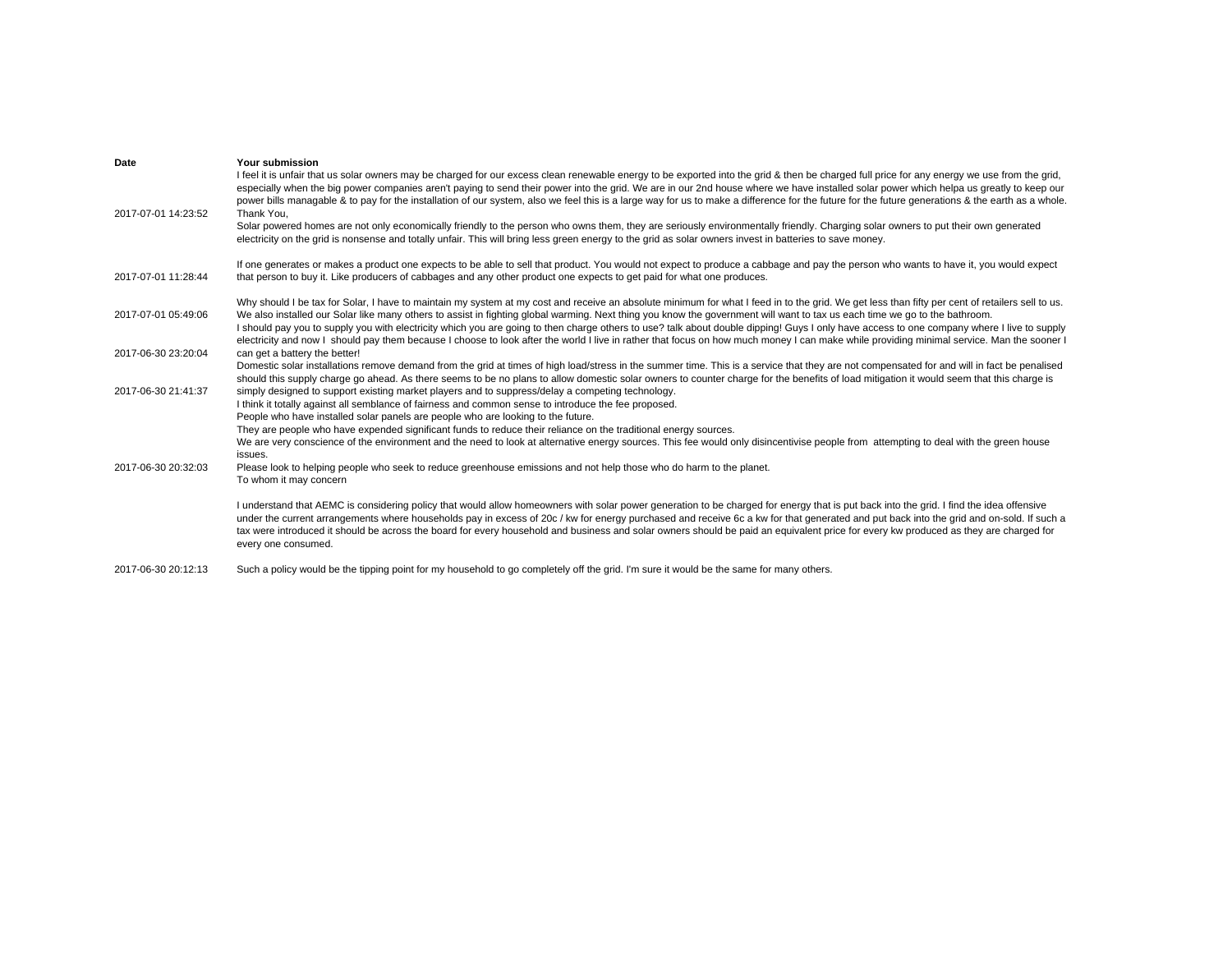| Date | Your submission |
|---|---|
| 2017-07-01 14:23:52 | I feel it is unfair that us solar owners may be charged for our excess clean renewable energy to be exported into the grid & then be charged full price for any energy we use from the grid, especially when the big power companies aren't paying to send their power into the grid. We are in our 2nd house where we have installed solar power which helpa us greatly to keep our power bills managable & to pay for the installation of our system, also we feel this is a large way for us to make a difference for the future for the future generations & the earth as a whole. Thank You, |
| 2017-07-01 11:28:44 | Solar powered homes are not only economically friendly to the person who owns them, they are seriously environmentally friendly. Charging solar owners to put their own generated electricity on the grid is nonsense and totally unfair. This will bring less green energy to the grid as solar owners invest in batteries to save money.<br><br>If one generates or makes a product one expects to be able to sell that product. You would not expect to produce a cabbage and pay the person who wants to have it, you would expect that person to buy it. Like producers of cabbages and any other product one expects to get paid for what one produces. |
| 2017-07-01 05:49:06 | Why should I be tax for Solar, I have to maintain my system at my cost and receive an absolute minimum for what I feed in to the grid. We get less than fifty per cent of retailers sell to us. We also installed our Solar like many others to assist in fighting global warming. Next thing you know the government will want to tax us each time we go to the bathroom. |
| 2017-06-30 23:20:04 | I should pay you to supply you with electricity which you are going to then charge others to use? talk about double dipping! Guys I only have access to one company where I live to supply electricity and now I should pay them because I choose to look after the world I live in rather that focus on how much money I can make while providing minimal service. Man the sooner I can get a battery the better! |
| 2017-06-30 21:41:37 | Domestic solar installations remove demand from the grid at times of high load/stress in the summer time. This is a service that they are not compensated for and will in fact be penalised should this supply charge go ahead. As there seems to be no plans to allow domestic solar owners to counter charge for the benefits of load mitigation it would seem that this charge is simply designed to support existing market players and to suppress/delay a competing technology. |
| 2017-06-30 20:32:03 | I think it totally against all semblance of fairness and common sense to introduce the fee proposed.<br>People who have installed solar panels are people who are looking to the future.<br>They are people who have expended significant funds to reduce their reliance on the traditional energy sources.<br>We are very conscience of the environment and the need to look at alternative energy sources. This fee would only disincentivise people from attempting to deal with the green house issues.<br>Please look to helping people who seek to reduce greenhouse emissions and not help those who do harm to the planet. |
| 2017-06-30 20:12:13 | To whom it may concern<br><br>I understand that AEMC is considering policy that would allow homeowners with solar power generation to be charged for energy that is put back into the grid. I find the idea offensive under the current arrangements where households pay in excess of 20c / kw for energy purchased and receive 6c a kw for that generated and put back into the grid and on-sold. If such a tax were introduced it should be across the board for every household and business and solar owners should be paid an equivalent price for every kw produced as they are charged for every one consumed.<br><br>Such a policy would be the tipping point for my household to go completely off the grid. I'm sure it would be the same for many others. |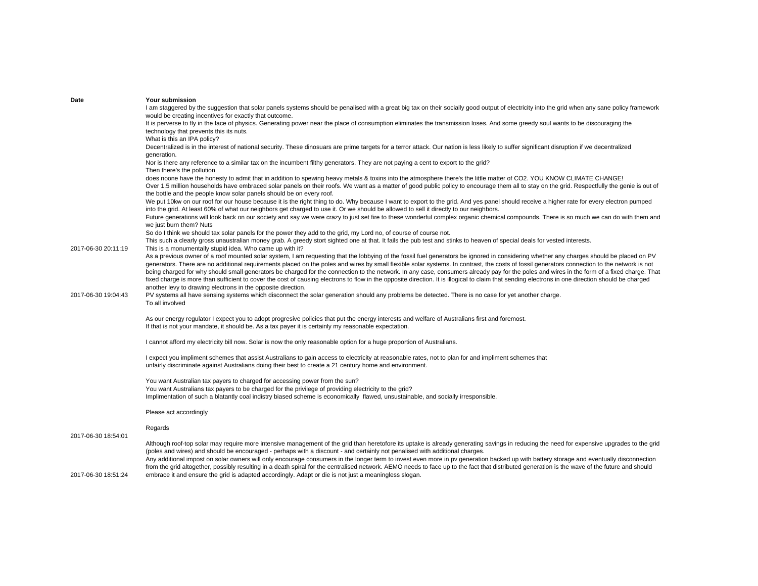| Date | Your submission |
|---|---|
| 2017-06-30 20:11:19 | I am staggered by the suggestion that solar panels systems should be penalised with a great big tax on their socially good output of electricity into the grid when any sane policy framework would be creating incentives for exactly that outcome.<br>It is perverse to fly in the face of physics. Generating power near the place of consumption eliminates the transmission loses. And some greedy soul wants to be discouraging the technology that prevents this its nuts.<br>What is this an IPA policy?<br>Decentralized is in the interest of national security. These dinosuars are prime targets for a terror attack. Our nation is less likely to suffer significant disruption if we decentralized generation.<br>Nor is there any reference to a similar tax on the incumbent filthy generators. They are not paying a cent to export to the grid?<br>Then there's the pollution<br>does noone have the honesty to admit that in addition to spewing heavy metals & toxins into the atmosphere there's the little matter of $CO_2$. YOU KNOW CLIMATE CHANGE!<br>Over 1.5 million households have embraced solar panels on their roofs. We want as a matter of good public policy to encourage them all to stay on the grid. Respectfully the genie is out of the bottle and the people know solar panels should be on every roof.<br>We put 10kw on our roof for our house because it is the right thing to do. Why because I want to export to the grid. And yes panel should receive a higher rate for every electron pumped into the grid. At least 60% of what our neighbors get charged to use it. Or we should be allowed to sell it directly to our neighbors.<br>Future generations will look back on our society and say we were crazy to just set fire to these wonderful complex organic chemical compounds. There is so much we can do with them and we just burn them? Nuts<br>So do I think we should tax solar panels for the power they add to the grid, my Lord no, of course of course not.<br>This such a clearly gross unaustralian money grab. A greedy stort sighted one at that. It fails the pub test and stinks to heaven of special deals for vested interests.<br>This is a monumentally stupid idea. Who came up with it? |
| 2017-06-30 19:04:43 | As a previous owner of a roof mounted solar system, I am requesting that the lobbying of the fossil fuel generators be ignored in considering whether any charges should be placed on PV generators. There are no additional requirements placed on the poles and wires by small flexible solar systems. In contrast, the costs of fossil generators connection to the network is not being charged for why should small generators be charged for the connection to the network. In any case, consumers already pay for the poles and wires in the form of a fixed charge. That fixed charge is more than sufficient to cover the cost of causing electrons to flow in the opposite direction. It is illogical to claim that sending electrons in one direction should be charged another levy to drawing electrons in the opposite direction.<br>PV systems all have sensing systems which disconnect the solar generation should any problems be detected. There is no case for yet another charge. |
| 2017-06-30 18:54:01 | To all involved<br><br>As our energy regulator I expect you to adopt progresive policies that put the energy interests and welfare of Australians first and foremost.<br>If that is not your mandate, it should be. As a tax payer it is certainly my reasonable expectation.<br><br>I cannot afford my electricity bill now. Solar is now the only reasonable option for a huge proportion of Australians.<br><br>I expect you impliment schemes that assist Australians to gain access to electricity at reasonable rates, not to plan for and impliment schemes that unfairly discriminate against Australians doing their best to create a 21 century home and environment.<br><br>You want Australian tax payers to charged for accessing power from the sun?<br>You want Australians tax payers to be charged for the privilege of providing electricity to the grid?<br>Implimentation of such a blatantly coal indistry biased scheme is economically flawed, unsustainable, and socially irresponsible.<br><br>Please act accordingly<br><br>Regards |
| 2017-06-30 18:51:24 | Although roof-top solar may require more intensive management of the grid than heretofore its uptake is already generating savings in reducing the need for expensive upgrades to the grid (poles and wires) and should be encouraged - perhaps with a discount - and certainly not penalised with additional charges.<br>Any additional impost on solar owners will only encourage consumers in the longer term to invest even more in pv generation backed up with battery storage and eventually disconnection from the grid altogether, possibly resulting in a death spiral for the centralised network. AEMO needs to face up to the fact that distributed generation is the wave of the future and should embrace it and ensure the grid is adapted accordingly. Adapt or die is not just a meaningless slogan. |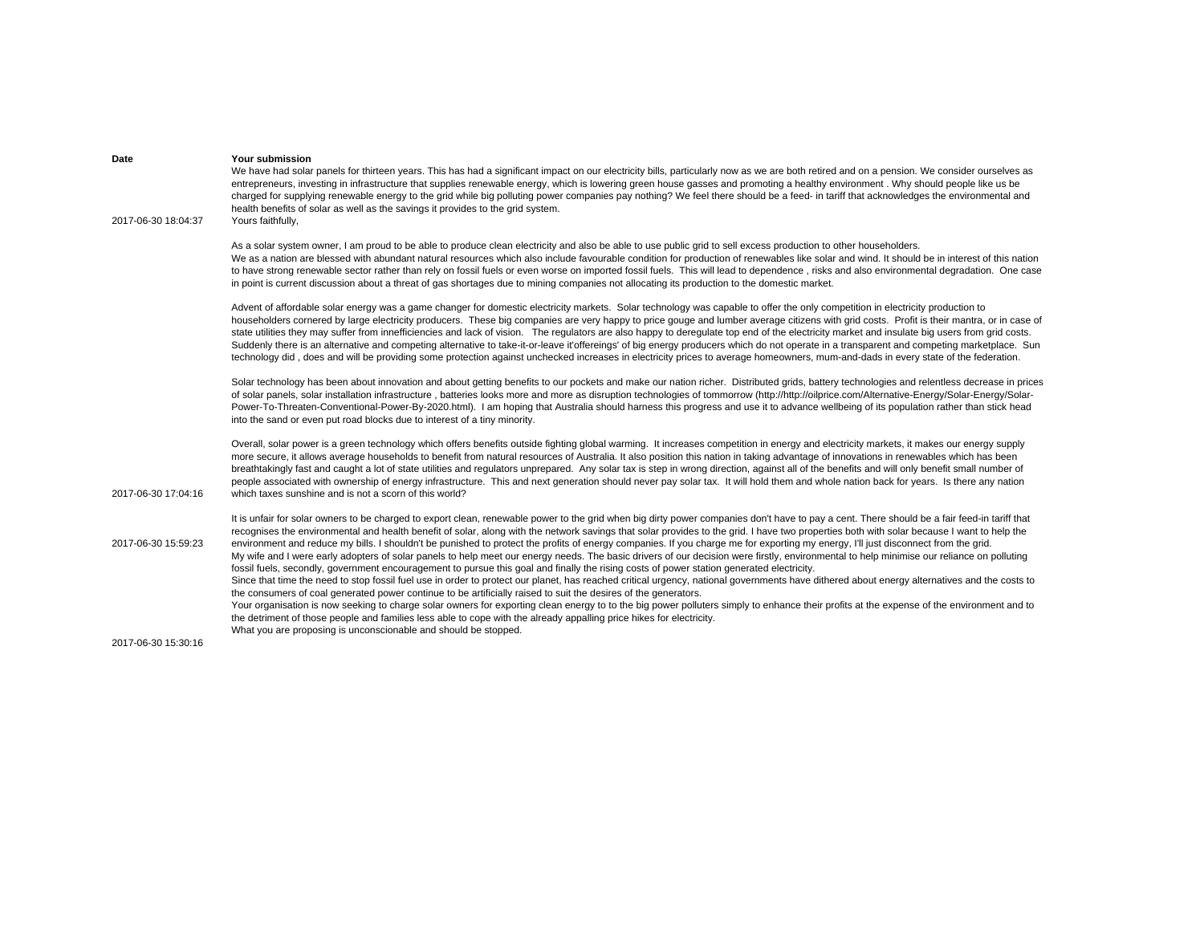| Date | Your submission |
|---|---|
| 2017-06-30 18:04:37 | We have had solar panels for thirteen years. This has had a significant impact on our electricity bills, particularly now as we are both retired and on a pension. We consider ourselves as entrepreneurs, investing in infrastructure that supplies renewable energy, which is lowering green house gasses and promoting a healthy environment . Why should people like us be charged for supplying renewable energy to the grid while big polluting power companies pay nothing? We feel there should be a feed- in tariff that acknowledges the environmental and health benefits of solar as well as the savings it provides to the grid system.<br>Yours faithfully, |
| 2017-06-30 17:04:16 | As a solar system owner, I am proud to be able to produce clean electricity and also be able to use public grid to sell excess production to other householders.<br>We as a nation are blessed with abundant natural resources which also include favourable condition for production of renewables like solar and wind. It should be in interest of this nation to have strong renewable sector rather than rely on fossil fuels or even worse on imported fossil fuels. This will lead to dependence , risks and also environmental degradation. One case in point is current discussion about a threat of gas shortages due to mining companies not allocating its production to the domestic market.<br><br>Advent of affordable solar energy was a game changer for domestic electricity markets. Solar technology was capable to offer the only competition in electricity production to householders cornered by large electricity producers. These big companies are very happy to price gouge and lumber average citizens with grid costs. Profit is their mantra, or in case of state utilities they may suffer from innefficiencies and lack of vision. The regulators are also happy to deregulate top end of the electricity market and insulate big users from grid costs. Suddenly there is an alternative and competing alternative to take-it-or-leave it'offereings' of big energy producers which do not operate in a transparent and competing marketplace. Sun technology did , does and will be providing some protection against unchecked increases in electricity prices to average homeowners, mum-and-dads in every state of the federation.<br><br>Solar technology has been about innovation and about getting benefits to our pockets and make our nation richer. Distributed grids, battery technologies and relentless decrease in prices of solar panels, solar installation infrastructure , batteries looks more and more as disruption technologies of tommorrow (http://http://oilprice.com/Alternative-Energy/Solar-Energy/Solar-Power-To-Threaten-Conventional-Power-By-2020.html). I am hoping that Australia should harness this progress and use it to advance wellbeing of its population rather than stick head into the sand or even put road blocks due to interest of a tiny minority.<br><br>Overall, solar power is a green technology which offers benefits outside fighting global warming. It increases competition in energy and electricity markets, it makes our energy supply more secure, it allows average households to benefit from natural resources of Australia. It also position this nation in taking advantage of innovations in renewables which has been breathtakingly fast and caught a lot of state utilities and regulators unprepared. Any solar tax is step in wrong direction, against all of the benefits and will only benefit small number of people associated with ownership of energy infrastructure. This and next generation should never pay solar tax. It will hold them and whole nation back for years. Is there any nation which taxes sunshine and is not a scorn of this world? |
| 2017-06-30 15:59:23 | It is unfair for solar owners to be charged to export clean, renewable power to the grid when big dirty power companies don't have to pay a cent. There should be a fair feed-in tariff that recognises the environmental and health benefit of solar, along with the network savings that solar provides to the grid. I have two properties both with solar because I want to help the environment and reduce my bills. I shouldn't be punished to protect the profits of energy companies. If you charge me for exporting my energy, I'll just disconnect from the grid. |
| 2017-06-30 15:30:16 | My wife and I were early adopters of solar panels to help meet our energy needs. The basic drivers of our decision were firstly, environmental to help minimise our reliance on polluting fossil fuels, secondly, government encouragement to pursue this goal and finally the rising costs of power station generated electricity.<br>Since that time the need to stop fossil fuel use in order to protect our planet, has reached critical urgency, national governments have dithered about energy alternatives and the costs to the consumers of coal generated power continue to be artificially raised to suit the desires of the generators.<br>Your organisation is now seeking to charge solar owners for exporting clean energy to to the big power polluters simply to enhance their profits at the expense of the environment and to the detriment of those people and families less able to cope with the already appalling price hikes for electricity.<br>What you are proposing is unconscionable and should be stopped. |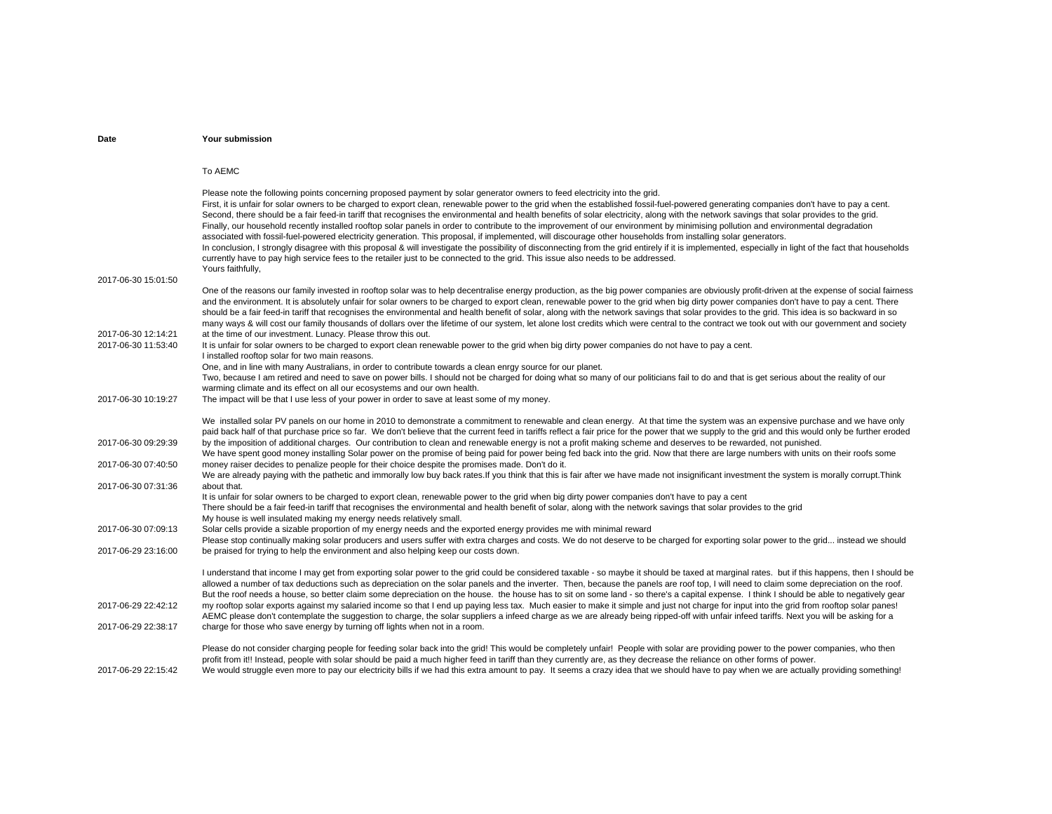| Date | Your submission |
|---|---|
| 2017-06-30 15:01:50 | To AEMC<br><br>Please note the following points concerning proposed payment by solar generator owners to feed electricity into the grid.<br>First, it is unfair for solar owners to be charged to export clean, renewable power to the grid when the established fossil-fuel-powered generating companies don't have to pay a cent.<br>Second, there should be a fair feed-in tariff that recognises the environmental and health benefits of solar electricity, along with the network savings that solar provides to the grid.<br>Finally, our household recently installed rooftop solar panels in order to contribute to the improvement of our environment by minimising pollution and environmental degradation associated with fossil-fuel-powered electricity generation. This proposal, if implemented, will discourage other households from installing solar generators.<br>In conclusion, I strongly disagree with this proposal & will investigate the possibility of disconnecting from the grid entirely if it is implemented, especially in light of the fact that households currently have to pay high service fees to the retailer just to be connected to the grid. This issue also needs to be addressed.<br>Yours faithfully, |
| 2017-06-30 12:14:21 | One of the reasons our family invested in rooftop solar was to help decentralise energy production, as the big power companies are obviously profit-driven at the expense of social fairness and the environment. It is absolutely unfair for solar owners to be charged to export clean, renewable power to the grid when big dirty power companies don't have to pay a cent. There should be a fair feed-in tariff that recognises the environmental and health benefit of solar, along with the network savings that solar provides to the grid. This idea is so backward in so many ways & will cost our family thousands of dollars over the lifetime of our system, let alone lost credits which were central to the contract we took out with our government and society at the time of our investment. Lunacy. Please throw this out. |
| 2017-06-30 11:53:40 | It is unfair for solar owners to be charged to export clean renewable power to the grid when big dirty power companies do not have to pay a cent. |
| 2017-06-30 10:19:27 | I installed rooftop solar for two main reasons.<br>One, and in line with many Australians, in order to contribute towards a clean enrgy source for our planet.<br>Two, because I am retired and need to save on power bills. I should not be charged for doing what so many of our politicians fail to do and that is get serious about the reality of our warming climate and its effect on all our ecosystems and our own health.<br>The impact will be that I use less of your power in order to save at least some of my money. |
| 2017-06-30 09:29:39 | We installed solar PV panels on our home in 2010 to demonstrate a commitment to renewable and clean energy. At that time the system was an expensive purchase and we have only paid back half of that purchase price so far. We don't believe that the current feed in tariffs reflect a fair price for the power that we supply to the grid and this would only be further eroded by the imposition of additional charges. Our contribution to clean and renewable energy is not a profit making scheme and deserves to be rewarded, not punished. |
| 2017-06-30 07:40:50 | We have spent good money installing Solar power on the promise of being paid for power being fed back into the grid. Now that there are large numbers with units on their roofs some money raiser decides to penalize people for their choice despite the promises made. Don't do it. |
| 2017-06-30 07:31:36 | We are already paying with the pathetic and immorally low buy back rates.If you think that this is fair after we have made not insignificant investment the system is morally corrupt.Think about that. |
| 2017-06-30 07:09:13 | It is unfair for solar owners to be charged to export clean, renewable power to the grid when big dirty power companies don't have to pay a cent<br>There should be a fair feed-in tariff that recognises the environmental and health benefit of solar, along with the network savings that solar provides to the grid<br>My house is well insulated making my energy needs relatively small.<br>Solar cells provide a sizable proportion of my energy needs and the exported energy provides me with minimal reward |
| 2017-06-29 23:16:00 | Please stop continually making solar producers and users suffer with extra charges and costs. We do not deserve to be charged for exporting solar power to the grid... instead we should be praised for trying to help the environment and also helping keep our costs down. |
| 2017-06-29 22:42:12 | I understand that income I may get from exporting solar power to the grid could be considered taxable - so maybe it should be taxed at marginal rates. but if this happens, then I should be allowed a number of tax deductions such as depreciation on the solar panels and the inverter. Then, because the panels are roof top, I will need to claim some depreciation on the roof. But the roof needs a house, so better claim some depreciation on the house. the house has to sit on some land - so there's a capital expense. I think I should be able to negatively gear my rooftop solar exports against my salaried income so that I end up paying less tax. Much easier to make it simple and just not charge for input into the grid from rooftop solar panes! |
| 2017-06-29 22:38:17 | AEMC please don't contemplate the suggestion to charge, the solar suppliers a infeed charge as we are already being ripped-off with unfair infeed tariffs. Next you will be asking for a charge for those who save energy by turning off lights when not in a room. |
| 2017-06-29 22:15:42 | Please do not consider charging people for feeding solar back into the grid! This would be completely unfair! People with solar are providing power to the power companies, who then profit from it!! Instead, people with solar should be paid a much higher feed in tariff than they currently are, as they decrease the reliance on other forms of power.<br>We would struggle even more to pay our electricity bills if we had this extra amount to pay. It seems a crazy idea that we should have to pay when we are actually providing something! |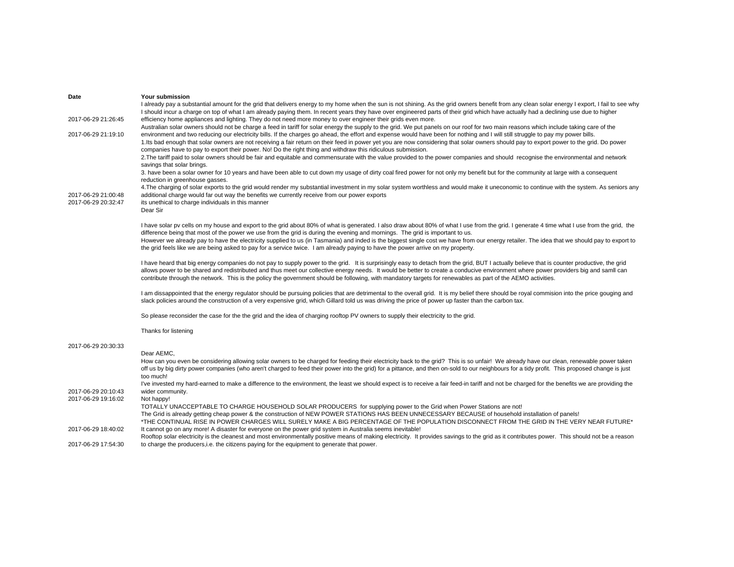| Date | Your submission |
| --- | --- |
| 2017-06-29 21:26:45 | I already pay a substantial amount for the grid that delivers energy to my home when the sun is not shining. As the grid owners benefit from any clean solar energy I export, I fail to see why I should incur a charge on top of what I am already paying them. In recent years they have over engineered parts of their grid which have actually had a declining use due to higher efficiency home appliances and lighting. They do not need more money to over engineer their grids even more. |
| 2017-06-29 21:19:10 | Australian solar owners should not be charge a feed in tariff for solar energy the supply to the grid. We put panels on our roof for two main reasons which include taking care of the environment and two reducing our electricity bills. If the charges go ahead, the effort and expense would have been for nothing and I will still struggle to pay my power bills. |
| 2017-06-29 21:00:48 | 1.Its bad enough that solar owners are not receiving a fair return on their feed in power yet you are now considering that solar owners should pay to export power to the grid. Do power companies have to pay to export their power. No! Do the right thing and withdraw this ridiculous submission.<br>2.The tariff paid to solar owners should be fair and equitable and commensurate with the value provided to the power companies and should recognise the environmental and network savings that solar brings.<br>3. have been a solar owner for 10 years and have been able to cut down my usage of dirty coal fired power for not only my benefit but for the community at large with a consequent reduction in greenhouse gasses.<br>4.The charging of solar exports to the grid would render my substantial investment in my solar system worthless and would make it uneconomic to continue with the system. As seniors any additional charge would far out way the benefits we currently receive from our power exports |
| 2017-06-29 20:32:47 | its unethical to charge individuals in this manner |
| 2017-06-29 20:30:33 | Dear Sir<br><br>I have solar pv cells on my house and export to the grid about 80% of what is generated. I also draw about 80% of what I use from the grid. I generate 4 time what I use from the grid, the difference being that most of the power we use from the grid is during the evening and mornings. The grid is important to us.<br>However we already pay to have the electricity supplied to us (in Tasmania) and inded is the biggest single cost we have from our energy retailer. The idea that we should pay to export to the grid feels like we are being asked to pay for a service twice. I am already paying to have the power arrive on my property.<br><br>I have heard that big energy companies do not pay to supply power to the grid. It is surprisingly easy to detach from the grid, BUT I actually believe that is counter productive, the grid allows power to be shared and redistributed and thus meet our collective energy needs. It would be better to create a conducive environment where power providers big and samll can contribute through the network. This is the policy the government should be following, with mandatory targets for renewables as part of the AEMO activities.<br><br>I am dissappointed that the energy regulator should be pursuing policies that are detrimental to the overall grid. It is my belief there should be royal commision into the price gouging and slack policies around the construction of a very expensive grid, which Gillard told us was driving the price of power up faster than the carbon tax.<br><br>So please reconsider the case for the the grid and the idea of charging rooftop PV owners to supply their electricity to the grid.<br><br>Thanks for listening |
| 2017-06-29 20:10:43 | Dear AEMC,<br>How can you even be considering allowing solar owners to be charged for feeding their electricity back to the grid? This is so unfair! We already have our clean, renewable power taken off us by big dirty power companies (who aren't charged to feed their power into the grid) for a pittance, and then on-sold to our neighbours for a tidy profit. This proposed change is just too much!<br>I've invested my hard-earned to make a difference to the environment, the least we should expect is to receive a fair feed-in tariff and not be charged for the benefits we are providing the wider community. |
| 2017-06-29 19:16:02 | Not happy! |
| 2017-06-29 18:40:02 | TOTALLY UNACCEPTABLE TO CHARGE HOUSEHOLD SOLAR PRODUCERS for supplying power to the Grid when Power Stations are not!<br>The Grid is already getting cheap power & the construction of NEW POWER STATIONS HAS BEEN UNNECESSARY BECAUSE of household installation of panels!<br>*THE CONTINUAL RISE IN POWER CHARGES WILL SURELY MAKE A BIG PERCENTAGE OF THE POPULATION DISCONNECT FROM THE GRID IN THE VERY NEAR FUTURE*<br>It cannot go on any more! A disaster for everyone on the power grid system in Australia seems inevitable! |
| 2017-06-29 17:54:30 | Rooftop solar electricity is the cleanest and most environmentally positive means of making electricity. It provides savings to the grid as it contributes power. This should not be a reason to charge the producers,i.e. the citizens paying for the equipment to generate that power. |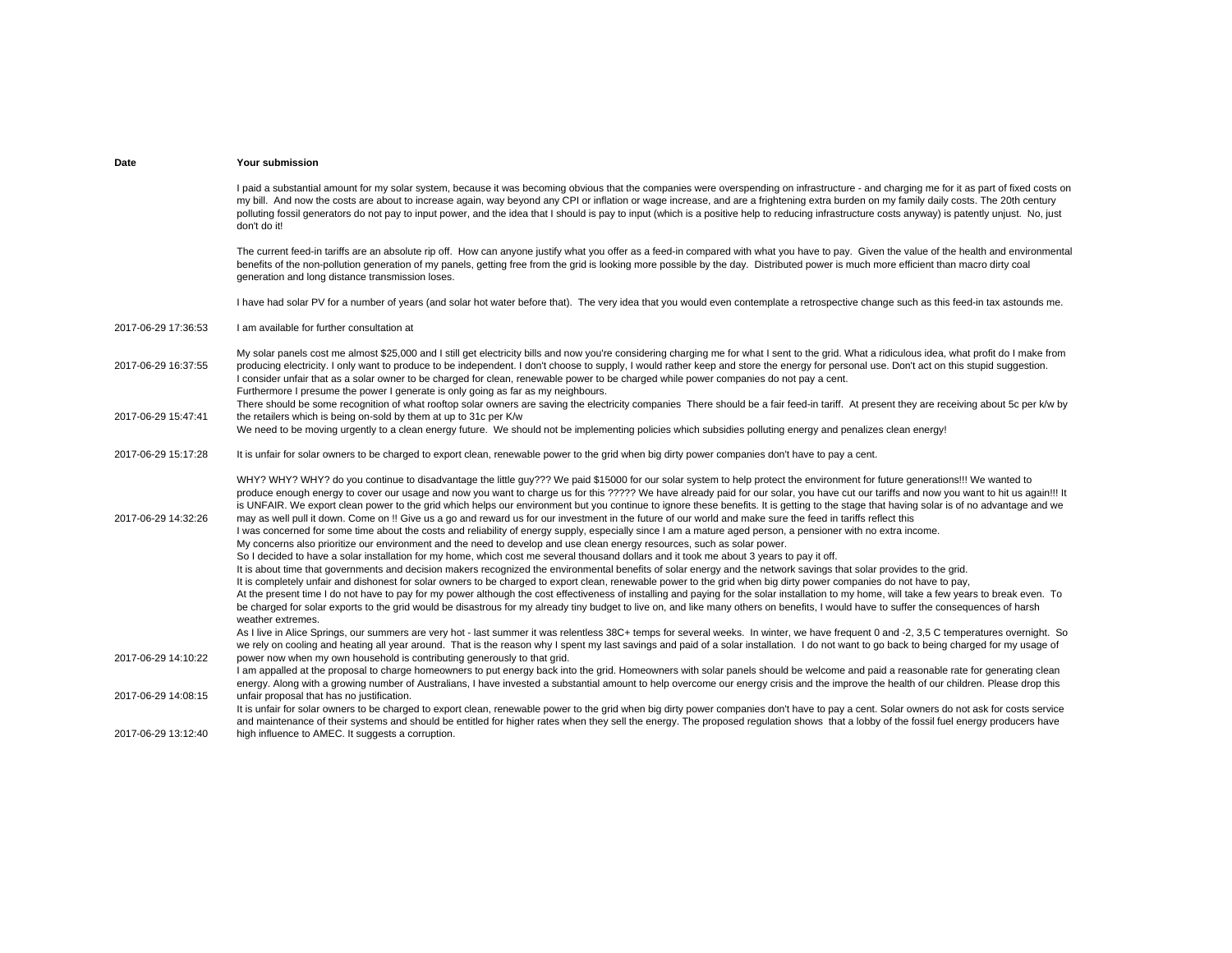| Date | Your submission |
| --- | --- |
| 2017-06-29 17:36:53 | I paid a substantial amount for my solar system, because it was becoming obvious that the companies were overspending on infrastructure - and charging me for it as part of fixed costs on my bill. And now the costs are about to increase again, way beyond any CPI or inflation or wage increase, and are a frightening extra burden on my family daily costs. The 20th century polluting fossil generators do not pay to input power, and the idea that I should is pay to input (which is a positive help to reducing infrastructure costs anyway) is patently unjust. No, just don't do it!<br><br>The current feed-in tariffs are an absolute rip off. How can anyone justify what you offer as a feed-in compared with what you have to pay. Given the value of the health and environmental benefits of the non-pollution generation of my panels, getting free from the grid is looking more possible by the day. Distributed power is much more efficient than macro dirty coal generation and long distance transmission loses.<br><br>I have had solar PV for a number of years (and solar hot water before that). The very idea that you would even contemplate a retrospective change such as this feed-in tax astounds me.<br><br>I am available for further consultation at |
| 2017-06-29 16:37:55 | My solar panels cost me almost $25,000 and I still get electricity bills and now you're considering charging me for what I sent to the grid. What a ridiculous idea, what profit do I make from producing electricity. I only want to produce to be independent. I don't choose to supply, I would rather keep and store the energy for personal use. Don't act on this stupid suggestion. |
| 2017-06-29 15:47:41 | I consider unfair that as a solar owner to be charged for clean, renewable power to be charged while power companies do not pay a cent.<br>Furthermore I presume the power I generate is only going as far as my neighbours.<br>There should be some recognition of what rooftop solar owners are saving the electricity companies There should be a fair feed-in tariff. At present they are receiving about 5c per k/w by the retailers which is being on-sold by them at up to 31c per K/w<br>We need to be moving urgently to a clean energy future. We should not be implementing policies which subsidies polluting energy and penalizes clean energy! |
| 2017-06-29 15:17:28 | It is unfair for solar owners to be charged to export clean, renewable power to the grid when big dirty power companies don't have to pay a cent. |
| 2017-06-29 14:32:26 | WHY? WHY? WHY? do you continue to disadvantage the little guy??? We paid $15000 for our solar system to help protect the environment for future generations!!! We wanted to produce enough energy to cover our usage and now you want to charge us for this ????? We have already paid for our solar, you have cut our tariffs and now you want to hit us again!!! It is UNFAIR. We export clean power to the grid which helps our environment but you continue to ignore these benefits. It is getting to the stage that having solar is of no advantage and we may as well pull it down. Come on !! Give us a go and reward us for our investment in the future of our world and make sure the feed in tariffs reflect this |
| 2017-06-29 14:10:22 | I was concerned for some time about the costs and reliability of energy supply, especially since I am a mature aged person, a pensioner with no extra income.<br>My concerns also prioritize our environment and the need to develop and use clean energy resources, such as solar power.<br>So I decided to have a solar installation for my home, which cost me several thousand dollars and it took me about 3 years to pay it off.<br>It is about time that governments and decision makers recognized the environmental benefits of solar energy and the network savings that solar provides to the grid.<br>It is completely unfair and dishonest for solar owners to be charged to export clean, renewable power to the grid when big dirty power companies do not have to pay,<br>At the present time I do not have to pay for my power although the cost effectiveness of installing and paying for the solar installation to my home, will take a few years to break even. To be charged for solar exports to the grid would be disastrous for my already tiny budget to live on, and like many others on benefits, I would have to suffer the consequences of harsh weather extremes.<br>As I live in Alice Springs, our summers are very hot - last summer it was relentless 38C+ temps for several weeks. In winter, we have frequent 0 and -2, 3,5 C temperatures overnight. So we rely on cooling and heating all year around. That is the reason why I spent my last savings and paid of a solar installation. I do not want to go back to being charged for my usage of power now when my own household is contributing generously to that grid. |
| 2017-06-29 14:08:15 | I am appalled at the proposal to charge homeowners to put energy back into the grid. Homeowners with solar panels should be welcome and paid a reasonable rate for generating clean energy. Along with a growing number of Australians, I have invested a substantial amount to help overcome our energy crisis and the improve the health of our children. Please drop this unfair proposal that has no justification. |
| 2017-06-29 13:12:40 | It is unfair for solar owners to be charged to export clean, renewable power to the grid when big dirty power companies don't have to pay a cent. Solar owners do not ask for costs service and maintenance of their systems and should be entitled for higher rates when they sell the energy. The proposed regulation shows that a lobby of the fossil fuel energy producers have high influence to AMEC. It suggests a corruption. |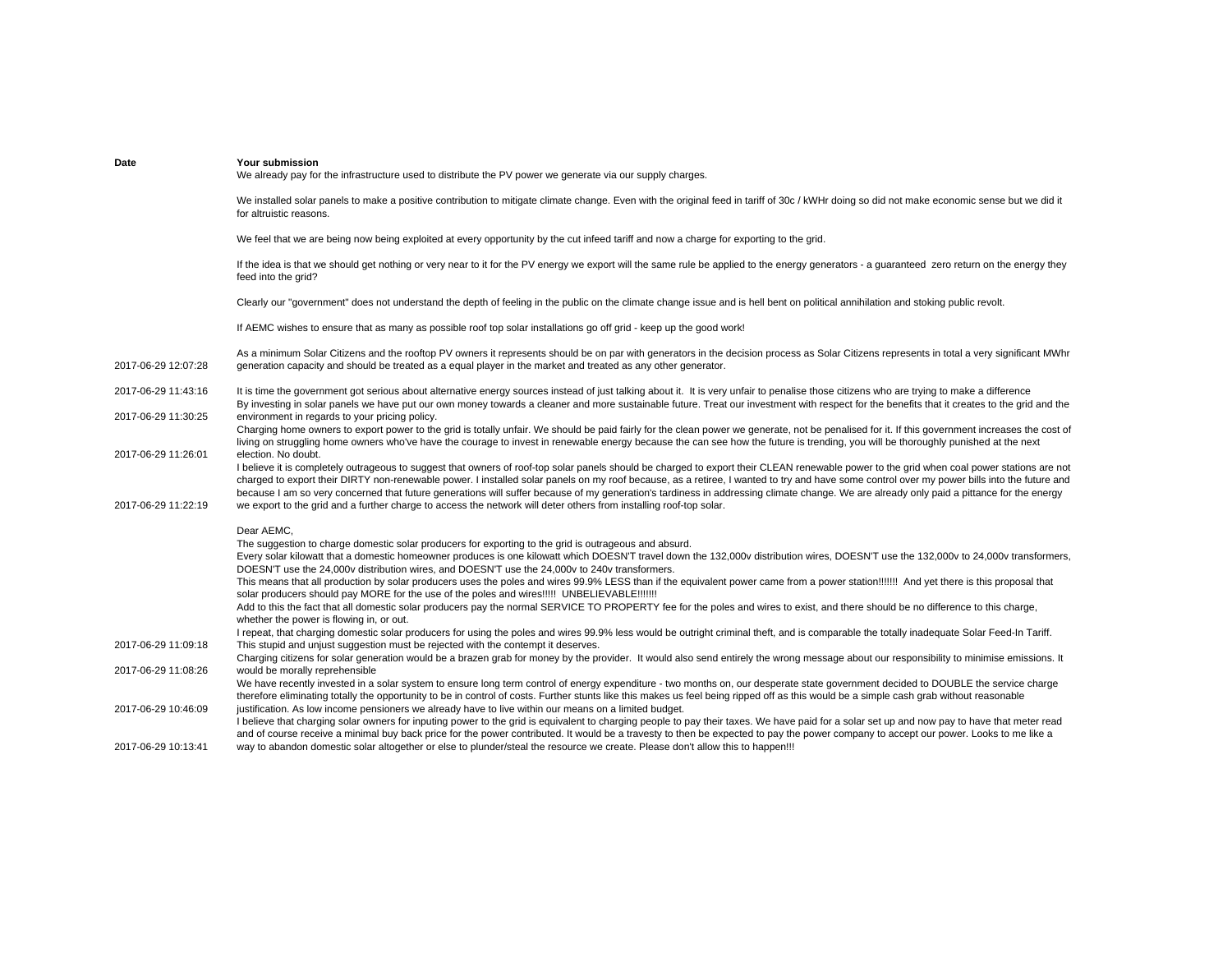| Date | Your submission |
|---|---|
| 2017-06-29 12:07:28 | We already pay for the infrastructure used to distribute the PV power we generate via our supply charges.<br><br>We installed solar panels to make a positive contribution to mitigate climate change. Even with the original feed in tariff of 30c / kWHr doing so did not make economic sense but we did it for altruistic reasons.<br><br>We feel that we are being now being exploited at every opportunity by the cut infeed tariff and now a charge for exporting to the grid.<br><br>If the idea is that we should get nothing or very near to it for the PV energy we export will the same rule be applied to the energy generators - a guaranteed zero return on the energy they feed into the grid?<br><br>Clearly our "government" does not understand the depth of feeling in the public on the climate change issue and is hell bent on political annihilation and stoking public revolt.<br><br>If AEMC wishes to ensure that as many as possible roof top solar installations go off grid - keep up the good work!<br><br>As a minimum Solar Citizens and the rooftop PV owners it represents should be on par with generators in the decision process as Solar Citizens represents in total a very significant MWhr generation capacity and should be treated as a equal player in the market and treated as any other generator. |
| 2017-06-29 11:43:16 | It is time the government got serious about alternative energy sources instead of just talking about it. It is very unfair to penalise those citizens who are trying to make a difference |
| 2017-06-29 11:30:25 | By investing in solar panels we have put our own money towards a cleaner and more sustainable future. Treat our investment with respect for the benefits that it creates to the grid and the environment in regards to your pricing policy. |
| 2017-06-29 11:26:01 | Charging home owners to export power to the grid is totally unfair. We should be paid fairly for the clean power we generate, not be penalised for it. If this government increases the cost of living on struggling home owners who've have the courage to invest in renewable energy because the can see how the future is trending, you will be thoroughly punished at the next election. No doubt. |
| 2017-06-29 11:22:19 | I believe it is completely outrageous to suggest that owners of roof-top solar panels should be charged to export their CLEAN renewable power to the grid when coal power stations are not charged to export their DIRTY non-renewable power. I installed solar panels on my roof because, as a retiree, I wanted to try and have some control over my power bills into the future and because I am so very concerned that future generations will suffer because of my generation's tardiness in addressing climate change. We are already only paid a pittance for the energy we export to the grid and a further charge to access the network will deter others from installing roof-top solar. |
| 2017-06-29 11:09:18 | Dear AEMC,<br>The suggestion to charge domestic solar producers for exporting to the grid is outrageous and absurd.<br>Every solar kilowatt that a domestic homeowner produces is one kilowatt which DOESN'T travel down the 132,000v distribution wires, DOESN'T use the 132,000v to 24,000v transformers, DOESN'T use the 24,000v distribution wires, and DOESN'T use the 24,000v to 240v transformers.<br>This means that all production by solar producers uses the poles and wires 99.9% LESS than if the equivalent power came from a power station!!!!!!! And yet there is this proposal that solar producers should pay MORE for the use of the poles and wires!!!!! UNBELIEVABLE!!!!!!<br>Add to this the fact that all domestic solar producers pay the normal SERVICE TO PROPERTY fee for the poles and wires to exist, and there should be no difference to this charge, whether the power is flowing in, or out.<br>I repeat, that charging domestic solar producers for using the poles and wires 99.9% less would be outright criminal theft, and is comparable the totally inadequate Solar Feed-In Tariff.<br>This stupid and unjust suggestion must be rejected with the contempt it deserves. |
| 2017-06-29 11:08:26 | Charging citizens for solar generation would be a brazen grab for money by the provider. It would also send entirely the wrong message about our responsibility to minimise emissions. It would be morally reprehensible |
| 2017-06-29 10:46:09 | We have recently invested in a solar system to ensure long term control of energy expenditure - two months on, our desperate state government decided to DOUBLE the service charge therefore eliminating totally the opportunity to be in control of costs. Further stunts like this makes us feel being ripped off as this would be a simple cash grab without reasonable justification. As low income pensioners we already have to live within our means on a limited budget. |
| 2017-06-29 10:13:41 | I believe that charging solar owners for inputing power to the grid is equivalent to charging people to pay their taxes. We have paid for a solar set up and now pay to have that meter read and of course receive a minimal buy back price for the power contributed. It would be a travesty to then be expected to pay the power company to accept our power. Looks to me like a way to abandon domestic solar altogether or else to plunder/steal the resource we create. Please don't allow this to happen!!! |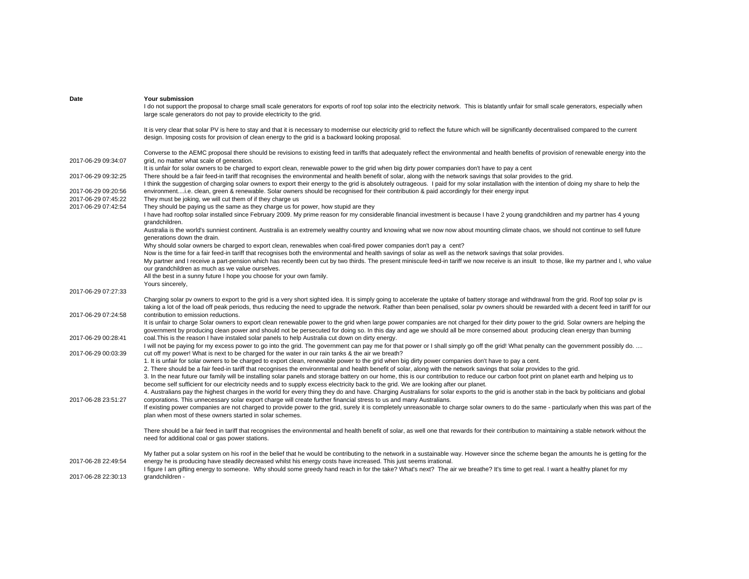| Date | Your submission |
|---|---|
| 2017-06-29 09:34:07 | I do not support the proposal to charge small scale generators for exports of roof top solar into the electricity network. This is blatantly unfair for small scale generators, especially when large scale generators do not pay to provide electricity to the grid.<br><br>It is very clear that solar PV is here to stay and that it is necessary to modernise our electricity grid to reflect the future which will be significantly decentralised compared to the current design. Imposing costs for provision of clean energy to the grid is a backward looking proposal.<br><br>Converse to the AEMC proposal there should be revisions to existing feed in tariffs that adequately reflect the environmental and health benefits of provision of renewable energy into the grid, no matter what scale of generation. |
| 2017-06-29 09:32:25 | It is unfair for solar owners to be charged to export clean, renewable power to the grid when big dirty power companies don't have to pay a cent<br>There should be a fair feed-in tariff that recognises the environmental and health benefit of solar, along with the network savings that solar provides to the grid. |
| 2017-06-29 09:20:56 | I think the suggestion of charging solar owners to export their energy to the grid is absolutely outrageous. I paid for my solar installation with the intention of doing my share to help the environment....i.e. clean, green & renewable. Solar owners should be recognised for their contribution & paid accordingly for their energy input |
| 2017-06-29 07:45:22 | They must be joking, we will cut them of if they charge us |
| 2017-06-29 07:42:54 | They should be paying us the same as they charge us for power, how stupid are they |
| 2017-06-29 07:27:33 | I have had rooftop solar installed since February 2009. My prime reason for my considerable financial investment is because I have 2 young grandchildren and my partner has 4 young grandchildren.<br>Australia is the world's sunniest continent. Australia is an extremely wealthy country and knowing what we now now about mounting climate chaos, we should not continue to sell future generations down the drain.<br>Why should solar owners be charged to export clean, renewables when coal-fired power companies don't pay a cent?<br>Now is the time for a fair feed-in tariff that recognises both the environmental and health savings of solar as well as the network savings that solar provides.<br>My partner and I receive a part-pension which has recently been cut by two thirds. The present miniscule feed-in tariff we now receive is an insult to those, like my partner and I, who value our grandchildren as much as we value ourselves.<br>All the best in a sunny future I hope you choose for your own family.<br>Yours sincerely, |
| 2017-06-29 07:24:58 | Charging solar pv owners to export to the grid is a very short sighted idea. It is simply going to accelerate the uptake of battery storage and withdrawal from the grid. Roof top solar pv is taking a lot of the load off peak periods, thus reducing the need to upgrade the network. Rather than been penalised, solar pv owners should be rewarded with a decent feed in tariff for our contribution to emission reductions. |
| 2017-06-29 00:28:41 | It is unfair to charge Solar owners to export clean renewable power to the grid when large power companies are not charged for their dirty power to the grid. Solar owners are helping the government by producing clean power and should not be persecuted for doing so. In this day and age we should all be more conserned about producing clean energy than burning coal.This is the reason I have instaled solar panels to help Australia cut down on dirty energy. |
| 2017-06-29 00:03:39 | I will not be paying for my excess power to go into the grid. The government can pay me for that power or I shall simply go off the grid! What penalty can the government possibly do. .... cut off my power! What is next to be charged for the water in our rain tanks & the air we breath? |
| 2017-06-28 23:51:27 | 1. It is unfair for solar owners to be charged to export clean, renewable power to the grid when big dirty power companies don't have to pay a cent.<br>2. There should be a fair feed-in tariff that recognises the environmental and health benefit of solar, along with the network savings that solar provides to the grid.<br>3. In the near future our family will be installing solar panels and storage battery on our home, this is our contribution to reduce our carbon foot print on planet earth and helping us to become self sufficient for our electricity needs and to supply excess electricity back to the grid. We are looking after our planet.<br>4. Australians pay the highest charges in the world for every thing they do and have. Charging Australians for solar exports to the grid is another stab in the back by politicians and global corporations. This unnecessary solar export charge will create further financial stress to us and many Australians. |
| 2017-06-28 22:49:54 | If existing power companies are not charged to provide power to the grid, surely it is completely unreasonable to charge solar owners to do the same - particularly when this was part of the plan when most of these owners started in solar schemes.<br><br>There should be a fair feed in tariff that recognises the environmental and health benefit of solar, as well one that rewards for their contribution to maintaining a stable network without the need for additional coal or gas power stations.<br><br>My father put a solar system on his roof in the belief that he would be contributing to the network in a sustainable way. However since the scheme began the amounts he is getting for the energy he is producing have steadily decreased whilst his energy costs have increased. This just seems irrational. |
| 2017-06-28 22:30:13 | I figure I am gifting energy to someone. Why should some greedy hand reach in for the take? What's next? The air we breathe? It's time to get real. I want a healthy planet for my grandchildren - |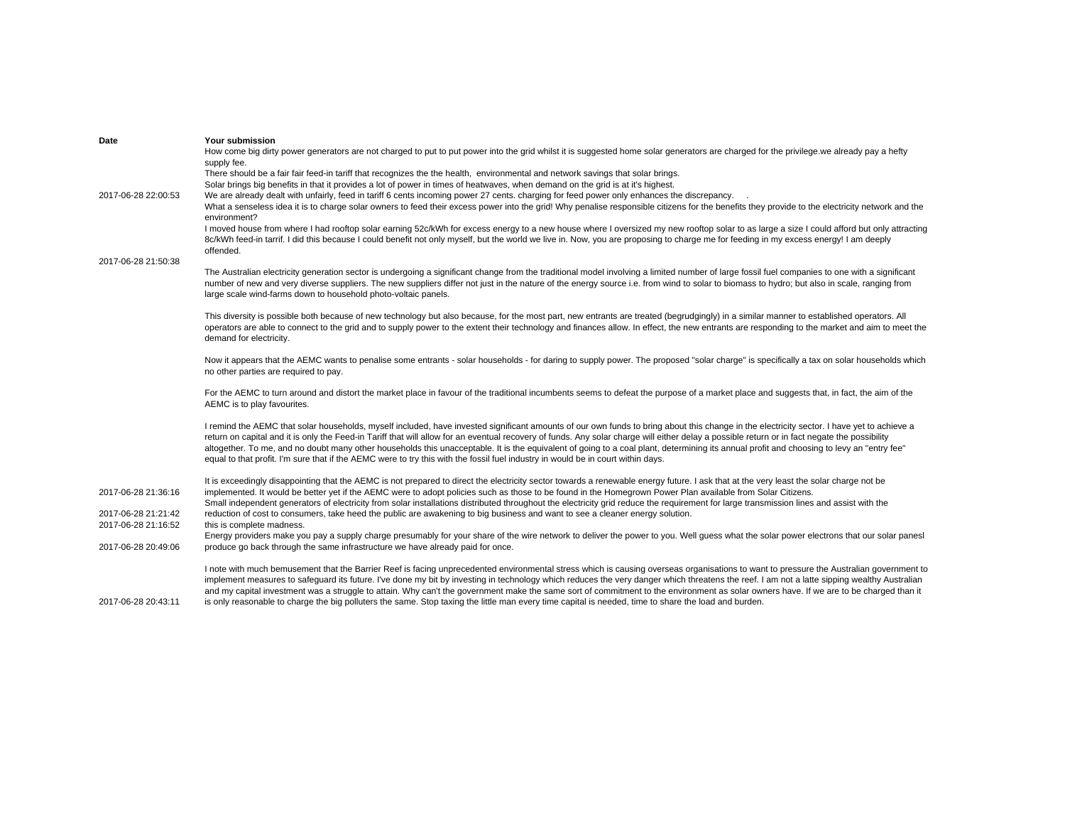| Date | Your submission |
|---|---|
| 2017-06-28 22:00:53 | How come big dirty power generators are not charged to put to put power into the grid whilst it is suggested home solar generators are charged for the privilege.we already pay a hefty supply fee.<br>There should be a fair fair feed-in tariff that recognizes the the health,  environmental and network savings that solar brings.<br>Solar brings big benefits in that it provides a lot of power in times of heatwaves, when demand on the grid is at it's highest.<br>We are already dealt with unfairly, feed in tariff 6 cents incoming power 27 cents. charging for feed power only enhances the discrepancy.    . |
| 2017-06-28 21:50:38 | What a senseless idea it is to charge solar owners to feed their excess power into the grid! Why penalise responsible citizens for the benefits they provide to the electricity network and the environment?<br>I moved house from where I had rooftop solar earning 52c/kWh for excess energy to a new house where I oversized my new rooftop solar to as large a size I could afford but only attracting 8c/kWh feed-in tarrif. I did this because I could benefit not only myself, but the world we live in. Now, you are proposing to charge me for feeding in my excess energy! I am deeply offended. |
| 2017-06-28 21:36:16 | The Australian electricity generation sector is undergoing a significant change from the traditional model involving a limited number of large fossil fuel companies to one with a significant number of new and very diverse suppliers. The new suppliers differ not just in the nature of the energy source i.e. from wind to solar to biomass to hydro; but also in scale, ranging from large scale wind-farms down to household photo-voltaic panels.<br><br>This diversity is possible both because of new technology but also because, for the most part, new entrants are treated (begrudgingly) in a similar manner to established operators. All operators are able to connect to the grid and to supply power to the extent their technology and finances allow. In effect, the new entrants are responding to the market and aim to meet the demand for electricity.<br><br>Now it appears that the AEMC wants to penalise some entrants - solar households - for daring to supply power. The proposed "solar charge" is specifically a tax on solar households which no other parties are required to pay.<br><br>For the AEMC to turn around and distort the market place in favour of the traditional incumbents seems to defeat the purpose of a market place and suggests that, in fact, the aim of the AEMC is to play favourites.<br><br>I remind the AEMC that solar households, myself included, have invested significant amounts of our own funds to bring about this change in the electricity sector. I have yet to achieve a return on capital and it is only the Feed-in Tariff that will allow for an eventual recovery of funds. Any solar charge will either delay a possible return or in fact negate the possibility altogether. To me, and no doubt many other households this unacceptable. It is the equivalent of going to a coal plant, determining its annual profit and choosing to levy an "entry fee" equal to that profit. I'm sure that if the AEMC were to try this with the fossil fuel industry in would be in court within days.<br><br>It is exceedingly disappointing that the AEMC is not prepared to direct the electricity sector towards a renewable energy future. I ask that at the very least the solar charge not be implemented. It would be better yet if the AEMC were to adopt policies such as those to be found in the Homegrown Power Plan available from Solar Citizens. |
| 2017-06-28 21:21:42 | Small independent generators of electricity from solar installations distributed throughout the electricity grid reduce the requirement for large transmission lines and assist with the reduction of cost to consumers, take heed the public are awakening to big business and want to see a cleaner energy solution. |
| 2017-06-28 21:16:52 | this is complete madness. |
| 2017-06-28 20:49:06 | Energy providers make you pay a supply charge presumably for your share of the wire network to deliver the power to you. Well guess what the solar power electrons that our solar panesl produce go back through the same infrastructure we have already paid for once. |
| 2017-06-28 20:43:11 | I note with much bemusement that the Barrier Reef is facing unprecedented environmental stress which is causing overseas organisations to want to pressure the Australian government to implement measures to safeguard its future. I've done my bit by investing in technology which reduces the very danger which threatens the reef. I am not a latte sipping wealthy Australian and my capital investment was a struggle to attain. Why can't the government make the same sort of commitment to the environment as solar owners have. If we are to be charged than it is only reasonable to charge the big polluters the same. Stop taxing the little man every time capital is needed, time to share the load and burden. |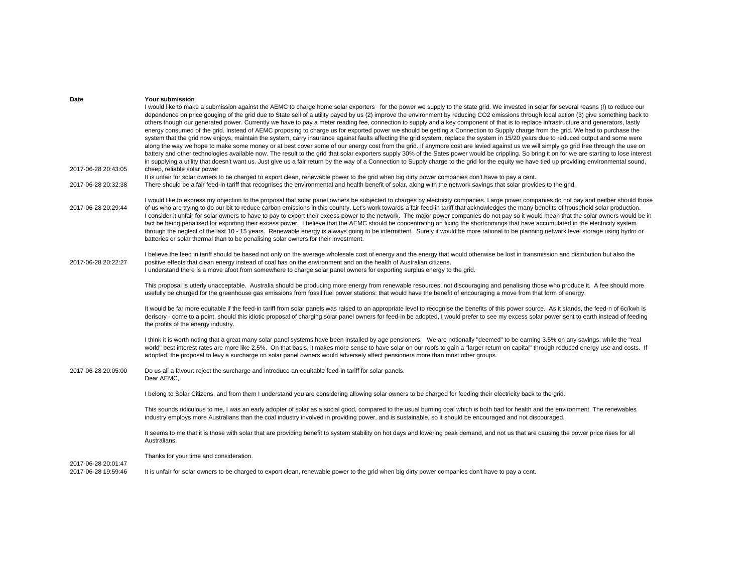| Date | Your submission |
|---|---|
| 2017-06-28 20:43:05 | I would like to make a submission against the AEMC to charge home solar exporters for the power we supply to the state grid. We invested in solar for several reasns (!) to reduce our dependence on price gouging of the grid due to State sell of a utility payed by us (2) improve the environment by reducing CO2 emissions through local action (3) give something back to others though our generated power. Currently we have to pay a meter reading fee, connection to supply and a key component of that is to replace infrastructure and generators, lastly energy consumed of the grid. Instead of AEMC proposing to charge us for exported power we should be getting a Connection to Supply charge from the grid. We had to purchase the system that the grid now enjoys, maintain the system, carry insurance against faults affecting the grid system, replace the system in 15/20 years due to reduced output and some were along the way we hope to make some money or at best cover some of our energy cost from the grid. If anymore cost are levied against us we will simply go grid free through the use on battery and other technologies available now. The result to the grid that solar exporters supply 30% of the Sates power would be crippling. So bring it on for we are starting to lose interest in supplying a utility that doesn't want us. Just give us a fair return by the way of a Connection to Supply charge to the grid for the equity we have tied up providing environmental sound, cheep, reliable solar power |
| 2017-06-28 20:32:38 | It is unfair for solar owners to be charged to export clean, renewable power to the grid when big dirty power companies don't have to pay a cent.<br>There should be a fair feed-in tariff that recognises the environmental and health benefit of solar, along with the network savings that solar provides to the grid. |
| 2017-06-28 20:29:44 | I would like to express my objection to the proposal that solar panel owners be subjected to charges by electricity companies. Large power companies do not pay and neither should those of us who are trying to do our bit to reduce carbon emissions in this country. Let's work towards a fair feed-in tariff that acknowledges the many benefits of household solar production.<br>I consider it unfair for solar owners to have to pay to export their excess power to the network. The major power companies do not pay so it would mean that the solar owners would be in fact be being penalised for exporting their excess power. I believe that the AEMC should be concentrating on fixing the shortcomings that have accumulated in the electricity system through the neglect of the last 10 - 15 years. Renewable energy is always going to be intermittent. Surely it would be more rational to be planning network level storage using hydro or batteries or solar thermal than to be penalising solar owners for their investment. |
| 2017-06-28 20:22:27 | I believe the feed in tariff should be based not only on the average wholesale cost of energy and the energy that would otherwise be lost in transmission and distribution but also the positive effects that clean energy instead of coal has on the environment and on the health of Australian citizens.<br>I understand there is a move afoot from somewhere to charge solar panel owners for exporting surplus energy to the grid.<br><br>This proposal is utterly unacceptable. Australia should be producing more energy from renewable resources, not discouraging and penalising those who produce it. A fee should more usefully be charged for the greenhouse gas emissions from fossil fuel power stations: that would have the benefit of encouraging a move from that form of energy.<br><br>It would be far more equitable if the feed-in tariff from solar panels was raised to an appropriate level to recognise the benefits of this power source. As it stands, the feed-n of 6c/kwh is derisory - come to a point, should this idiotic proposal of charging solar panel owners for feed-in be adopted, I would prefer to see my excess solar power sent to earth instead of feeding the profits of the energy industry.<br><br>I think it is worth noting that a great many solar panel systems have been installed by age pensioners. We are notionally "deemed" to be earning 3.5% on any savings, while the "real world" best interest rates are more like 2.5%. On that basis, it makes more sense to have solar on our roofs to gain a "larger return on capital" through reduced energy use and costs. If adopted, the proposal to levy a surcharge on solar panel owners would adversely affect pensioners more than most other groups. |
| 2017-06-28 20:05:00 | Do us all a favour: reject the surcharge and introduce an equitable feed-in tariff for solar panels.<br>Dear AEMC,<br><br>I belong to Solar Citizens, and from them I understand you are considering allowing solar owners to be charged for feeding their electricity back to the grid.<br><br>This sounds ridiculous to me, I was an early adopter of solar as a social good, compared to the usual burning coal which is both bad for health and the environment. The renewables industry employs more Australians than the coal industry involved in providing power, and is sustainable, so it should be encouraged and not discouraged.<br><br>It seems to me that it is those with solar that are providing benefit to system stability on hot days and lowering peak demand, and not us that are causing the power price rises for all Australians.<br><br>Thanks for your time and consideration. |
| 2017-06-28 20:01:47 | |
| 2017-06-28 19:59:46 | It is unfair for solar owners to be charged to export clean, renewable power to the grid when big dirty power companies don't have to pay a cent. |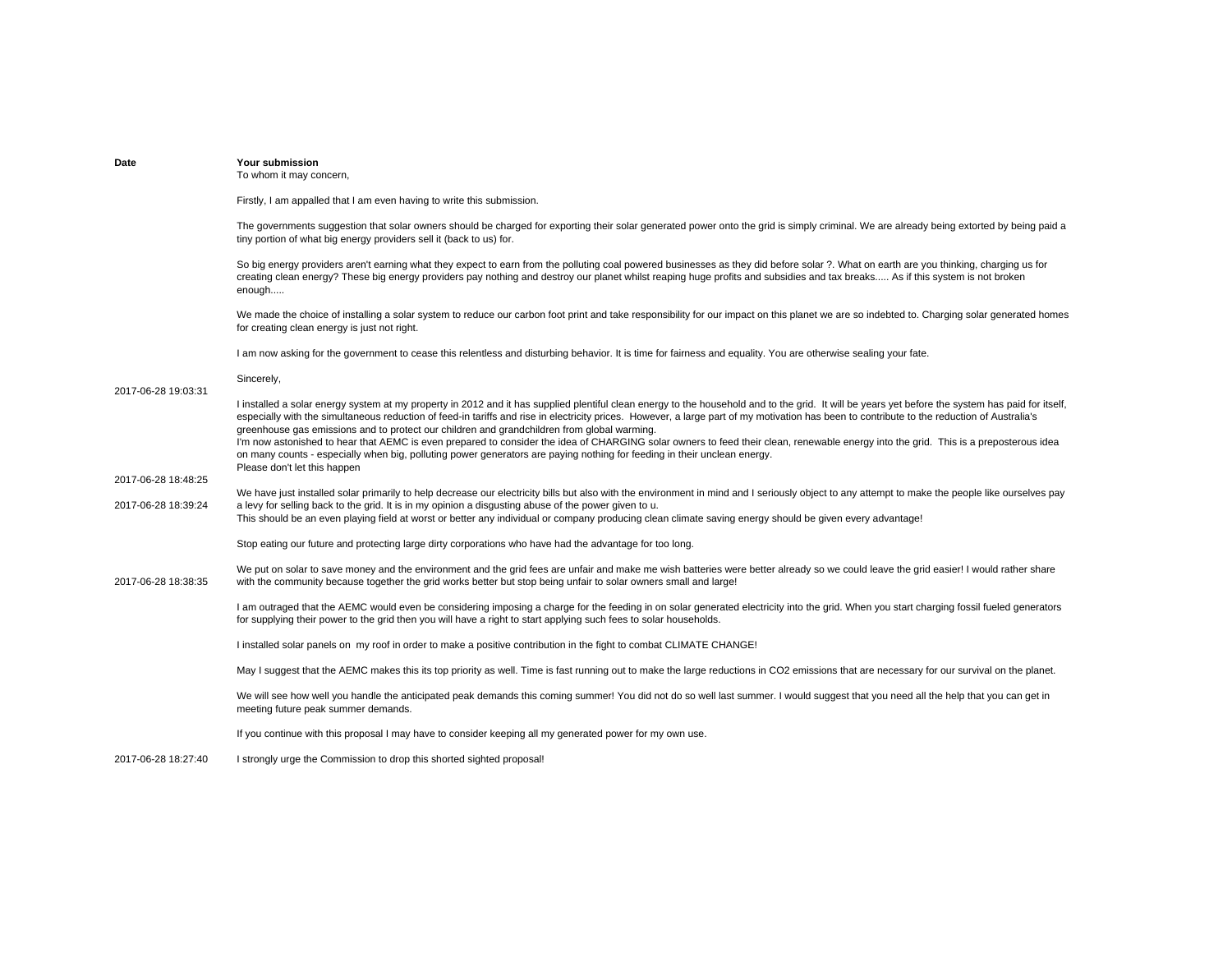| Date | Your submission |
|---|---|
| 2017-06-28 19:03:31 | To whom it may concern,<br><br>Firstly, I am appalled that I am even having to write this submission.<br><br>The governments suggestion that solar owners should be charged for exporting their solar generated power onto the grid is simply criminal. We are already being extorted by being paid a tiny portion of what big energy providers sell it (back to us) for.<br><br>So big energy providers aren't earning what they expect to earn from the polluting coal powered businesses as they did before solar ?. What on earth are you thinking, charging us for creating clean energy? These big energy providers pay nothing and destroy our planet whilst reaping huge profits and subsidies and tax breaks..... As if this system is not broken enough.....<br><br>We made the choice of installing a solar system to reduce our carbon foot print and take responsibility for our impact on this planet we are so indebted to. Charging solar generated homes for creating clean energy is just not right.<br><br>I am now asking for the government to cease this relentless and disturbing behavior. It is time for fairness and equality. You are otherwise sealing your fate.<br><br>Sincerely, |
| 2017-06-28 18:48:25 | I installed a solar energy system at my property in 2012 and it has supplied plentiful clean energy to the household and to the grid. It will be years yet before the system has paid for itself, especially with the simultaneous reduction of feed-in tariffs and rise in electricity prices. However, a large part of my motivation has been to contribute to the reduction of Australia's greenhouse gas emissions and to protect our children and grandchildren from global warming.<br>I'm now astonished to hear that AEMC is even prepared to consider the idea of CHARGING solar owners to feed their clean, renewable energy into the grid. This is a preposterous idea on many counts - especially when big, polluting power generators are paying nothing for feeding in their unclean energy.<br>Please don't let this happen |
| 2017-06-28 18:39:24 | We have just installed solar primarily to help decrease our electricity bills but also with the environment in mind and I seriously object to any attempt to make the people like ourselves pay a levy for selling back to the grid. It is in my opinion a disgusting abuse of the power given to u. |
| 2017-06-28 18:38:35 | This should be an even playing field at worst or better any individual or company producing clean climate saving energy should be given every advantage!<br><br>Stop eating our future and protecting large dirty corporations who have had the advantage for too long.<br><br>We put on solar to save money and the environment and the grid fees are unfair and make me wish batteries were better already so we could leave the grid easier! I would rather share with the community because together the grid works better but stop being unfair to solar owners small and large! |
| 2017-06-28 18:27:40 | I am outraged that the AEMC would even be considering imposing a charge for the feeding in on solar generated electricity into the grid. When you start charging fossil fueled generators for supplying their power to the grid then you will have a right to start applying such fees to solar households.<br><br>I installed solar panels on my roof in order to make a positive contribution in the fight to combat CLIMATE CHANGE!<br><br>May I suggest that the AEMC makes this its top priority as well. Time is fast running out to make the large reductions in CO2 emissions that are necessary for our survival on the planet.<br><br>We will see how well you handle the anticipated peak demands this coming summer! You did not do so well last summer. I would suggest that you need all the help that you can get in meeting future peak summer demands.<br><br>If you continue with this proposal I may have to consider keeping all my generated power for my own use.<br><br>I strongly urge the Commission to drop this shorted sighted proposal! |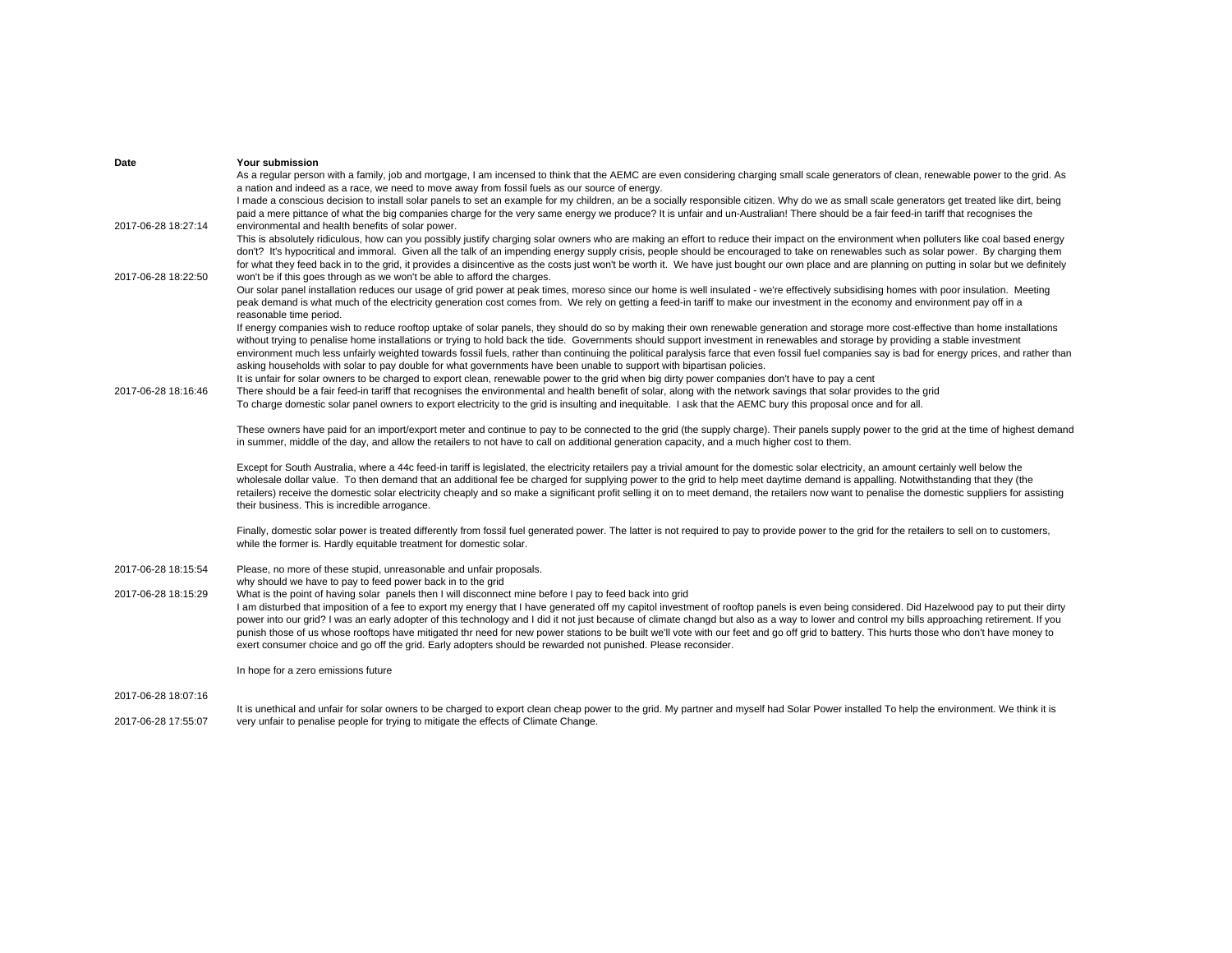| Date | Your submission |
| --- | --- |
| 2017-06-28 18:27:14 | As a regular person with a family, job and mortgage, I am incensed to think that the AEMC are even considering charging small scale generators of clean, renewable power to the grid. As a nation and indeed as a race, we need to move away from fossil fuels as our source of energy.<br>I made a conscious decision to install solar panels to set an example for my children, an be a socially responsible citizen. Why do we as small scale generators get treated like dirt, being paid a mere pittance of what the big companies charge for the very same energy we produce? It is unfair and un-Australian! There should be a fair feed-in tariff that recognises the environmental and health benefits of solar power. |
| 2017-06-28 18:22:50 | This is absolutely ridiculous, how can you possibly justify charging solar owners who are making an effort to reduce their impact on the environment when polluters like coal based energy don't? It's hypocritical and immoral. Given all the talk of an impending energy supply crisis, people should be encouraged to take on renewables such as solar power. By charging them for what they feed back in to the grid, it provides a disincentive as the costs just won't be worth it. We have just bought our own place and are planning on putting in solar but we definitely won't be if this goes through as we won't be able to afford the charges. |
| 2017-06-28 18:16:46 | Our solar panel installation reduces our usage of grid power at peak times, moreso since our home is well insulated - we're effectively subsidising homes with poor insulation. Meeting peak demand is what much of the electricity generation cost comes from. We rely on getting a feed-in tariff to make our investment in the economy and environment pay off in a reasonable time period.<br>If energy companies wish to reduce rooftop uptake of solar panels, they should do so by making their own renewable generation and storage more cost-effective than home installations without trying to penalise home installations or trying to hold back the tide. Governments should support investment in renewables and storage by providing a stable investment environment much less unfairly weighted towards fossil fuels, rather than continuing the political paralysis farce that even fossil fuel companies say is bad for energy prices, and rather than asking households with solar to pay double for what governments have been unable to support with bipartisan policies.<br>It is unfair for solar owners to be charged to export clean, renewable power to the grid when big dirty power companies don't have to pay a cent<br>There should be a fair feed-in tariff that recognises the environmental and health benefit of solar, along with the network savings that solar provides to the grid |
| 2017-06-28 18:15:54 | To charge domestic solar panel owners to export electricity to the grid is insulting and inequitable. I ask that the AEMC bury this proposal once and for all.<br><br>These owners have paid for an import/export meter and continue to pay to be connected to the grid (the supply charge). Their panels supply power to the grid at the time of highest demand in summer, middle of the day, and allow the retailers to not have to call on additional generation capacity, and a much higher cost to them.<br><br>Except for South Australia, where a 44c feed-in tariff is legislated, the electricity retailers pay a trivial amount for the domestic solar electricity, an amount certainly well below the wholesale dollar value. To then demand that an additional fee be charged for supplying power to the grid to help meet daytime demand is appalling. Notwithstanding that they (the retailers) receive the domestic solar electricity cheaply and so make a significant profit selling it on to meet demand, the retailers now want to penalise the domestic suppliers for assisting their business. This is incredible arrogance.<br><br>Finally, domestic solar power is treated differently from fossil fuel generated power. The latter is not required to pay to provide power to the grid for the retailers to sell on to customers, while the former is. Hardly equitable treatment for domestic solar.<br><br>Please, no more of these stupid, unreasonable and unfair proposals. |
| 2017-06-28 18:15:29 | why should we have to pay to feed power back in to the grid<br>What is the point of having solar panels then I will disconnect mine before I pay to feed back into grid |
| 2017-06-28 18:07:16 | I am disturbed that imposition of a fee to export my energy that I have generated off my capitol investment of rooftop panels is even being considered. Did Hazelwood pay to put their dirty power into our grid? I was an early adopter of this technology and I did it not just because of climate changd but also as a way to lower and control my bills approaching retirement. If you punish those of us whose rooftops have mitigated thr need for new power stations to be built we'll vote with our feet and go off grid to battery. This hurts those who don't have money to exert consumer choice and go off the grid. Early adopters should be rewarded not punished. Please reconsider.<br><br>In hope for a zero emissions future |
| 2017-06-28 17:55:07 | It is unethical and unfair for solar owners to be charged to export clean cheap power to the grid. My partner and myself had Solar Power installed To help the environment. We think it is very unfair to penalise people for trying to mitigate the effects of Climate Change. |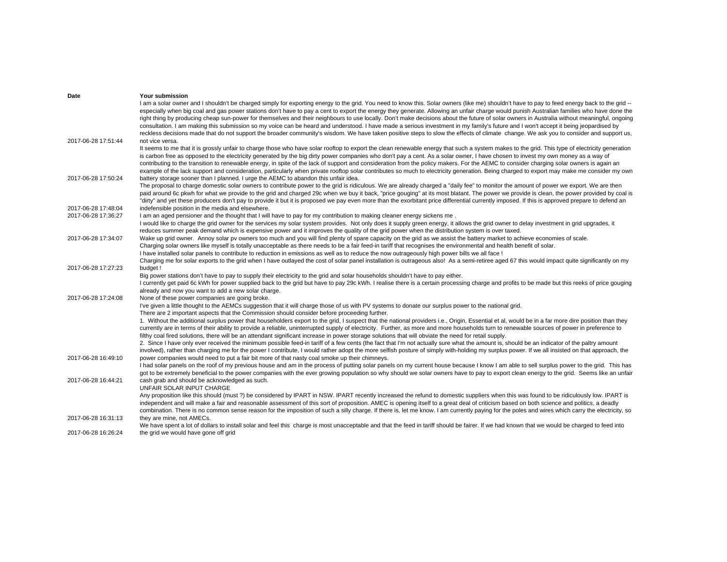| Date | Your submission |
| --- | --- |
| 2017-06-28 17:51:44 | I am a solar owner and I shouldn't be charged simply for exporting energy to the grid. You need to know this. Solar owners (like me) shouldn't have to pay to feed energy back to the grid -- especially when big coal and gas power stations don't have to pay a cent to export the energy they generate. Allowing an unfair charge would punish Australian families who have done the right thing by producing cheap sun-power for themselves and their neighbours to use locally. Don't make decisions about the future of solar owners in Australia without meaningful, ongoing consultation. I am making this submission so my voice can be heard and understood. I have made a serious investment in my family's future and I won't accept it being jeopardised by reckless decisions made that do not support the broader community's wisdom. We have taken positive steps to slow the effects of climate change. We ask you to consider and support us, not vice versa. |
| 2017-06-28 17:50:24 | It seems to me that it is grossly unfair to charge those who have solar rooftop to export the clean renewable energy that such a system makes to the grid. This type of electricity generation is carbon free as opposed to the electricity generated by the big dirty power companies who don't pay a cent. As a solar owner, I have chosen to invest my own money as a way of contributing to the transition to renewable energy, in spite of the lack of support and consideration from the policy makers. For the AEMC to consider charging solar owners is again an example of the lack support and consideration, particularly when private rooftop solar contributes so much to electricity generation. Being charged to export may make me consider my own battery storage sooner than I planned. I urge the AEMC to abandon this unfair idea. |
| 2017-06-28 17:48:04 | The proposal to charge domestic solar owners to contribute power to the grid is ridiculous. We are already charged a "daily fee" to monitor the amount of power we export. We are then paid around 6c pkwh for what we provide to the grid and charged 29c when we buy it back, "price gouging" at its most blatant. The power we provide is clean, the power provided by coal is "dirty" and yet these producers don't pay to provide it but it is proposed we pay even more than the exorbitant price differential currently imposed. If this is approved prepare to defend an indefensible position in the media and elsewhere. |
| 2017-06-28 17:36:27 | I am an aged pensioner and the thought that I will have to pay for my contribution to making cleaner energy sickens me . |
| 2017-06-28 17:34:07 | I would like to charge the grid owner for the services my solar system provides. Not only does it supply green energy, it allows the grid owner to delay investment in grid upgrades, it reduces summer peak demand which is expensive power and it improves the quality of the grid power when the distribution system is over taxed.<br>Wake up grid owner. Annoy solar pv owners too much and you will find plenty of spare capacity on the grid as we assist the battery market to achieve economies of scale. |
| 2017-06-28 17:27:23 | Charging solar owners like myself is totally unacceptable as there needs to be a fair feed-in tariff that recognises the environmental and health benefit of solar.<br>I have installed solar panels to contribute to reduction in emissions as well as to reduce the now outrageously high power bills we all face !<br>Charging me for solar exports to the grid when I have outlayed the cost of solar panel installation is outrageous also! As a semi-retiree aged 67 this would impact quite significantly on my budget ! |
| 2017-06-28 17:24:08 | Big power stations don't have to pay to supply their electricity to the grid and solar households shouldn't have to pay either.<br>I currently get paid 6c kWh for power supplied back to the grid but have to pay 29c kWh. I realise there is a certain processing charge and profits to be made but this reeks of price gouging already and now you want to add a new solar charge.<br>None of these power companies are going broke. |
| 2017-06-28 16:49:10 | I've given a little thought to the AEMCs suggestion that it will charge those of us with PV systems to donate our surplus power to the national grid.<br>There are 2 important aspects that the Commission should consider before proceeding further.<br>1. Without the additional surplus power that householders export to the grid, I suspect that the national providers i.e., Origin, Essential et al, would be in a far more dire position than they currently are in terms of their ability to provide a reliable, uninterrupted supply of electricity. Further, as more and more households turn to renewable sources of power in preference to filthy coal fired solutions, there will be an attendant significant increase in power storage solutions that will obviate the need for retail supply.<br>2. Since I have only ever received the minimum possible feed-in tariff of a few cents (the fact that I'm not actually sure what the amount is, should be an indicator of the paltry amount involved), rather than charging me for the power I contribute, I would rather adopt the more selfish posture of simply with-holding my surplus power. If we all insisted on that approach, the power companies would need to put a fair bit more of that nasty coal smoke up their chimneys. |
| 2017-06-28 16:44:21 | I had solar panels on the roof of my previous house and am in the process of putting solar panels on my current house because I know I am able to sell surplus power to the grid. This has got to be extremely beneficial to the power companies with the ever growing population so why should we solar owners have to pay to export clean energy to the grid. Seems like an unfair cash grab and should be acknowledged as such. |
| 2017-06-28 16:31:13 | UNFAIR SOLAR INPUT CHARGE<br>Any proposition like this should (must ?) be considered by IPART in NSW. IPART recently increased the refund to domestic suppliers when this was found to be ridiculously low. IPART is independent and will make a fair and reasonable assessment of this sort of proposition. AMEC is opening itself to a great deal of criticism based on both science and politics, a deadly combination. There is no common sense reason for the imposition of such a silly charge. If there is, let me know. I am currently paying for the poles and wires which carry the electricity, so they are mine, not AMECs. |
| 2017-06-28 16:26:24 | We have spent a lot of dollars to install solar and feel this charge is most unacceptable and that the feed in tariff should be fairer. If we had known that we would be charged to feed into the grid we would have gone off grid |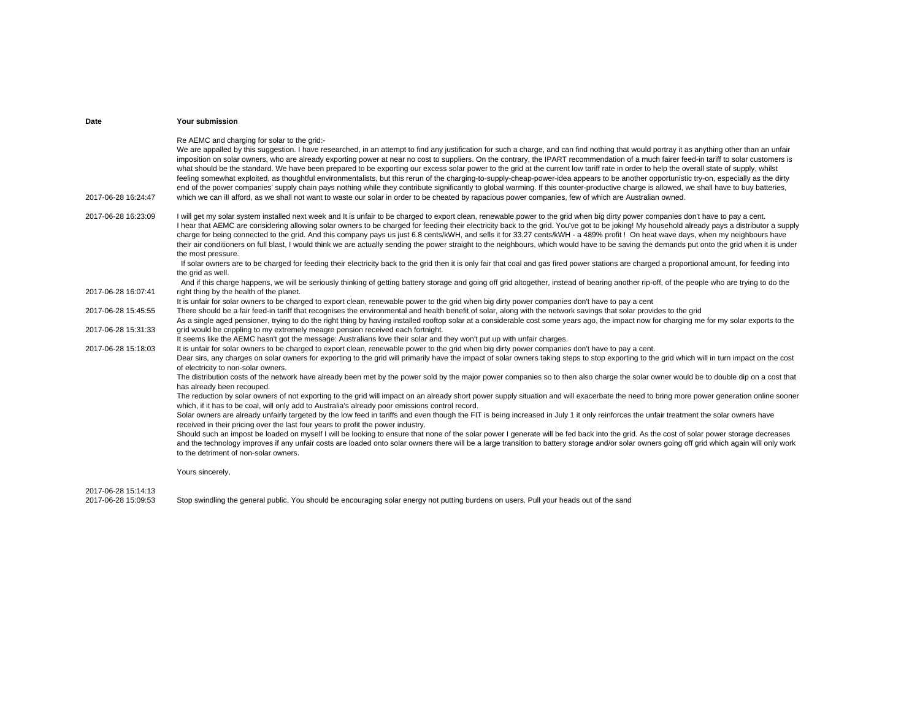| Date | Your submission |
|---|---|
| 2017-06-28 16:24:47 | Re AEMC and charging for solar to the grid:-<br>We are appalled by this suggestion. I have researched, in an attempt to find any justification for such a charge, and can find nothing that would portray it as anything other than an unfair imposition on solar owners, who are already exporting power at near no cost to suppliers. On the contrary, the IPART recommendation of a much fairer feed-in tariff to solar customers is what should be the standard. We have been prepared to be exporting our excess solar power to the grid at the current low tariff rate in order to help the overall state of supply, whilst feeling somewhat exploited, as thoughtful environmentalists, but this rerun of the charging-to-supply-cheap-power-idea appears to be another opportunistic try-on, especially as the dirty end of the power companies' supply chain pays nothing while they contribute significantly to global warming. If this counter-productive charge is allowed, we shall have to buy batteries, which we can ill afford, as we shall not want to waste our solar in order to be cheated by rapacious power companies, few of which are Australian owned. |
| 2017-06-28 16:23:09 | I will get my solar system installed next week and It is unfair to be charged to export clean, renewable power to the grid when big dirty power companies don't have to pay a cent. |
| 2017-06-28 16:07:41 | I hear that AEMC are considering allowing solar owners to be charged for feeding their electricity back to the grid. You've got to be joking! My household already pays a distributor a supply charge for being connected to the grid. And this company pays us just 6.8 cents/kWH, and sells it for 33.27 cents/kWH - a 489% profit ! On heat wave days, when my neighbours have their air conditioners on full blast, I would think we are actually sending the power straight to the neighbours, which would have to be saving the demands put onto the grid when it is under the most pressure.<br>If solar owners are to be charged for feeding their electricity back to the grid then it is only fair that coal and gas fired power stations are charged a proportional amount, for feeding into the grid as well.<br>And if this charge happens, we will be seriously thinking of getting battery storage and going off grid altogether, instead of bearing another rip-off, of the people who are trying to do the right thing by the health of the planet. |
| 2017-06-28 15:45:55 | It is unfair for solar owners to be charged to export clean, renewable power to the grid when big dirty power companies don't have to pay a cent<br>There should be a fair feed-in tariff that recognises the environmental and health benefit of solar, along with the network savings that solar provides to the grid |
| 2017-06-28 15:31:33 | As a single aged pensioner, trying to do the right thing by having installed rooftop solar at a considerable cost some years ago, the impact now for charging me for my solar exports to the grid would be crippling to my extremely meagre pension received each fortnight. |
| 2017-06-28 15:18:03 | It seems like the AEMC hasn't got the message: Australians love their solar and they won't put up with unfair charges.<br>It is unfair for solar owners to be charged to export clean, renewable power to the grid when big dirty power companies don't have to pay a cent. |
| 2017-06-28 15:14:13 | Dear sirs, any charges on solar owners for exporting to the grid will primarily have the impact of solar owners taking steps to stop exporting to the grid which will in turn impact on the cost of electricity to non-solar owners.<br>The distribution costs of the network have already been met by the power sold by the major power companies so to then also charge the solar owner would be to double dip on a cost that has already been recouped.<br>The reduction by solar owners of not exporting to the grid will impact on an already short power supply situation and will exacerbate the need to bring more power generation online sooner which, if it has to be coal, will only add to Australia's already poor emissions control record.<br>Solar owners are already unfairly targeted by the low feed in tariffs and even though the FIT is being increased in July 1 it only reinforces the unfair treatment the solar owners have received in their pricing over the last four years to profit the power industry.<br>Should such an impost be loaded on myself I will be looking to ensure that none of the solar power I generate will be fed back into the grid. As the cost of solar power storage decreases and the technology improves if any unfair costs are loaded onto solar owners there will be a large transition to battery storage and/or solar owners going off grid which again will only work to the detriment of non-solar owners.<br>Yours sincerely, |
| 2017-06-28 15:09:53 | Stop swindling the general public. You should be encouraging solar energy not putting burdens on users. Pull your heads out of the sand |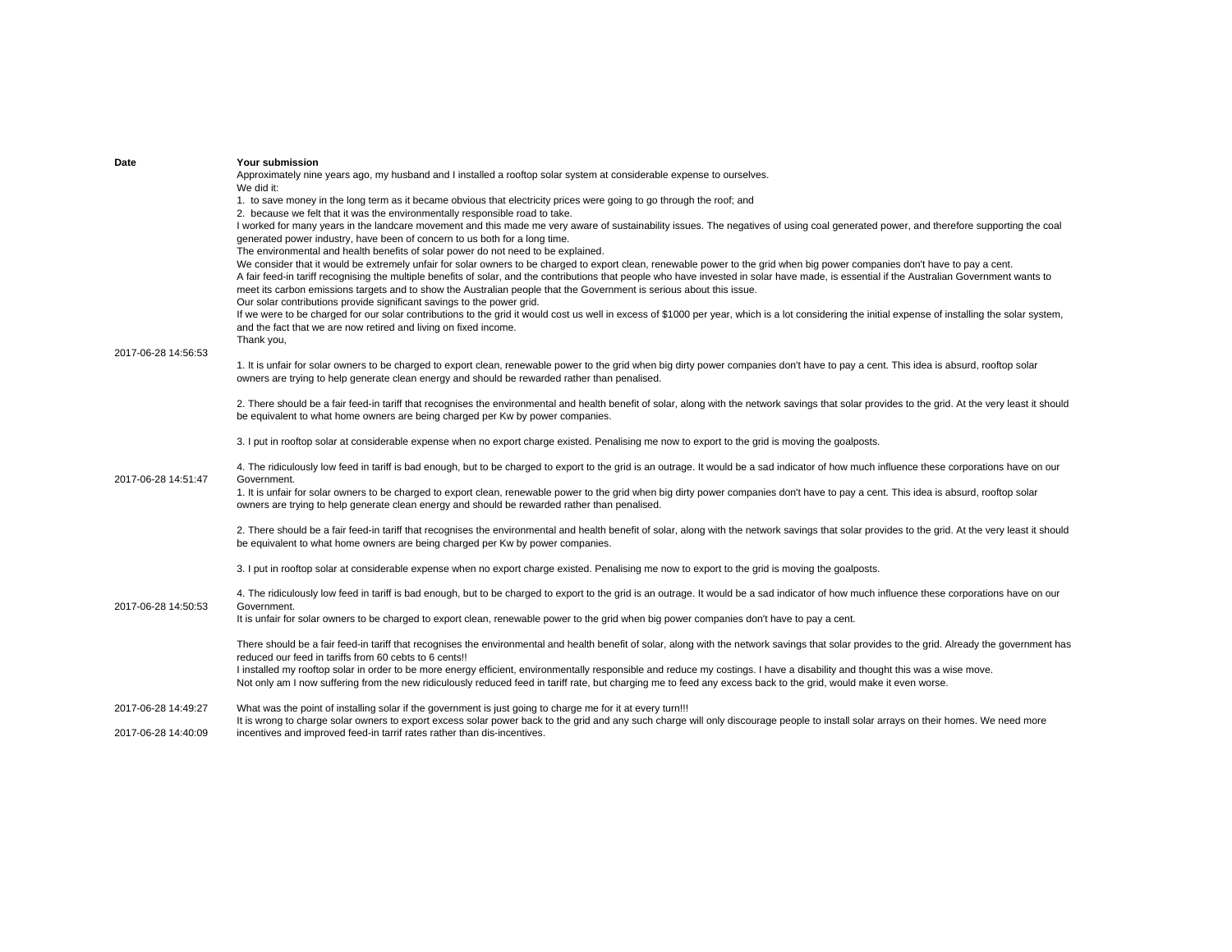| Date | Your submission |
| --- | --- |
| 2017-06-28 14:56:53 | Approximately nine years ago, my husband and I installed a rooftop solar system at considerable expense to ourselves.<br>We did it:<br>1. to save money in the long term as it became obvious that electricity prices were going to go through the roof; and<br>2. because we felt that it was the environmentally responsible road to take.<br>I worked for many years in the landcare movement and this made me very aware of sustainability issues. The negatives of using coal generated power, and therefore supporting the coal generated power industry, have been of concern to us both for a long time.<br>The environmental and health benefits of solar power do not need to be explained.<br>We consider that it would be extremely unfair for solar owners to be charged to export clean, renewable power to the grid when big power companies don't have to pay a cent.<br>A fair feed-in tariff recognising the multiple benefits of solar, and the contributions that people who have invested in solar have made, is essential if the Australian Government wants to meet its carbon emissions targets and to show the Australian people that the Government is serious about this issue.<br>Our solar contributions provide significant savings to the power grid.<br>If we were to be charged for our solar contributions to the grid it would cost us well in excess of $1000 per year, which is a lot considering the initial expense of installing the solar system, and the fact that we are now retired and living on fixed income.<br>Thank you, |
| 2017-06-28 14:51:47 | 1. It is unfair for solar owners to be charged to export clean, renewable power to the grid when big dirty power companies don't have to pay a cent. This idea is absurd, rooftop solar owners are trying to help generate clean energy and should be rewarded rather than penalised.<br><br>2. There should be a fair feed-in tariff that recognises the environmental and health benefit of solar, along with the network savings that solar provides to the grid. At the very least it should be equivalent to what home owners are being charged per Kw by power companies.<br><br>3. I put in rooftop solar at considerable expense when no export charge existed. Penalising me now to export to the grid is moving the goalposts.<br><br>4. The ridiculously low feed in tariff is bad enough, but to be charged to export to the grid is an outrage. It would be a sad indicator of how much influence these corporations have on our Government. |
| 2017-06-28 14:50:53 | 1. It is unfair for solar owners to be charged to export clean, renewable power to the grid when big dirty power companies don't have to pay a cent. This idea is absurd, rooftop solar owners are trying to help generate clean energy and should be rewarded rather than penalised.<br><br>2. There should be a fair feed-in tariff that recognises the environmental and health benefit of solar, along with the network savings that solar provides to the grid. At the very least it should be equivalent to what home owners are being charged per Kw by power companies.<br><br>3. I put in rooftop solar at considerable expense when no export charge existed. Penalising me now to export to the grid is moving the goalposts.<br><br>4. The ridiculously low feed in tariff is bad enough, but to be charged to export to the grid is an outrage. It would be a sad indicator of how much influence these corporations have on our Government. |
| 2017-06-28 14:49:27 | It is unfair for solar owners to be charged to export clean, renewable power to the grid when big power companies don't have to pay a cent.<br><br>There should be a fair feed-in tariff that recognises the environmental and health benefit of solar, along with the network savings that solar provides to the grid. Already the government has reduced our feed in tariffs from 60 cebts to 6 cents!!<br>I installed my rooftop solar in order to be more energy efficient, environmentally responsible and reduce my costings. I have a disability and thought this was a wise move.<br>Not only am I now suffering from the new ridiculously reduced feed in tariff rate, but charging me to feed any excess back to the grid, would make it even worse.<br><br>What was the point of installing solar if the government is just going to charge me for it at every turn!!! |
| 2017-06-28 14:40:09 | It is wrong to charge solar owners to export excess solar power back to the grid and any such charge will only discourage people to install solar arrays on their homes. We need more incentives and improved feed-in tarrif rates rather than dis-incentives. |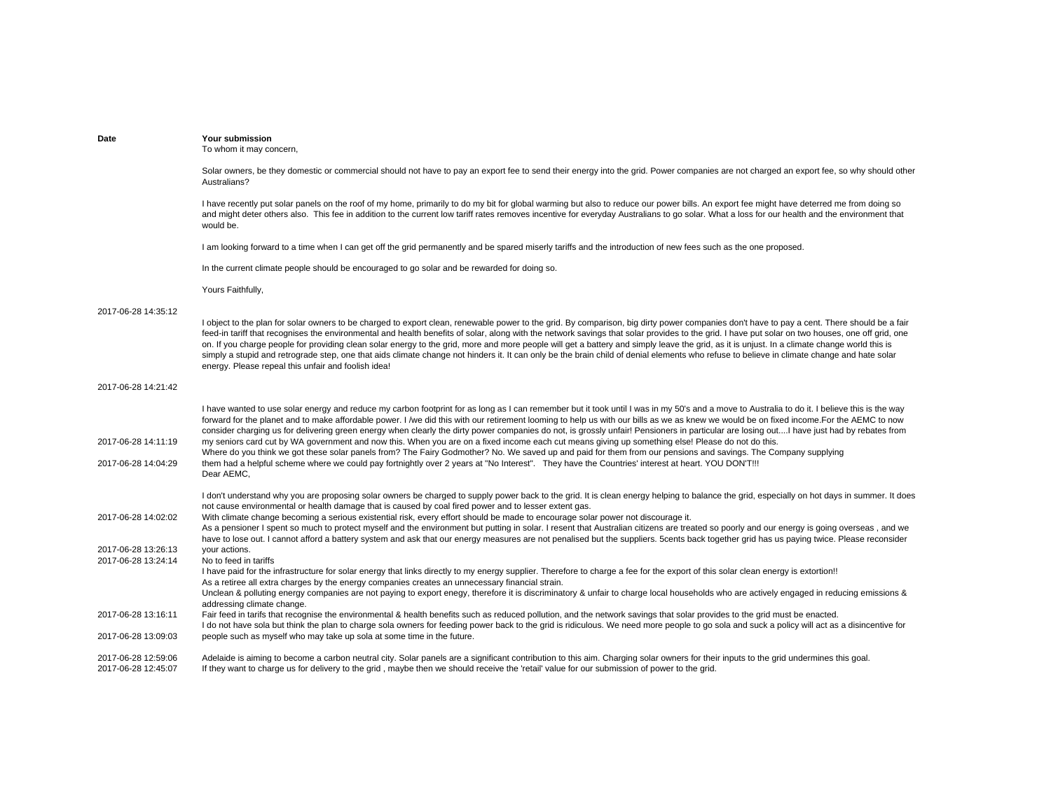| Date | Your submission |
|---|---|
| 2017-06-28 14:35:12 | To whom it may concern,<br><br>Solar owners, be they domestic or commercial should not have to pay an export fee to send their energy into the grid. Power companies are not charged an export fee, so why should other Australians?<br><br>I have recently put solar panels on the roof of my home, primarily to do my bit for global warming but also to reduce our power bills. An export fee might have deterred me from doing so and might deter others also. This fee in addition to the current low tariff rates removes incentive for everyday Australians to go solar. What a loss for our health and the environment that would be.<br><br>I am looking forward to a time when I can get off the grid permanently and be spared miserly tariffs and the introduction of new fees such as the one proposed.<br><br>In the current climate people should be encouraged to go solar and be rewarded for doing so.<br><br>Yours Faithfully, |
| 2017-06-28 14:21:42 | I object to the plan for solar owners to be charged to export clean, renewable power to the grid. By comparison, big dirty power companies don't have to pay a cent. There should be a fair feed-in tariff that recognises the environmental and health benefits of solar, along with the network savings that solar provides to the grid. I have put solar on two houses, one off grid, one on. If you charge people for providing clean solar energy to the grid, more and more people will get a battery and simply leave the grid, as it is unjust. In a climate change world this is simply a stupid and retrograde step, one that aids climate change not hinders it. It can only be the brain child of denial elements who refuse to believe in climate change and hate solar energy. Please repeal this unfair and foolish idea! |
| 2017-06-28 14:11:19 | I have wanted to use solar energy and reduce my carbon footprint for as long as I can remember but it took until I was in my 50's and a move to Australia to do it. I believe this is the way forward for the planet and to make affordable power. I /we did this with our retirement looming to help us with our bills as we as knew we would be on fixed income.For the AEMC to now consider charging us for delivering green energy when clearly the dirty power companies do not, is grossly unfair! Pensioners in particular are losing out....I have just had by rebates from my seniors card cut by WA government and now this. When you are on a fixed income each cut means giving up something else! Please do not do this. |
| 2017-06-28 14:04:29 | Where do you think we got these solar panels from? The Fairy Godmother? No. We saved up and paid for them from our pensions and savings. The Company supplying them had a helpful scheme where we could pay fortnightly over 2 years at "No Interest". They have the Countries' interest at heart. YOU DON'T!!! |
| 2017-06-28 14:02:02 | Dear AEMC,<br><br>I don't understand why you are proposing solar owners be charged to supply power back to the grid. It is clean energy helping to balance the grid, especially on hot days in summer. It does not cause environmental or health damage that is caused by coal fired power and to lesser extent gas.<br>With climate change becoming a serious existential risk, every effort should be made to encourage solar power not discourage it. |
| 2017-06-28 13:26:13 | As a pensioner I spent so much to protect myself and the environment but putting in solar. I resent that Australian citizens are treated so poorly and our energy is going overseas , and we have to lose out. I cannot afford a battery system and ask that our energy measures are not penalised but the suppliers. 5cents back together grid has us paying twice. Please reconsider your actions. |
| 2017-06-28 13:24:14 | No to feed in tariffs |
| 2017-06-28 13:16:11 | I have paid for the infrastructure for solar energy that links directly to my energy supplier. Therefore to charge a fee for the export of this solar clean energy is extortion!!<br>As a retiree all extra charges by the energy companies creates an unnecessary financial strain.<br>Unclean & polluting energy companies are not paying to export enegy, therefore it is discriminatory & unfair to charge local households who are actively engaged in reducing emissions & addressing climate change.<br>Fair feed in tarifs that recognise the environmental & health benefits such as reduced pollution, and the network savings that solar provides to the grid must be enacted. |
| 2017-06-28 13:09:03 | I do not have sola but think the plan to charge sola owners for feeding power back to the grid is ridiculous. We need more people to go sola and suck a policy will act as a disincentive for people such as myself who may take up sola at some time in the future. |
| 2017-06-28 12:59:06 | Adelaide is aiming to become a carbon neutral city. Solar panels are a significant contribution to this aim. Charging solar owners for their inputs to the grid undermines this goal. |
| 2017-06-28 12:45:07 | If they want to charge us for delivery to the grid , maybe then we should receive the 'retail' value for our submission of power to the grid. |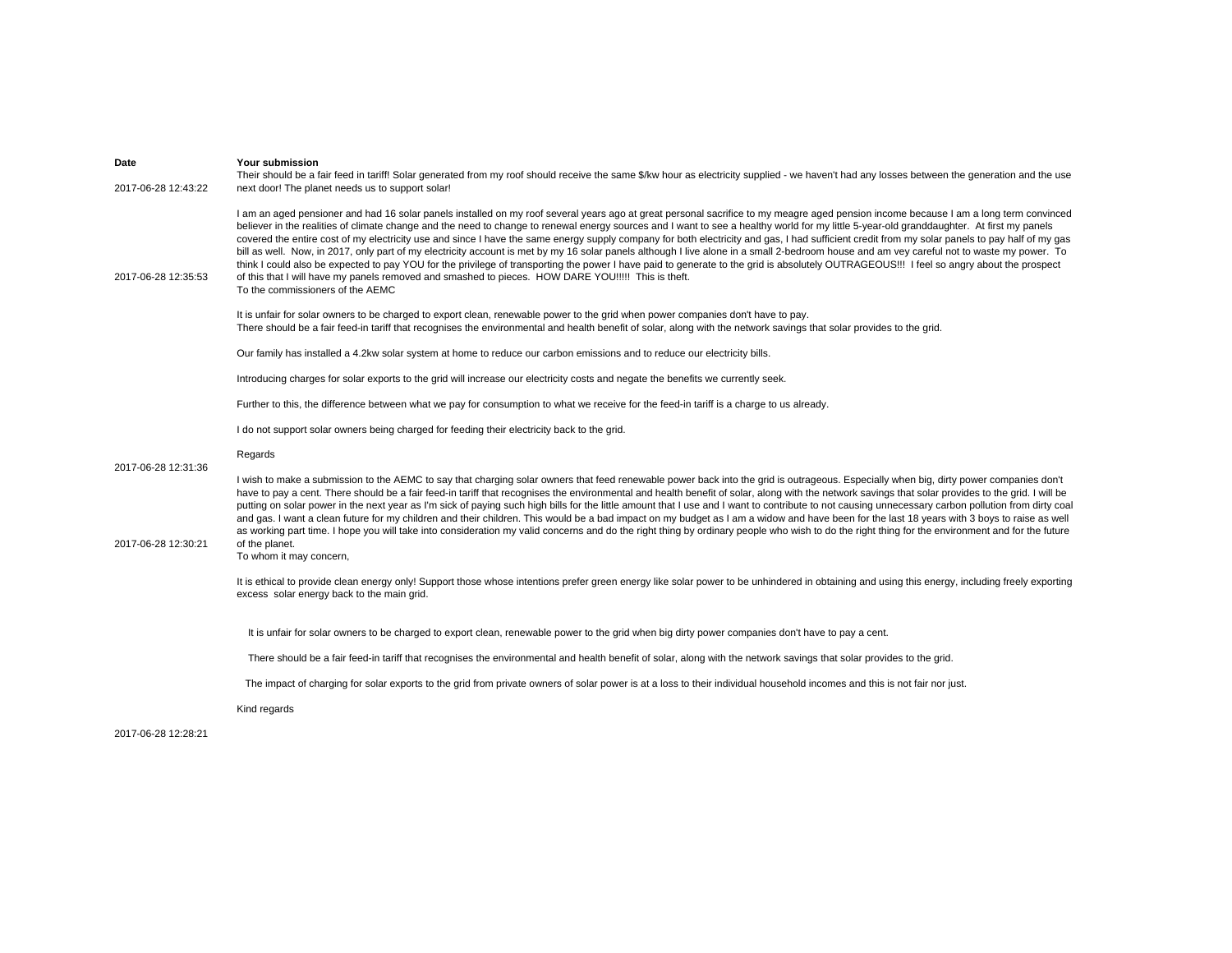| Date | Your submission |
|---|---|
| 2017-06-28 12:43:22 | Their should be a fair feed in tariff! Solar generated from my roof should receive the same $/kw hour as electricity supplied - we haven't had any losses between the generation and the use next door! The planet needs us to support solar! |
| 2017-06-28 12:35:53 | I am an aged pensioner and had 16 solar panels installed on my roof several years ago at great personal sacrifice to my meagre aged pension income because I am a long term convinced believer in the realities of climate change and the need to change to renewal energy sources and I want to see a healthy world for my little 5-year-old granddaughter. At first my panels covered the entire cost of my electricity use and since I have the same energy supply company for both electricity and gas, I had sufficient credit from my solar panels to pay half of my gas bill as well. Now, in 2017, only part of my electricity account is met by my 16 solar panels although I live alone in a small 2-bedroom house and am vey careful not to waste my power. To think I could also be expected to pay YOU for the privilege of transporting the power I have paid to generate to the grid is absolutely OUTRAGEOUS!!! I feel so angry about the prospect of this that I will have my panels removed and smashed to pieces. HOW DARE YOU!!!!! This is theft. |
| 2017-06-28 12:31:36 | To the commissioners of the AEMC<br><br>It is unfair for solar owners to be charged to export clean, renewable power to the grid when power companies don't have to pay.<br>There should be a fair feed-in tariff that recognises the environmental and health benefit of solar, along with the network savings that solar provides to the grid.<br><br>Our family has installed a 4.2kw solar system at home to reduce our carbon emissions and to reduce our electricity bills.<br><br>Introducing charges for solar exports to the grid will increase our electricity costs and negate the benefits we currently seek.<br><br>Further to this, the difference between what we pay for consumption to what we receive for the feed-in tariff is a charge to us already.<br><br>I do not support solar owners being charged for feeding their electricity back to the grid.<br><br>Regards |
| 2017-06-28 12:30:21 | I wish to make a submission to the AEMC to say that charging solar owners that feed renewable power back into the grid is outrageous. Especially when big, dirty power companies don't have to pay a cent. There should be a fair feed-in tariff that recognises the environmental and health benefit of solar, along with the network savings that solar provides to the grid. I will be putting on solar power in the next year as I'm sick of paying such high bills for the little amount that I use and I want to contribute to not causing unnecessary carbon pollution from dirty coal and gas. I want a clean future for my children and their children. This would be a bad impact on my budget as I am a widow and have been for the last 18 years with 3 boys to raise as well as working part time. I hope you will take into consideration my valid concerns and do the right thing by ordinary people who wish to do the right thing for the environment and for the future of the planet. |
| 2017-06-28 12:28:21 | To whom it may concern,<br><br>It is ethical to provide clean energy only! Support those whose intentions prefer green energy like solar power to be unhindered in obtaining and using this energy, including freely exporting excess solar energy back to the main grid.<br><br>It is unfair for solar owners to be charged to export clean, renewable power to the grid when big dirty power companies don't have to pay a cent.<br><br>There should be a fair feed-in tariff that recognises the environmental and health benefit of solar, along with the network savings that solar provides to the grid.<br><br>The impact of charging for solar exports to the grid from private owners of solar power is at a loss to their individual household incomes and this is not fair nor just.<br><br>Kind regards |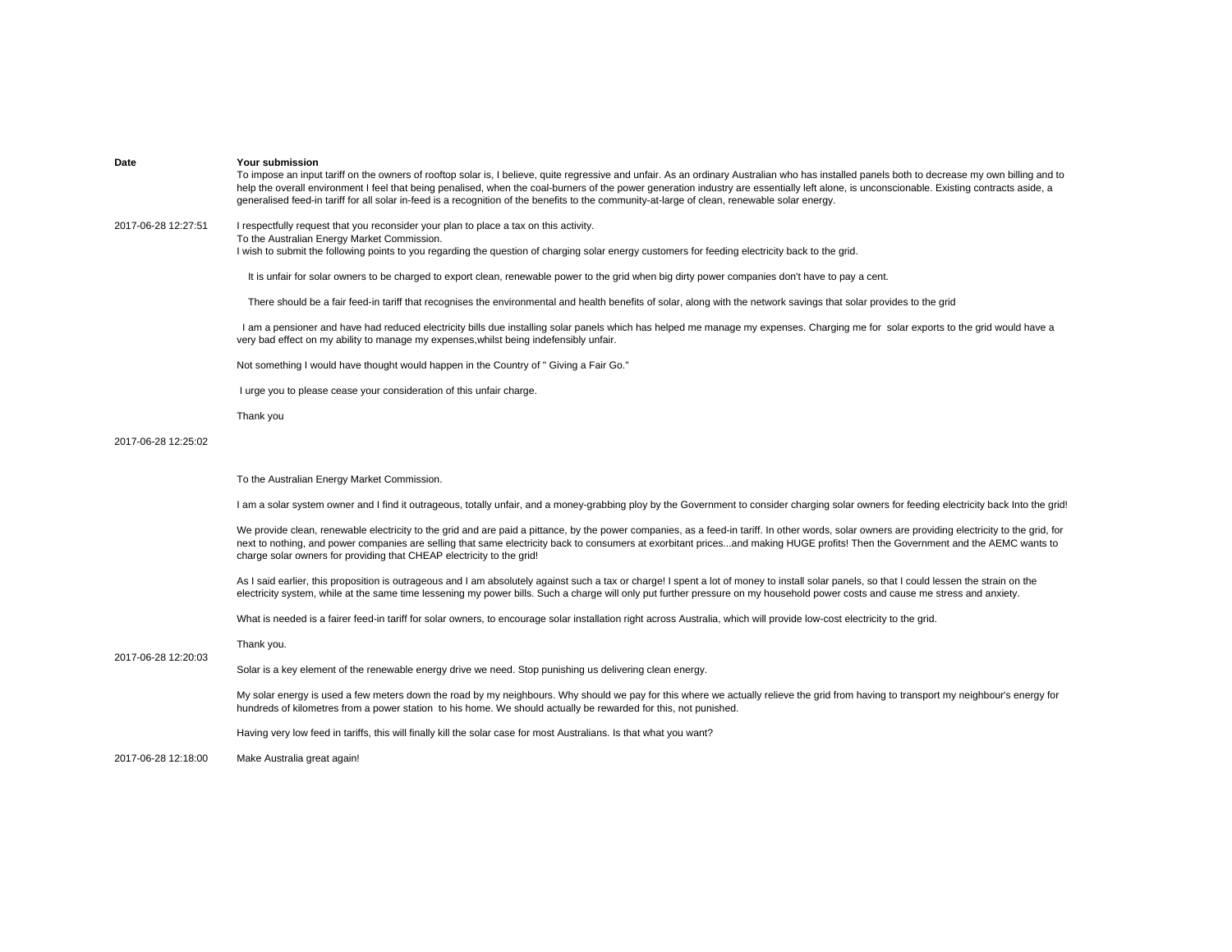| Date | Your submission |
| --- | --- |
| | To impose an input tariff on the owners of rooftop solar is, I believe, quite regressive and unfair. As an ordinary Australian who has installed panels both to decrease my own billing and to help the overall environment I feel that being penalised, when the coal-burners of the power generation industry are essentially left alone, is unconscionable. Existing contracts aside, a generalised feed-in tariff for all solar in-feed is a recognition of the benefits to the community-at-large of clean, renewable solar energy. |
| 2017-06-28 12:27:51 | I respectfully request that you reconsider your plan to place a tax on this activity.<br>To the Australian Energy Market Commission.<br>I wish to submit the following points to you regarding the question of charging solar energy customers for feeding electricity back to the grid.<br><br>It is unfair for solar owners to be charged to export clean, renewable power to the grid when big dirty power companies don't have to pay a cent.<br><br>There should be a fair feed-in tariff that recognises the environmental and health benefits of solar, along with the network savings that solar provides to the grid<br><br>I am a pensioner and have had reduced electricity bills due installing solar panels which has helped me manage my expenses. Charging me for solar exports to the grid would have a very bad effect on my ability to manage my expenses,whilst being indefensibly unfair.<br><br>Not something I would have thought would happen in the Country of " Giving a Fair Go."<br><br>I urge you to please cease your consideration of this unfair charge.<br><br>Thank you |
| 2017-06-28 12:25:02 | To the Australian Energy Market Commission.<br><br>I am a solar system owner and I find it outrageous, totally unfair, and a money-grabbing ploy by the Government to consider charging solar owners for feeding electricity back Into the grid!<br><br>We provide clean, renewable electricity to the grid and are paid a pittance, by the power companies, as a feed-in tariff. In other words, solar owners are providing electricity to the grid, for next to nothing, and power companies are selling that same electricity back to consumers at exorbitant prices...and making HUGE profits! Then the Government and the AEMC wants to charge solar owners for providing that CHEAP electricity to the grid!<br><br>As I said earlier, this proposition is outrageous and I am absolutely against such a tax or charge! I spent a lot of money to install solar panels, so that I could lessen the strain on the electricity system, while at the same time lessening my power bills. Such a charge will only put further pressure on my household power costs and cause me stress and anxiety.<br><br>What is needed is a fairer feed-in tariff for solar owners, to encourage solar installation right across Australia, which will provide low-cost electricity to the grid.<br><br>Thank you. |
| 2017-06-28 12:20:03 | Solar is a key element of the renewable energy drive we need. Stop punishing us delivering clean energy.<br><br>My solar energy is used a few meters down the road by my neighbours. Why should we pay for this where we actually relieve the grid from having to transport my neighbour's energy for hundreds of kilometres from a power station to his home. We should actually be rewarded for this, not punished.<br><br>Having very low feed in tariffs, this will finally kill the solar case for most Australians. Is that what you want? |
| 2017-06-28 12:18:00 | Make Australia great again! |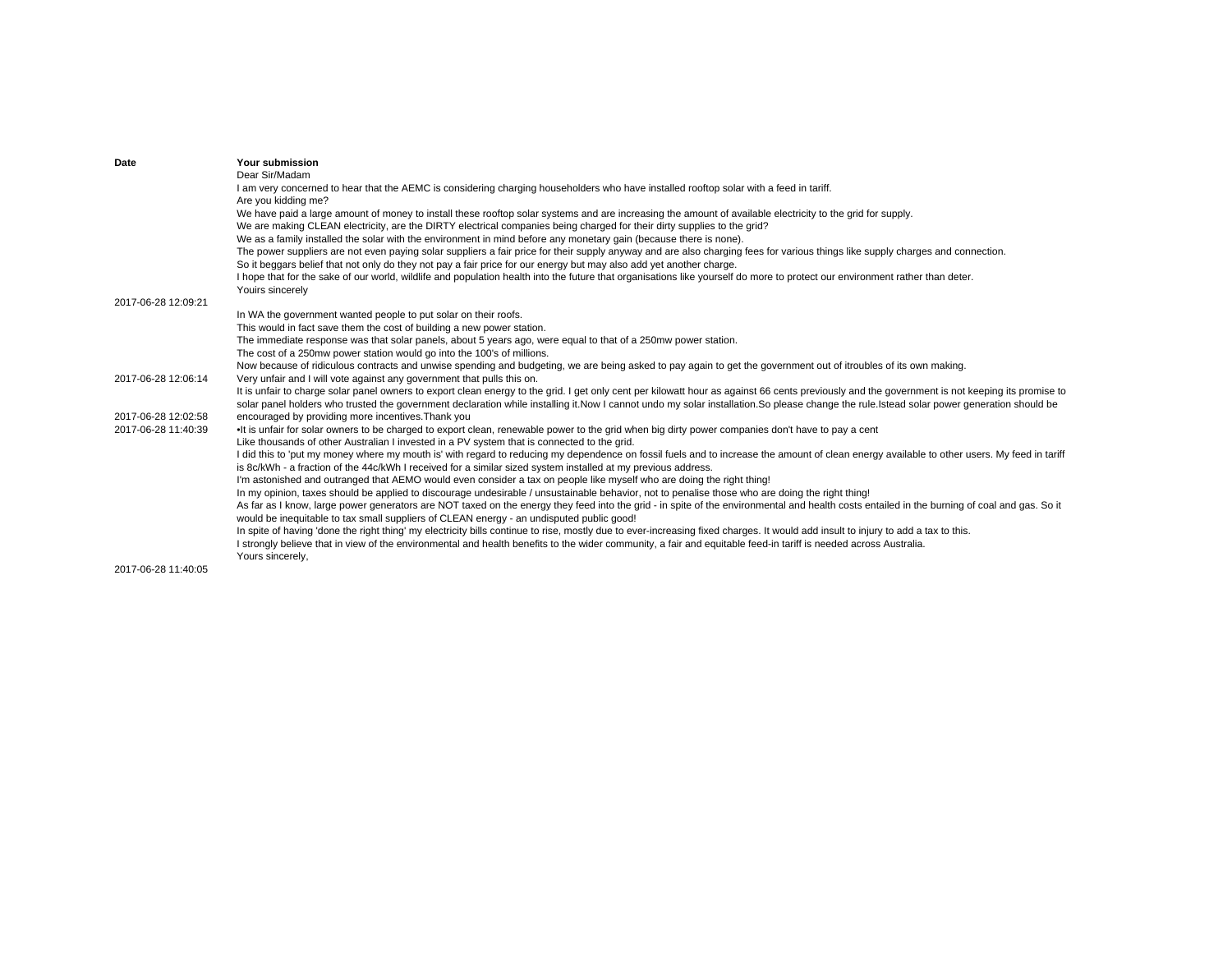| Date | Your submission |
| --- | --- |
| 2017-06-28 12:09:21 | Dear Sir/Madam<br>I am very concerned to hear that the AEMC is considering charging householders who have installed rooftop solar with a feed in tariff.<br>Are you kidding me?<br>We have paid a large amount of money to install these rooftop solar systems and are increasing the amount of available electricity to the grid for supply.<br>We are making CLEAN electricity, are the DIRTY electrical companies being charged for their dirty supplies to the grid?<br>We as a family installed the solar with the environment in mind before any monetary gain (because there is none).<br>The power suppliers are not even paying solar suppliers a fair price for their supply anyway and are also charging fees for various things like supply charges and connection.<br>So it beggars belief that not only do they not pay a fair price for our energy but may also add yet another charge.<br>I hope that for the sake of our world, wildlife and population health into the future that organisations like yourself do more to protect our environment rather than deter.<br>Youirs sincerely |
| 2017-06-28 12:06:14 | In WA the government wanted people to put solar on their roofs.<br>This would in fact save them the cost of building a new power station.<br>The immediate response was that solar panels, about 5 years ago, were equal to that of a 250mw power station.<br>The cost of a 250mw power station would go into the 100's of millions.<br>Now because of ridiculous contracts and unwise spending and budgeting, we are being asked to pay again to get the government out of itroubles of its own making. |
| 2017-06-28 12:02:58 | Very unfair and I will vote against any government that pulls this on. |
| 2017-06-28 11:40:39 | It is unfair to charge solar panel owners to export clean energy to the grid. I get only cent per kilowatt hour as against 66 cents previously and the government is not keeping its promise to solar panel holders who trusted the government declaration while installing it.Now I cannot undo my solar installation.So please change the rule.Istead solar power generation should be encouraged by providing more incentives.Thank you |
| 2017-06-28 11:40:05 | •It is unfair for solar owners to be charged to export clean, renewable power to the grid when big dirty power companies don't have to pay a cent<br>Like thousands of other Australian I invested in a PV system that is connected to the grid.<br>I did this to 'put my money where my mouth is' with regard to reducing my dependence on fossil fuels and to increase the amount of clean energy available to other users. My feed in tariff is 8c/kWh - a fraction of the 44c/kWh I received for a similar sized system installed at my previous address.<br>I'm astonished and outranged that AEMO would even consider a tax on people like myself who are doing the right thing!<br>In my opinion, taxes should be applied to discourage undesirable / unsustainable behavior, not to penalise those who are doing the right thing!<br>As far as I know, large power generators are NOT taxed on the energy they feed into the grid - in spite of the environmental and health costs entailed in the burning of coal and gas. So it would be inequitable to tax small suppliers of CLEAN energy - an undisputed public good!<br>In spite of having 'done the right thing' my electricity bills continue to rise, mostly due to ever-increasing fixed charges. It would add insult to injury to add a tax to this.<br>I strongly believe that in view of the environmental and health benefits to the wider community, a fair and equitable feed-in tariff is needed across Australia.<br>Yours sincerely, |